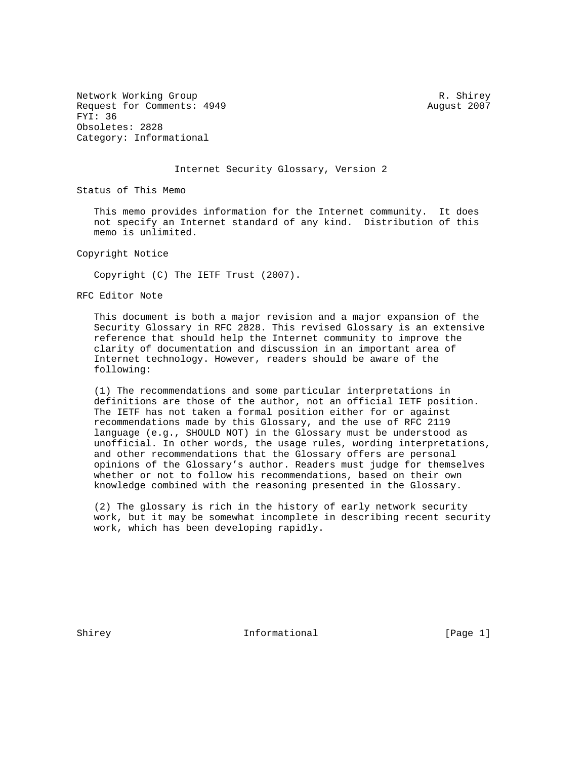Network Working Group R. Shirey
Request for Comments: 4949 August 2007
FYI: 36
Obsoletes: 2828
Category: Informational

# Internet Security Glossary, Version 2

## Status of This Memo

This memo provides information for the Internet community. It does not specify an Internet standard of any kind. Distribution of this memo is unlimited.

## Copyright Notice

Copyright (C) The IETF Trust (2007).

## RFC Editor Note

This document is both a major revision and a major expansion of the Security Glossary in RFC 2828. This revised Glossary is an extensive reference that should help the Internet community to improve the clarity of documentation and discussion in an important area of Internet technology. However, readers should be aware of the following:

(1) The recommendations and some particular interpretations in definitions are those of the author, not an official IETF position. The IETF has not taken a formal position either for or against recommendations made by this Glossary, and the use of RFC 2119 language (e.g., SHOULD NOT) in the Glossary must be understood as unofficial. In other words, the usage rules, wording interpretations, and other recommendations that the Glossary offers are personal opinions of the Glossary's author. Readers must judge for themselves whether or not to follow his recommendations, based on their own knowledge combined with the reasoning presented in the Glossary.

(2) The glossary is rich in the history of early network security work, but it may be somewhat incomplete in describing recent security work, which has been developing rapidly.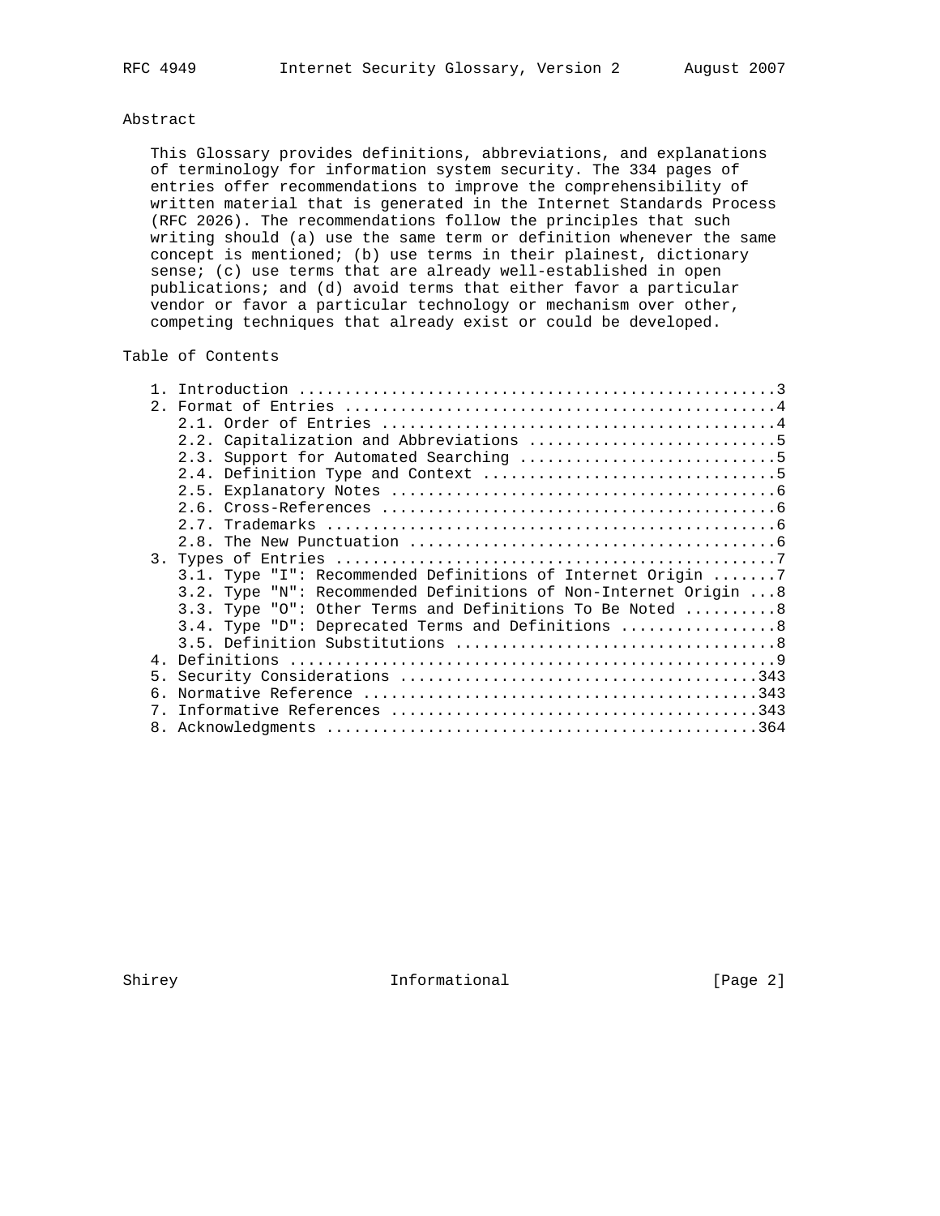## Abstract

This Glossary provides definitions, abbreviations, and explanations of terminology for information system security. The 334 pages of entries offer recommendations to improve the comprehensibility of written material that is generated in the Internet Standards Process (RFC 2026). The recommendations follow the principles that such writing should (a) use the same term or definition whenever the same concept is mentioned; (b) use terms in their plainest, dictionary sense; (c) use terms that are already well-established in open publications; and (d) avoid terms that either favor a particular vendor or favor a particular technology or mechanism over other, competing techniques that already exist or could be developed.

## Table of Contents

```
   1. Introduction ....................................................3
   2. Format of Entries ...............................................4
      2.1. Order of Entries ...........................................4
      2.2. Capitalization and Abbreviations ...........................5
      2.3. Support for Automated Searching ............................5
      2.4. Definition Type and Context ................................5
      2.5. Explanatory Notes ..........................................6
      2.6. Cross-References ...........................................6
      2.7. Trademarks .................................................6
      2.8. The New Punctuation ........................................6
   3. Types of Entries ................................................7
      3.1. Type "I": Recommended Definitions of Internet Origin .......7
      3.2. Type "N": Recommended Definitions of Non-Internet Origin ...8
      3.3. Type "O": Other Terms and Definitions To Be Noted ..........8
      3.4. Type "D": Deprecated Terms and Definitions .................8
      3.5. Definition Substitutions ...................................8
   4. Definitions .....................................................9
   5. Security Considerations ...................................... 343
   6. Normative Reference .......................................... 343
   7. Informative References ....................................... 343
   8. Acknowledgments .............................................. 364
```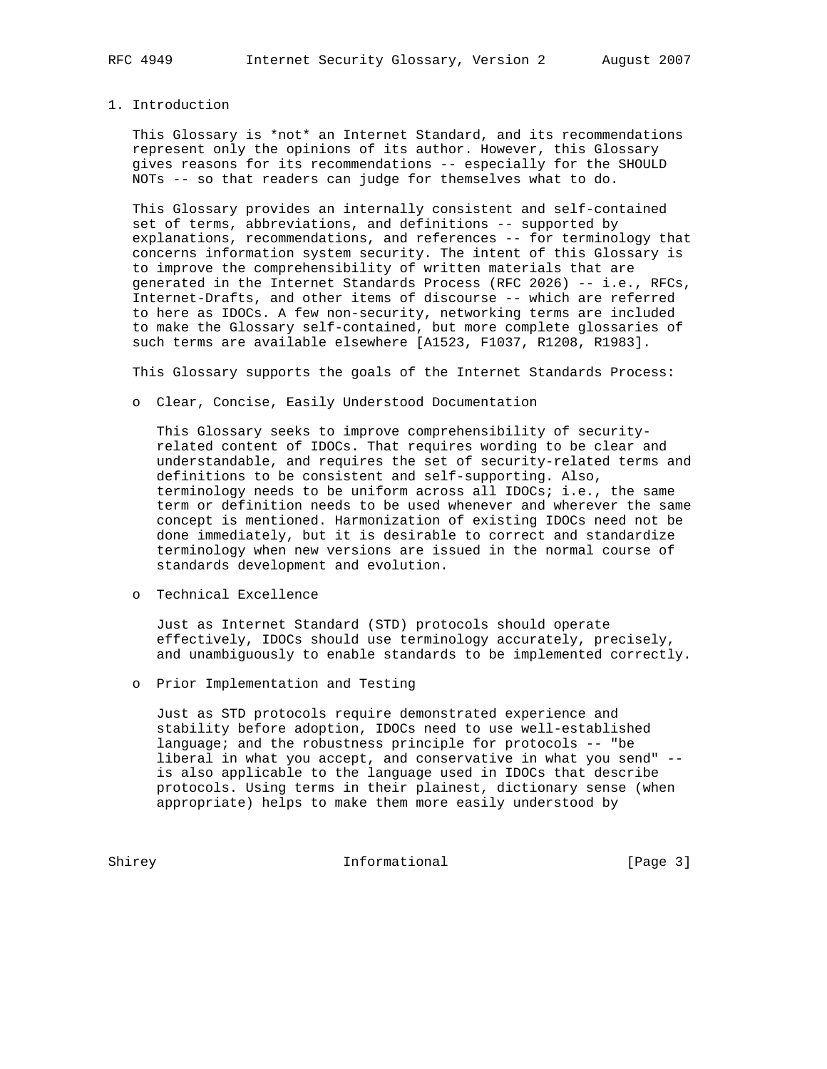# 1. Introduction

This Glossary is *not* an Internet Standard, and its recommendations represent only the opinions of its author. However, this Glossary gives reasons for its recommendations -- especially for the SHOULD NOTs -- so that readers can judge for themselves what to do.

This Glossary provides an internally consistent and self-contained set of terms, abbreviations, and definitions -- supported by explanations, recommendations, and references -- for terminology that concerns information system security. The intent of this Glossary is to improve the comprehensibility of written materials that are generated in the Internet Standards Process (RFC 2026) -- i.e., RFCs, Internet-Drafts, and other items of discourse -- which are referred to here as IDOCs. A few non-security, networking terms are included to make the Glossary self-contained, but more complete glossaries of such terms are available elsewhere [A1523, F1037, R1208, R1983].

This Glossary supports the goals of the Internet Standards Process:

- Clear, Concise, Easily Understood Documentation

  This Glossary seeks to improve comprehensibility of security-related content of IDOCs. That requires wording to be clear and understandable, and requires the set of security-related terms and definitions to be consistent and self-supporting. Also, terminology needs to be uniform across all IDOCs; i.e., the same term or definition needs to be used whenever and wherever the same concept is mentioned. Harmonization of existing IDOCs need not be done immediately, but it is desirable to correct and standardize terminology when new versions are issued in the normal course of standards development and evolution.

- Technical Excellence

  Just as Internet Standard (STD) protocols should operate effectively, IDOCs should use terminology accurately, precisely, and unambiguously to enable standards to be implemented correctly.

- Prior Implementation and Testing

  Just as STD protocols require demonstrated experience and stability before adoption, IDOCs need to use well-established language; and the robustness principle for protocols -- "be liberal in what you accept, and conservative in what you send" -- is also applicable to the language used in IDOCs that describe protocols. Using terms in their plainest, dictionary sense (when appropriate) helps to make them more easily understood by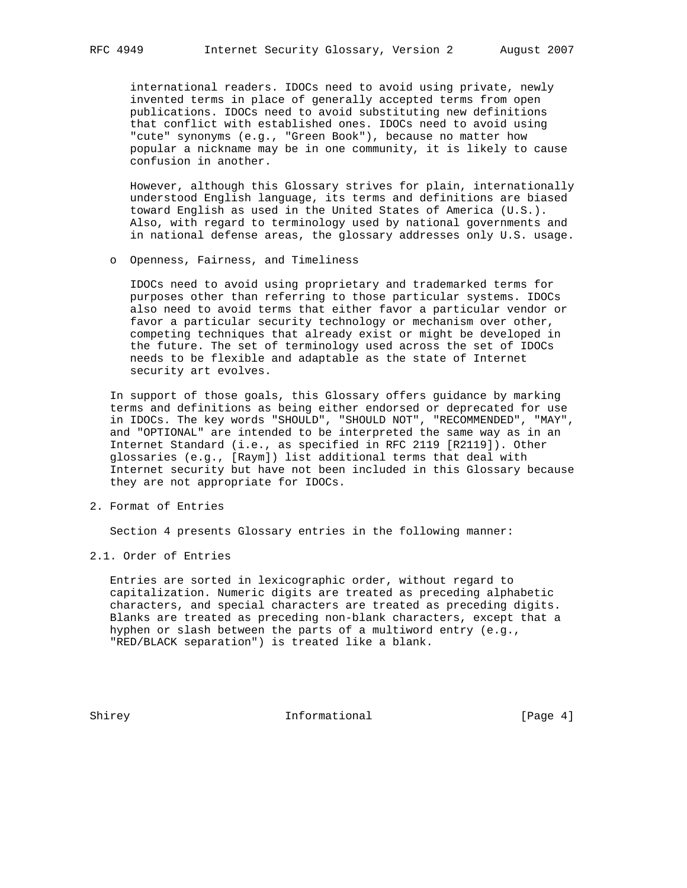international readers. IDOCs need to avoid using private, newly invented terms in place of generally accepted terms from open publications. IDOCs need to avoid substituting new definitions that conflict with established ones. IDOCs need to avoid using "cute" synonyms (e.g., "Green Book"), because no matter how popular a nickname may be in one community, it is likely to cause confusion in another.

However, although this Glossary strives for plain, internationally understood English language, its terms and definitions are biased toward English as used in the United States of America (U.S.). Also, with regard to terminology used by national governments and in national defense areas, the glossary addresses only U.S. usage.

- Openness, Fairness, and Timeliness

  IDOCs need to avoid using proprietary and trademarked terms for purposes other than referring to those particular systems. IDOCs also need to avoid terms that either favor a particular vendor or favor a particular security technology or mechanism over other, competing techniques that already exist or might be developed in the future. The set of terminology used across the set of IDOCs needs to be flexible and adaptable as the state of Internet security art evolves.

In support of those goals, this Glossary offers guidance by marking terms and definitions as being either endorsed or deprecated for use in IDOCs. The key words "SHOULD", "SHOULD NOT", "RECOMMENDED", "MAY", and "OPTIONAL" are intended to be interpreted the same way as in an Internet Standard (i.e., as specified in RFC 2119 [R2119]). Other glossaries (e.g., [Raym]) list additional terms that deal with Internet security but have not been included in this Glossary because they are not appropriate for IDOCs.

## 2. Format of Entries

Section 4 presents Glossary entries in the following manner:

### 2.1. Order of Entries

Entries are sorted in lexicographic order, without regard to capitalization. Numeric digits are treated as preceding alphabetic characters, and special characters are treated as preceding digits. Blanks are treated as preceding non-blank characters, except that a hyphen or slash between the parts of a multiword entry (e.g., "RED/BLACK separation") is treated like a blank.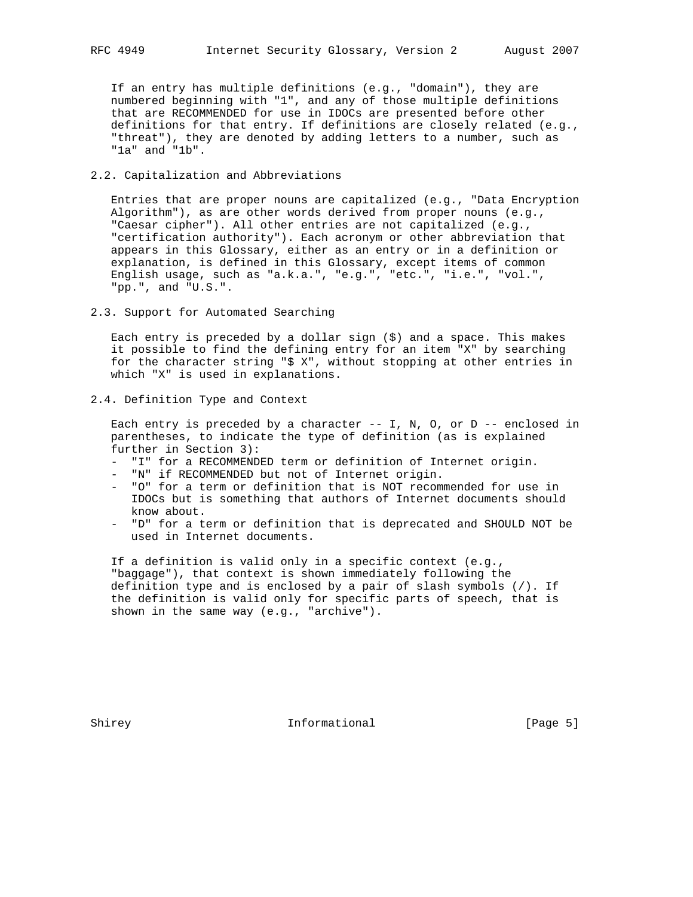If an entry has multiple definitions (e.g., "domain"), they are numbered beginning with "1", and any of those multiple definitions that are RECOMMENDED for use in IDOCs are presented before other definitions for that entry. If definitions are closely related (e.g., "threat"), they are denoted by adding letters to a number, such as "1a" and "1b".

## 2.2. Capitalization and Abbreviations

Entries that are proper nouns are capitalized (e.g., "Data Encryption Algorithm"), as are other words derived from proper nouns (e.g., "Caesar cipher"). All other entries are not capitalized (e.g., "certification authority"). Each acronym or other abbreviation that appears in this Glossary, either as an entry or in a definition or explanation, is defined in this Glossary, except items of common English usage, such as "a.k.a.", "e.g.", "etc.", "i.e.", "vol.", "pp.", and "U.S.".

## 2.3. Support for Automated Searching

Each entry is preceded by a dollar sign ($) and a space. This makes it possible to find the defining entry for an item "X" by searching for the character string "$ X", without stopping at other entries in which "X" is used in explanations.

## 2.4. Definition Type and Context

Each entry is preceded by a character -- I, N, O, or D -- enclosed in parentheses, to indicate the type of definition (as is explained further in Section 3):

- "I" for a RECOMMENDED term or definition of Internet origin.
- "N" if RECOMMENDED but not of Internet origin.
- "O" for a term or definition that is NOT recommended for use in IDOCs but is something that authors of Internet documents should know about.
- "D" for a term or definition that is deprecated and SHOULD NOT be used in Internet documents.

If a definition is valid only in a specific context (e.g., "baggage"), that context is shown immediately following the definition type and is enclosed by a pair of slash symbols (/). If the definition is valid only for specific parts of speech, that is shown in the same way (e.g., "archive").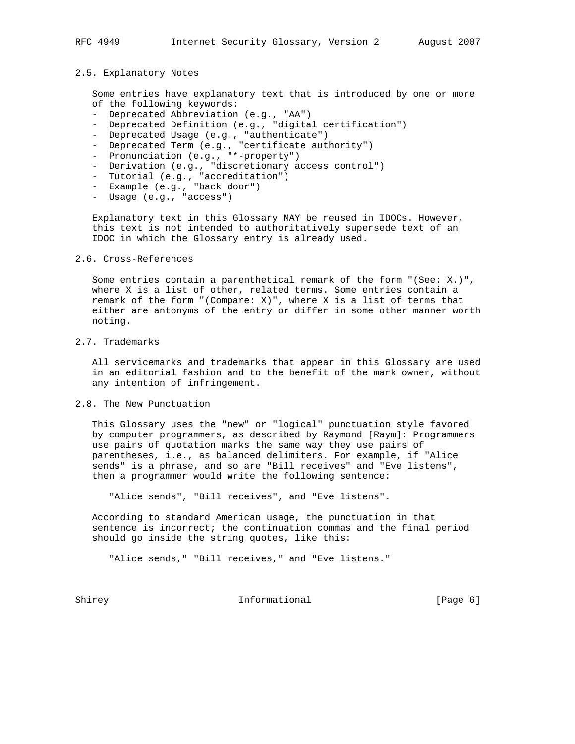## 2.5. Explanatory Notes

Some entries have explanatory text that is introduced by one or more of the following keywords:

- Deprecated Abbreviation (e.g., "AA")
- Deprecated Definition (e.g., "digital certification")
- Deprecated Usage (e.g., "authenticate")
- Deprecated Term (e.g., "certificate authority")
- Pronunciation (e.g., "*-property")
- Derivation (e.g., "discretionary access control")
- Tutorial (e.g., "accreditation")
- Example (e.g., "back door")
- Usage (e.g., "access")

Explanatory text in this Glossary MAY be reused in IDOCs. However, this text is not intended to authoritatively supersede text of an IDOC in which the Glossary entry is already used.

## 2.6. Cross-References

Some entries contain a parenthetical remark of the form "(See: X.)", where X is a list of other, related terms. Some entries contain a remark of the form "(Compare: X)", where X is a list of terms that either are antonyms of the entry or differ in some other manner worth noting.

## 2.7. Trademarks

All servicemarks and trademarks that appear in this Glossary are used in an editorial fashion and to the benefit of the mark owner, without any intention of infringement.

## 2.8. The New Punctuation

This Glossary uses the "new" or "logical" punctuation style favored by computer programmers, as described by Raymond [Raym]: Programmers use pairs of quotation marks the same way they use pairs of parentheses, i.e., as balanced delimiters. For example, if "Alice sends" is a phrase, and so are "Bill receives" and "Eve listens", then a programmer would write the following sentence:

```
"Alice sends", "Bill receives", and "Eve listens".
```

According to standard American usage, the punctuation in that sentence is incorrect; the continuation commas and the final period should go inside the string quotes, like this:

```
"Alice sends," "Bill receives," and "Eve listens."
```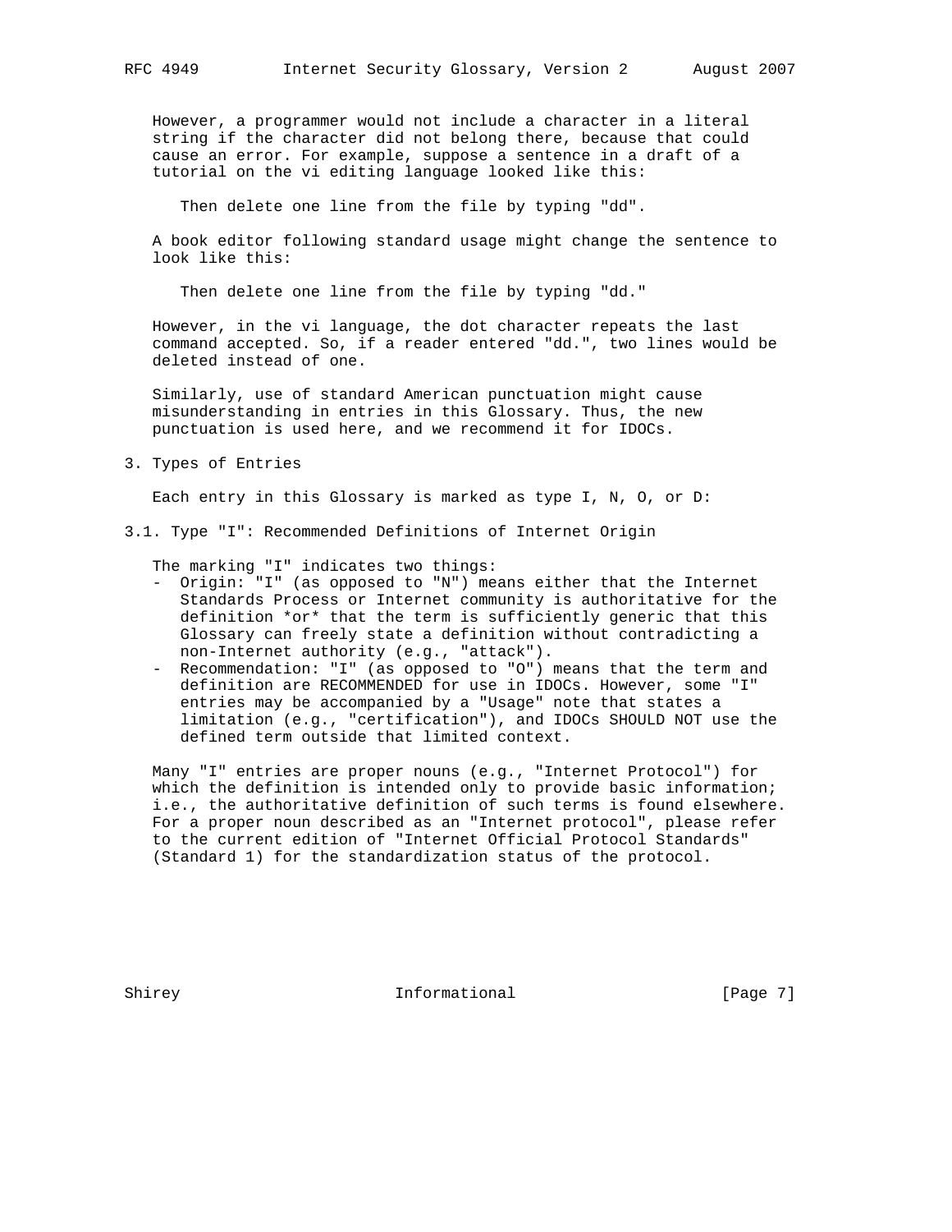However, a programmer would not include a character in a literal string if the character did not belong there, because that could cause an error. For example, suppose a sentence in a draft of a tutorial on the vi editing language looked like this:

    Then delete one line from the file by typing "dd".

A book editor following standard usage might change the sentence to look like this:

    Then delete one line from the file by typing "dd."

However, in the vi language, the dot character repeats the last command accepted. So, if a reader entered "dd.", two lines would be deleted instead of one.

Similarly, use of standard American punctuation might cause misunderstanding in entries in this Glossary. Thus, the new punctuation is used here, and we recommend it for IDOCs.

## 3. Types of Entries

Each entry in this Glossary is marked as type I, N, O, or D:

### 3.1. Type "I": Recommended Definitions of Internet Origin

The marking "I" indicates two things:

- Origin: "I" (as opposed to "N") means either that the Internet Standards Process or Internet community is authoritative for the definition *or* that the term is sufficiently generic that this Glossary can freely state a definition without contradicting a non-Internet authority (e.g., "attack").
- Recommendation: "I" (as opposed to "O") means that the term and definition are RECOMMENDED for use in IDOCs. However, some "I" entries may be accompanied by a "Usage" note that states a limitation (e.g., "certification"), and IDOCs SHOULD NOT use the defined term outside that limited context.

Many "I" entries are proper nouns (e.g., "Internet Protocol") for which the definition is intended only to provide basic information; i.e., the authoritative definition of such terms is found elsewhere. For a proper noun described as an "Internet protocol", please refer to the current edition of "Internet Official Protocol Standards" (Standard 1) for the standardization status of the protocol.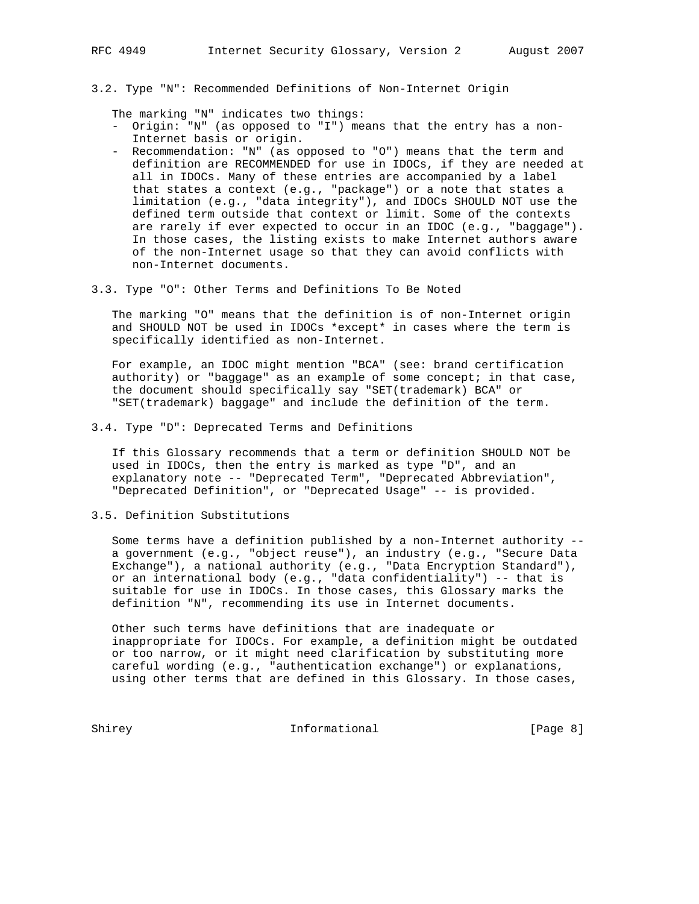### 3.2. Type "N": Recommended Definitions of Non-Internet Origin

The marking "N" indicates two things:

- Origin: "N" (as opposed to "I") means that the entry has a non-Internet basis or origin.
- Recommendation: "N" (as opposed to "O") means that the term and definition are RECOMMENDED for use in IDOCs, if they are needed at all in IDOCs. Many of these entries are accompanied by a label that states a context (e.g., "package") or a note that states a limitation (e.g., "data integrity"), and IDOCs SHOULD NOT use the defined term outside that context or limit. Some of the contexts are rarely if ever expected to occur in an IDOC (e.g., "baggage"). In those cases, the listing exists to make Internet authors aware of the non-Internet usage so that they can avoid conflicts with non-Internet documents.

### 3.3. Type "O": Other Terms and Definitions To Be Noted

The marking "O" means that the definition is of non-Internet origin and SHOULD NOT be used in IDOCs *except* in cases where the term is specifically identified as non-Internet.

For example, an IDOC might mention "BCA" (see: brand certification authority) or "baggage" as an example of some concept; in that case, the document should specifically say "SET(trademark) BCA" or "SET(trademark) baggage" and include the definition of the term.

### 3.4. Type "D": Deprecated Terms and Definitions

If this Glossary recommends that a term or definition SHOULD NOT be used in IDOCs, then the entry is marked as type "D", and an explanatory note -- "Deprecated Term", "Deprecated Abbreviation", "Deprecated Definition", or "Deprecated Usage" -- is provided.

### 3.5. Definition Substitutions

Some terms have a definition published by a non-Internet authority -- a government (e.g., "object reuse"), an industry (e.g., "Secure Data Exchange"), a national authority (e.g., "Data Encryption Standard"), or an international body (e.g., "data confidentiality") -- that is suitable for use in IDOCs. In those cases, this Glossary marks the definition "N", recommending its use in Internet documents.

Other such terms have definitions that are inadequate or inappropriate for IDOCs. For example, a definition might be outdated or too narrow, or it might need clarification by substituting more careful wording (e.g., "authentication exchange") or explanations, using other terms that are defined in this Glossary. In those cases,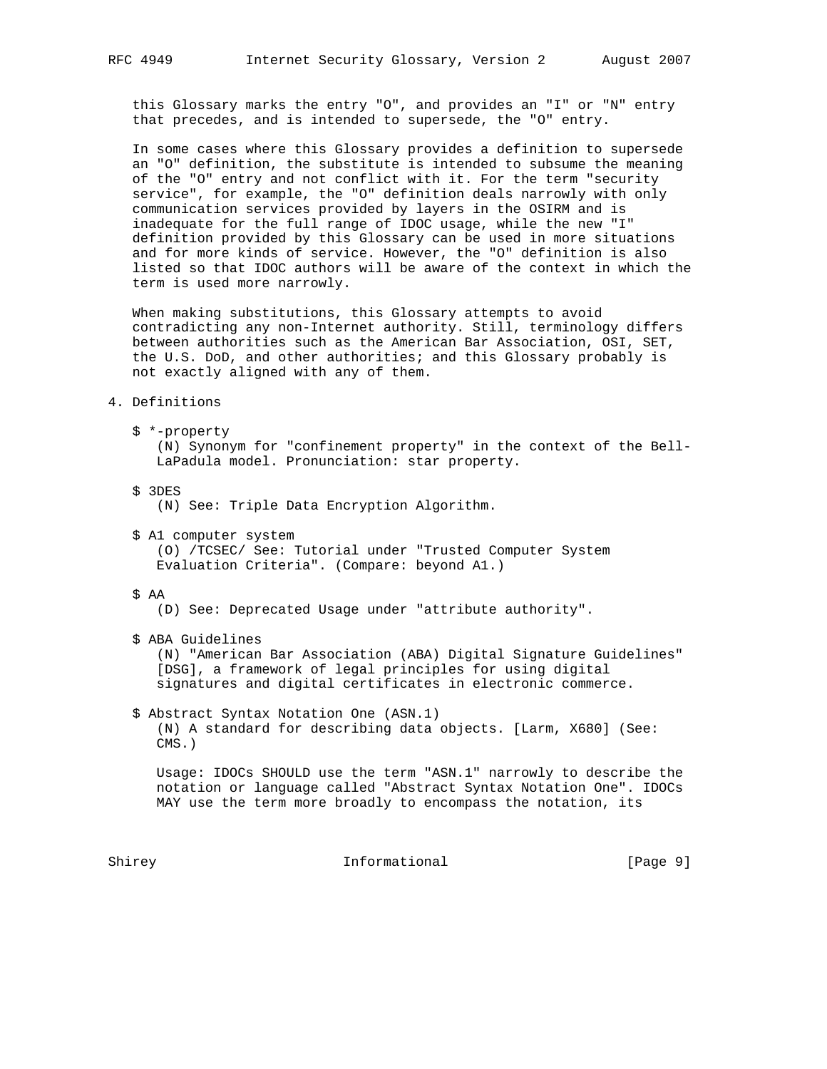this Glossary marks the entry "O", and provides an "I" or "N" entry that precedes, and is intended to supersede, the "O" entry.

In some cases where this Glossary provides a definition to supersede an "O" definition, the substitute is intended to subsume the meaning of the "O" entry and not conflict with it. For the term "security service", for example, the "O" definition deals narrowly with only communication services provided by layers in the OSIRM and is inadequate for the full range of IDOC usage, while the new "I" definition provided by this Glossary can be used in more situations and for more kinds of service. However, the "O" definition is also listed so that IDOC authors will be aware of the context in which the term is used more narrowly.

When making substitutions, this Glossary attempts to avoid contradicting any non-Internet authority. Still, terminology differs between authorities such as the American Bar Association, OSI, SET, the U.S. DoD, and other authorities; and this Glossary probably is not exactly aligned with any of them.

## 4. Definitions

$ *-property
(N) Synonym for "confinement property" in the context of the Bell-LaPadula model. Pronunciation: star property.

$ 3DES
(N) See: Triple Data Encryption Algorithm.

$ A1 computer system
(O) /TCSEC/ See: Tutorial under "Trusted Computer System Evaluation Criteria". (Compare: beyond A1.)

$ AA
(D) See: Deprecated Usage under "attribute authority".

$ ABA Guidelines
(N) "American Bar Association (ABA) Digital Signature Guidelines" [DSG], a framework of legal principles for using digital signatures and digital certificates in electronic commerce.

$ Abstract Syntax Notation One (ASN.1)
(N) A standard for describing data objects. [Larm, X680] (See: CMS.)

Usage: IDOCs SHOULD use the term "ASN.1" narrowly to describe the notation or language called "Abstract Syntax Notation One". IDOCs MAY use the term more broadly to encompass the notation, its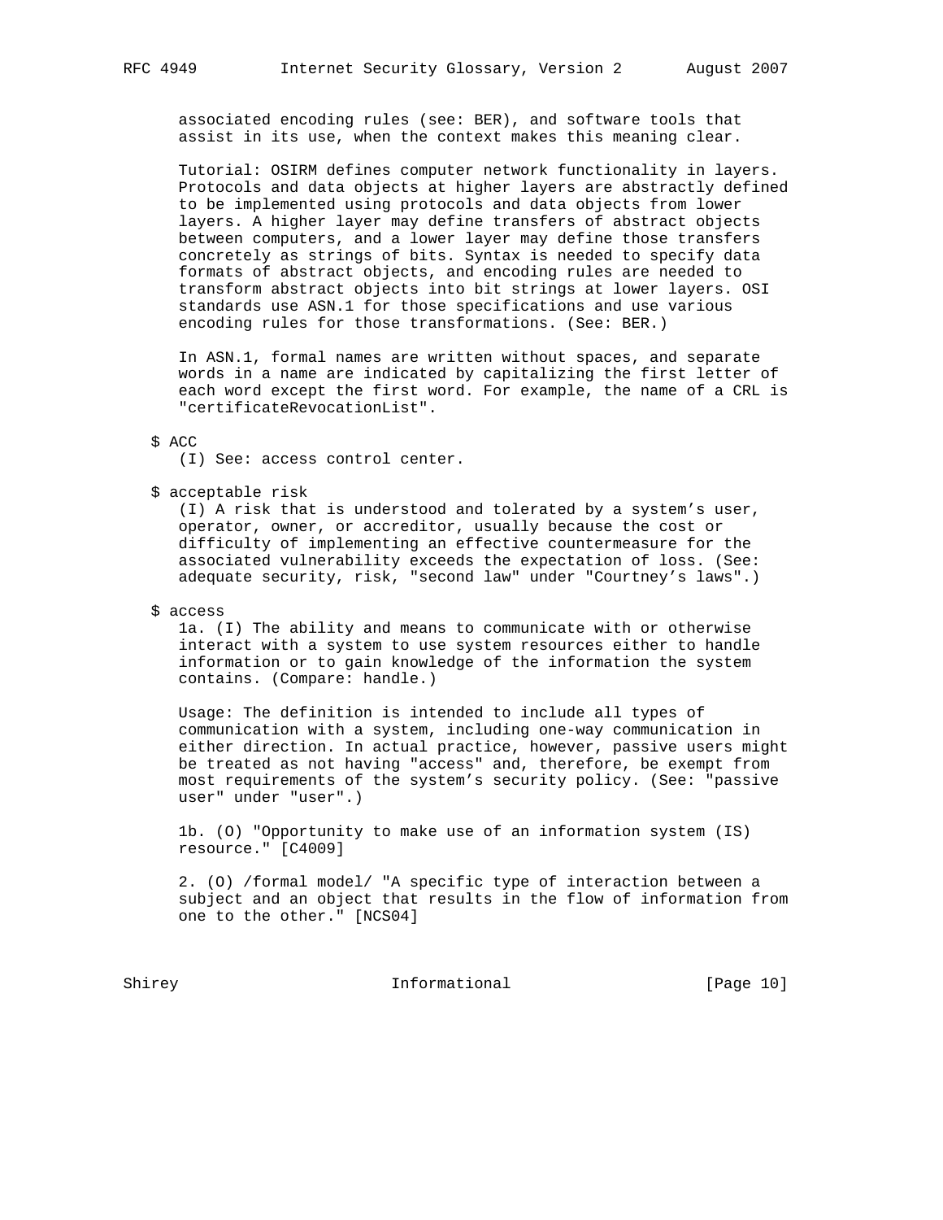associated encoding rules (see: BER), and software tools that assist in its use, when the context makes this meaning clear.

Tutorial: OSIRM defines computer network functionality in layers. Protocols and data objects at higher layers are abstractly defined to be implemented using protocols and data objects from lower layers. A higher layer may define transfers of abstract objects between computers, and a lower layer may define those transfers concretely as strings of bits. Syntax is needed to specify data formats of abstract objects, and encoding rules are needed to transform abstract objects into bit strings at lower layers. OSI standards use ASN.1 for those specifications and use various encoding rules for those transformations. (See: BER.)

In ASN.1, formal names are written without spaces, and separate words in a name are indicated by capitalizing the first letter of each word except the first word. For example, the name of a CRL is "certificateRevocationList".

$ ACC

(I) See: access control center.

$ acceptable risk

(I) A risk that is understood and tolerated by a system's user, operator, owner, or accreditor, usually because the cost or difficulty of implementing an effective countermeasure for the associated vulnerability exceeds the expectation of loss. (See: adequate security, risk, "second law" under "Courtney's laws".)

$ access

1a. (I) The ability and means to communicate with or otherwise interact with a system to use system resources either to handle information or to gain knowledge of the information the system contains. (Compare: handle.)

Usage: The definition is intended to include all types of communication with a system, including one-way communication in either direction. In actual practice, however, passive users might be treated as not having "access" and, therefore, be exempt from most requirements of the system's security policy. (See: "passive user" under "user".)

1b. (O) "Opportunity to make use of an information system (IS) resource." [C4009]

2. (O) /formal model/ "A specific type of interaction between a subject and an object that results in the flow of information from one to the other." [NCS04]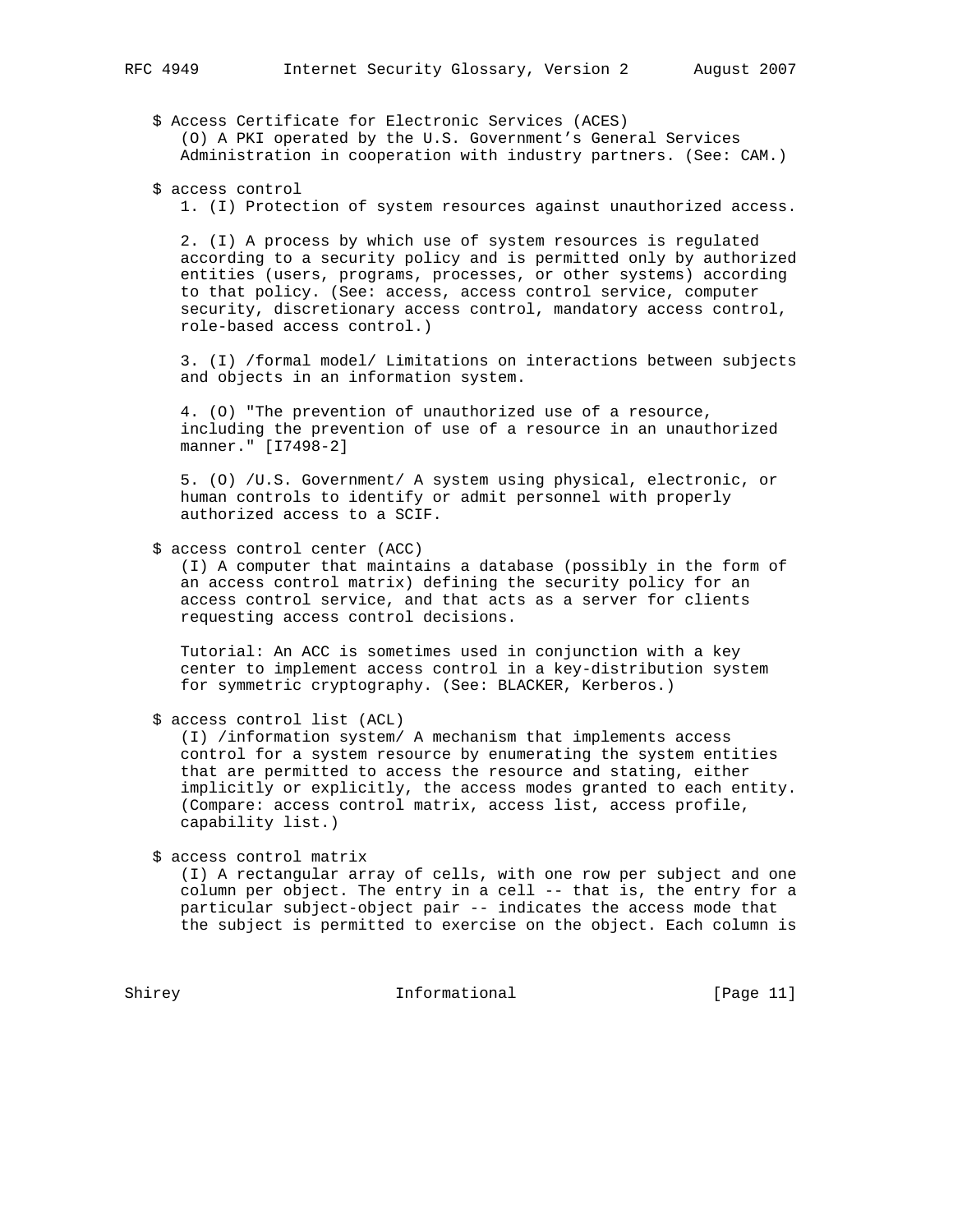$ Access Certificate for Electronic Services (ACES)
(O) A PKI operated by the U.S. Government's General Services Administration in cooperation with industry partners. (See: CAM.)

$ access control
1. (I) Protection of system resources against unauthorized access.

2. (I) A process by which use of system resources is regulated according to a security policy and is permitted only by authorized entities (users, programs, processes, or other systems) according to that policy. (See: access, access control service, computer security, discretionary access control, mandatory access control, role-based access control.)

3. (I) /formal model/ Limitations on interactions between subjects and objects in an information system.

4. (O) "The prevention of unauthorized use of a resource, including the prevention of use of a resource in an unauthorized manner." [I7498-2]

5. (O) /U.S. Government/ A system using physical, electronic, or human controls to identify or admit personnel with properly authorized access to a SCIF.

$ access control center (ACC)
(I) A computer that maintains a database (possibly in the form of an access control matrix) defining the security policy for an access control service, and that acts as a server for clients requesting access control decisions.

Tutorial: An ACC is sometimes used in conjunction with a key center to implement access control in a key-distribution system for symmetric cryptography. (See: BLACKER, Kerberos.)

$ access control list (ACL)
(I) /information system/ A mechanism that implements access control for a system resource by enumerating the system entities that are permitted to access the resource and stating, either implicitly or explicitly, the access modes granted to each entity. (Compare: access control matrix, access list, access profile, capability list.)

$ access control matrix
(I) A rectangular array of cells, with one row per subject and one column per object. The entry in a cell -- that is, the entry for a particular subject-object pair -- indicates the access mode that the subject is permitted to exercise on the object. Each column is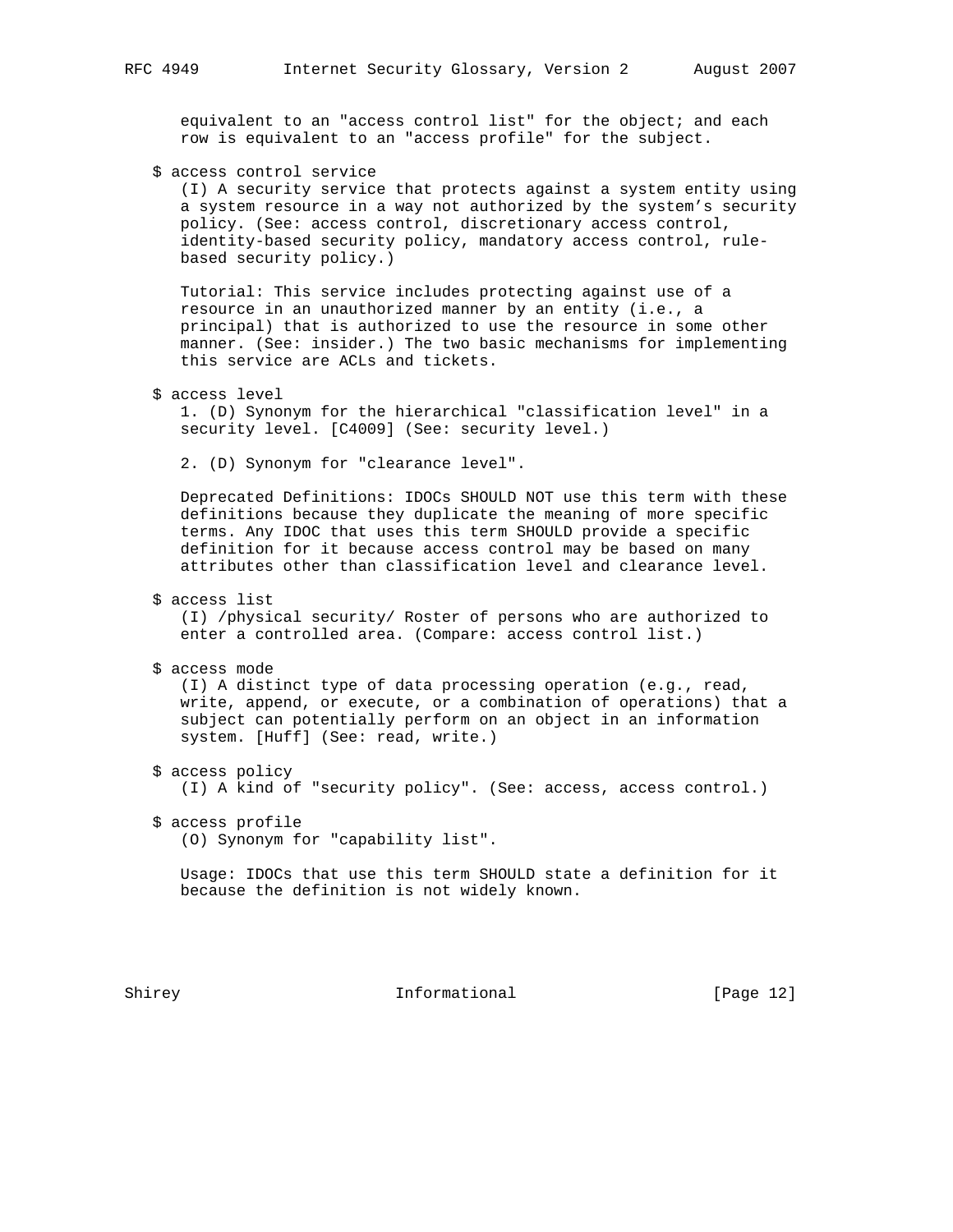equivalent to an "access control list" for the object; and each row is equivalent to an "access profile" for the subject.

$ access control service

(I) A security service that protects against a system entity using a system resource in a way not authorized by the system's security policy. (See: access control, discretionary access control, identity-based security policy, mandatory access control, rule-based security policy.)

Tutorial: This service includes protecting against use of a resource in an unauthorized manner by an entity (i.e., a principal) that is authorized to use the resource in some other manner. (See: insider.) The two basic mechanisms for implementing this service are ACLs and tickets.

$ access level

1. (D) Synonym for the hierarchical "classification level" in a security level. [C4009] (See: security level.)

2. (D) Synonym for "clearance level".

Deprecated Definitions: IDOCs SHOULD NOT use this term with these definitions because they duplicate the meaning of more specific terms. Any IDOC that uses this term SHOULD provide a specific definition for it because access control may be based on many attributes other than classification level and clearance level.

$ access list

(I) /physical security/ Roster of persons who are authorized to enter a controlled area. (Compare: access control list.)

$ access mode

(I) A distinct type of data processing operation (e.g., read, write, append, or execute, or a combination of operations) that a subject can potentially perform on an object in an information system. [Huff] (See: read, write.)

$ access policy

(I) A kind of "security policy". (See: access, access control.)

$ access profile

(O) Synonym for "capability list".

Usage: IDOCs that use this term SHOULD state a definition for it because the definition is not widely known.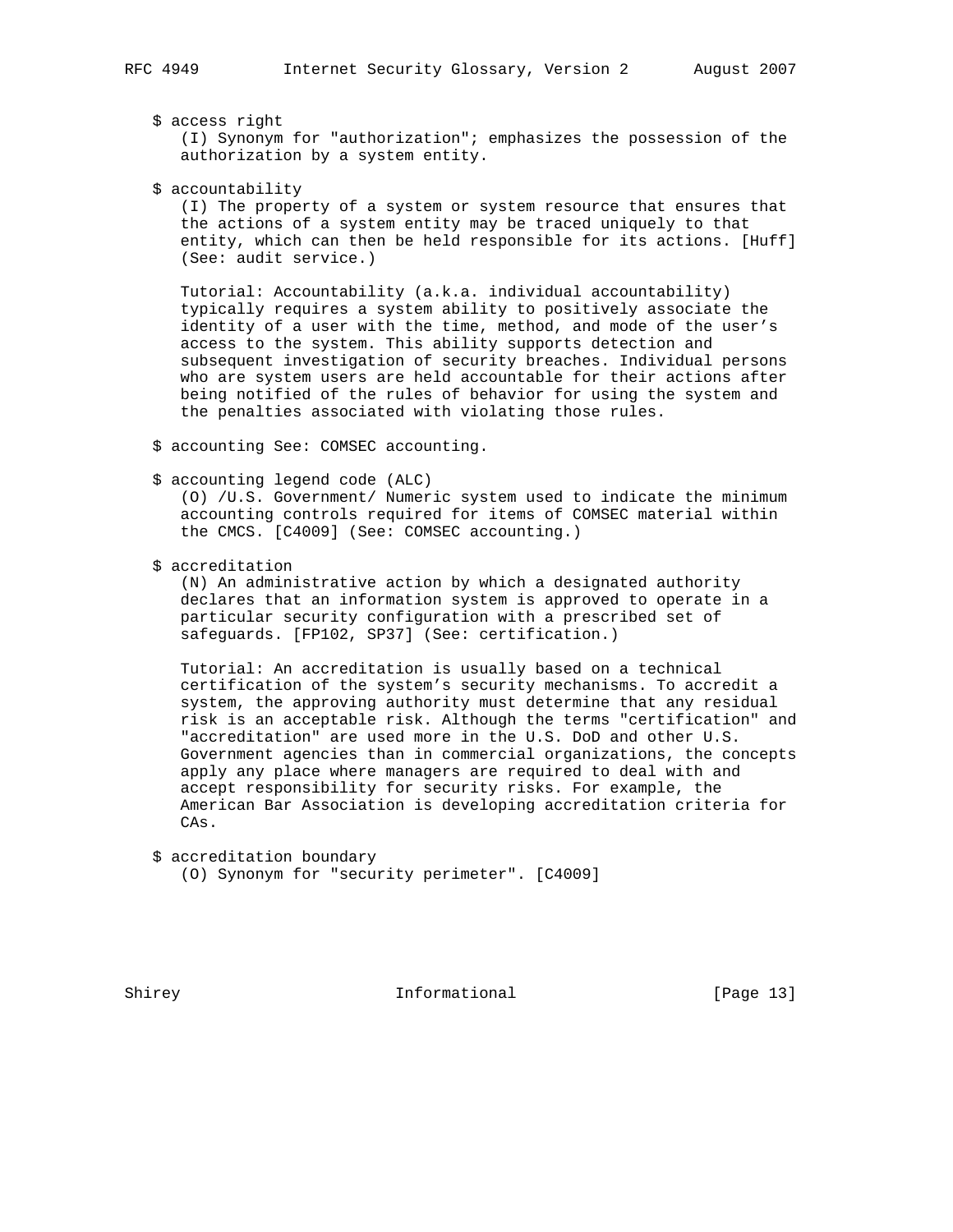$ access right

(I) Synonym for "authorization"; emphasizes the possession of the authorization by a system entity.

$ accountability

(I) The property of a system or system resource that ensures that the actions of a system entity may be traced uniquely to that entity, which can then be held responsible for its actions. [Huff] (See: audit service.)

Tutorial: Accountability (a.k.a. individual accountability) typically requires a system ability to positively associate the identity of a user with the time, method, and mode of the user's access to the system. This ability supports detection and subsequent investigation of security breaches. Individual persons who are system users are held accountable for their actions after being notified of the rules of behavior for using the system and the penalties associated with violating those rules.

$ accounting See: COMSEC accounting.

$ accounting legend code (ALC)

(O) /U.S. Government/ Numeric system used to indicate the minimum accounting controls required for items of COMSEC material within the CMCS. [C4009] (See: COMSEC accounting.)

$ accreditation

(N) An administrative action by which a designated authority declares that an information system is approved to operate in a particular security configuration with a prescribed set of safeguards. [FP102, SP37] (See: certification.)

Tutorial: An accreditation is usually based on a technical certification of the system's security mechanisms. To accredit a system, the approving authority must determine that any residual risk is an acceptable risk. Although the terms "certification" and "accreditation" are used more in the U.S. DoD and other U.S. Government agencies than in commercial organizations, the concepts apply any place where managers are required to deal with and accept responsibility for security risks. For example, the American Bar Association is developing accreditation criteria for CAs.

$ accreditation boundary

(O) Synonym for "security perimeter". [C4009]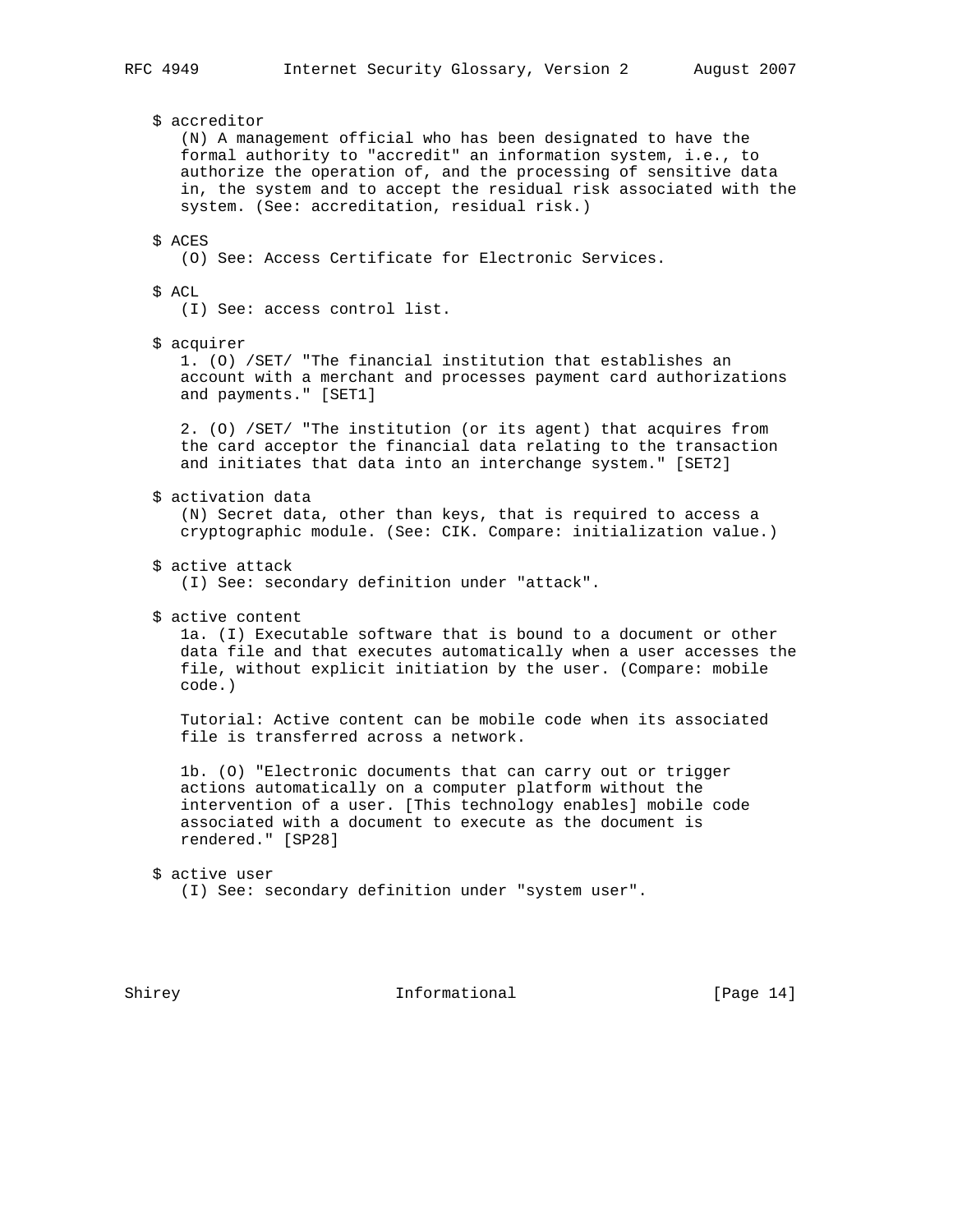$ accreditor

(N) A management official who has been designated to have the formal authority to "accredit" an information system, i.e., to authorize the operation of, and the processing of sensitive data in, the system and to accept the residual risk associated with the system. (See: accreditation, residual risk.)

$ ACES

(O) See: Access Certificate for Electronic Services.

$ ACL

(I) See: access control list.

$ acquirer

1. (O) /SET/ "The financial institution that establishes an account with a merchant and processes payment card authorizations and payments." [SET1]

2. (O) /SET/ "The institution (or its agent) that acquires from the card acceptor the financial data relating to the transaction and initiates that data into an interchange system." [SET2]

$ activation data

(N) Secret data, other than keys, that is required to access a cryptographic module. (See: CIK. Compare: initialization value.)

$ active attack

(I) See: secondary definition under "attack".

$ active content

1a. (I) Executable software that is bound to a document or other data file and that executes automatically when a user accesses the file, without explicit initiation by the user. (Compare: mobile code.)

Tutorial: Active content can be mobile code when its associated file is transferred across a network.

1b. (O) "Electronic documents that can carry out or trigger actions automatically on a computer platform without the intervention of a user. [This technology enables] mobile code associated with a document to execute as the document is rendered." [SP28]

$ active user

(I) See: secondary definition under "system user".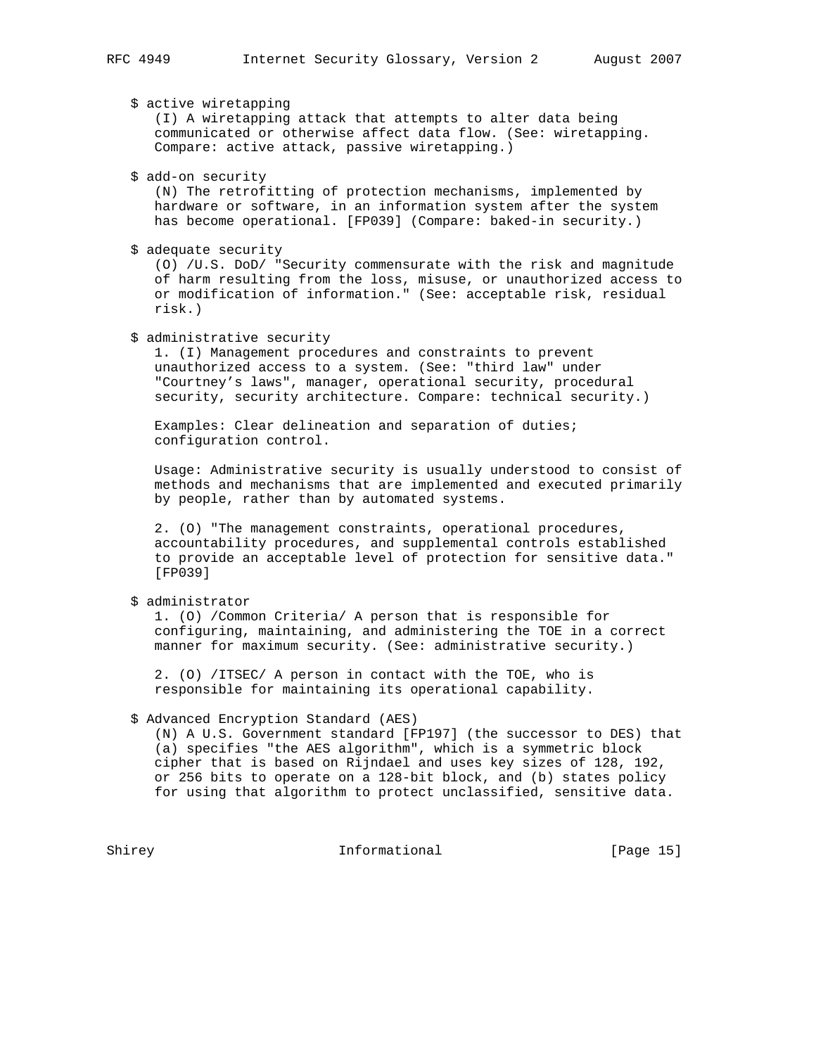$ active wiretapping
(I) A wiretapping attack that attempts to alter data being communicated or otherwise affect data flow. (See: wiretapping. Compare: active attack, passive wiretapping.)

$ add-on security
(N) The retrofitting of protection mechanisms, implemented by hardware or software, in an information system after the system has become operational. [FP039] (Compare: baked-in security.)

$ adequate security
(O) /U.S. DoD/ "Security commensurate with the risk and magnitude of harm resulting from the loss, misuse, or unauthorized access to or modification of information." (See: acceptable risk, residual risk.)

$ administrative security
1. (I) Management procedures and constraints to prevent unauthorized access to a system. (See: "third law" under "Courtney's laws", manager, operational security, procedural security, security architecture. Compare: technical security.)

Examples: Clear delineation and separation of duties; configuration control.

Usage: Administrative security is usually understood to consist of methods and mechanisms that are implemented and executed primarily by people, rather than by automated systems.

2. (O) "The management constraints, operational procedures, accountability procedures, and supplemental controls established to provide an acceptable level of protection for sensitive data." [FP039]

$ administrator
1. (O) /Common Criteria/ A person that is responsible for configuring, maintaining, and administering the TOE in a correct manner for maximum security. (See: administrative security.)

2. (O) /ITSEC/ A person in contact with the TOE, who is responsible for maintaining its operational capability.

$ Advanced Encryption Standard (AES)
(N) A U.S. Government standard [FP197] (the successor to DES) that (a) specifies "the AES algorithm", which is a symmetric block cipher that is based on Rijndael and uses key sizes of 128, 192, or 256 bits to operate on a 128-bit block, and (b) states policy for using that algorithm to protect unclassified, sensitive data.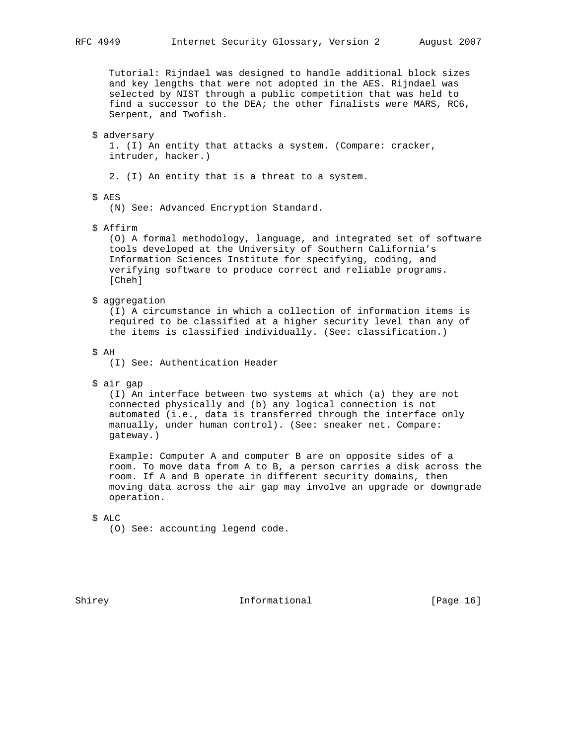Tutorial: Rijndael was designed to handle additional block sizes and key lengths that were not adopted in the AES. Rijndael was selected by NIST through a public competition that was held to find a successor to the DEA; the other finalists were MARS, RC6, Serpent, and Twofish.

$ adversary

1. (I) An entity that attacks a system. (Compare: cracker, intruder, hacker.)

2. (I) An entity that is a threat to a system.

$ AES

(N) See: Advanced Encryption Standard.

$ Affirm

(O) A formal methodology, language, and integrated set of software tools developed at the University of Southern California's Information Sciences Institute for specifying, coding, and verifying software to produce correct and reliable programs. [Cheh]

$ aggregation

(I) A circumstance in which a collection of information items is required to be classified at a higher security level than any of the items is classified individually. (See: classification.)

$ AH

(I) See: Authentication Header

$ air gap

(I) An interface between two systems at which (a) they are not connected physically and (b) any logical connection is not automated (i.e., data is transferred through the interface only manually, under human control). (See: sneaker net. Compare: gateway.)

Example: Computer A and computer B are on opposite sides of a room. To move data from A to B, a person carries a disk across the room. If A and B operate in different security domains, then moving data across the air gap may involve an upgrade or downgrade operation.

$ ALC

(O) See: accounting legend code.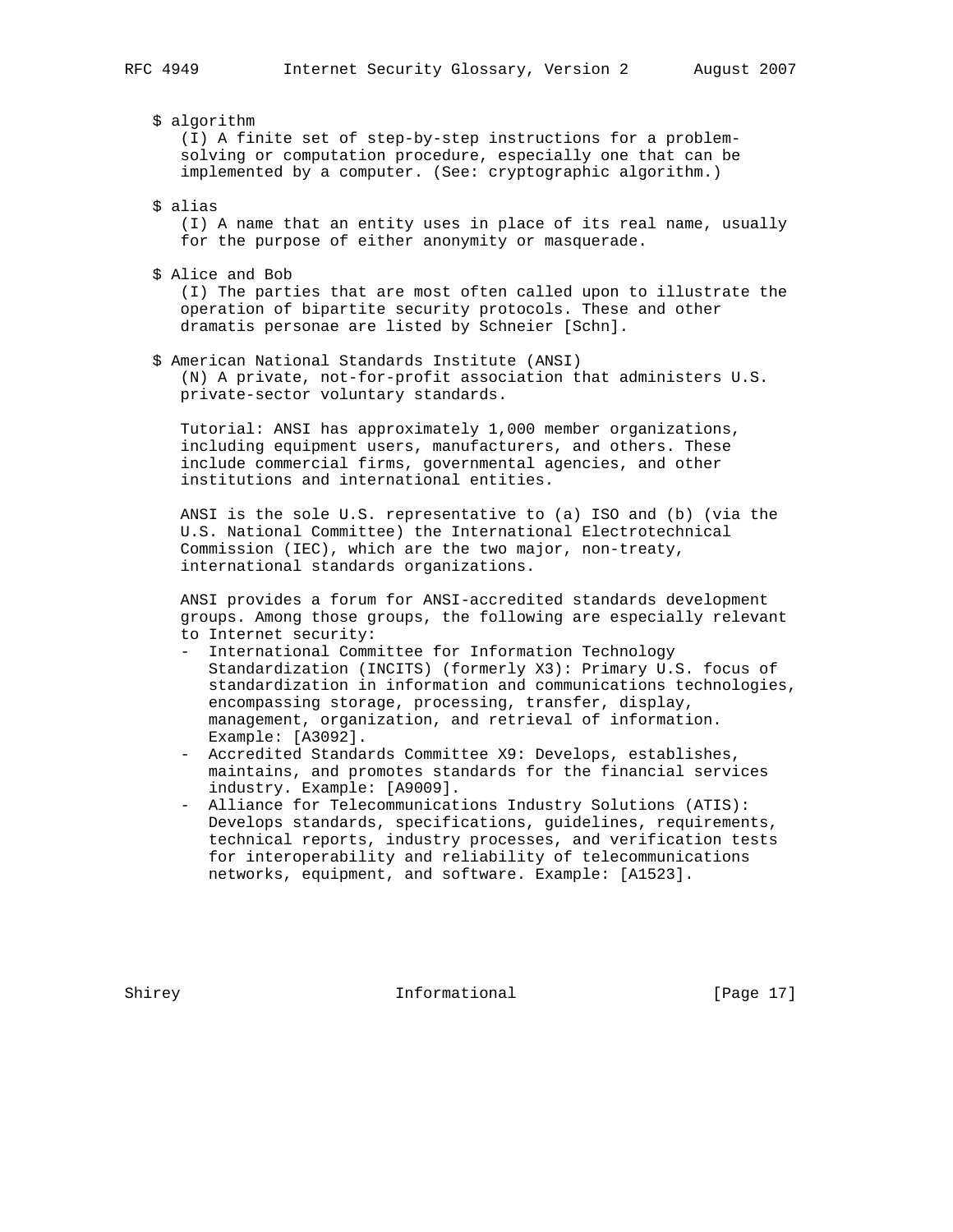$ algorithm

(I) A finite set of step-by-step instructions for a problem-solving or computation procedure, especially one that can be implemented by a computer. (See: cryptographic algorithm.)

$ alias

(I) A name that an entity uses in place of its real name, usually for the purpose of either anonymity or masquerade.

$ Alice and Bob

(I) The parties that are most often called upon to illustrate the operation of bipartite security protocols. These and other dramatis personae are listed by Schneier [Schn].

$ American National Standards Institute (ANSI)

(N) A private, not-for-profit association that administers U.S. private-sector voluntary standards.

Tutorial: ANSI has approximately 1,000 member organizations, including equipment users, manufacturers, and others. These include commercial firms, governmental agencies, and other institutions and international entities.

ANSI is the sole U.S. representative to (a) ISO and (b) (via the U.S. National Committee) the International Electrotechnical Commission (IEC), which are the two major, non-treaty, international standards organizations.

ANSI provides a forum for ANSI-accredited standards development groups. Among those groups, the following are especially relevant to Internet security:

- International Committee for Information Technology Standardization (INCITS) (formerly X3): Primary U.S. focus of standardization in information and communications technologies, encompassing storage, processing, transfer, display, management, organization, and retrieval of information. Example: [A3092].
- Accredited Standards Committee X9: Develops, establishes, maintains, and promotes standards for the financial services industry. Example: [A9009].
- Alliance for Telecommunications Industry Solutions (ATIS): Develops standards, specifications, guidelines, requirements, technical reports, industry processes, and verification tests for interoperability and reliability of telecommunications networks, equipment, and software. Example: [A1523].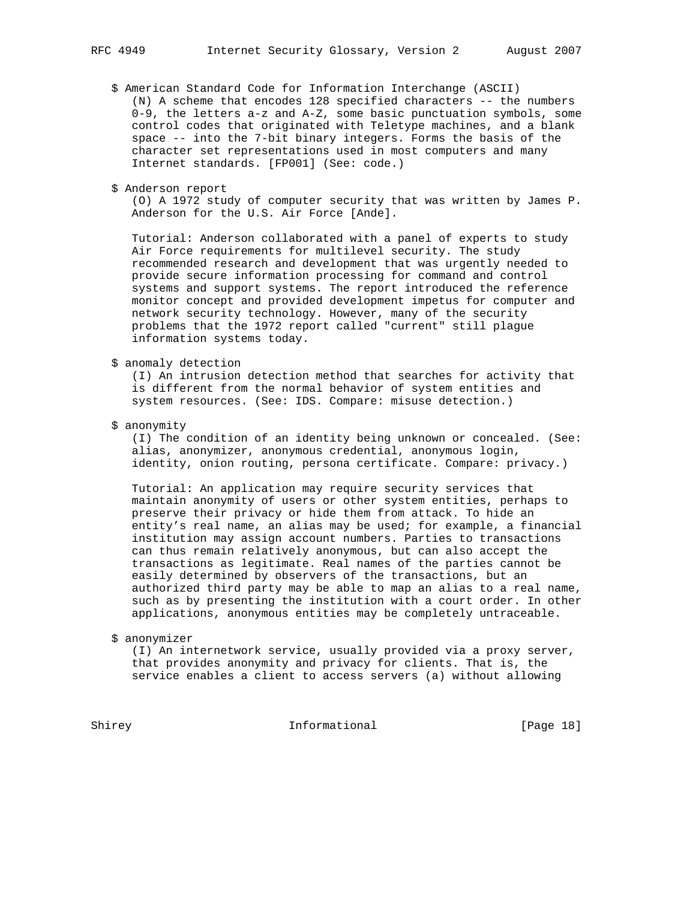$ American Standard Code for Information Interchange (ASCII)

(N) A scheme that encodes 128 specified characters -- the numbers 0-9, the letters a-z and A-Z, some basic punctuation symbols, some control codes that originated with Teletype machines, and a blank space -- into the 7-bit binary integers. Forms the basis of the character set representations used in most computers and many Internet standards. [FP001] (See: code.)

$ Anderson report

(O) A 1972 study of computer security that was written by James P. Anderson for the U.S. Air Force [Ande].

Tutorial: Anderson collaborated with a panel of experts to study Air Force requirements for multilevel security. The study recommended research and development that was urgently needed to provide secure information processing for command and control systems and support systems. The report introduced the reference monitor concept and provided development impetus for computer and network security technology. However, many of the security problems that the 1972 report called "current" still plague information systems today.

$ anomaly detection

(I) An intrusion detection method that searches for activity that is different from the normal behavior of system entities and system resources. (See: IDS. Compare: misuse detection.)

$ anonymity

(I) The condition of an identity being unknown or concealed. (See: alias, anonymizer, anonymous credential, anonymous login, identity, onion routing, persona certificate. Compare: privacy.)

Tutorial: An application may require security services that maintain anonymity of users or other system entities, perhaps to preserve their privacy or hide them from attack. To hide an entity's real name, an alias may be used; for example, a financial institution may assign account numbers. Parties to transactions can thus remain relatively anonymous, but can also accept the transactions as legitimate. Real names of the parties cannot be easily determined by observers of the transactions, but an authorized third party may be able to map an alias to a real name, such as by presenting the institution with a court order. In other applications, anonymous entities may be completely untraceable.

$ anonymizer

(I) An internetwork service, usually provided via a proxy server, that provides anonymity and privacy for clients. That is, the service enables a client to access servers (a) without allowing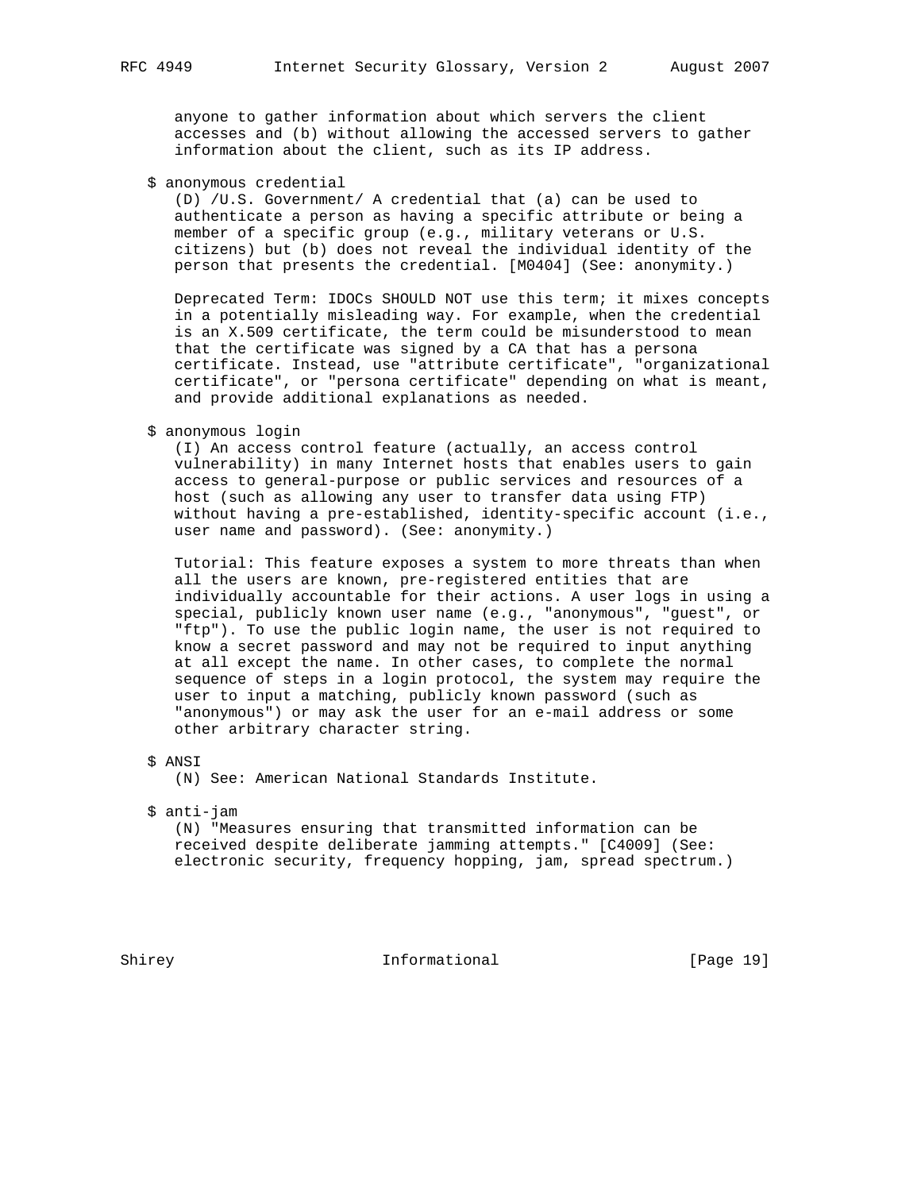anyone to gather information about which servers the client accesses and (b) without allowing the accessed servers to gather information about the client, such as its IP address.

$ anonymous credential

(D) /U.S. Government/ A credential that (a) can be used to authenticate a person as having a specific attribute or being a member of a specific group (e.g., military veterans or U.S. citizens) but (b) does not reveal the individual identity of the person that presents the credential. [M0404] (See: anonymity.)

Deprecated Term: IDOCs SHOULD NOT use this term; it mixes concepts in a potentially misleading way. For example, when the credential is an X.509 certificate, the term could be misunderstood to mean that the certificate was signed by a CA that has a persona certificate. Instead, use "attribute certificate", "organizational certificate", or "persona certificate" depending on what is meant, and provide additional explanations as needed.

$ anonymous login

(I) An access control feature (actually, an access control vulnerability) in many Internet hosts that enables users to gain access to general-purpose or public services and resources of a host (such as allowing any user to transfer data using FTP) without having a pre-established, identity-specific account (i.e., user name and password). (See: anonymity.)

Tutorial: This feature exposes a system to more threats than when all the users are known, pre-registered entities that are individually accountable for their actions. A user logs in using a special, publicly known user name (e.g., "anonymous", "guest", or "ftp"). To use the public login name, the user is not required to know a secret password and may not be required to input anything at all except the name. In other cases, to complete the normal sequence of steps in a login protocol, the system may require the user to input a matching, publicly known password (such as "anonymous") or may ask the user for an e-mail address or some other arbitrary character string.

$ ANSI

(N) See: American National Standards Institute.

$ anti-jam

(N) "Measures ensuring that transmitted information can be received despite deliberate jamming attempts." [C4009] (See: electronic security, frequency hopping, jam, spread spectrum.)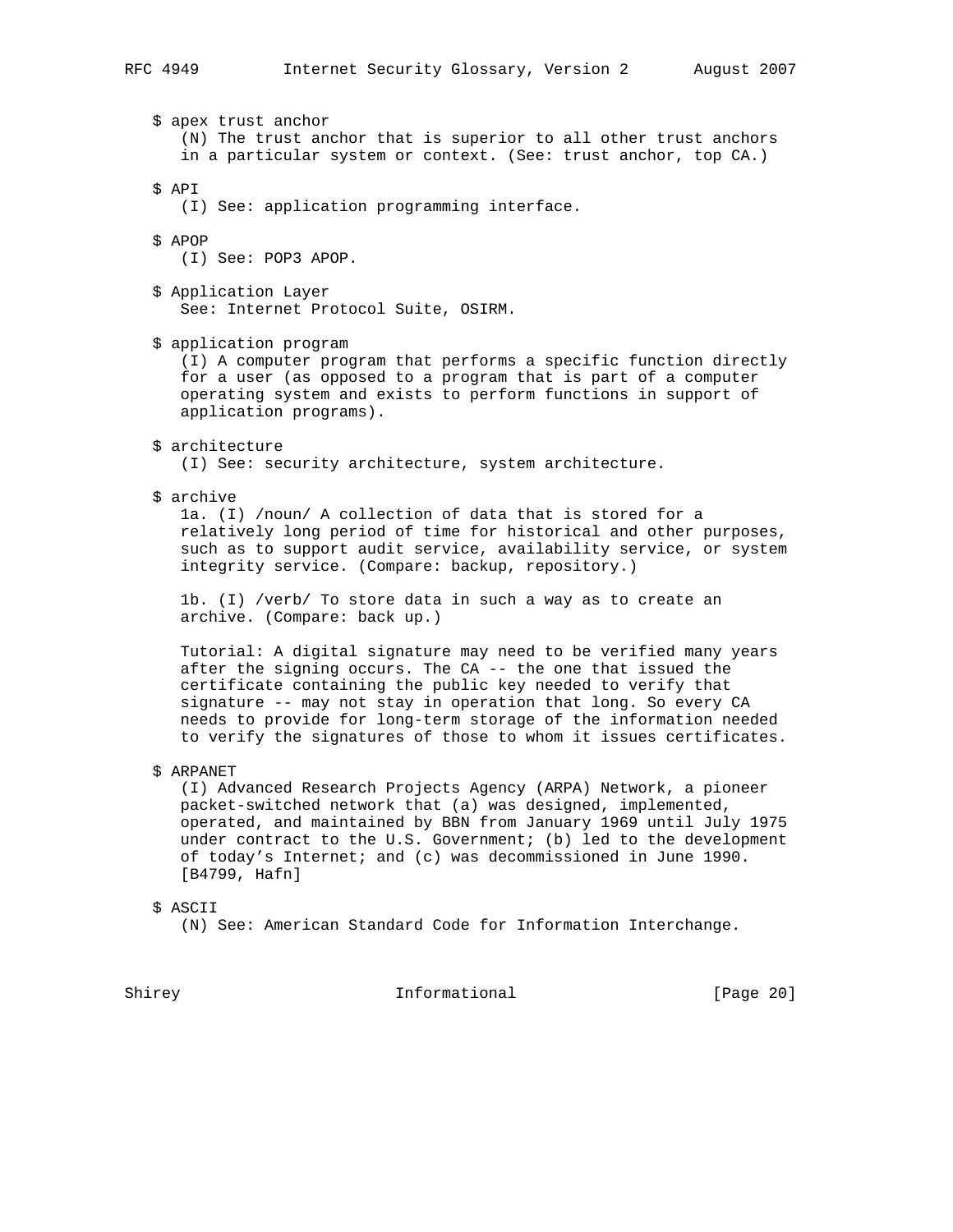$ apex trust anchor
(N) The trust anchor that is superior to all other trust anchors in a particular system or context. (See: trust anchor, top CA.)

$ API
(I) See: application programming interface.

$ APOP
(I) See: POP3 APOP.

$ Application Layer
See: Internet Protocol Suite, OSIRM.

$ application program
(I) A computer program that performs a specific function directly for a user (as opposed to a program that is part of a computer operating system and exists to perform functions in support of application programs).

$ architecture
(I) See: security architecture, system architecture.

$ archive
1a. (I) /noun/ A collection of data that is stored for a relatively long period of time for historical and other purposes, such as to support audit service, availability service, or system integrity service. (Compare: backup, repository.)

1b. (I) /verb/ To store data in such a way as to create an archive. (Compare: back up.)

Tutorial: A digital signature may need to be verified many years after the signing occurs. The CA -- the one that issued the certificate containing the public key needed to verify that signature -- may not stay in operation that long. So every CA needs to provide for long-term storage of the information needed to verify the signatures of those to whom it issues certificates.

$ ARPANET
(I) Advanced Research Projects Agency (ARPA) Network, a pioneer packet-switched network that (a) was designed, implemented, operated, and maintained by BBN from January 1969 until July 1975 under contract to the U.S. Government; (b) led to the development of today's Internet; and (c) was decommissioned in June 1990. [B4799, Hafn]

$ ASCII
(N) See: American Standard Code for Information Interchange.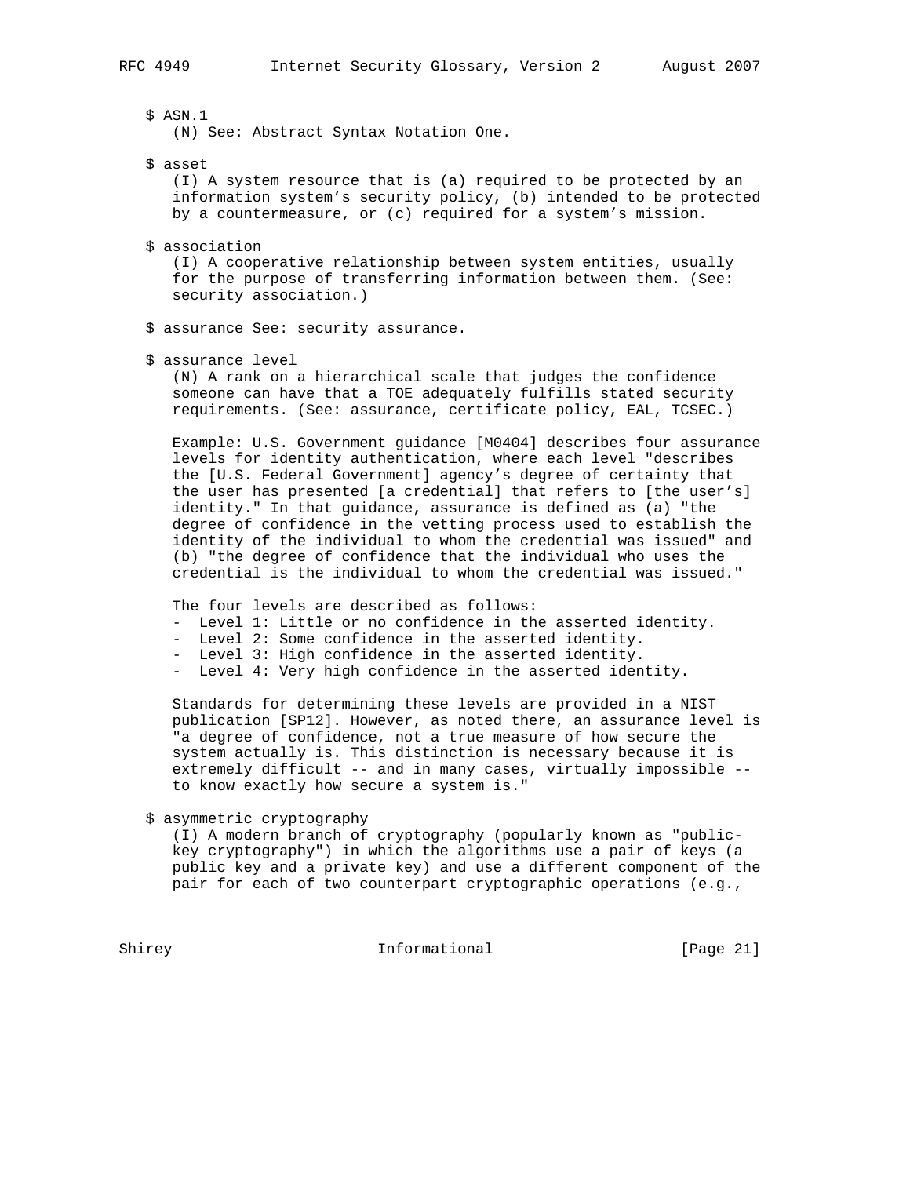$ ASN.1
(N) See: Abstract Syntax Notation One.

$ asset
(I) A system resource that is (a) required to be protected by an information system's security policy, (b) intended to be protected by a countermeasure, or (c) required for a system's mission.

$ association
(I) A cooperative relationship between system entities, usually for the purpose of transferring information between them. (See: security association.)

$ assurance See: security assurance.

$ assurance level
(N) A rank on a hierarchical scale that judges the confidence someone can have that a TOE adequately fulfills stated security requirements. (See: assurance, certificate policy, EAL, TCSEC.)

Example: U.S. Government guidance [M0404] describes four assurance levels for identity authentication, where each level "describes the [U.S. Federal Government] agency's degree of certainty that the user has presented [a credential] that refers to [the user's] identity." In that guidance, assurance is defined as (a) "the degree of confidence in the vetting process used to establish the identity of the individual to whom the credential was issued" and (b) "the degree of confidence that the individual who uses the credential is the individual to whom the credential was issued."

The four levels are described as follows:

- Level 1: Little or no confidence in the asserted identity.
- Level 2: Some confidence in the asserted identity.
- Level 3: High confidence in the asserted identity.
- Level 4: Very high confidence in the asserted identity.

Standards for determining these levels are provided in a NIST publication [SP12]. However, as noted there, an assurance level is "a degree of confidence, not a true measure of how secure the system actually is. This distinction is necessary because it is extremely difficult -- and in many cases, virtually impossible -- to know exactly how secure a system is."

$ asymmetric cryptography
(I) A modern branch of cryptography (popularly known as "public-key cryptography") in which the algorithms use a pair of keys (a public key and a private key) and use a different component of the pair for each of two counterpart cryptographic operations (e.g.,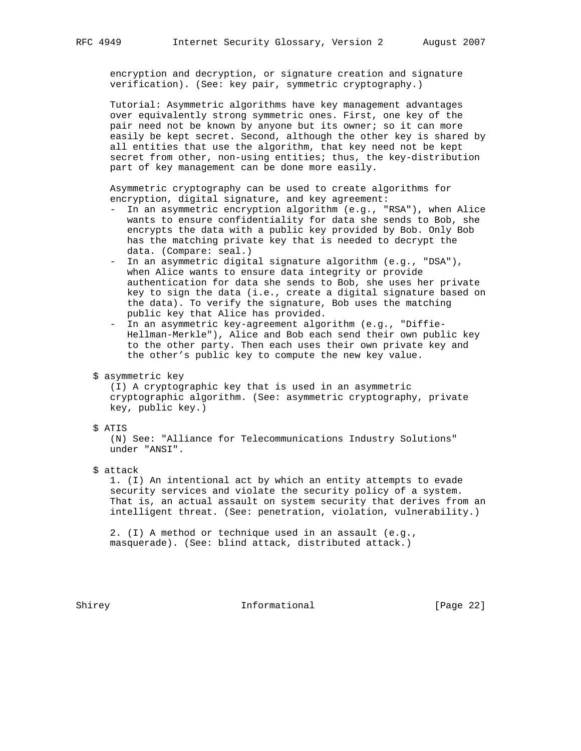encryption and decryption, or signature creation and signature verification). (See: key pair, symmetric cryptography.)

Tutorial: Asymmetric algorithms have key management advantages over equivalently strong symmetric ones. First, one key of the pair need not be known by anyone but its owner; so it can more easily be kept secret. Second, although the other key is shared by all entities that use the algorithm, that key need not be kept secret from other, non-using entities; thus, the key-distribution part of key management can be done more easily.

Asymmetric cryptography can be used to create algorithms for encryption, digital signature, and key agreement:

- In an asymmetric encryption algorithm (e.g., "RSA"), when Alice wants to ensure confidentiality for data she sends to Bob, she encrypts the data with a public key provided by Bob. Only Bob has the matching private key that is needed to decrypt the data. (Compare: seal.)
- In an asymmetric digital signature algorithm (e.g., "DSA"), when Alice wants to ensure data integrity or provide authentication for data she sends to Bob, she uses her private key to sign the data (i.e., create a digital signature based on the data). To verify the signature, Bob uses the matching public key that Alice has provided.
- In an asymmetric key-agreement algorithm (e.g., "Diffie-Hellman-Merkle"), Alice and Bob each send their own public key to the other party. Then each uses their own private key and the other's public key to compute the new key value.

$ asymmetric key

(I) A cryptographic key that is used in an asymmetric cryptographic algorithm. (See: asymmetric cryptography, private key, public key.)

$ ATIS

(N) See: "Alliance for Telecommunications Industry Solutions" under "ANSI".

$ attack

1. (I) An intentional act by which an entity attempts to evade security services and violate the security policy of a system. That is, an actual assault on system security that derives from an intelligent threat. (See: penetration, violation, vulnerability.)

2. (I) A method or technique used in an assault (e.g., masquerade). (See: blind attack, distributed attack.)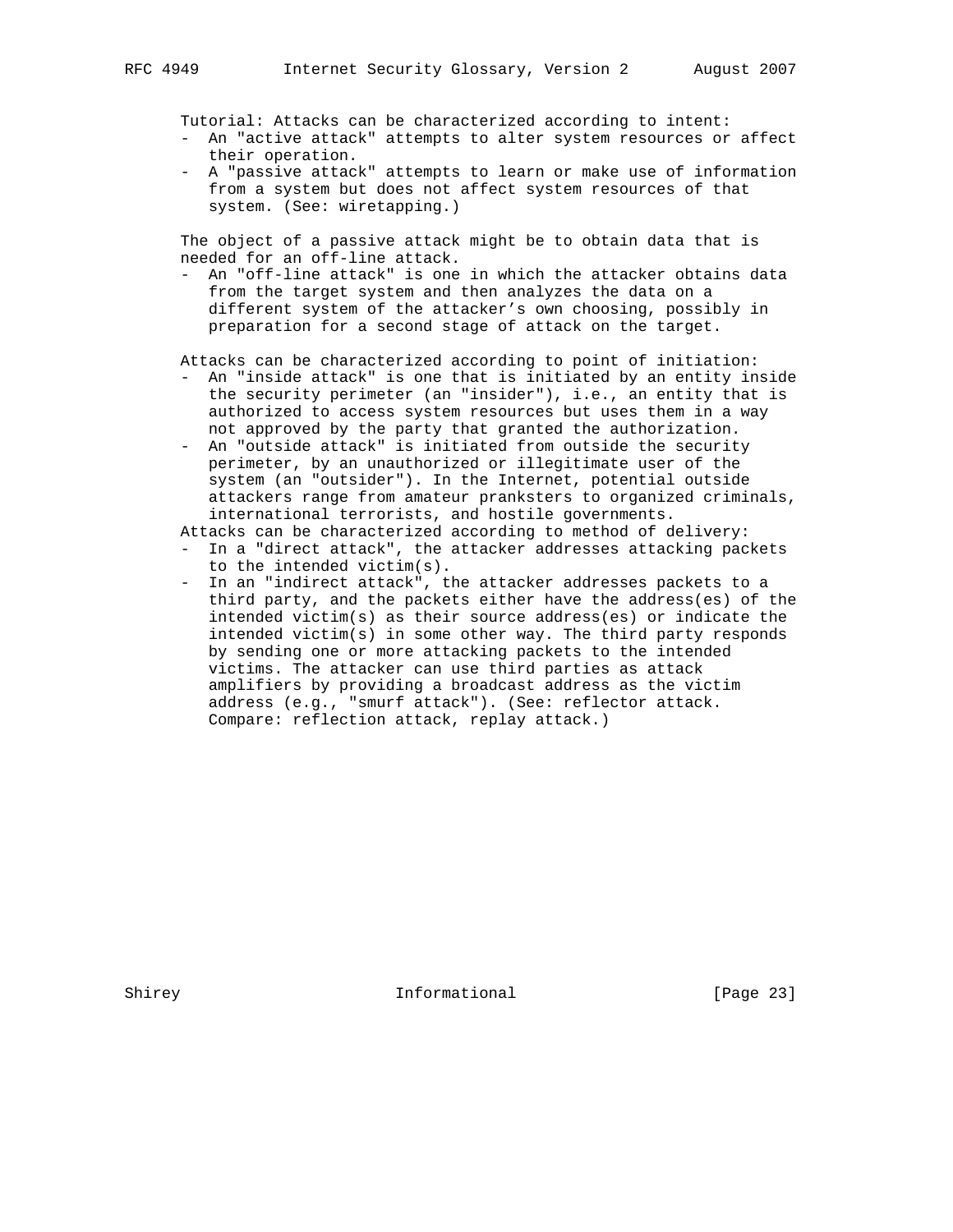Tutorial: Attacks can be characterized according to intent:

- An "active attack" attempts to alter system resources or affect their operation.
- A "passive attack" attempts to learn or make use of information from a system but does not affect system resources of that system. (See: wiretapping.)

The object of a passive attack might be to obtain data that is needed for an off-line attack.

- An "off-line attack" is one in which the attacker obtains data from the target system and then analyzes the data on a different system of the attacker's own choosing, possibly in preparation for a second stage of attack on the target.

Attacks can be characterized according to point of initiation:

- An "inside attack" is one that is initiated by an entity inside the security perimeter (an "insider"), i.e., an entity that is authorized to access system resources but uses them in a way not approved by the party that granted the authorization.
- An "outside attack" is initiated from outside the security perimeter, by an unauthorized or illegitimate user of the system (an "outsider"). In the Internet, potential outside attackers range from amateur pranksters to organized criminals, international terrorists, and hostile governments.

Attacks can be characterized according to method of delivery:

- In a "direct attack", the attacker addresses attacking packets to the intended victim(s).
- In an "indirect attack", the attacker addresses packets to a third party, and the packets either have the address(es) of the intended victim(s) as their source address(es) or indicate the intended victim(s) in some other way. The third party responds by sending one or more attacking packets to the intended victims. The attacker can use third parties as attack amplifiers by providing a broadcast address as the victim address (e.g., "smurf attack"). (See: reflector attack. Compare: reflection attack, replay attack.)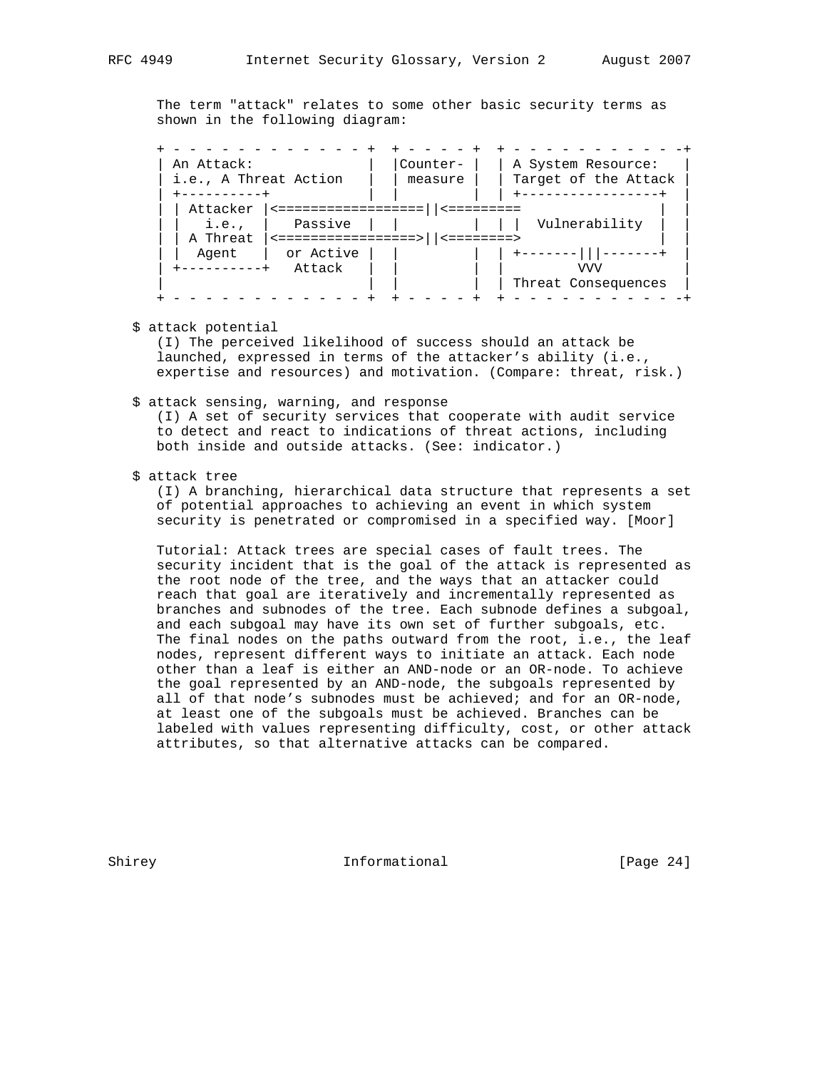The term "attack" relates to some other basic security terms as shown in the following diagram:

```
+ - - - - - - - - - - - - +  + - - - - +  + - - - - - - - - - - -+
| An Attack:              |  |Counter- |  | A System Resource:   |
| i.e., A Threat Action   |  | measure |  | Target of the Attack |
| +----------+            |  |         |  | +-----------------+  |
| | Attacker |<==================||<=========                 |  |
| |   i.e.,  |   Passive  |  |         |  | |  Vulnerability  |  |
| | A Threat |<=================>||<========>                 |  |
| |  Agent   |  or Active |  |         |  | +-------|||-------+  |
| +----------+   Attack   |  |         |  |         VVV          |
|                         |  |         |  | Threat Consequences  |
+ - - - - - - - - - - - - +  + - - - - +  + - - - - - - - - - - -+
```

$ attack potential
(I) The perceived likelihood of success should an attack be launched, expressed in terms of the attacker's ability (i.e., expertise and resources) and motivation. (Compare: threat, risk.)

$ attack sensing, warning, and response
(I) A set of security services that cooperate with audit service to detect and react to indications of threat actions, including both inside and outside attacks. (See: indicator.)

$ attack tree
(I) A branching, hierarchical data structure that represents a set of potential approaches to achieving an event in which system security is penetrated or compromised in a specified way. [Moor]

Tutorial: Attack trees are special cases of fault trees. The security incident that is the goal of the attack is represented as the root node of the tree, and the ways that an attacker could reach that goal are iteratively and incrementally represented as branches and subnodes of the tree. Each subnode defines a subgoal, and each subgoal may have its own set of further subgoals, etc. The final nodes on the paths outward from the root, i.e., the leaf nodes, represent different ways to initiate an attack. Each node other than a leaf is either an AND-node or an OR-node. To achieve the goal represented by an AND-node, the subgoals represented by all of that node's subnodes must be achieved; and for an OR-node, at least one of the subgoals must be achieved. Branches can be labeled with values representing difficulty, cost, or other attack attributes, so that alternative attacks can be compared.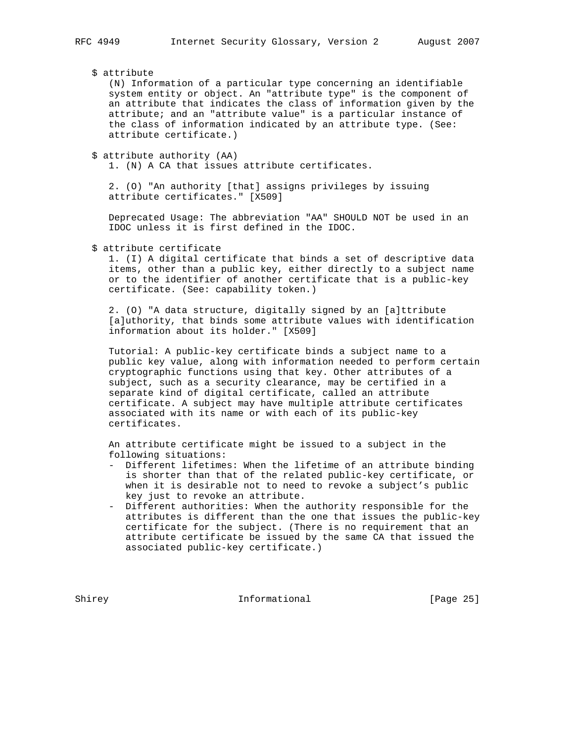$ attribute

(N) Information of a particular type concerning an identifiable system entity or object. An "attribute type" is the component of an attribute that indicates the class of information given by the attribute; and an "attribute value" is a particular instance of the class of information indicated by an attribute type. (See: attribute certificate.)

$ attribute authority (AA)

1. (N) A CA that issues attribute certificates.

2. (O) "An authority [that] assigns privileges by issuing attribute certificates." [X509]

Deprecated Usage: The abbreviation "AA" SHOULD NOT be used in an IDOC unless it is first defined in the IDOC.

$ attribute certificate

1. (I) A digital certificate that binds a set of descriptive data items, other than a public key, either directly to a subject name or to the identifier of another certificate that is a public-key certificate. (See: capability token.)

2. (O) "A data structure, digitally signed by an [a]ttribute [a]uthority, that binds some attribute values with identification information about its holder." [X509]

Tutorial: A public-key certificate binds a subject name to a public key value, along with information needed to perform certain cryptographic functions using that key. Other attributes of a subject, such as a security clearance, may be certified in a separate kind of digital certificate, called an attribute certificate. A subject may have multiple attribute certificates associated with its name or with each of its public-key certificates.

An attribute certificate might be issued to a subject in the following situations:

- Different lifetimes: When the lifetime of an attribute binding is shorter than that of the related public-key certificate, or when it is desirable not to need to revoke a subject's public key just to revoke an attribute.
- Different authorities: When the authority responsible for the attributes is different than the one that issues the public-key certificate for the subject. (There is no requirement that an attribute certificate be issued by the same CA that issued the associated public-key certificate.)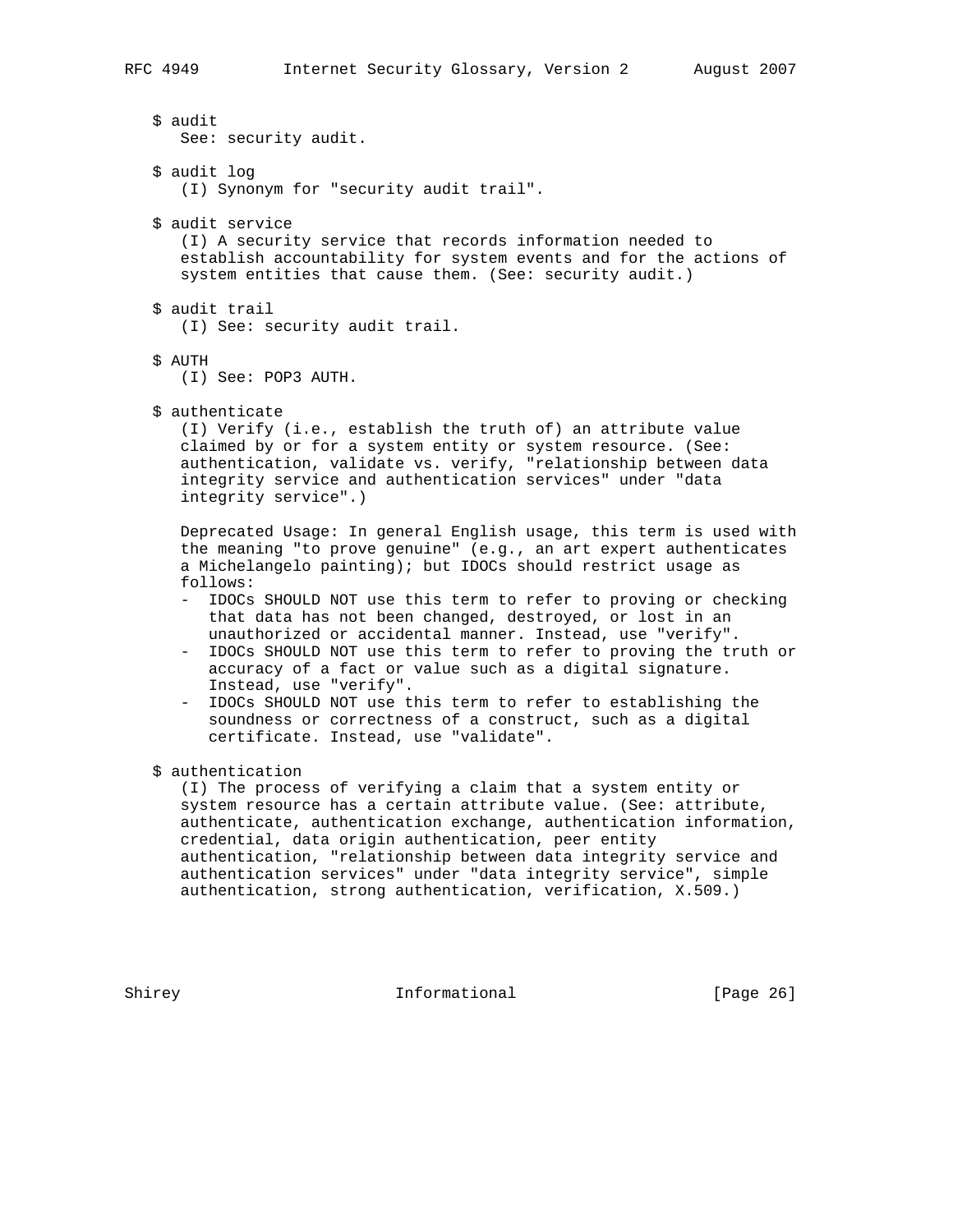$ audit
See: security audit.

$ audit log
(I) Synonym for "security audit trail".

$ audit service
(I) A security service that records information needed to establish accountability for system events and for the actions of system entities that cause them. (See: security audit.)

$ audit trail
(I) See: security audit trail.

$ AUTH
(I) See: POP3 AUTH.

$ authenticate
(I) Verify (i.e., establish the truth of) an attribute value claimed by or for a system entity or system resource. (See: authentication, validate vs. verify, "relationship between data integrity service and authentication services" under "data integrity service".)

Deprecated Usage: In general English usage, this term is used with the meaning "to prove genuine" (e.g., an art expert authenticates a Michelangelo painting); but IDOCs should restrict usage as follows:

- IDOCs SHOULD NOT use this term to refer to proving or checking that data has not been changed, destroyed, or lost in an unauthorized or accidental manner. Instead, use "verify".
- IDOCs SHOULD NOT use this term to refer to proving the truth or accuracy of a fact or value such as a digital signature. Instead, use "verify".
- IDOCs SHOULD NOT use this term to refer to establishing the soundness or correctness of a construct, such as a digital certificate. Instead, use "validate".

$ authentication
(I) The process of verifying a claim that a system entity or system resource has a certain attribute value. (See: attribute, authenticate, authentication exchange, authentication information, credential, data origin authentication, peer entity authentication, "relationship between data integrity service and authentication services" under "data integrity service", simple authentication, strong authentication, verification, X.509.)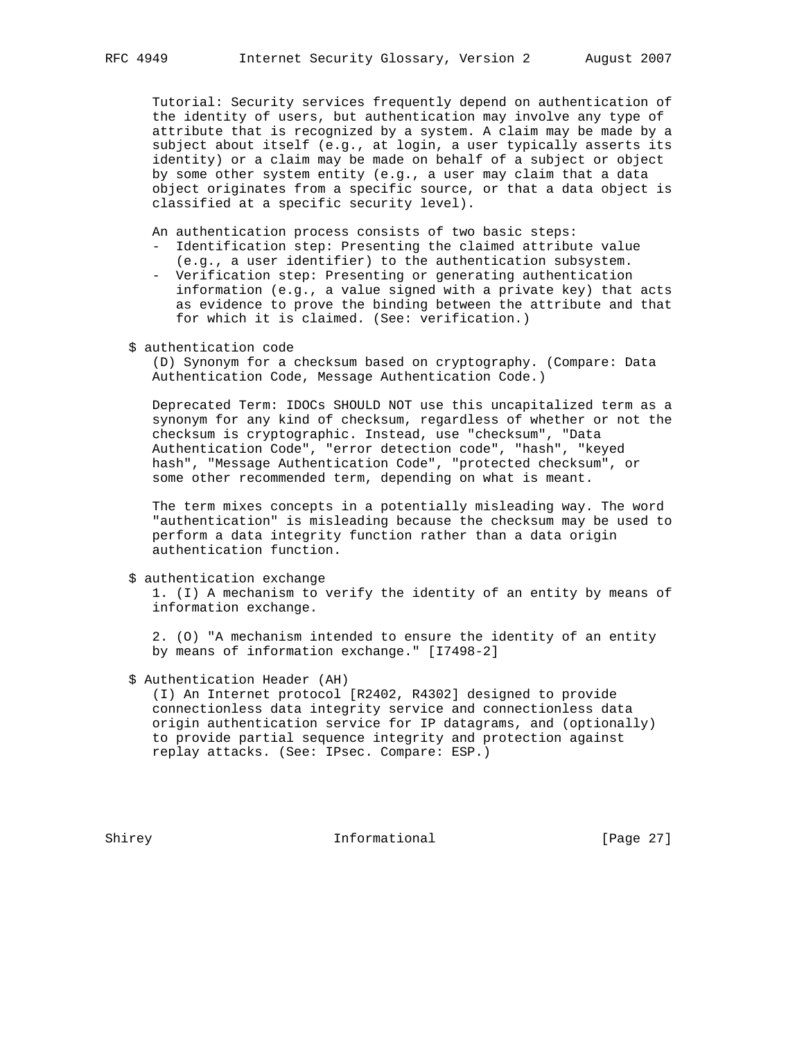Tutorial: Security services frequently depend on authentication of the identity of users, but authentication may involve any type of attribute that is recognized by a system. A claim may be made by a subject about itself (e.g., at login, a user typically asserts its identity) or a claim may be made on behalf of a subject or object by some other system entity (e.g., a user may claim that a data object originates from a specific source, or that a data object is classified at a specific security level).

An authentication process consists of two basic steps:

- Identification step: Presenting the claimed attribute value (e.g., a user identifier) to the authentication subsystem.
- Verification step: Presenting or generating authentication information (e.g., a value signed with a private key) that acts as evidence to prove the binding between the attribute and that for which it is claimed. (See: verification.)

$ authentication code

(D) Synonym for a checksum based on cryptography. (Compare: Data Authentication Code, Message Authentication Code.)

Deprecated Term: IDOCs SHOULD NOT use this uncapitalized term as a synonym for any kind of checksum, regardless of whether or not the checksum is cryptographic. Instead, use "checksum", "Data Authentication Code", "error detection code", "hash", "keyed hash", "Message Authentication Code", "protected checksum", or some other recommended term, depending on what is meant.

The term mixes concepts in a potentially misleading way. The word "authentication" is misleading because the checksum may be used to perform a data integrity function rather than a data origin authentication function.

$ authentication exchange

1. (I) A mechanism to verify the identity of an entity by means of information exchange.

2. (O) "A mechanism intended to ensure the identity of an entity by means of information exchange." [I7498-2]

$ Authentication Header (AH)

(I) An Internet protocol [R2402, R4302] designed to provide connectionless data integrity service and connectionless data origin authentication service for IP datagrams, and (optionally) to provide partial sequence integrity and protection against replay attacks. (See: IPsec. Compare: ESP.)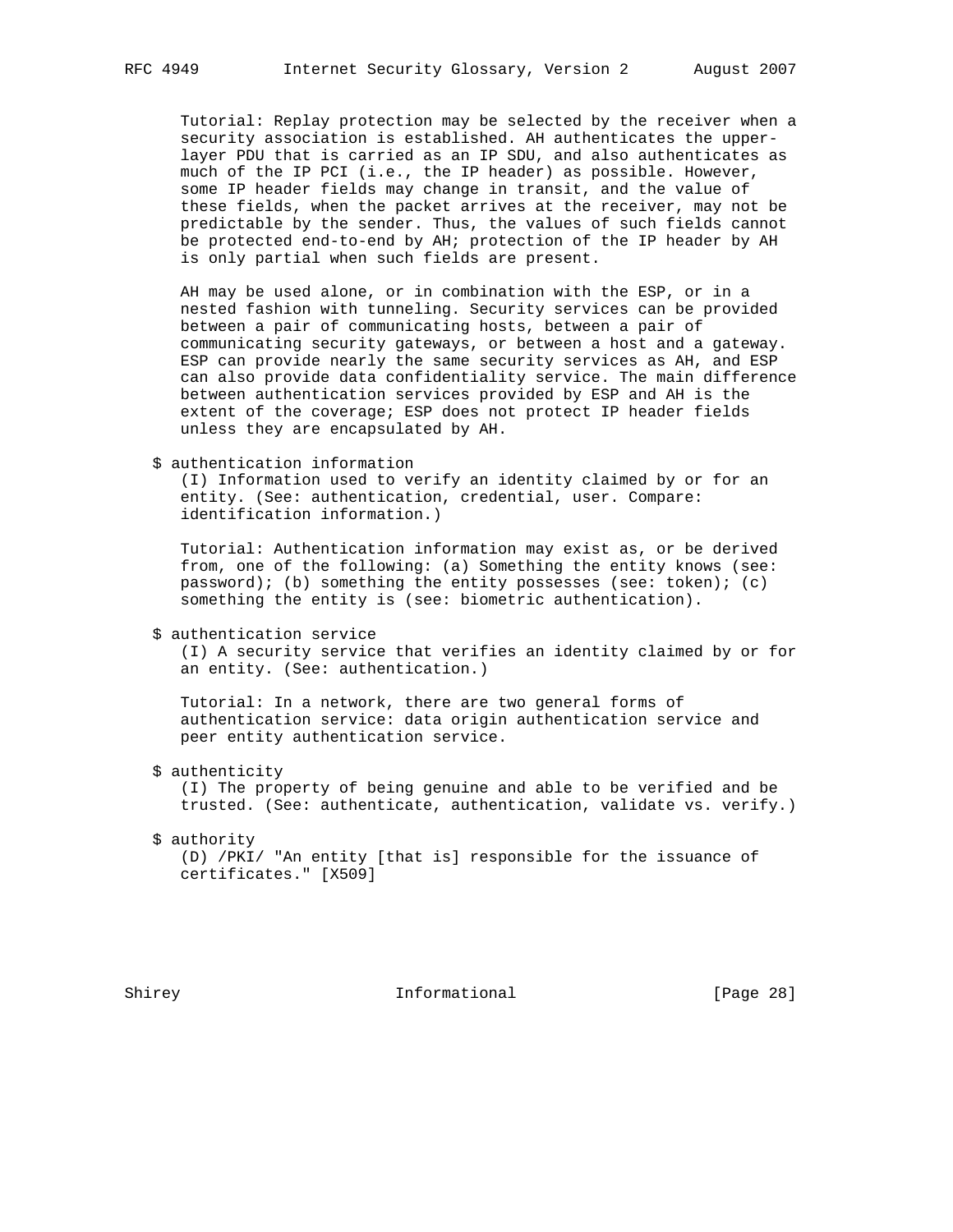Tutorial: Replay protection may be selected by the receiver when a security association is established. AH authenticates the upper-layer PDU that is carried as an IP SDU, and also authenticates as much of the IP PCI (i.e., the IP header) as possible. However, some IP header fields may change in transit, and the value of these fields, when the packet arrives at the receiver, may not be predictable by the sender. Thus, the values of such fields cannot be protected end-to-end by AH; protection of the IP header by AH is only partial when such fields are present.

AH may be used alone, or in combination with the ESP, or in a nested fashion with tunneling. Security services can be provided between a pair of communicating hosts, between a pair of communicating security gateways, or between a host and a gateway. ESP can provide nearly the same security services as AH, and ESP can also provide data confidentiality service. The main difference between authentication services provided by ESP and AH is the extent of the coverage; ESP does not protect IP header fields unless they are encapsulated by AH.

$ authentication information

(I) Information used to verify an identity claimed by or for an entity. (See: authentication, credential, user. Compare: identification information.)

Tutorial: Authentication information may exist as, or be derived from, one of the following: (a) Something the entity knows (see: password); (b) something the entity possesses (see: token); (c) something the entity is (see: biometric authentication).

$ authentication service

(I) A security service that verifies an identity claimed by or for an entity. (See: authentication.)

Tutorial: In a network, there are two general forms of authentication service: data origin authentication service and peer entity authentication service.

$ authenticity

(I) The property of being genuine and able to be verified and be trusted. (See: authenticate, authentication, validate vs. verify.)

$ authority

(D) /PKI/ "An entity [that is] responsible for the issuance of certificates." [X509]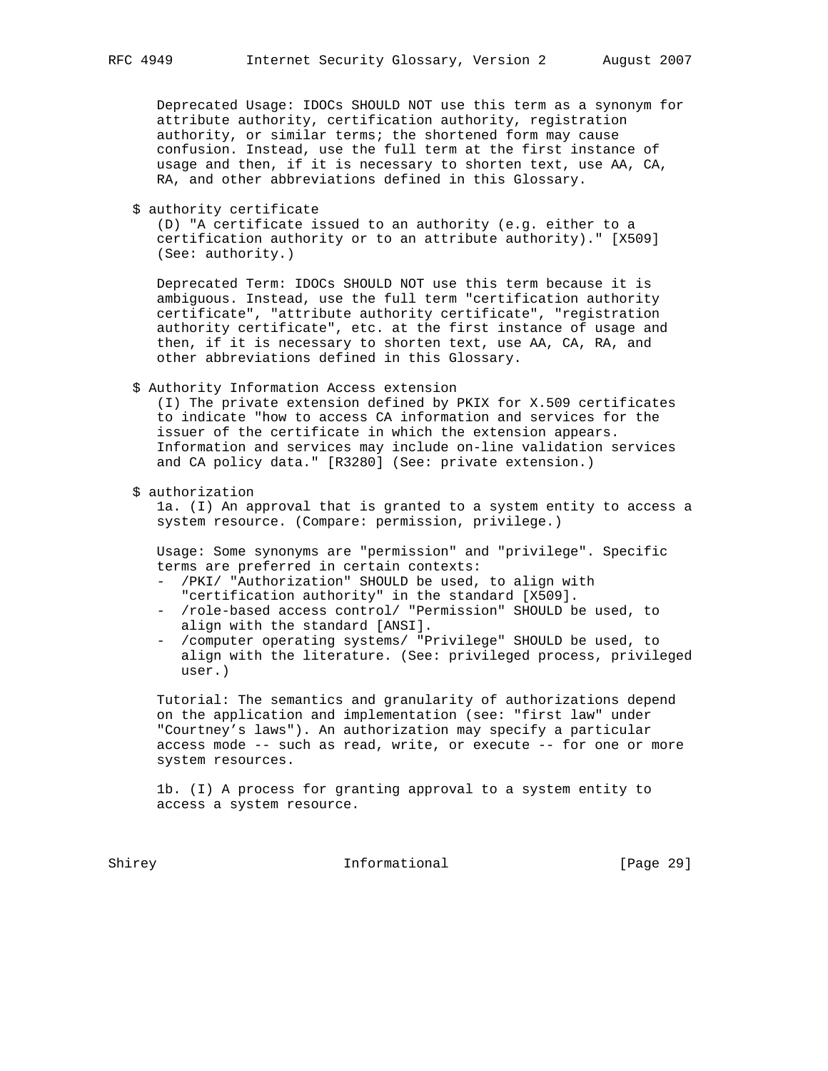Deprecated Usage: IDOCs SHOULD NOT use this term as a synonym for attribute authority, certification authority, registration authority, or similar terms; the shortened form may cause confusion. Instead, use the full term at the first instance of usage and then, if it is necessary to shorten text, use AA, CA, RA, and other abbreviations defined in this Glossary.

$ authority certificate

(D) "A certificate issued to an authority (e.g. either to a certification authority or to an attribute authority)." [X509] (See: authority.)

Deprecated Term: IDOCs SHOULD NOT use this term because it is ambiguous. Instead, use the full term "certification authority certificate", "attribute authority certificate", "registration authority certificate", etc. at the first instance of usage and then, if it is necessary to shorten text, use AA, CA, RA, and other abbreviations defined in this Glossary.

$ Authority Information Access extension

(I) The private extension defined by PKIX for X.509 certificates to indicate "how to access CA information and services for the issuer of the certificate in which the extension appears. Information and services may include on-line validation services and CA policy data." [R3280] (See: private extension.)

$ authorization

1a. (I) An approval that is granted to a system entity to access a system resource. (Compare: permission, privilege.)

Usage: Some synonyms are "permission" and "privilege". Specific terms are preferred in certain contexts:

- /PKI/ "Authorization" SHOULD be used, to align with "certification authority" in the standard [X509].
- /role-based access control/ "Permission" SHOULD be used, to align with the standard [ANSI].
- /computer operating systems/ "Privilege" SHOULD be used, to align with the literature. (See: privileged process, privileged user.)

Tutorial: The semantics and granularity of authorizations depend on the application and implementation (see: "first law" under "Courtney's laws"). An authorization may specify a particular access mode -- such as read, write, or execute -- for one or more system resources.

1b. (I) A process for granting approval to a system entity to access a system resource.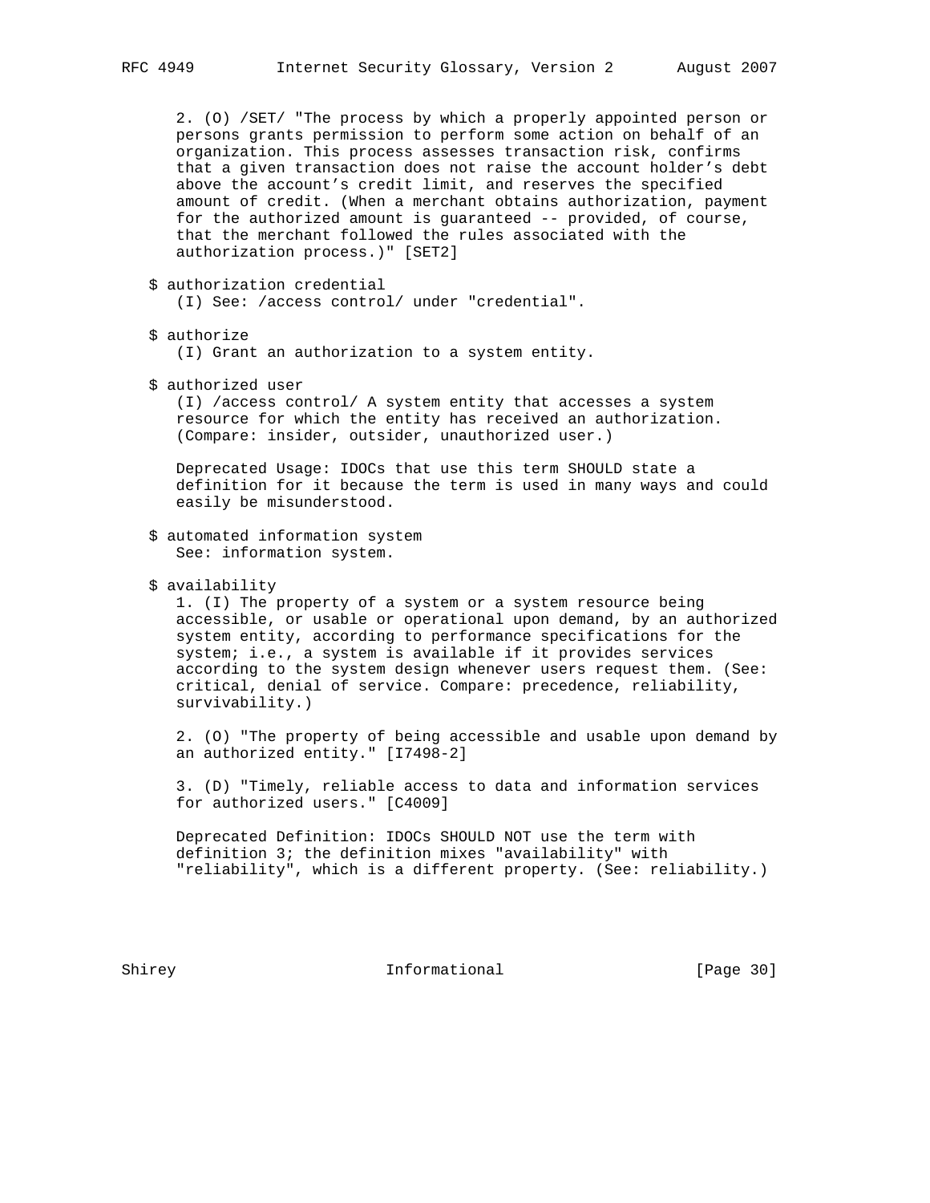2. (O) /SET/ "The process by which a properly appointed person or persons grants permission to perform some action on behalf of an organization. This process assesses transaction risk, confirms that a given transaction does not raise the account holder's debt above the account's credit limit, and reserves the specified amount of credit. (When a merchant obtains authorization, payment for the authorized amount is guaranteed -- provided, of course, that the merchant followed the rules associated with the authorization process.)" [SET2]

$ authorization credential

(I) See: /access control/ under "credential".

$ authorize

(I) Grant an authorization to a system entity.

$ authorized user

(I) /access control/ A system entity that accesses a system resource for which the entity has received an authorization. (Compare: insider, outsider, unauthorized user.)

Deprecated Usage: IDOCs that use this term SHOULD state a definition for it because the term is used in many ways and could easily be misunderstood.

$ automated information system

See: information system.

$ availability

1. (I) The property of a system or a system resource being accessible, or usable or operational upon demand, by an authorized system entity, according to performance specifications for the system; i.e., a system is available if it provides services according to the system design whenever users request them. (See: critical, denial of service. Compare: precedence, reliability, survivability.)

2. (O) "The property of being accessible and usable upon demand by an authorized entity." [I7498-2]

3. (D) "Timely, reliable access to data and information services for authorized users." [C4009]

Deprecated Definition: IDOCs SHOULD NOT use the term with definition 3; the definition mixes "availability" with "reliability", which is a different property. (See: reliability.)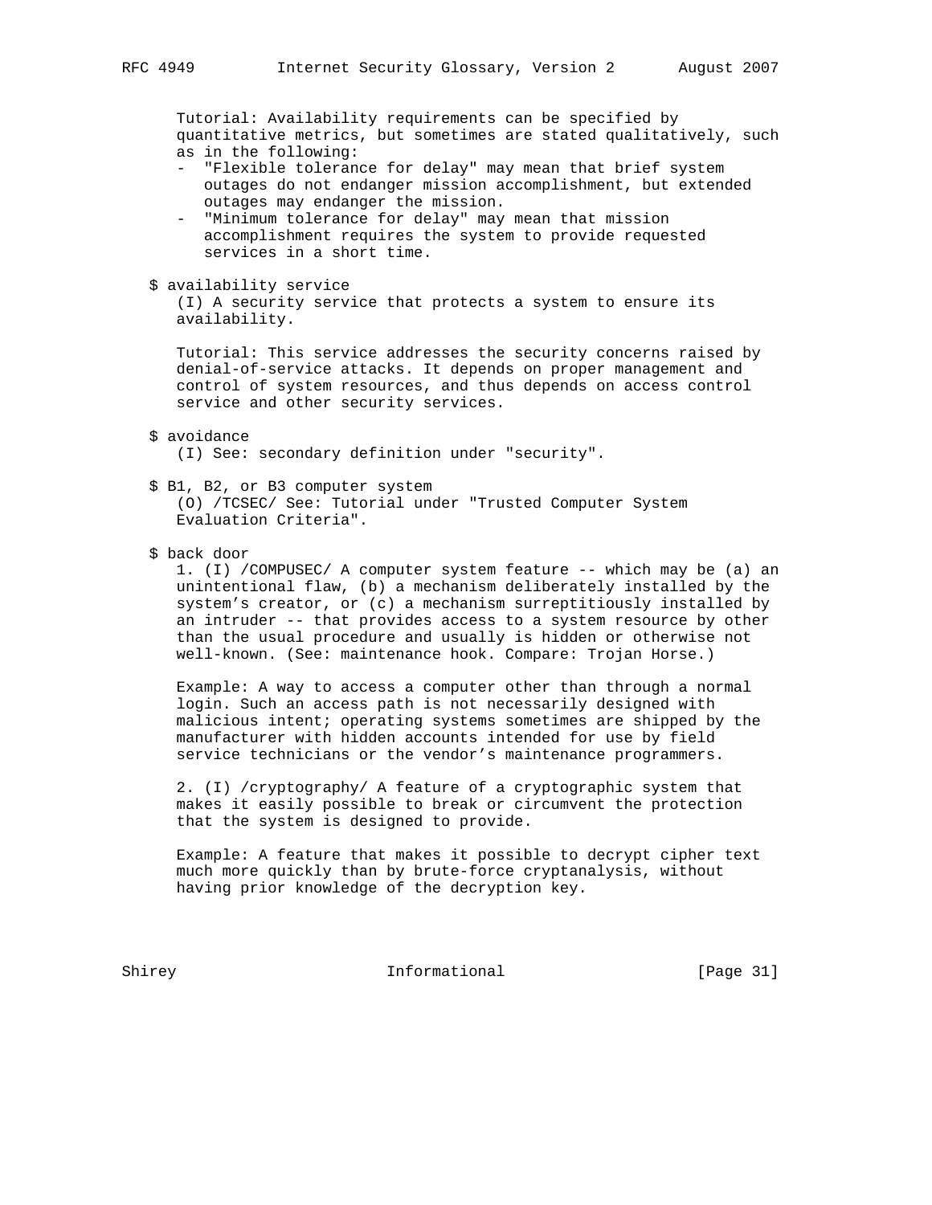Tutorial: Availability requirements can be specified by quantitative metrics, but sometimes are stated qualitatively, such as in the following:

- "Flexible tolerance for delay" may mean that brief system outages do not endanger mission accomplishment, but extended outages may endanger the mission.
- "Minimum tolerance for delay" may mean that mission accomplishment requires the system to provide requested services in a short time.

$ availability service

(I) A security service that protects a system to ensure its availability.

Tutorial: This service addresses the security concerns raised by denial-of-service attacks. It depends on proper management and control of system resources, and thus depends on access control service and other security services.

$ avoidance

(I) See: secondary definition under "security".

$ B1, B2, or B3 computer system

(O) /TCSEC/ See: Tutorial under "Trusted Computer System Evaluation Criteria".

$ back door

1. (I) /COMPUSEC/ A computer system feature -- which may be (a) an unintentional flaw, (b) a mechanism deliberately installed by the system's creator, or (c) a mechanism surreptitiously installed by an intruder -- that provides access to a system resource by other than the usual procedure and usually is hidden or otherwise not well-known. (See: maintenance hook. Compare: Trojan Horse.)

Example: A way to access a computer other than through a normal login. Such an access path is not necessarily designed with malicious intent; operating systems sometimes are shipped by the manufacturer with hidden accounts intended for use by field service technicians or the vendor's maintenance programmers.

2. (I) /cryptography/ A feature of a cryptographic system that makes it easily possible to break or circumvent the protection that the system is designed to provide.

Example: A feature that makes it possible to decrypt cipher text much more quickly than by brute-force cryptanalysis, without having prior knowledge of the decryption key.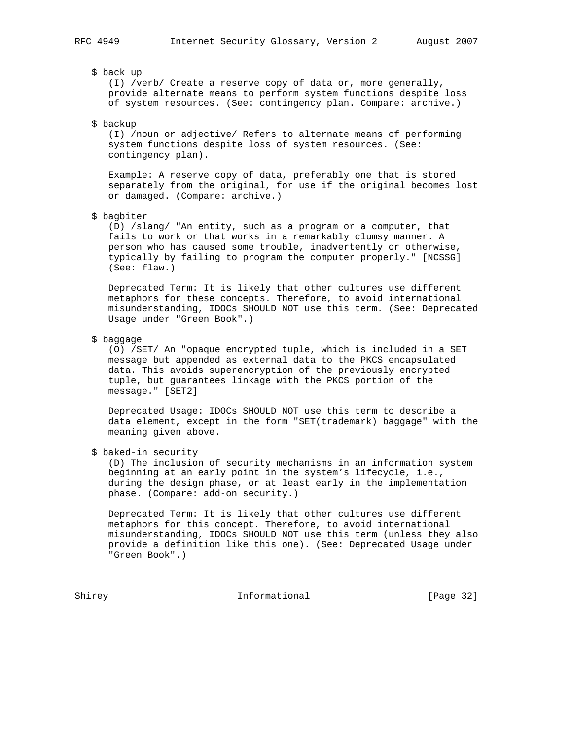$ back up
(I) /verb/ Create a reserve copy of data or, more generally, provide alternate means to perform system functions despite loss of system resources. (See: contingency plan. Compare: archive.)

$ backup
(I) /noun or adjective/ Refers to alternate means of performing system functions despite loss of system resources. (See: contingency plan).

Example: A reserve copy of data, preferably one that is stored separately from the original, for use if the original becomes lost or damaged. (Compare: archive.)

$ bagbiter
(D) /slang/ "An entity, such as a program or a computer, that fails to work or that works in a remarkably clumsy manner. A person who has caused some trouble, inadvertently or otherwise, typically by failing to program the computer properly." [NCSSG] (See: flaw.)

Deprecated Term: It is likely that other cultures use different metaphors for these concepts. Therefore, to avoid international misunderstanding, IDOCs SHOULD NOT use this term. (See: Deprecated Usage under "Green Book".)

$ baggage
(O) /SET/ An "opaque encrypted tuple, which is included in a SET message but appended as external data to the PKCS encapsulated data. This avoids superencryption of the previously encrypted tuple, but guarantees linkage with the PKCS portion of the message." [SET2]

Deprecated Usage: IDOCs SHOULD NOT use this term to describe a data element, except in the form "SET(trademark) baggage" with the meaning given above.

$ baked-in security
(D) The inclusion of security mechanisms in an information system beginning at an early point in the system's lifecycle, i.e., during the design phase, or at least early in the implementation phase. (Compare: add-on security.)

Deprecated Term: It is likely that other cultures use different metaphors for this concept. Therefore, to avoid international misunderstanding, IDOCs SHOULD NOT use this term (unless they also provide a definition like this one). (See: Deprecated Usage under "Green Book".)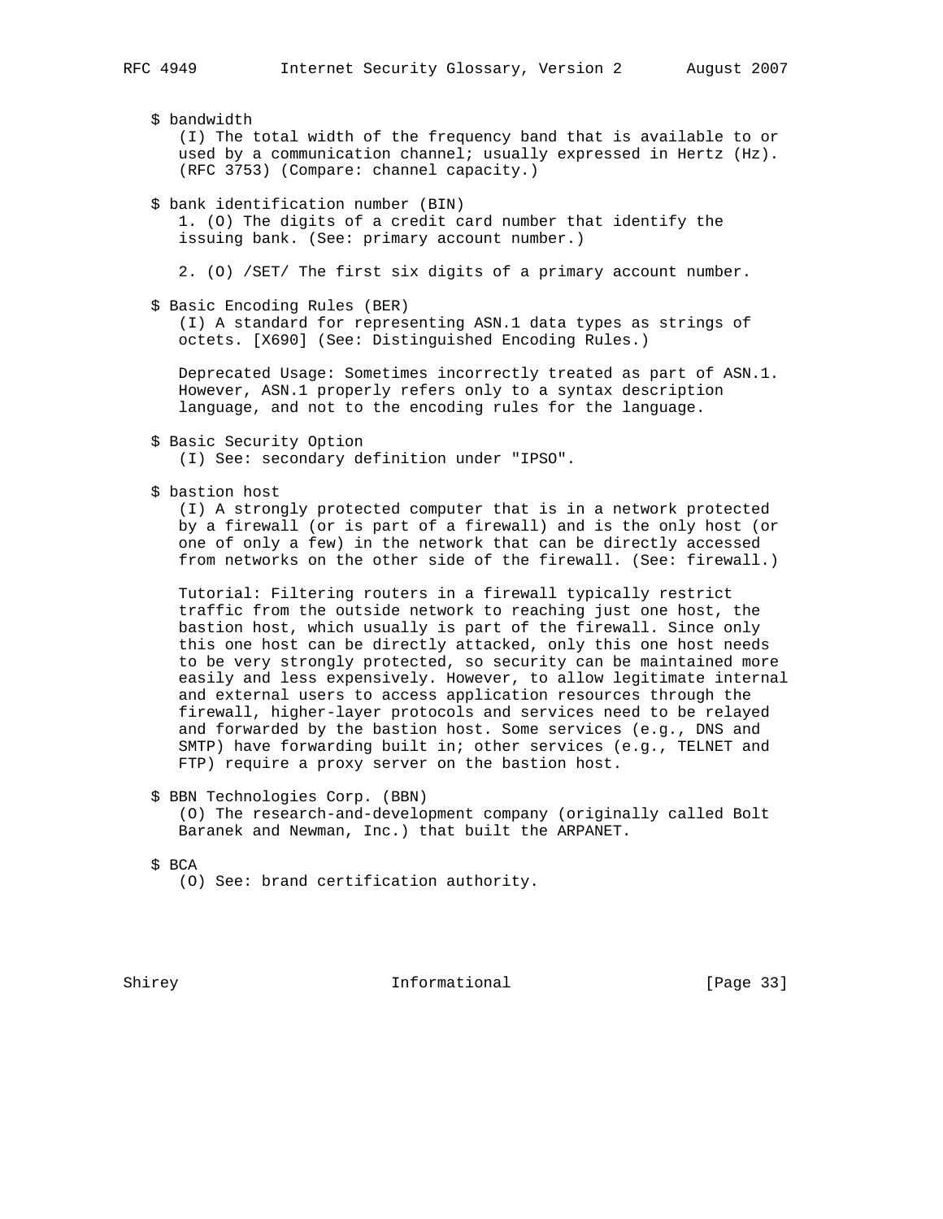$ bandwidth

(I) The total width of the frequency band that is available to or used by a communication channel; usually expressed in Hertz (Hz). (RFC 3753) (Compare: channel capacity.)

$ bank identification number (BIN)

1. (O) The digits of a credit card number that identify the issuing bank. (See: primary account number.)

2. (O) /SET/ The first six digits of a primary account number.

$ Basic Encoding Rules (BER)

(I) A standard for representing ASN.1 data types as strings of octets. [X690] (See: Distinguished Encoding Rules.)

Deprecated Usage: Sometimes incorrectly treated as part of ASN.1. However, ASN.1 properly refers only to a syntax description language, and not to the encoding rules for the language.

$ Basic Security Option

(I) See: secondary definition under "IPSO".

$ bastion host

(I) A strongly protected computer that is in a network protected by a firewall (or is part of a firewall) and is the only host (or one of only a few) in the network that can be directly accessed from networks on the other side of the firewall. (See: firewall.)

Tutorial: Filtering routers in a firewall typically restrict traffic from the outside network to reaching just one host, the bastion host, which usually is part of the firewall. Since only this one host can be directly attacked, only this one host needs to be very strongly protected, so security can be maintained more easily and less expensively. However, to allow legitimate internal and external users to access application resources through the firewall, higher-layer protocols and services need to be relayed and forwarded by the bastion host. Some services (e.g., DNS and SMTP) have forwarding built in; other services (e.g., TELNET and FTP) require a proxy server on the bastion host.

$ BBN Technologies Corp. (BBN)

(O) The research-and-development company (originally called Bolt Baranek and Newman, Inc.) that built the ARPANET.

$ BCA

(O) See: brand certification authority.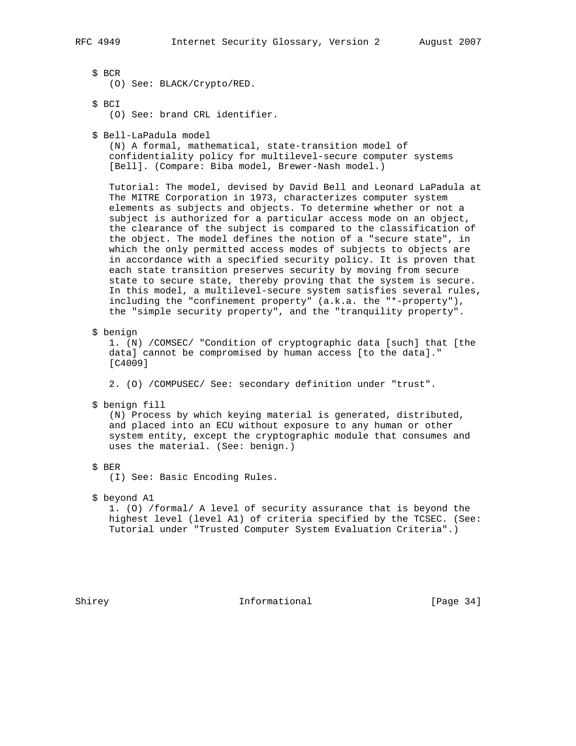$ BCR
(O) See: BLACK/Crypto/RED.

$ BCI
(O) See: brand CRL identifier.

$ Bell-LaPadula model
(N) A formal, mathematical, state-transition model of confidentiality policy for multilevel-secure computer systems [Bell]. (Compare: Biba model, Brewer-Nash model.)

Tutorial: The model, devised by David Bell and Leonard LaPadula at The MITRE Corporation in 1973, characterizes computer system elements as subjects and objects. To determine whether or not a subject is authorized for a particular access mode on an object, the clearance of the subject is compared to the classification of the object. The model defines the notion of a "secure state", in which the only permitted access modes of subjects to objects are in accordance with a specified security policy. It is proven that each state transition preserves security by moving from secure state to secure state, thereby proving that the system is secure. In this model, a multilevel-secure system satisfies several rules, including the "confinement property" (a.k.a. the "*-property"), the "simple security property", and the "tranquility property".

$ benign
1. (N) /COMSEC/ "Condition of cryptographic data [such] that [the data] cannot be compromised by human access [to the data]." [C4009]

2. (O) /COMPUSEC/ See: secondary definition under "trust".

$ benign fill
(N) Process by which keying material is generated, distributed, and placed into an ECU without exposure to any human or other system entity, except the cryptographic module that consumes and uses the material. (See: benign.)

$ BER
(I) See: Basic Encoding Rules.

$ beyond A1
1. (O) /formal/ A level of security assurance that is beyond the highest level (level A1) of criteria specified by the TCSEC. (See: Tutorial under "Trusted Computer System Evaluation Criteria".)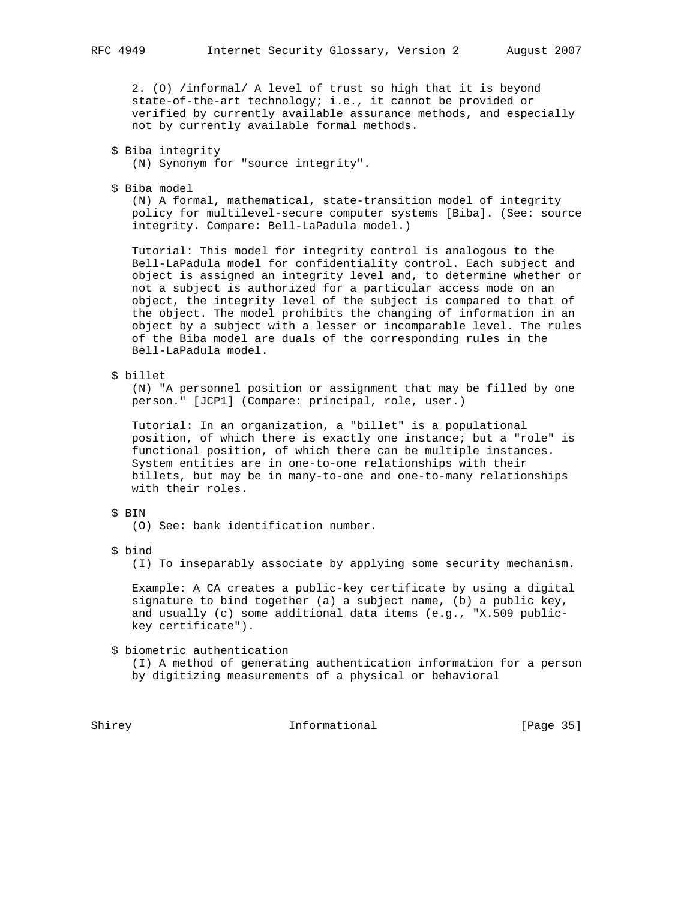2. (O) /informal/ A level of trust so high that it is beyond state-of-the-art technology; i.e., it cannot be provided or verified by currently available assurance methods, and especially not by currently available formal methods.

$ Biba integrity
(N) Synonym for "source integrity".

$ Biba model
(N) A formal, mathematical, state-transition model of integrity policy for multilevel-secure computer systems [Biba]. (See: source integrity. Compare: Bell-LaPadula model.)

Tutorial: This model for integrity control is analogous to the Bell-LaPadula model for confidentiality control. Each subject and object is assigned an integrity level and, to determine whether or not a subject is authorized for a particular access mode on an object, the integrity level of the subject is compared to that of the object. The model prohibits the changing of information in an object by a subject with a lesser or incomparable level. The rules of the Biba model are duals of the corresponding rules in the Bell-LaPadula model.

$ billet
(N) "A personnel position or assignment that may be filled by one person." [JCP1] (Compare: principal, role, user.)

Tutorial: In an organization, a "billet" is a populational position, of which there is exactly one instance; but a "role" is functional position, of which there can be multiple instances. System entities are in one-to-one relationships with their billets, but may be in many-to-one and one-to-many relationships with their roles.

$ BIN
(O) See: bank identification number.

$ bind
(I) To inseparably associate by applying some security mechanism.

Example: A CA creates a public-key certificate by using a digital signature to bind together (a) a subject name, (b) a public key, and usually (c) some additional data items (e.g., "X.509 public-key certificate").

$ biometric authentication
(I) A method of generating authentication information for a person by digitizing measurements of a physical or behavioral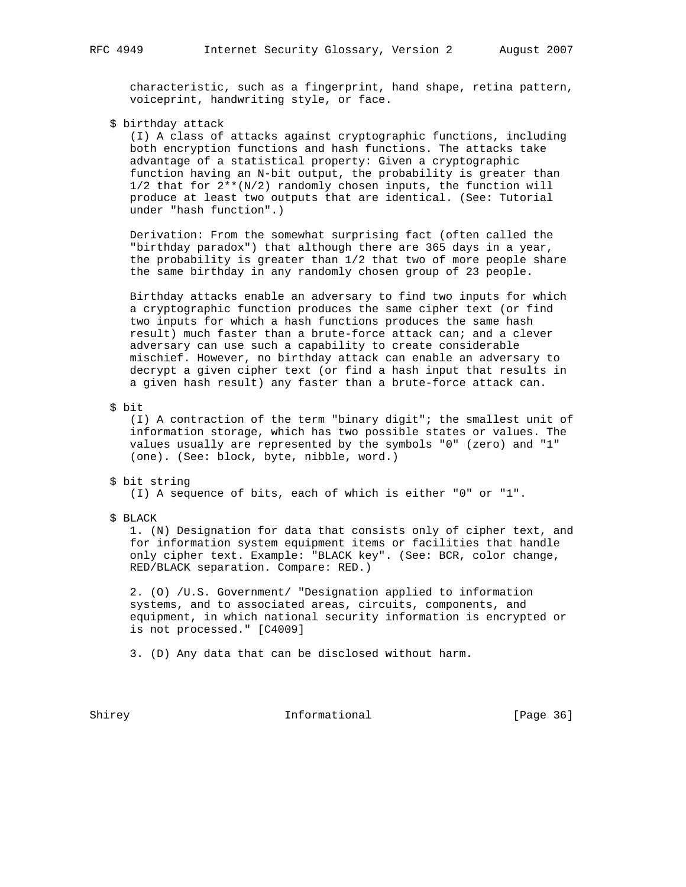characteristic, such as a fingerprint, hand shape, retina pattern, voiceprint, handwriting style, or face.

$ birthday attack

(I) A class of attacks against cryptographic functions, including both encryption functions and hash functions. The attacks take advantage of a statistical property: Given a cryptographic function having an N-bit output, the probability is greater than 1/2 that for 2**(N/2) randomly chosen inputs, the function will produce at least two outputs that are identical. (See: Tutorial under "hash function".)

Derivation: From the somewhat surprising fact (often called the "birthday paradox") that although there are 365 days in a year, the probability is greater than 1/2 that two of more people share the same birthday in any randomly chosen group of 23 people.

Birthday attacks enable an adversary to find two inputs for which a cryptographic function produces the same cipher text (or find two inputs for which a hash functions produces the same hash result) much faster than a brute-force attack can; and a clever adversary can use such a capability to create considerable mischief. However, no birthday attack can enable an adversary to decrypt a given cipher text (or find a hash input that results in a given hash result) any faster than a brute-force attack can.

$ bit

(I) A contraction of the term "binary digit"; the smallest unit of information storage, which has two possible states or values. The values usually are represented by the symbols "0" (zero) and "1" (one). (See: block, byte, nibble, word.)

$ bit string

(I) A sequence of bits, each of which is either "0" or "1".

$ BLACK

1. (N) Designation for data that consists only of cipher text, and for information system equipment items or facilities that handle only cipher text. Example: "BLACK key". (See: BCR, color change, RED/BLACK separation. Compare: RED.)

2. (O) /U.S. Government/ "Designation applied to information systems, and to associated areas, circuits, components, and equipment, in which national security information is encrypted or is not processed." [C4009]

3. (D) Any data that can be disclosed without harm.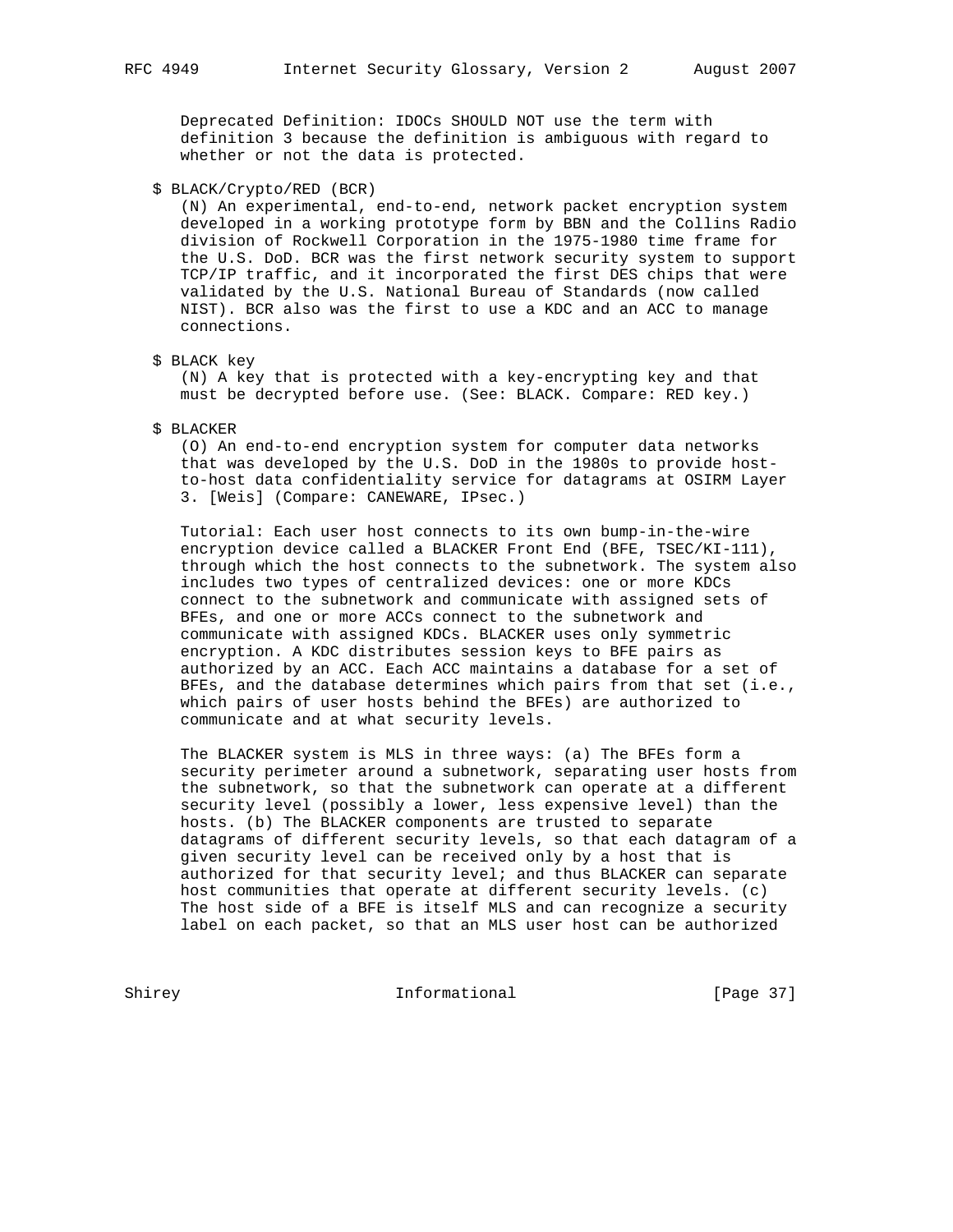Deprecated Definition: IDOCs SHOULD NOT use the term with definition 3 because the definition is ambiguous with regard to whether or not the data is protected.

$ BLACK/Crypto/RED (BCR)

(N) An experimental, end-to-end, network packet encryption system developed in a working prototype form by BBN and the Collins Radio division of Rockwell Corporation in the 1975-1980 time frame for the U.S. DoD. BCR was the first network security system to support TCP/IP traffic, and it incorporated the first DES chips that were validated by the U.S. National Bureau of Standards (now called NIST). BCR also was the first to use a KDC and an ACC to manage connections.

$ BLACK key

(N) A key that is protected with a key-encrypting key and that must be decrypted before use. (See: BLACK. Compare: RED key.)

$ BLACKER

(O) An end-to-end encryption system for computer data networks that was developed by the U.S. DoD in the 1980s to provide host-to-host data confidentiality service for datagrams at OSIRM Layer 3. [Weis] (Compare: CANEWARE, IPsec.)

Tutorial: Each user host connects to its own bump-in-the-wire encryption device called a BLACKER Front End (BFE, TSEC/KI-111), through which the host connects to the subnetwork. The system also includes two types of centralized devices: one or more KDCs connect to the subnetwork and communicate with assigned sets of BFEs, and one or more ACCs connect to the subnetwork and communicate with assigned KDCs. BLACKER uses only symmetric encryption. A KDC distributes session keys to BFE pairs as authorized by an ACC. Each ACC maintains a database for a set of BFEs, and the database determines which pairs from that set (i.e., which pairs of user hosts behind the BFEs) are authorized to communicate and at what security levels.

The BLACKER system is MLS in three ways: (a) The BFEs form a security perimeter around a subnetwork, separating user hosts from the subnetwork, so that the subnetwork can operate at a different security level (possibly a lower, less expensive level) than the hosts. (b) The BLACKER components are trusted to separate datagrams of different security levels, so that each datagram of a given security level can be received only by a host that is authorized for that security level; and thus BLACKER can separate host communities that operate at different security levels. (c) The host side of a BFE is itself MLS and can recognize a security label on each packet, so that an MLS user host can be authorized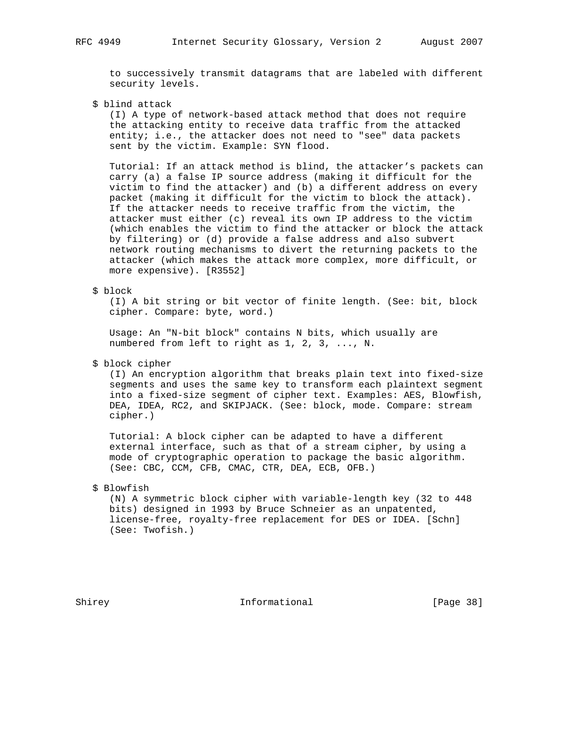to successively transmit datagrams that are labeled with different security levels.

$ blind attack

(I) A type of network-based attack method that does not require the attacking entity to receive data traffic from the attacked entity; i.e., the attacker does not need to "see" data packets sent by the victim. Example: SYN flood.

Tutorial: If an attack method is blind, the attacker's packets can carry (a) a false IP source address (making it difficult for the victim to find the attacker) and (b) a different address on every packet (making it difficult for the victim to block the attack). If the attacker needs to receive traffic from the victim, the attacker must either (c) reveal its own IP address to the victim (which enables the victim to find the attacker or block the attack by filtering) or (d) provide a false address and also subvert network routing mechanisms to divert the returning packets to the attacker (which makes the attack more complex, more difficult, or more expensive). [R3552]

$ block

(I) A bit string or bit vector of finite length. (See: bit, block cipher. Compare: byte, word.)

Usage: An "N-bit block" contains N bits, which usually are numbered from left to right as 1, 2, 3, ..., N.

$ block cipher

(I) An encryption algorithm that breaks plain text into fixed-size segments and uses the same key to transform each plaintext segment into a fixed-size segment of cipher text. Examples: AES, Blowfish, DEA, IDEA, RC2, and SKIPJACK. (See: block, mode. Compare: stream cipher.)

Tutorial: A block cipher can be adapted to have a different external interface, such as that of a stream cipher, by using a mode of cryptographic operation to package the basic algorithm. (See: CBC, CCM, CFB, CMAC, CTR, DEA, ECB, OFB.)

$ Blowfish

(N) A symmetric block cipher with variable-length key (32 to 448 bits) designed in 1993 by Bruce Schneier as an unpatented, license-free, royalty-free replacement for DES or IDEA. [Schn] (See: Twofish.)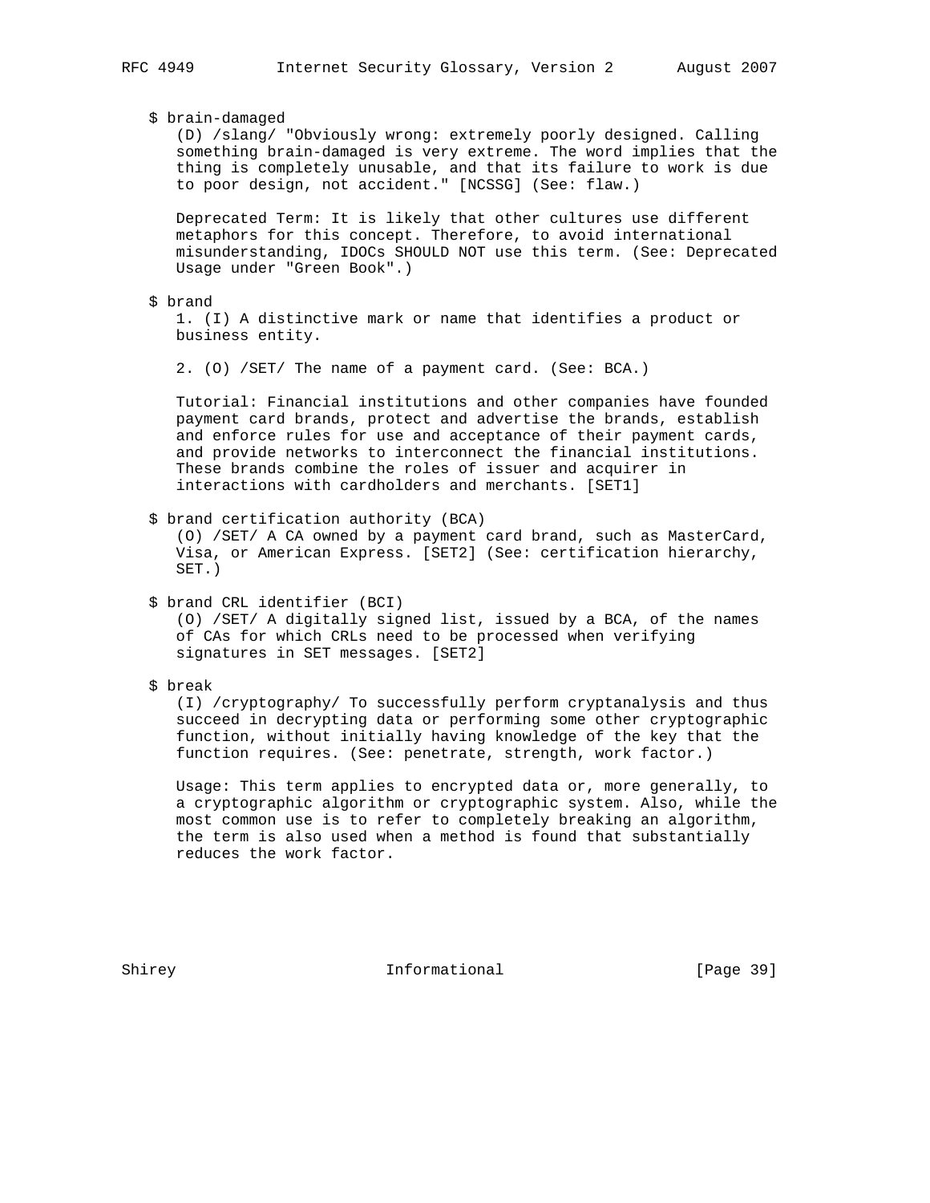$ brain-damaged

(D) /slang/ "Obviously wrong: extremely poorly designed. Calling something brain-damaged is very extreme. The word implies that the thing is completely unusable, and that its failure to work is due to poor design, not accident." [NCSSG] (See: flaw.)

Deprecated Term: It is likely that other cultures use different metaphors for this concept. Therefore, to avoid international misunderstanding, IDOCs SHOULD NOT use this term. (See: Deprecated Usage under "Green Book".)

$ brand

1. (I) A distinctive mark or name that identifies a product or business entity.

2. (O) /SET/ The name of a payment card. (See: BCA.)

Tutorial: Financial institutions and other companies have founded payment card brands, protect and advertise the brands, establish and enforce rules for use and acceptance of their payment cards, and provide networks to interconnect the financial institutions. These brands combine the roles of issuer and acquirer in interactions with cardholders and merchants. [SET1]

$ brand certification authority (BCA)

(O) /SET/ A CA owned by a payment card brand, such as MasterCard, Visa, or American Express. [SET2] (See: certification hierarchy, SET.)

$ brand CRL identifier (BCI)

(O) /SET/ A digitally signed list, issued by a BCA, of the names of CAs for which CRLs need to be processed when verifying signatures in SET messages. [SET2]

$ break

(I) /cryptography/ To successfully perform cryptanalysis and thus succeed in decrypting data or performing some other cryptographic function, without initially having knowledge of the key that the function requires. (See: penetrate, strength, work factor.)

Usage: This term applies to encrypted data or, more generally, to a cryptographic algorithm or cryptographic system. Also, while the most common use is to refer to completely breaking an algorithm, the term is also used when a method is found that substantially reduces the work factor.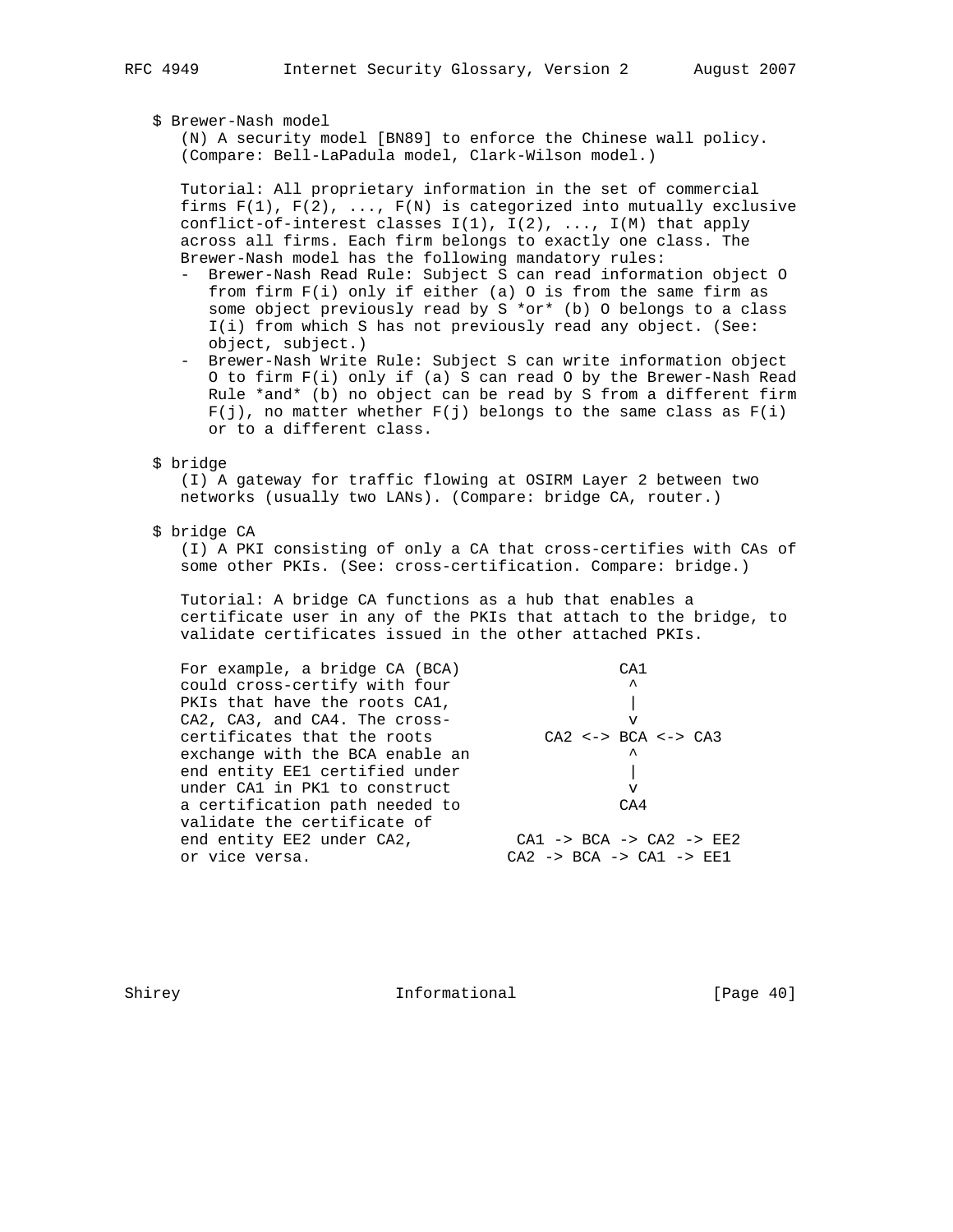$ Brewer-Nash model

(N) A security model [BN89] to enforce the Chinese wall policy. (Compare: Bell-LaPadula model, Clark-Wilson model.)

Tutorial: All proprietary information in the set of commercial firms F(1), F(2), ..., F(N) is categorized into mutually exclusive conflict-of-interest classes I(1), I(2), ..., I(M) that apply across all firms. Each firm belongs to exactly one class. The Brewer-Nash model has the following mandatory rules:

- Brewer-Nash Read Rule: Subject S can read information object O from firm F(i) only if either (a) O is from the same firm as some object previously read by S *or* (b) O belongs to a class I(i) from which S has not previously read any object. (See: object, subject.)
- Brewer-Nash Write Rule: Subject S can write information object O to firm F(i) only if (a) S can read O by the Brewer-Nash Read Rule *and* (b) no object can be read by S from a different firm F(j), no matter whether F(j) belongs to the same class as F(i) or to a different class.

$ bridge

(I) A gateway for traffic flowing at OSIRM Layer 2 between two networks (usually two LANs). (Compare: bridge CA, router.)

$ bridge CA

(I) A PKI consisting of only a CA that cross-certifies with CAs of some other PKIs. (See: cross-certification. Compare: bridge.)

Tutorial: A bridge CA functions as a hub that enables a certificate user in any of the PKIs that attach to the bridge, to validate certificates issued in the other attached PKIs.

For example, a bridge CA (BCA) could cross-certify with four PKIs that have the roots CA1, CA2, CA3, and CA4. The cross-certificates that the roots exchange with the BCA enable an end entity EE1 certified under under CA1 in PK1 to construct a certification path needed to validate the certificate of end entity EE2 under CA2, or vice versa.

```
             CA1
              ^
              |
              v
    CA2 <-> BCA <-> CA3
              ^
              |
              v
             CA4

  CA1 -> BCA -> CA2 -> EE2
 CA2 -> BCA -> CA1 -> EE1
```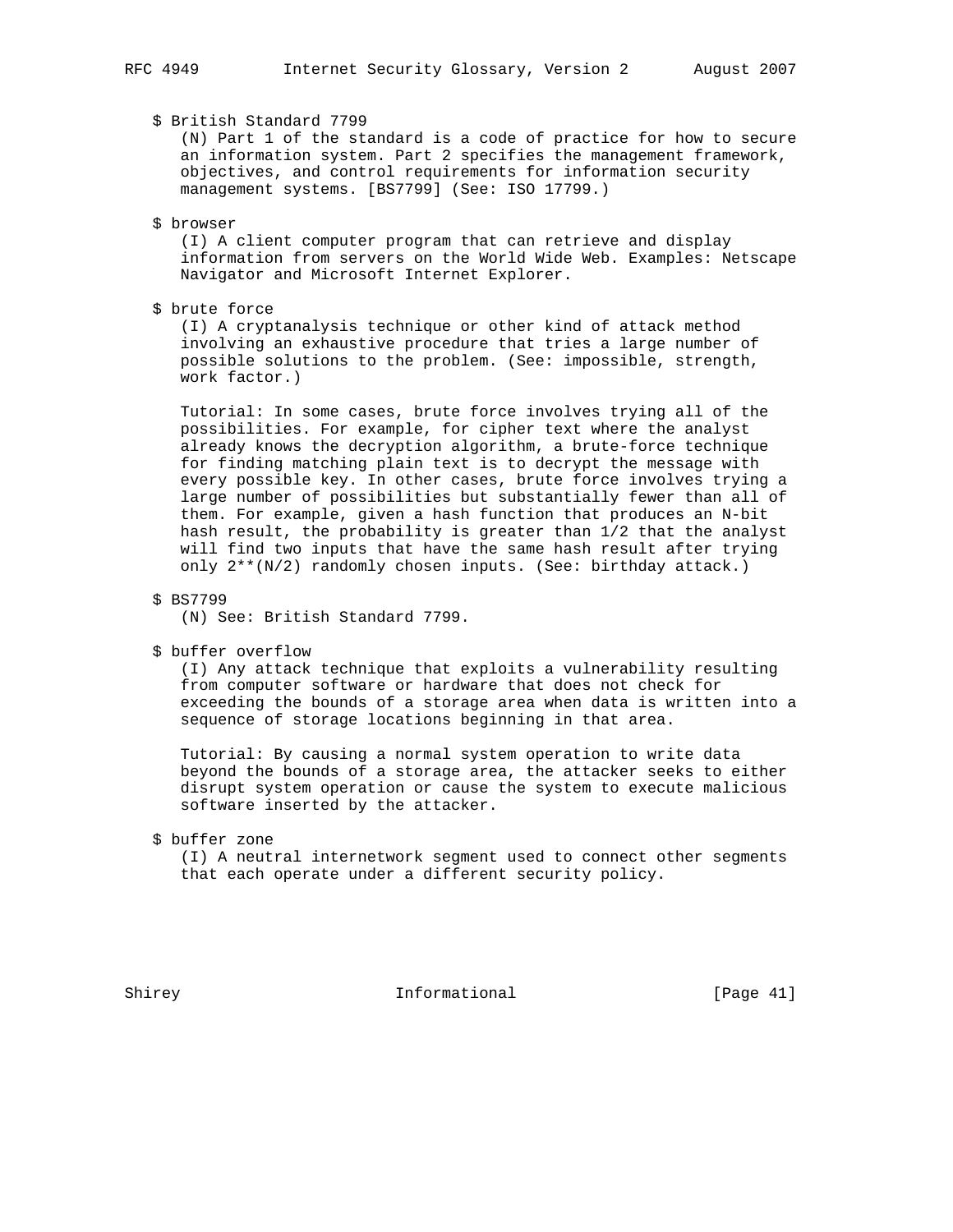$ British Standard 7799

(N) Part 1 of the standard is a code of practice for how to secure an information system. Part 2 specifies the management framework, objectives, and control requirements for information security management systems. [BS7799] (See: ISO 17799.)

$ browser

(I) A client computer program that can retrieve and display information from servers on the World Wide Web. Examples: Netscape Navigator and Microsoft Internet Explorer.

$ brute force

(I) A cryptanalysis technique or other kind of attack method involving an exhaustive procedure that tries a large number of possible solutions to the problem. (See: impossible, strength, work factor.)

Tutorial: In some cases, brute force involves trying all of the possibilities. For example, for cipher text where the analyst already knows the decryption algorithm, a brute-force technique for finding matching plain text is to decrypt the message with every possible key. In other cases, brute force involves trying a large number of possibilities but substantially fewer than all of them. For example, given a hash function that produces an N-bit hash result, the probability is greater than 1/2 that the analyst will find two inputs that have the same hash result after trying only 2**(N/2) randomly chosen inputs. (See: birthday attack.)

$ BS7799

(N) See: British Standard 7799.

$ buffer overflow

(I) Any attack technique that exploits a vulnerability resulting from computer software or hardware that does not check for exceeding the bounds of a storage area when data is written into a sequence of storage locations beginning in that area.

Tutorial: By causing a normal system operation to write data beyond the bounds of a storage area, the attacker seeks to either disrupt system operation or cause the system to execute malicious software inserted by the attacker.

$ buffer zone

(I) A neutral internetwork segment used to connect other segments that each operate under a different security policy.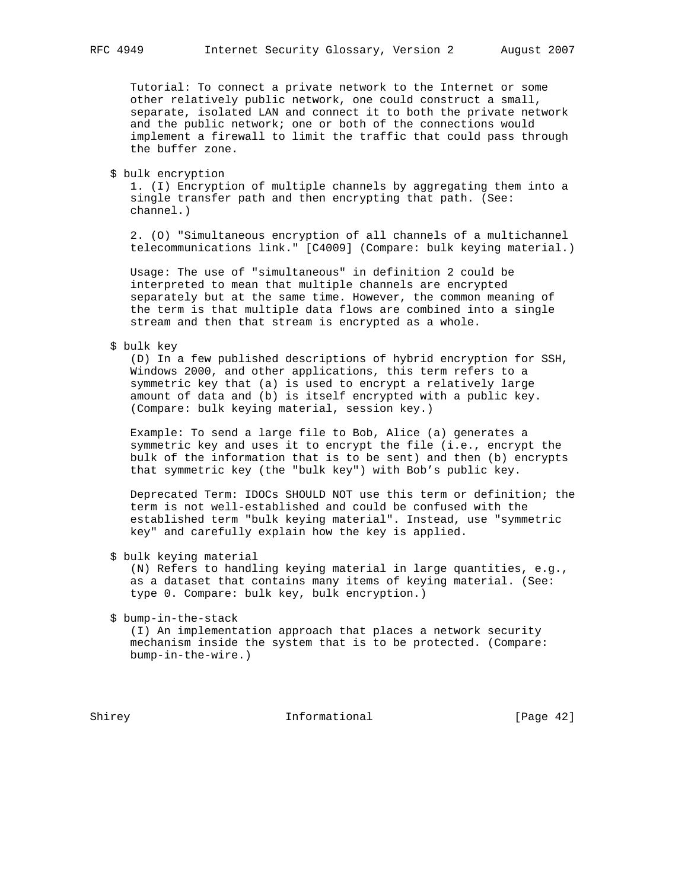Tutorial: To connect a private network to the Internet or some other relatively public network, one could construct a small, separate, isolated LAN and connect it to both the private network and the public network; one or both of the connections would implement a firewall to limit the traffic that could pass through the buffer zone.

$ bulk encryption

1. (I) Encryption of multiple channels by aggregating them into a single transfer path and then encrypting that path. (See: channel.)

2. (O) "Simultaneous encryption of all channels of a multichannel telecommunications link." [C4009] (Compare: bulk keying material.)

Usage: The use of "simultaneous" in definition 2 could be interpreted to mean that multiple channels are encrypted separately but at the same time. However, the common meaning of the term is that multiple data flows are combined into a single stream and then that stream is encrypted as a whole.

$ bulk key

(D) In a few published descriptions of hybrid encryption for SSH, Windows 2000, and other applications, this term refers to a symmetric key that (a) is used to encrypt a relatively large amount of data and (b) is itself encrypted with a public key. (Compare: bulk keying material, session key.)

Example: To send a large file to Bob, Alice (a) generates a symmetric key and uses it to encrypt the file (i.e., encrypt the bulk of the information that is to be sent) and then (b) encrypts that symmetric key (the "bulk key") with Bob's public key.

Deprecated Term: IDOCs SHOULD NOT use this term or definition; the term is not well-established and could be confused with the established term "bulk keying material". Instead, use "symmetric key" and carefully explain how the key is applied.

$ bulk keying material

(N) Refers to handling keying material in large quantities, e.g., as a dataset that contains many items of keying material. (See: type 0. Compare: bulk key, bulk encryption.)

$ bump-in-the-stack

(I) An implementation approach that places a network security mechanism inside the system that is to be protected. (Compare: bump-in-the-wire.)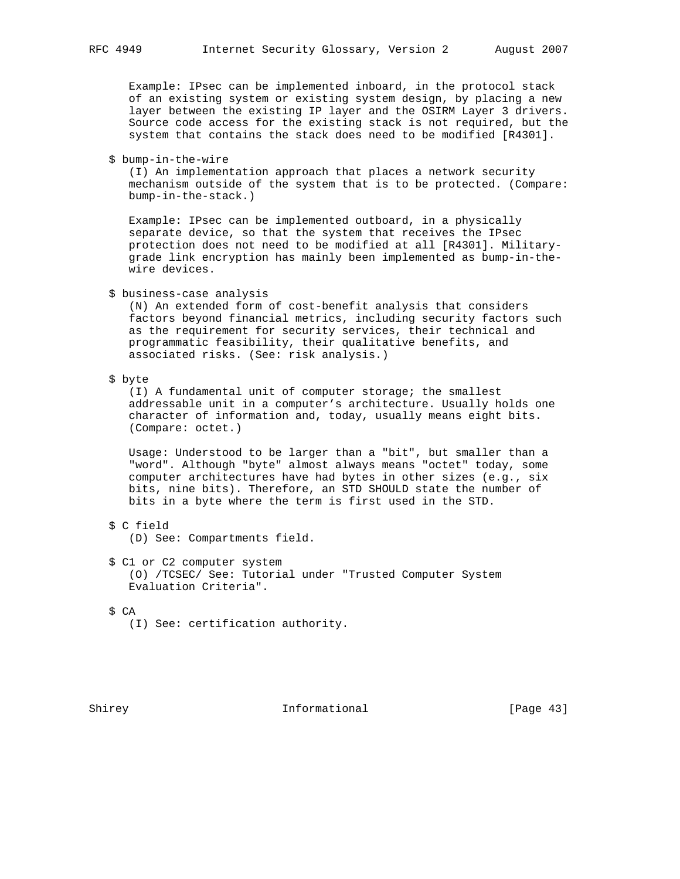Example: IPsec can be implemented inboard, in the protocol stack of an existing system or existing system design, by placing a new layer between the existing IP layer and the OSIRM Layer 3 drivers. Source code access for the existing stack is not required, but the system that contains the stack does need to be modified [R4301].

$ bump-in-the-wire

(I) An implementation approach that places a network security mechanism outside of the system that is to be protected. (Compare: bump-in-the-stack.)

Example: IPsec can be implemented outboard, in a physically separate device, so that the system that receives the IPsec protection does not need to be modified at all [R4301]. Military-grade link encryption has mainly been implemented as bump-in-the-wire devices.

$ business-case analysis

(N) An extended form of cost-benefit analysis that considers factors beyond financial metrics, including security factors such as the requirement for security services, their technical and programmatic feasibility, their qualitative benefits, and associated risks. (See: risk analysis.)

$ byte

(I) A fundamental unit of computer storage; the smallest addressable unit in a computer's architecture. Usually holds one character of information and, today, usually means eight bits. (Compare: octet.)

Usage: Understood to be larger than a "bit", but smaller than a "word". Although "byte" almost always means "octet" today, some computer architectures have had bytes in other sizes (e.g., six bits, nine bits). Therefore, an STD SHOULD state the number of bits in a byte where the term is first used in the STD.

$ C field

(D) See: Compartments field.

$ C1 or C2 computer system

(O) /TCSEC/ See: Tutorial under "Trusted Computer System Evaluation Criteria".

$ CA

(I) See: certification authority.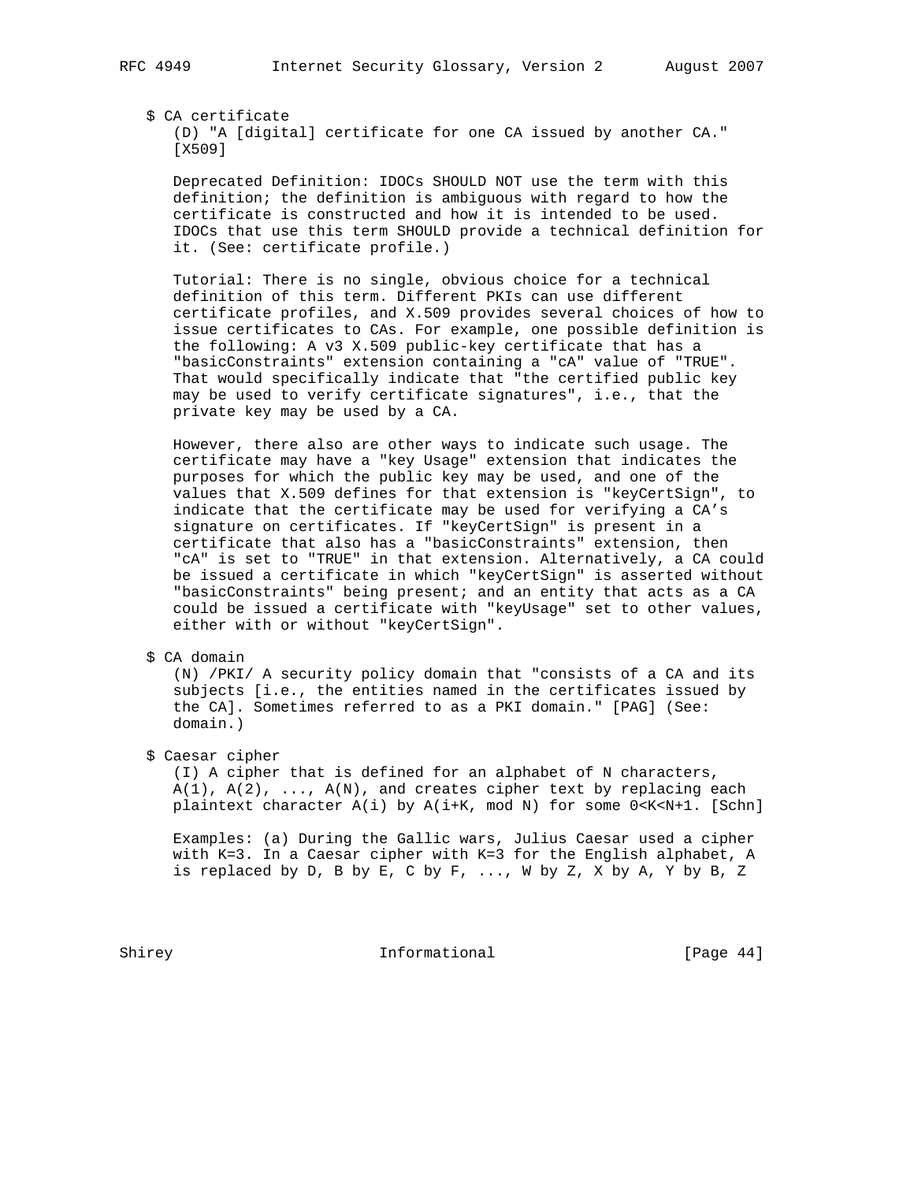$ CA certificate

(D) "A [digital] certificate for one CA issued by another CA." [X509]

Deprecated Definition: IDOCs SHOULD NOT use the term with this definition; the definition is ambiguous with regard to how the certificate is constructed and how it is intended to be used. IDOCs that use this term SHOULD provide a technical definition for it. (See: certificate profile.)

Tutorial: There is no single, obvious choice for a technical definition of this term. Different PKIs can use different certificate profiles, and X.509 provides several choices of how to issue certificates to CAs. For example, one possible definition is the following: A v3 X.509 public-key certificate that has a "basicConstraints" extension containing a "cA" value of "TRUE". That would specifically indicate that "the certified public key may be used to verify certificate signatures", i.e., that the private key may be used by a CA.

However, there also are other ways to indicate such usage. The certificate may have a "key Usage" extension that indicates the purposes for which the public key may be used, and one of the values that X.509 defines for that extension is "keyCertSign", to indicate that the certificate may be used for verifying a CA's signature on certificates. If "keyCertSign" is present in a certificate that also has a "basicConstraints" extension, then "cA" is set to "TRUE" in that extension. Alternatively, a CA could be issued a certificate in which "keyCertSign" is asserted without "basicConstraints" being present; and an entity that acts as a CA could be issued a certificate with "keyUsage" set to other values, either with or without "keyCertSign".

$ CA domain

(N) /PKI/ A security policy domain that "consists of a CA and its subjects [i.e., the entities named in the certificates issued by the CA]. Sometimes referred to as a PKI domain." [PAG] (See: domain.)

$ Caesar cipher

(I) A cipher that is defined for an alphabet of N characters, A(1), A(2), ..., A(N), and creates cipher text by replacing each plaintext character A(i) by A(i+K, mod N) for some 0<K<N+1. [Schn]

Examples: (a) During the Gallic wars, Julius Caesar used a cipher with K=3. In a Caesar cipher with K=3 for the English alphabet, A is replaced by D, B by E, C by F, ..., W by Z, X by A, Y by B, Z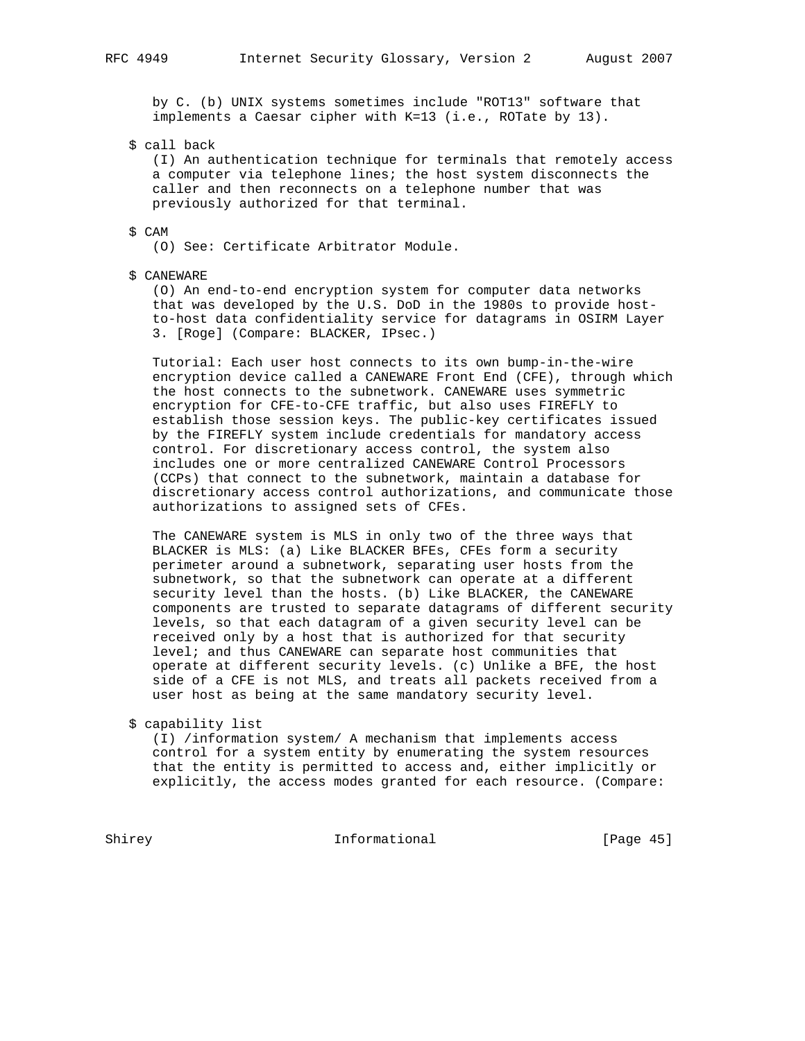by C. (b) UNIX systems sometimes include "ROT13" software that implements a Caesar cipher with K=13 (i.e., ROTate by 13).

$ call back
(I) An authentication technique for terminals that remotely access a computer via telephone lines; the host system disconnects the caller and then reconnects on a telephone number that was previously authorized for that terminal.

$ CAM
(O) See: Certificate Arbitrator Module.

$ CANEWARE
(O) An end-to-end encryption system for computer data networks that was developed by the U.S. DoD in the 1980s to provide host-to-host data confidentiality service for datagrams in OSIRM Layer 3. [Roge] (Compare: BLACKER, IPsec.)

Tutorial: Each user host connects to its own bump-in-the-wire encryption device called a CANEWARE Front End (CFE), through which the host connects to the subnetwork. CANEWARE uses symmetric encryption for CFE-to-CFE traffic, but also uses FIREFLY to establish those session keys. The public-key certificates issued by the FIREFLY system include credentials for mandatory access control. For discretionary access control, the system also includes one or more centralized CANEWARE Control Processors (CCPs) that connect to the subnetwork, maintain a database for discretionary access control authorizations, and communicate those authorizations to assigned sets of CFEs.

The CANEWARE system is MLS in only two of the three ways that BLACKER is MLS: (a) Like BLACKER BFEs, CFEs form a security perimeter around a subnetwork, separating user hosts from the subnetwork, so that the subnetwork can operate at a different security level than the hosts. (b) Like BLACKER, the CANEWARE components are trusted to separate datagrams of different security levels, so that each datagram of a given security level can be received only by a host that is authorized for that security level; and thus CANEWARE can separate host communities that operate at different security levels. (c) Unlike a BFE, the host side of a CFE is not MLS, and treats all packets received from a user host as being at the same mandatory security level.

$ capability list
(I) /information system/ A mechanism that implements access control for a system entity by enumerating the system resources that the entity is permitted to access and, either implicitly or explicitly, the access modes granted for each resource. (Compare: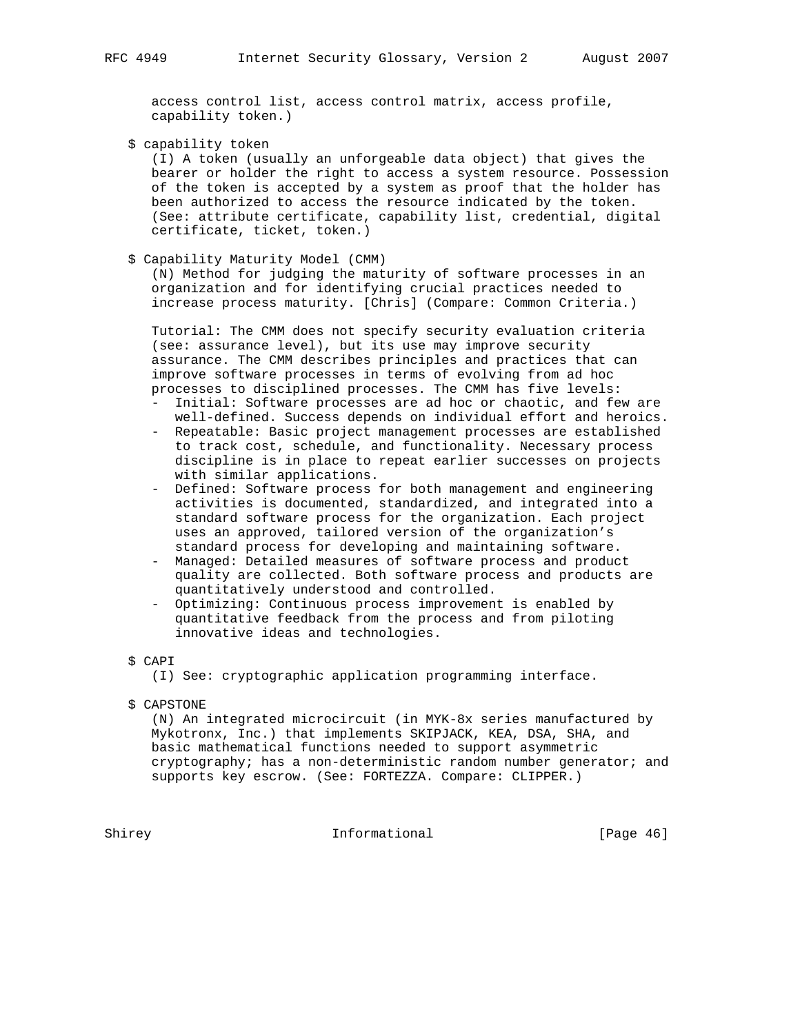access control list, access control matrix, access profile, capability token.)

$ capability token

(I) A token (usually an unforgeable data object) that gives the bearer or holder the right to access a system resource. Possession of the token is accepted by a system as proof that the holder has been authorized to access the resource indicated by the token. (See: attribute certificate, capability list, credential, digital certificate, ticket, token.)

$ Capability Maturity Model (CMM)

(N) Method for judging the maturity of software processes in an organization and for identifying crucial practices needed to increase process maturity. [Chris] (Compare: Common Criteria.)

Tutorial: The CMM does not specify security evaluation criteria (see: assurance level), but its use may improve security assurance. The CMM describes principles and practices that can improve software processes in terms of evolving from ad hoc processes to disciplined processes. The CMM has five levels:

- Initial: Software processes are ad hoc or chaotic, and few are well-defined. Success depends on individual effort and heroics.
- Repeatable: Basic project management processes are established to track cost, schedule, and functionality. Necessary process discipline is in place to repeat earlier successes on projects with similar applications.
- Defined: Software process for both management and engineering activities is documented, standardized, and integrated into a standard software process for the organization. Each project uses an approved, tailored version of the organization's standard process for developing and maintaining software.
- Managed: Detailed measures of software process and product quality are collected. Both software process and products are quantitatively understood and controlled.
- Optimizing: Continuous process improvement is enabled by quantitative feedback from the process and from piloting innovative ideas and technologies.

$ CAPI

(I) See: cryptographic application programming interface.

$ CAPSTONE

(N) An integrated microcircuit (in MYK-8x series manufactured by Mykotronx, Inc.) that implements SKIPJACK, KEA, DSA, SHA, and basic mathematical functions needed to support asymmetric cryptography; has a non-deterministic random number generator; and supports key escrow. (See: FORTEZZA. Compare: CLIPPER.)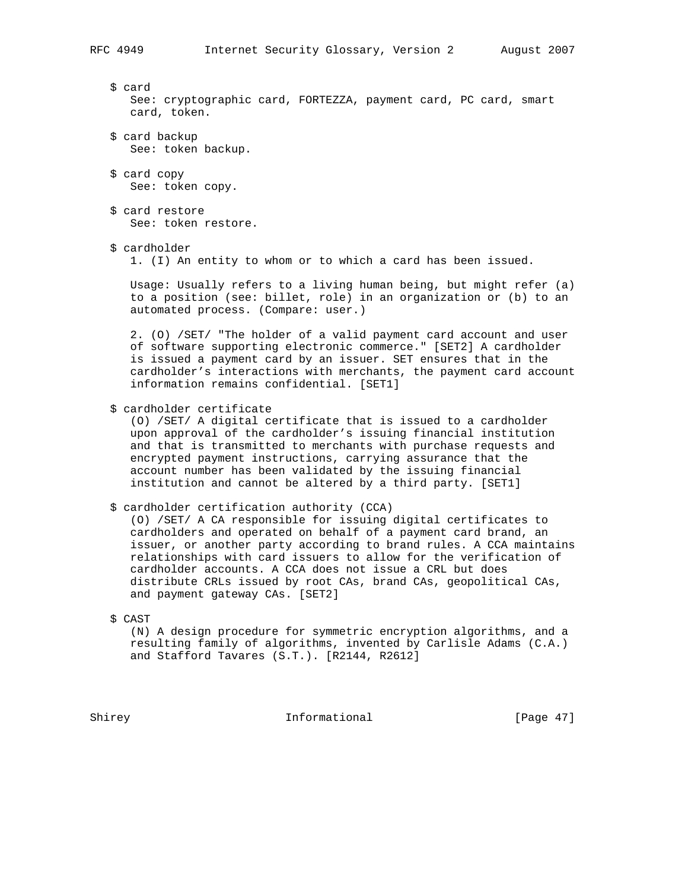$ card
See: cryptographic card, FORTEZZA, payment card, PC card, smart card, token.

$ card backup
See: token backup.

$ card copy
See: token copy.

$ card restore
See: token restore.

$ cardholder
1. (I) An entity to whom or to which a card has been issued.

Usage: Usually refers to a living human being, but might refer (a) to a position (see: billet, role) in an organization or (b) to an automated process. (Compare: user.)

2. (O) /SET/ "The holder of a valid payment card account and user of software supporting electronic commerce." [SET2] A cardholder is issued a payment card by an issuer. SET ensures that in the cardholder's interactions with merchants, the payment card account information remains confidential. [SET1]

$ cardholder certificate
(O) /SET/ A digital certificate that is issued to a cardholder upon approval of the cardholder's issuing financial institution and that is transmitted to merchants with purchase requests and encrypted payment instructions, carrying assurance that the account number has been validated by the issuing financial institution and cannot be altered by a third party. [SET1]

$ cardholder certification authority (CCA)
(O) /SET/ A CA responsible for issuing digital certificates to cardholders and operated on behalf of a payment card brand, an issuer, or another party according to brand rules. A CCA maintains relationships with card issuers to allow for the verification of cardholder accounts. A CCA does not issue a CRL but does distribute CRLs issued by root CAs, brand CAs, geopolitical CAs, and payment gateway CAs. [SET2]

$ CAST
(N) A design procedure for symmetric encryption algorithms, and a resulting family of algorithms, invented by Carlisle Adams (C.A.) and Stafford Tavares (S.T.). [R2144, R2612]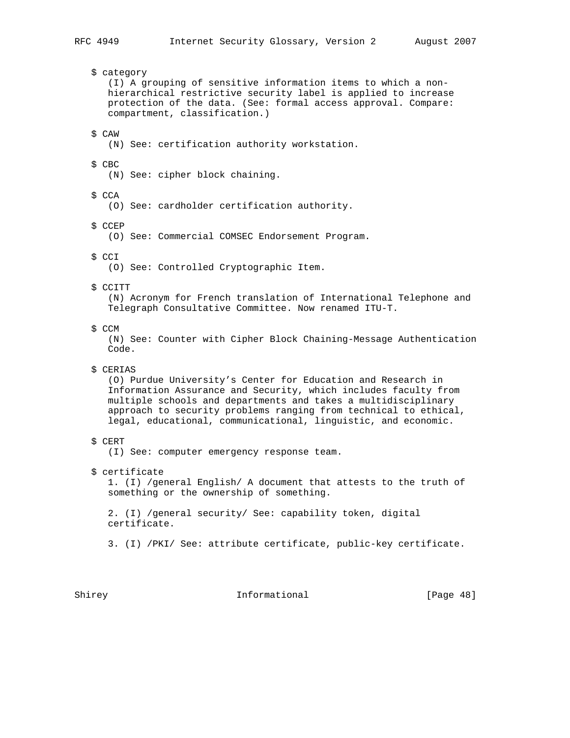$ category
(I) A grouping of sensitive information items to which a non-hierarchical restrictive security label is applied to increase protection of the data. (See: formal access approval. Compare: compartment, classification.)

$ CAW
(N) See: certification authority workstation.

$ CBC
(N) See: cipher block chaining.

$ CCA
(O) See: cardholder certification authority.

$ CCEP
(O) See: Commercial COMSEC Endorsement Program.

$ CCI
(O) See: Controlled Cryptographic Item.

$ CCITT
(N) Acronym for French translation of International Telephone and Telegraph Consultative Committee. Now renamed ITU-T.

$ CCM
(N) See: Counter with Cipher Block Chaining-Message Authentication Code.

$ CERIAS
(O) Purdue University's Center for Education and Research in Information Assurance and Security, which includes faculty from multiple schools and departments and takes a multidisciplinary approach to security problems ranging from technical to ethical, legal, educational, communicational, linguistic, and economic.

$ CERT
(I) See: computer emergency response team.

$ certificate
1. (I) /general English/ A document that attests to the truth of something or the ownership of something.

2. (I) /general security/ See: capability token, digital certificate.

3. (I) /PKI/ See: attribute certificate, public-key certificate.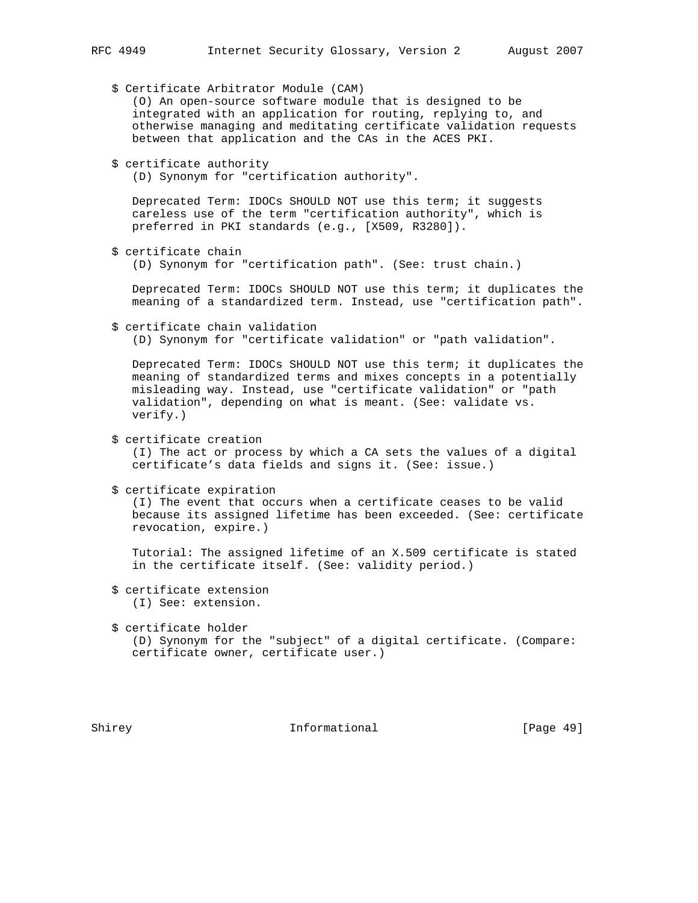$ Certificate Arbitrator Module (CAM)
(O) An open-source software module that is designed to be integrated with an application for routing, replying to, and otherwise managing and meditating certificate validation requests between that application and the CAs in the ACES PKI.

$ certificate authority
(D) Synonym for "certification authority".

Deprecated Term: IDOCs SHOULD NOT use this term; it suggests careless use of the term "certification authority", which is preferred in PKI standards (e.g., [X509, R3280]).

$ certificate chain
(D) Synonym for "certification path". (See: trust chain.)

Deprecated Term: IDOCs SHOULD NOT use this term; it duplicates the meaning of a standardized term. Instead, use "certification path".

$ certificate chain validation
(D) Synonym for "certificate validation" or "path validation".

Deprecated Term: IDOCs SHOULD NOT use this term; it duplicates the meaning of standardized terms and mixes concepts in a potentially misleading way. Instead, use "certificate validation" or "path validation", depending on what is meant. (See: validate vs. verify.)

$ certificate creation
(I) The act or process by which a CA sets the values of a digital certificate's data fields and signs it. (See: issue.)

$ certificate expiration
(I) The event that occurs when a certificate ceases to be valid because its assigned lifetime has been exceeded. (See: certificate revocation, expire.)

Tutorial: The assigned lifetime of an X.509 certificate is stated in the certificate itself. (See: validity period.)

$ certificate extension
(I) See: extension.

$ certificate holder
(D) Synonym for the "subject" of a digital certificate. (Compare: certificate owner, certificate user.)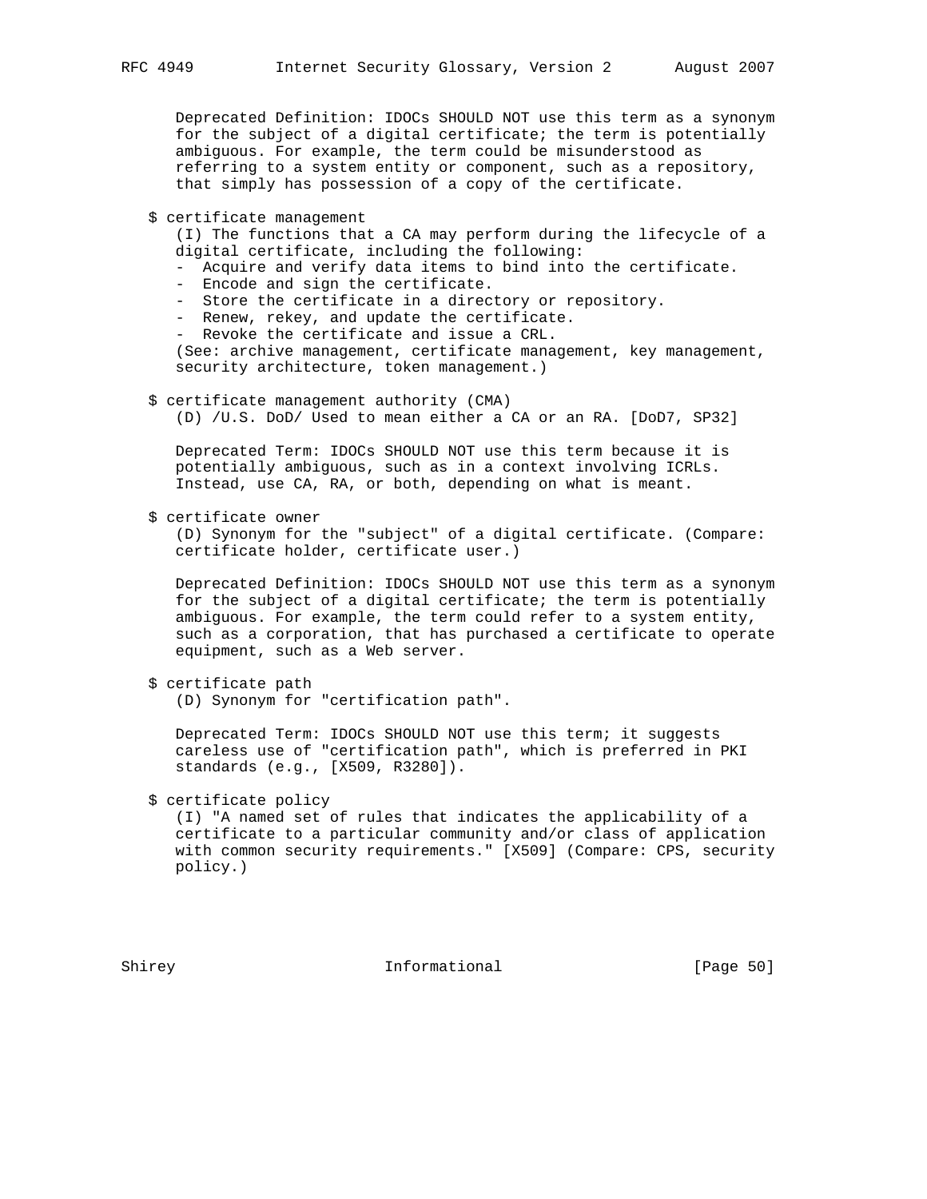Deprecated Definition: IDOCs SHOULD NOT use this term as a synonym for the subject of a digital certificate; the term is potentially ambiguous. For example, the term could be misunderstood as referring to a system entity or component, such as a repository, that simply has possession of a copy of the certificate.

$ certificate management

(I) The functions that a CA may perform during the lifecycle of a digital certificate, including the following:

- Acquire and verify data items to bind into the certificate.
- Encode and sign the certificate.
- Store the certificate in a directory or repository.
- Renew, rekey, and update the certificate.
- Revoke the certificate and issue a CRL.

(See: archive management, certificate management, key management, security architecture, token management.)

$ certificate management authority (CMA)

(D) /U.S. DoD/ Used to mean either a CA or an RA. [DoD7, SP32]

Deprecated Term: IDOCs SHOULD NOT use this term because it is potentially ambiguous, such as in a context involving ICRLs. Instead, use CA, RA, or both, depending on what is meant.

$ certificate owner

(D) Synonym for the "subject" of a digital certificate. (Compare: certificate holder, certificate user.)

Deprecated Definition: IDOCs SHOULD NOT use this term as a synonym for the subject of a digital certificate; the term is potentially ambiguous. For example, the term could refer to a system entity, such as a corporation, that has purchased a certificate to operate equipment, such as a Web server.

$ certificate path

(D) Synonym for "certification path".

Deprecated Term: IDOCs SHOULD NOT use this term; it suggests careless use of "certification path", which is preferred in PKI standards (e.g., [X509, R3280]).

$ certificate policy

(I) "A named set of rules that indicates the applicability of a certificate to a particular community and/or class of application with common security requirements." [X509] (Compare: CPS, security policy.)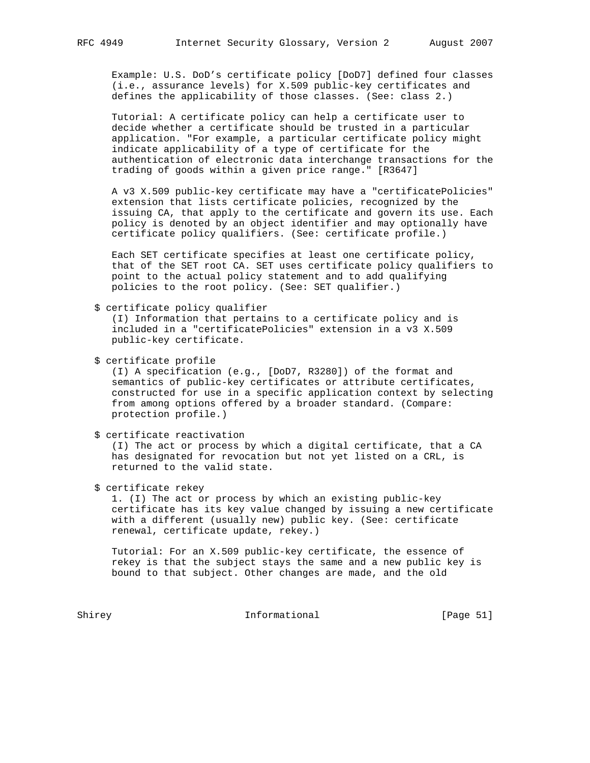Example: U.S. DoD's certificate policy [DoD7] defined four classes (i.e., assurance levels) for X.509 public-key certificates and defines the applicability of those classes. (See: class 2.)

Tutorial: A certificate policy can help a certificate user to decide whether a certificate should be trusted in a particular application. "For example, a particular certificate policy might indicate applicability of a type of certificate for the authentication of electronic data interchange transactions for the trading of goods within a given price range." [R3647]

A v3 X.509 public-key certificate may have a "certificatePolicies" extension that lists certificate policies, recognized by the issuing CA, that apply to the certificate and govern its use. Each policy is denoted by an object identifier and may optionally have certificate policy qualifiers. (See: certificate profile.)

Each SET certificate specifies at least one certificate policy, that of the SET root CA. SET uses certificate policy qualifiers to point to the actual policy statement and to add qualifying policies to the root policy. (See: SET qualifier.)

$ certificate policy qualifier
(I) Information that pertains to a certificate policy and is included in a "certificatePolicies" extension in a v3 X.509 public-key certificate.

$ certificate profile
(I) A specification (e.g., [DoD7, R3280]) of the format and semantics of public-key certificates or attribute certificates, constructed for use in a specific application context by selecting from among options offered by a broader standard. (Compare: protection profile.)

$ certificate reactivation
(I) The act or process by which a digital certificate, that a CA has designated for revocation but not yet listed on a CRL, is returned to the valid state.

$ certificate rekey
1. (I) The act or process by which an existing public-key certificate has its key value changed by issuing a new certificate with a different (usually new) public key. (See: certificate renewal, certificate update, rekey.)

Tutorial: For an X.509 public-key certificate, the essence of rekey is that the subject stays the same and a new public key is bound to that subject. Other changes are made, and the old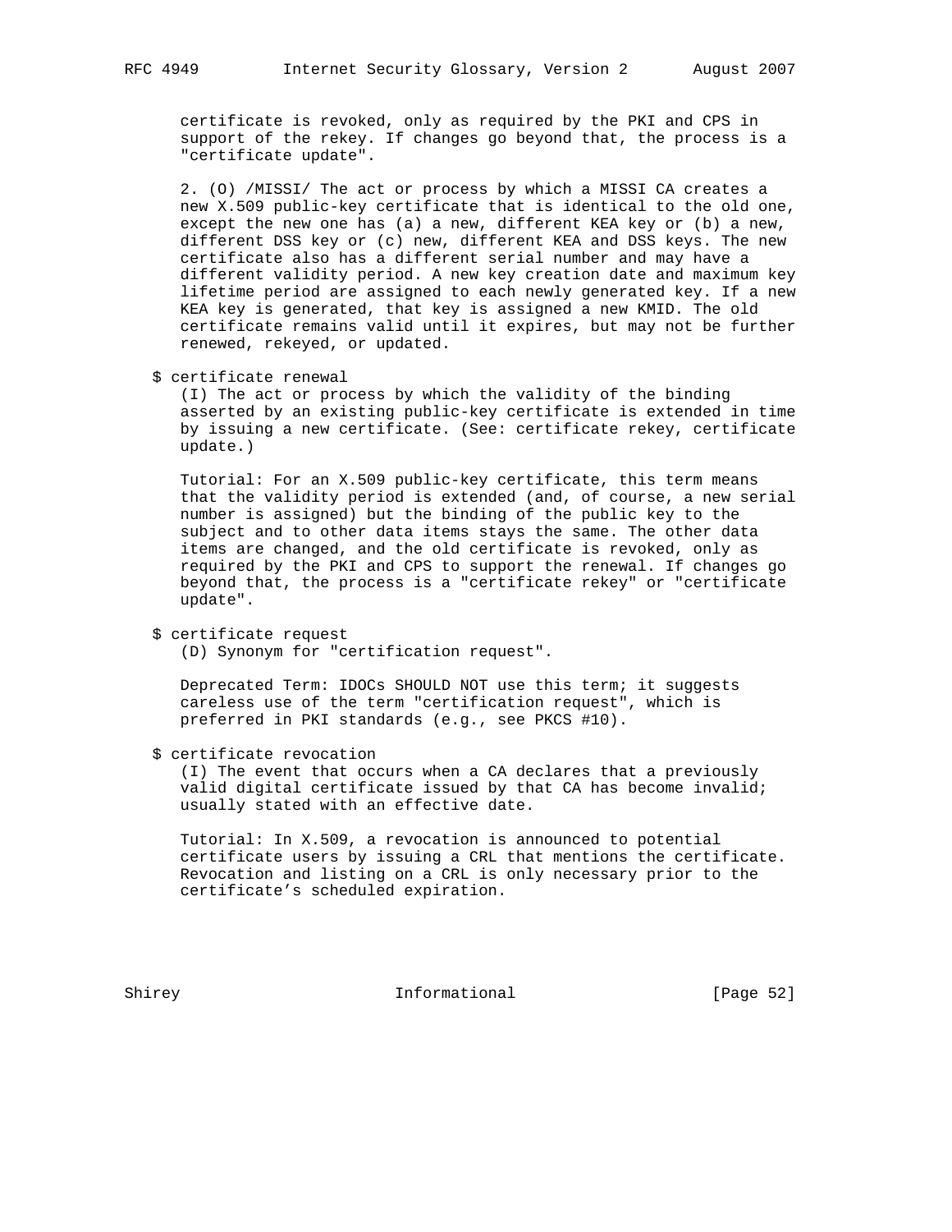certificate is revoked, only as required by the PKI and CPS in support of the rekey. If changes go beyond that, the process is a "certificate update".

2. (O) /MISSI/ The act or process by which a MISSI CA creates a new X.509 public-key certificate that is identical to the old one, except the new one has (a) a new, different KEA key or (b) a new, different DSS key or (c) new, different KEA and DSS keys. The new certificate also has a different serial number and may have a different validity period. A new key creation date and maximum key lifetime period are assigned to each newly generated key. If a new KEA key is generated, that key is assigned a new KMID. The old certificate remains valid until it expires, but may not be further renewed, rekeyed, or updated.

$ certificate renewal

(I) The act or process by which the validity of the binding asserted by an existing public-key certificate is extended in time by issuing a new certificate. (See: certificate rekey, certificate update.)

Tutorial: For an X.509 public-key certificate, this term means that the validity period is extended (and, of course, a new serial number is assigned) but the binding of the public key to the subject and to other data items stays the same. The other data items are changed, and the old certificate is revoked, only as required by the PKI and CPS to support the renewal. If changes go beyond that, the process is a "certificate rekey" or "certificate update".

$ certificate request

(D) Synonym for "certification request".

Deprecated Term: IDOCs SHOULD NOT use this term; it suggests careless use of the term "certification request", which is preferred in PKI standards (e.g., see PKCS #10).

$ certificate revocation

(I) The event that occurs when a CA declares that a previously valid digital certificate issued by that CA has become invalid; usually stated with an effective date.

Tutorial: In X.509, a revocation is announced to potential certificate users by issuing a CRL that mentions the certificate. Revocation and listing on a CRL is only necessary prior to the certificate's scheduled expiration.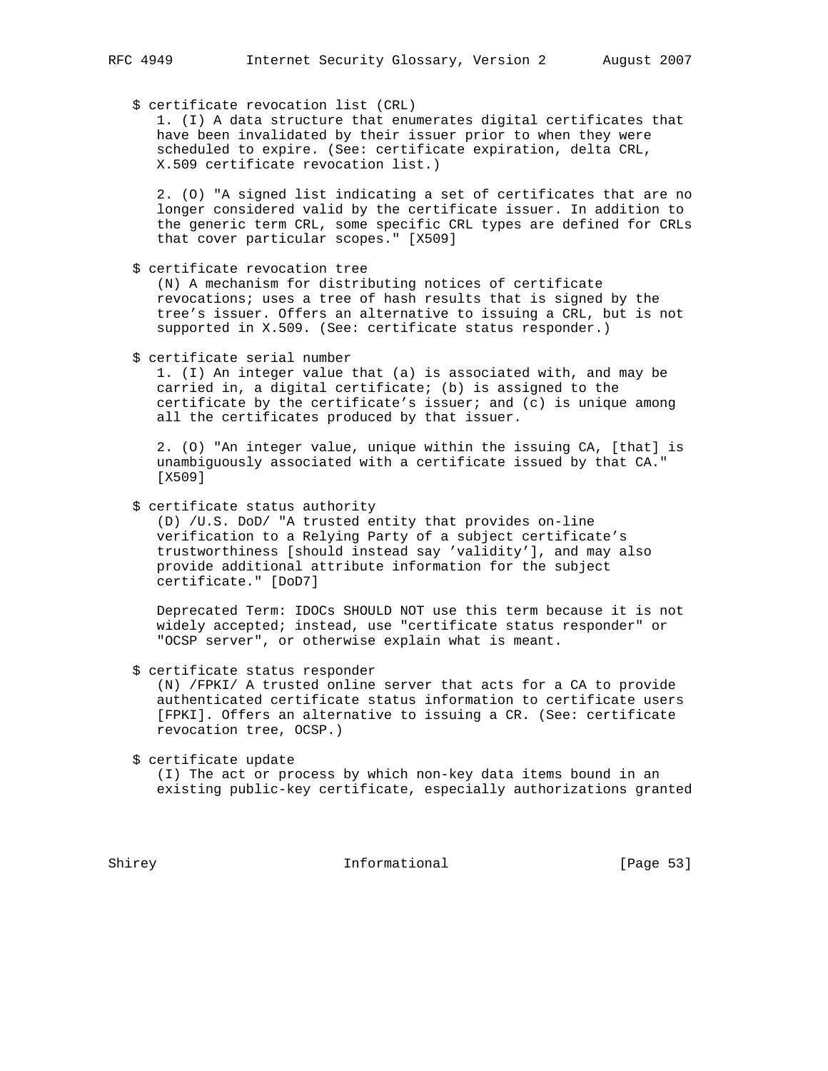$ certificate revocation list (CRL)

1. (I) A data structure that enumerates digital certificates that have been invalidated by their issuer prior to when they were scheduled to expire. (See: certificate expiration, delta CRL, X.509 certificate revocation list.)

2. (O) "A signed list indicating a set of certificates that are no longer considered valid by the certificate issuer. In addition to the generic term CRL, some specific CRL types are defined for CRLs that cover particular scopes." [X509]

$ certificate revocation tree

(N) A mechanism for distributing notices of certificate revocations; uses a tree of hash results that is signed by the tree's issuer. Offers an alternative to issuing a CRL, but is not supported in X.509. (See: certificate status responder.)

$ certificate serial number

1. (I) An integer value that (a) is associated with, and may be carried in, a digital certificate; (b) is assigned to the certificate by the certificate's issuer; and (c) is unique among all the certificates produced by that issuer.

2. (O) "An integer value, unique within the issuing CA, [that] is unambiguously associated with a certificate issued by that CA." [X509]

$ certificate status authority

(D) /U.S. DoD/ "A trusted entity that provides on-line verification to a Relying Party of a subject certificate's trustworthiness [should instead say 'validity'], and may also provide additional attribute information for the subject certificate." [DoD7]

Deprecated Term: IDOCs SHOULD NOT use this term because it is not widely accepted; instead, use "certificate status responder" or "OCSP server", or otherwise explain what is meant.

$ certificate status responder

(N) /FPKI/ A trusted online server that acts for a CA to provide authenticated certificate status information to certificate users [FPKI]. Offers an alternative to issuing a CR. (See: certificate revocation tree, OCSP.)

$ certificate update

(I) The act or process by which non-key data items bound in an existing public-key certificate, especially authorizations granted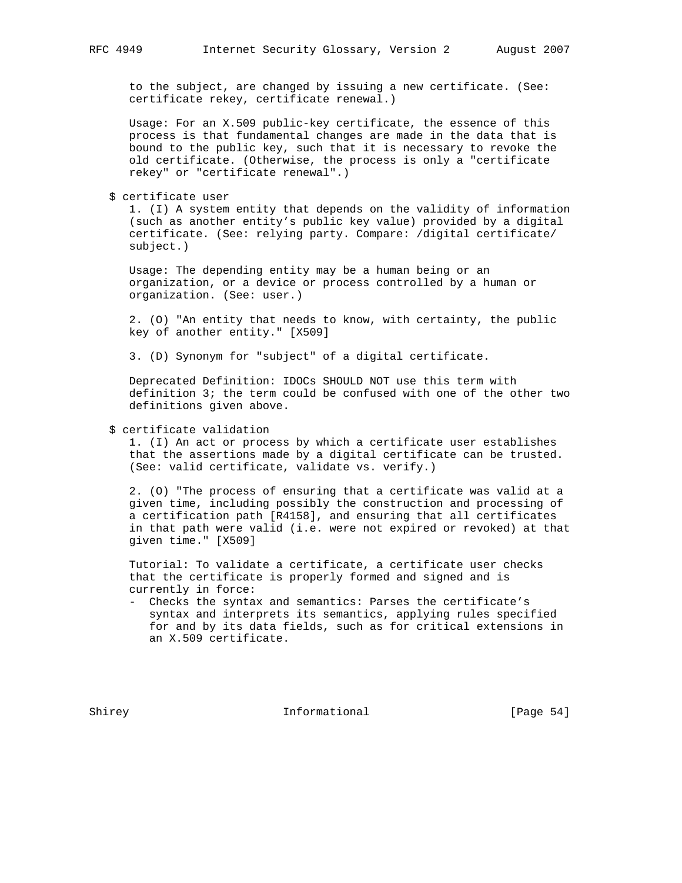to the subject, are changed by issuing a new certificate. (See: certificate rekey, certificate renewal.)

Usage: For an X.509 public-key certificate, the essence of this process is that fundamental changes are made in the data that is bound to the public key, such that it is necessary to revoke the old certificate. (Otherwise, the process is only a "certificate rekey" or "certificate renewal".)

$ certificate user

1. (I) A system entity that depends on the validity of information (such as another entity's public key value) provided by a digital certificate. (See: relying party. Compare: /digital certificate/ subject.)

Usage: The depending entity may be a human being or an organization, or a device or process controlled by a human or organization. (See: user.)

2. (O) "An entity that needs to know, with certainty, the public key of another entity." [X509]

3. (D) Synonym for "subject" of a digital certificate.

Deprecated Definition: IDOCs SHOULD NOT use this term with definition 3; the term could be confused with one of the other two definitions given above.

$ certificate validation

1. (I) An act or process by which a certificate user establishes that the assertions made by a digital certificate can be trusted. (See: valid certificate, validate vs. verify.)

2. (O) "The process of ensuring that a certificate was valid at a given time, including possibly the construction and processing of a certification path [R4158], and ensuring that all certificates in that path were valid (i.e. were not expired or revoked) at that given time." [X509]

Tutorial: To validate a certificate, a certificate user checks that the certificate is properly formed and signed and is currently in force:

- Checks the syntax and semantics: Parses the certificate's syntax and interprets its semantics, applying rules specified for and by its data fields, such as for critical extensions in an X.509 certificate.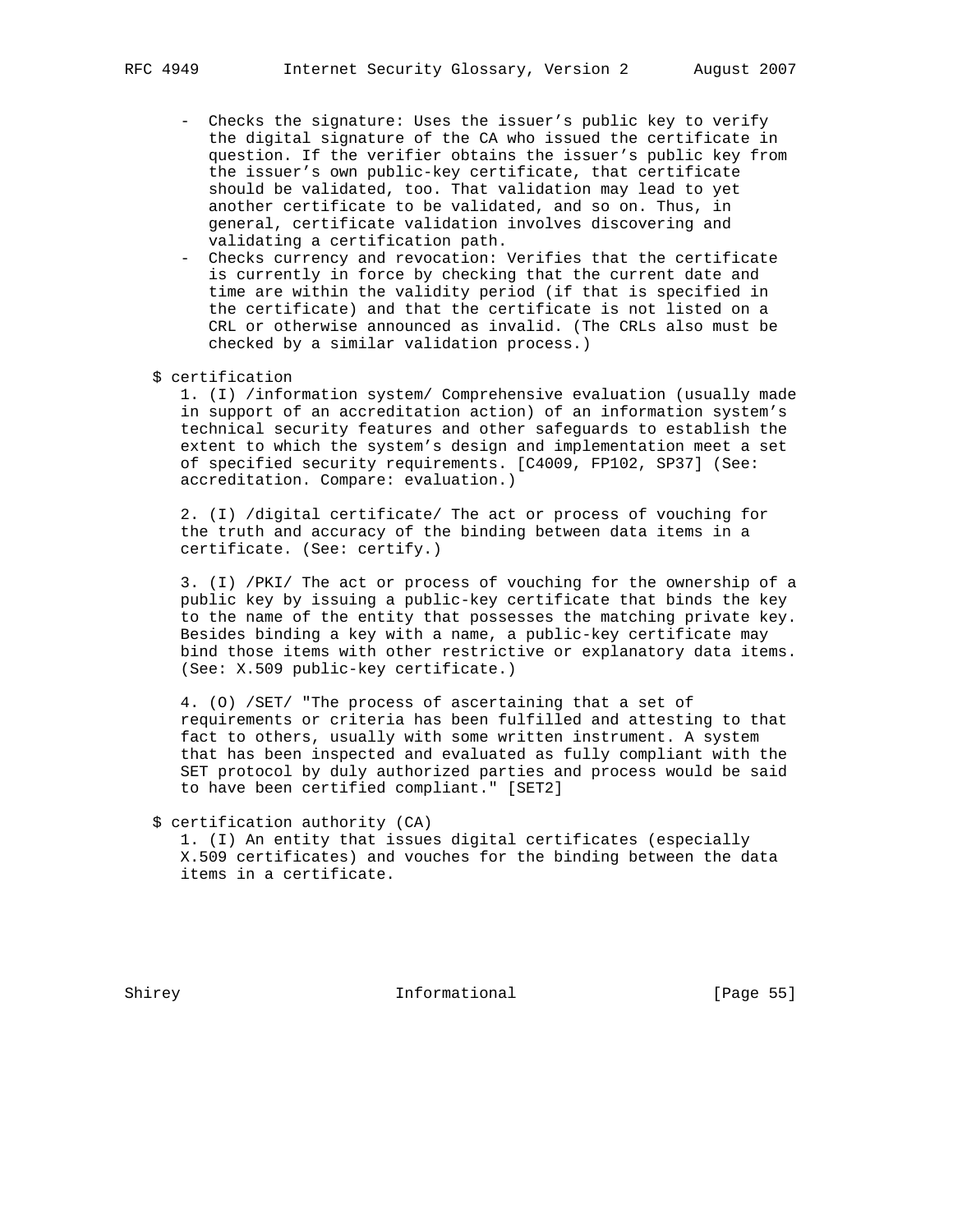- Checks the signature: Uses the issuer's public key to verify the digital signature of the CA who issued the certificate in question. If the verifier obtains the issuer's public key from the issuer's own public-key certificate, that certificate should be validated, too. That validation may lead to yet another certificate to be validated, and so on. Thus, in general, certificate validation involves discovering and validating a certification path.
- Checks currency and revocation: Verifies that the certificate is currently in force by checking that the current date and time are within the validity period (if that is specified in the certificate) and that the certificate is not listed on a CRL or otherwise announced as invalid. (The CRLs also must be checked by a similar validation process.)

$ certification

1. (I) /information system/ Comprehensive evaluation (usually made in support of an accreditation action) of an information system's technical security features and other safeguards to establish the extent to which the system's design and implementation meet a set of specified security requirements. [C4009, FP102, SP37] (See: accreditation. Compare: evaluation.)

2. (I) /digital certificate/ The act or process of vouching for the truth and accuracy of the binding between data items in a certificate. (See: certify.)

3. (I) /PKI/ The act or process of vouching for the ownership of a public key by issuing a public-key certificate that binds the key to the name of the entity that possesses the matching private key. Besides binding a key with a name, a public-key certificate may bind those items with other restrictive or explanatory data items. (See: X.509 public-key certificate.)

4. (O) /SET/ "The process of ascertaining that a set of requirements or criteria has been fulfilled and attesting to that fact to others, usually with some written instrument. A system that has been inspected and evaluated as fully compliant with the SET protocol by duly authorized parties and process would be said to have been certified compliant." [SET2]

$ certification authority (CA)

1. (I) An entity that issues digital certificates (especially X.509 certificates) and vouches for the binding between the data items in a certificate.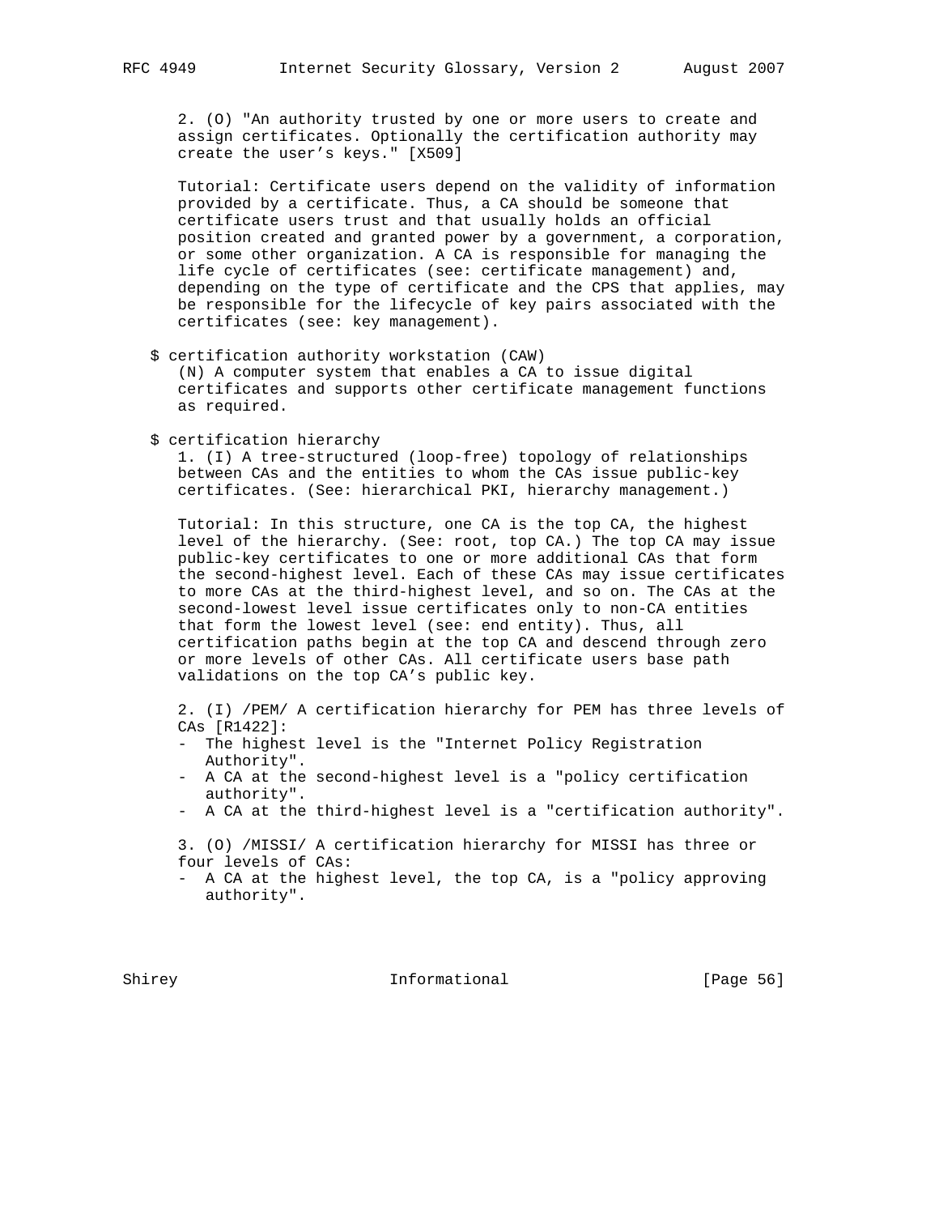2. (O) "An authority trusted by one or more users to create and assign certificates. Optionally the certification authority may create the user's keys." [X509]

Tutorial: Certificate users depend on the validity of information provided by a certificate. Thus, a CA should be someone that certificate users trust and that usually holds an official position created and granted power by a government, a corporation, or some other organization. A CA is responsible for managing the life cycle of certificates (see: certificate management) and, depending on the type of certificate and the CPS that applies, may be responsible for the lifecycle of key pairs associated with the certificates (see: key management).

$ certification authority workstation (CAW)

(N) A computer system that enables a CA to issue digital certificates and supports other certificate management functions as required.

$ certification hierarchy

1. (I) A tree-structured (loop-free) topology of relationships between CAs and the entities to whom the CAs issue public-key certificates. (See: hierarchical PKI, hierarchy management.)

Tutorial: In this structure, one CA is the top CA, the highest level of the hierarchy. (See: root, top CA.) The top CA may issue public-key certificates to one or more additional CAs that form the second-highest level. Each of these CAs may issue certificates to more CAs at the third-highest level, and so on. The CAs at the second-lowest level issue certificates only to non-CA entities that form the lowest level (see: end entity). Thus, all certification paths begin at the top CA and descend through zero or more levels of other CAs. All certificate users base path validations on the top CA's public key.

2. (I) /PEM/ A certification hierarchy for PEM has three levels of CAs [R1422]:

- The highest level is the "Internet Policy Registration Authority".
- A CA at the second-highest level is a "policy certification authority".
- A CA at the third-highest level is a "certification authority".

3. (O) /MISSI/ A certification hierarchy for MISSI has three or four levels of CAs:

- A CA at the highest level, the top CA, is a "policy approving authority".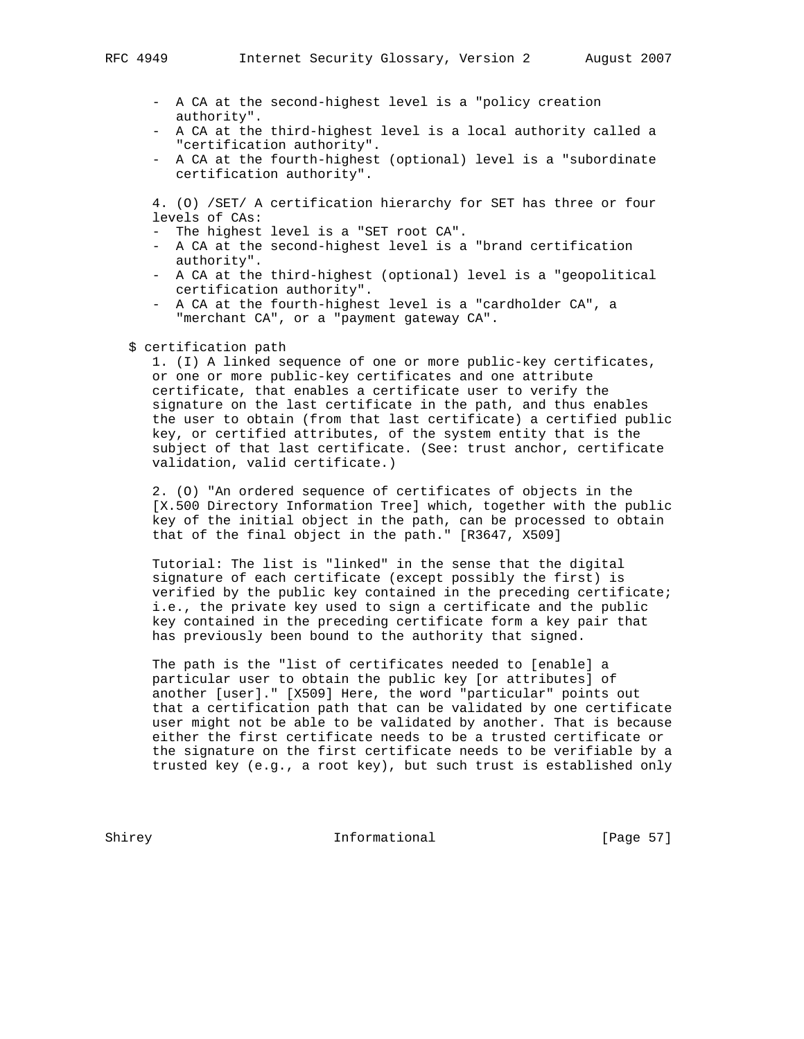- A CA at the second-highest level is a "policy creation authority".
- A CA at the third-highest level is a local authority called a "certification authority".
- A CA at the fourth-highest (optional) level is a "subordinate certification authority".

4. (O) /SET/ A certification hierarchy for SET has three or four levels of CAs:

- The highest level is a "SET root CA".
- A CA at the second-highest level is a "brand certification authority".
- A CA at the third-highest (optional) level is a "geopolitical certification authority".
- A CA at the fourth-highest level is a "cardholder CA", a "merchant CA", or a "payment gateway CA".

$ certification path

1. (I) A linked sequence of one or more public-key certificates, or one or more public-key certificates and one attribute certificate, that enables a certificate user to verify the signature on the last certificate in the path, and thus enables the user to obtain (from that last certificate) a certified public key, or certified attributes, of the system entity that is the subject of that last certificate. (See: trust anchor, certificate validation, valid certificate.)

2. (O) "An ordered sequence of certificates of objects in the [X.500 Directory Information Tree] which, together with the public key of the initial object in the path, can be processed to obtain that of the final object in the path." [R3647, X509]

Tutorial: The list is "linked" in the sense that the digital signature of each certificate (except possibly the first) is verified by the public key contained in the preceding certificate; i.e., the private key used to sign a certificate and the public key contained in the preceding certificate form a key pair that has previously been bound to the authority that signed.

The path is the "list of certificates needed to [enable] a particular user to obtain the public key [or attributes] of another [user]." [X509] Here, the word "particular" points out that a certification path that can be validated by one certificate user might not be able to be validated by another. That is because either the first certificate needs to be a trusted certificate or the signature on the first certificate needs to be verifiable by a trusted key (e.g., a root key), but such trust is established only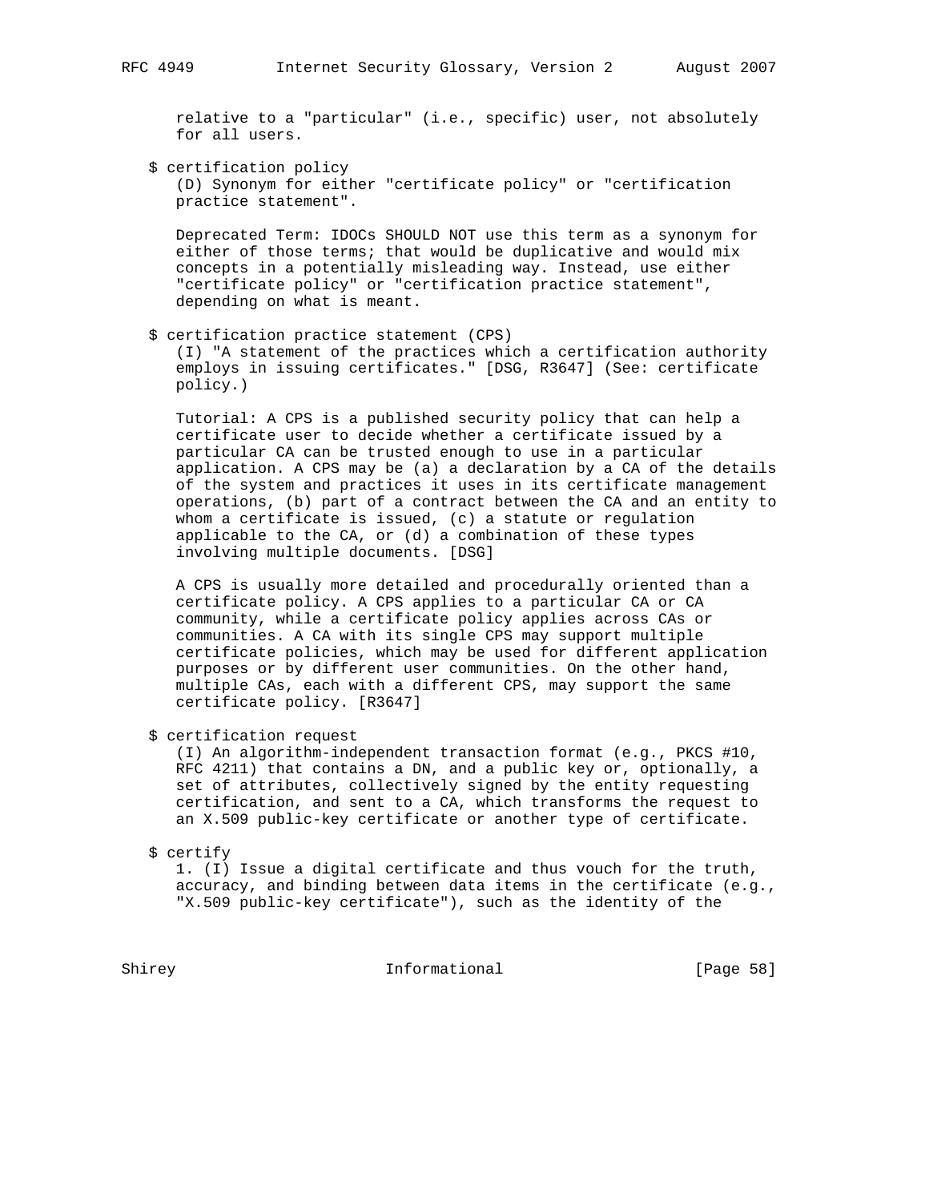relative to a "particular" (i.e., specific) user, not absolutely for all users.

$ certification policy

(D) Synonym for either "certificate policy" or "certification practice statement".

Deprecated Term: IDOCs SHOULD NOT use this term as a synonym for either of those terms; that would be duplicative and would mix concepts in a potentially misleading way. Instead, use either "certificate policy" or "certification practice statement", depending on what is meant.

$ certification practice statement (CPS)

(I) "A statement of the practices which a certification authority employs in issuing certificates." [DSG, R3647] (See: certificate policy.)

Tutorial: A CPS is a published security policy that can help a certificate user to decide whether a certificate issued by a particular CA can be trusted enough to use in a particular application. A CPS may be (a) a declaration by a CA of the details of the system and practices it uses in its certificate management operations, (b) part of a contract between the CA and an entity to whom a certificate is issued, (c) a statute or regulation applicable to the CA, or (d) a combination of these types involving multiple documents. [DSG]

A CPS is usually more detailed and procedurally oriented than a certificate policy. A CPS applies to a particular CA or CA community, while a certificate policy applies across CAs or communities. A CA with its single CPS may support multiple certificate policies, which may be used for different application purposes or by different user communities. On the other hand, multiple CAs, each with a different CPS, may support the same certificate policy. [R3647]

$ certification request

(I) An algorithm-independent transaction format (e.g., PKCS #10, RFC 4211) that contains a DN, and a public key or, optionally, a set of attributes, collectively signed by the entity requesting certification, and sent to a CA, which transforms the request to an X.509 public-key certificate or another type of certificate.

$ certify

1. (I) Issue a digital certificate and thus vouch for the truth, accuracy, and binding between data items in the certificate (e.g., "X.509 public-key certificate"), such as the identity of the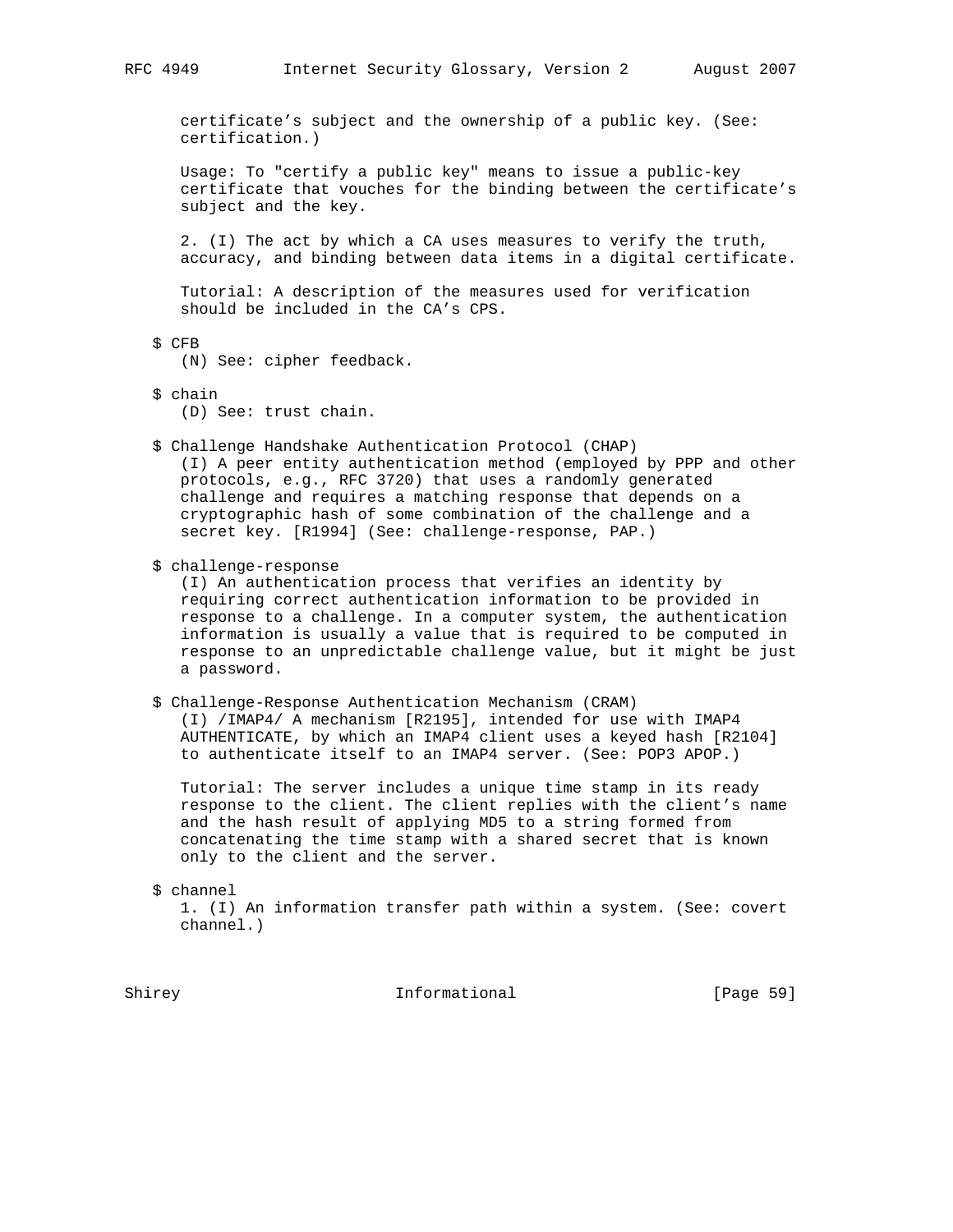certificate's subject and the ownership of a public key. (See: certification.)

Usage: To "certify a public key" means to issue a public-key certificate that vouches for the binding between the certificate's subject and the key.

2. (I) The act by which a CA uses measures to verify the truth, accuracy, and binding between data items in a digital certificate.

Tutorial: A description of the measures used for verification should be included in the CA's CPS.

$ CFB
(N) See: cipher feedback.

$ chain
(D) See: trust chain.

$ Challenge Handshake Authentication Protocol (CHAP)
(I) A peer entity authentication method (employed by PPP and other protocols, e.g., RFC 3720) that uses a randomly generated challenge and requires a matching response that depends on a cryptographic hash of some combination of the challenge and a secret key. [R1994] (See: challenge-response, PAP.)

$ challenge-response
(I) An authentication process that verifies an identity by requiring correct authentication information to be provided in response to a challenge. In a computer system, the authentication information is usually a value that is required to be computed in response to an unpredictable challenge value, but it might be just a password.

$ Challenge-Response Authentication Mechanism (CRAM)
(I) /IMAP4/ A mechanism [R2195], intended for use with IMAP4 AUTHENTICATE, by which an IMAP4 client uses a keyed hash [R2104] to authenticate itself to an IMAP4 server. (See: POP3 APOP.)

Tutorial: The server includes a unique time stamp in its ready response to the client. The client replies with the client's name and the hash result of applying MD5 to a string formed from concatenating the time stamp with a shared secret that is known only to the client and the server.

$ channel
1. (I) An information transfer path within a system. (See: covert channel.)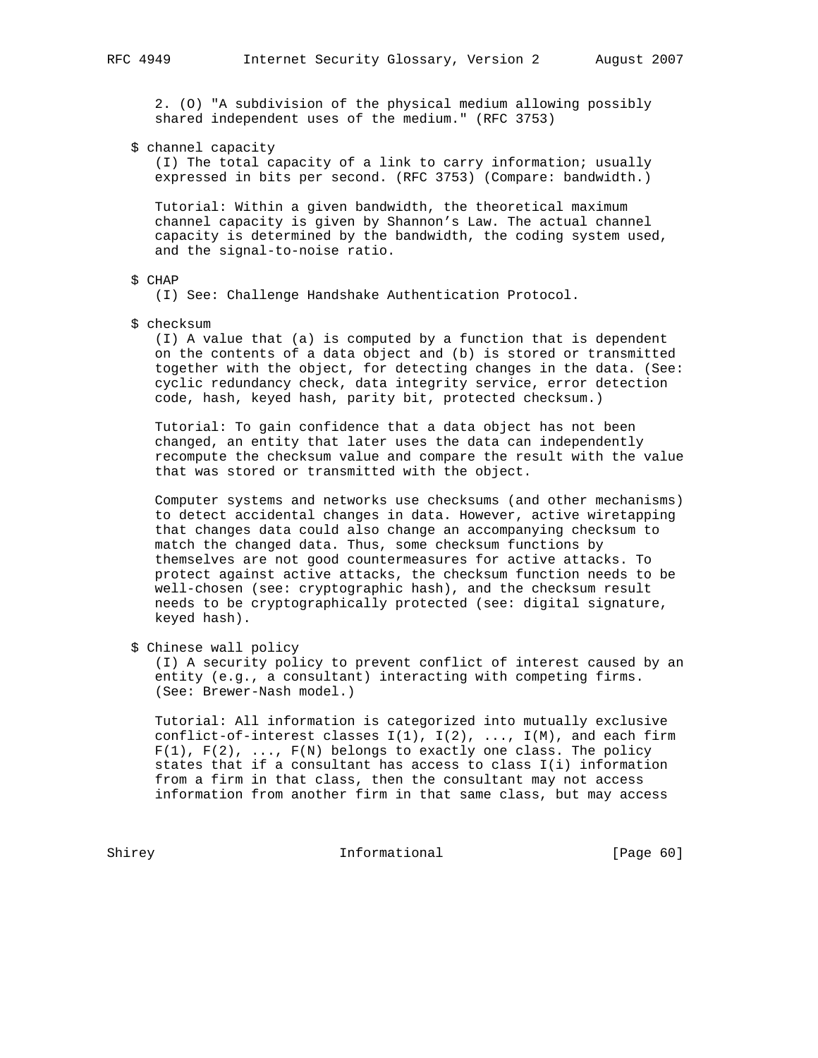2. (O) "A subdivision of the physical medium allowing possibly shared independent uses of the medium." (RFC 3753)

$ channel capacity

(I) The total capacity of a link to carry information; usually expressed in bits per second. (RFC 3753) (Compare: bandwidth.)

Tutorial: Within a given bandwidth, the theoretical maximum channel capacity is given by Shannon's Law. The actual channel capacity is determined by the bandwidth, the coding system used, and the signal-to-noise ratio.

$ CHAP

(I) See: Challenge Handshake Authentication Protocol.

$ checksum

(I) A value that (a) is computed by a function that is dependent on the contents of a data object and (b) is stored or transmitted together with the object, for detecting changes in the data. (See: cyclic redundancy check, data integrity service, error detection code, hash, keyed hash, parity bit, protected checksum.)

Tutorial: To gain confidence that a data object has not been changed, an entity that later uses the data can independently recompute the checksum value and compare the result with the value that was stored or transmitted with the object.

Computer systems and networks use checksums (and other mechanisms) to detect accidental changes in data. However, active wiretapping that changes data could also change an accompanying checksum to match the changed data. Thus, some checksum functions by themselves are not good countermeasures for active attacks. To protect against active attacks, the checksum function needs to be well-chosen (see: cryptographic hash), and the checksum result needs to be cryptographically protected (see: digital signature, keyed hash).

$ Chinese wall policy

(I) A security policy to prevent conflict of interest caused by an entity (e.g., a consultant) interacting with competing firms. (See: Brewer-Nash model.)

Tutorial: All information is categorized into mutually exclusive conflict-of-interest classes I(1), I(2), ..., I(M), and each firm F(1), F(2), ..., F(N) belongs to exactly one class. The policy states that if a consultant has access to class I(i) information from a firm in that class, then the consultant may not access information from another firm in that same class, but may access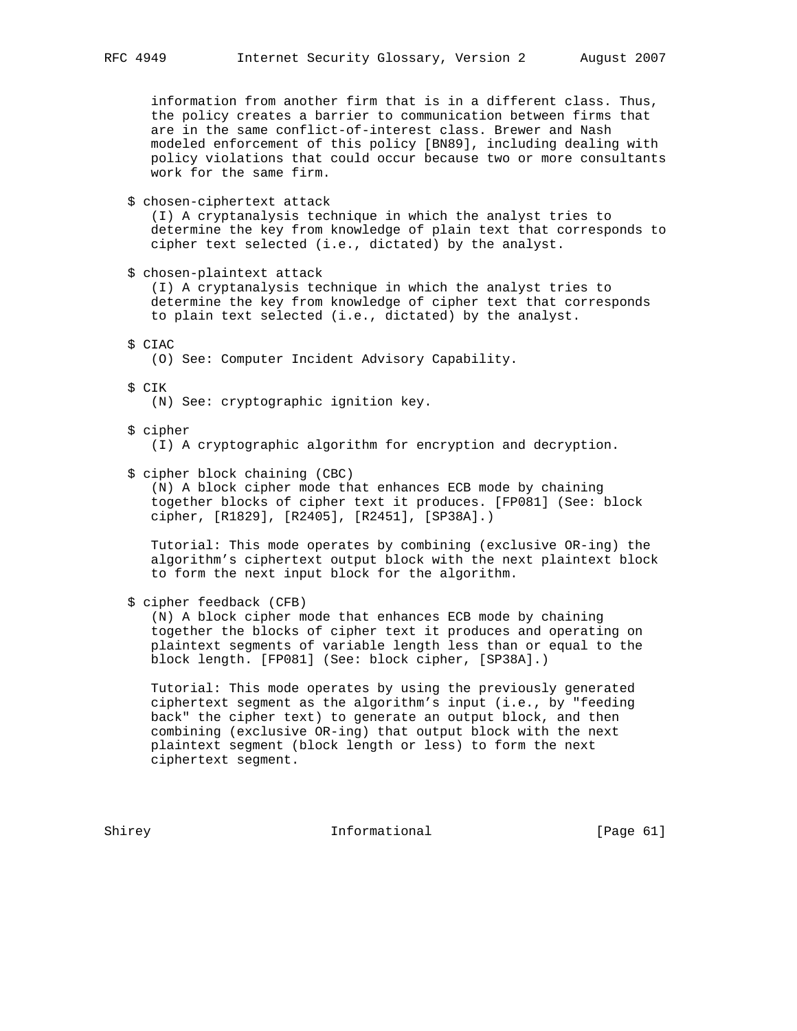information from another firm that is in a different class. Thus, the policy creates a barrier to communication between firms that are in the same conflict-of-interest class. Brewer and Nash modeled enforcement of this policy [BN89], including dealing with policy violations that could occur because two or more consultants work for the same firm.

$ chosen-ciphertext attack
(I) A cryptanalysis technique in which the analyst tries to determine the key from knowledge of plain text that corresponds to cipher text selected (i.e., dictated) by the analyst.

$ chosen-plaintext attack
(I) A cryptanalysis technique in which the analyst tries to determine the key from knowledge of cipher text that corresponds to plain text selected (i.e., dictated) by the analyst.

$ CIAC
(O) See: Computer Incident Advisory Capability.

$ CIK
(N) See: cryptographic ignition key.

$ cipher
(I) A cryptographic algorithm for encryption and decryption.

$ cipher block chaining (CBC)
(N) A block cipher mode that enhances ECB mode by chaining together blocks of cipher text it produces. [FP081] (See: block cipher, [R1829], [R2405], [R2451], [SP38A].)

Tutorial: This mode operates by combining (exclusive OR-ing) the algorithm's ciphertext output block with the next plaintext block to form the next input block for the algorithm.

$ cipher feedback (CFB)
(N) A block cipher mode that enhances ECB mode by chaining together the blocks of cipher text it produces and operating on plaintext segments of variable length less than or equal to the block length. [FP081] (See: block cipher, [SP38A].)

Tutorial: This mode operates by using the previously generated ciphertext segment as the algorithm's input (i.e., by "feeding back" the cipher text) to generate an output block, and then combining (exclusive OR-ing) that output block with the next plaintext segment (block length or less) to form the next ciphertext segment.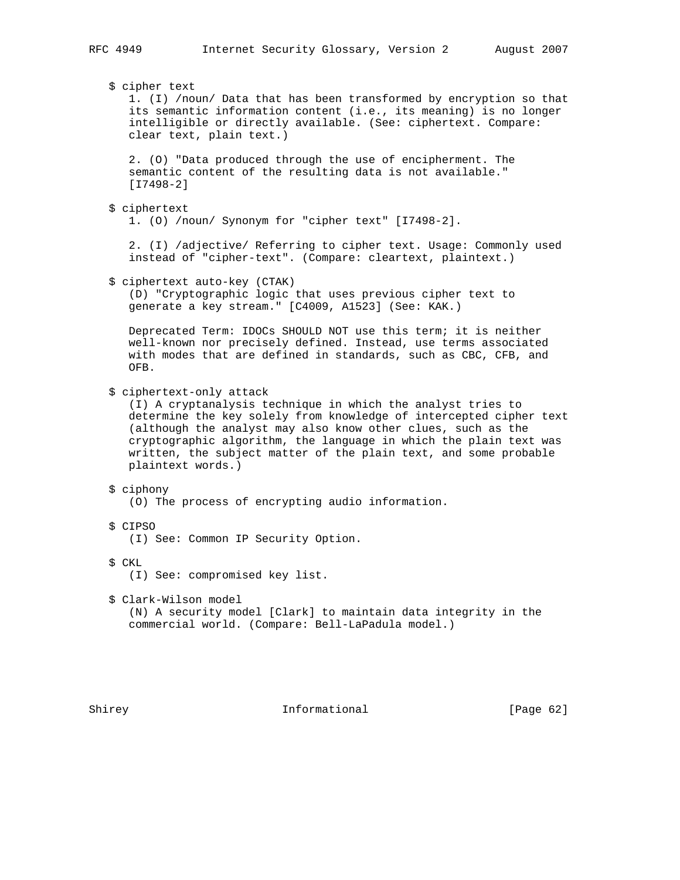$ cipher text
1. (I) /noun/ Data that has been transformed by encryption so that its semantic information content (i.e., its meaning) is no longer intelligible or directly available. (See: ciphertext. Compare: clear text, plain text.)

2. (O) "Data produced through the use of encipherment. The semantic content of the resulting data is not available." [I7498-2]

$ ciphertext
1. (O) /noun/ Synonym for "cipher text" [I7498-2].

2. (I) /adjective/ Referring to cipher text. Usage: Commonly used instead of "cipher-text". (Compare: cleartext, plaintext.)

$ ciphertext auto-key (CTAK)
(D) "Cryptographic logic that uses previous cipher text to generate a key stream." [C4009, A1523] (See: KAK.)

Deprecated Term: IDOCs SHOULD NOT use this term; it is neither well-known nor precisely defined. Instead, use terms associated with modes that are defined in standards, such as CBC, CFB, and OFB.

$ ciphertext-only attack
(I) A cryptanalysis technique in which the analyst tries to determine the key solely from knowledge of intercepted cipher text (although the analyst may also know other clues, such as the cryptographic algorithm, the language in which the plain text was written, the subject matter of the plain text, and some probable plaintext words.)

$ ciphony
(O) The process of encrypting audio information.

$ CIPSO
(I) See: Common IP Security Option.

$ CKL
(I) See: compromised key list.

$ Clark-Wilson model
(N) A security model [Clark] to maintain data integrity in the commercial world. (Compare: Bell-LaPadula model.)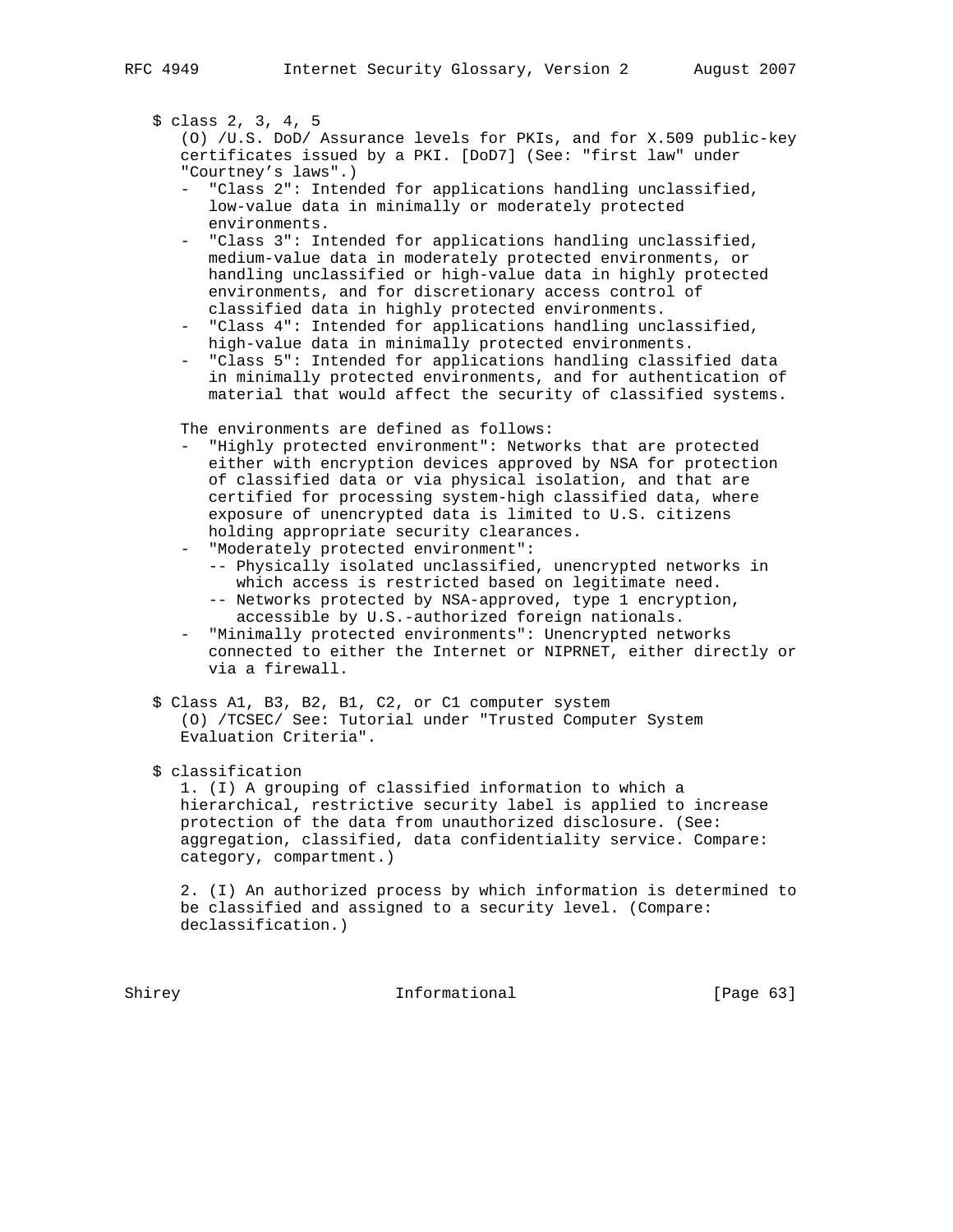$ class 2, 3, 4, 5

(O) /U.S. DoD/ Assurance levels for PKIs, and for X.509 public-key certificates issued by a PKI. [DoD7] (See: "first law" under "Courtney's laws".)

- "Class 2": Intended for applications handling unclassified, low-value data in minimally or moderately protected environments.
- "Class 3": Intended for applications handling unclassified, medium-value data in moderately protected environments, or handling unclassified or high-value data in highly protected environments, and for discretionary access control of classified data in highly protected environments.
- "Class 4": Intended for applications handling unclassified, high-value data in minimally protected environments.
- "Class 5": Intended for applications handling classified data in minimally protected environments, and for authentication of material that would affect the security of classified systems.

The environments are defined as follows:

- "Highly protected environment": Networks that are protected either with encryption devices approved by NSA for protection of classified data or via physical isolation, and that are certified for processing system-high classified data, where exposure of unencrypted data is limited to U.S. citizens holding appropriate security clearances.
- "Moderately protected environment":
  - -- Physically isolated unclassified, unencrypted networks in which access is restricted based on legitimate need.
  - -- Networks protected by NSA-approved, type 1 encryption, accessible by U.S.-authorized foreign nationals.
- "Minimally protected environments": Unencrypted networks connected to either the Internet or NIPRNET, either directly or via a firewall.

$ Class A1, B3, B2, B1, C2, or C1 computer system

(O) /TCSEC/ See: Tutorial under "Trusted Computer System Evaluation Criteria".

$ classification

1. (I) A grouping of classified information to which a hierarchical, restrictive security label is applied to increase protection of the data from unauthorized disclosure. (See: aggregation, classified, data confidentiality service. Compare: category, compartment.)

2. (I) An authorized process by which information is determined to be classified and assigned to a security level. (Compare: declassification.)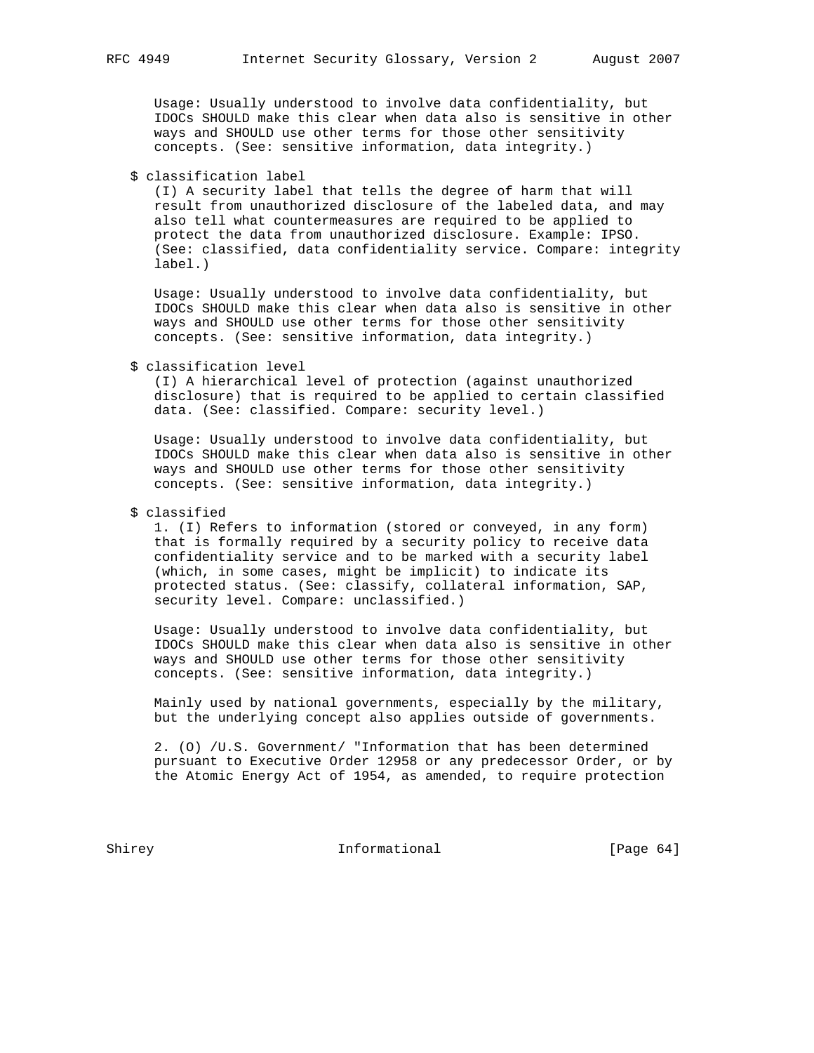Usage: Usually understood to involve data confidentiality, but IDOCs SHOULD make this clear when data also is sensitive in other ways and SHOULD use other terms for those other sensitivity concepts. (See: sensitive information, data integrity.)

$ classification label

(I) A security label that tells the degree of harm that will result from unauthorized disclosure of the labeled data, and may also tell what countermeasures are required to be applied to protect the data from unauthorized disclosure. Example: IPSO. (See: classified, data confidentiality service. Compare: integrity label.)

Usage: Usually understood to involve data confidentiality, but IDOCs SHOULD make this clear when data also is sensitive in other ways and SHOULD use other terms for those other sensitivity concepts. (See: sensitive information, data integrity.)

$ classification level

(I) A hierarchical level of protection (against unauthorized disclosure) that is required to be applied to certain classified data. (See: classified. Compare: security level.)

Usage: Usually understood to involve data confidentiality, but IDOCs SHOULD make this clear when data also is sensitive in other ways and SHOULD use other terms for those other sensitivity concepts. (See: sensitive information, data integrity.)

$ classified

1. (I) Refers to information (stored or conveyed, in any form) that is formally required by a security policy to receive data confidentiality service and to be marked with a security label (which, in some cases, might be implicit) to indicate its protected status. (See: classify, collateral information, SAP, security level. Compare: unclassified.)

Usage: Usually understood to involve data confidentiality, but IDOCs SHOULD make this clear when data also is sensitive in other ways and SHOULD use other terms for those other sensitivity concepts. (See: sensitive information, data integrity.)

Mainly used by national governments, especially by the military, but the underlying concept also applies outside of governments.

2. (O) /U.S. Government/ "Information that has been determined pursuant to Executive Order 12958 or any predecessor Order, or by the Atomic Energy Act of 1954, as amended, to require protection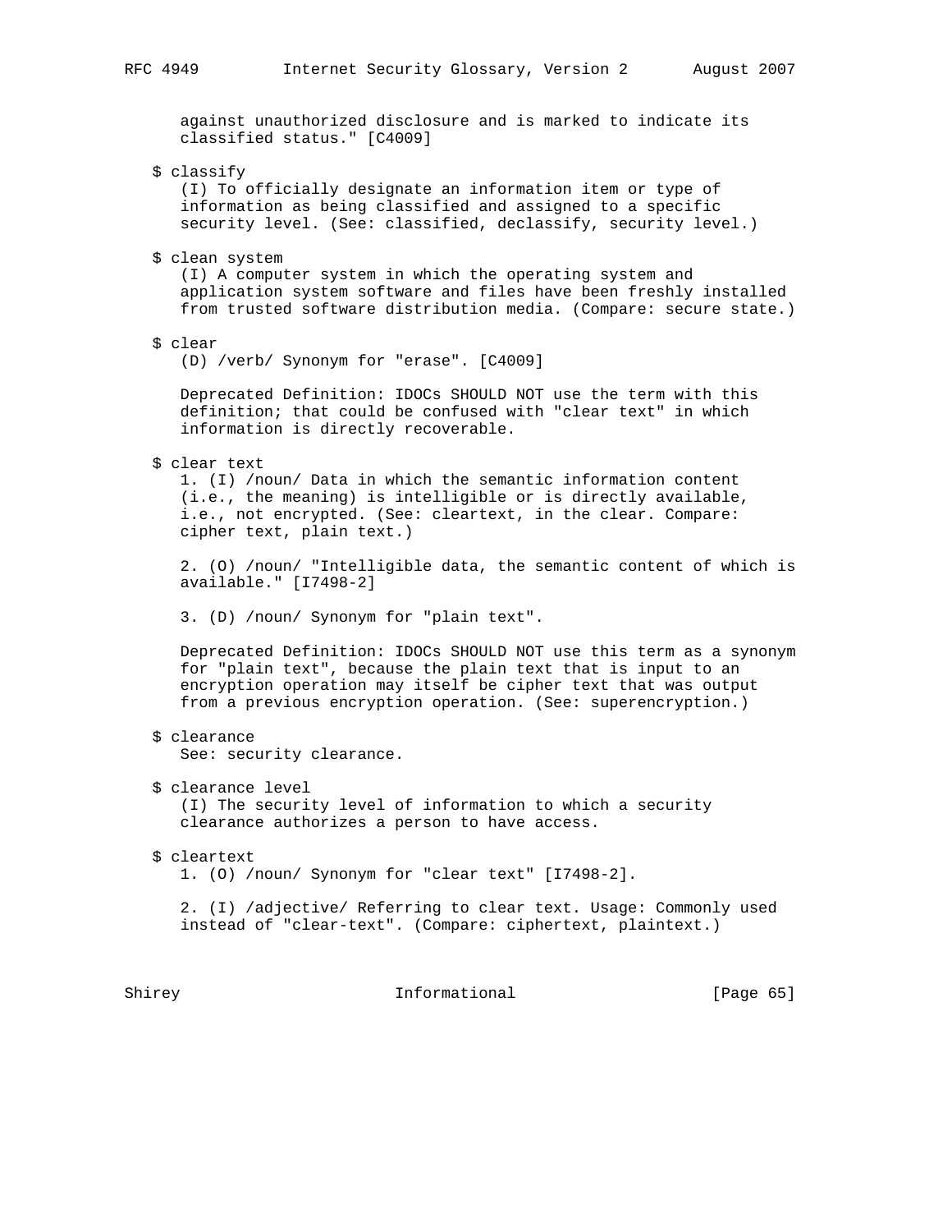against unauthorized disclosure and is marked to indicate its classified status." [C4009]

$ classify
(I) To officially designate an information item or type of information as being classified and assigned to a specific security level. (See: classified, declassify, security level.)

$ clean system
(I) A computer system in which the operating system and application system software and files have been freshly installed from trusted software distribution media. (Compare: secure state.)

$ clear
(D) /verb/ Synonym for "erase". [C4009]

Deprecated Definition: IDOCs SHOULD NOT use the term with this definition; that could be confused with "clear text" in which information is directly recoverable.

$ clear text
1. (I) /noun/ Data in which the semantic information content (i.e., the meaning) is intelligible or is directly available, i.e., not encrypted. (See: cleartext, in the clear. Compare: cipher text, plain text.)

2. (O) /noun/ "Intelligible data, the semantic content of which is available." [I7498-2]

3. (D) /noun/ Synonym for "plain text".

Deprecated Definition: IDOCs SHOULD NOT use this term as a synonym for "plain text", because the plain text that is input to an encryption operation may itself be cipher text that was output from a previous encryption operation. (See: superencryption.)

$ clearance
See: security clearance.

$ clearance level
(I) The security level of information to which a security clearance authorizes a person to have access.

$ cleartext
1. (O) /noun/ Synonym for "clear text" [I7498-2].

2. (I) /adjective/ Referring to clear text. Usage: Commonly used instead of "clear-text". (Compare: ciphertext, plaintext.)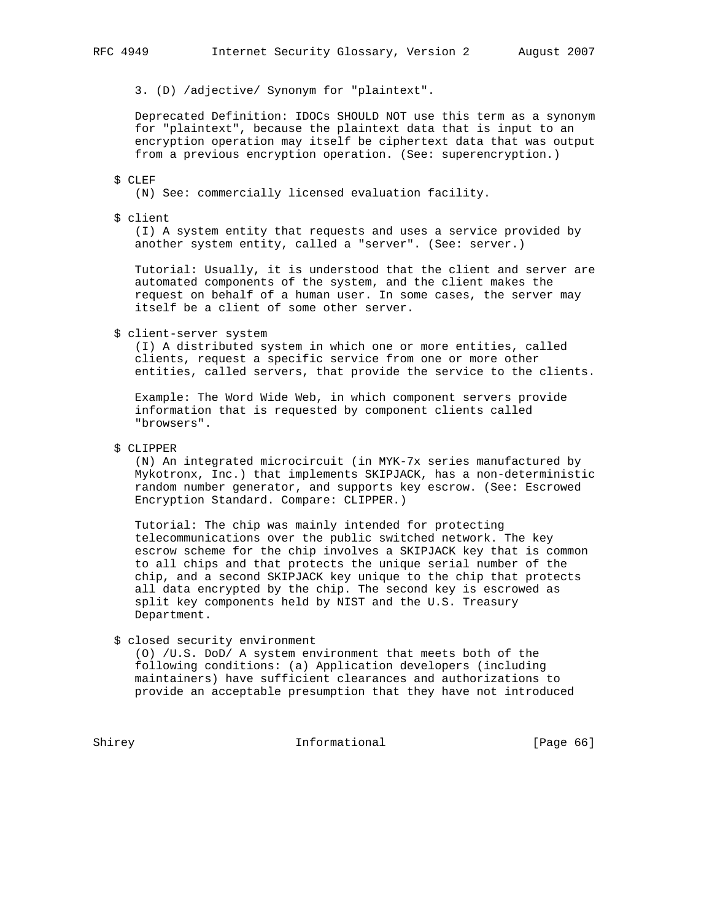3. (D) /adjective/ Synonym for "plaintext".

Deprecated Definition: IDOCs SHOULD NOT use this term as a synonym for "plaintext", because the plaintext data that is input to an encryption operation may itself be ciphertext data that was output from a previous encryption operation. (See: superencryption.)

$ CLEF

(N) See: commercially licensed evaluation facility.

$ client

(I) A system entity that requests and uses a service provided by another system entity, called a "server". (See: server.)

Tutorial: Usually, it is understood that the client and server are automated components of the system, and the client makes the request on behalf of a human user. In some cases, the server may itself be a client of some other server.

$ client-server system

(I) A distributed system in which one or more entities, called clients, request a specific service from one or more other entities, called servers, that provide the service to the clients.

Example: The Word Wide Web, in which component servers provide information that is requested by component clients called "browsers".

$ CLIPPER

(N) An integrated microcircuit (in MYK-7x series manufactured by Mykotronx, Inc.) that implements SKIPJACK, has a non-deterministic random number generator, and supports key escrow. (See: Escrowed Encryption Standard. Compare: CLIPPER.)

Tutorial: The chip was mainly intended for protecting telecommunications over the public switched network. The key escrow scheme for the chip involves a SKIPJACK key that is common to all chips and that protects the unique serial number of the chip, and a second SKIPJACK key unique to the chip that protects all data encrypted by the chip. The second key is escrowed as split key components held by NIST and the U.S. Treasury Department.

$ closed security environment

(O) /U.S. DoD/ A system environment that meets both of the following conditions: (a) Application developers (including maintainers) have sufficient clearances and authorizations to provide an acceptable presumption that they have not introduced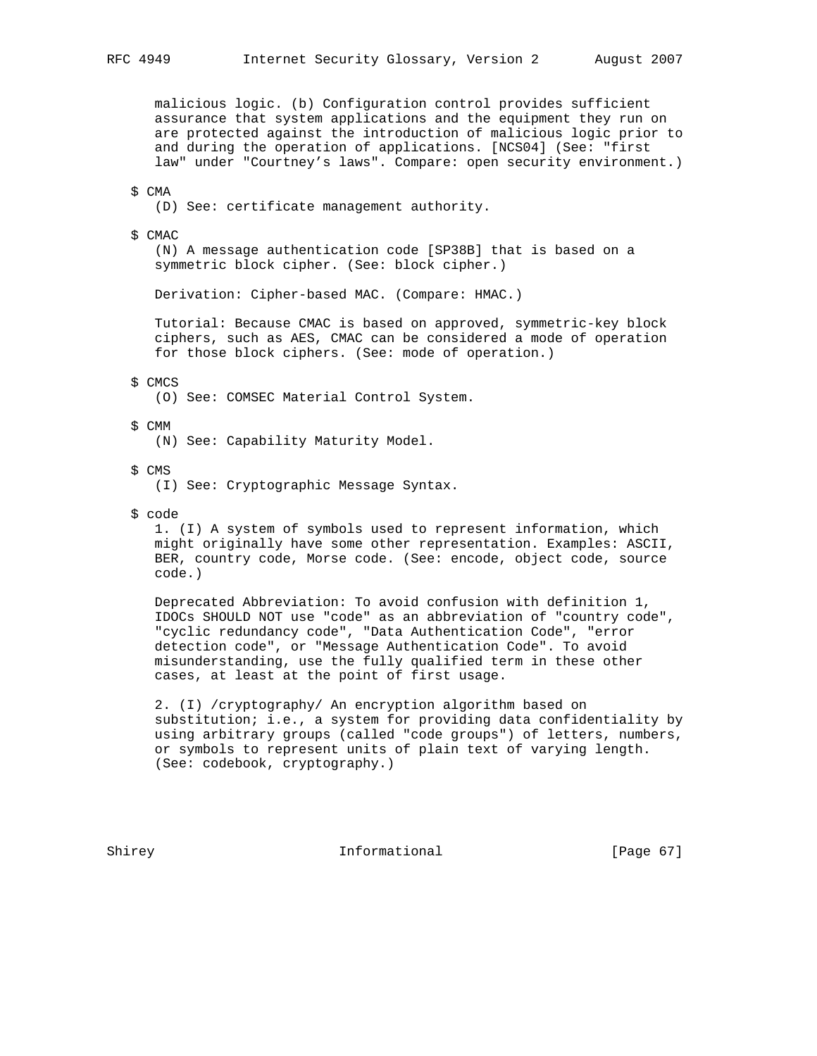malicious logic. (b) Configuration control provides sufficient assurance that system applications and the equipment they run on are protected against the introduction of malicious logic prior to and during the operation of applications. [NCS04] (See: "first law" under "Courtney's laws". Compare: open security environment.)

$ CMA

(D) See: certificate management authority.

$ CMAC

(N) A message authentication code [SP38B] that is based on a symmetric block cipher. (See: block cipher.)

Derivation: Cipher-based MAC. (Compare: HMAC.)

Tutorial: Because CMAC is based on approved, symmetric-key block ciphers, such as AES, CMAC can be considered a mode of operation for those block ciphers. (See: mode of operation.)

$ CMCS

(O) See: COMSEC Material Control System.

$ CMM

(N) See: Capability Maturity Model.

$ CMS

(I) See: Cryptographic Message Syntax.

$ code

1. (I) A system of symbols used to represent information, which might originally have some other representation. Examples: ASCII, BER, country code, Morse code. (See: encode, object code, source code.)

Deprecated Abbreviation: To avoid confusion with definition 1, IDOCs SHOULD NOT use "code" as an abbreviation of "country code", "cyclic redundancy code", "Data Authentication Code", "error detection code", or "Message Authentication Code". To avoid misunderstanding, use the fully qualified term in these other cases, at least at the point of first usage.

2. (I) /cryptography/ An encryption algorithm based on substitution; i.e., a system for providing data confidentiality by using arbitrary groups (called "code groups") of letters, numbers, or symbols to represent units of plain text of varying length. (See: codebook, cryptography.)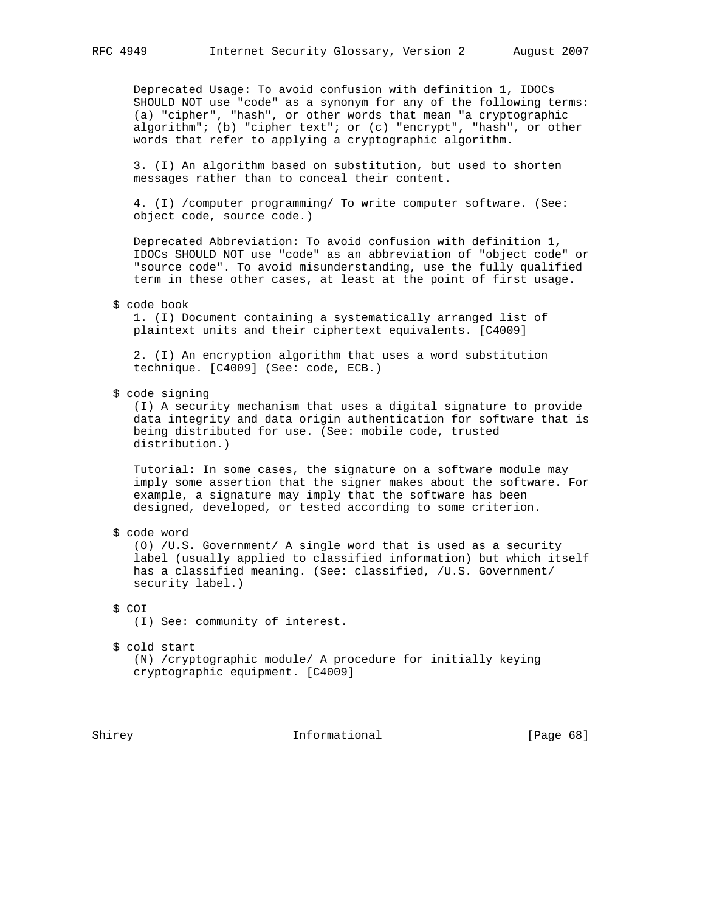Deprecated Usage: To avoid confusion with definition 1, IDOCs SHOULD NOT use "code" as a synonym for any of the following terms: (a) "cipher", "hash", or other words that mean "a cryptographic algorithm"; (b) "cipher text"; or (c) "encrypt", "hash", or other words that refer to applying a cryptographic algorithm.

3. (I) An algorithm based on substitution, but used to shorten messages rather than to conceal their content.

4. (I) /computer programming/ To write computer software. (See: object code, source code.)

Deprecated Abbreviation: To avoid confusion with definition 1, IDOCs SHOULD NOT use "code" as an abbreviation of "object code" or "source code". To avoid misunderstanding, use the fully qualified term in these other cases, at least at the point of first usage.

$ code book

1. (I) Document containing a systematically arranged list of plaintext units and their ciphertext equivalents. [C4009]

2. (I) An encryption algorithm that uses a word substitution technique. [C4009] (See: code, ECB.)

$ code signing

(I) A security mechanism that uses a digital signature to provide data integrity and data origin authentication for software that is being distributed for use. (See: mobile code, trusted distribution.)

Tutorial: In some cases, the signature on a software module may imply some assertion that the signer makes about the software. For example, a signature may imply that the software has been designed, developed, or tested according to some criterion.

$ code word

(O) /U.S. Government/ A single word that is used as a security label (usually applied to classified information) but which itself has a classified meaning. (See: classified, /U.S. Government/ security label.)

$ COI

(I) See: community of interest.

$ cold start

(N) /cryptographic module/ A procedure for initially keying cryptographic equipment. [C4009]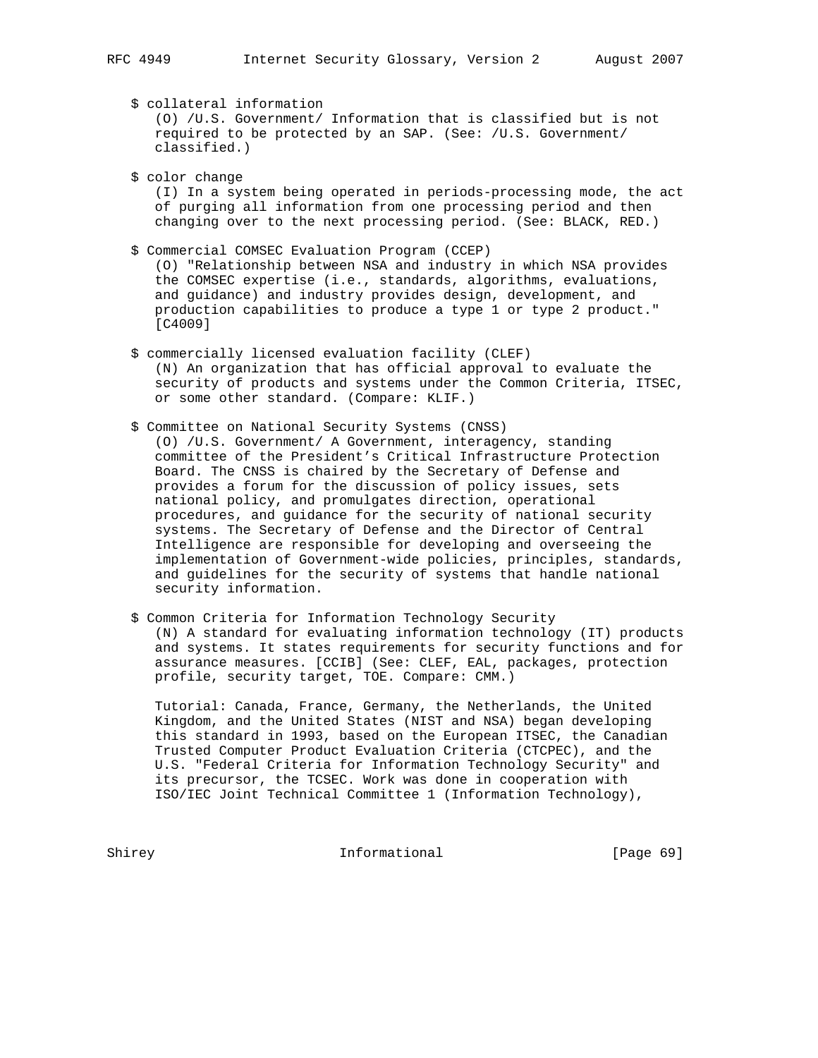$ collateral information
(O) /U.S. Government/ Information that is classified but is not required to be protected by an SAP. (See: /U.S. Government/ classified.)

$ color change
(I) In a system being operated in periods-processing mode, the act of purging all information from one processing period and then changing over to the next processing period. (See: BLACK, RED.)

$ Commercial COMSEC Evaluation Program (CCEP)
(O) "Relationship between NSA and industry in which NSA provides the COMSEC expertise (i.e., standards, algorithms, evaluations, and guidance) and industry provides design, development, and production capabilities to produce a type 1 or type 2 product." [C4009]

$ commercially licensed evaluation facility (CLEF)
(N) An organization that has official approval to evaluate the security of products and systems under the Common Criteria, ITSEC, or some other standard. (Compare: KLIF.)

$ Committee on National Security Systems (CNSS)
(O) /U.S. Government/ A Government, interagency, standing committee of the President's Critical Infrastructure Protection Board. The CNSS is chaired by the Secretary of Defense and provides a forum for the discussion of policy issues, sets national policy, and promulgates direction, operational procedures, and guidance for the security of national security systems. The Secretary of Defense and the Director of Central Intelligence are responsible for developing and overseeing the implementation of Government-wide policies, principles, standards, and guidelines for the security of systems that handle national security information.

$ Common Criteria for Information Technology Security
(N) A standard for evaluating information technology (IT) products and systems. It states requirements for security functions and for assurance measures. [CCIB] (See: CLEF, EAL, packages, protection profile, security target, TOE. Compare: CMM.)

Tutorial: Canada, France, Germany, the Netherlands, the United Kingdom, and the United States (NIST and NSA) began developing this standard in 1993, based on the European ITSEC, the Canadian Trusted Computer Product Evaluation Criteria (CTCPEC), and the U.S. "Federal Criteria for Information Technology Security" and its precursor, the TCSEC. Work was done in cooperation with ISO/IEC Joint Technical Committee 1 (Information Technology),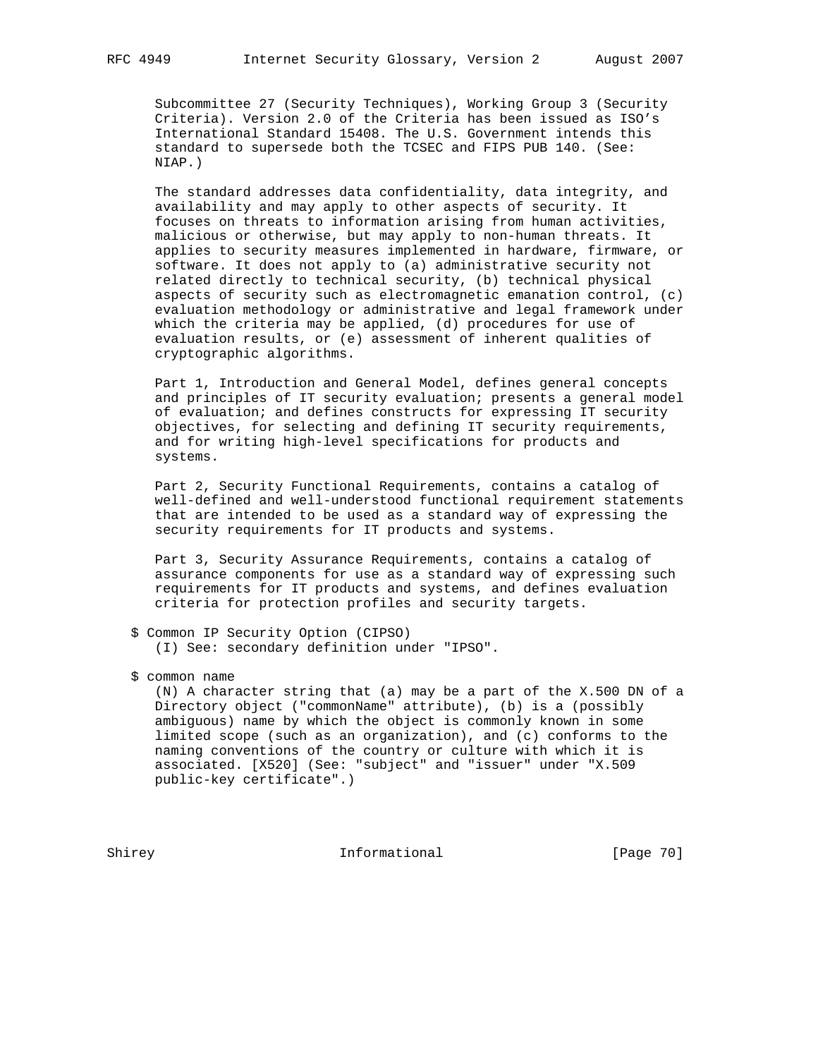Subcommittee 27 (Security Techniques), Working Group 3 (Security Criteria). Version 2.0 of the Criteria has been issued as ISO's International Standard 15408. The U.S. Government intends this standard to supersede both the TCSEC and FIPS PUB 140. (See: NIAP.)

The standard addresses data confidentiality, data integrity, and availability and may apply to other aspects of security. It focuses on threats to information arising from human activities, malicious or otherwise, but may apply to non-human threats. It applies to security measures implemented in hardware, firmware, or software. It does not apply to (a) administrative security not related directly to technical security, (b) technical physical aspects of security such as electromagnetic emanation control, (c) evaluation methodology or administrative and legal framework under which the criteria may be applied, (d) procedures for use of evaluation results, or (e) assessment of inherent qualities of cryptographic algorithms.

Part 1, Introduction and General Model, defines general concepts and principles of IT security evaluation; presents a general model of evaluation; and defines constructs for expressing IT security objectives, for selecting and defining IT security requirements, and for writing high-level specifications for products and systems.

Part 2, Security Functional Requirements, contains a catalog of well-defined and well-understood functional requirement statements that are intended to be used as a standard way of expressing the security requirements for IT products and systems.

Part 3, Security Assurance Requirements, contains a catalog of assurance components for use as a standard way of expressing such requirements for IT products and systems, and defines evaluation criteria for protection profiles and security targets.

$ Common IP Security Option (CIPSO)
(I) See: secondary definition under "IPSO".

$ common name
(N) A character string that (a) may be a part of the X.500 DN of a Directory object ("commonName" attribute), (b) is a (possibly ambiguous) name by which the object is commonly known in some limited scope (such as an organization), and (c) conforms to the naming conventions of the country or culture with which it is associated. [X520] (See: "subject" and "issuer" under "X.509 public-key certificate".)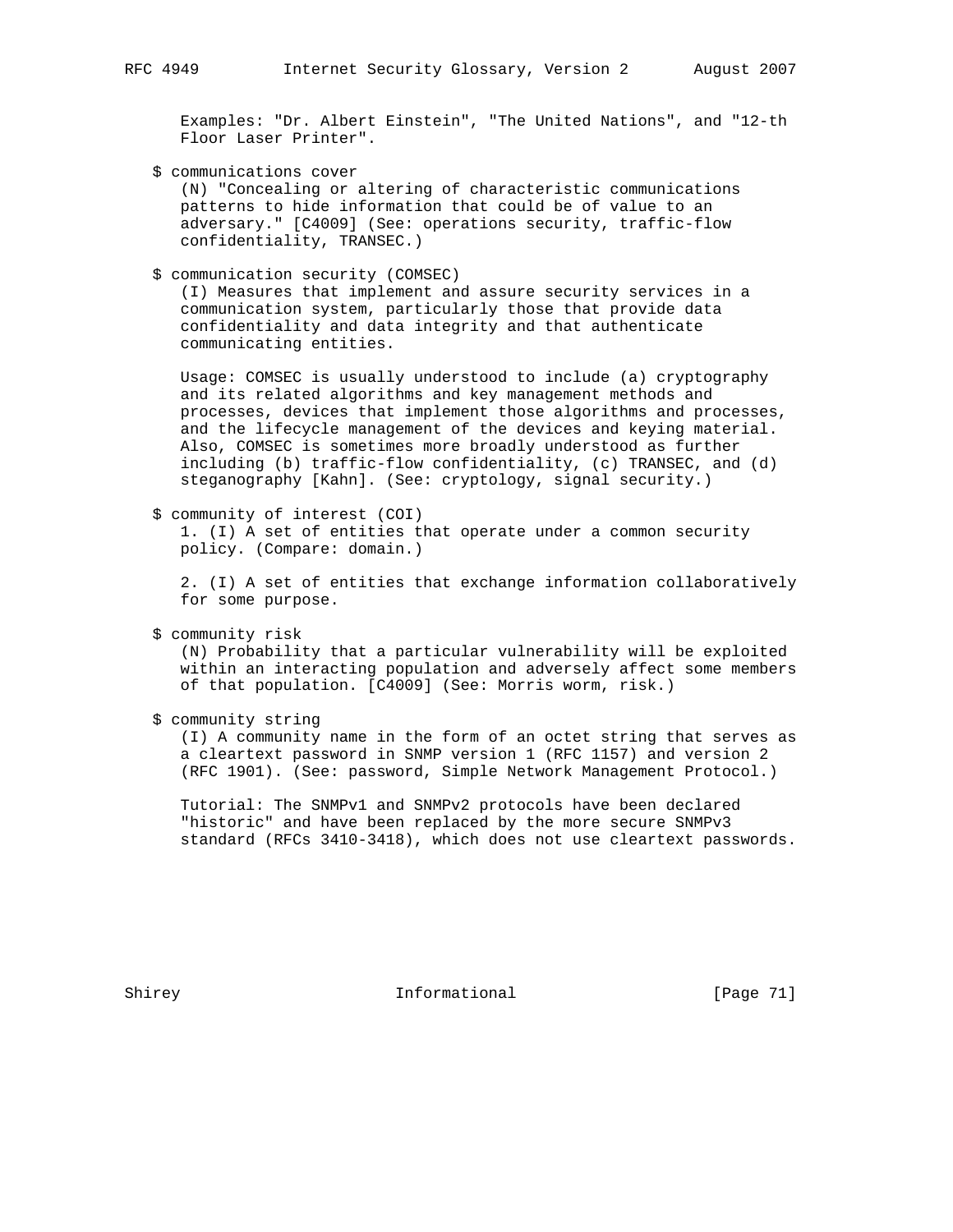Examples: "Dr. Albert Einstein", "The United Nations", and "12-th Floor Laser Printer".

$ communications cover

(N) "Concealing or altering of characteristic communications patterns to hide information that could be of value to an adversary." [C4009] (See: operations security, traffic-flow confidentiality, TRANSEC.)

$ communication security (COMSEC)

(I) Measures that implement and assure security services in a communication system, particularly those that provide data confidentiality and data integrity and that authenticate communicating entities.

Usage: COMSEC is usually understood to include (a) cryptography and its related algorithms and key management methods and processes, devices that implement those algorithms and processes, and the lifecycle management of the devices and keying material. Also, COMSEC is sometimes more broadly understood as further including (b) traffic-flow confidentiality, (c) TRANSEC, and (d) steganography [Kahn]. (See: cryptology, signal security.)

$ community of interest (COI)

1. (I) A set of entities that operate under a common security policy. (Compare: domain.)

2. (I) A set of entities that exchange information collaboratively for some purpose.

$ community risk

(N) Probability that a particular vulnerability will be exploited within an interacting population and adversely affect some members of that population. [C4009] (See: Morris worm, risk.)

$ community string

(I) A community name in the form of an octet string that serves as a cleartext password in SNMP version 1 (RFC 1157) and version 2 (RFC 1901). (See: password, Simple Network Management Protocol.)

Tutorial: The SNMPv1 and SNMPv2 protocols have been declared "historic" and have been replaced by the more secure SNMPv3 standard (RFCs 3410-3418), which does not use cleartext passwords.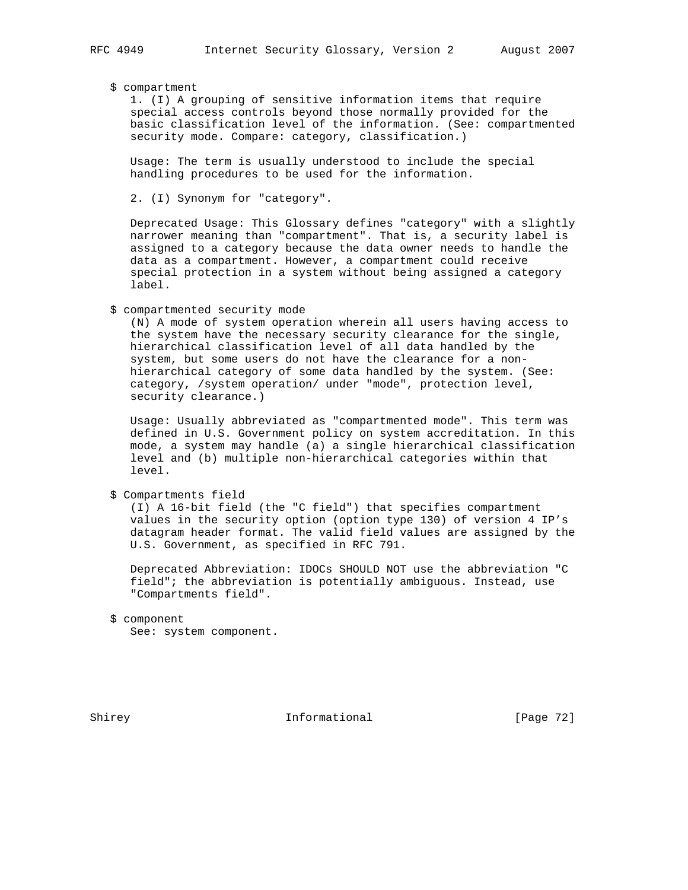$ compartment

1. (I) A grouping of sensitive information items that require special access controls beyond those normally provided for the basic classification level of the information. (See: compartmented security mode. Compare: category, classification.)

Usage: The term is usually understood to include the special handling procedures to be used for the information.

2. (I) Synonym for "category".

Deprecated Usage: This Glossary defines "category" with a slightly narrower meaning than "compartment". That is, a security label is assigned to a category because the data owner needs to handle the data as a compartment. However, a compartment could receive special protection in a system without being assigned a category label.

$ compartmented security mode

(N) A mode of system operation wherein all users having access to the system have the necessary security clearance for the single, hierarchical classification level of all data handled by the system, but some users do not have the clearance for a non-hierarchical category of some data handled by the system. (See: category, /system operation/ under "mode", protection level, security clearance.)

Usage: Usually abbreviated as "compartmented mode". This term was defined in U.S. Government policy on system accreditation. In this mode, a system may handle (a) a single hierarchical classification level and (b) multiple non-hierarchical categories within that level.

$ Compartments field

(I) A 16-bit field (the "C field") that specifies compartment values in the security option (option type 130) of version 4 IP's datagram header format. The valid field values are assigned by the U.S. Government, as specified in RFC 791.

Deprecated Abbreviation: IDOCs SHOULD NOT use the abbreviation "C field"; the abbreviation is potentially ambiguous. Instead, use "Compartments field".

$ component

See: system component.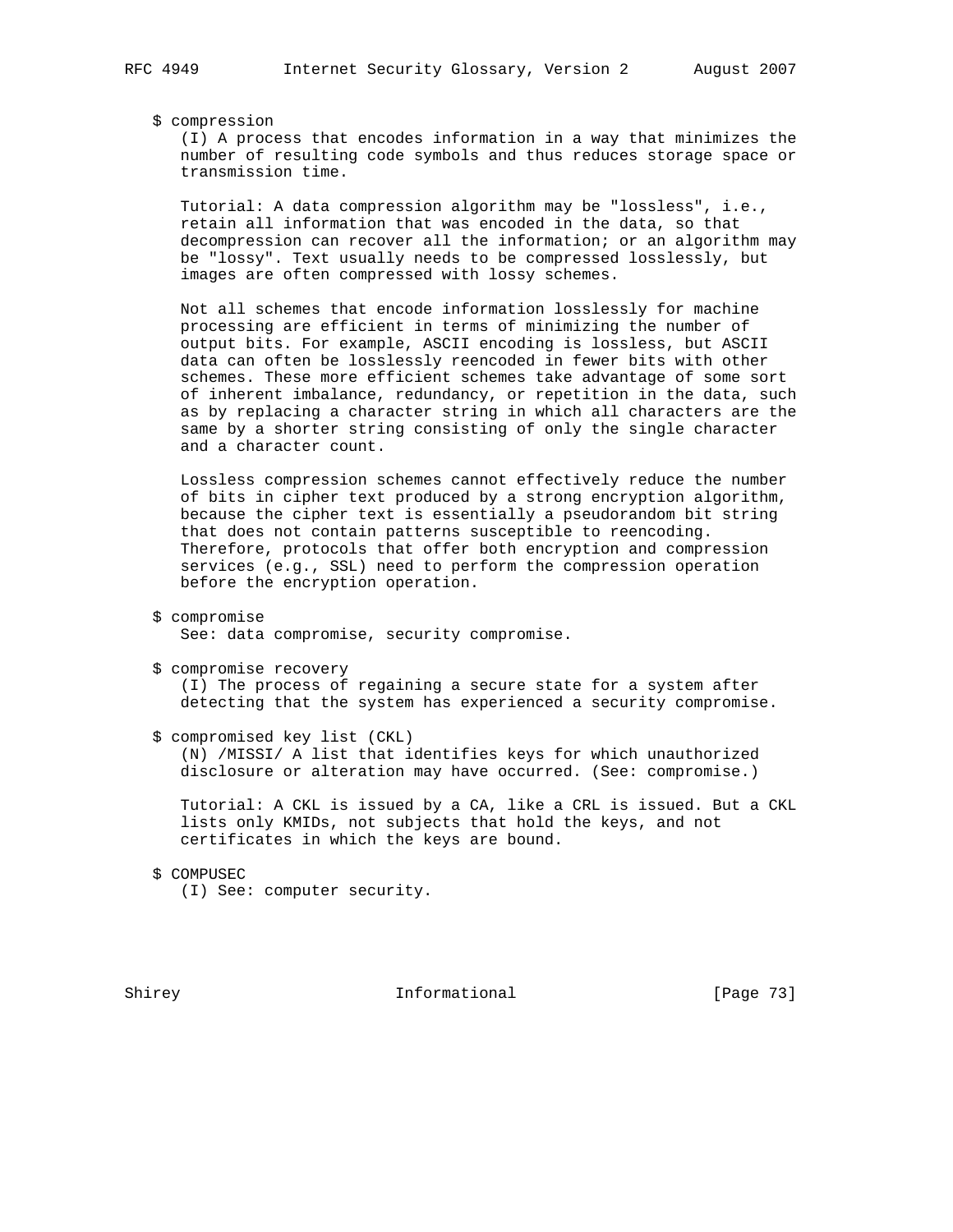$ compression
(I) A process that encodes information in a way that minimizes the number of resulting code symbols and thus reduces storage space or transmission time.

Tutorial: A data compression algorithm may be "lossless", i.e., retain all information that was encoded in the data, so that decompression can recover all the information; or an algorithm may be "lossy". Text usually needs to be compressed losslessly, but images are often compressed with lossy schemes.

Not all schemes that encode information losslessly for machine processing are efficient in terms of minimizing the number of output bits. For example, ASCII encoding is lossless, but ASCII data can often be losslessly reencoded in fewer bits with other schemes. These more efficient schemes take advantage of some sort of inherent imbalance, redundancy, or repetition in the data, such as by replacing a character string in which all characters are the same by a shorter string consisting of only the single character and a character count.

Lossless compression schemes cannot effectively reduce the number of bits in cipher text produced by a strong encryption algorithm, because the cipher text is essentially a pseudorandom bit string that does not contain patterns susceptible to reencoding. Therefore, protocols that offer both encryption and compression services (e.g., SSL) need to perform the compression operation before the encryption operation.

$ compromise
See: data compromise, security compromise.

$ compromise recovery
(I) The process of regaining a secure state for a system after detecting that the system has experienced a security compromise.

$ compromised key list (CKL)
(N) /MISSI/ A list that identifies keys for which unauthorized disclosure or alteration may have occurred. (See: compromise.)

Tutorial: A CKL is issued by a CA, like a CRL is issued. But a CKL lists only KMIDs, not subjects that hold the keys, and not certificates in which the keys are bound.

$ COMPUSEC
(I) See: computer security.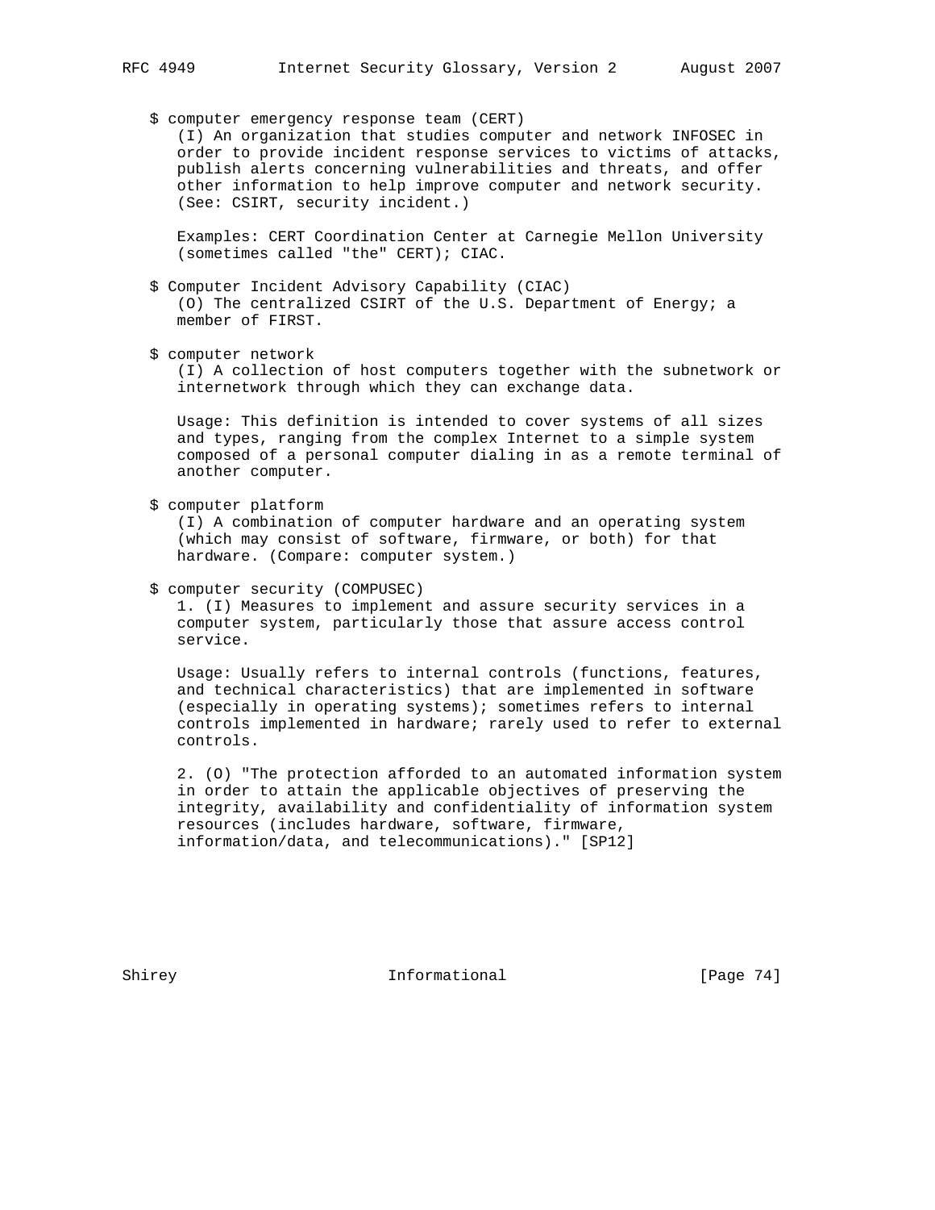$ computer emergency response team (CERT)
(I) An organization that studies computer and network INFOSEC in order to provide incident response services to victims of attacks, publish alerts concerning vulnerabilities and threats, and offer other information to help improve computer and network security. (See: CSIRT, security incident.)

Examples: CERT Coordination Center at Carnegie Mellon University (sometimes called "the" CERT); CIAC.

$ Computer Incident Advisory Capability (CIAC)
(O) The centralized CSIRT of the U.S. Department of Energy; a member of FIRST.

$ computer network
(I) A collection of host computers together with the subnetwork or internetwork through which they can exchange data.

Usage: This definition is intended to cover systems of all sizes and types, ranging from the complex Internet to a simple system composed of a personal computer dialing in as a remote terminal of another computer.

$ computer platform
(I) A combination of computer hardware and an operating system (which may consist of software, firmware, or both) for that hardware. (Compare: computer system.)

$ computer security (COMPUSEC)
1. (I) Measures to implement and assure security services in a computer system, particularly those that assure access control service.

Usage: Usually refers to internal controls (functions, features, and technical characteristics) that are implemented in software (especially in operating systems); sometimes refers to internal controls implemented in hardware; rarely used to refer to external controls.

2. (O) "The protection afforded to an automated information system in order to attain the applicable objectives of preserving the integrity, availability and confidentiality of information system resources (includes hardware, software, firmware, information/data, and telecommunications)." [SP12]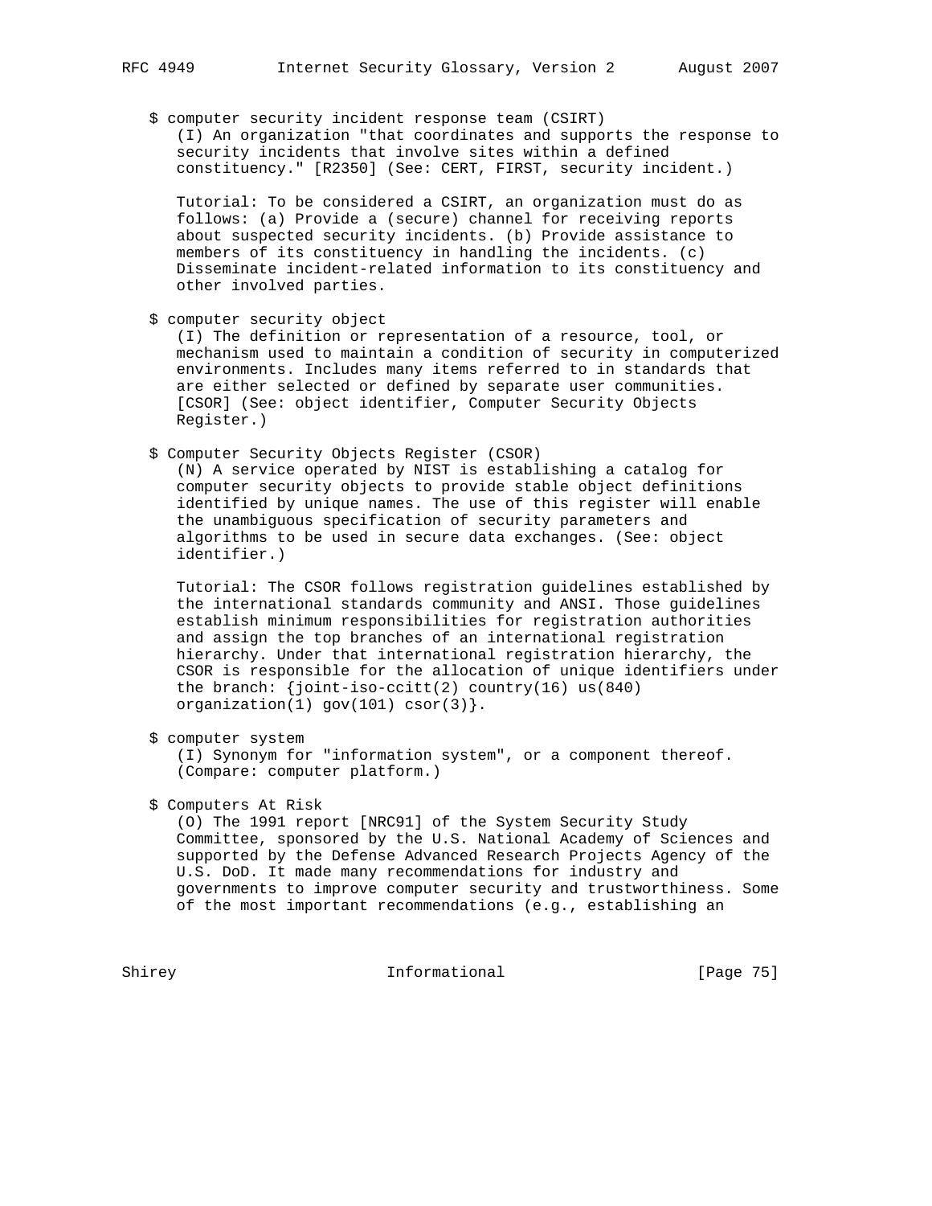$ computer security incident response team (CSIRT)
(I) An organization "that coordinates and supports the response to security incidents that involve sites within a defined constituency." [R2350] (See: CERT, FIRST, security incident.)

Tutorial: To be considered a CSIRT, an organization must do as follows: (a) Provide a (secure) channel for receiving reports about suspected security incidents. (b) Provide assistance to members of its constituency in handling the incidents. (c) Disseminate incident-related information to its constituency and other involved parties.

$ computer security object
(I) The definition or representation of a resource, tool, or mechanism used to maintain a condition of security in computerized environments. Includes many items referred to in standards that are either selected or defined by separate user communities. [CSOR] (See: object identifier, Computer Security Objects Register.)

$ Computer Security Objects Register (CSOR)
(N) A service operated by NIST is establishing a catalog for computer security objects to provide stable object definitions identified by unique names. The use of this register will enable the unambiguous specification of security parameters and algorithms to be used in secure data exchanges. (See: object identifier.)

Tutorial: The CSOR follows registration guidelines established by the international standards community and ANSI. Those guidelines establish minimum responsibilities for registration authorities and assign the top branches of an international registration hierarchy. Under that international registration hierarchy, the CSOR is responsible for the allocation of unique identifiers under the branch: {joint-iso-ccitt(2) country(16) us(840) organization(1) gov(101) csor(3)}.

$ computer system
(I) Synonym for "information system", or a component thereof. (Compare: computer platform.)

$ Computers At Risk
(O) The 1991 report [NRC91] of the System Security Study Committee, sponsored by the U.S. National Academy of Sciences and supported by the Defense Advanced Research Projects Agency of the U.S. DoD. It made many recommendations for industry and governments to improve computer security and trustworthiness. Some of the most important recommendations (e.g., establishing an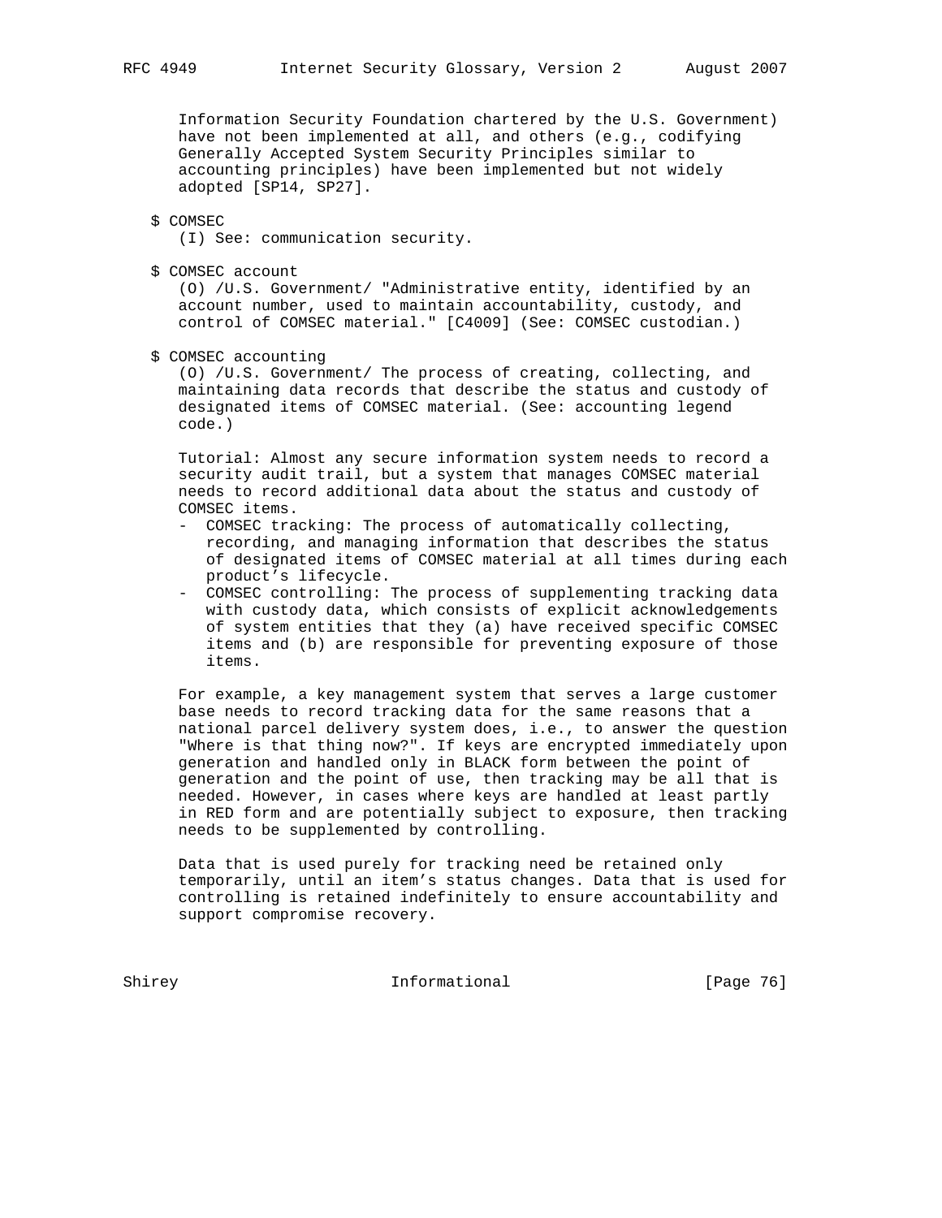Information Security Foundation chartered by the U.S. Government) have not been implemented at all, and others (e.g., codifying Generally Accepted System Security Principles similar to accounting principles) have been implemented but not widely adopted [SP14, SP27].

$ COMSEC
(I) See: communication security.

$ COMSEC account
(O) /U.S. Government/ "Administrative entity, identified by an account number, used to maintain accountability, custody, and control of COMSEC material." [C4009] (See: COMSEC custodian.)

$ COMSEC accounting
(O) /U.S. Government/ The process of creating, collecting, and maintaining data records that describe the status and custody of designated items of COMSEC material. (See: accounting legend code.)

Tutorial: Almost any secure information system needs to record a security audit trail, but a system that manages COMSEC material needs to record additional data about the status and custody of COMSEC items.

- COMSEC tracking: The process of automatically collecting, recording, and managing information that describes the status of designated items of COMSEC material at all times during each product's lifecycle.
- COMSEC controlling: The process of supplementing tracking data with custody data, which consists of explicit acknowledgements of system entities that they (a) have received specific COMSEC items and (b) are responsible for preventing exposure of those items.

For example, a key management system that serves a large customer base needs to record tracking data for the same reasons that a national parcel delivery system does, i.e., to answer the question "Where is that thing now?". If keys are encrypted immediately upon generation and handled only in BLACK form between the point of generation and the point of use, then tracking may be all that is needed. However, in cases where keys are handled at least partly in RED form and are potentially subject to exposure, then tracking needs to be supplemented by controlling.

Data that is used purely for tracking need be retained only temporarily, until an item's status changes. Data that is used for controlling is retained indefinitely to ensure accountability and support compromise recovery.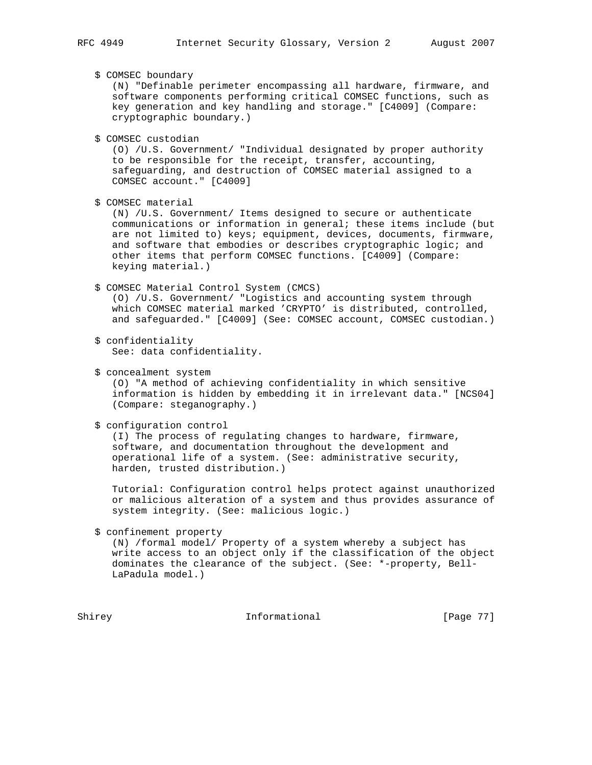$ COMSEC boundary

(N) "Definable perimeter encompassing all hardware, firmware, and software components performing critical COMSEC functions, such as key generation and key handling and storage." [C4009] (Compare: cryptographic boundary.)

$ COMSEC custodian

(O) /U.S. Government/ "Individual designated by proper authority to be responsible for the receipt, transfer, accounting, safeguarding, and destruction of COMSEC material assigned to a COMSEC account." [C4009]

$ COMSEC material

(N) /U.S. Government/ Items designed to secure or authenticate communications or information in general; these items include (but are not limited to) keys; equipment, devices, documents, firmware, and software that embodies or describes cryptographic logic; and other items that perform COMSEC functions. [C4009] (Compare: keying material.)

$ COMSEC Material Control System (CMCS)

(O) /U.S. Government/ "Logistics and accounting system through which COMSEC material marked 'CRYPTO' is distributed, controlled, and safeguarded." [C4009] (See: COMSEC account, COMSEC custodian.)

$ confidentiality

See: data confidentiality.

$ concealment system

(O) "A method of achieving confidentiality in which sensitive information is hidden by embedding it in irrelevant data." [NCS04] (Compare: steganography.)

$ configuration control

(I) The process of regulating changes to hardware, firmware, software, and documentation throughout the development and operational life of a system. (See: administrative security, harden, trusted distribution.)

Tutorial: Configuration control helps protect against unauthorized or malicious alteration of a system and thus provides assurance of system integrity. (See: malicious logic.)

$ confinement property

(N) /formal model/ Property of a system whereby a subject has write access to an object only if the classification of the object dominates the clearance of the subject. (See: *-property, Bell-LaPadula model.)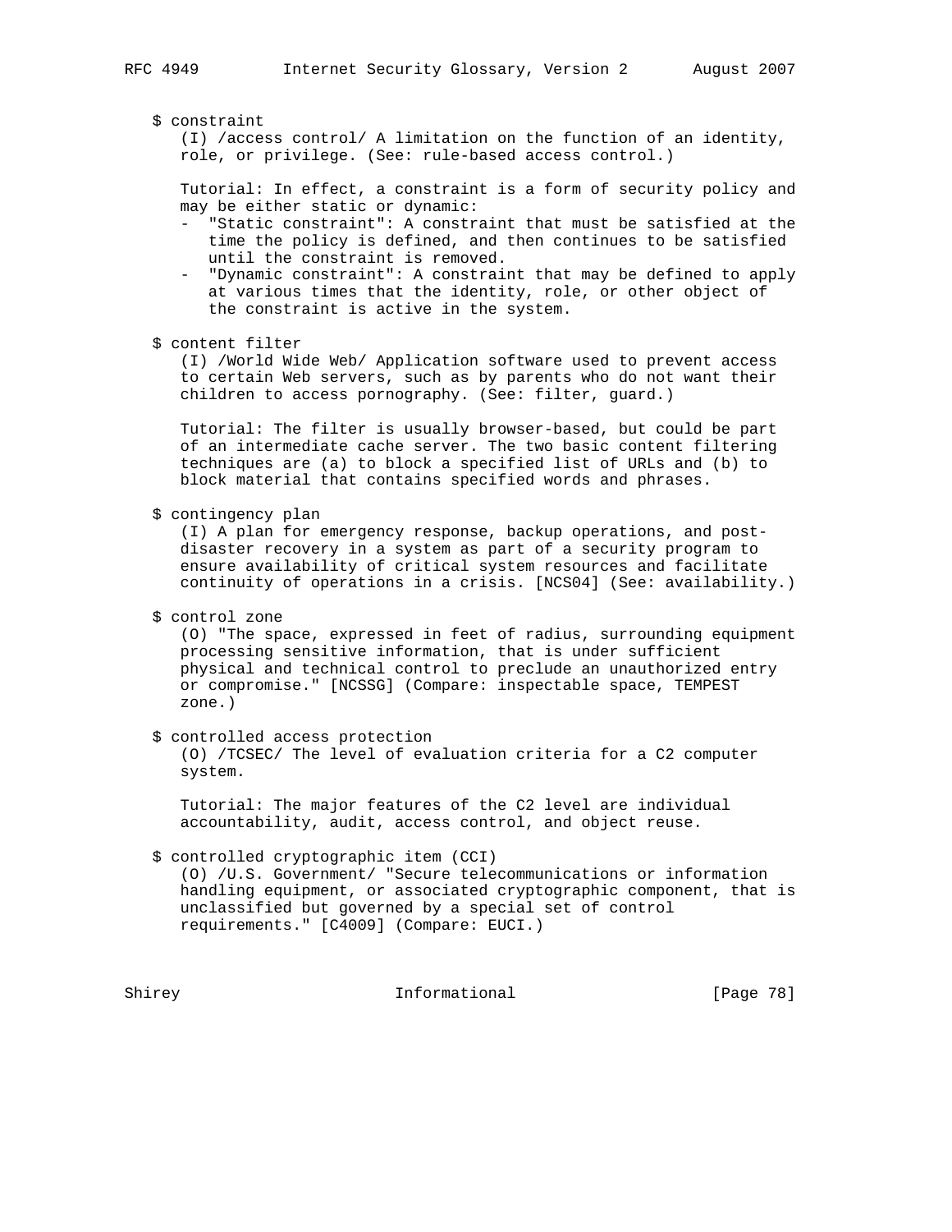$ constraint

(I) /access control/ A limitation on the function of an identity, role, or privilege. (See: rule-based access control.)

Tutorial: In effect, a constraint is a form of security policy and may be either static or dynamic:

- "Static constraint": A constraint that must be satisfied at the time the policy is defined, and then continues to be satisfied until the constraint is removed.
- "Dynamic constraint": A constraint that may be defined to apply at various times that the identity, role, or other object of the constraint is active in the system.

$ content filter

(I) /World Wide Web/ Application software used to prevent access to certain Web servers, such as by parents who do not want their children to access pornography. (See: filter, guard.)

Tutorial: The filter is usually browser-based, but could be part of an intermediate cache server. The two basic content filtering techniques are (a) to block a specified list of URLs and (b) to block material that contains specified words and phrases.

$ contingency plan

(I) A plan for emergency response, backup operations, and post-disaster recovery in a system as part of a security program to ensure availability of critical system resources and facilitate continuity of operations in a crisis. [NCS04] (See: availability.)

$ control zone

(O) "The space, expressed in feet of radius, surrounding equipment processing sensitive information, that is under sufficient physical and technical control to preclude an unauthorized entry or compromise." [NCSSG] (Compare: inspectable space, TEMPEST zone.)

$ controlled access protection

(O) /TCSEC/ The level of evaluation criteria for a C2 computer system.

Tutorial: The major features of the C2 level are individual accountability, audit, access control, and object reuse.

$ controlled cryptographic item (CCI)

(O) /U.S. Government/ "Secure telecommunications or information handling equipment, or associated cryptographic component, that is unclassified but governed by a special set of control requirements." [C4009] (Compare: EUCI.)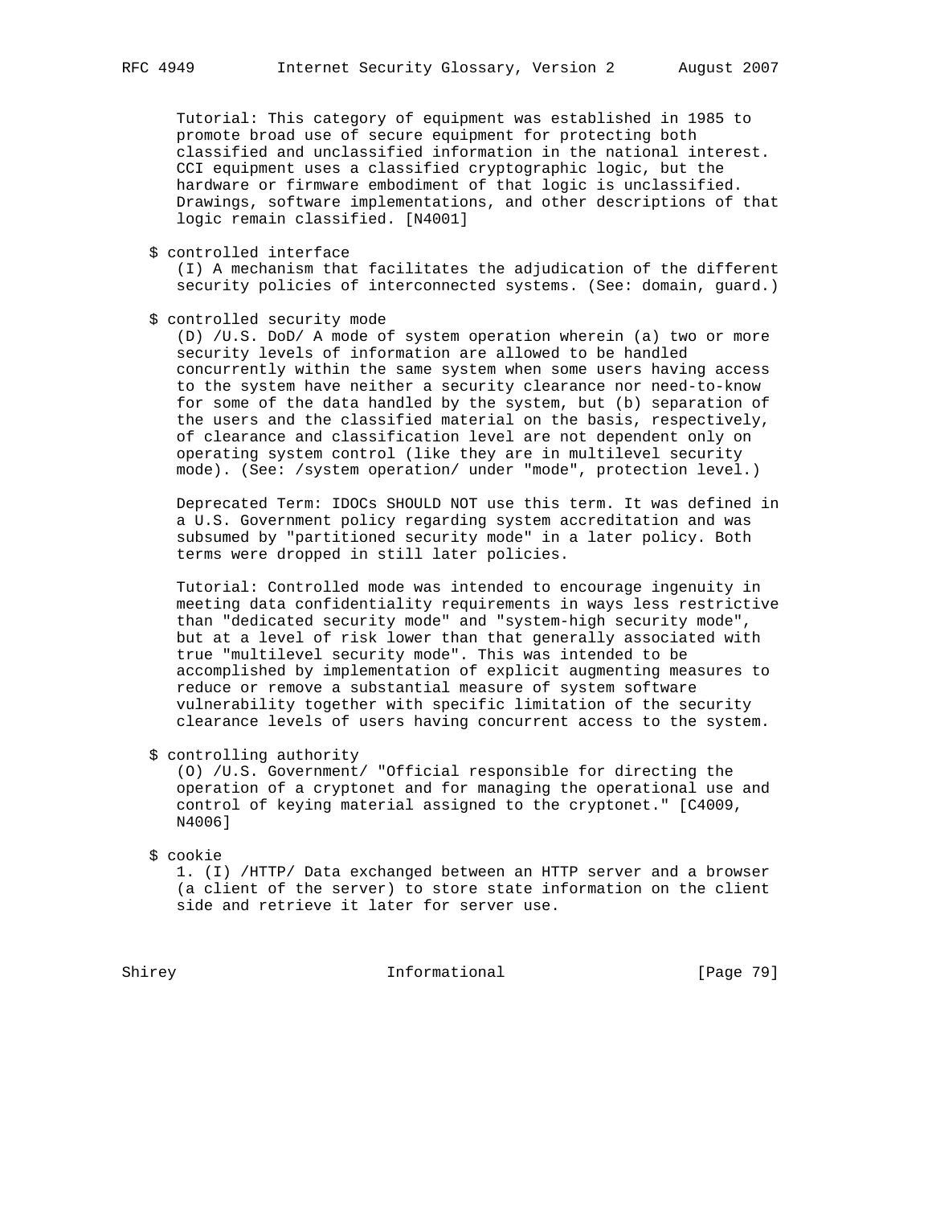Tutorial: This category of equipment was established in 1985 to promote broad use of secure equipment for protecting both classified and unclassified information in the national interest. CCI equipment uses a classified cryptographic logic, but the hardware or firmware embodiment of that logic is unclassified. Drawings, software implementations, and other descriptions of that logic remain classified. [N4001]

$ controlled interface

(I) A mechanism that facilitates the adjudication of the different security policies of interconnected systems. (See: domain, guard.)

$ controlled security mode

(D) /U.S. DoD/ A mode of system operation wherein (a) two or more security levels of information are allowed to be handled concurrently within the same system when some users having access to the system have neither a security clearance nor need-to-know for some of the data handled by the system, but (b) separation of the users and the classified material on the basis, respectively, of clearance and classification level are not dependent only on operating system control (like they are in multilevel security mode). (See: /system operation/ under "mode", protection level.)

Deprecated Term: IDOCs SHOULD NOT use this term. It was defined in a U.S. Government policy regarding system accreditation and was subsumed by "partitioned security mode" in a later policy. Both terms were dropped in still later policies.

Tutorial: Controlled mode was intended to encourage ingenuity in meeting data confidentiality requirements in ways less restrictive than "dedicated security mode" and "system-high security mode", but at a level of risk lower than that generally associated with true "multilevel security mode". This was intended to be accomplished by implementation of explicit augmenting measures to reduce or remove a substantial measure of system software vulnerability together with specific limitation of the security clearance levels of users having concurrent access to the system.

$ controlling authority

(O) /U.S. Government/ "Official responsible for directing the operation of a cryptonet and for managing the operational use and control of keying material assigned to the cryptonet." [C4009, N4006]

$ cookie

1. (I) /HTTP/ Data exchanged between an HTTP server and a browser (a client of the server) to store state information on the client side and retrieve it later for server use.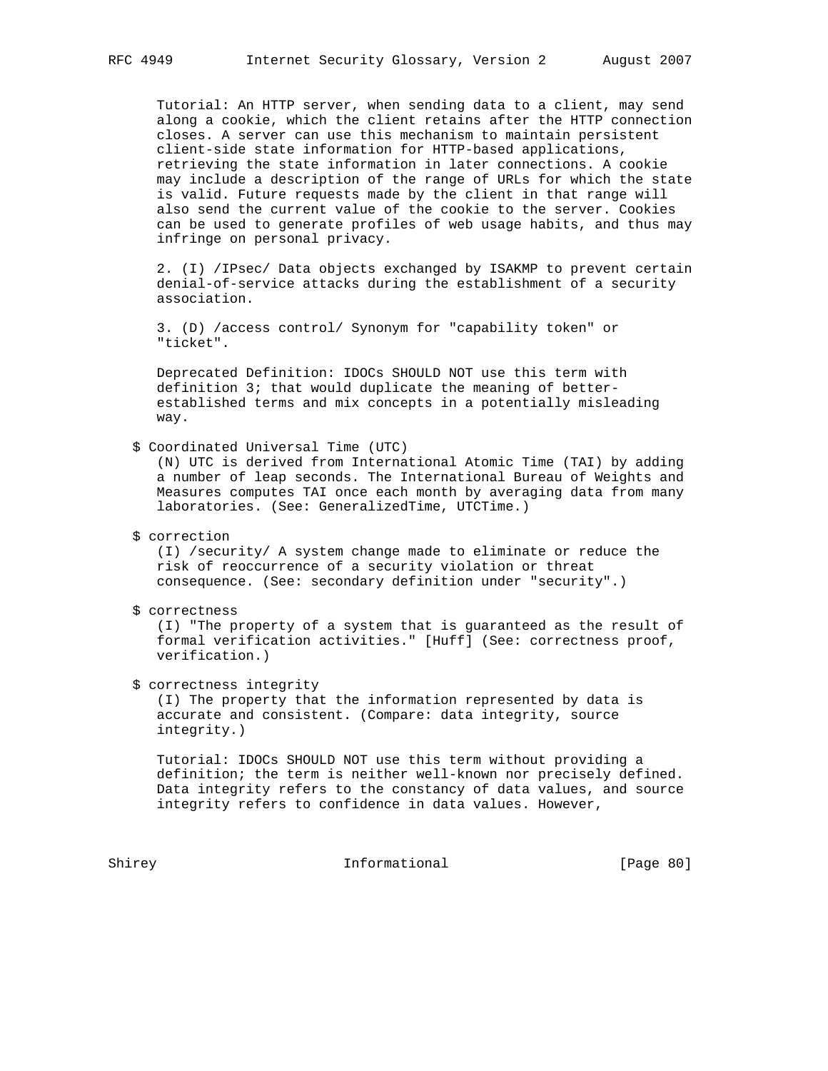Tutorial: An HTTP server, when sending data to a client, may send along a cookie, which the client retains after the HTTP connection closes. A server can use this mechanism to maintain persistent client-side state information for HTTP-based applications, retrieving the state information in later connections. A cookie may include a description of the range of URLs for which the state is valid. Future requests made by the client in that range will also send the current value of the cookie to the server. Cookies can be used to generate profiles of web usage habits, and thus may infringe on personal privacy.

2. (I) /IPsec/ Data objects exchanged by ISAKMP to prevent certain denial-of-service attacks during the establishment of a security association.

3. (D) /access control/ Synonym for "capability token" or "ticket".

Deprecated Definition: IDOCs SHOULD NOT use this term with definition 3; that would duplicate the meaning of better-established terms and mix concepts in a potentially misleading way.

$ Coordinated Universal Time (UTC)
(N) UTC is derived from International Atomic Time (TAI) by adding a number of leap seconds. The International Bureau of Weights and Measures computes TAI once each month by averaging data from many laboratories. (See: GeneralizedTime, UTCTime.)

$ correction
(I) /security/ A system change made to eliminate or reduce the risk of reoccurrence of a security violation or threat consequence. (See: secondary definition under "security".)

$ correctness
(I) "The property of a system that is guaranteed as the result of formal verification activities." [Huff] (See: correctness proof, verification.)

$ correctness integrity
(I) The property that the information represented by data is accurate and consistent. (Compare: data integrity, source integrity.)

Tutorial: IDOCs SHOULD NOT use this term without providing a definition; the term is neither well-known nor precisely defined. Data integrity refers to the constancy of data values, and source integrity refers to confidence in data values. However,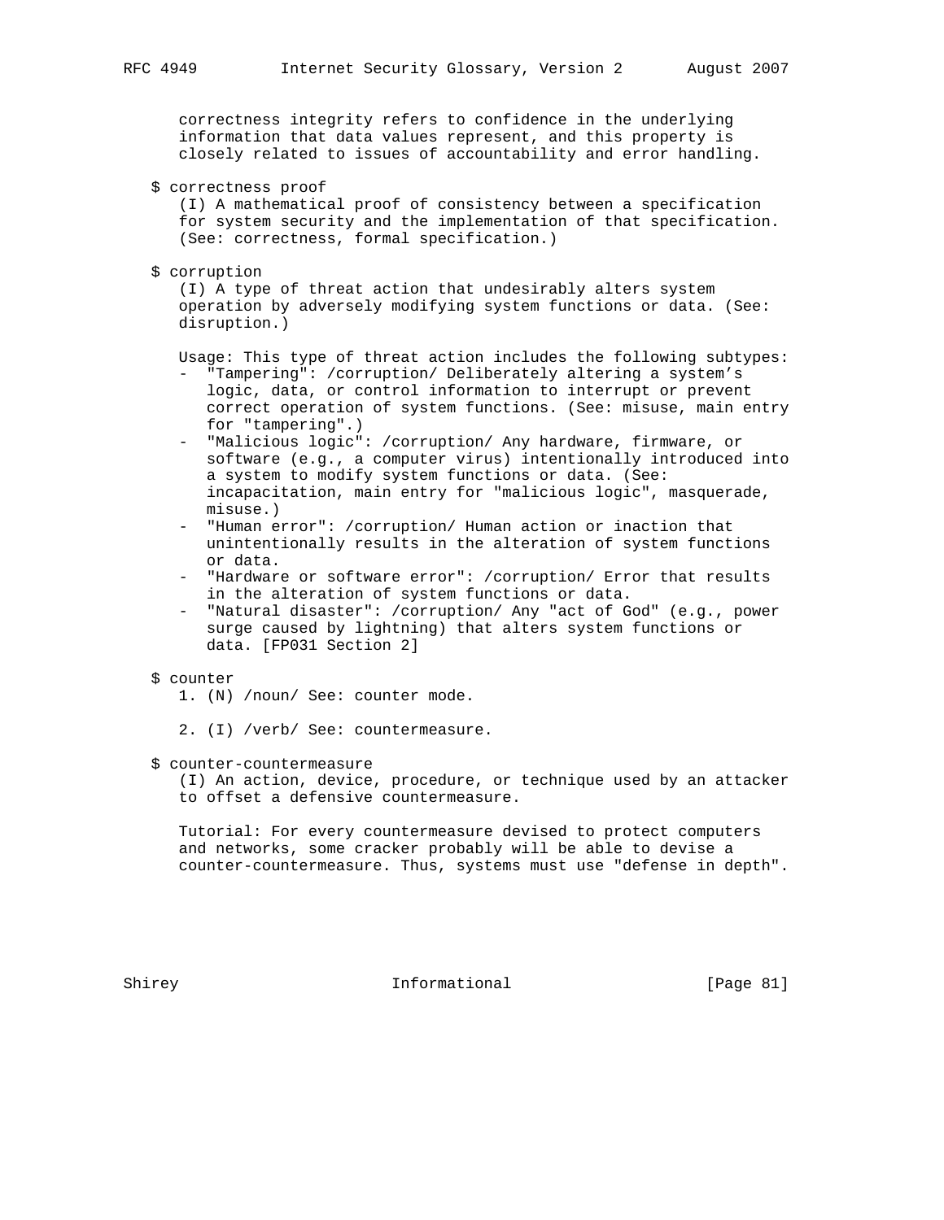correctness integrity refers to confidence in the underlying information that data values represent, and this property is closely related to issues of accountability and error handling.

$ correctness proof

(I) A mathematical proof of consistency between a specification for system security and the implementation of that specification. (See: correctness, formal specification.)

$ corruption

(I) A type of threat action that undesirably alters system operation by adversely modifying system functions or data. (See: disruption.)

Usage: This type of threat action includes the following subtypes:

- "Tampering": /corruption/ Deliberately altering a system's logic, data, or control information to interrupt or prevent correct operation of system functions. (See: misuse, main entry for "tampering".)
- "Malicious logic": /corruption/ Any hardware, firmware, or software (e.g., a computer virus) intentionally introduced into a system to modify system functions or data. (See: incapacitation, main entry for "malicious logic", masquerade, misuse.)
- "Human error": /corruption/ Human action or inaction that unintentionally results in the alteration of system functions or data.
- "Hardware or software error": /corruption/ Error that results in the alteration of system functions or data.
- "Natural disaster": /corruption/ Any "act of God" (e.g., power surge caused by lightning) that alters system functions or data. [FP031 Section 2]

$ counter

1. (N) /noun/ See: counter mode.

2. (I) /verb/ See: countermeasure.

$ counter-countermeasure

(I) An action, device, procedure, or technique used by an attacker to offset a defensive countermeasure.

Tutorial: For every countermeasure devised to protect computers and networks, some cracker probably will be able to devise a counter-countermeasure. Thus, systems must use "defense in depth".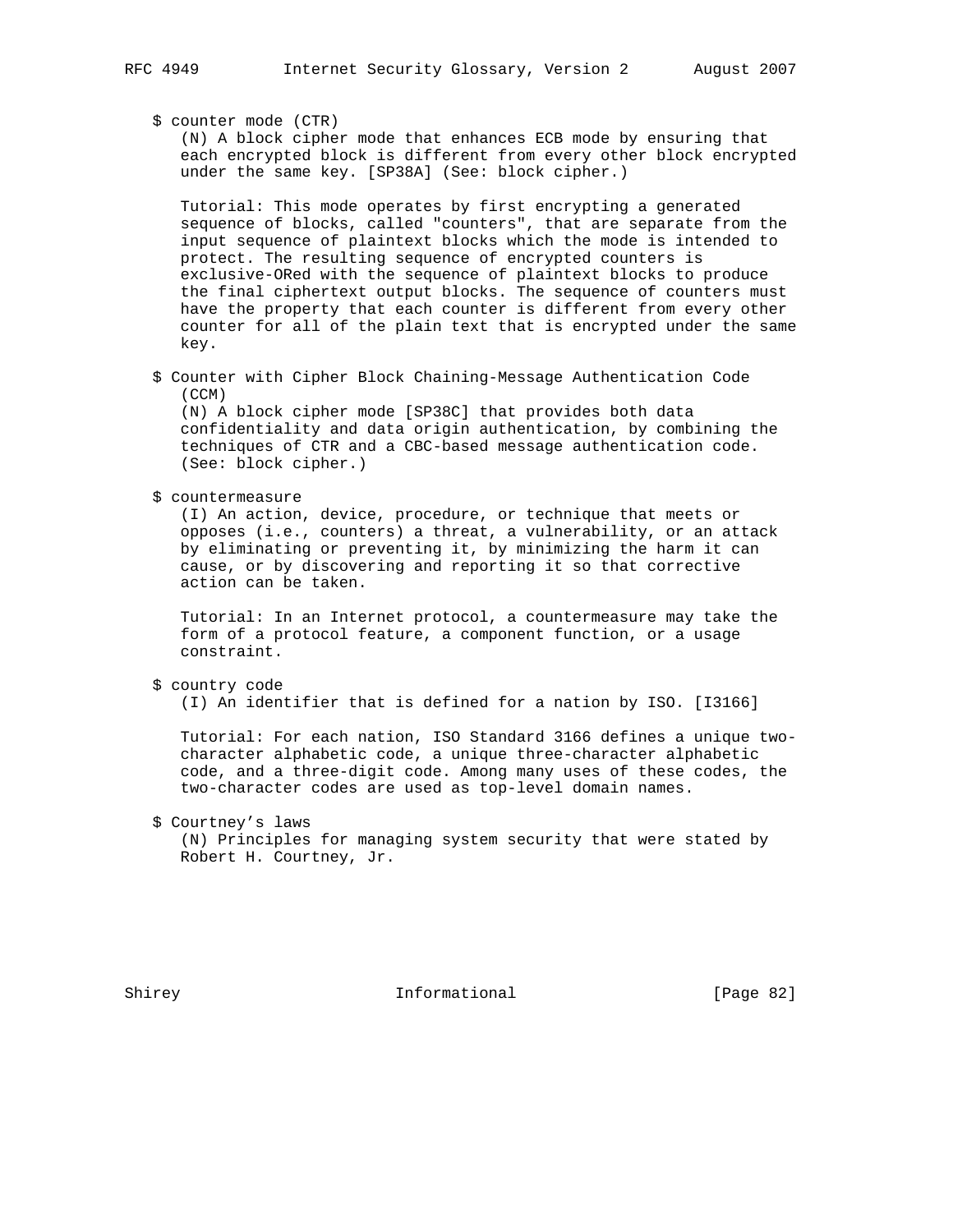$ counter mode (CTR)

(N) A block cipher mode that enhances ECB mode by ensuring that each encrypted block is different from every other block encrypted under the same key. [SP38A] (See: block cipher.)

Tutorial: This mode operates by first encrypting a generated sequence of blocks, called "counters", that are separate from the input sequence of plaintext blocks which the mode is intended to protect. The resulting sequence of encrypted counters is exclusive-ORed with the sequence of plaintext blocks to produce the final ciphertext output blocks. The sequence of counters must have the property that each counter is different from every other counter for all of the plain text that is encrypted under the same key.

$ Counter with Cipher Block Chaining-Message Authentication Code (CCM)

(N) A block cipher mode [SP38C] that provides both data confidentiality and data origin authentication, by combining the techniques of CTR and a CBC-based message authentication code. (See: block cipher.)

$ countermeasure

(I) An action, device, procedure, or technique that meets or opposes (i.e., counters) a threat, a vulnerability, or an attack by eliminating or preventing it, by minimizing the harm it can cause, or by discovering and reporting it so that corrective action can be taken.

Tutorial: In an Internet protocol, a countermeasure may take the form of a protocol feature, a component function, or a usage constraint.

$ country code

(I) An identifier that is defined for a nation by ISO. [I3166]

Tutorial: For each nation, ISO Standard 3166 defines a unique two-character alphabetic code, a unique three-character alphabetic code, and a three-digit code. Among many uses of these codes, the two-character codes are used as top-level domain names.

$ Courtney's laws

(N) Principles for managing system security that were stated by Robert H. Courtney, Jr.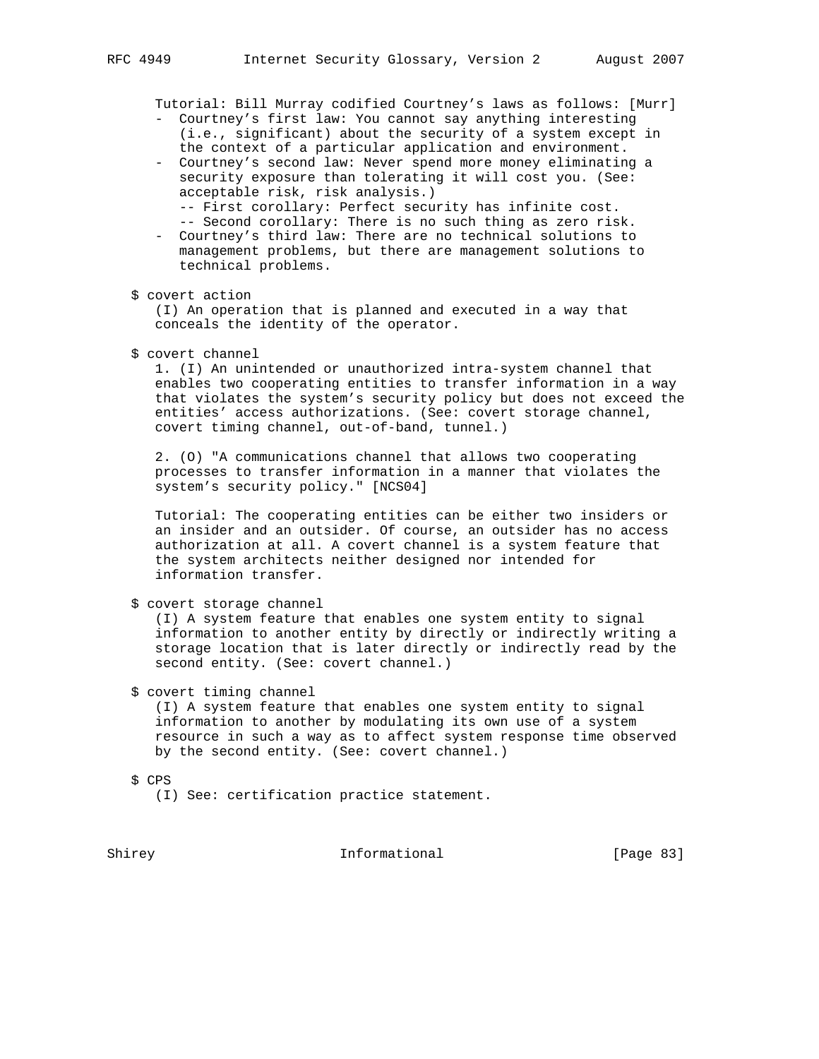Tutorial: Bill Murray codified Courtney's laws as follows: [Murr]

- Courtney's first law: You cannot say anything interesting (i.e., significant) about the security of a system except in the context of a particular application and environment.
- Courtney's second law: Never spend more money eliminating a security exposure than tolerating it will cost you. (See: acceptable risk, risk analysis.)
  - First corollary: Perfect security has infinite cost.
  - Second corollary: There is no such thing as zero risk.
- Courtney's third law: There are no technical solutions to management problems, but there are management solutions to technical problems.

$ covert action

(I) An operation that is planned and executed in a way that conceals the identity of the operator.

$ covert channel

1. (I) An unintended or unauthorized intra-system channel that enables two cooperating entities to transfer information in a way that violates the system's security policy but does not exceed the entities' access authorizations. (See: covert storage channel, covert timing channel, out-of-band, tunnel.)

2. (O) "A communications channel that allows two cooperating processes to transfer information in a manner that violates the system's security policy." [NCS04]

Tutorial: The cooperating entities can be either two insiders or an insider and an outsider. Of course, an outsider has no access authorization at all. A covert channel is a system feature that the system architects neither designed nor intended for information transfer.

$ covert storage channel

(I) A system feature that enables one system entity to signal information to another entity by directly or indirectly writing a storage location that is later directly or indirectly read by the second entity. (See: covert channel.)

$ covert timing channel

(I) A system feature that enables one system entity to signal information to another by modulating its own use of a system resource in such a way as to affect system response time observed by the second entity. (See: covert channel.)

$ CPS

(I) See: certification practice statement.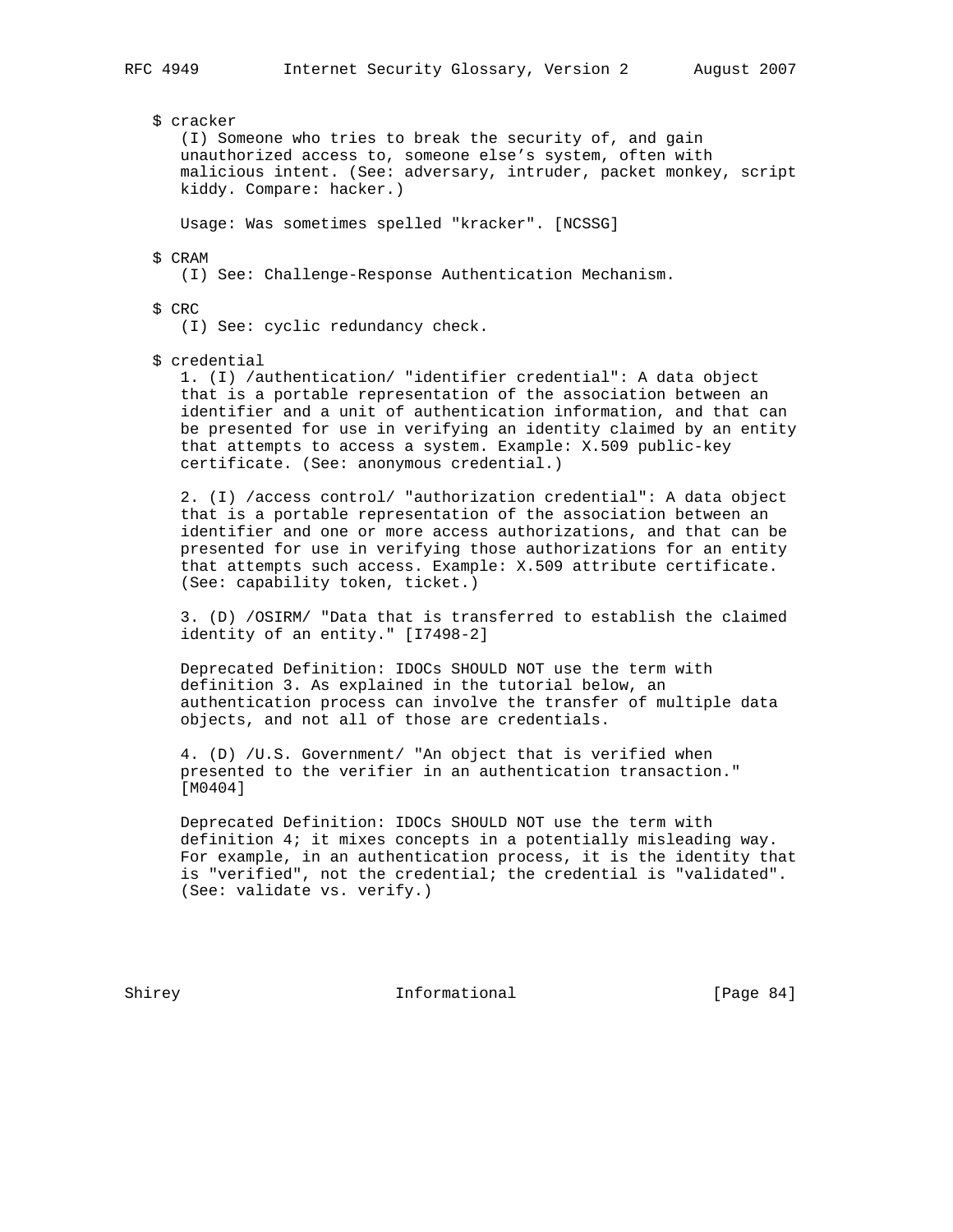$ cracker

(I) Someone who tries to break the security of, and gain unauthorized access to, someone else's system, often with malicious intent. (See: adversary, intruder, packet monkey, script kiddy. Compare: hacker.)

Usage: Was sometimes spelled "kracker". [NCSSG]

$ CRAM

(I) See: Challenge-Response Authentication Mechanism.

$ CRC

(I) See: cyclic redundancy check.

$ credential

1. (I) /authentication/ "identifier credential": A data object that is a portable representation of the association between an identifier and a unit of authentication information, and that can be presented for use in verifying an identity claimed by an entity that attempts to access a system. Example: X.509 public-key certificate. (See: anonymous credential.)

2. (I) /access control/ "authorization credential": A data object that is a portable representation of the association between an identifier and one or more access authorizations, and that can be presented for use in verifying those authorizations for an entity that attempts such access. Example: X.509 attribute certificate. (See: capability token, ticket.)

3. (D) /OSIRM/ "Data that is transferred to establish the claimed identity of an entity." [I7498-2]

Deprecated Definition: IDOCs SHOULD NOT use the term with definition 3. As explained in the tutorial below, an authentication process can involve the transfer of multiple data objects, and not all of those are credentials.

4. (D) /U.S. Government/ "An object that is verified when presented to the verifier in an authentication transaction." [M0404]

Deprecated Definition: IDOCs SHOULD NOT use the term with definition 4; it mixes concepts in a potentially misleading way. For example, in an authentication process, it is the identity that is "verified", not the credential; the credential is "validated". (See: validate vs. verify.)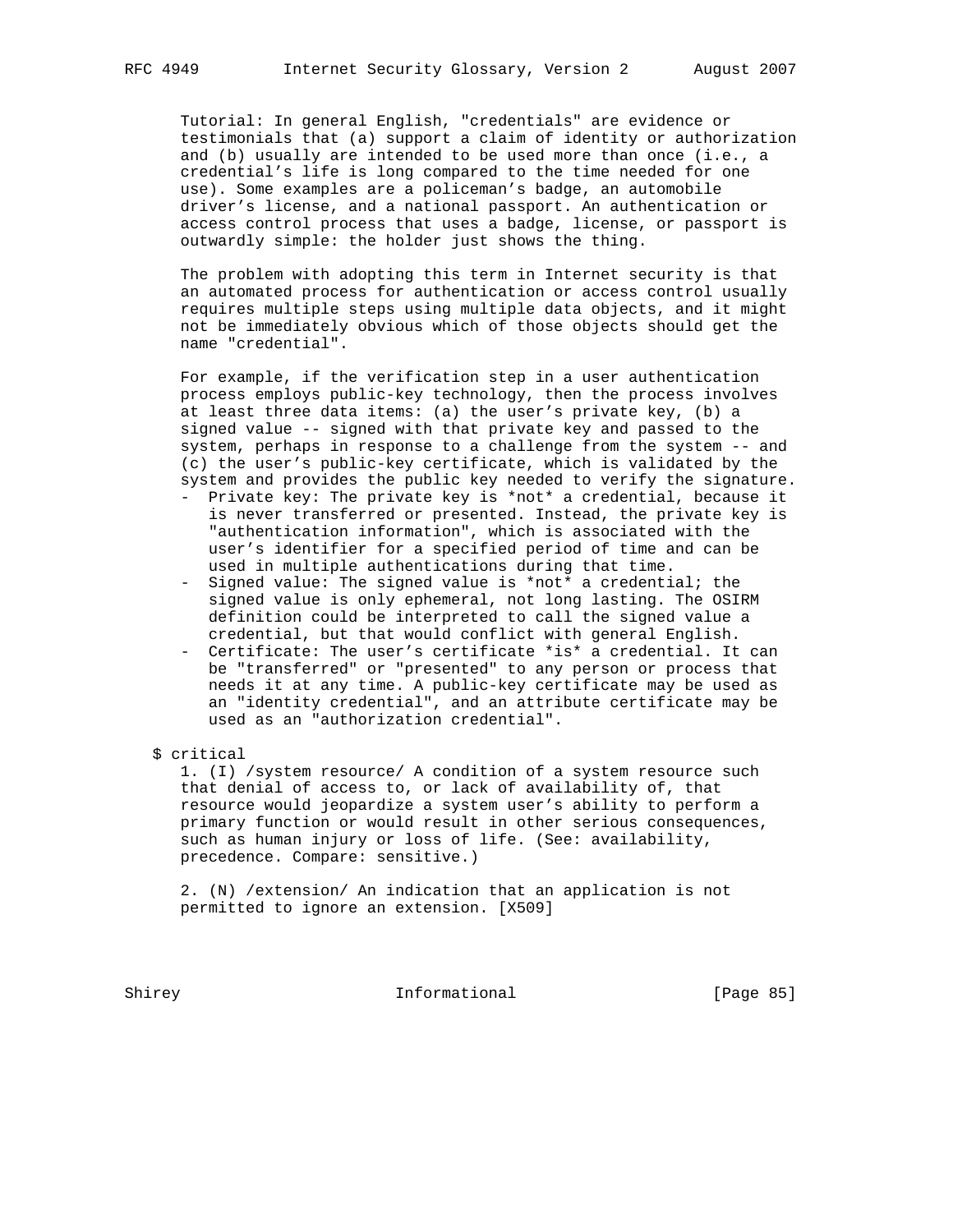Tutorial: In general English, "credentials" are evidence or testimonials that (a) support a claim of identity or authorization and (b) usually are intended to be used more than once (i.e., a credential's life is long compared to the time needed for one use). Some examples are a policeman's badge, an automobile driver's license, and a national passport. An authentication or access control process that uses a badge, license, or passport is outwardly simple: the holder just shows the thing.

The problem with adopting this term in Internet security is that an automated process for authentication or access control usually requires multiple steps using multiple data objects, and it might not be immediately obvious which of those objects should get the name "credential".

For example, if the verification step in a user authentication process employs public-key technology, then the process involves at least three data items: (a) the user's private key, (b) a signed value -- signed with that private key and passed to the system, perhaps in response to a challenge from the system -- and (c) the user's public-key certificate, which is validated by the system and provides the public key needed to verify the signature.

- Private key: The private key is *not* a credential, because it is never transferred or presented. Instead, the private key is "authentication information", which is associated with the user's identifier for a specified period of time and can be used in multiple authentications during that time.
- Signed value: The signed value is *not* a credential; the signed value is only ephemeral, not long lasting. The OSIRM definition could be interpreted to call the signed value a credential, but that would conflict with general English.
- Certificate: The user's certificate *is* a credential. It can be "transferred" or "presented" to any person or process that needs it at any time. A public-key certificate may be used as an "identity credential", and an attribute certificate may be used as an "authorization credential".

$ critical

1. (I) /system resource/ A condition of a system resource such that denial of access to, or lack of availability of, that resource would jeopardize a system user's ability to perform a primary function or would result in other serious consequences, such as human injury or loss of life. (See: availability, precedence. Compare: sensitive.)

2. (N) /extension/ An indication that an application is not permitted to ignore an extension. [X509]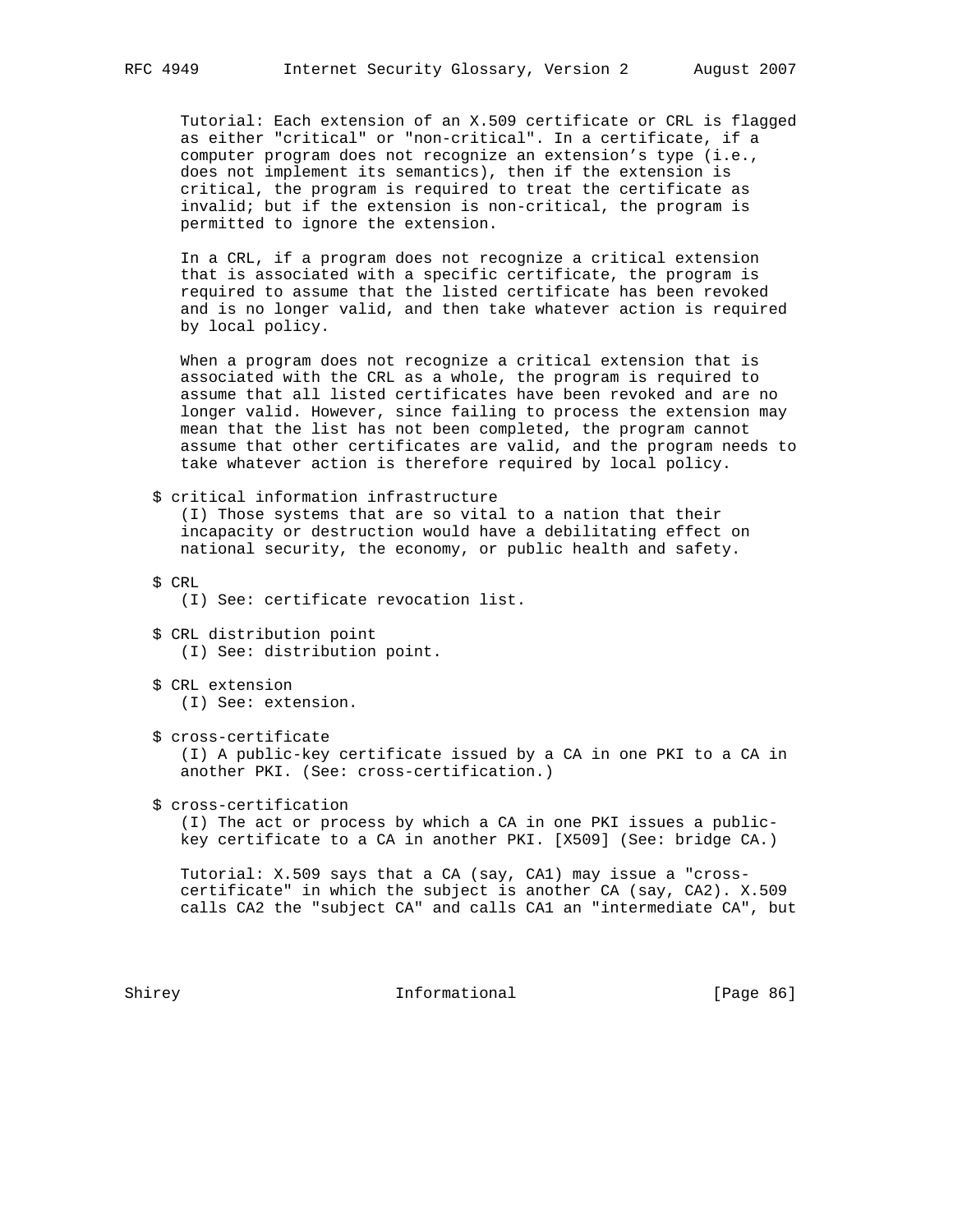Tutorial: Each extension of an X.509 certificate or CRL is flagged as either "critical" or "non-critical". In a certificate, if a computer program does not recognize an extension's type (i.e., does not implement its semantics), then if the extension is critical, the program is required to treat the certificate as invalid; but if the extension is non-critical, the program is permitted to ignore the extension.

In a CRL, if a program does not recognize a critical extension that is associated with a specific certificate, the program is required to assume that the listed certificate has been revoked and is no longer valid, and then take whatever action is required by local policy.

When a program does not recognize a critical extension that is associated with the CRL as a whole, the program is required to assume that all listed certificates have been revoked and are no longer valid. However, since failing to process the extension may mean that the list has not been completed, the program cannot assume that other certificates are valid, and the program needs to take whatever action is therefore required by local policy.

$ critical information infrastructure
(I) Those systems that are so vital to a nation that their incapacity or destruction would have a debilitating effect on national security, the economy, or public health and safety.

$ CRL
(I) See: certificate revocation list.

$ CRL distribution point
(I) See: distribution point.

$ CRL extension
(I) See: extension.

$ cross-certificate
(I) A public-key certificate issued by a CA in one PKI to a CA in another PKI. (See: cross-certification.)

$ cross-certification
(I) The act or process by which a CA in one PKI issues a public-key certificate to a CA in another PKI. [X509] (See: bridge CA.)

Tutorial: X.509 says that a CA (say, CA1) may issue a "cross-certificate" in which the subject is another CA (say, CA2). X.509 calls CA2 the "subject CA" and calls CA1 an "intermediate CA", but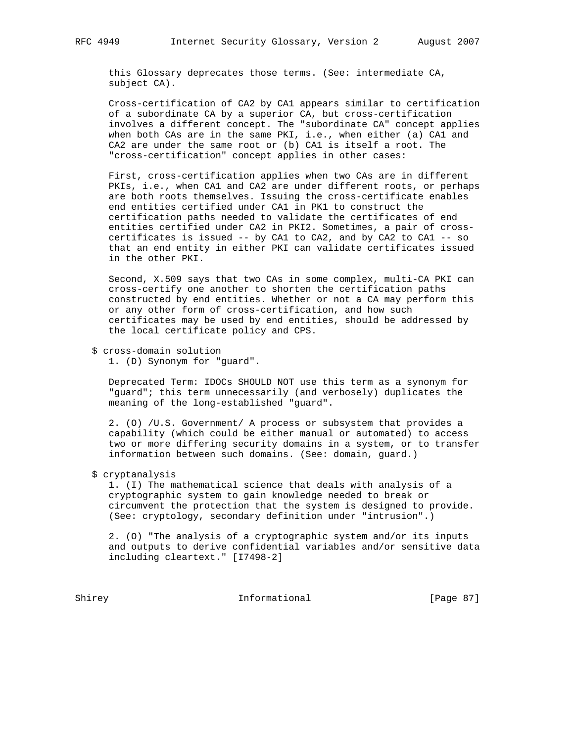this Glossary deprecates those terms. (See: intermediate CA, subject CA).

Cross-certification of CA2 by CA1 appears similar to certification of a subordinate CA by a superior CA, but cross-certification involves a different concept. The "subordinate CA" concept applies when both CAs are in the same PKI, i.e., when either (a) CA1 and CA2 are under the same root or (b) CA1 is itself a root. The "cross-certification" concept applies in other cases:

First, cross-certification applies when two CAs are in different PKIs, i.e., when CA1 and CA2 are under different roots, or perhaps are both roots themselves. Issuing the cross-certificate enables end entities certified under CA1 in PK1 to construct the certification paths needed to validate the certificates of end entities certified under CA2 in PKI2. Sometimes, a pair of cross-certificates is issued -- by CA1 to CA2, and by CA2 to CA1 -- so that an end entity in either PKI can validate certificates issued in the other PKI.

Second, X.509 says that two CAs in some complex, multi-CA PKI can cross-certify one another to shorten the certification paths constructed by end entities. Whether or not a CA may perform this or any other form of cross-certification, and how such certificates may be used by end entities, should be addressed by the local certificate policy and CPS.

$ cross-domain solution

1. (D) Synonym for "guard".

Deprecated Term: IDOCs SHOULD NOT use this term as a synonym for "guard"; this term unnecessarily (and verbosely) duplicates the meaning of the long-established "guard".

2. (O) /U.S. Government/ A process or subsystem that provides a capability (which could be either manual or automated) to access two or more differing security domains in a system, or to transfer information between such domains. (See: domain, guard.)

$ cryptanalysis

1. (I) The mathematical science that deals with analysis of a cryptographic system to gain knowledge needed to break or circumvent the protection that the system is designed to provide. (See: cryptology, secondary definition under "intrusion".)

2. (O) "The analysis of a cryptographic system and/or its inputs and outputs to derive confidential variables and/or sensitive data including cleartext." [I7498-2]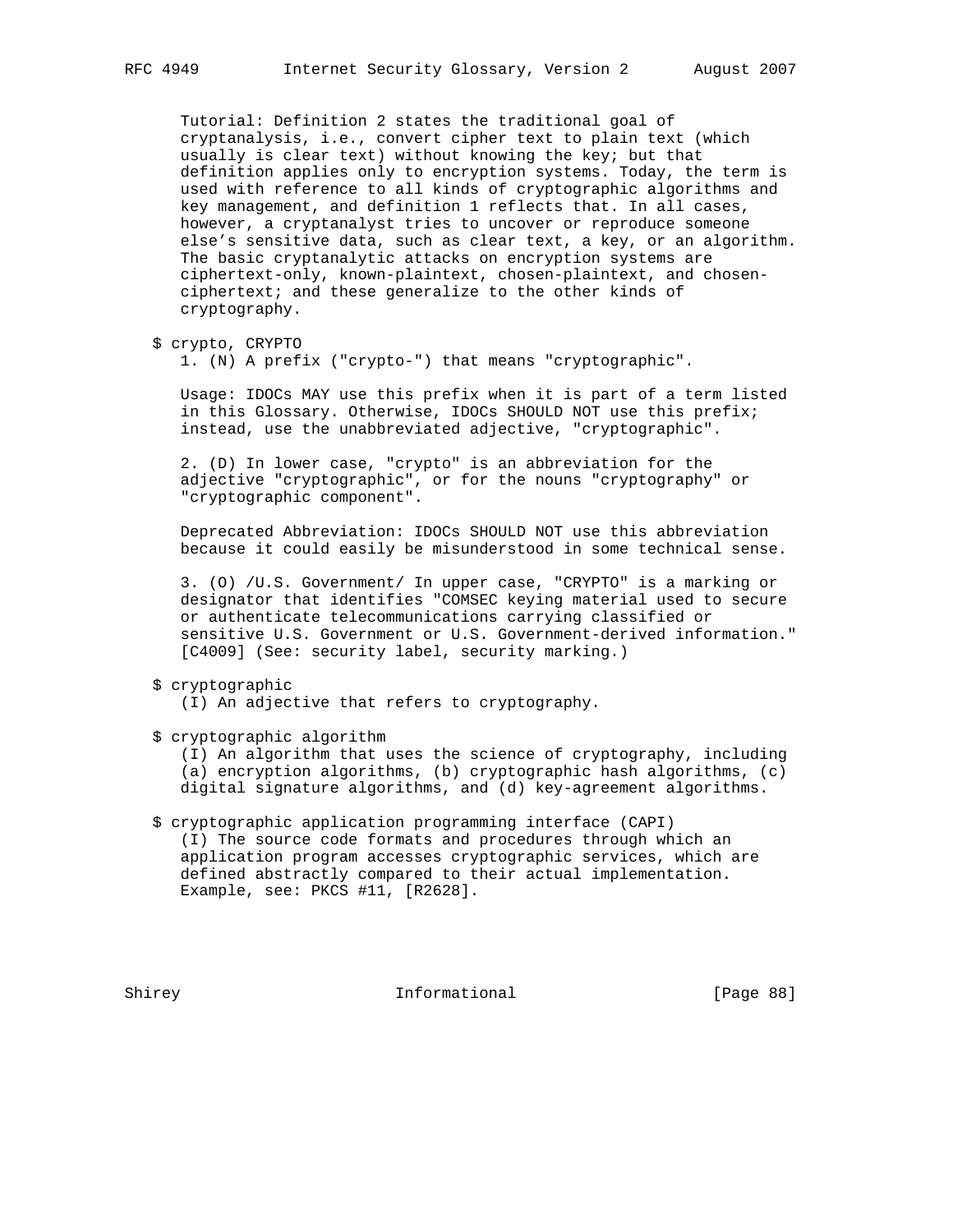Tutorial: Definition 2 states the traditional goal of cryptanalysis, i.e., convert cipher text to plain text (which usually is clear text) without knowing the key; but that definition applies only to encryption systems. Today, the term is used with reference to all kinds of cryptographic algorithms and key management, and definition 1 reflects that. In all cases, however, a cryptanalyst tries to uncover or reproduce someone else's sensitive data, such as clear text, a key, or an algorithm. The basic cryptanalytic attacks on encryption systems are ciphertext-only, known-plaintext, chosen-plaintext, and chosen-ciphertext; and these generalize to the other kinds of cryptography.

$ crypto, CRYPTO

1. (N) A prefix ("crypto-") that means "cryptographic".

Usage: IDOCs MAY use this prefix when it is part of a term listed in this Glossary. Otherwise, IDOCs SHOULD NOT use this prefix; instead, use the unabbreviated adjective, "cryptographic".

2. (D) In lower case, "crypto" is an abbreviation for the adjective "cryptographic", or for the nouns "cryptography" or "cryptographic component".

Deprecated Abbreviation: IDOCs SHOULD NOT use this abbreviation because it could easily be misunderstood in some technical sense.

3. (O) /U.S. Government/ In upper case, "CRYPTO" is a marking or designator that identifies "COMSEC keying material used to secure or authenticate telecommunications carrying classified or sensitive U.S. Government or U.S. Government-derived information." [C4009] (See: security label, security marking.)

$ cryptographic

(I) An adjective that refers to cryptography.

$ cryptographic algorithm

(I) An algorithm that uses the science of cryptography, including (a) encryption algorithms, (b) cryptographic hash algorithms, (c) digital signature algorithms, and (d) key-agreement algorithms.

$ cryptographic application programming interface (CAPI)

(I) The source code formats and procedures through which an application program accesses cryptographic services, which are defined abstractly compared to their actual implementation. Example, see: PKCS #11, [R2628].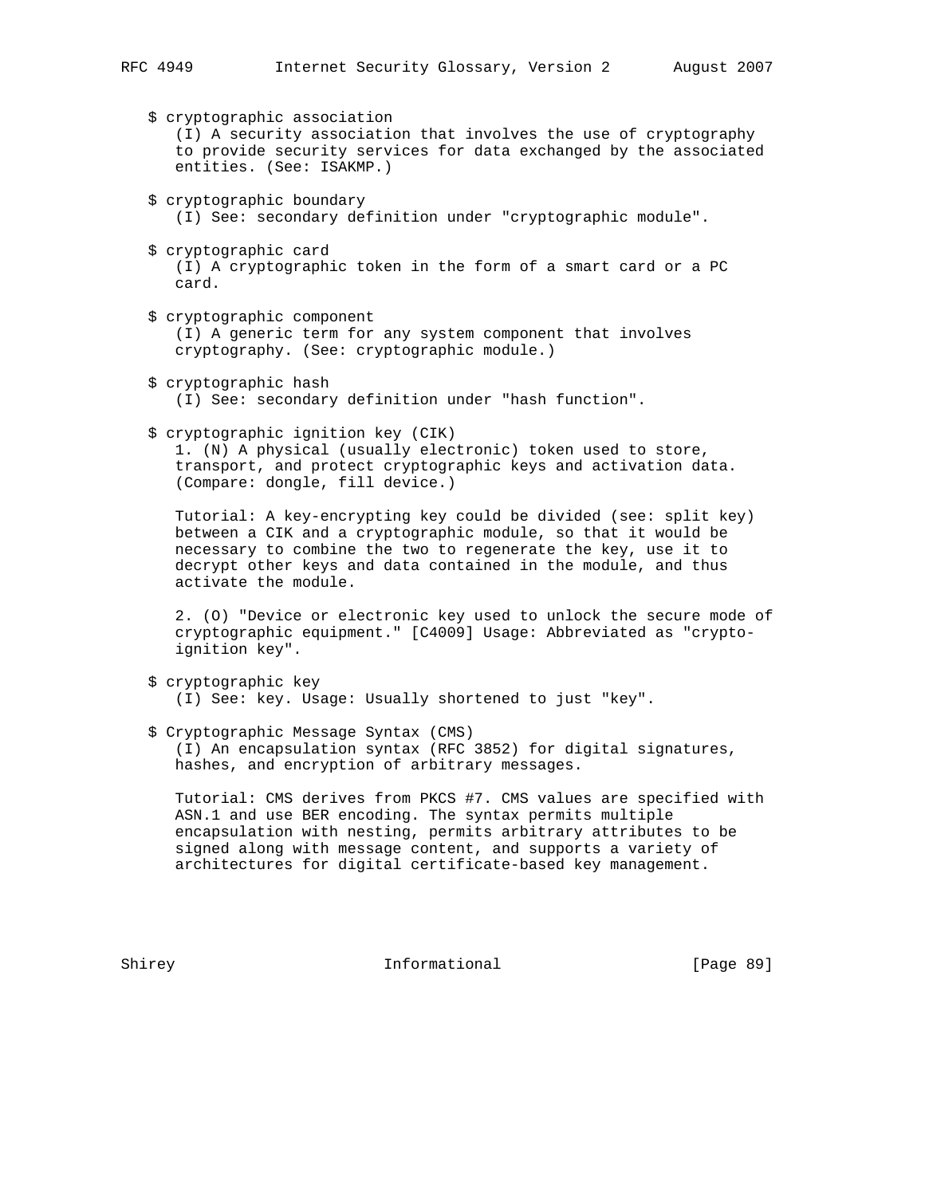$ cryptographic association
(I) A security association that involves the use of cryptography to provide security services for data exchanged by the associated entities. (See: ISAKMP.)

$ cryptographic boundary
(I) See: secondary definition under "cryptographic module".

$ cryptographic card
(I) A cryptographic token in the form of a smart card or a PC card.

$ cryptographic component
(I) A generic term for any system component that involves cryptography. (See: cryptographic module.)

$ cryptographic hash
(I) See: secondary definition under "hash function".

$ cryptographic ignition key (CIK)
1. (N) A physical (usually electronic) token used to store, transport, and protect cryptographic keys and activation data. (Compare: dongle, fill device.)

Tutorial: A key-encrypting key could be divided (see: split key) between a CIK and a cryptographic module, so that it would be necessary to combine the two to regenerate the key, use it to decrypt other keys and data contained in the module, and thus activate the module.

2. (O) "Device or electronic key used to unlock the secure mode of cryptographic equipment." [C4009] Usage: Abbreviated as "crypto-ignition key".

$ cryptographic key
(I) See: key. Usage: Usually shortened to just "key".

$ Cryptographic Message Syntax (CMS)
(I) An encapsulation syntax (RFC 3852) for digital signatures, hashes, and encryption of arbitrary messages.

Tutorial: CMS derives from PKCS #7. CMS values are specified with ASN.1 and use BER encoding. The syntax permits multiple encapsulation with nesting, permits arbitrary attributes to be signed along with message content, and supports a variety of architectures for digital certificate-based key management.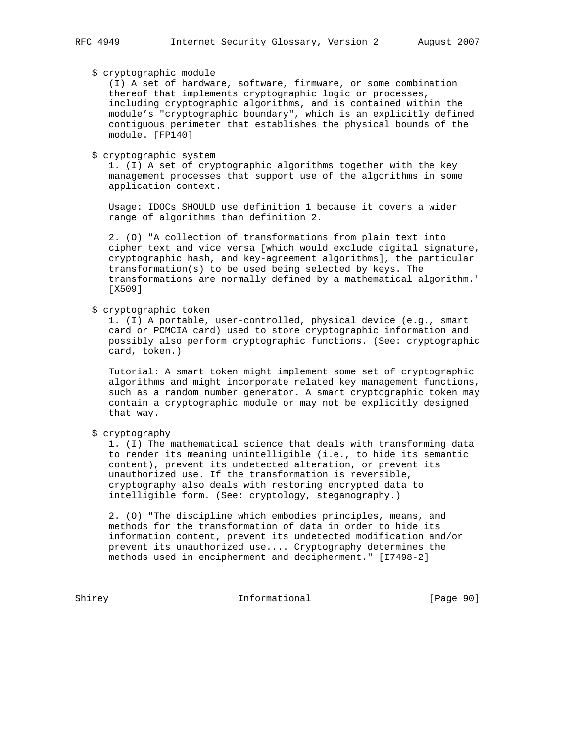$ cryptographic module
(I) A set of hardware, software, firmware, or some combination thereof that implements cryptographic logic or processes, including cryptographic algorithms, and is contained within the module's "cryptographic boundary", which is an explicitly defined contiguous perimeter that establishes the physical bounds of the module. [FP140]

$ cryptographic system
1. (I) A set of cryptographic algorithms together with the key management processes that support use of the algorithms in some application context.

Usage: IDOCs SHOULD use definition 1 because it covers a wider range of algorithms than definition 2.

2. (O) "A collection of transformations from plain text into cipher text and vice versa [which would exclude digital signature, cryptographic hash, and key-agreement algorithms], the particular transformation(s) to be used being selected by keys. The transformations are normally defined by a mathematical algorithm." [X509]

$ cryptographic token
1. (I) A portable, user-controlled, physical device (e.g., smart card or PCMCIA card) used to store cryptographic information and possibly also perform cryptographic functions. (See: cryptographic card, token.)

Tutorial: A smart token might implement some set of cryptographic algorithms and might incorporate related key management functions, such as a random number generator. A smart cryptographic token may contain a cryptographic module or may not be explicitly designed that way.

$ cryptography
1. (I) The mathematical science that deals with transforming data to render its meaning unintelligible (i.e., to hide its semantic content), prevent its undetected alteration, or prevent its unauthorized use. If the transformation is reversible, cryptography also deals with restoring encrypted data to intelligible form. (See: cryptology, steganography.)

2. (O) "The discipline which embodies principles, means, and methods for the transformation of data in order to hide its information content, prevent its undetected modification and/or prevent its unauthorized use.... Cryptography determines the methods used in encipherment and decipherment." [I7498-2]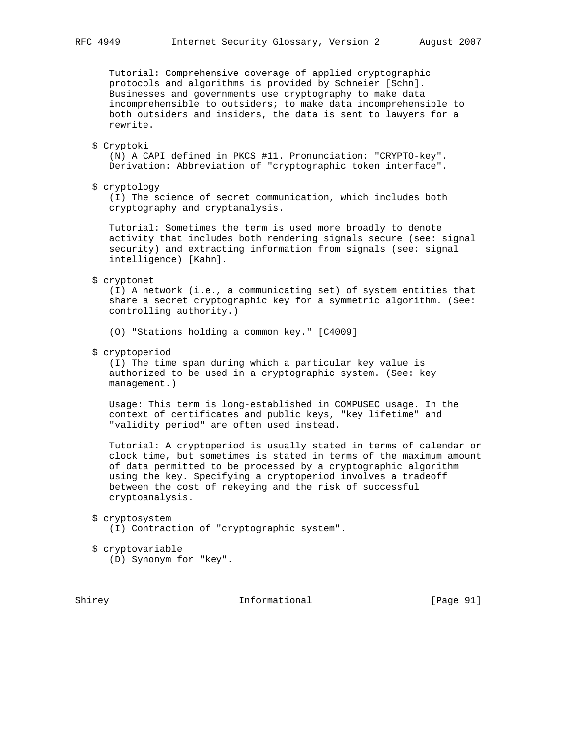Tutorial: Comprehensive coverage of applied cryptographic protocols and algorithms is provided by Schneier [Schn]. Businesses and governments use cryptography to make data incomprehensible to outsiders; to make data incomprehensible to both outsiders and insiders, the data is sent to lawyers for a rewrite.

$ Cryptoki
(N) A CAPI defined in PKCS #11. Pronunciation: "CRYPTO-key". Derivation: Abbreviation of "cryptographic token interface".

$ cryptology
(I) The science of secret communication, which includes both cryptography and cryptanalysis.

Tutorial: Sometimes the term is used more broadly to denote activity that includes both rendering signals secure (see: signal security) and extracting information from signals (see: signal intelligence) [Kahn].

$ cryptonet
(I) A network (i.e., a communicating set) of system entities that share a secret cryptographic key for a symmetric algorithm. (See: controlling authority.)

(O) "Stations holding a common key." [C4009]

$ cryptoperiod
(I) The time span during which a particular key value is authorized to be used in a cryptographic system. (See: key management.)

Usage: This term is long-established in COMPUSEC usage. In the context of certificates and public keys, "key lifetime" and "validity period" are often used instead.

Tutorial: A cryptoperiod is usually stated in terms of calendar or clock time, but sometimes is stated in terms of the maximum amount of data permitted to be processed by a cryptographic algorithm using the key. Specifying a cryptoperiod involves a tradeoff between the cost of rekeying and the risk of successful cryptoanalysis.

$ cryptosystem
(I) Contraction of "cryptographic system".

$ cryptovariable
(D) Synonym for "key".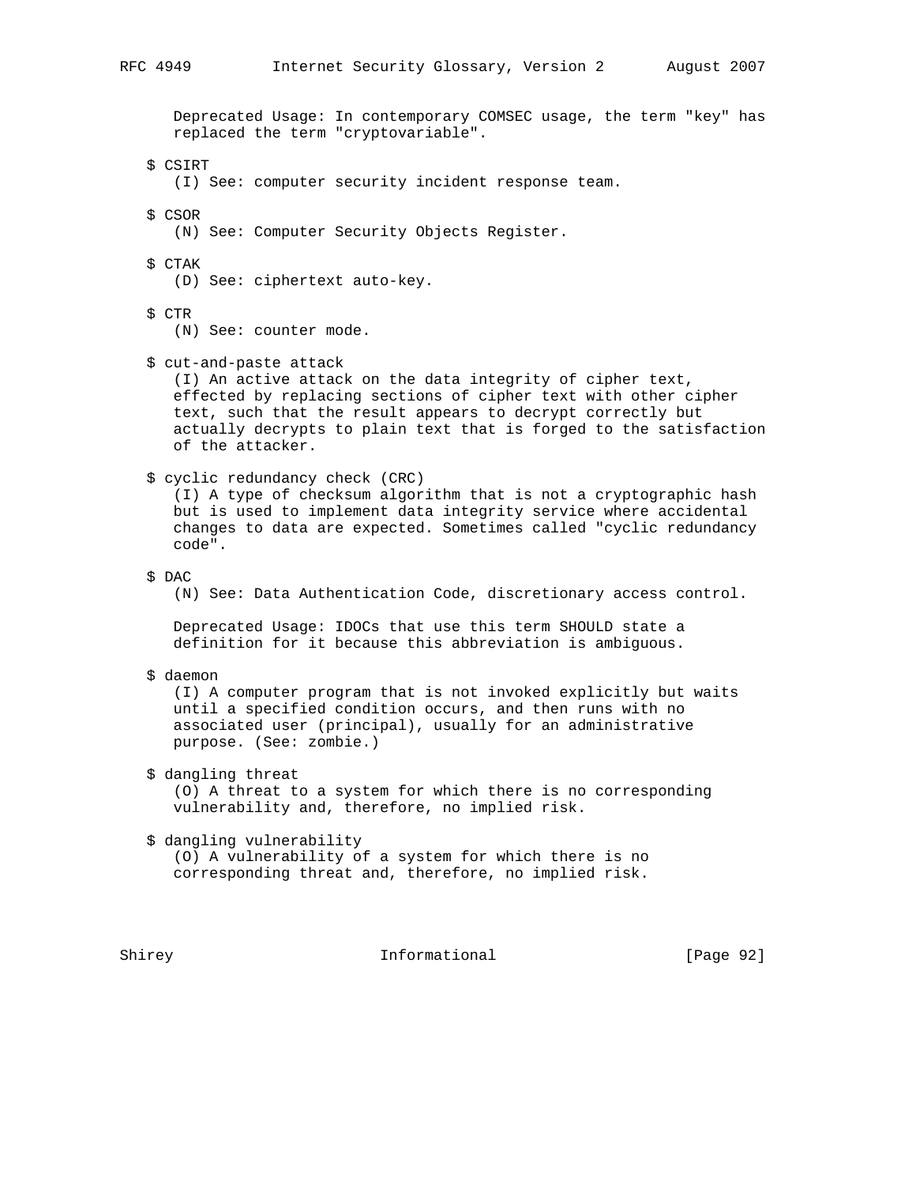Deprecated Usage: In contemporary COMSEC usage, the term "key" has replaced the term "cryptovariable".

$ CSIRT
(I) See: computer security incident response team.

$ CSOR
(N) See: Computer Security Objects Register.

$ CTAK
(D) See: ciphertext auto-key.

$ CTR
(N) See: counter mode.

$ cut-and-paste attack
(I) An active attack on the data integrity of cipher text, effected by replacing sections of cipher text with other cipher text, such that the result appears to decrypt correctly but actually decrypts to plain text that is forged to the satisfaction of the attacker.

$ cyclic redundancy check (CRC)
(I) A type of checksum algorithm that is not a cryptographic hash but is used to implement data integrity service where accidental changes to data are expected. Sometimes called "cyclic redundancy code".

$ DAC
(N) See: Data Authentication Code, discretionary access control.

Deprecated Usage: IDOCs that use this term SHOULD state a definition for it because this abbreviation is ambiguous.

$ daemon
(I) A computer program that is not invoked explicitly but waits until a specified condition occurs, and then runs with no associated user (principal), usually for an administrative purpose. (See: zombie.)

$ dangling threat
(O) A threat to a system for which there is no corresponding vulnerability and, therefore, no implied risk.

$ dangling vulnerability
(O) A vulnerability of a system for which there is no corresponding threat and, therefore, no implied risk.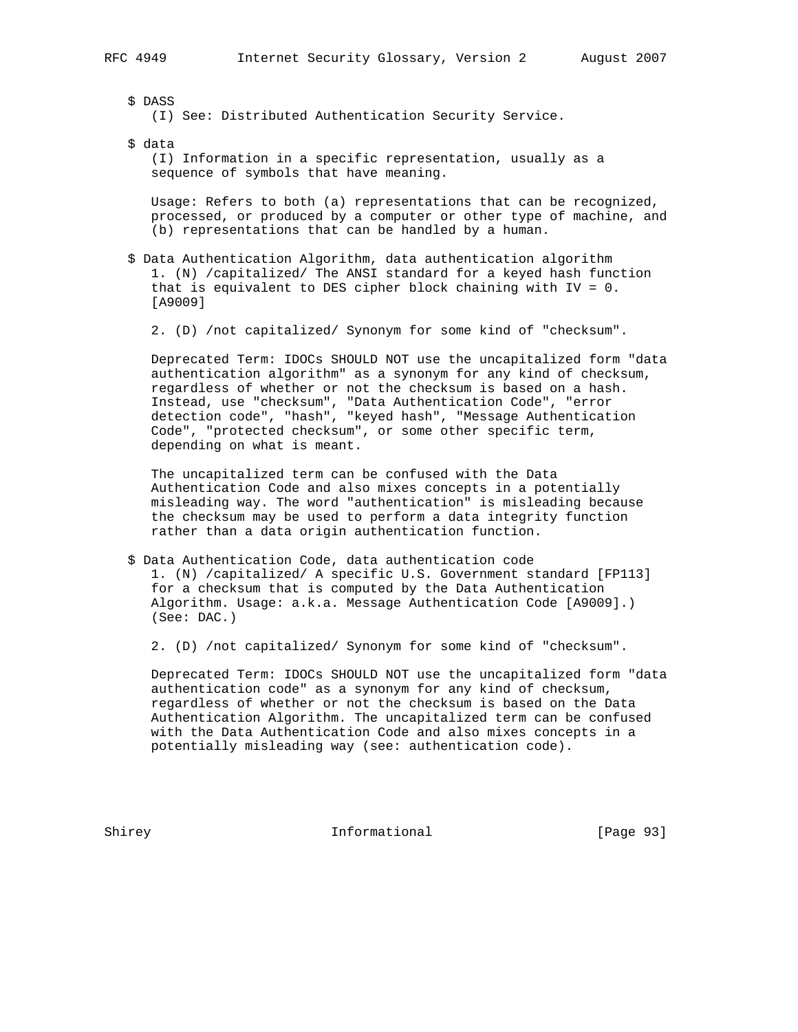$ DASS
(I) See: Distributed Authentication Security Service.

$ data
(I) Information in a specific representation, usually as a sequence of symbols that have meaning.

Usage: Refers to both (a) representations that can be recognized, processed, or produced by a computer or other type of machine, and (b) representations that can be handled by a human.

$ Data Authentication Algorithm, data authentication algorithm
1. (N) /capitalized/ The ANSI standard for a keyed hash function that is equivalent to DES cipher block chaining with IV = 0. [A9009]

2. (D) /not capitalized/ Synonym for some kind of "checksum".

Deprecated Term: IDOCs SHOULD NOT use the uncapitalized form "data authentication algorithm" as a synonym for any kind of checksum, regardless of whether or not the checksum is based on a hash. Instead, use "checksum", "Data Authentication Code", "error detection code", "hash", "keyed hash", "Message Authentication Code", "protected checksum", or some other specific term, depending on what is meant.

The uncapitalized term can be confused with the Data Authentication Code and also mixes concepts in a potentially misleading way. The word "authentication" is misleading because the checksum may be used to perform a data integrity function rather than a data origin authentication function.

$ Data Authentication Code, data authentication code
1. (N) /capitalized/ A specific U.S. Government standard [FP113] for a checksum that is computed by the Data Authentication Algorithm. Usage: a.k.a. Message Authentication Code [A9009].) (See: DAC.)

2. (D) /not capitalized/ Synonym for some kind of "checksum".

Deprecated Term: IDOCs SHOULD NOT use the uncapitalized form "data authentication code" as a synonym for any kind of checksum, regardless of whether or not the checksum is based on the Data Authentication Algorithm. The uncapitalized term can be confused with the Data Authentication Code and also mixes concepts in a potentially misleading way (see: authentication code).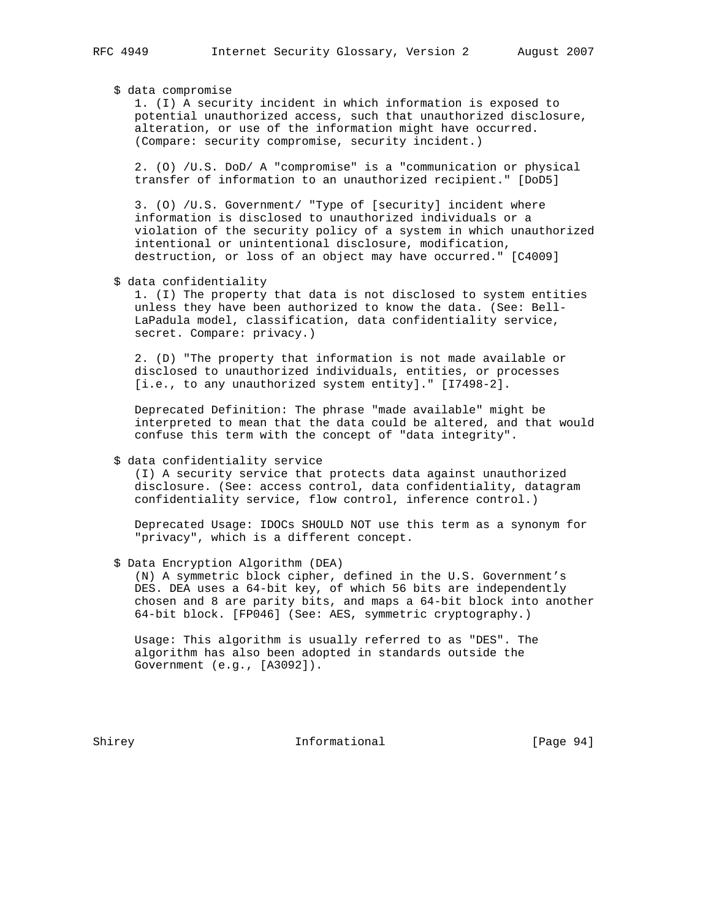$ data compromise

1. (I) A security incident in which information is exposed to potential unauthorized access, such that unauthorized disclosure, alteration, or use of the information might have occurred. (Compare: security compromise, security incident.)

2. (O) /U.S. DoD/ A "compromise" is a "communication or physical transfer of information to an unauthorized recipient." [DoD5]

3. (O) /U.S. Government/ "Type of [security] incident where information is disclosed to unauthorized individuals or a violation of the security policy of a system in which unauthorized intentional or unintentional disclosure, modification, destruction, or loss of an object may have occurred." [C4009]

$ data confidentiality

1. (I) The property that data is not disclosed to system entities unless they have been authorized to know the data. (See: Bell-LaPadula model, classification, data confidentiality service, secret. Compare: privacy.)

2. (D) "The property that information is not made available or disclosed to unauthorized individuals, entities, or processes [i.e., to any unauthorized system entity]." [I7498-2].

Deprecated Definition: The phrase "made available" might be interpreted to mean that the data could be altered, and that would confuse this term with the concept of "data integrity".

$ data confidentiality service

(I) A security service that protects data against unauthorized disclosure. (See: access control, data confidentiality, datagram confidentiality service, flow control, inference control.)

Deprecated Usage: IDOCs SHOULD NOT use this term as a synonym for "privacy", which is a different concept.

$ Data Encryption Algorithm (DEA)

(N) A symmetric block cipher, defined in the U.S. Government's DES. DEA uses a 64-bit key, of which 56 bits are independently chosen and 8 are parity bits, and maps a 64-bit block into another 64-bit block. [FP046] (See: AES, symmetric cryptography.)

Usage: This algorithm is usually referred to as "DES". The algorithm has also been adopted in standards outside the Government (e.g., [A3092]).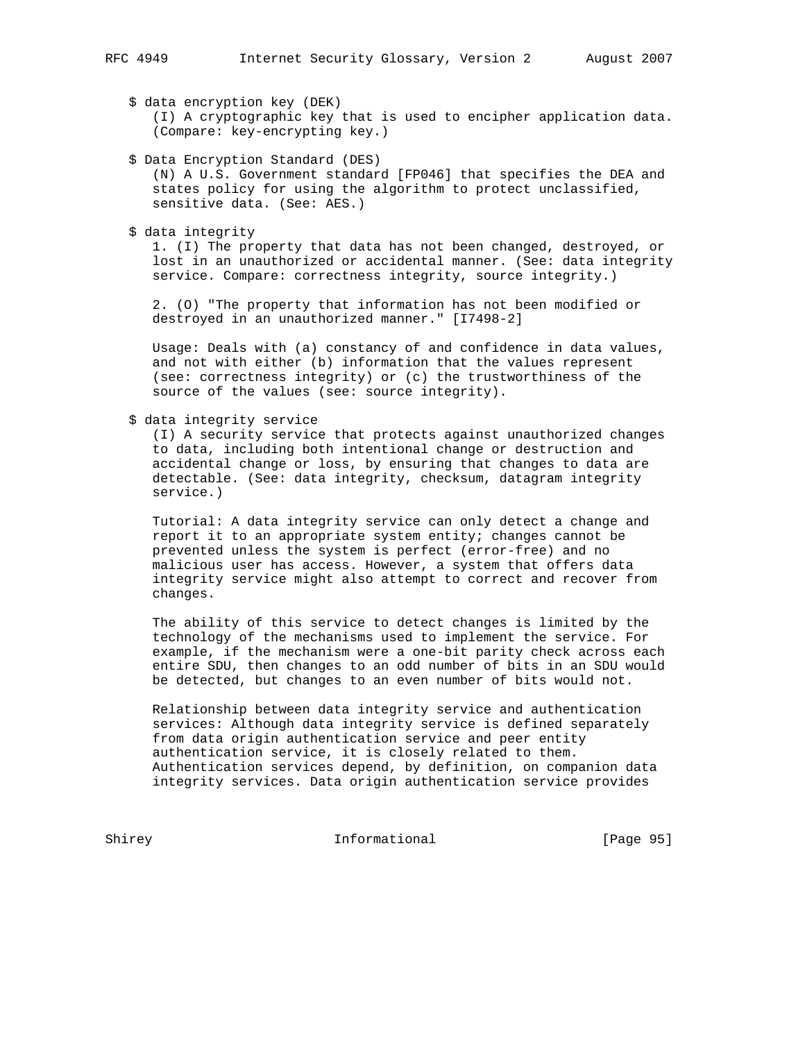$ data encryption key (DEK)
(I) A cryptographic key that is used to encipher application data. (Compare: key-encrypting key.)

$ Data Encryption Standard (DES)
(N) A U.S. Government standard [FP046] that specifies the DEA and states policy for using the algorithm to protect unclassified, sensitive data. (See: AES.)

$ data integrity
1. (I) The property that data has not been changed, destroyed, or lost in an unauthorized or accidental manner. (See: data integrity service. Compare: correctness integrity, source integrity.)

2. (O) "The property that information has not been modified or destroyed in an unauthorized manner." [I7498-2]

Usage: Deals with (a) constancy of and confidence in data values, and not with either (b) information that the values represent (see: correctness integrity) or (c) the trustworthiness of the source of the values (see: source integrity).

$ data integrity service
(I) A security service that protects against unauthorized changes to data, including both intentional change or destruction and accidental change or loss, by ensuring that changes to data are detectable. (See: data integrity, checksum, datagram integrity service.)

Tutorial: A data integrity service can only detect a change and report it to an appropriate system entity; changes cannot be prevented unless the system is perfect (error-free) and no malicious user has access. However, a system that offers data integrity service might also attempt to correct and recover from changes.

The ability of this service to detect changes is limited by the technology of the mechanisms used to implement the service. For example, if the mechanism were a one-bit parity check across each entire SDU, then changes to an odd number of bits in an SDU would be detected, but changes to an even number of bits would not.

Relationship between data integrity service and authentication services: Although data integrity service is defined separately from data origin authentication service and peer entity authentication service, it is closely related to them. Authentication services depend, by definition, on companion data integrity services. Data origin authentication service provides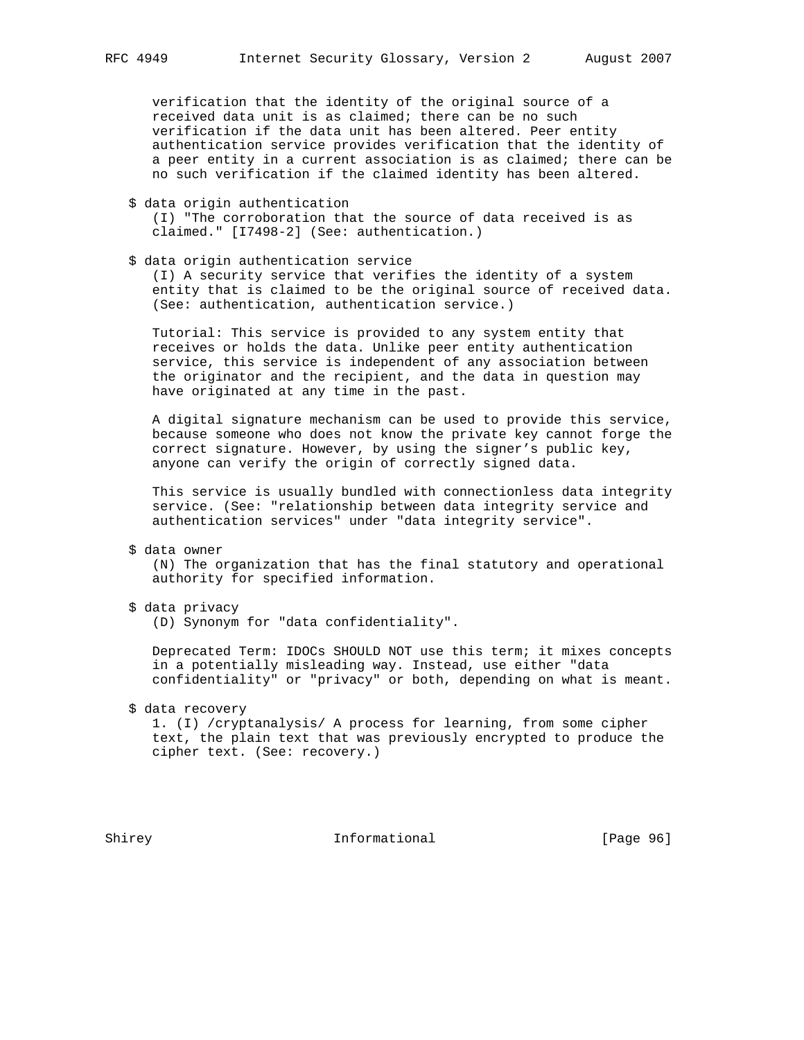verification that the identity of the original source of a received data unit is as claimed; there can be no such verification if the data unit has been altered. Peer entity authentication service provides verification that the identity of a peer entity in a current association is as claimed; there can be no such verification if the claimed identity has been altered.

$ data origin authentication

(I) "The corroboration that the source of data received is as claimed." [I7498-2] (See: authentication.)

$ data origin authentication service

(I) A security service that verifies the identity of a system entity that is claimed to be the original source of received data. (See: authentication, authentication service.)

Tutorial: This service is provided to any system entity that receives or holds the data. Unlike peer entity authentication service, this service is independent of any association between the originator and the recipient, and the data in question may have originated at any time in the past.

A digital signature mechanism can be used to provide this service, because someone who does not know the private key cannot forge the correct signature. However, by using the signer's public key, anyone can verify the origin of correctly signed data.

This service is usually bundled with connectionless data integrity service. (See: "relationship between data integrity service and authentication services" under "data integrity service".

$ data owner

(N) The organization that has the final statutory and operational authority for specified information.

$ data privacy

(D) Synonym for "data confidentiality".

Deprecated Term: IDOCs SHOULD NOT use this term; it mixes concepts in a potentially misleading way. Instead, use either "data confidentiality" or "privacy" or both, depending on what is meant.

$ data recovery

1. (I) /cryptanalysis/ A process for learning, from some cipher text, the plain text that was previously encrypted to produce the cipher text. (See: recovery.)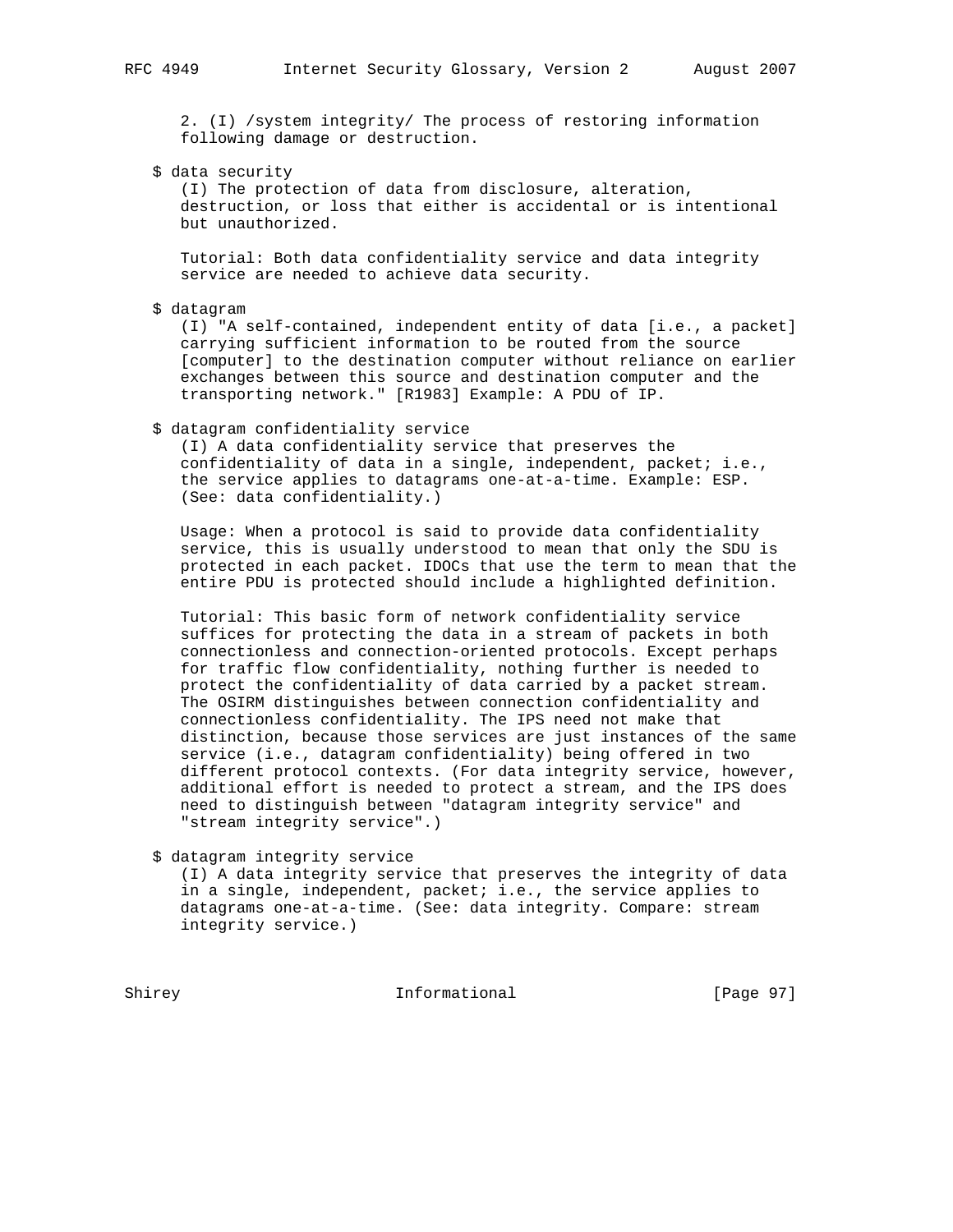2. (I) /system integrity/ The process of restoring information following damage or destruction.

$ data security

(I) The protection of data from disclosure, alteration, destruction, or loss that either is accidental or is intentional but unauthorized.

Tutorial: Both data confidentiality service and data integrity service are needed to achieve data security.

$ datagram

(I) "A self-contained, independent entity of data [i.e., a packet] carrying sufficient information to be routed from the source [computer] to the destination computer without reliance on earlier exchanges between this source and destination computer and the transporting network." [R1983] Example: A PDU of IP.

$ datagram confidentiality service

(I) A data confidentiality service that preserves the confidentiality of data in a single, independent, packet; i.e., the service applies to datagrams one-at-a-time. Example: ESP. (See: data confidentiality.)

Usage: When a protocol is said to provide data confidentiality service, this is usually understood to mean that only the SDU is protected in each packet. IDOCs that use the term to mean that the entire PDU is protected should include a highlighted definition.

Tutorial: This basic form of network confidentiality service suffices for protecting the data in a stream of packets in both connectionless and connection-oriented protocols. Except perhaps for traffic flow confidentiality, nothing further is needed to protect the confidentiality of data carried by a packet stream. The OSIRM distinguishes between connection confidentiality and connectionless confidentiality. The IPS need not make that distinction, because those services are just instances of the same service (i.e., datagram confidentiality) being offered in two different protocol contexts. (For data integrity service, however, additional effort is needed to protect a stream, and the IPS does need to distinguish between "datagram integrity service" and "stream integrity service".)

$ datagram integrity service

(I) A data integrity service that preserves the integrity of data in a single, independent, packet; i.e., the service applies to datagrams one-at-a-time. (See: data integrity. Compare: stream integrity service.)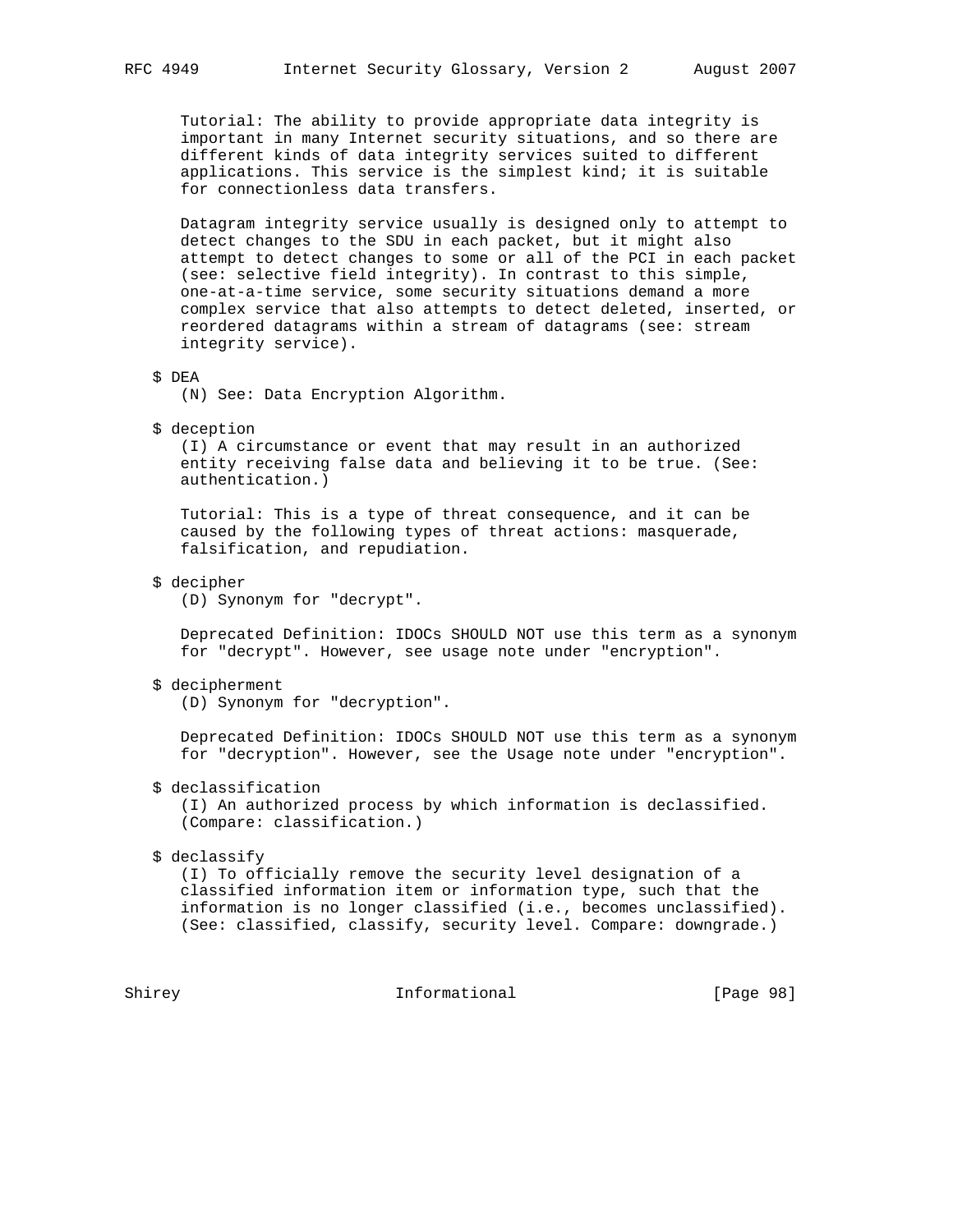Tutorial: The ability to provide appropriate data integrity is important in many Internet security situations, and so there are different kinds of data integrity services suited to different applications. This service is the simplest kind; it is suitable for connectionless data transfers.

Datagram integrity service usually is designed only to attempt to detect changes to the SDU in each packet, but it might also attempt to detect changes to some or all of the PCI in each packet (see: selective field integrity). In contrast to this simple, one-at-a-time service, some security situations demand a more complex service that also attempts to detect deleted, inserted, or reordered datagrams within a stream of datagrams (see: stream integrity service).

$ DEA
(N) See: Data Encryption Algorithm.

$ deception
(I) A circumstance or event that may result in an authorized entity receiving false data and believing it to be true. (See: authentication.)

Tutorial: This is a type of threat consequence, and it can be caused by the following types of threat actions: masquerade, falsification, and repudiation.

$ decipher
(D) Synonym for "decrypt".

Deprecated Definition: IDOCs SHOULD NOT use this term as a synonym for "decrypt". However, see usage note under "encryption".

$ decipherment
(D) Synonym for "decryption".

Deprecated Definition: IDOCs SHOULD NOT use this term as a synonym for "decryption". However, see the Usage note under "encryption".

$ declassification
(I) An authorized process by which information is declassified. (Compare: classification.)

$ declassify
(I) To officially remove the security level designation of a classified information item or information type, such that the information is no longer classified (i.e., becomes unclassified). (See: classified, classify, security level. Compare: downgrade.)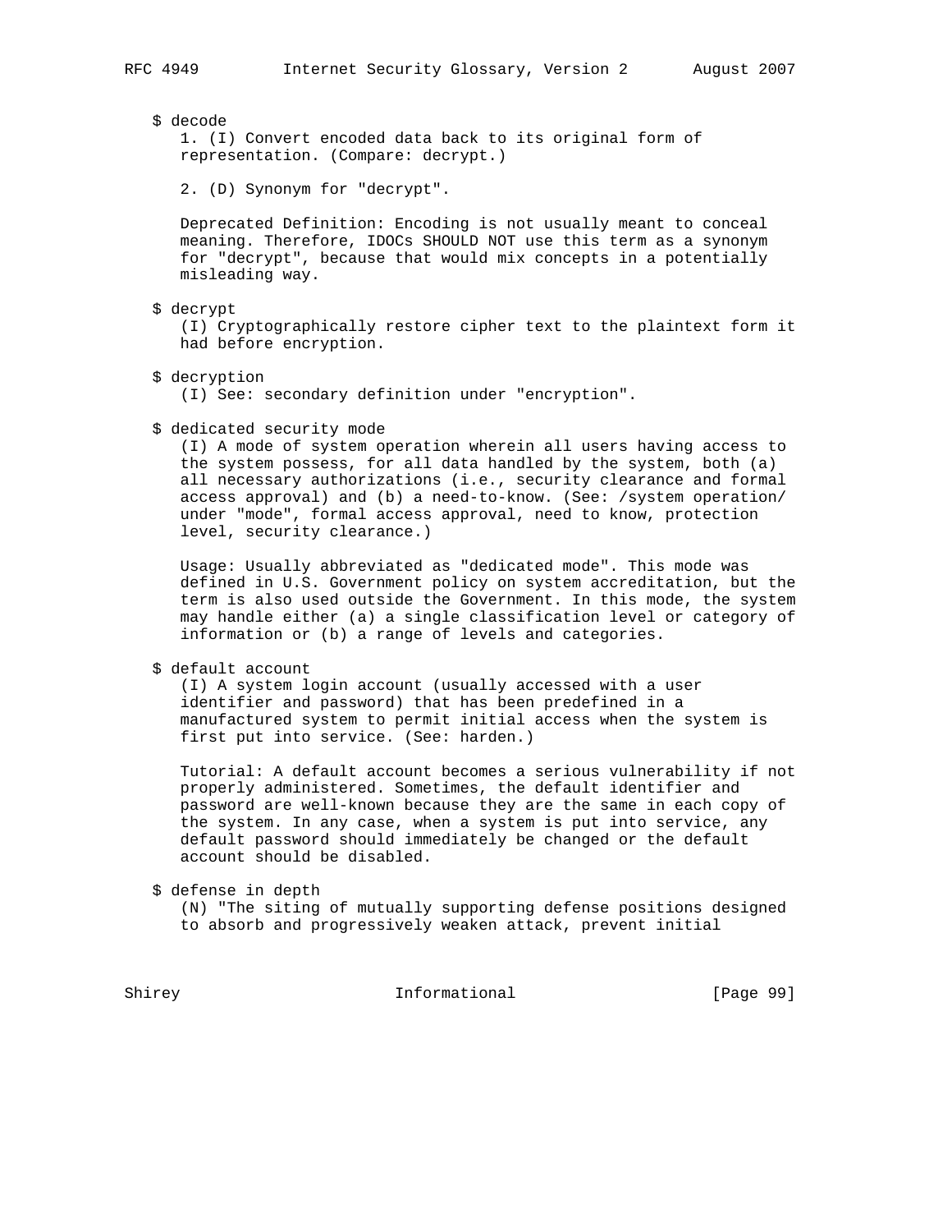$ decode

1. (I) Convert encoded data back to its original form of representation. (Compare: decrypt.)

2. (D) Synonym for "decrypt".

Deprecated Definition: Encoding is not usually meant to conceal meaning. Therefore, IDOCs SHOULD NOT use this term as a synonym for "decrypt", because that would mix concepts in a potentially misleading way.

$ decrypt

(I) Cryptographically restore cipher text to the plaintext form it had before encryption.

$ decryption

(I) See: secondary definition under "encryption".

$ dedicated security mode

(I) A mode of system operation wherein all users having access to the system possess, for all data handled by the system, both (a) all necessary authorizations (i.e., security clearance and formal access approval) and (b) a need-to-know. (See: /system operation/ under "mode", formal access approval, need to know, protection level, security clearance.)

Usage: Usually abbreviated as "dedicated mode". This mode was defined in U.S. Government policy on system accreditation, but the term is also used outside the Government. In this mode, the system may handle either (a) a single classification level or category of information or (b) a range of levels and categories.

$ default account

(I) A system login account (usually accessed with a user identifier and password) that has been predefined in a manufactured system to permit initial access when the system is first put into service. (See: harden.)

Tutorial: A default account becomes a serious vulnerability if not properly administered. Sometimes, the default identifier and password are well-known because they are the same in each copy of the system. In any case, when a system is put into service, any default password should immediately be changed or the default account should be disabled.

$ defense in depth

(N) "The siting of mutually supporting defense positions designed to absorb and progressively weaken attack, prevent initial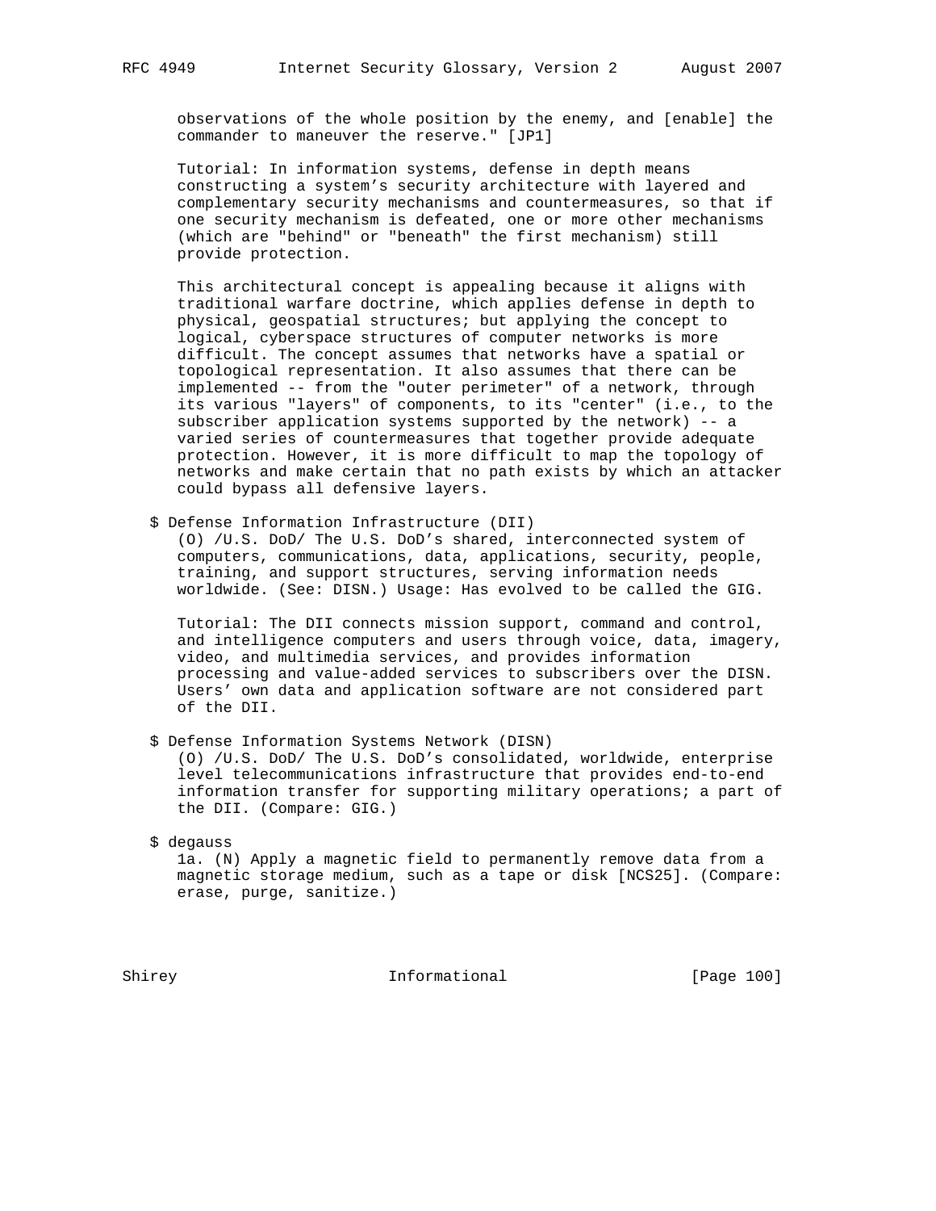observations of the whole position by the enemy, and [enable] the commander to maneuver the reserve." [JP1]

Tutorial: In information systems, defense in depth means constructing a system's security architecture with layered and complementary security mechanisms and countermeasures, so that if one security mechanism is defeated, one or more other mechanisms (which are "behind" or "beneath" the first mechanism) still provide protection.

This architectural concept is appealing because it aligns with traditional warfare doctrine, which applies defense in depth to physical, geospatial structures; but applying the concept to logical, cyberspace structures of computer networks is more difficult. The concept assumes that networks have a spatial or topological representation. It also assumes that there can be implemented -- from the "outer perimeter" of a network, through its various "layers" of components, to its "center" (i.e., to the subscriber application systems supported by the network) -- a varied series of countermeasures that together provide adequate protection. However, it is more difficult to map the topology of networks and make certain that no path exists by which an attacker could bypass all defensive layers.

$ Defense Information Infrastructure (DII)
(O) /U.S. DoD/ The U.S. DoD's shared, interconnected system of computers, communications, data, applications, security, people, training, and support structures, serving information needs worldwide. (See: DISN.) Usage: Has evolved to be called the GIG.

Tutorial: The DII connects mission support, command and control, and intelligence computers and users through voice, data, imagery, video, and multimedia services, and provides information processing and value-added services to subscribers over the DISN. Users' own data and application software are not considered part of the DII.

$ Defense Information Systems Network (DISN)
(O) /U.S. DoD/ The U.S. DoD's consolidated, worldwide, enterprise level telecommunications infrastructure that provides end-to-end information transfer for supporting military operations; a part of the DII. (Compare: GIG.)

$ degauss
1a. (N) Apply a magnetic field to permanently remove data from a magnetic storage medium, such as a tape or disk [NCS25]. (Compare: erase, purge, sanitize.)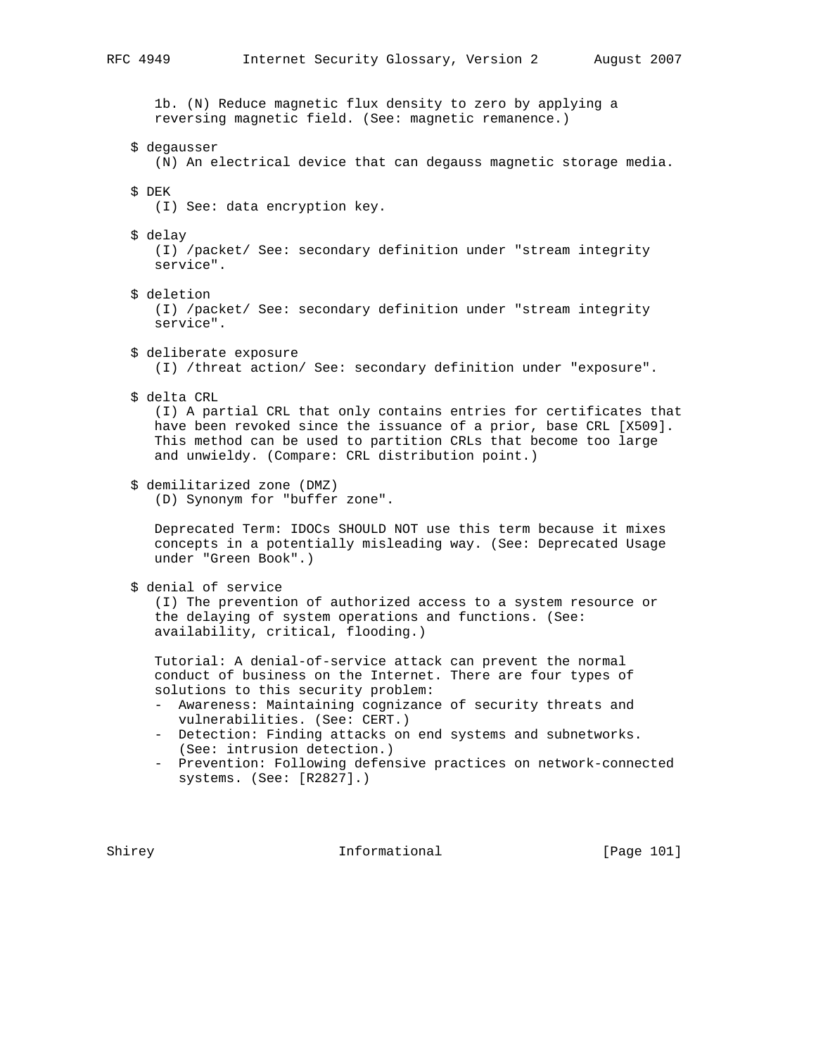1b. (N) Reduce magnetic flux density to zero by applying a reversing magnetic field. (See: magnetic remanence.)

$ degausser
(N) An electrical device that can degauss magnetic storage media.

$ DEK
(I) See: data encryption key.

$ delay
(I) /packet/ See: secondary definition under "stream integrity service".

$ deletion
(I) /packet/ See: secondary definition under "stream integrity service".

$ deliberate exposure
(I) /threat action/ See: secondary definition under "exposure".

$ delta CRL
(I) A partial CRL that only contains entries for certificates that have been revoked since the issuance of a prior, base CRL [X509]. This method can be used to partition CRLs that become too large and unwieldy. (Compare: CRL distribution point.)

$ demilitarized zone (DMZ)
(D) Synonym for "buffer zone".

Deprecated Term: IDOCs SHOULD NOT use this term because it mixes concepts in a potentially misleading way. (See: Deprecated Usage under "Green Book".)

$ denial of service
(I) The prevention of authorized access to a system resource or the delaying of system operations and functions. (See: availability, critical, flooding.)

Tutorial: A denial-of-service attack can prevent the normal conduct of business on the Internet. There are four types of solutions to this security problem:

- Awareness: Maintaining cognizance of security threats and vulnerabilities. (See: CERT.)
- Detection: Finding attacks on end systems and subnetworks. (See: intrusion detection.)
- Prevention: Following defensive practices on network-connected systems. (See: [R2827].)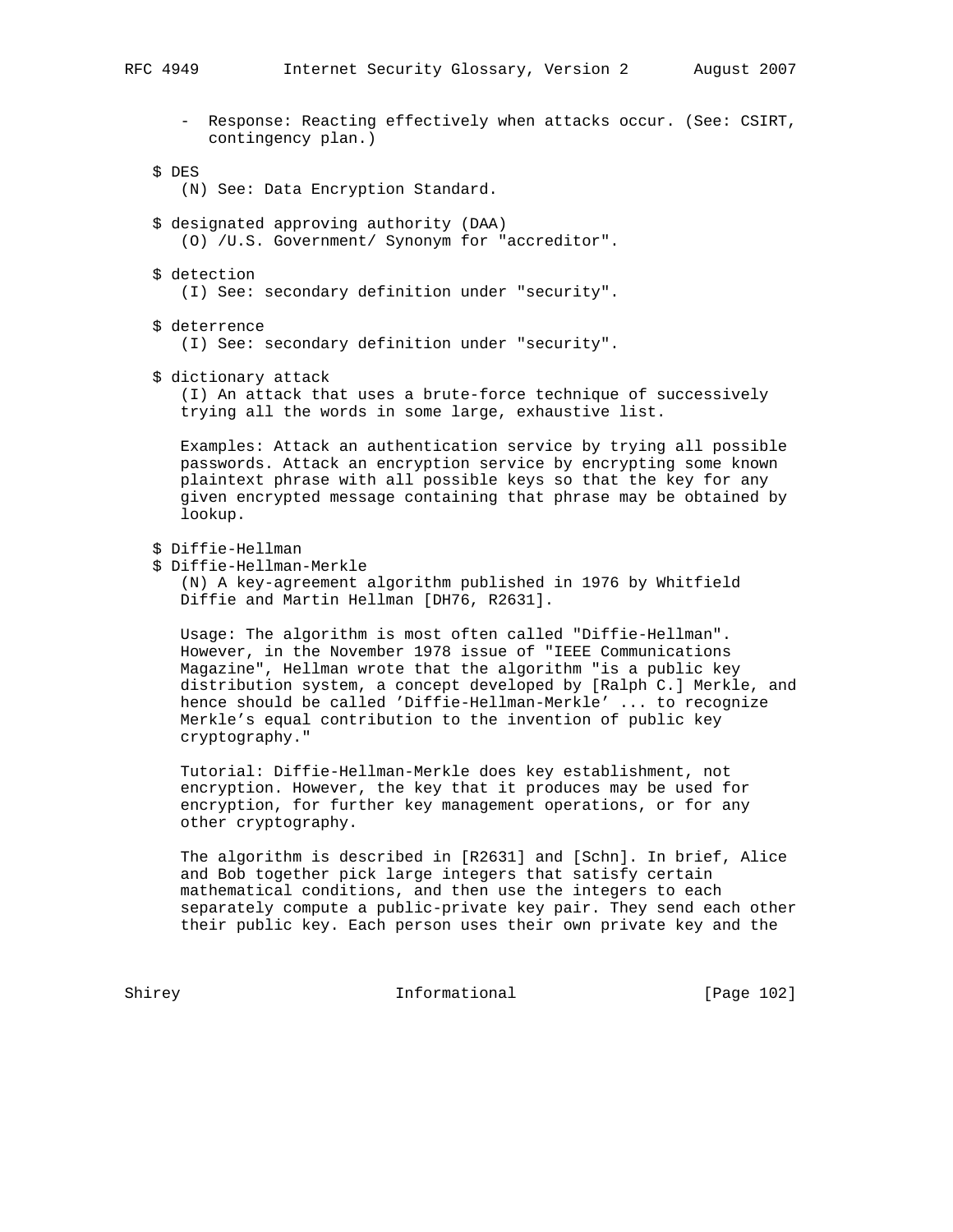- Response: Reacting effectively when attacks occur. (See: CSIRT, contingency plan.)

$ DES

(N) See: Data Encryption Standard.

$ designated approving authority (DAA)

(O) /U.S. Government/ Synonym for "accreditor".

$ detection

(I) See: secondary definition under "security".

$ deterrence

(I) See: secondary definition under "security".

$ dictionary attack

(I) An attack that uses a brute-force technique of successively trying all the words in some large, exhaustive list.

Examples: Attack an authentication service by trying all possible passwords. Attack an encryption service by encrypting some known plaintext phrase with all possible keys so that the key for any given encrypted message containing that phrase may be obtained by lookup.

$ Diffie-Hellman

$ Diffie-Hellman-Merkle

(N) A key-agreement algorithm published in 1976 by Whitfield Diffie and Martin Hellman [DH76, R2631].

Usage: The algorithm is most often called "Diffie-Hellman". However, in the November 1978 issue of "IEEE Communications Magazine", Hellman wrote that the algorithm "is a public key distribution system, a concept developed by [Ralph C.] Merkle, and hence should be called 'Diffie-Hellman-Merkle' ... to recognize Merkle's equal contribution to the invention of public key cryptography."

Tutorial: Diffie-Hellman-Merkle does key establishment, not encryption. However, the key that it produces may be used for encryption, for further key management operations, or for any other cryptography.

The algorithm is described in [R2631] and [Schn]. In brief, Alice and Bob together pick large integers that satisfy certain mathematical conditions, and then use the integers to each separately compute a public-private key pair. They send each other their public key. Each person uses their own private key and the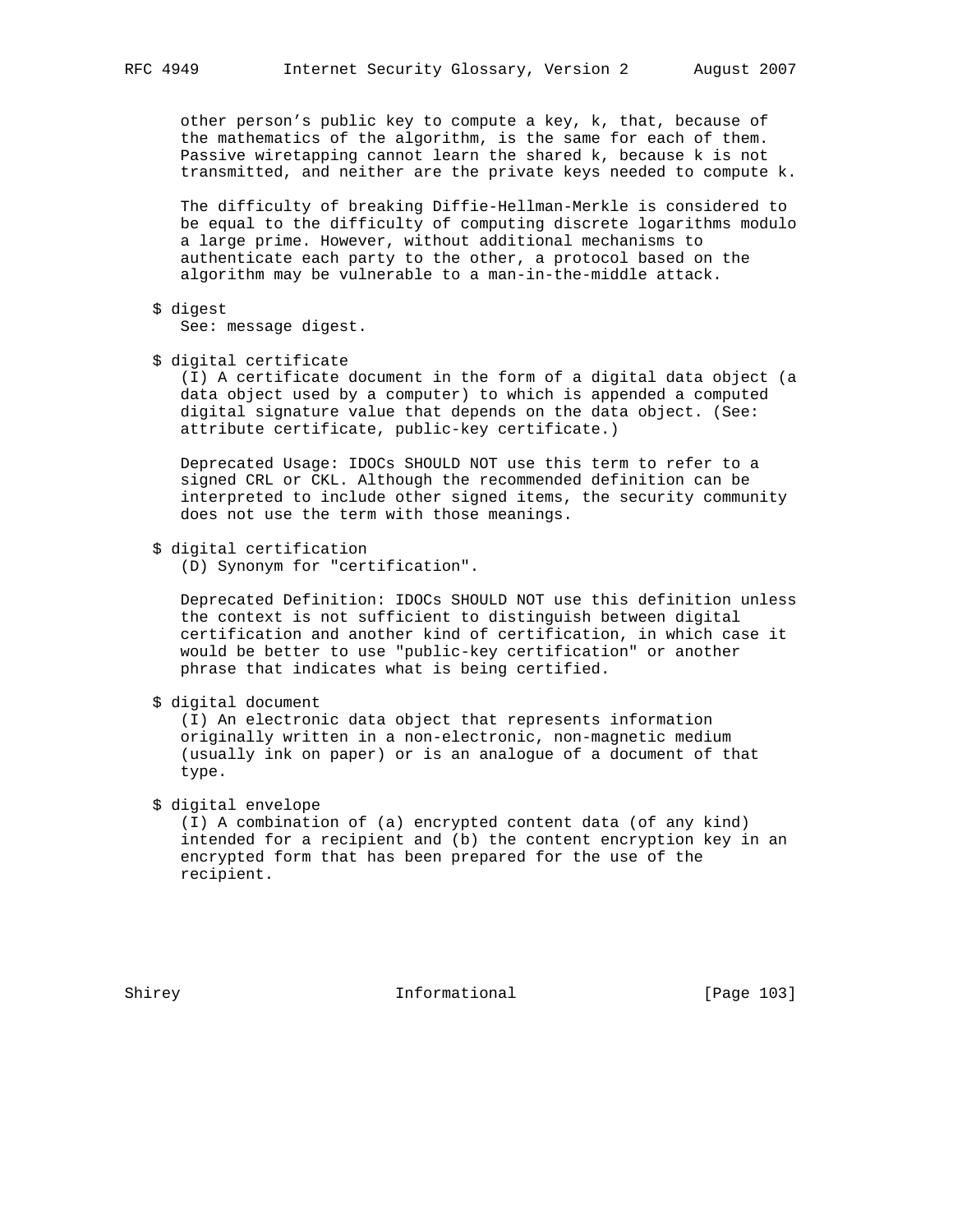other person's public key to compute a key, k, that, because of the mathematics of the algorithm, is the same for each of them. Passive wiretapping cannot learn the shared k, because k is not transmitted, and neither are the private keys needed to compute k.

The difficulty of breaking Diffie-Hellman-Merkle is considered to be equal to the difficulty of computing discrete logarithms modulo a large prime. However, without additional mechanisms to authenticate each party to the other, a protocol based on the algorithm may be vulnerable to a man-in-the-middle attack.

$ digest
See: message digest.

$ digital certificate
(I) A certificate document in the form of a digital data object (a data object used by a computer) to which is appended a computed digital signature value that depends on the data object. (See: attribute certificate, public-key certificate.)

Deprecated Usage: IDOCs SHOULD NOT use this term to refer to a signed CRL or CKL. Although the recommended definition can be interpreted to include other signed items, the security community does not use the term with those meanings.

$ digital certification
(D) Synonym for "certification".

Deprecated Definition: IDOCs SHOULD NOT use this definition unless the context is not sufficient to distinguish between digital certification and another kind of certification, in which case it would be better to use "public-key certification" or another phrase that indicates what is being certified.

$ digital document
(I) An electronic data object that represents information originally written in a non-electronic, non-magnetic medium (usually ink on paper) or is an analogue of a document of that type.

$ digital envelope
(I) A combination of (a) encrypted content data (of any kind) intended for a recipient and (b) the content encryption key in an encrypted form that has been prepared for the use of the recipient.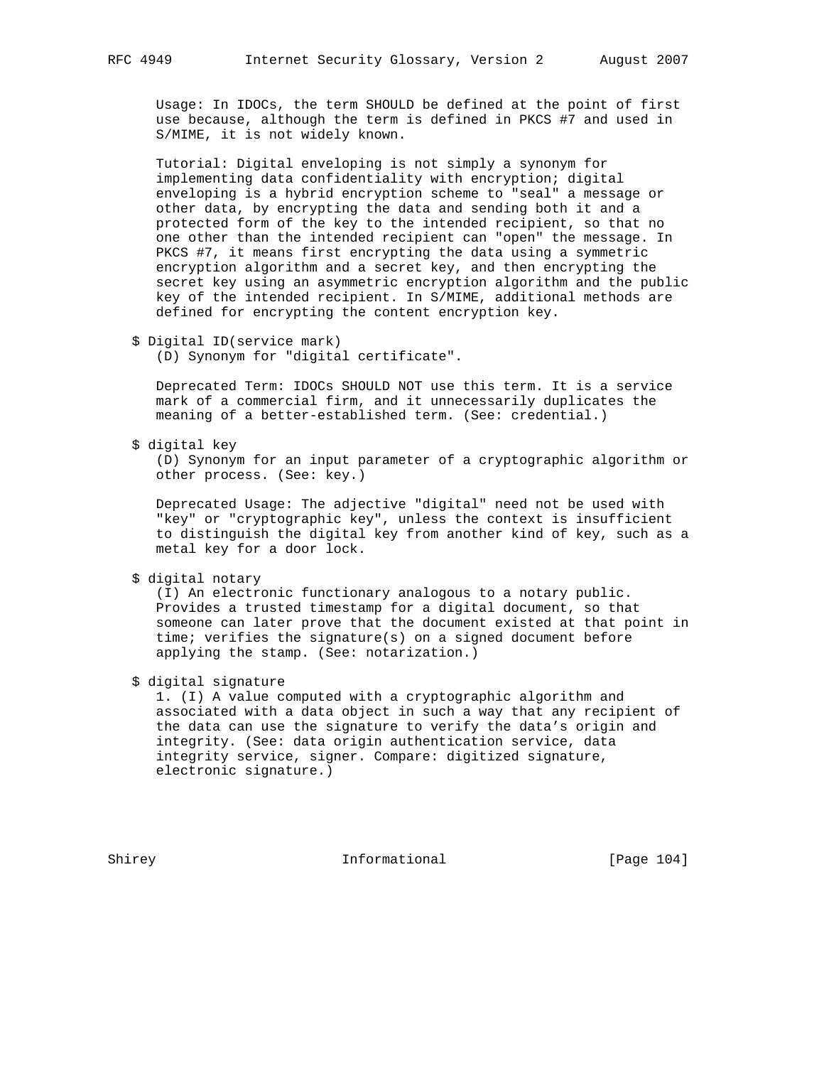Usage: In IDOCs, the term SHOULD be defined at the point of first use because, although the term is defined in PKCS #7 and used in S/MIME, it is not widely known.

Tutorial: Digital enveloping is not simply a synonym for implementing data confidentiality with encryption; digital enveloping is a hybrid encryption scheme to "seal" a message or other data, by encrypting the data and sending both it and a protected form of the key to the intended recipient, so that no one other than the intended recipient can "open" the message. In PKCS #7, it means first encrypting the data using a symmetric encryption algorithm and a secret key, and then encrypting the secret key using an asymmetric encryption algorithm and the public key of the intended recipient. In S/MIME, additional methods are defined for encrypting the content encryption key.

$ Digital ID(service mark)
(D) Synonym for "digital certificate".

Deprecated Term: IDOCs SHOULD NOT use this term. It is a service mark of a commercial firm, and it unnecessarily duplicates the meaning of a better-established term. (See: credential.)

$ digital key
(D) Synonym for an input parameter of a cryptographic algorithm or other process. (See: key.)

Deprecated Usage: The adjective "digital" need not be used with "key" or "cryptographic key", unless the context is insufficient to distinguish the digital key from another kind of key, such as a metal key for a door lock.

$ digital notary
(I) An electronic functionary analogous to a notary public. Provides a trusted timestamp for a digital document, so that someone can later prove that the document existed at that point in time; verifies the signature(s) on a signed document before applying the stamp. (See: notarization.)

$ digital signature
1. (I) A value computed with a cryptographic algorithm and associated with a data object in such a way that any recipient of the data can use the signature to verify the data's origin and integrity. (See: data origin authentication service, data integrity service, signer. Compare: digitized signature, electronic signature.)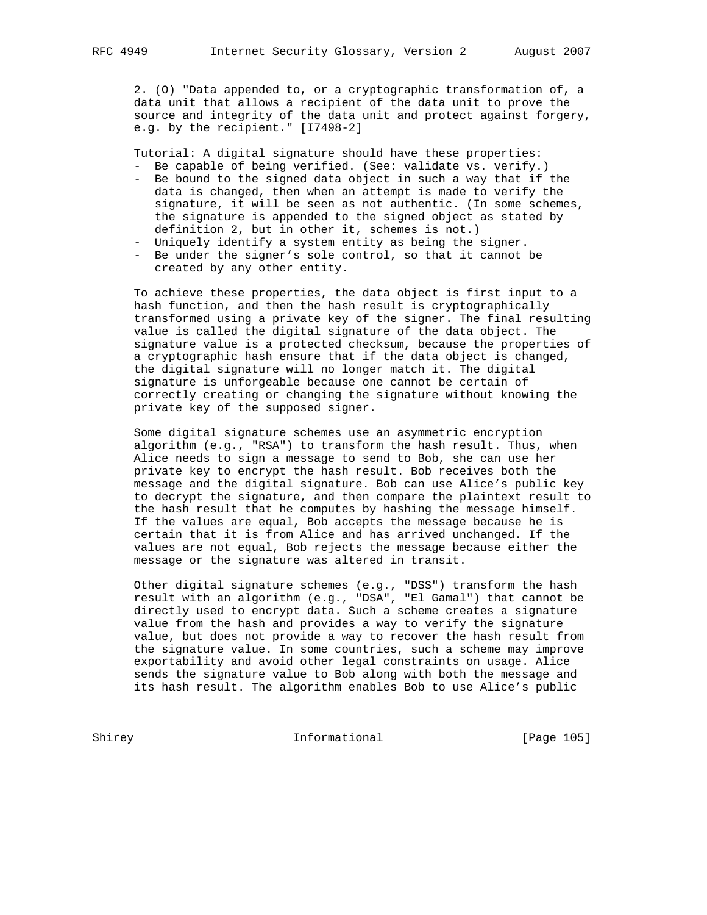2. (O) "Data appended to, or a cryptographic transformation of, a data unit that allows a recipient of the data unit to prove the source and integrity of the data unit and protect against forgery, e.g. by the recipient." [I7498-2]

Tutorial: A digital signature should have these properties:

- Be capable of being verified. (See: validate vs. verify.)
- Be bound to the signed data object in such a way that if the data is changed, then when an attempt is made to verify the signature, it will be seen as not authentic. (In some schemes, the signature is appended to the signed object as stated by definition 2, but in other it, schemes is not.)
- Uniquely identify a system entity as being the signer.
- Be under the signer's sole control, so that it cannot be created by any other entity.

To achieve these properties, the data object is first input to a hash function, and then the hash result is cryptographically transformed using a private key of the signer. The final resulting value is called the digital signature of the data object. The signature value is a protected checksum, because the properties of a cryptographic hash ensure that if the data object is changed, the digital signature will no longer match it. The digital signature is unforgeable because one cannot be certain of correctly creating or changing the signature without knowing the private key of the supposed signer.

Some digital signature schemes use an asymmetric encryption algorithm (e.g., "RSA") to transform the hash result. Thus, when Alice needs to sign a message to send to Bob, she can use her private key to encrypt the hash result. Bob receives both the message and the digital signature. Bob can use Alice's public key to decrypt the signature, and then compare the plaintext result to the hash result that he computes by hashing the message himself. If the values are equal, Bob accepts the message because he is certain that it is from Alice and has arrived unchanged. If the values are not equal, Bob rejects the message because either the message or the signature was altered in transit.

Other digital signature schemes (e.g., "DSS") transform the hash result with an algorithm (e.g., "DSA", "El Gamal") that cannot be directly used to encrypt data. Such a scheme creates a signature value from the hash and provides a way to verify the signature value, but does not provide a way to recover the hash result from the signature value. In some countries, such a scheme may improve exportability and avoid other legal constraints on usage. Alice sends the signature value to Bob along with both the message and its hash result. The algorithm enables Bob to use Alice's public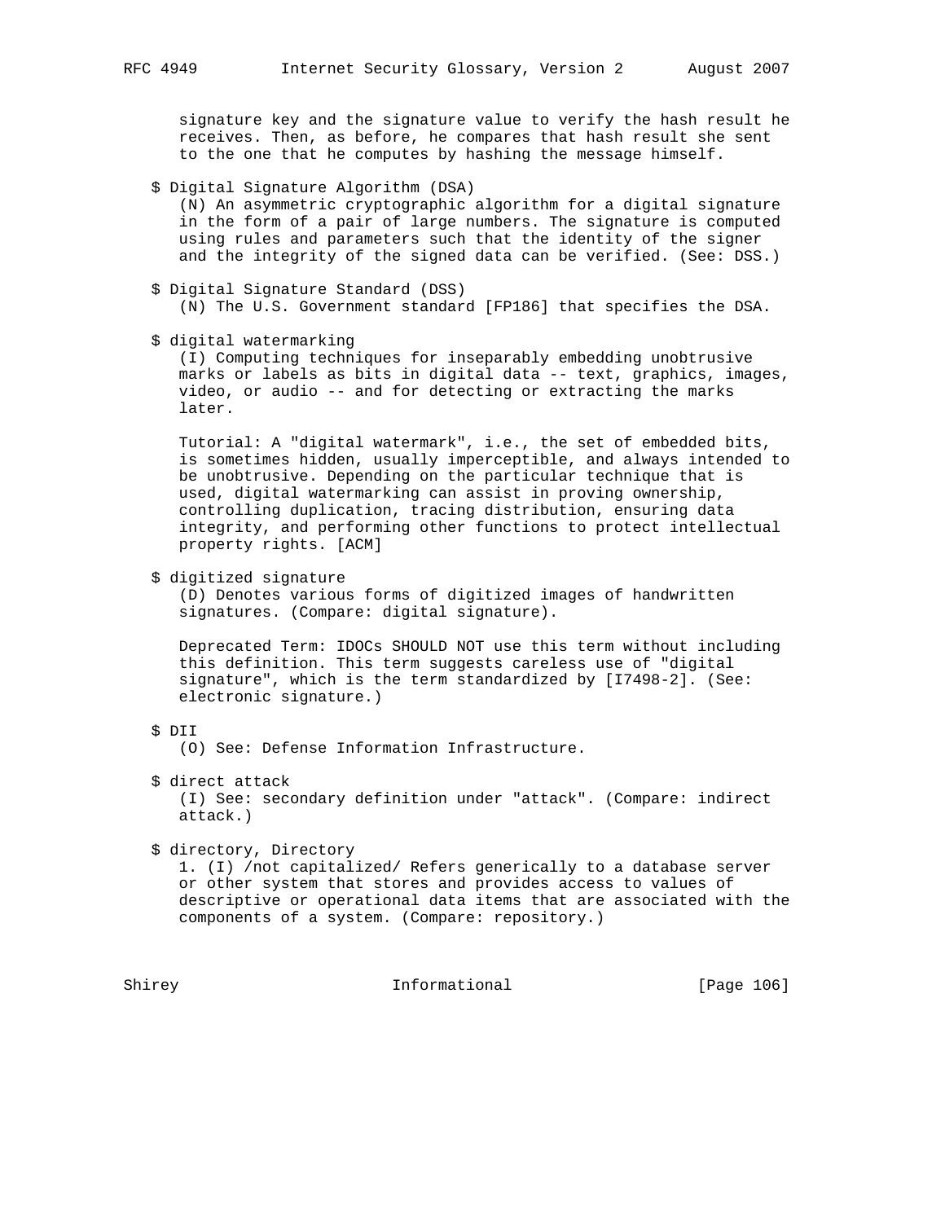signature key and the signature value to verify the hash result he receives. Then, as before, he compares that hash result she sent to the one that he computes by hashing the message himself.

$ Digital Signature Algorithm (DSA)
(N) An asymmetric cryptographic algorithm for a digital signature in the form of a pair of large numbers. The signature is computed using rules and parameters such that the identity of the signer and the integrity of the signed data can be verified. (See: DSS.)

$ Digital Signature Standard (DSS)
(N) The U.S. Government standard [FP186] that specifies the DSA.

$ digital watermarking
(I) Computing techniques for inseparably embedding unobtrusive marks or labels as bits in digital data -- text, graphics, images, video, or audio -- and for detecting or extracting the marks later.

Tutorial: A "digital watermark", i.e., the set of embedded bits, is sometimes hidden, usually imperceptible, and always intended to be unobtrusive. Depending on the particular technique that is used, digital watermarking can assist in proving ownership, controlling duplication, tracing distribution, ensuring data integrity, and performing other functions to protect intellectual property rights. [ACM]

$ digitized signature
(D) Denotes various forms of digitized images of handwritten signatures. (Compare: digital signature).

Deprecated Term: IDOCs SHOULD NOT use this term without including this definition. This term suggests careless use of "digital signature", which is the term standardized by [I7498-2]. (See: electronic signature.)

$ DII
(O) See: Defense Information Infrastructure.

$ direct attack
(I) See: secondary definition under "attack". (Compare: indirect attack.)

$ directory, Directory
1. (I) /not capitalized/ Refers generically to a database server or other system that stores and provides access to values of descriptive or operational data items that are associated with the components of a system. (Compare: repository.)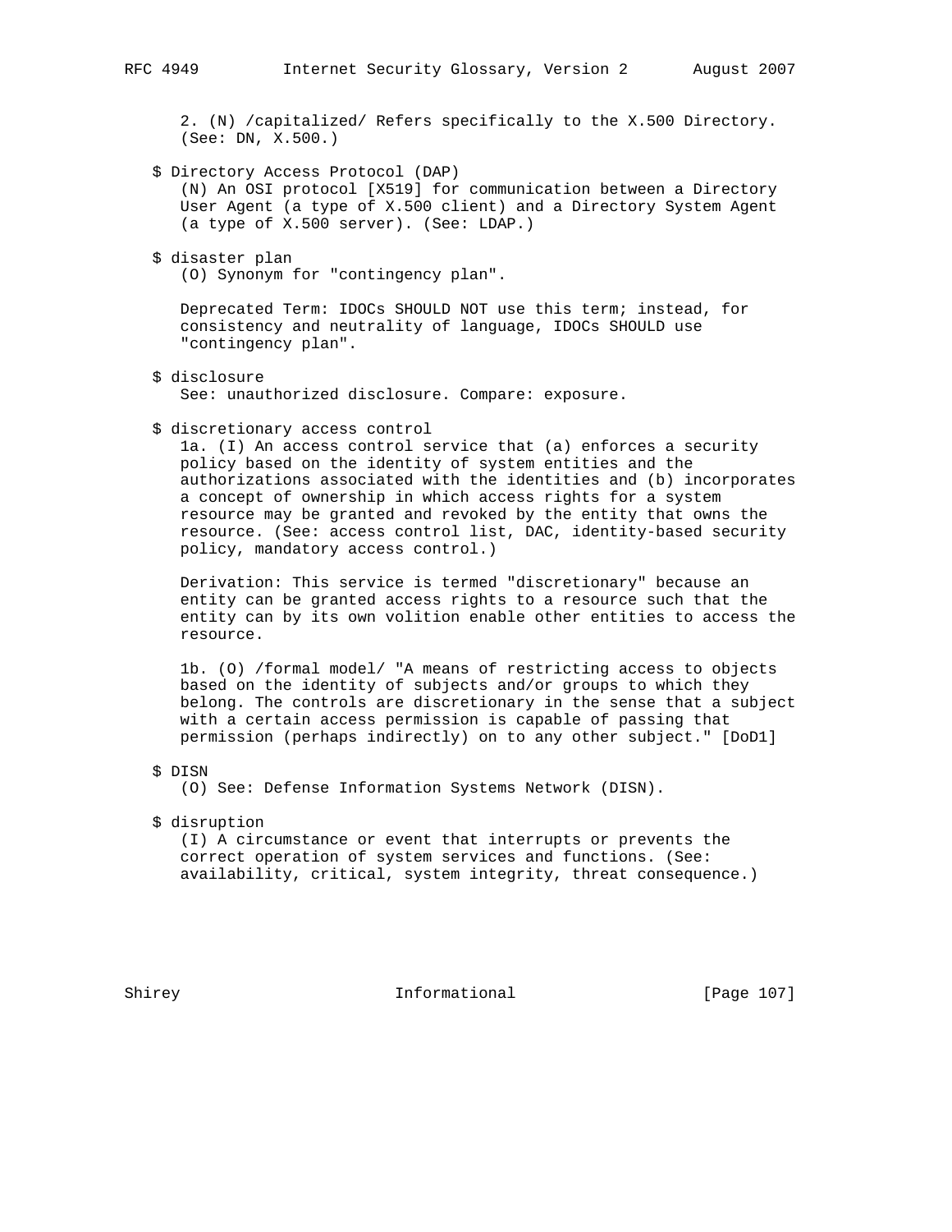2. (N) /capitalized/ Refers specifically to the X.500 Directory. (See: DN, X.500.)

$ Directory Access Protocol (DAP)
(N) An OSI protocol [X519] for communication between a Directory User Agent (a type of X.500 client) and a Directory System Agent (a type of X.500 server). (See: LDAP.)

$ disaster plan
(O) Synonym for "contingency plan".

Deprecated Term: IDOCs SHOULD NOT use this term; instead, for consistency and neutrality of language, IDOCs SHOULD use "contingency plan".

$ disclosure
See: unauthorized disclosure. Compare: exposure.

$ discretionary access control
1a. (I) An access control service that (a) enforces a security policy based on the identity of system entities and the authorizations associated with the identities and (b) incorporates a concept of ownership in which access rights for a system resource may be granted and revoked by the entity that owns the resource. (See: access control list, DAC, identity-based security policy, mandatory access control.)

Derivation: This service is termed "discretionary" because an entity can be granted access rights to a resource such that the entity can by its own volition enable other entities to access the resource.

1b. (O) /formal model/ "A means of restricting access to objects based on the identity of subjects and/or groups to which they belong. The controls are discretionary in the sense that a subject with a certain access permission is capable of passing that permission (perhaps indirectly) on to any other subject." [DoD1]

$ DISN
(O) See: Defense Information Systems Network (DISN).

$ disruption
(I) A circumstance or event that interrupts or prevents the correct operation of system services and functions. (See: availability, critical, system integrity, threat consequence.)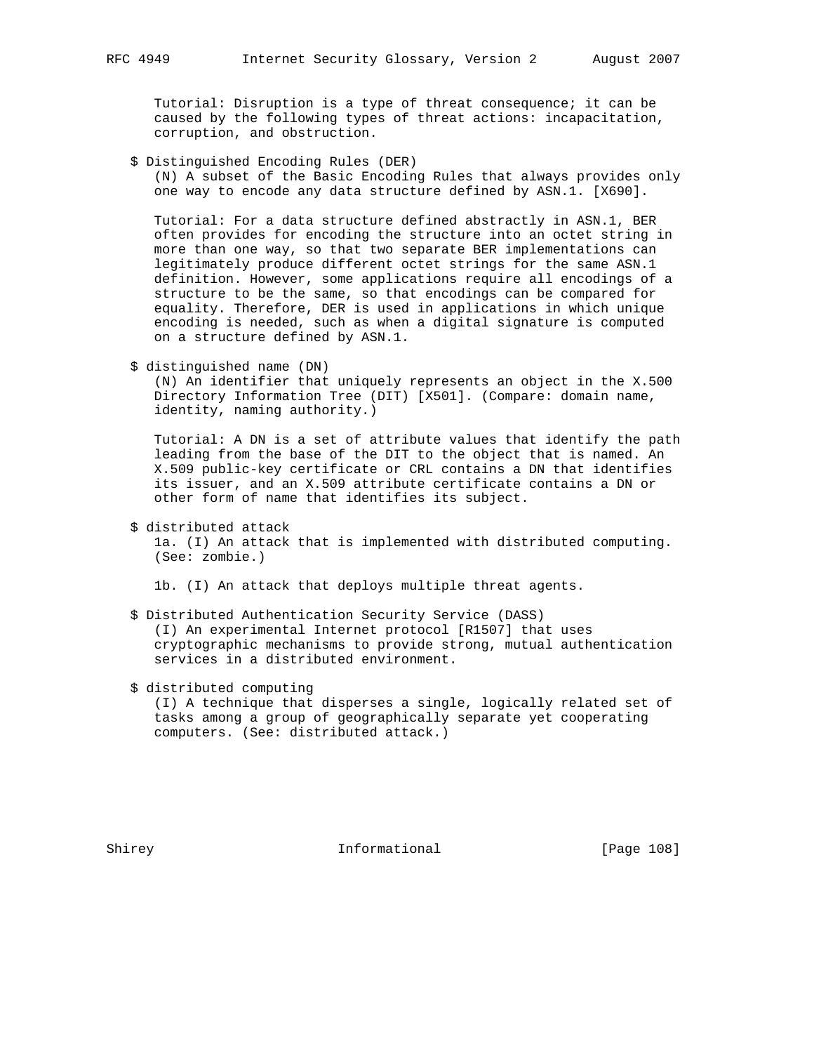Tutorial: Disruption is a type of threat consequence; it can be caused by the following types of threat actions: incapacitation, corruption, and obstruction.

$ Distinguished Encoding Rules (DER)

(N) A subset of the Basic Encoding Rules that always provides only one way to encode any data structure defined by ASN.1. [X690].

Tutorial: For a data structure defined abstractly in ASN.1, BER often provides for encoding the structure into an octet string in more than one way, so that two separate BER implementations can legitimately produce different octet strings for the same ASN.1 definition. However, some applications require all encodings of a structure to be the same, so that encodings can be compared for equality. Therefore, DER is used in applications in which unique encoding is needed, such as when a digital signature is computed on a structure defined by ASN.1.

$ distinguished name (DN)

(N) An identifier that uniquely represents an object in the X.500 Directory Information Tree (DIT) [X501]. (Compare: domain name, identity, naming authority.)

Tutorial: A DN is a set of attribute values that identify the path leading from the base of the DIT to the object that is named. An X.509 public-key certificate or CRL contains a DN that identifies its issuer, and an X.509 attribute certificate contains a DN or other form of name that identifies its subject.

$ distributed attack

1a. (I) An attack that is implemented with distributed computing. (See: zombie.)

1b. (I) An attack that deploys multiple threat agents.

$ Distributed Authentication Security Service (DASS)

(I) An experimental Internet protocol [R1507] that uses cryptographic mechanisms to provide strong, mutual authentication services in a distributed environment.

$ distributed computing

(I) A technique that disperses a single, logically related set of tasks among a group of geographically separate yet cooperating computers. (See: distributed attack.)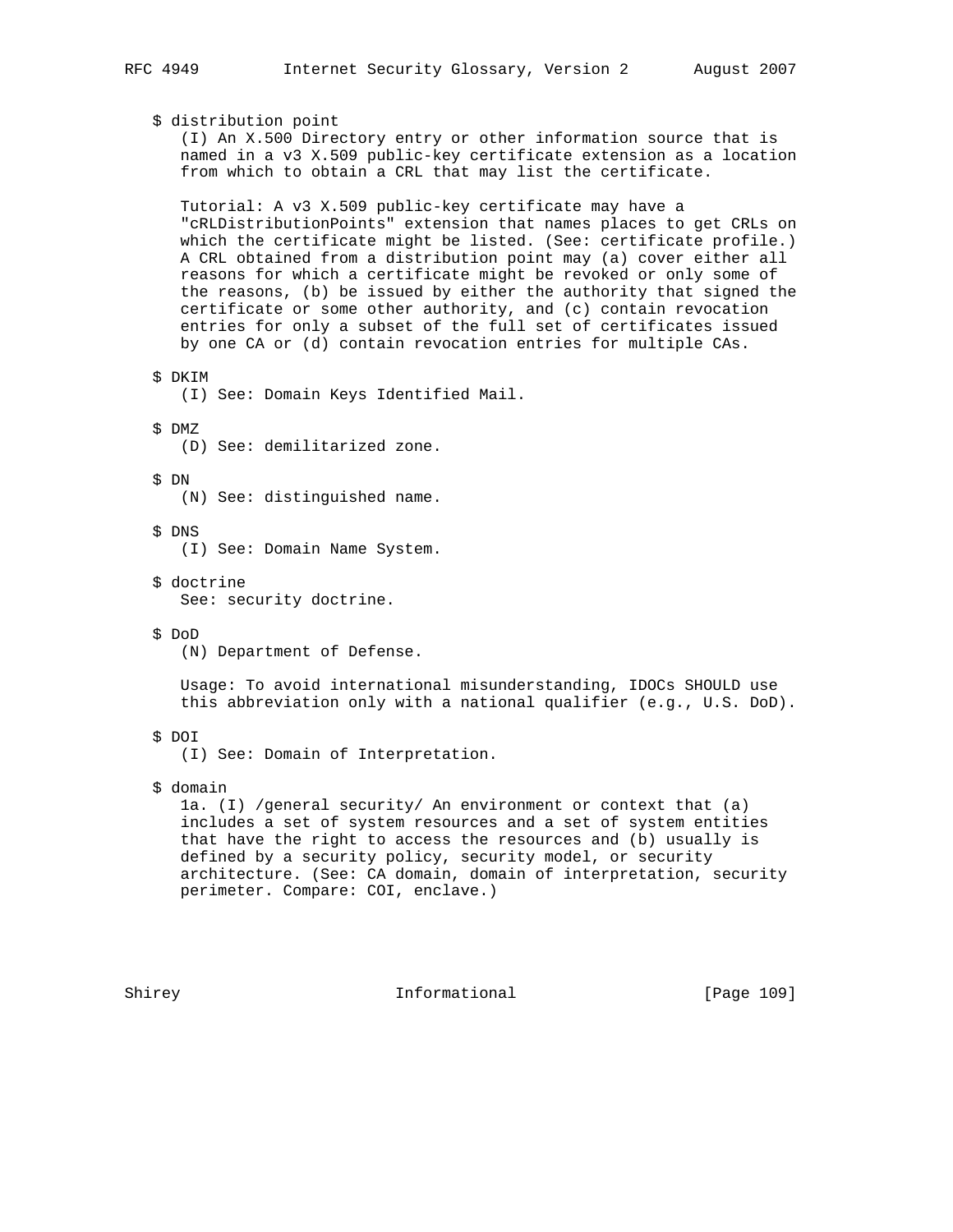$ distribution point

(I) An X.500 Directory entry or other information source that is named in a v3 X.509 public-key certificate extension as a location from which to obtain a CRL that may list the certificate.

Tutorial: A v3 X.509 public-key certificate may have a "cRLDistributionPoints" extension that names places to get CRLs on which the certificate might be listed. (See: certificate profile.) A CRL obtained from a distribution point may (a) cover either all reasons for which a certificate might be revoked or only some of the reasons, (b) be issued by either the authority that signed the certificate or some other authority, and (c) contain revocation entries for only a subset of the full set of certificates issued by one CA or (d) contain revocation entries for multiple CAs.

$ DKIM

(I) See: Domain Keys Identified Mail.

$ DMZ

(D) See: demilitarized zone.

$ DN

(N) See: distinguished name.

$ DNS

(I) See: Domain Name System.

$ doctrine

See: security doctrine.

$ DoD

(N) Department of Defense.

Usage: To avoid international misunderstanding, IDOCs SHOULD use this abbreviation only with a national qualifier (e.g., U.S. DoD).

$ DOI

(I) See: Domain of Interpretation.

$ domain

1a. (I) /general security/ An environment or context that (a) includes a set of system resources and a set of system entities that have the right to access the resources and (b) usually is defined by a security policy, security model, or security architecture. (See: CA domain, domain of interpretation, security perimeter. Compare: COI, enclave.)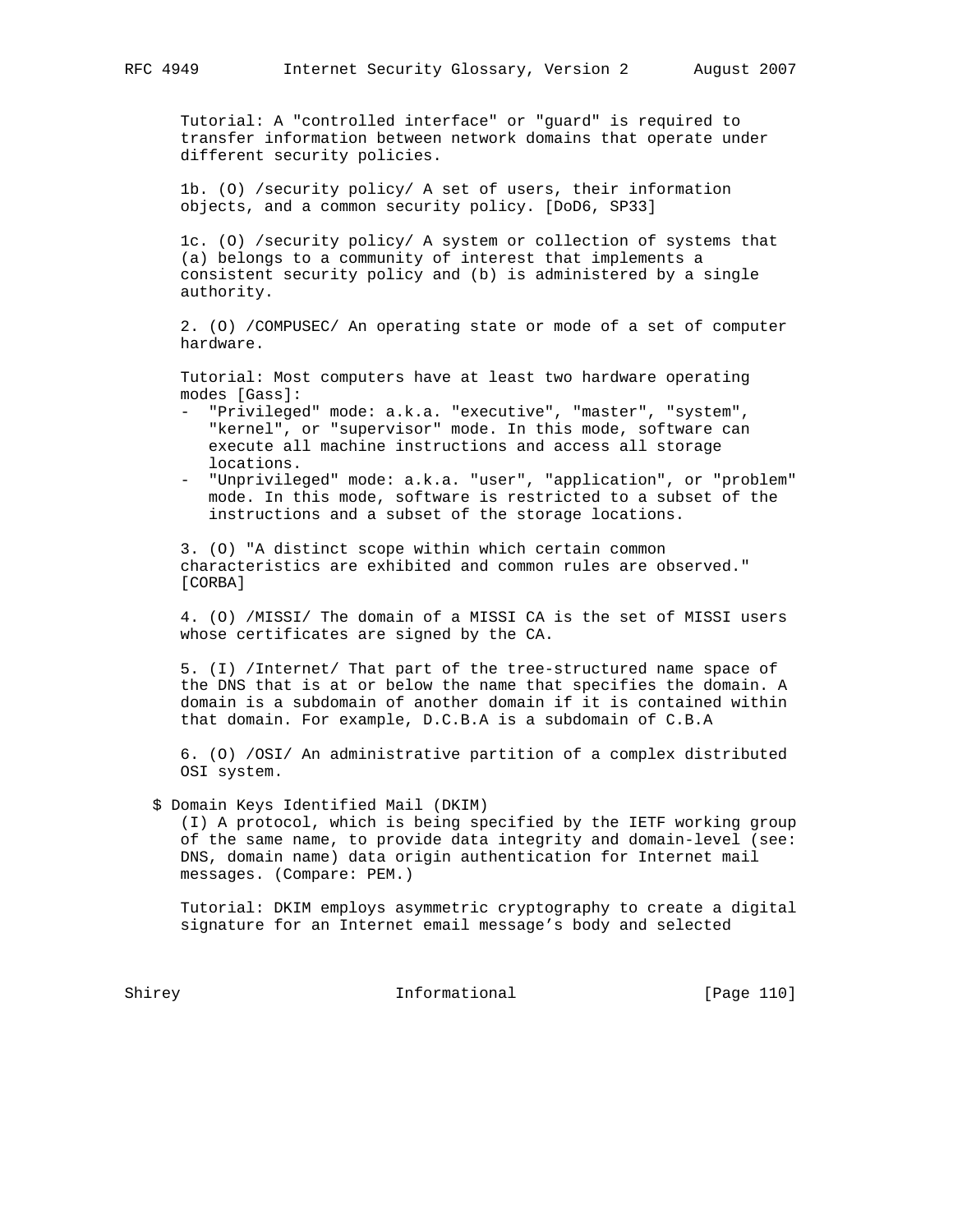Tutorial: A "controlled interface" or "guard" is required to transfer information between network domains that operate under different security policies.

1b. (O) /security policy/ A set of users, their information objects, and a common security policy. [DoD6, SP33]

1c. (O) /security policy/ A system or collection of systems that (a) belongs to a community of interest that implements a consistent security policy and (b) is administered by a single authority.

2. (O) /COMPUSEC/ An operating state or mode of a set of computer hardware.

Tutorial: Most computers have at least two hardware operating modes [Gass]:

- "Privileged" mode: a.k.a. "executive", "master", "system", "kernel", or "supervisor" mode. In this mode, software can execute all machine instructions and access all storage locations.
- "Unprivileged" mode: a.k.a. "user", "application", or "problem" mode. In this mode, software is restricted to a subset of the instructions and a subset of the storage locations.

3. (O) "A distinct scope within which certain common characteristics are exhibited and common rules are observed." [CORBA]

4. (O) /MISSI/ The domain of a MISSI CA is the set of MISSI users whose certificates are signed by the CA.

5. (I) /Internet/ That part of the tree-structured name space of the DNS that is at or below the name that specifies the domain. A domain is a subdomain of another domain if it is contained within that domain. For example, D.C.B.A is a subdomain of C.B.A

6. (O) /OSI/ An administrative partition of a complex distributed OSI system.

$ Domain Keys Identified Mail (DKIM)

(I) A protocol, which is being specified by the IETF working group of the same name, to provide data integrity and domain-level (see: DNS, domain name) data origin authentication for Internet mail messages. (Compare: PEM.)

Tutorial: DKIM employs asymmetric cryptography to create a digital signature for an Internet email message's body and selected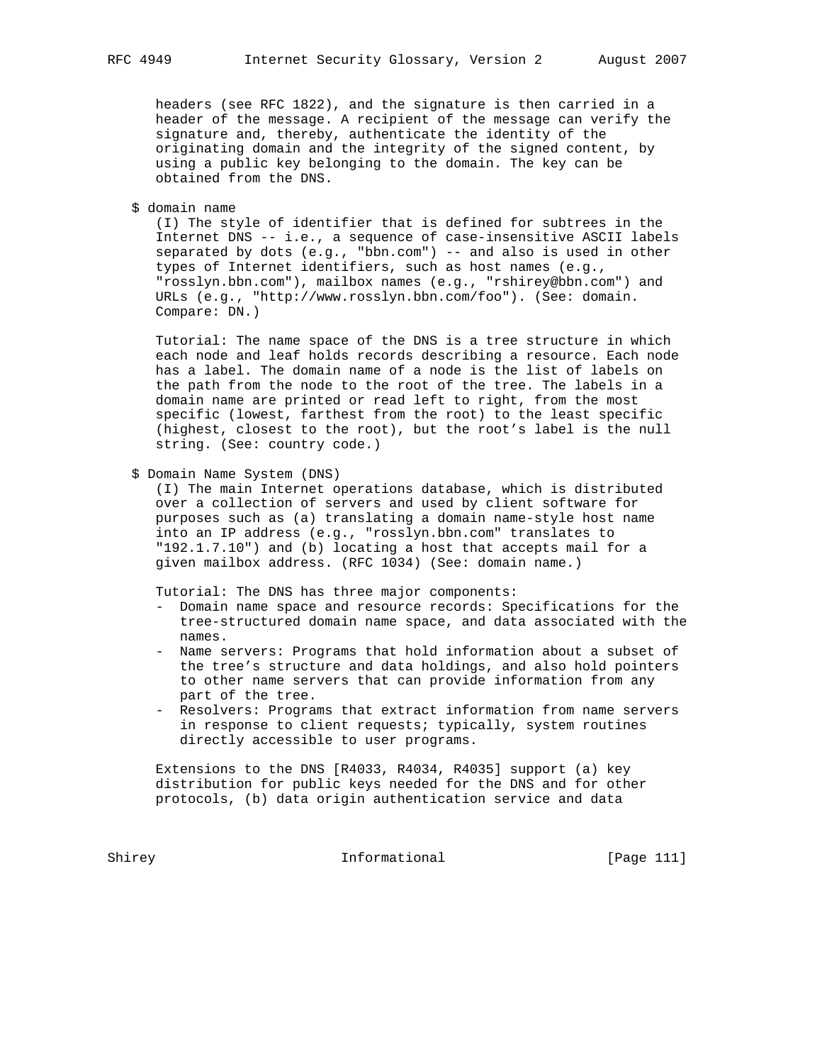headers (see RFC 1822), and the signature is then carried in a header of the message. A recipient of the message can verify the signature and, thereby, authenticate the identity of the originating domain and the integrity of the signed content, by using a public key belonging to the domain. The key can be obtained from the DNS.

$ domain name

(I) The style of identifier that is defined for subtrees in the Internet DNS -- i.e., a sequence of case-insensitive ASCII labels separated by dots (e.g., "bbn.com") -- and also is used in other types of Internet identifiers, such as host names (e.g., "rosslyn.bbn.com"), mailbox names (e.g., "rshirey@bbn.com") and URLs (e.g., "http://www.rosslyn.bbn.com/foo"). (See: domain. Compare: DN.)

Tutorial: The name space of the DNS is a tree structure in which each node and leaf holds records describing a resource. Each node has a label. The domain name of a node is the list of labels on the path from the node to the root of the tree. The labels in a domain name are printed or read left to right, from the most specific (lowest, farthest from the root) to the least specific (highest, closest to the root), but the root's label is the null string. (See: country code.)

$ Domain Name System (DNS)

(I) The main Internet operations database, which is distributed over a collection of servers and used by client software for purposes such as (a) translating a domain name-style host name into an IP address (e.g., "rosslyn.bbn.com" translates to "192.1.7.10") and (b) locating a host that accepts mail for a given mailbox address. (RFC 1034) (See: domain name.)

Tutorial: The DNS has three major components:

- Domain name space and resource records: Specifications for the tree-structured domain name space, and data associated with the names.
- Name servers: Programs that hold information about a subset of the tree's structure and data holdings, and also hold pointers to other name servers that can provide information from any part of the tree.
- Resolvers: Programs that extract information from name servers in response to client requests; typically, system routines directly accessible to user programs.

Extensions to the DNS [R4033, R4034, R4035] support (a) key distribution for public keys needed for the DNS and for other protocols, (b) data origin authentication service and data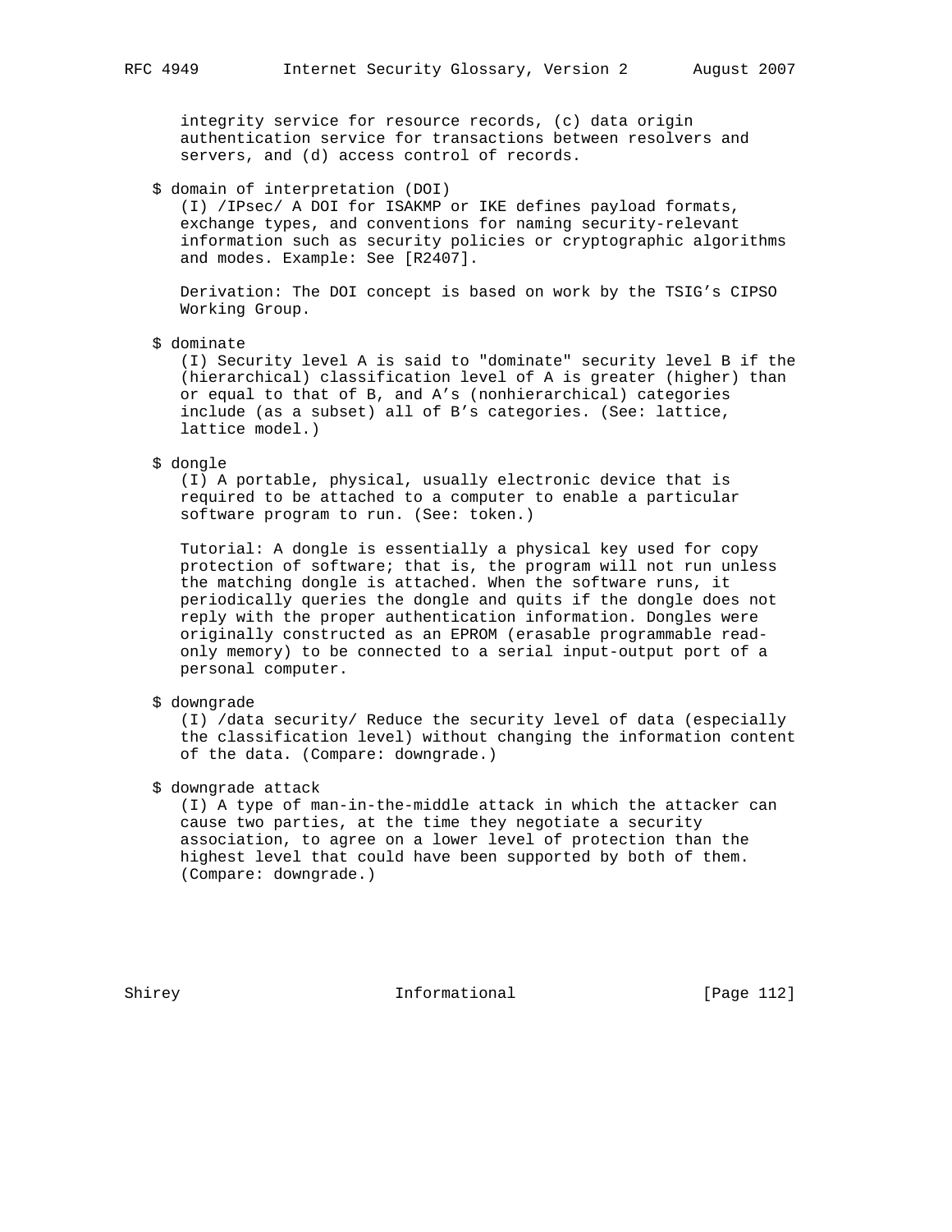integrity service for resource records, (c) data origin authentication service for transactions between resolvers and servers, and (d) access control of records.

$ domain of interpretation (DOI)
(I) /IPsec/ A DOI for ISAKMP or IKE defines payload formats, exchange types, and conventions for naming security-relevant information such as security policies or cryptographic algorithms and modes. Example: See [R2407].

Derivation: The DOI concept is based on work by the TSIG's CIPSO Working Group.

$ dominate
(I) Security level A is said to "dominate" security level B if the (hierarchical) classification level of A is greater (higher) than or equal to that of B, and A's (nonhierarchical) categories include (as a subset) all of B's categories. (See: lattice, lattice model.)

$ dongle
(I) A portable, physical, usually electronic device that is required to be attached to a computer to enable a particular software program to run. (See: token.)

Tutorial: A dongle is essentially a physical key used for copy protection of software; that is, the program will not run unless the matching dongle is attached. When the software runs, it periodically queries the dongle and quits if the dongle does not reply with the proper authentication information. Dongles were originally constructed as an EPROM (erasable programmable read-only memory) to be connected to a serial input-output port of a personal computer.

$ downgrade
(I) /data security/ Reduce the security level of data (especially the classification level) without changing the information content of the data. (Compare: downgrade.)

$ downgrade attack
(I) A type of man-in-the-middle attack in which the attacker can cause two parties, at the time they negotiate a security association, to agree on a lower level of protection than the highest level that could have been supported by both of them. (Compare: downgrade.)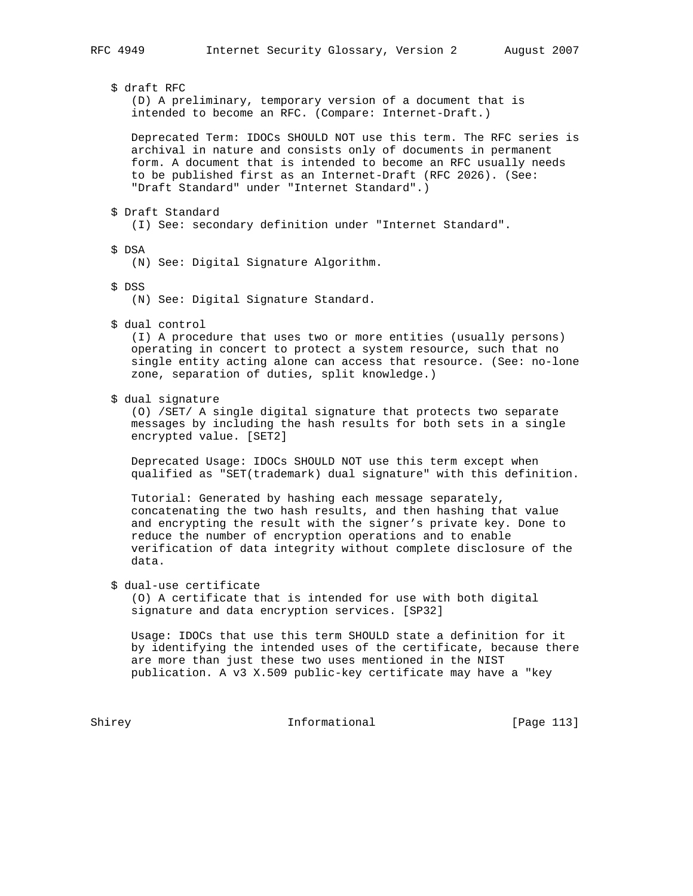$ draft RFC

(D) A preliminary, temporary version of a document that is intended to become an RFC. (Compare: Internet-Draft.)

Deprecated Term: IDOCs SHOULD NOT use this term. The RFC series is archival in nature and consists only of documents in permanent form. A document that is intended to become an RFC usually needs to be published first as an Internet-Draft (RFC 2026). (See: "Draft Standard" under "Internet Standard".)

$ Draft Standard

(I) See: secondary definition under "Internet Standard".

$ DSA

(N) See: Digital Signature Algorithm.

$ DSS

(N) See: Digital Signature Standard.

$ dual control

(I) A procedure that uses two or more entities (usually persons) operating in concert to protect a system resource, such that no single entity acting alone can access that resource. (See: no-lone zone, separation of duties, split knowledge.)

$ dual signature

(O) /SET/ A single digital signature that protects two separate messages by including the hash results for both sets in a single encrypted value. [SET2]

Deprecated Usage: IDOCs SHOULD NOT use this term except when qualified as "SET(trademark) dual signature" with this definition.

Tutorial: Generated by hashing each message separately, concatenating the two hash results, and then hashing that value and encrypting the result with the signer's private key. Done to reduce the number of encryption operations and to enable verification of data integrity without complete disclosure of the data.

$ dual-use certificate

(O) A certificate that is intended for use with both digital signature and data encryption services. [SP32]

Usage: IDOCs that use this term SHOULD state a definition for it by identifying the intended uses of the certificate, because there are more than just these two uses mentioned in the NIST publication. A v3 X.509 public-key certificate may have a "key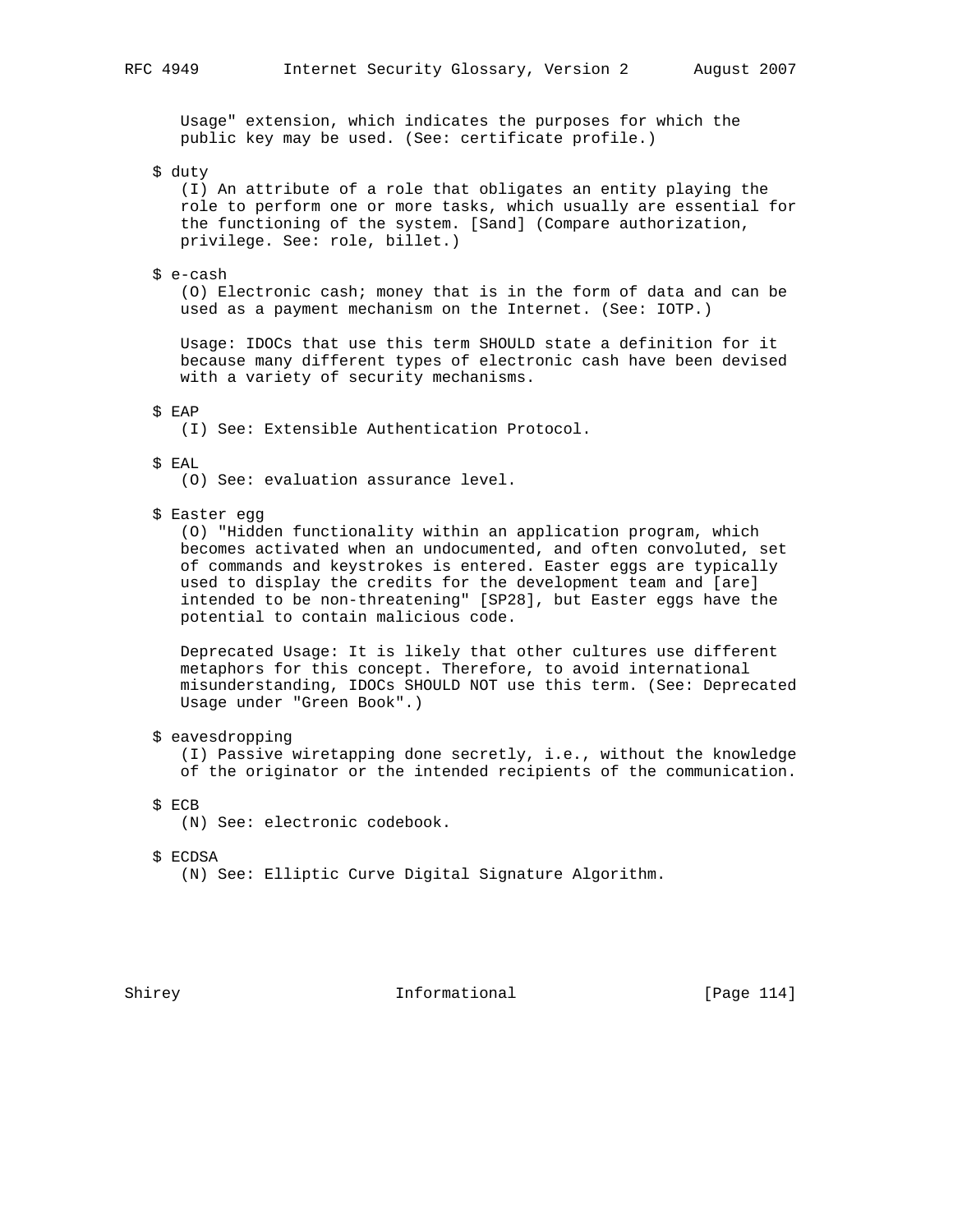Usage" extension, which indicates the purposes for which the public key may be used. (See: certificate profile.)

$ duty

(I) An attribute of a role that obligates an entity playing the role to perform one or more tasks, which usually are essential for the functioning of the system. [Sand] (Compare authorization, privilege. See: role, billet.)

$ e-cash

(O) Electronic cash; money that is in the form of data and can be used as a payment mechanism on the Internet. (See: IOTP.)

Usage: IDOCs that use this term SHOULD state a definition for it because many different types of electronic cash have been devised with a variety of security mechanisms.

$ EAP

(I) See: Extensible Authentication Protocol.

$ EAL

(O) See: evaluation assurance level.

$ Easter egg

(O) "Hidden functionality within an application program, which becomes activated when an undocumented, and often convoluted, set of commands and keystrokes is entered. Easter eggs are typically used to display the credits for the development team and [are] intended to be non-threatening" [SP28], but Easter eggs have the potential to contain malicious code.

Deprecated Usage: It is likely that other cultures use different metaphors for this concept. Therefore, to avoid international misunderstanding, IDOCs SHOULD NOT use this term. (See: Deprecated Usage under "Green Book".)

$ eavesdropping

(I) Passive wiretapping done secretly, i.e., without the knowledge of the originator or the intended recipients of the communication.

$ ECB

(N) See: electronic codebook.

$ ECDSA

(N) See: Elliptic Curve Digital Signature Algorithm.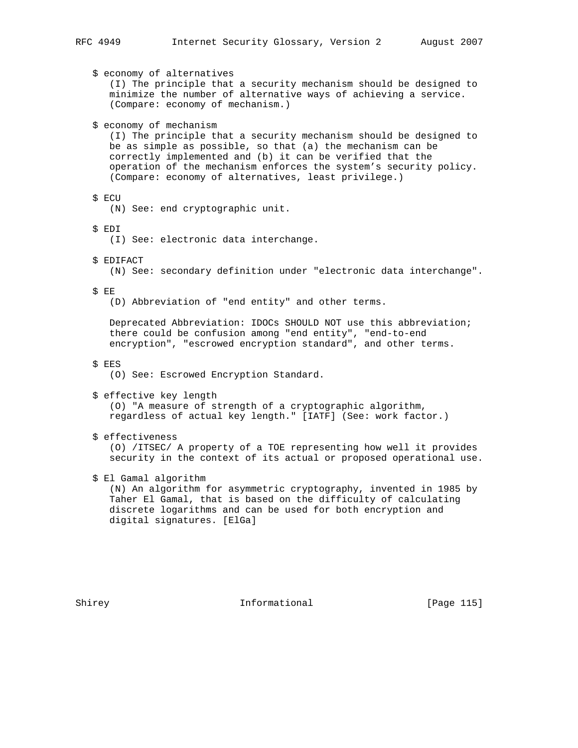$ economy of alternatives
(I) The principle that a security mechanism should be designed to minimize the number of alternative ways of achieving a service. (Compare: economy of mechanism.)

$ economy of mechanism
(I) The principle that a security mechanism should be designed to be as simple as possible, so that (a) the mechanism can be correctly implemented and (b) it can be verified that the operation of the mechanism enforces the system's security policy. (Compare: economy of alternatives, least privilege.)

$ ECU
(N) See: end cryptographic unit.

$ EDI
(I) See: electronic data interchange.

$ EDIFACT
(N) See: secondary definition under "electronic data interchange".

$ EE
(D) Abbreviation of "end entity" and other terms.

Deprecated Abbreviation: IDOCs SHOULD NOT use this abbreviation; there could be confusion among "end entity", "end-to-end encryption", "escrowed encryption standard", and other terms.

$ EES
(O) See: Escrowed Encryption Standard.

$ effective key length
(O) "A measure of strength of a cryptographic algorithm, regardless of actual key length." [IATF] (See: work factor.)

$ effectiveness
(O) /ITSEC/ A property of a TOE representing how well it provides security in the context of its actual or proposed operational use.

$ El Gamal algorithm
(N) An algorithm for asymmetric cryptography, invented in 1985 by Taher El Gamal, that is based on the difficulty of calculating discrete logarithms and can be used for both encryption and digital signatures. [ElGa]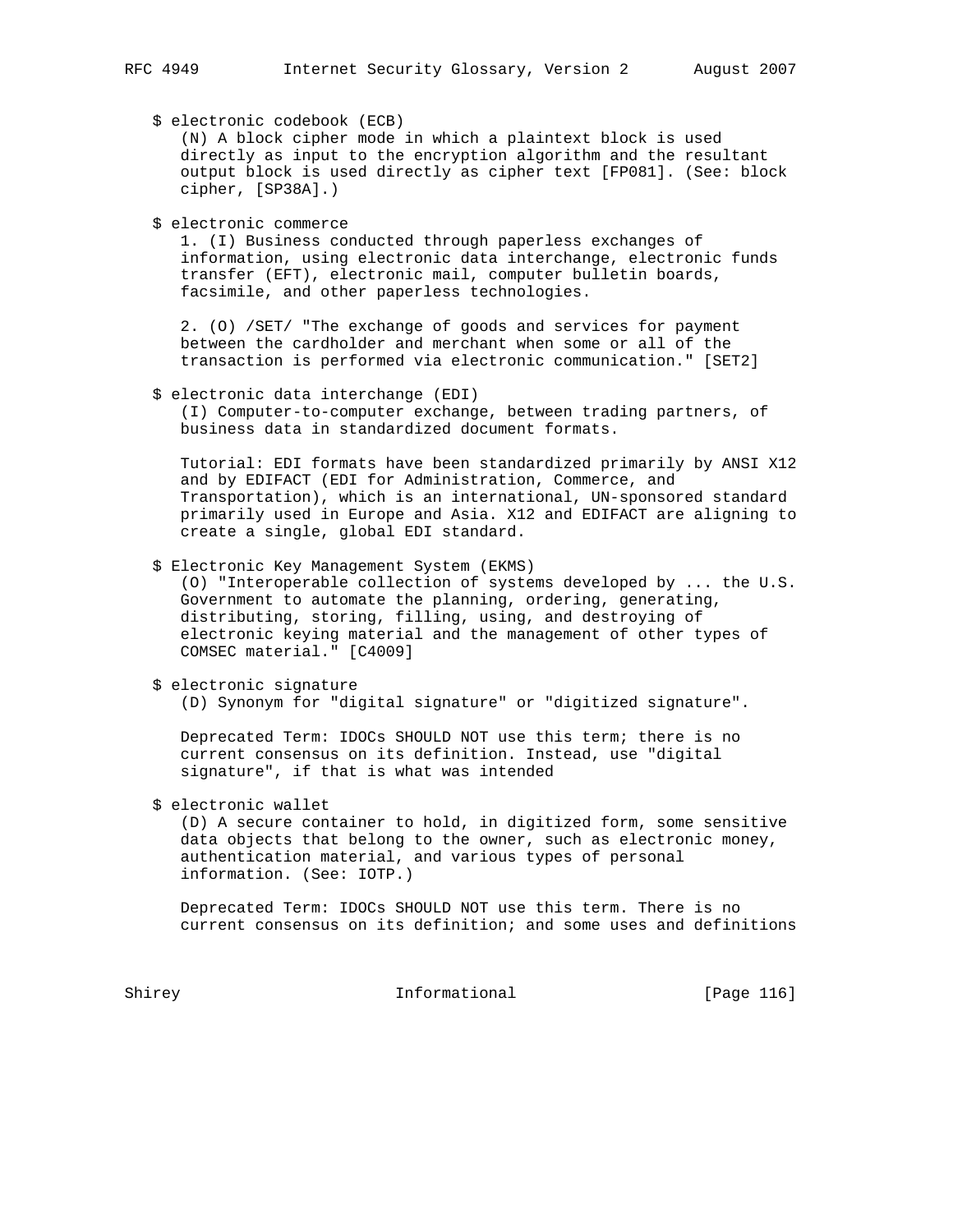$ electronic codebook (ECB)

(N) A block cipher mode in which a plaintext block is used directly as input to the encryption algorithm and the resultant output block is used directly as cipher text [FP081]. (See: block cipher, [SP38A].)

$ electronic commerce

1. (I) Business conducted through paperless exchanges of information, using electronic data interchange, electronic funds transfer (EFT), electronic mail, computer bulletin boards, facsimile, and other paperless technologies.

2. (O) /SET/ "The exchange of goods and services for payment between the cardholder and merchant when some or all of the transaction is performed via electronic communication." [SET2]

$ electronic data interchange (EDI)

(I) Computer-to-computer exchange, between trading partners, of business data in standardized document formats.

Tutorial: EDI formats have been standardized primarily by ANSI X12 and by EDIFACT (EDI for Administration, Commerce, and Transportation), which is an international, UN-sponsored standard primarily used in Europe and Asia. X12 and EDIFACT are aligning to create a single, global EDI standard.

$ Electronic Key Management System (EKMS)

(O) "Interoperable collection of systems developed by ... the U.S. Government to automate the planning, ordering, generating, distributing, storing, filling, using, and destroying of electronic keying material and the management of other types of COMSEC material." [C4009]

$ electronic signature

(D) Synonym for "digital signature" or "digitized signature".

Deprecated Term: IDOCs SHOULD NOT use this term; there is no current consensus on its definition. Instead, use "digital signature", if that is what was intended

$ electronic wallet

(D) A secure container to hold, in digitized form, some sensitive data objects that belong to the owner, such as electronic money, authentication material, and various types of personal information. (See: IOTP.)

Deprecated Term: IDOCs SHOULD NOT use this term. There is no current consensus on its definition; and some uses and definitions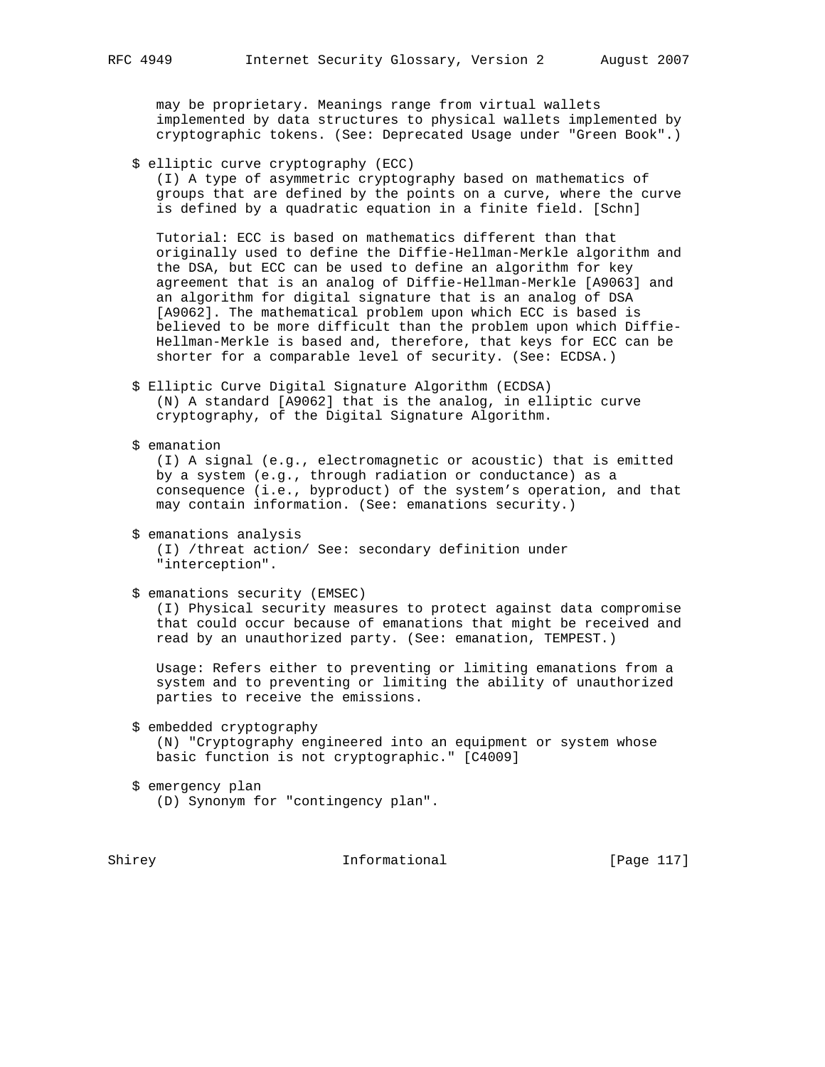may be proprietary. Meanings range from virtual wallets implemented by data structures to physical wallets implemented by cryptographic tokens. (See: Deprecated Usage under "Green Book".)

$ elliptic curve cryptography (ECC)
(I) A type of asymmetric cryptography based on mathematics of groups that are defined by the points on a curve, where the curve is defined by a quadratic equation in a finite field. [Schn]

Tutorial: ECC is based on mathematics different than that originally used to define the Diffie-Hellman-Merkle algorithm and the DSA, but ECC can be used to define an algorithm for key agreement that is an analog of Diffie-Hellman-Merkle [A9063] and an algorithm for digital signature that is an analog of DSA [A9062]. The mathematical problem upon which ECC is based is believed to be more difficult than the problem upon which Diffie-Hellman-Merkle is based and, therefore, that keys for ECC can be shorter for a comparable level of security. (See: ECDSA.)

$ Elliptic Curve Digital Signature Algorithm (ECDSA)
(N) A standard [A9062] that is the analog, in elliptic curve cryptography, of the Digital Signature Algorithm.

$ emanation
(I) A signal (e.g., electromagnetic or acoustic) that is emitted by a system (e.g., through radiation or conductance) as a consequence (i.e., byproduct) of the system's operation, and that may contain information. (See: emanations security.)

$ emanations analysis
(I) /threat action/ See: secondary definition under "interception".

$ emanations security (EMSEC)
(I) Physical security measures to protect against data compromise that could occur because of emanations that might be received and read by an unauthorized party. (See: emanation, TEMPEST.)

Usage: Refers either to preventing or limiting emanations from a system and to preventing or limiting the ability of unauthorized parties to receive the emissions.

$ embedded cryptography
(N) "Cryptography engineered into an equipment or system whose basic function is not cryptographic." [C4009]

$ emergency plan
(D) Synonym for "contingency plan".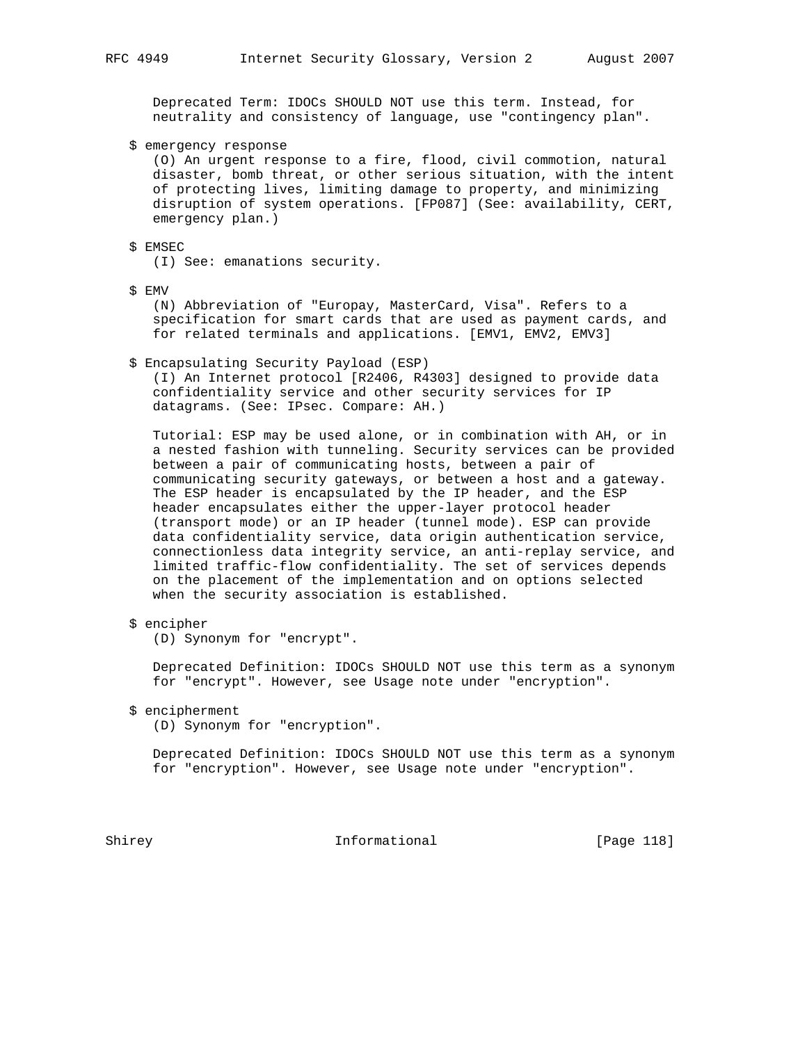Deprecated Term: IDOCs SHOULD NOT use this term. Instead, for neutrality and consistency of language, use "contingency plan".

$ emergency response
(O) An urgent response to a fire, flood, civil commotion, natural disaster, bomb threat, or other serious situation, with the intent of protecting lives, limiting damage to property, and minimizing disruption of system operations. [FP087] (See: availability, CERT, emergency plan.)

$ EMSEC
(I) See: emanations security.

$ EMV
(N) Abbreviation of "Europay, MasterCard, Visa". Refers to a specification for smart cards that are used as payment cards, and for related terminals and applications. [EMV1, EMV2, EMV3]

$ Encapsulating Security Payload (ESP)
(I) An Internet protocol [R2406, R4303] designed to provide data confidentiality service and other security services for IP datagrams. (See: IPsec. Compare: AH.)

Tutorial: ESP may be used alone, or in combination with AH, or in a nested fashion with tunneling. Security services can be provided between a pair of communicating hosts, between a pair of communicating security gateways, or between a host and a gateway. The ESP header is encapsulated by the IP header, and the ESP header encapsulates either the upper-layer protocol header (transport mode) or an IP header (tunnel mode). ESP can provide data confidentiality service, data origin authentication service, connectionless data integrity service, an anti-replay service, and limited traffic-flow confidentiality. The set of services depends on the placement of the implementation and on options selected when the security association is established.

$ encipher
(D) Synonym for "encrypt".

Deprecated Definition: IDOCs SHOULD NOT use this term as a synonym for "encrypt". However, see Usage note under "encryption".

$ encipherment
(D) Synonym for "encryption".

Deprecated Definition: IDOCs SHOULD NOT use this term as a synonym for "encryption". However, see Usage note under "encryption".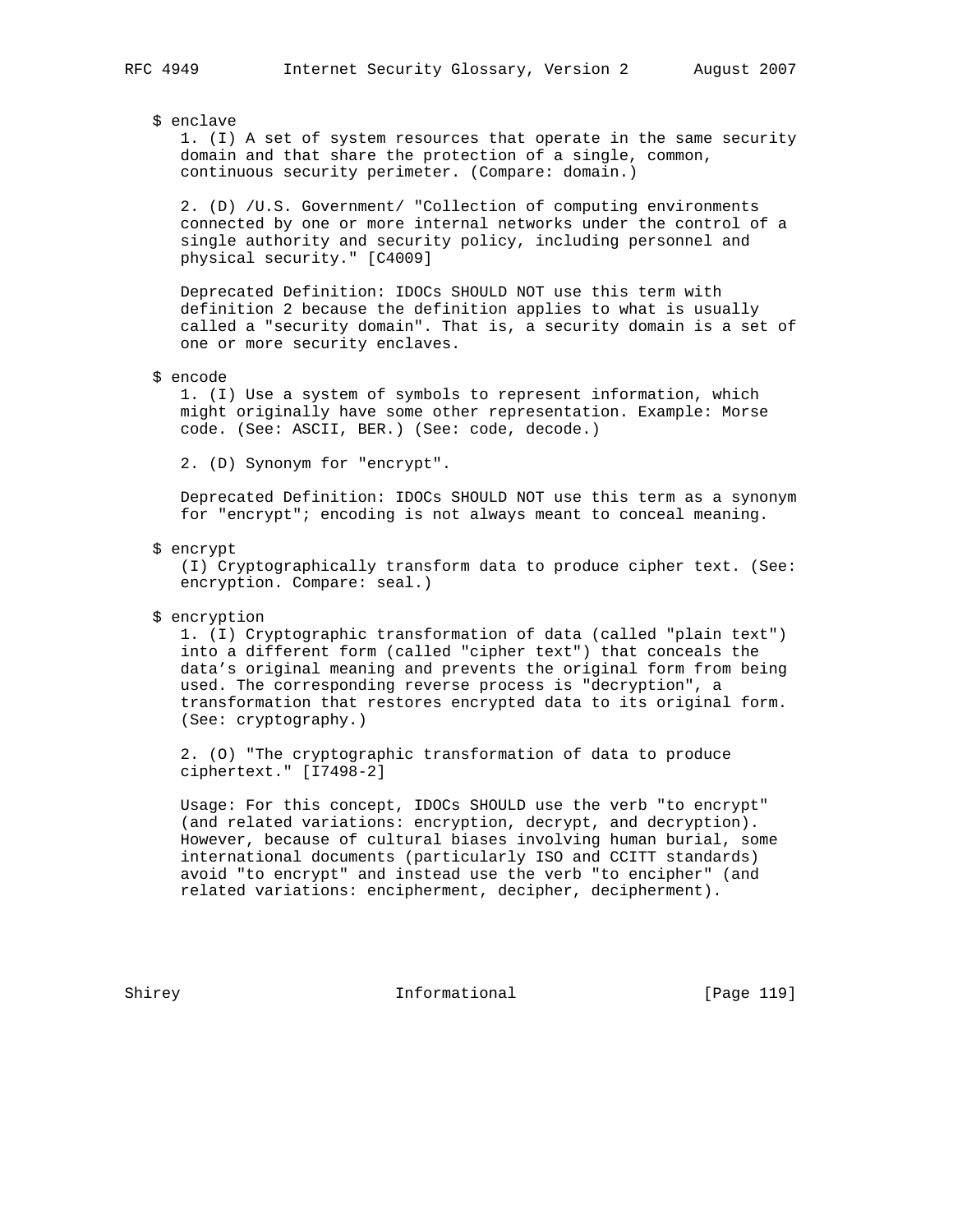$ enclave

1. (I) A set of system resources that operate in the same security domain and that share the protection of a single, common, continuous security perimeter. (Compare: domain.)

2. (D) /U.S. Government/ "Collection of computing environments connected by one or more internal networks under the control of a single authority and security policy, including personnel and physical security." [C4009]

Deprecated Definition: IDOCs SHOULD NOT use this term with definition 2 because the definition applies to what is usually called a "security domain". That is, a security domain is a set of one or more security enclaves.

$ encode

1. (I) Use a system of symbols to represent information, which might originally have some other representation. Example: Morse code. (See: ASCII, BER.) (See: code, decode.)

2. (D) Synonym for "encrypt".

Deprecated Definition: IDOCs SHOULD NOT use this term as a synonym for "encrypt"; encoding is not always meant to conceal meaning.

$ encrypt

(I) Cryptographically transform data to produce cipher text. (See: encryption. Compare: seal.)

$ encryption

1. (I) Cryptographic transformation of data (called "plain text") into a different form (called "cipher text") that conceals the data's original meaning and prevents the original form from being used. The corresponding reverse process is "decryption", a transformation that restores encrypted data to its original form. (See: cryptography.)

2. (O) "The cryptographic transformation of data to produce ciphertext." [I7498-2]

Usage: For this concept, IDOCs SHOULD use the verb "to encrypt" (and related variations: encryption, decrypt, and decryption). However, because of cultural biases involving human burial, some international documents (particularly ISO and CCITT standards) avoid "to encrypt" and instead use the verb "to encipher" (and related variations: encipherment, decipher, decipherment).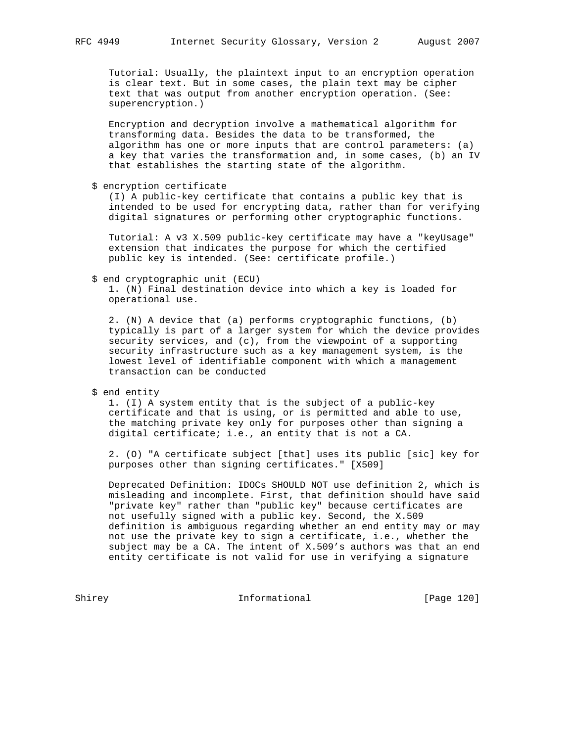Tutorial: Usually, the plaintext input to an encryption operation is clear text. But in some cases, the plain text may be cipher text that was output from another encryption operation. (See: superencryption.)

Encryption and decryption involve a mathematical algorithm for transforming data. Besides the data to be transformed, the algorithm has one or more inputs that are control parameters: (a) a key that varies the transformation and, in some cases, (b) an IV that establishes the starting state of the algorithm.

$ encryption certificate

(I) A public-key certificate that contains a public key that is intended to be used for encrypting data, rather than for verifying digital signatures or performing other cryptographic functions.

Tutorial: A v3 X.509 public-key certificate may have a "keyUsage" extension that indicates the purpose for which the certified public key is intended. (See: certificate profile.)

$ end cryptographic unit (ECU)

1. (N) Final destination device into which a key is loaded for operational use.

2. (N) A device that (a) performs cryptographic functions, (b) typically is part of a larger system for which the device provides security services, and (c), from the viewpoint of a supporting security infrastructure such as a key management system, is the lowest level of identifiable component with which a management transaction can be conducted

$ end entity

1. (I) A system entity that is the subject of a public-key certificate and that is using, or is permitted and able to use, the matching private key only for purposes other than signing a digital certificate; i.e., an entity that is not a CA.

2. (O) "A certificate subject [that] uses its public [sic] key for purposes other than signing certificates." [X509]

Deprecated Definition: IDOCs SHOULD NOT use definition 2, which is misleading and incomplete. First, that definition should have said "private key" rather than "public key" because certificates are not usefully signed with a public key. Second, the X.509 definition is ambiguous regarding whether an end entity may or may not use the private key to sign a certificate, i.e., whether the subject may be a CA. The intent of X.509's authors was that an end entity certificate is not valid for use in verifying a signature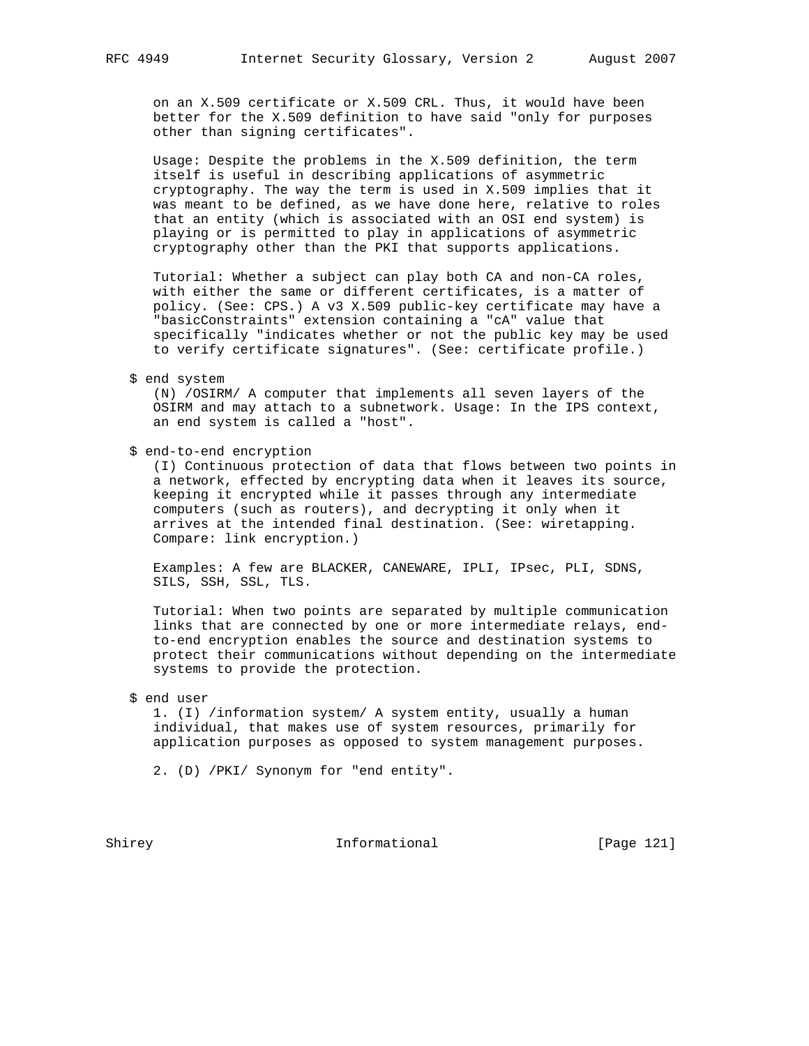on an X.509 certificate or X.509 CRL. Thus, it would have been better for the X.509 definition to have said "only for purposes other than signing certificates".

Usage: Despite the problems in the X.509 definition, the term itself is useful in describing applications of asymmetric cryptography. The way the term is used in X.509 implies that it was meant to be defined, as we have done here, relative to roles that an entity (which is associated with an OSI end system) is playing or is permitted to play in applications of asymmetric cryptography other than the PKI that supports applications.

Tutorial: Whether a subject can play both CA and non-CA roles, with either the same or different certificates, is a matter of policy. (See: CPS.) A v3 X.509 public-key certificate may have a "basicConstraints" extension containing a "cA" value that specifically "indicates whether or not the public key may be used to verify certificate signatures". (See: certificate profile.)

$ end system

(N) /OSIRM/ A computer that implements all seven layers of the OSIRM and may attach to a subnetwork. Usage: In the IPS context, an end system is called a "host".

$ end-to-end encryption

(I) Continuous protection of data that flows between two points in a network, effected by encrypting data when it leaves its source, keeping it encrypted while it passes through any intermediate computers (such as routers), and decrypting it only when it arrives at the intended final destination. (See: wiretapping. Compare: link encryption.)

Examples: A few are BLACKER, CANEWARE, IPLI, IPsec, PLI, SDNS, SILS, SSH, SSL, TLS.

Tutorial: When two points are separated by multiple communication links that are connected by one or more intermediate relays, end-to-end encryption enables the source and destination systems to protect their communications without depending on the intermediate systems to provide the protection.

$ end user

1. (I) /information system/ A system entity, usually a human individual, that makes use of system resources, primarily for application purposes as opposed to system management purposes.

2. (D) /PKI/ Synonym for "end entity".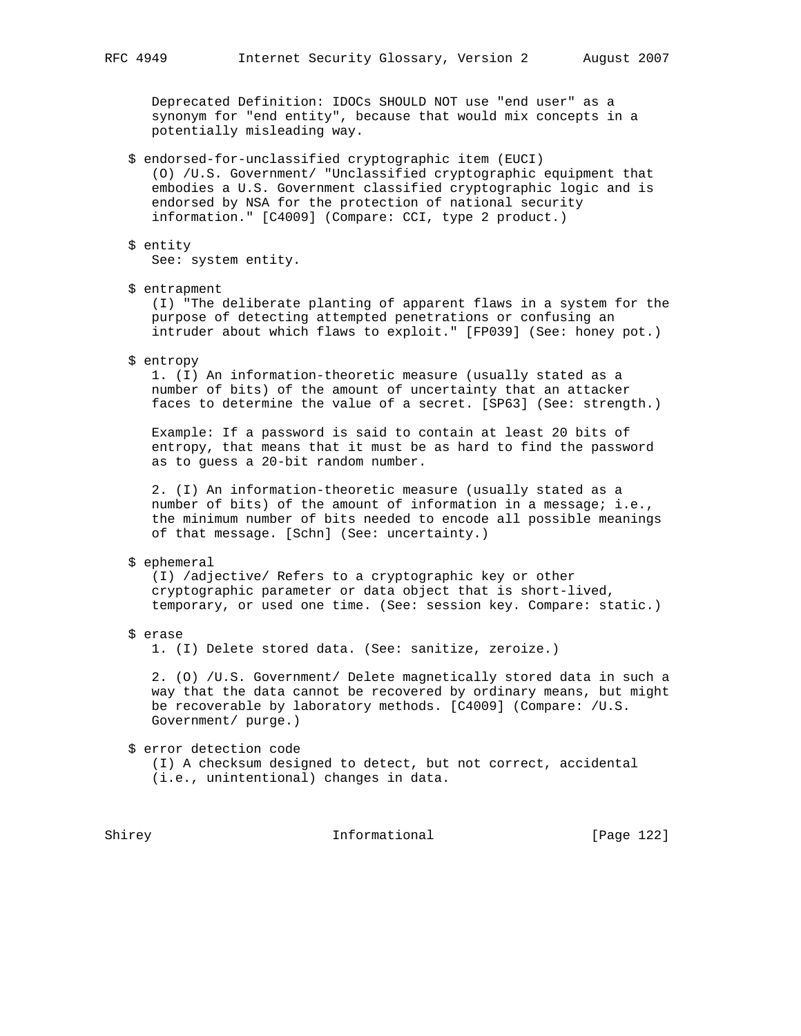Deprecated Definition: IDOCs SHOULD NOT use "end user" as a synonym for "end entity", because that would mix concepts in a potentially misleading way.

$ endorsed-for-unclassified cryptographic item (EUCI)
(O) /U.S. Government/ "Unclassified cryptographic equipment that embodies a U.S. Government classified cryptographic logic and is endorsed by NSA for the protection of national security information." [C4009] (Compare: CCI, type 2 product.)

$ entity
See: system entity.

$ entrapment
(I) "The deliberate planting of apparent flaws in a system for the purpose of detecting attempted penetrations or confusing an intruder about which flaws to exploit." [FP039] (See: honey pot.)

$ entropy
1. (I) An information-theoretic measure (usually stated as a number of bits) of the amount of uncertainty that an attacker faces to determine the value of a secret. [SP63] (See: strength.)

Example: If a password is said to contain at least 20 bits of entropy, that means that it must be as hard to find the password as to guess a 20-bit random number.

2. (I) An information-theoretic measure (usually stated as a number of bits) of the amount of information in a message; i.e., the minimum number of bits needed to encode all possible meanings of that message. [Schn] (See: uncertainty.)

$ ephemeral
(I) /adjective/ Refers to a cryptographic key or other cryptographic parameter or data object that is short-lived, temporary, or used one time. (See: session key. Compare: static.)

$ erase
1. (I) Delete stored data. (See: sanitize, zeroize.)

2. (O) /U.S. Government/ Delete magnetically stored data in such a way that the data cannot be recovered by ordinary means, but might be recoverable by laboratory methods. [C4009] (Compare: /U.S. Government/ purge.)

$ error detection code
(I) A checksum designed to detect, but not correct, accidental (i.e., unintentional) changes in data.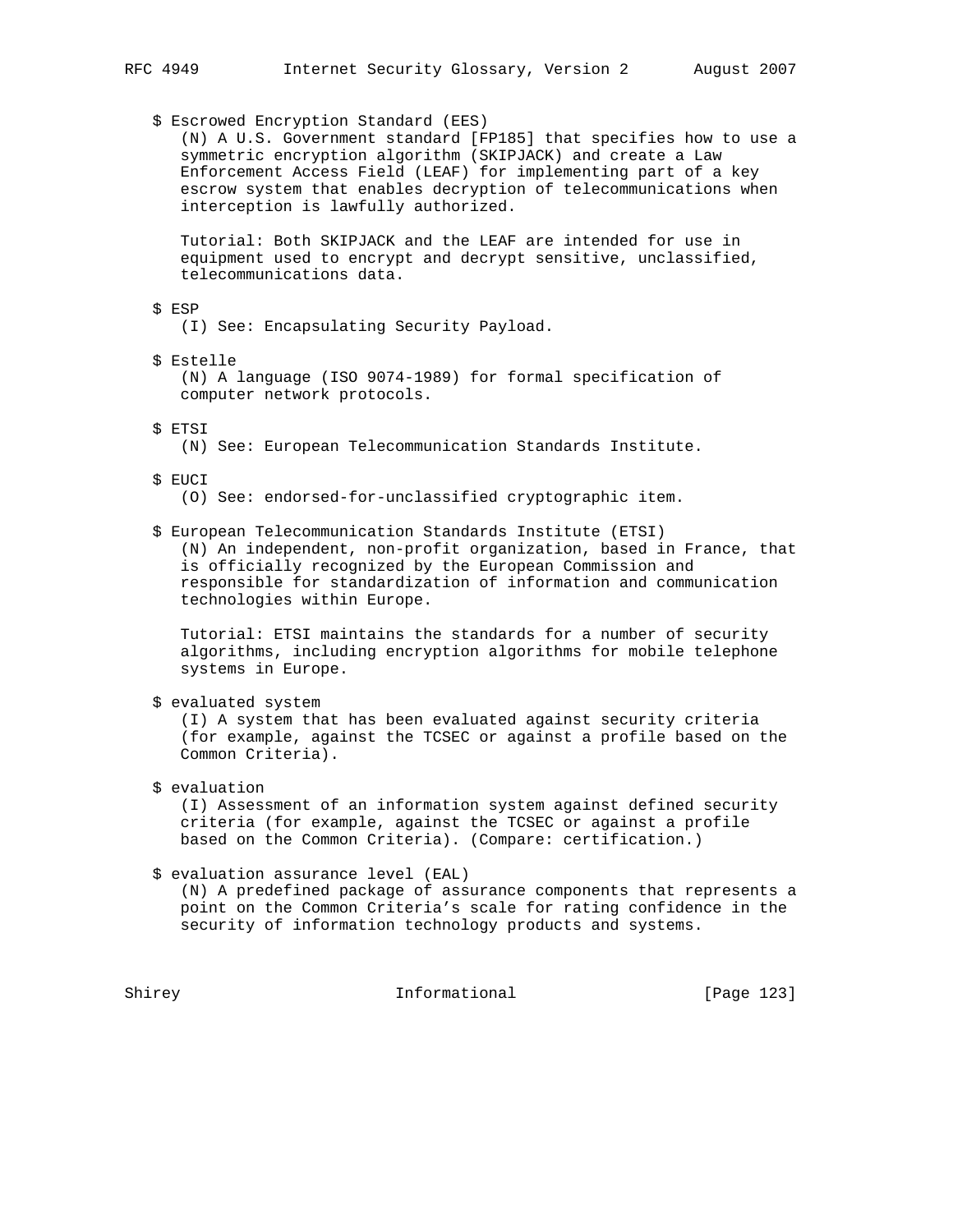$ Escrowed Encryption Standard (EES)
(N) A U.S. Government standard [FP185] that specifies how to use a symmetric encryption algorithm (SKIPJACK) and create a Law Enforcement Access Field (LEAF) for implementing part of a key escrow system that enables decryption of telecommunications when interception is lawfully authorized.

Tutorial: Both SKIPJACK and the LEAF are intended for use in equipment used to encrypt and decrypt sensitive, unclassified, telecommunications data.

$ ESP
(I) See: Encapsulating Security Payload.

$ Estelle
(N) A language (ISO 9074-1989) for formal specification of computer network protocols.

$ ETSI
(N) See: European Telecommunication Standards Institute.

$ EUCI
(O) See: endorsed-for-unclassified cryptographic item.

$ European Telecommunication Standards Institute (ETSI)
(N) An independent, non-profit organization, based in France, that is officially recognized by the European Commission and responsible for standardization of information and communication technologies within Europe.

Tutorial: ETSI maintains the standards for a number of security algorithms, including encryption algorithms for mobile telephone systems in Europe.

$ evaluated system
(I) A system that has been evaluated against security criteria (for example, against the TCSEC or against a profile based on the Common Criteria).

$ evaluation
(I) Assessment of an information system against defined security criteria (for example, against the TCSEC or against a profile based on the Common Criteria). (Compare: certification.)

$ evaluation assurance level (EAL)
(N) A predefined package of assurance components that represents a point on the Common Criteria's scale for rating confidence in the security of information technology products and systems.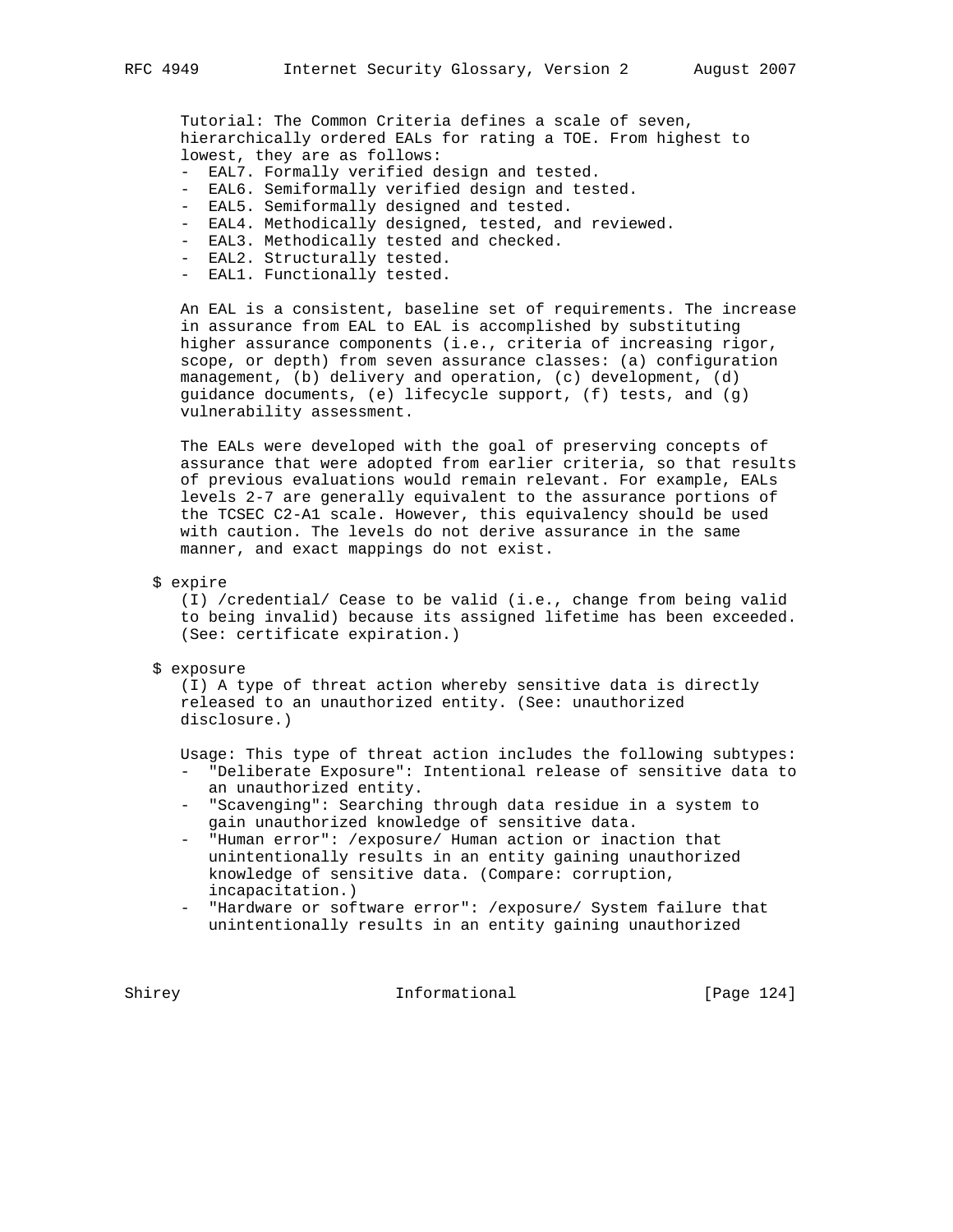Tutorial: The Common Criteria defines a scale of seven, hierarchically ordered EALs for rating a TOE. From highest to lowest, they are as follows:

- EAL7. Formally verified design and tested.
- EAL6. Semiformally verified design and tested.
- EAL5. Semiformally designed and tested.
- EAL4. Methodically designed, tested, and reviewed.
- EAL3. Methodically tested and checked.
- EAL2. Structurally tested.
- EAL1. Functionally tested.

An EAL is a consistent, baseline set of requirements. The increase in assurance from EAL to EAL is accomplished by substituting higher assurance components (i.e., criteria of increasing rigor, scope, or depth) from seven assurance classes: (a) configuration management, (b) delivery and operation, (c) development, (d) guidance documents, (e) lifecycle support, (f) tests, and (g) vulnerability assessment.

The EALs were developed with the goal of preserving concepts of assurance that were adopted from earlier criteria, so that results of previous evaluations would remain relevant. For example, EALs levels 2-7 are generally equivalent to the assurance portions of the TCSEC C2-A1 scale. However, this equivalency should be used with caution. The levels do not derive assurance in the same manner, and exact mappings do not exist.

$ expire

(I) /credential/ Cease to be valid (i.e., change from being valid to being invalid) because its assigned lifetime has been exceeded. (See: certificate expiration.)

$ exposure

(I) A type of threat action whereby sensitive data is directly released to an unauthorized entity. (See: unauthorized disclosure.)

Usage: This type of threat action includes the following subtypes:

- "Deliberate Exposure": Intentional release of sensitive data to an unauthorized entity.
- "Scavenging": Searching through data residue in a system to gain unauthorized knowledge of sensitive data.
- "Human error": /exposure/ Human action or inaction that unintentionally results in an entity gaining unauthorized knowledge of sensitive data. (Compare: corruption, incapacitation.)
- "Hardware or software error": /exposure/ System failure that unintentionally results in an entity gaining unauthorized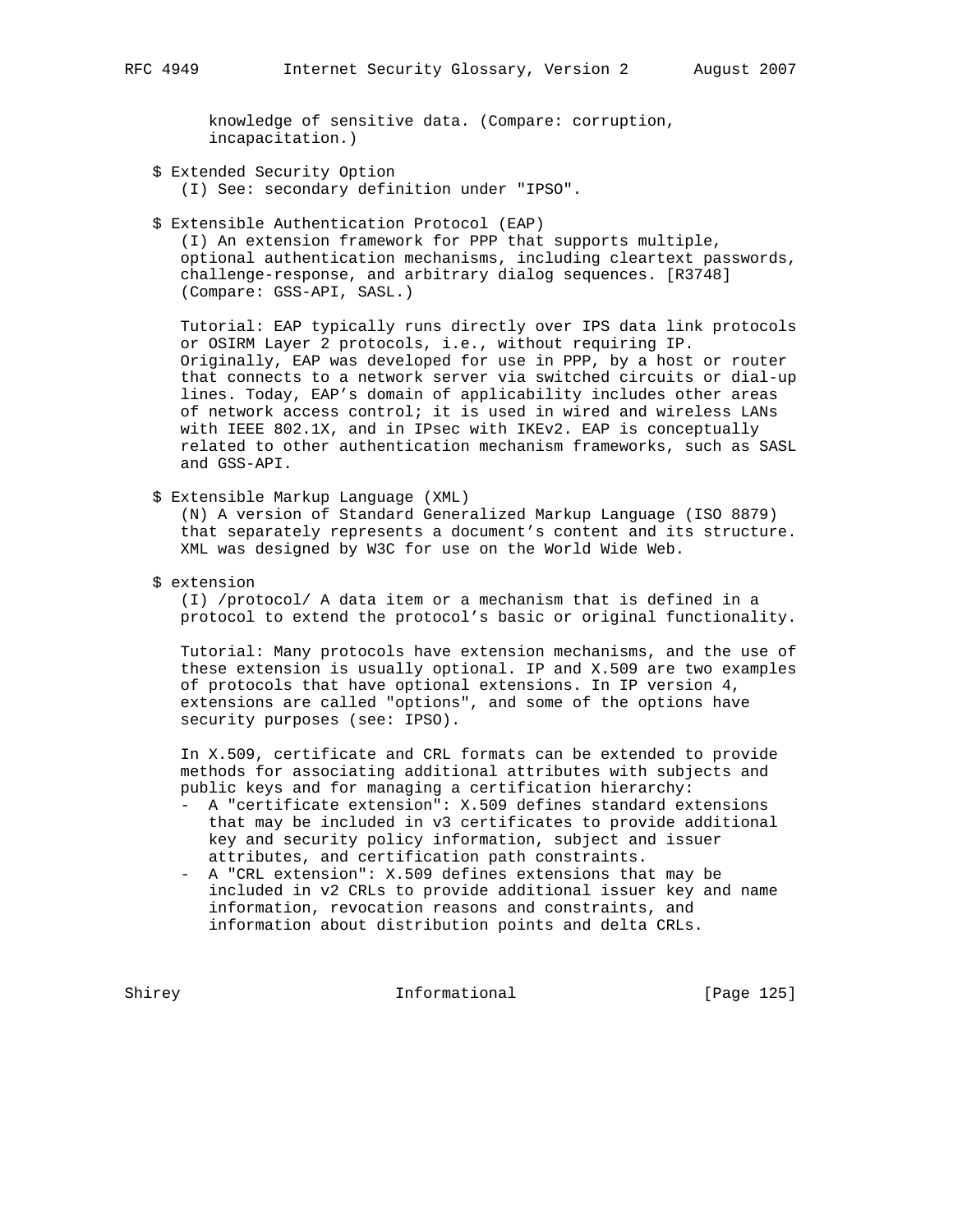knowledge of sensitive data. (Compare: corruption, incapacitation.)

$ Extended Security Option

(I) See: secondary definition under "IPSO".

$ Extensible Authentication Protocol (EAP)

(I) An extension framework for PPP that supports multiple, optional authentication mechanisms, including cleartext passwords, challenge-response, and arbitrary dialog sequences. [R3748] (Compare: GSS-API, SASL.)

Tutorial: EAP typically runs directly over IPS data link protocols or OSIRM Layer 2 protocols, i.e., without requiring IP. Originally, EAP was developed for use in PPP, by a host or router that connects to a network server via switched circuits or dial-up lines. Today, EAP's domain of applicability includes other areas of network access control; it is used in wired and wireless LANs with IEEE 802.1X, and in IPsec with IKEv2. EAP is conceptually related to other authentication mechanism frameworks, such as SASL and GSS-API.

$ Extensible Markup Language (XML)

(N) A version of Standard Generalized Markup Language (ISO 8879) that separately represents a document's content and its structure. XML was designed by W3C for use on the World Wide Web.

$ extension

(I) /protocol/ A data item or a mechanism that is defined in a protocol to extend the protocol's basic or original functionality.

Tutorial: Many protocols have extension mechanisms, and the use of these extension is usually optional. IP and X.509 are two examples of protocols that have optional extensions. In IP version 4, extensions are called "options", and some of the options have security purposes (see: IPSO).

In X.509, certificate and CRL formats can be extended to provide methods for associating additional attributes with subjects and public keys and for managing a certification hierarchy:

- A "certificate extension": X.509 defines standard extensions that may be included in v3 certificates to provide additional key and security policy information, subject and issuer attributes, and certification path constraints.
- A "CRL extension": X.509 defines extensions that may be included in v2 CRLs to provide additional issuer key and name information, revocation reasons and constraints, and information about distribution points and delta CRLs.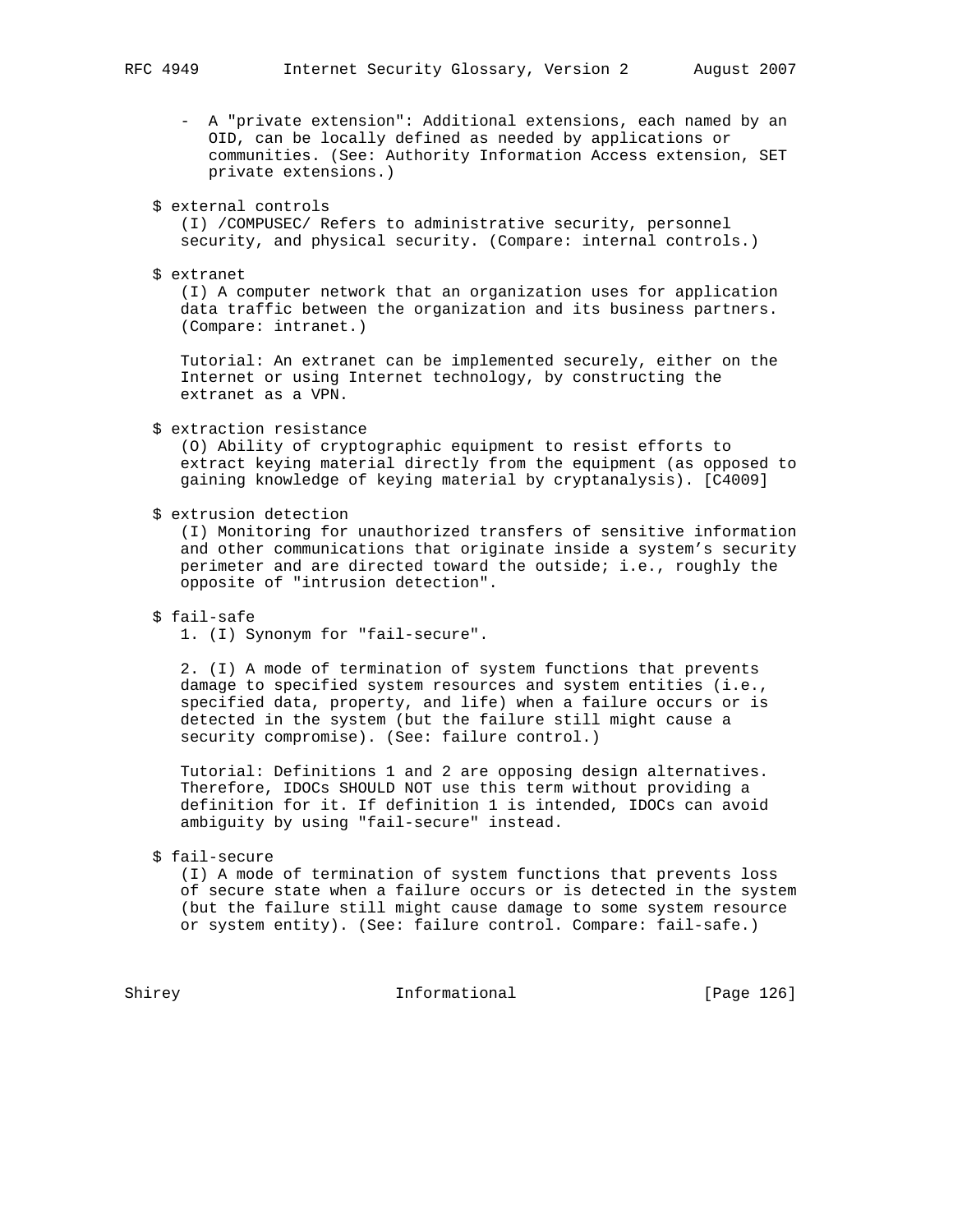- A "private extension": Additional extensions, each named by an OID, can be locally defined as needed by applications or communities. (See: Authority Information Access extension, SET private extensions.)

$ external controls

(I) /COMPUSEC/ Refers to administrative security, personnel security, and physical security. (Compare: internal controls.)

$ extranet

(I) A computer network that an organization uses for application data traffic between the organization and its business partners. (Compare: intranet.)

Tutorial: An extranet can be implemented securely, either on the Internet or using Internet technology, by constructing the extranet as a VPN.

$ extraction resistance

(O) Ability of cryptographic equipment to resist efforts to extract keying material directly from the equipment (as opposed to gaining knowledge of keying material by cryptanalysis). [C4009]

$ extrusion detection

(I) Monitoring for unauthorized transfers of sensitive information and other communications that originate inside a system's security perimeter and are directed toward the outside; i.e., roughly the opposite of "intrusion detection".

$ fail-safe

1. (I) Synonym for "fail-secure".

2. (I) A mode of termination of system functions that prevents damage to specified system resources and system entities (i.e., specified data, property, and life) when a failure occurs or is detected in the system (but the failure still might cause a security compromise). (See: failure control.)

Tutorial: Definitions 1 and 2 are opposing design alternatives. Therefore, IDOCs SHOULD NOT use this term without providing a definition for it. If definition 1 is intended, IDOCs can avoid ambiguity by using "fail-secure" instead.

$ fail-secure

(I) A mode of termination of system functions that prevents loss of secure state when a failure occurs or is detected in the system (but the failure still might cause damage to some system resource or system entity). (See: failure control. Compare: fail-safe.)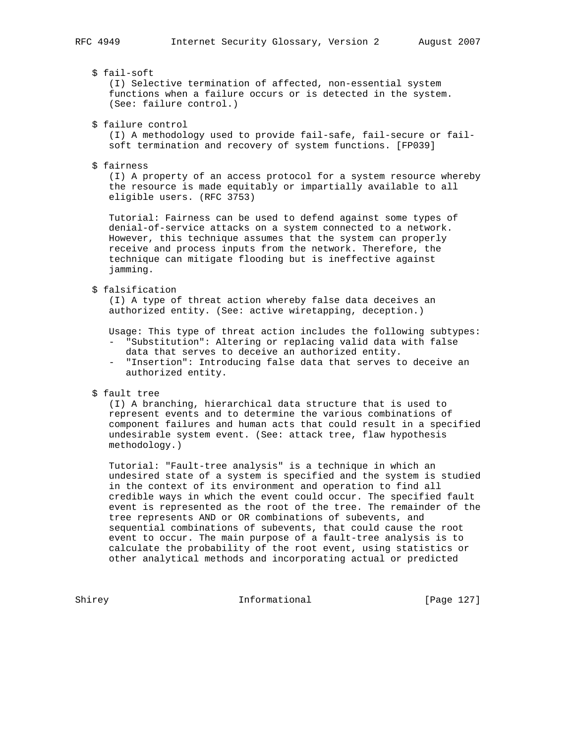$ fail-soft

(I) Selective termination of affected, non-essential system functions when a failure occurs or is detected in the system. (See: failure control.)

$ failure control

(I) A methodology used to provide fail-safe, fail-secure or fail-soft termination and recovery of system functions. [FP039]

$ fairness

(I) A property of an access protocol for a system resource whereby the resource is made equitably or impartially available to all eligible users. (RFC 3753)

Tutorial: Fairness can be used to defend against some types of denial-of-service attacks on a system connected to a network. However, this technique assumes that the system can properly receive and process inputs from the network. Therefore, the technique can mitigate flooding but is ineffective against jamming.

$ falsification

(I) A type of threat action whereby false data deceives an authorized entity. (See: active wiretapping, deception.)

Usage: This type of threat action includes the following subtypes:

- "Substitution": Altering or replacing valid data with false data that serves to deceive an authorized entity.
- "Insertion": Introducing false data that serves to deceive an authorized entity.

$ fault tree

(I) A branching, hierarchical data structure that is used to represent events and to determine the various combinations of component failures and human acts that could result in a specified undesirable system event. (See: attack tree, flaw hypothesis methodology.)

Tutorial: "Fault-tree analysis" is a technique in which an undesired state of a system is specified and the system is studied in the context of its environment and operation to find all credible ways in which the event could occur. The specified fault event is represented as the root of the tree. The remainder of the tree represents AND or OR combinations of subevents, and sequential combinations of subevents, that could cause the root event to occur. The main purpose of a fault-tree analysis is to calculate the probability of the root event, using statistics or other analytical methods and incorporating actual or predicted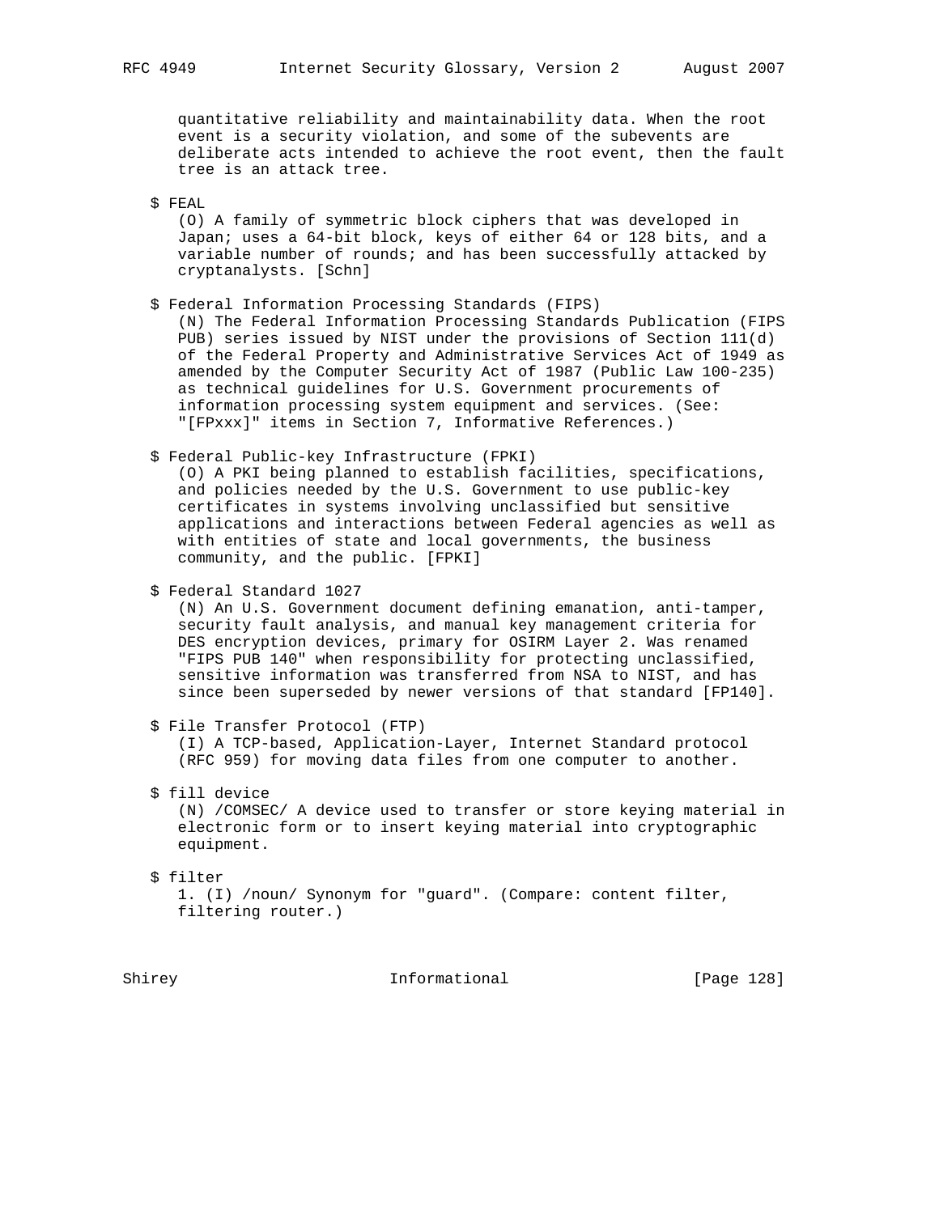quantitative reliability and maintainability data. When the root event is a security violation, and some of the subevents are deliberate acts intended to achieve the root event, then the fault tree is an attack tree.

$ FEAL
(O) A family of symmetric block ciphers that was developed in Japan; uses a 64-bit block, keys of either 64 or 128 bits, and a variable number of rounds; and has been successfully attacked by cryptanalysts. [Schn]

$ Federal Information Processing Standards (FIPS)
(N) The Federal Information Processing Standards Publication (FIPS PUB) series issued by NIST under the provisions of Section 111(d) of the Federal Property and Administrative Services Act of 1949 as amended by the Computer Security Act of 1987 (Public Law 100-235) as technical guidelines for U.S. Government procurements of information processing system equipment and services. (See: "[FPxxx]" items in Section 7, Informative References.)

$ Federal Public-key Infrastructure (FPKI)
(O) A PKI being planned to establish facilities, specifications, and policies needed by the U.S. Government to use public-key certificates in systems involving unclassified but sensitive applications and interactions between Federal agencies as well as with entities of state and local governments, the business community, and the public. [FPKI]

$ Federal Standard 1027
(N) An U.S. Government document defining emanation, anti-tamper, security fault analysis, and manual key management criteria for DES encryption devices, primary for OSIRM Layer 2. Was renamed "FIPS PUB 140" when responsibility for protecting unclassified, sensitive information was transferred from NSA to NIST, and has since been superseded by newer versions of that standard [FP140].

$ File Transfer Protocol (FTP)
(I) A TCP-based, Application-Layer, Internet Standard protocol (RFC 959) for moving data files from one computer to another.

$ fill device
(N) /COMSEC/ A device used to transfer or store keying material in electronic form or to insert keying material into cryptographic equipment.

$ filter
1. (I) /noun/ Synonym for "guard". (Compare: content filter, filtering router.)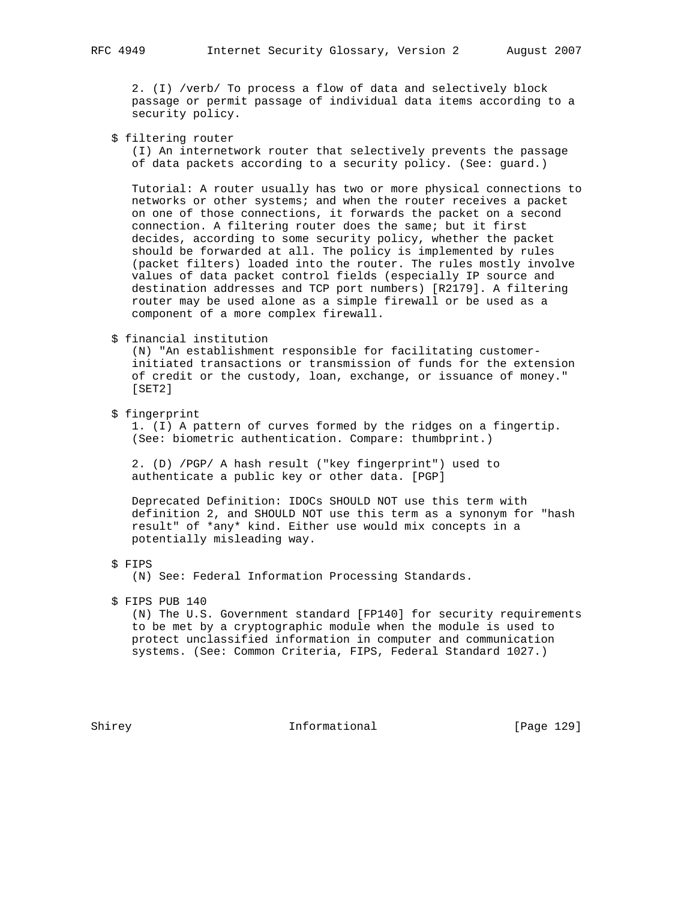2. (I) /verb/ To process a flow of data and selectively block passage or permit passage of individual data items according to a security policy.

$ filtering router

(I) An internetwork router that selectively prevents the passage of data packets according to a security policy. (See: guard.)

Tutorial: A router usually has two or more physical connections to networks or other systems; and when the router receives a packet on one of those connections, it forwards the packet on a second connection. A filtering router does the same; but it first decides, according to some security policy, whether the packet should be forwarded at all. The policy is implemented by rules (packet filters) loaded into the router. The rules mostly involve values of data packet control fields (especially IP source and destination addresses and TCP port numbers) [R2179]. A filtering router may be used alone as a simple firewall or be used as a component of a more complex firewall.

$ financial institution

(N) "An establishment responsible for facilitating customer-initiated transactions or transmission of funds for the extension of credit or the custody, loan, exchange, or issuance of money." [SET2]

$ fingerprint

1. (I) A pattern of curves formed by the ridges on a fingertip. (See: biometric authentication. Compare: thumbprint.)

2. (D) /PGP/ A hash result ("key fingerprint") used to authenticate a public key or other data. [PGP]

Deprecated Definition: IDOCs SHOULD NOT use this term with definition 2, and SHOULD NOT use this term as a synonym for "hash result" of *any* kind. Either use would mix concepts in a potentially misleading way.

$ FIPS

(N) See: Federal Information Processing Standards.

$ FIPS PUB 140

(N) The U.S. Government standard [FP140] for security requirements to be met by a cryptographic module when the module is used to protect unclassified information in computer and communication systems. (See: Common Criteria, FIPS, Federal Standard 1027.)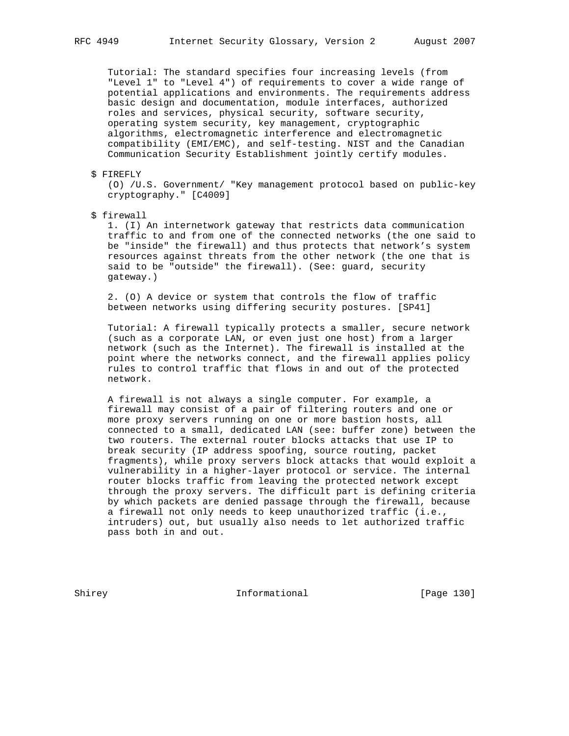Tutorial: The standard specifies four increasing levels (from "Level 1" to "Level 4") of requirements to cover a wide range of potential applications and environments. The requirements address basic design and documentation, module interfaces, authorized roles and services, physical security, software security, operating system security, key management, cryptographic algorithms, electromagnetic interference and electromagnetic compatibility (EMI/EMC), and self-testing. NIST and the Canadian Communication Security Establishment jointly certify modules.

$ FIREFLY

(O) /U.S. Government/ "Key management protocol based on public-key cryptography." [C4009]

$ firewall

1. (I) An internetwork gateway that restricts data communication traffic to and from one of the connected networks (the one said to be "inside" the firewall) and thus protects that network's system resources against threats from the other network (the one that is said to be "outside" the firewall). (See: guard, security gateway.)

2. (O) A device or system that controls the flow of traffic between networks using differing security postures. [SP41]

Tutorial: A firewall typically protects a smaller, secure network (such as a corporate LAN, or even just one host) from a larger network (such as the Internet). The firewall is installed at the point where the networks connect, and the firewall applies policy rules to control traffic that flows in and out of the protected network.

A firewall is not always a single computer. For example, a firewall may consist of a pair of filtering routers and one or more proxy servers running on one or more bastion hosts, all connected to a small, dedicated LAN (see: buffer zone) between the two routers. The external router blocks attacks that use IP to break security (IP address spoofing, source routing, packet fragments), while proxy servers block attacks that would exploit a vulnerability in a higher-layer protocol or service. The internal router blocks traffic from leaving the protected network except through the proxy servers. The difficult part is defining criteria by which packets are denied passage through the firewall, because a firewall not only needs to keep unauthorized traffic (i.e., intruders) out, but usually also needs to let authorized traffic pass both in and out.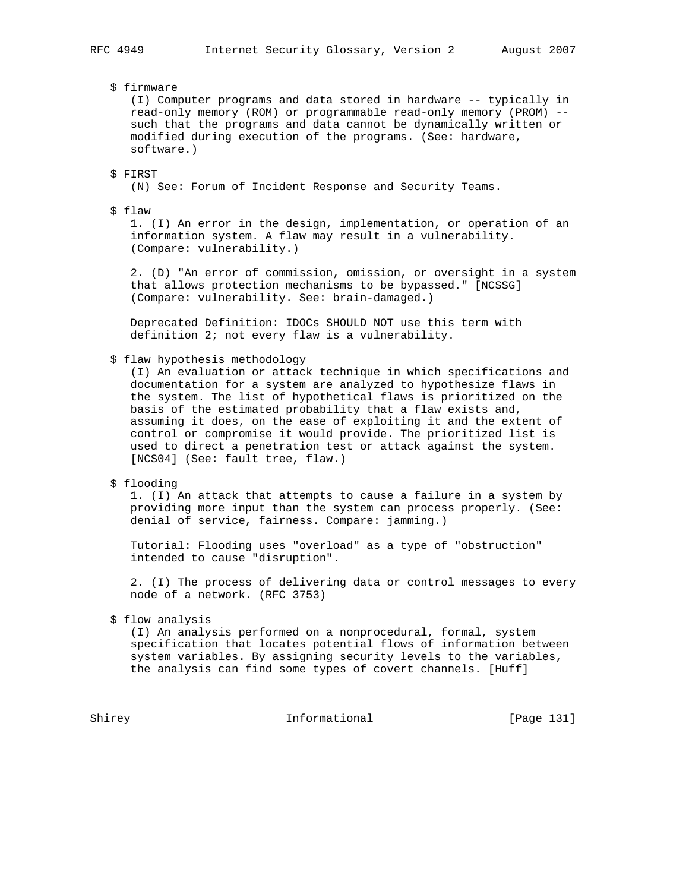$ firmware

(I) Computer programs and data stored in hardware -- typically in read-only memory (ROM) or programmable read-only memory (PROM) -- such that the programs and data cannot be dynamically written or modified during execution of the programs. (See: hardware, software.)

$ FIRST

(N) See: Forum of Incident Response and Security Teams.

$ flaw

1. (I) An error in the design, implementation, or operation of an information system. A flaw may result in a vulnerability. (Compare: vulnerability.)

2. (D) "An error of commission, omission, or oversight in a system that allows protection mechanisms to be bypassed." [NCSSG] (Compare: vulnerability. See: brain-damaged.)

Deprecated Definition: IDOCs SHOULD NOT use this term with definition 2; not every flaw is a vulnerability.

$ flaw hypothesis methodology

(I) An evaluation or attack technique in which specifications and documentation for a system are analyzed to hypothesize flaws in the system. The list of hypothetical flaws is prioritized on the basis of the estimated probability that a flaw exists and, assuming it does, on the ease of exploiting it and the extent of control or compromise it would provide. The prioritized list is used to direct a penetration test or attack against the system. [NCS04] (See: fault tree, flaw.)

$ flooding

1. (I) An attack that attempts to cause a failure in a system by providing more input than the system can process properly. (See: denial of service, fairness. Compare: jamming.)

Tutorial: Flooding uses "overload" as a type of "obstruction" intended to cause "disruption".

2. (I) The process of delivering data or control messages to every node of a network. (RFC 3753)

$ flow analysis

(I) An analysis performed on a nonprocedural, formal, system specification that locates potential flows of information between system variables. By assigning security levels to the variables, the analysis can find some types of covert channels. [Huff]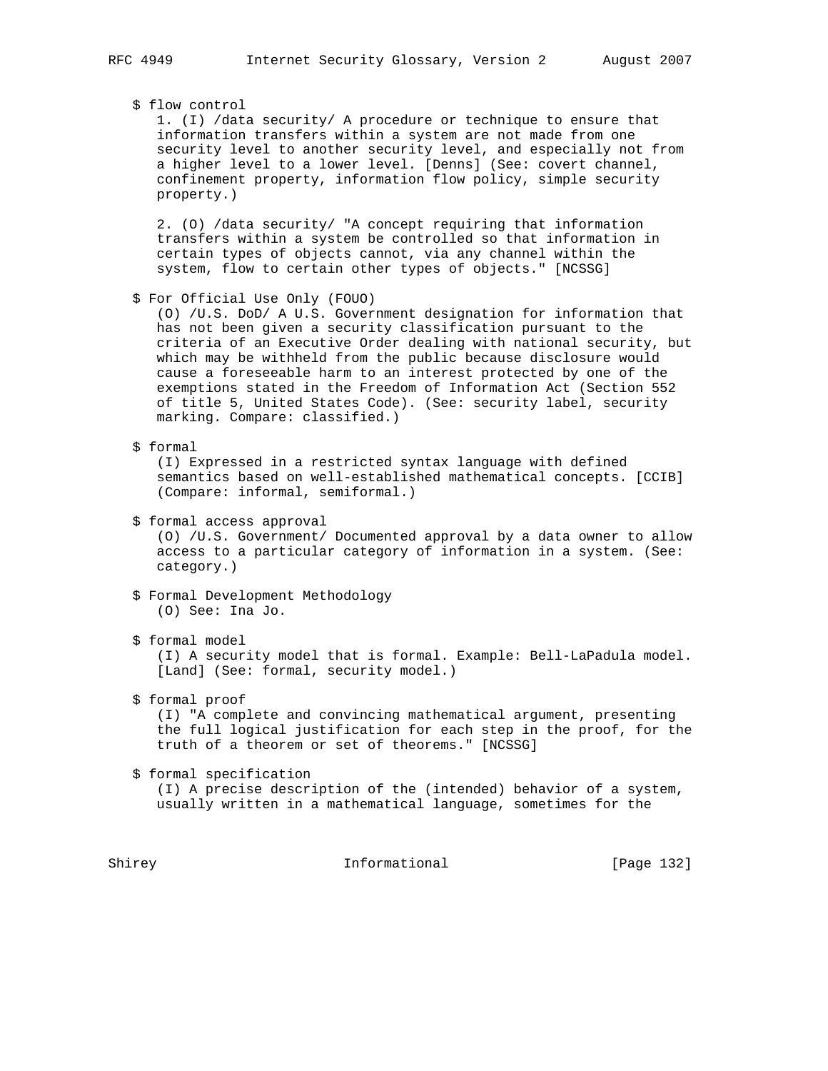$ flow control

1. (I) /data security/ A procedure or technique to ensure that information transfers within a system are not made from one security level to another security level, and especially not from a higher level to a lower level. [Denns] (See: covert channel, confinement property, information flow policy, simple security property.)

2. (O) /data security/ "A concept requiring that information transfers within a system be controlled so that information in certain types of objects cannot, via any channel within the system, flow to certain other types of objects." [NCSSG]

$ For Official Use Only (FOUO)

(O) /U.S. DoD/ A U.S. Government designation for information that has not been given a security classification pursuant to the criteria of an Executive Order dealing with national security, but which may be withheld from the public because disclosure would cause a foreseeable harm to an interest protected by one of the exemptions stated in the Freedom of Information Act (Section 552 of title 5, United States Code). (See: security label, security marking. Compare: classified.)

$ formal

(I) Expressed in a restricted syntax language with defined semantics based on well-established mathematical concepts. [CCIB] (Compare: informal, semiformal.)

$ formal access approval

(O) /U.S. Government/ Documented approval by a data owner to allow access to a particular category of information in a system. (See: category.)

$ Formal Development Methodology

(O) See: Ina Jo.

$ formal model

(I) A security model that is formal. Example: Bell-LaPadula model. [Land] (See: formal, security model.)

$ formal proof

(I) "A complete and convincing mathematical argument, presenting the full logical justification for each step in the proof, for the truth of a theorem or set of theorems." [NCSSG]

$ formal specification

(I) A precise description of the (intended) behavior of a system, usually written in a mathematical language, sometimes for the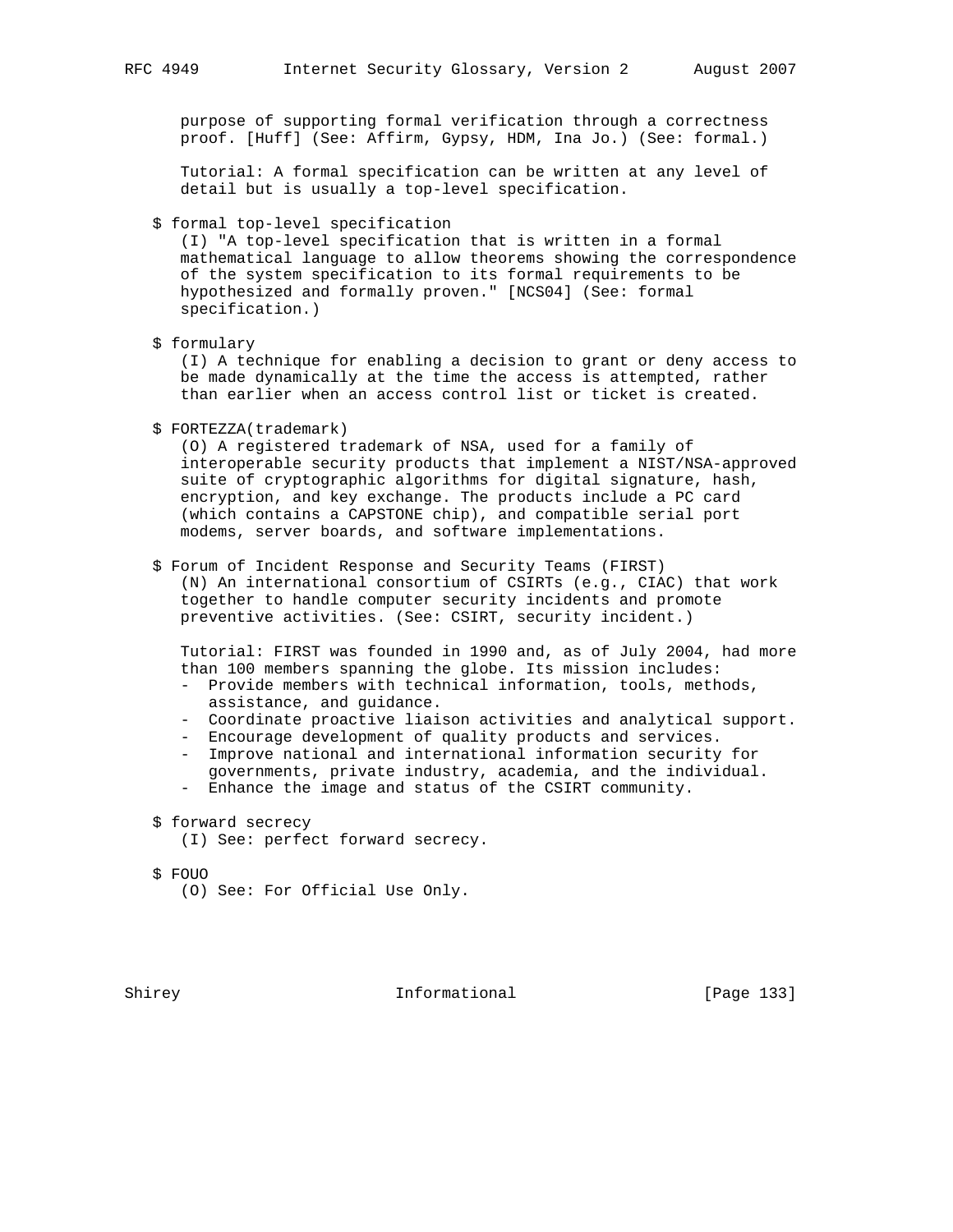purpose of supporting formal verification through a correctness proof. [Huff] (See: Affirm, Gypsy, HDM, Ina Jo.) (See: formal.)

Tutorial: A formal specification can be written at any level of detail but is usually a top-level specification.

$ formal top-level specification
(I) "A top-level specification that is written in a formal mathematical language to allow theorems showing the correspondence of the system specification to its formal requirements to be hypothesized and formally proven." [NCS04] (See: formal specification.)

$ formulary
(I) A technique for enabling a decision to grant or deny access to be made dynamically at the time the access is attempted, rather than earlier when an access control list or ticket is created.

$ FORTEZZA(trademark)
(O) A registered trademark of NSA, used for a family of interoperable security products that implement a NIST/NSA-approved suite of cryptographic algorithms for digital signature, hash, encryption, and key exchange. The products include a PC card (which contains a CAPSTONE chip), and compatible serial port modems, server boards, and software implementations.

$ Forum of Incident Response and Security Teams (FIRST)
(N) An international consortium of CSIRTs (e.g., CIAC) that work together to handle computer security incidents and promote preventive activities. (See: CSIRT, security incident.)

Tutorial: FIRST was founded in 1990 and, as of July 2004, had more than 100 members spanning the globe. Its mission includes:

- Provide members with technical information, tools, methods, assistance, and guidance.
- Coordinate proactive liaison activities and analytical support.
- Encourage development of quality products and services.
- Improve national and international information security for governments, private industry, academia, and the individual.
- Enhance the image and status of the CSIRT community.

$ forward secrecy
(I) See: perfect forward secrecy.

$ FOUO
(O) See: For Official Use Only.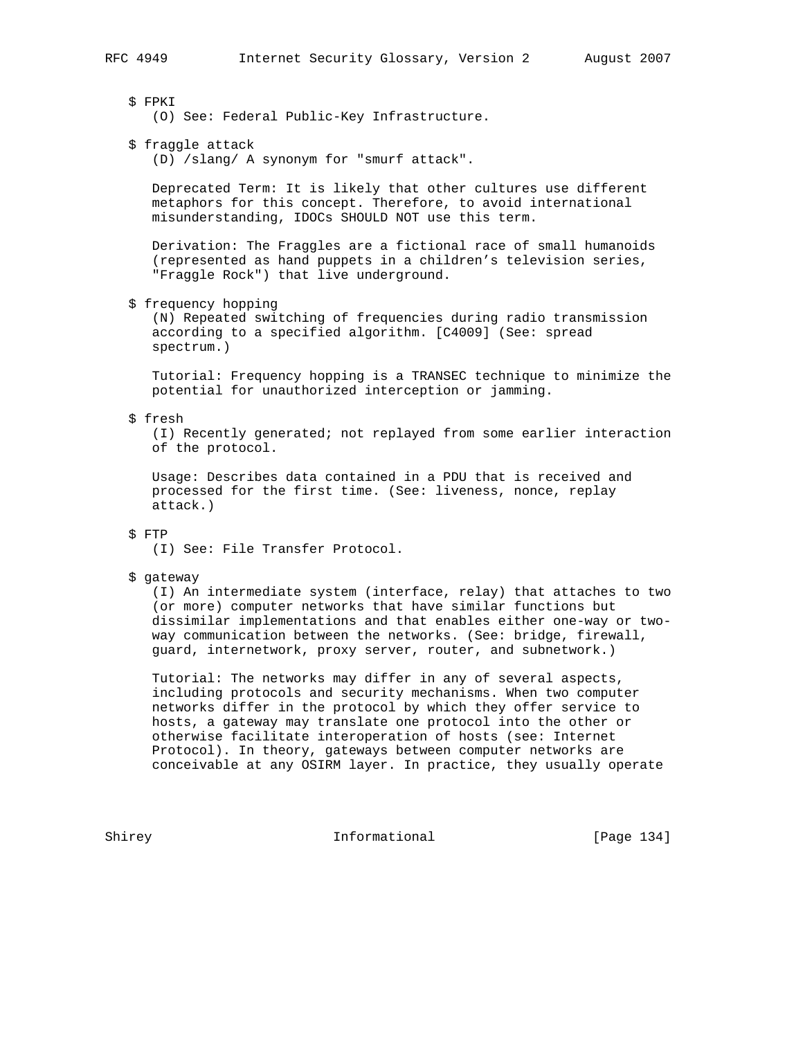$ FPKI
(O) See: Federal Public-Key Infrastructure.

$ fraggle attack
(D) /slang/ A synonym for "smurf attack".

Deprecated Term: It is likely that other cultures use different metaphors for this concept. Therefore, to avoid international misunderstanding, IDOCs SHOULD NOT use this term.

Derivation: The Fraggles are a fictional race of small humanoids (represented as hand puppets in a children's television series, "Fraggle Rock") that live underground.

$ frequency hopping
(N) Repeated switching of frequencies during radio transmission according to a specified algorithm. [C4009] (See: spread spectrum.)

Tutorial: Frequency hopping is a TRANSEC technique to minimize the potential for unauthorized interception or jamming.

$ fresh
(I) Recently generated; not replayed from some earlier interaction of the protocol.

Usage: Describes data contained in a PDU that is received and processed for the first time. (See: liveness, nonce, replay attack.)

$ FTP
(I) See: File Transfer Protocol.

$ gateway
(I) An intermediate system (interface, relay) that attaches to two (or more) computer networks that have similar functions but dissimilar implementations and that enables either one-way or two-way communication between the networks. (See: bridge, firewall, guard, internetwork, proxy server, router, and subnetwork.)

Tutorial: The networks may differ in any of several aspects, including protocols and security mechanisms. When two computer networks differ in the protocol by which they offer service to hosts, a gateway may translate one protocol into the other or otherwise facilitate interoperation of hosts (see: Internet Protocol). In theory, gateways between computer networks are conceivable at any OSIRM layer. In practice, they usually operate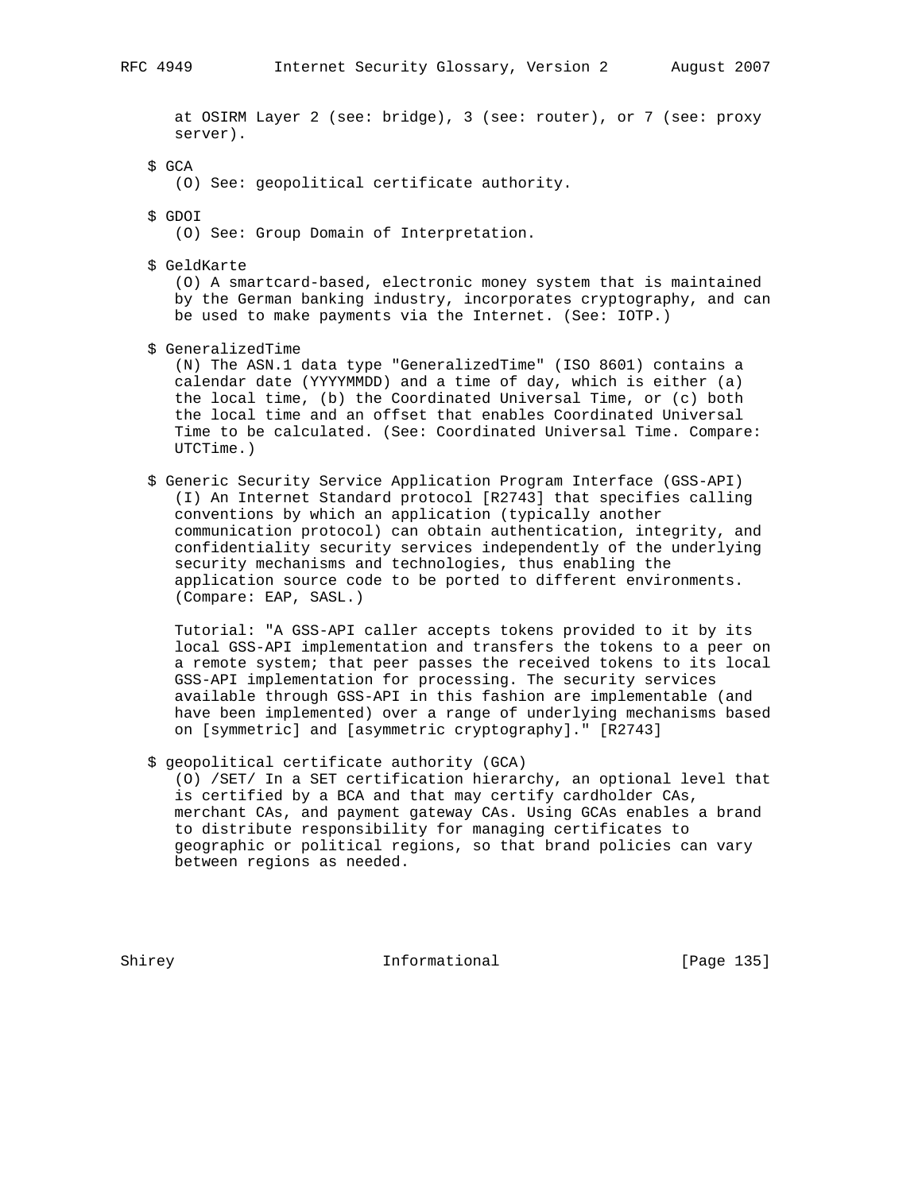at OSIRM Layer 2 (see: bridge), 3 (see: router), or 7 (see: proxy server).

$ GCA
(O) See: geopolitical certificate authority.

$ GDOI
(O) See: Group Domain of Interpretation.

$ GeldKarte
(O) A smartcard-based, electronic money system that is maintained by the German banking industry, incorporates cryptography, and can be used to make payments via the Internet. (See: IOTP.)

$ GeneralizedTime
(N) The ASN.1 data type "GeneralizedTime" (ISO 8601) contains a calendar date (YYYYMMDD) and a time of day, which is either (a) the local time, (b) the Coordinated Universal Time, or (c) both the local time and an offset that enables Coordinated Universal Time to be calculated. (See: Coordinated Universal Time. Compare: UTCTime.)

$ Generic Security Service Application Program Interface (GSS-API)
(I) An Internet Standard protocol [R2743] that specifies calling conventions by which an application (typically another communication protocol) can obtain authentication, integrity, and confidentiality security services independently of the underlying security mechanisms and technologies, thus enabling the application source code to be ported to different environments. (Compare: EAP, SASL.)

Tutorial: "A GSS-API caller accepts tokens provided to it by its local GSS-API implementation and transfers the tokens to a peer on a remote system; that peer passes the received tokens to its local GSS-API implementation for processing. The security services available through GSS-API in this fashion are implementable (and have been implemented) over a range of underlying mechanisms based on [symmetric] and [asymmetric cryptography]." [R2743]

$ geopolitical certificate authority (GCA)
(O) /SET/ In a SET certification hierarchy, an optional level that is certified by a BCA and that may certify cardholder CAs, merchant CAs, and payment gateway CAs. Using GCAs enables a brand to distribute responsibility for managing certificates to geographic or political regions, so that brand policies can vary between regions as needed.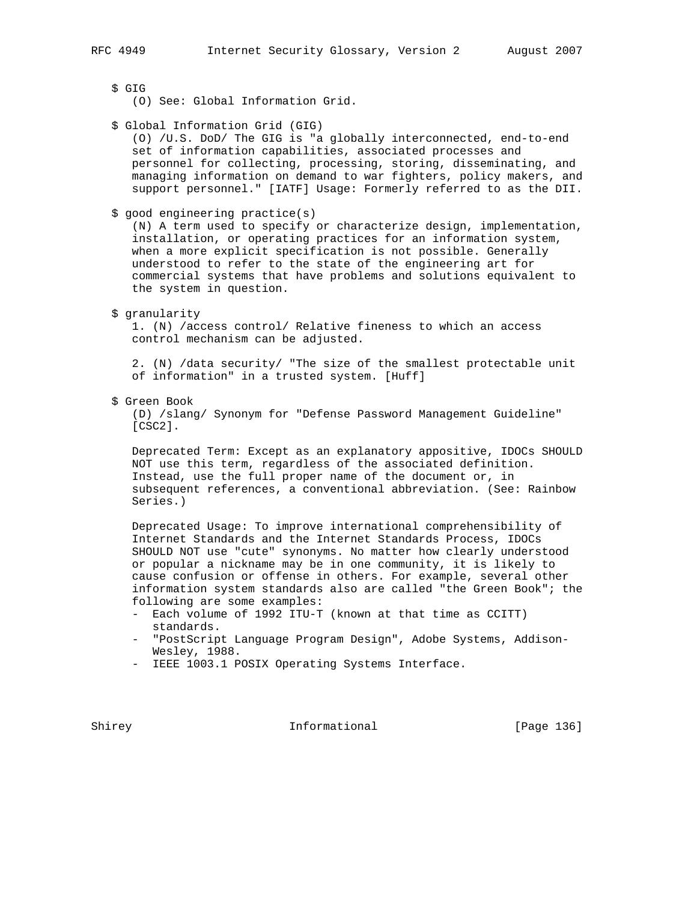$ GIG
(O) See: Global Information Grid.

$ Global Information Grid (GIG)
(O) /U.S. DoD/ The GIG is "a globally interconnected, end-to-end set of information capabilities, associated processes and personnel for collecting, processing, storing, disseminating, and managing information on demand to war fighters, policy makers, and support personnel." [IATF] Usage: Formerly referred to as the DII.

$ good engineering practice(s)
(N) A term used to specify or characterize design, implementation, installation, or operating practices for an information system, when a more explicit specification is not possible. Generally understood to refer to the state of the engineering art for commercial systems that have problems and solutions equivalent to the system in question.

$ granularity
1. (N) /access control/ Relative fineness to which an access control mechanism can be adjusted.

2. (N) /data security/ "The size of the smallest protectable unit of information" in a trusted system. [Huff]

$ Green Book
(D) /slang/ Synonym for "Defense Password Management Guideline" [CSC2].

Deprecated Term: Except as an explanatory appositive, IDOCs SHOULD NOT use this term, regardless of the associated definition. Instead, use the full proper name of the document or, in subsequent references, a conventional abbreviation. (See: Rainbow Series.)

Deprecated Usage: To improve international comprehensibility of Internet Standards and the Internet Standards Process, IDOCs SHOULD NOT use "cute" synonyms. No matter how clearly understood or popular a nickname may be in one community, it is likely to cause confusion or offense in others. For example, several other information system standards also are called "the Green Book"; the following are some examples:

- Each volume of 1992 ITU-T (known at that time as CCITT) standards.
- "PostScript Language Program Design", Adobe Systems, Addison-Wesley, 1988.
- IEEE 1003.1 POSIX Operating Systems Interface.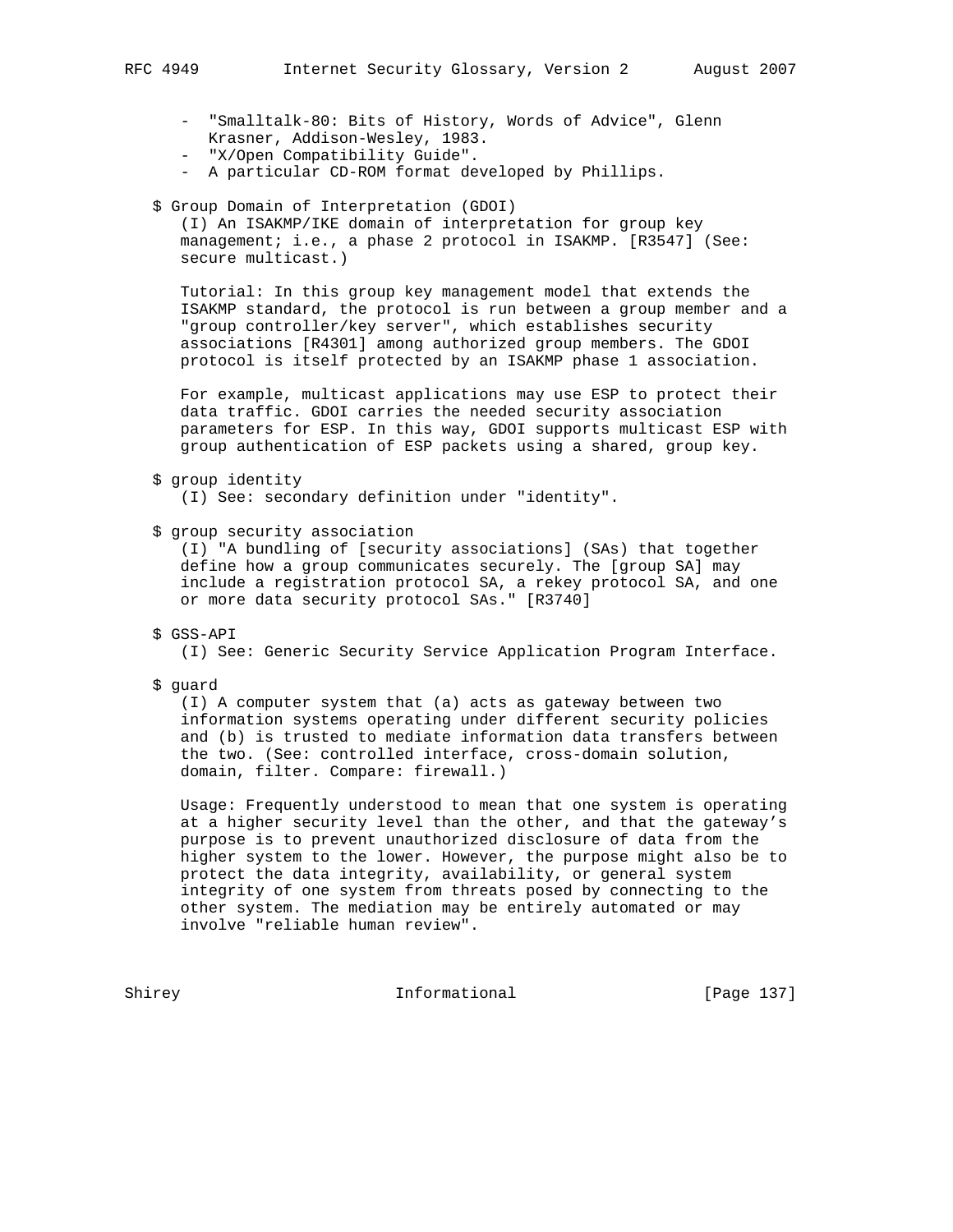- "Smalltalk-80: Bits of History, Words of Advice", Glenn Krasner, Addison-Wesley, 1983.
- "X/Open Compatibility Guide".
- A particular CD-ROM format developed by Phillips.

$ Group Domain of Interpretation (GDOI)

(I) An ISAKMP/IKE domain of interpretation for group key management; i.e., a phase 2 protocol in ISAKMP. [R3547] (See: secure multicast.)

Tutorial: In this group key management model that extends the ISAKMP standard, the protocol is run between a group member and a "group controller/key server", which establishes security associations [R4301] among authorized group members. The GDOI protocol is itself protected by an ISAKMP phase 1 association.

For example, multicast applications may use ESP to protect their data traffic. GDOI carries the needed security association parameters for ESP. In this way, GDOI supports multicast ESP with group authentication of ESP packets using a shared, group key.

$ group identity

(I) See: secondary definition under "identity".

$ group security association

(I) "A bundling of [security associations] (SAs) that together define how a group communicates securely. The [group SA] may include a registration protocol SA, a rekey protocol SA, and one or more data security protocol SAs." [R3740]

$ GSS-API

(I) See: Generic Security Service Application Program Interface.

$ guard

(I) A computer system that (a) acts as gateway between two information systems operating under different security policies and (b) is trusted to mediate information data transfers between the two. (See: controlled interface, cross-domain solution, domain, filter. Compare: firewall.)

Usage: Frequently understood to mean that one system is operating at a higher security level than the other, and that the gateway's purpose is to prevent unauthorized disclosure of data from the higher system to the lower. However, the purpose might also be to protect the data integrity, availability, or general system integrity of one system from threats posed by connecting to the other system. The mediation may be entirely automated or may involve "reliable human review".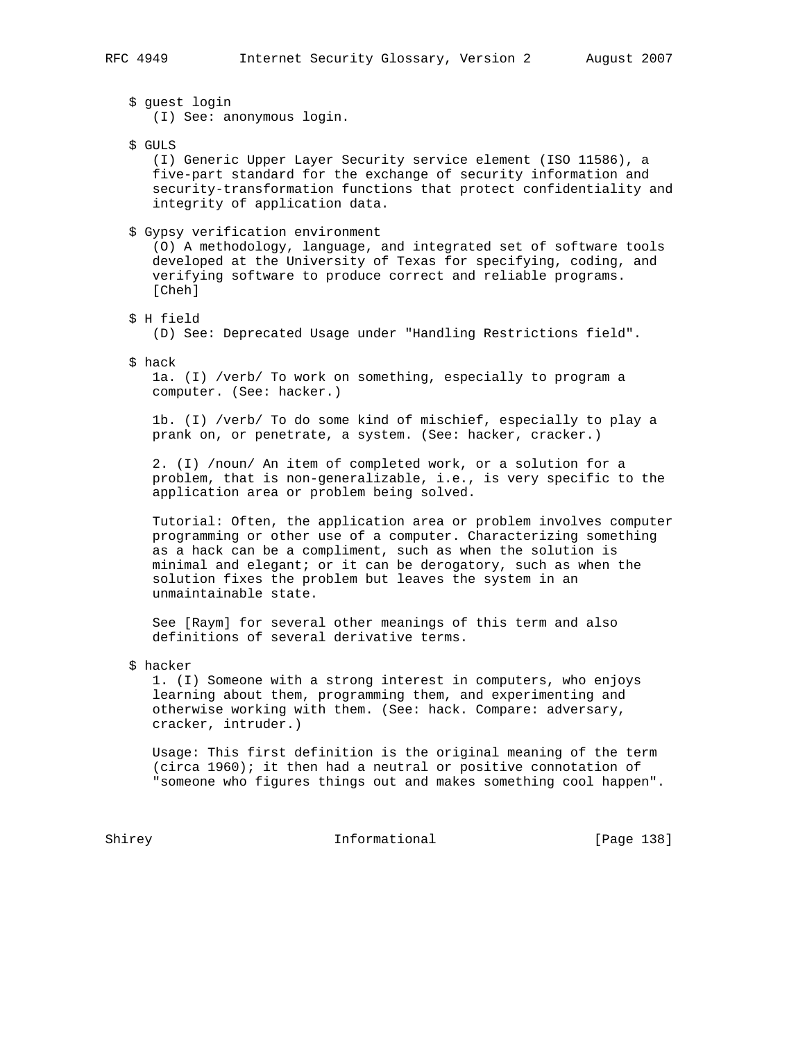$ guest login
(I) See: anonymous login.

$ GULS
(I) Generic Upper Layer Security service element (ISO 11586), a five-part standard for the exchange of security information and security-transformation functions that protect confidentiality and integrity of application data.

$ Gypsy verification environment
(O) A methodology, language, and integrated set of software tools developed at the University of Texas for specifying, coding, and verifying software to produce correct and reliable programs. [Cheh]

$ H field
(D) See: Deprecated Usage under "Handling Restrictions field".

$ hack
1a. (I) /verb/ To work on something, especially to program a computer. (See: hacker.)

1b. (I) /verb/ To do some kind of mischief, especially to play a prank on, or penetrate, a system. (See: hacker, cracker.)

2. (I) /noun/ An item of completed work, or a solution for a problem, that is non-generalizable, i.e., is very specific to the application area or problem being solved.

Tutorial: Often, the application area or problem involves computer programming or other use of a computer. Characterizing something as a hack can be a compliment, such as when the solution is minimal and elegant; or it can be derogatory, such as when the solution fixes the problem but leaves the system in an unmaintainable state.

See [Raym] for several other meanings of this term and also definitions of several derivative terms.

$ hacker
1. (I) Someone with a strong interest in computers, who enjoys learning about them, programming them, and experimenting and otherwise working with them. (See: hack. Compare: adversary, cracker, intruder.)

Usage: This first definition is the original meaning of the term (circa 1960); it then had a neutral or positive connotation of "someone who figures things out and makes something cool happen".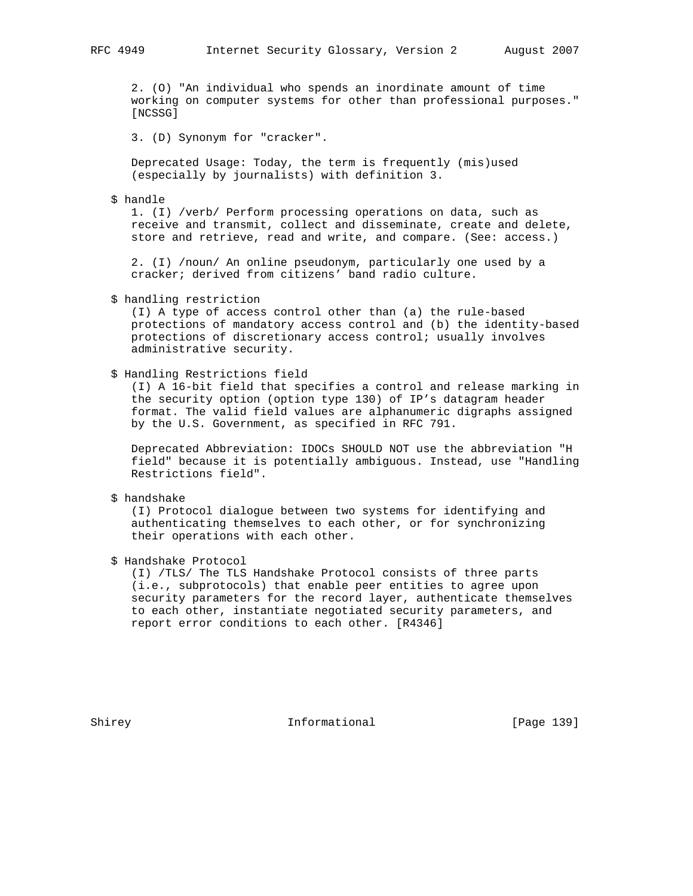2. (O) "An individual who spends an inordinate amount of time working on computer systems for other than professional purposes." [NCSSG]

3. (D) Synonym for "cracker".

Deprecated Usage: Today, the term is frequently (mis)used (especially by journalists) with definition 3.

$ handle

1. (I) /verb/ Perform processing operations on data, such as receive and transmit, collect and disseminate, create and delete, store and retrieve, read and write, and compare. (See: access.)

2. (I) /noun/ An online pseudonym, particularly one used by a cracker; derived from citizens' band radio culture.

$ handling restriction

(I) A type of access control other than (a) the rule-based protections of mandatory access control and (b) the identity-based protections of discretionary access control; usually involves administrative security.

$ Handling Restrictions field

(I) A 16-bit field that specifies a control and release marking in the security option (option type 130) of IP's datagram header format. The valid field values are alphanumeric digraphs assigned by the U.S. Government, as specified in RFC 791.

Deprecated Abbreviation: IDOCs SHOULD NOT use the abbreviation "H field" because it is potentially ambiguous. Instead, use "Handling Restrictions field".

$ handshake

(I) Protocol dialogue between two systems for identifying and authenticating themselves to each other, or for synchronizing their operations with each other.

$ Handshake Protocol

(I) /TLS/ The TLS Handshake Protocol consists of three parts (i.e., subprotocols) that enable peer entities to agree upon security parameters for the record layer, authenticate themselves to each other, instantiate negotiated security parameters, and report error conditions to each other. [R4346]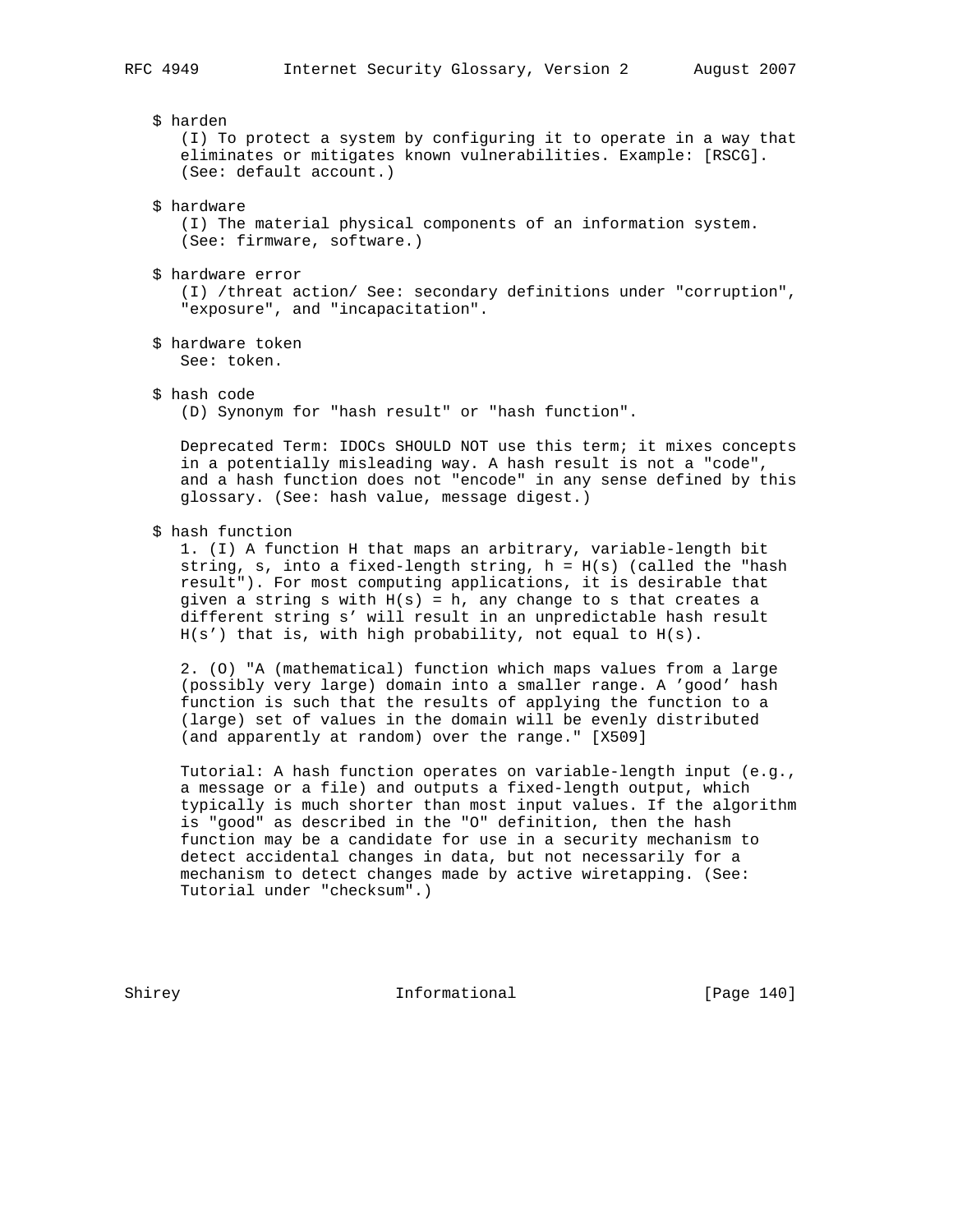$ harden

(I) To protect a system by configuring it to operate in a way that eliminates or mitigates known vulnerabilities. Example: [RSCG]. (See: default account.)

$ hardware

(I) The material physical components of an information system. (See: firmware, software.)

$ hardware error

(I) /threat action/ See: secondary definitions under "corruption", "exposure", and "incapacitation".

$ hardware token

See: token.

$ hash code

(D) Synonym for "hash result" or "hash function".

Deprecated Term: IDOCs SHOULD NOT use this term; it mixes concepts in a potentially misleading way. A hash result is not a "code", and a hash function does not "encode" in any sense defined by this glossary. (See: hash value, message digest.)

$ hash function

1. (I) A function H that maps an arbitrary, variable-length bit string, s, into a fixed-length string, $h = H(s)$ (called the "hash result"). For most computing applications, it is desirable that given a string s with $H(s) = h$, any change to s that creates a different string s' will result in an unpredictable hash result $H(s')$ that is, with high probability, not equal to $H(s)$.

2. (O) "A (mathematical) function which maps values from a large (possibly very large) domain into a smaller range. A 'good' hash function is such that the results of applying the function to a (large) set of values in the domain will be evenly distributed (and apparently at random) over the range." [X509]

Tutorial: A hash function operates on variable-length input (e.g., a message or a file) and outputs a fixed-length output, which typically is much shorter than most input values. If the algorithm is "good" as described in the "O" definition, then the hash function may be a candidate for use in a security mechanism to detect accidental changes in data, but not necessarily for a mechanism to detect changes made by active wiretapping. (See: Tutorial under "checksum".)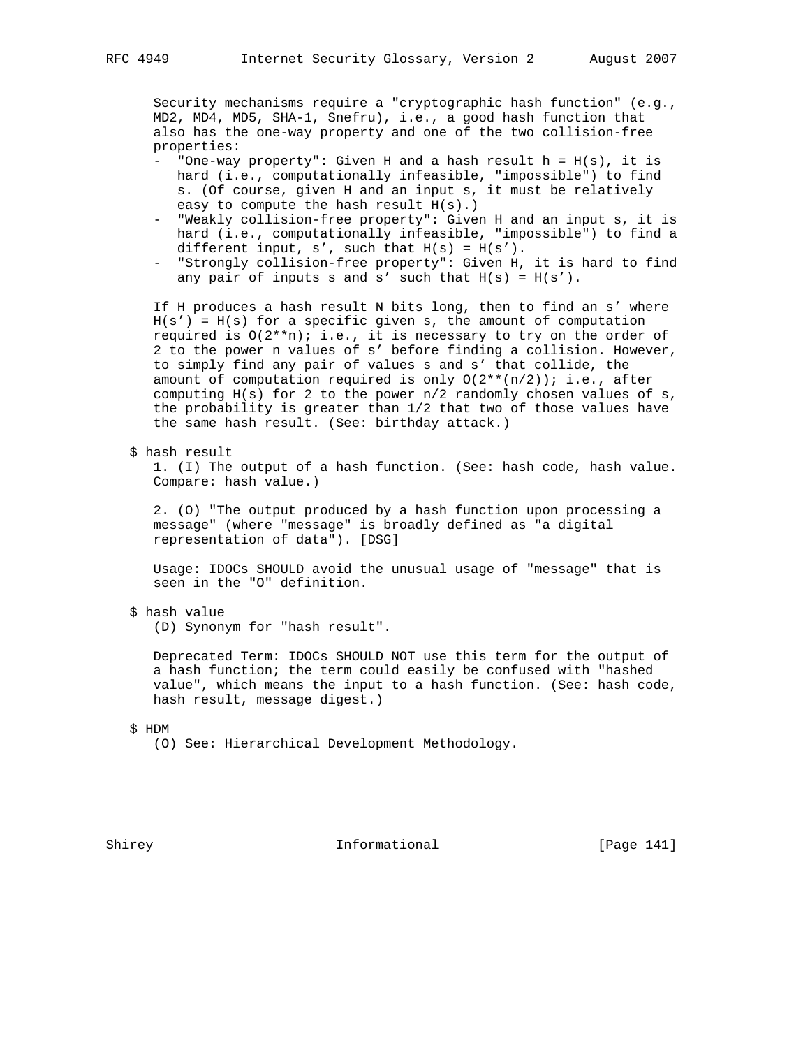Security mechanisms require a "cryptographic hash function" (e.g., MD2, MD4, MD5, SHA-1, Snefru), i.e., a good hash function that also has the one-way property and one of the two collision-free properties:

- "One-way property": Given H and a hash result h = H(s), it is hard (i.e., computationally infeasible, "impossible") to find s. (Of course, given H and an input s, it must be relatively easy to compute the hash result H(s).)
- "Weakly collision-free property": Given H and an input s, it is hard (i.e., computationally infeasible, "impossible") to find a different input, s', such that H(s) = H(s').
- "Strongly collision-free property": Given H, it is hard to find any pair of inputs s and s' such that H(s) = H(s').

If H produces a hash result N bits long, then to find an s' where H(s') = H(s) for a specific given s, the amount of computation required is O(2**n); i.e., it is necessary to try on the order of 2 to the power n values of s' before finding a collision. However, to simply find any pair of values s and s' that collide, the amount of computation required is only O(2**(n/2)); i.e., after computing H(s) for 2 to the power n/2 randomly chosen values of s, the probability is greater than 1/2 that two of those values have the same hash result. (See: birthday attack.)

$ hash result

1. (I) The output of a hash function. (See: hash code, hash value. Compare: hash value.)

2. (O) "The output produced by a hash function upon processing a message" (where "message" is broadly defined as "a digital representation of data"). [DSG]

Usage: IDOCs SHOULD avoid the unusual usage of "message" that is seen in the "O" definition.

$ hash value

(D) Synonym for "hash result".

Deprecated Term: IDOCs SHOULD NOT use this term for the output of a hash function; the term could easily be confused with "hashed value", which means the input to a hash function. (See: hash code, hash result, message digest.)

$ HDM

(O) See: Hierarchical Development Methodology.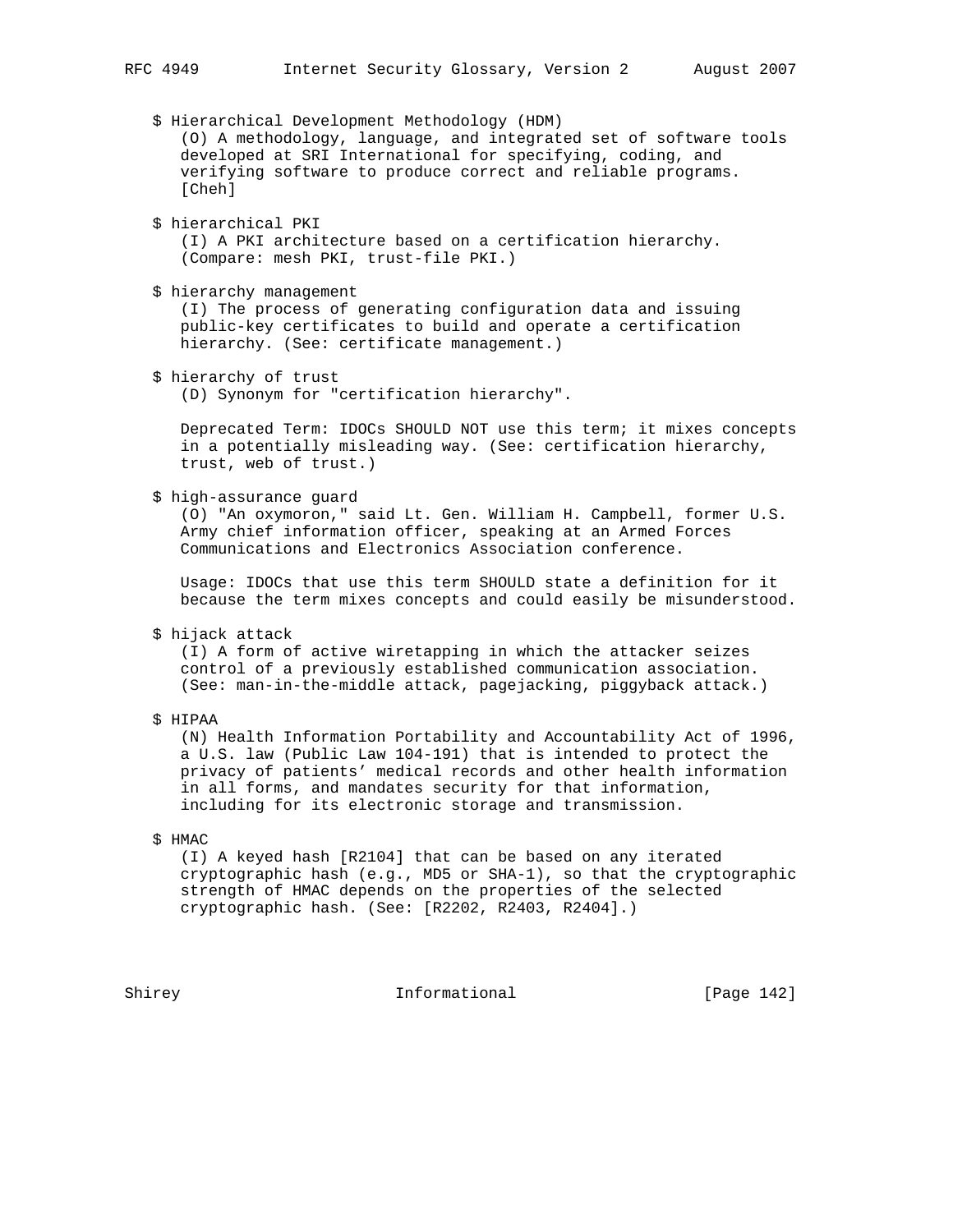$ Hierarchical Development Methodology (HDM)
(O) A methodology, language, and integrated set of software tools developed at SRI International for specifying, coding, and verifying software to produce correct and reliable programs. [Cheh]

$ hierarchical PKI
(I) A PKI architecture based on a certification hierarchy. (Compare: mesh PKI, trust-file PKI.)

$ hierarchy management
(I) The process of generating configuration data and issuing public-key certificates to build and operate a certification hierarchy. (See: certificate management.)

$ hierarchy of trust
(D) Synonym for "certification hierarchy".

Deprecated Term: IDOCs SHOULD NOT use this term; it mixes concepts in a potentially misleading way. (See: certification hierarchy, trust, web of trust.)

$ high-assurance guard
(O) "An oxymoron," said Lt. Gen. William H. Campbell, former U.S. Army chief information officer, speaking at an Armed Forces Communications and Electronics Association conference.

Usage: IDOCs that use this term SHOULD state a definition for it because the term mixes concepts and could easily be misunderstood.

$ hijack attack
(I) A form of active wiretapping in which the attacker seizes control of a previously established communication association. (See: man-in-the-middle attack, pagejacking, piggyback attack.)

$ HIPAA
(N) Health Information Portability and Accountability Act of 1996, a U.S. law (Public Law 104-191) that is intended to protect the privacy of patients' medical records and other health information in all forms, and mandates security for that information, including for its electronic storage and transmission.

$ HMAC
(I) A keyed hash [R2104] that can be based on any iterated cryptographic hash (e.g., MD5 or SHA-1), so that the cryptographic strength of HMAC depends on the properties of the selected cryptographic hash. (See: [R2202, R2403, R2404].)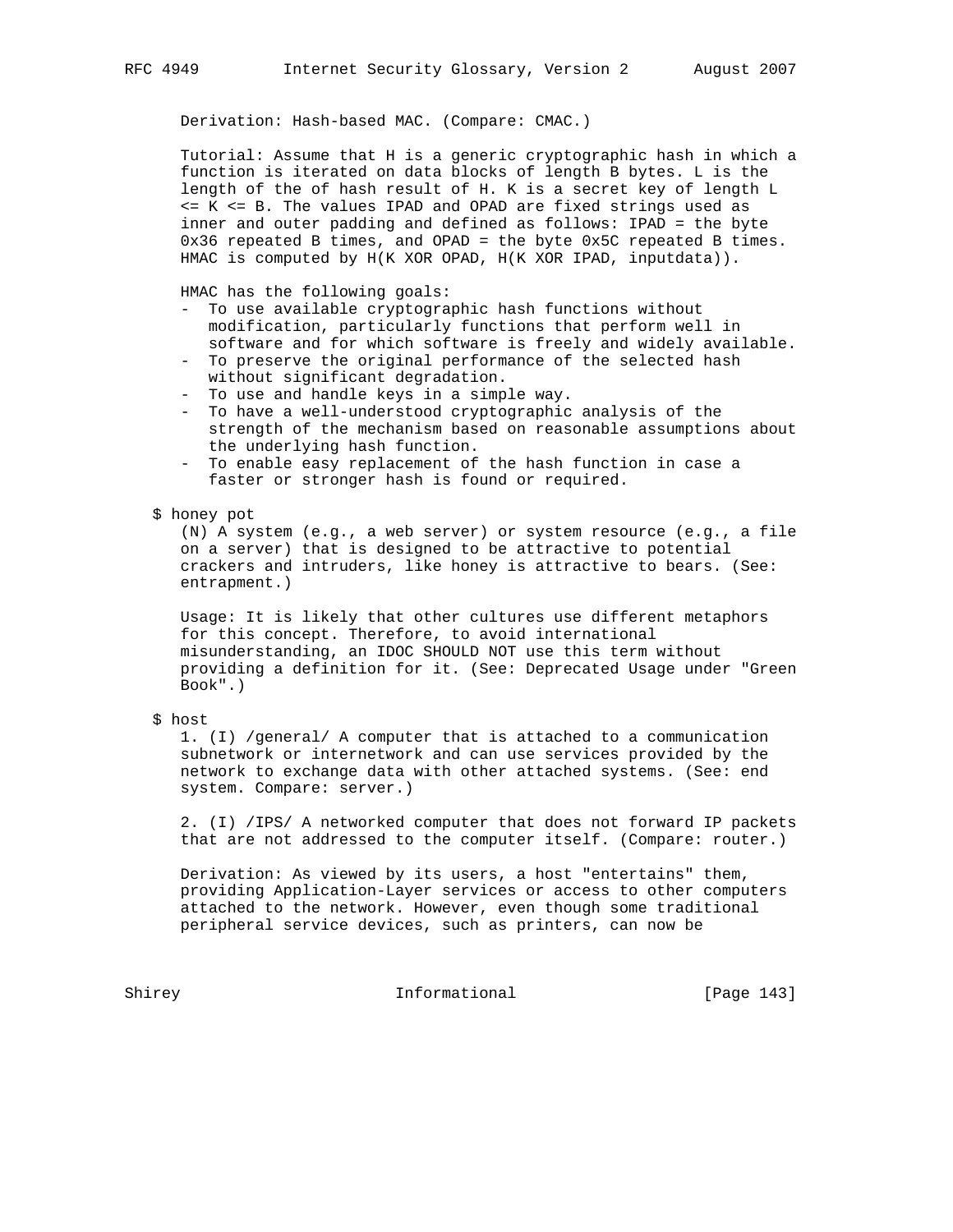Derivation: Hash-based MAC. (Compare: CMAC.)

Tutorial: Assume that H is a generic cryptographic hash in which a function is iterated on data blocks of length B bytes. L is the length of the of hash result of H. K is a secret key of length L <= K <= B. The values IPAD and OPAD are fixed strings used as inner and outer padding and defined as follows: IPAD = the byte 0x36 repeated B times, and OPAD = the byte 0x5C repeated B times. HMAC is computed by H(K XOR OPAD, H(K XOR IPAD, inputdata)).

HMAC has the following goals:

- To use available cryptographic hash functions without modification, particularly functions that perform well in software and for which software is freely and widely available.
- To preserve the original performance of the selected hash without significant degradation.
- To use and handle keys in a simple way.
- To have a well-understood cryptographic analysis of the strength of the mechanism based on reasonable assumptions about the underlying hash function.
- To enable easy replacement of the hash function in case a faster or stronger hash is found or required.

$ honey pot

(N) A system (e.g., a web server) or system resource (e.g., a file on a server) that is designed to be attractive to potential crackers and intruders, like honey is attractive to bears. (See: entrapment.)

Usage: It is likely that other cultures use different metaphors for this concept. Therefore, to avoid international misunderstanding, an IDOC SHOULD NOT use this term without providing a definition for it. (See: Deprecated Usage under "Green Book".)

$ host

1. (I) /general/ A computer that is attached to a communication subnetwork or internetwork and can use services provided by the network to exchange data with other attached systems. (See: end system. Compare: server.)

2. (I) /IPS/ A networked computer that does not forward IP packets that are not addressed to the computer itself. (Compare: router.)

Derivation: As viewed by its users, a host "entertains" them, providing Application-Layer services or access to other computers attached to the network. However, even though some traditional peripheral service devices, such as printers, can now be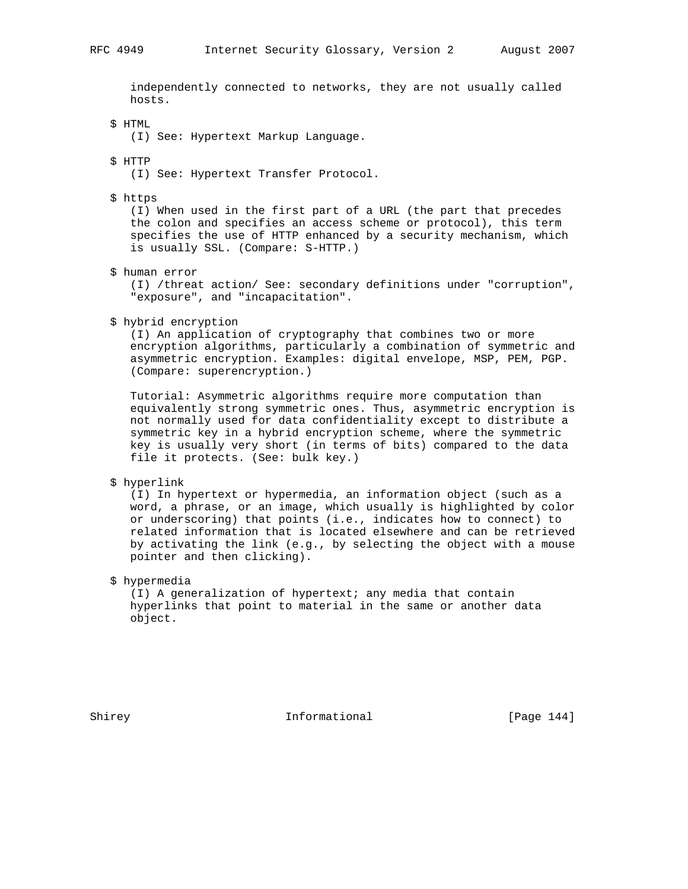independently connected to networks, they are not usually called hosts.

$ HTML
(I) See: Hypertext Markup Language.

$ HTTP
(I) See: Hypertext Transfer Protocol.

$ https
(I) When used in the first part of a URL (the part that precedes the colon and specifies an access scheme or protocol), this term specifies the use of HTTP enhanced by a security mechanism, which is usually SSL. (Compare: S-HTTP.)

$ human error
(I) /threat action/ See: secondary definitions under "corruption", "exposure", and "incapacitation".

$ hybrid encryption
(I) An application of cryptography that combines two or more encryption algorithms, particularly a combination of symmetric and asymmetric encryption. Examples: digital envelope, MSP, PEM, PGP. (Compare: superencryption.)

Tutorial: Asymmetric algorithms require more computation than equivalently strong symmetric ones. Thus, asymmetric encryption is not normally used for data confidentiality except to distribute a symmetric key in a hybrid encryption scheme, where the symmetric key is usually very short (in terms of bits) compared to the data file it protects. (See: bulk key.)

$ hyperlink
(I) In hypertext or hypermedia, an information object (such as a word, a phrase, or an image, which usually is highlighted by color or underscoring) that points (i.e., indicates how to connect) to related information that is located elsewhere and can be retrieved by activating the link (e.g., by selecting the object with a mouse pointer and then clicking).

$ hypermedia
(I) A generalization of hypertext; any media that contain hyperlinks that point to material in the same or another data object.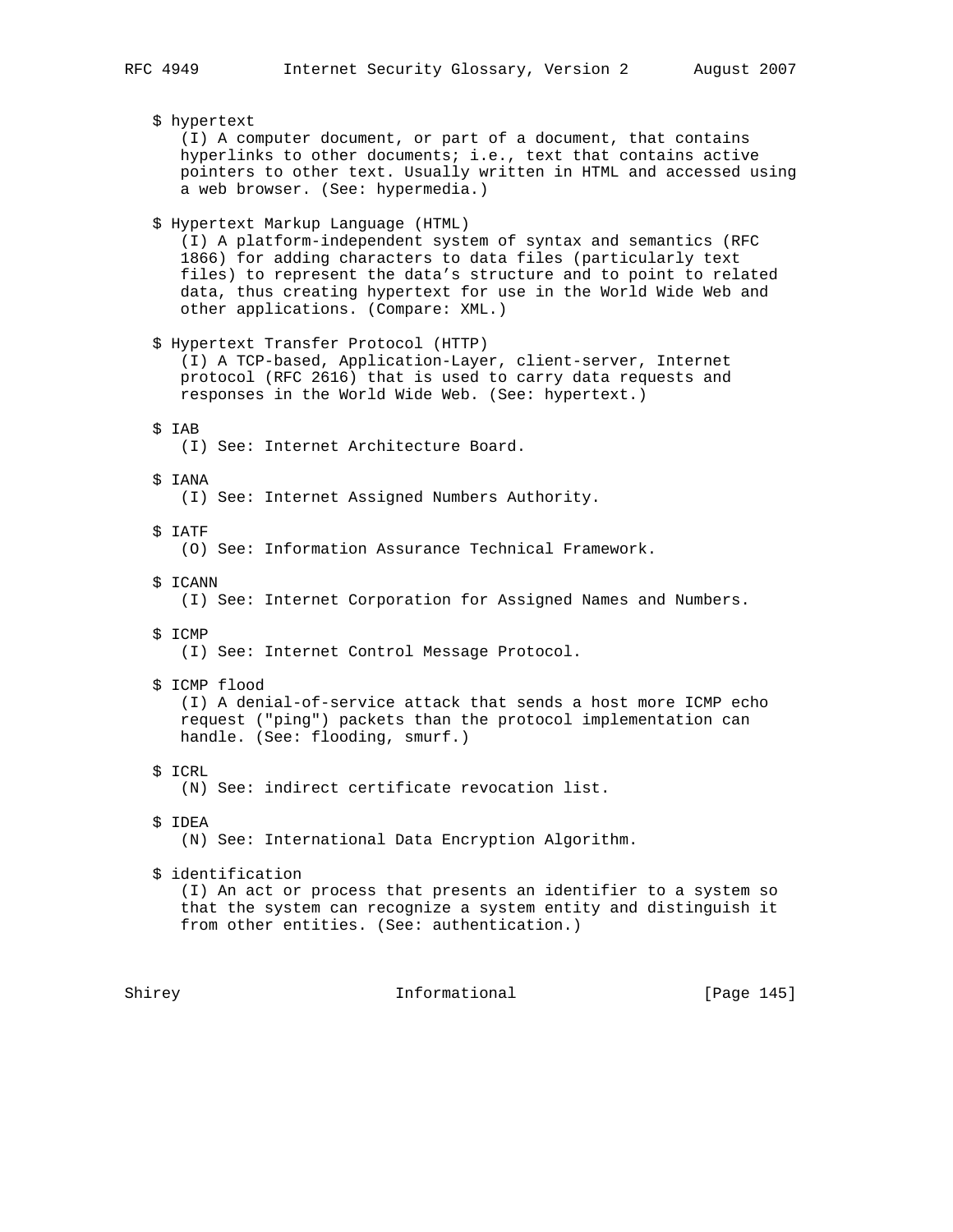$ hypertext
(I) A computer document, or part of a document, that contains hyperlinks to other documents; i.e., text that contains active pointers to other text. Usually written in HTML and accessed using a web browser. (See: hypermedia.)

$ Hypertext Markup Language (HTML)
(I) A platform-independent system of syntax and semantics (RFC 1866) for adding characters to data files (particularly text files) to represent the data's structure and to point to related data, thus creating hypertext for use in the World Wide Web and other applications. (Compare: XML.)

$ Hypertext Transfer Protocol (HTTP)
(I) A TCP-based, Application-Layer, client-server, Internet protocol (RFC 2616) that is used to carry data requests and responses in the World Wide Web. (See: hypertext.)

$ IAB
(I) See: Internet Architecture Board.

$ IANA
(I) See: Internet Assigned Numbers Authority.

$ IATF
(O) See: Information Assurance Technical Framework.

$ ICANN
(I) See: Internet Corporation for Assigned Names and Numbers.

$ ICMP
(I) See: Internet Control Message Protocol.

$ ICMP flood
(I) A denial-of-service attack that sends a host more ICMP echo request ("ping") packets than the protocol implementation can handle. (See: flooding, smurf.)

$ ICRL
(N) See: indirect certificate revocation list.

$ IDEA
(N) See: International Data Encryption Algorithm.

$ identification
(I) An act or process that presents an identifier to a system so that the system can recognize a system entity and distinguish it from other entities. (See: authentication.)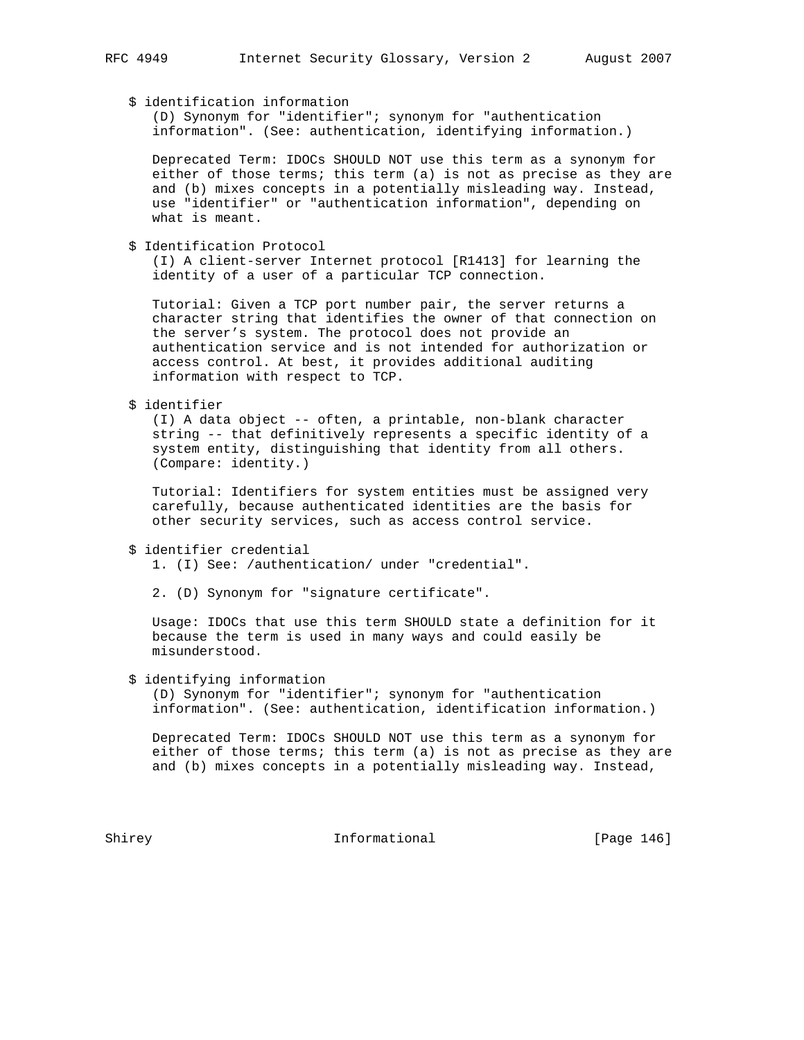$ identification information
(D) Synonym for "identifier"; synonym for "authentication information". (See: authentication, identifying information.)

Deprecated Term: IDOCs SHOULD NOT use this term as a synonym for either of those terms; this term (a) is not as precise as they are and (b) mixes concepts in a potentially misleading way. Instead, use "identifier" or "authentication information", depending on what is meant.

$ Identification Protocol
(I) A client-server Internet protocol [R1413] for learning the identity of a user of a particular TCP connection.

Tutorial: Given a TCP port number pair, the server returns a character string that identifies the owner of that connection on the server's system. The protocol does not provide an authentication service and is not intended for authorization or access control. At best, it provides additional auditing information with respect to TCP.

$ identifier
(I) A data object -- often, a printable, non-blank character string -- that definitively represents a specific identity of a system entity, distinguishing that identity from all others. (Compare: identity.)

Tutorial: Identifiers for system entities must be assigned very carefully, because authenticated identities are the basis for other security services, such as access control service.

$ identifier credential
1. (I) See: /authentication/ under "credential".

2. (D) Synonym for "signature certificate".

Usage: IDOCs that use this term SHOULD state a definition for it because the term is used in many ways and could easily be misunderstood.

$ identifying information
(D) Synonym for "identifier"; synonym for "authentication information". (See: authentication, identification information.)

Deprecated Term: IDOCs SHOULD NOT use this term as a synonym for either of those terms; this term (a) is not as precise as they are and (b) mixes concepts in a potentially misleading way. Instead,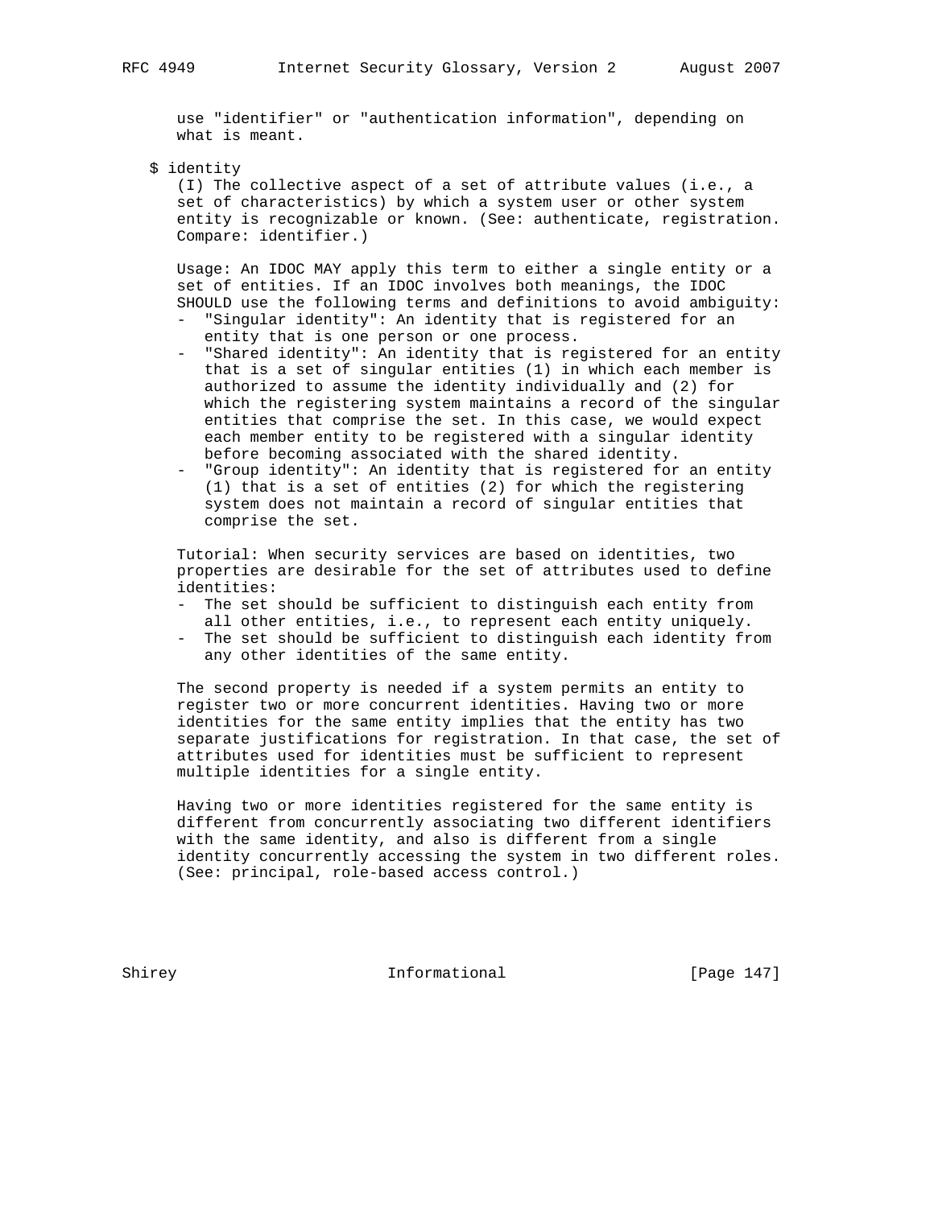use "identifier" or "authentication information", depending on what is meant.

$ identity

(I) The collective aspect of a set of attribute values (i.e., a set of characteristics) by which a system user or other system entity is recognizable or known. (See: authenticate, registration. Compare: identifier.)

Usage: An IDOC MAY apply this term to either a single entity or a set of entities. If an IDOC involves both meanings, the IDOC SHOULD use the following terms and definitions to avoid ambiguity:

- "Singular identity": An identity that is registered for an entity that is one person or one process.
- "Shared identity": An identity that is registered for an entity that is a set of singular entities (1) in which each member is authorized to assume the identity individually and (2) for which the registering system maintains a record of the singular entities that comprise the set. In this case, we would expect each member entity to be registered with a singular identity before becoming associated with the shared identity.
- "Group identity": An identity that is registered for an entity (1) that is a set of entities (2) for which the registering system does not maintain a record of singular entities that comprise the set.

Tutorial: When security services are based on identities, two properties are desirable for the set of attributes used to define identities:

- The set should be sufficient to distinguish each entity from all other entities, i.e., to represent each entity uniquely.
- The set should be sufficient to distinguish each identity from any other identities of the same entity.

The second property is needed if a system permits an entity to register two or more concurrent identities. Having two or more identities for the same entity implies that the entity has two separate justifications for registration. In that case, the set of attributes used for identities must be sufficient to represent multiple identities for a single entity.

Having two or more identities registered for the same entity is different from concurrently associating two different identifiers with the same identity, and also is different from a single identity concurrently accessing the system in two different roles. (See: principal, role-based access control.)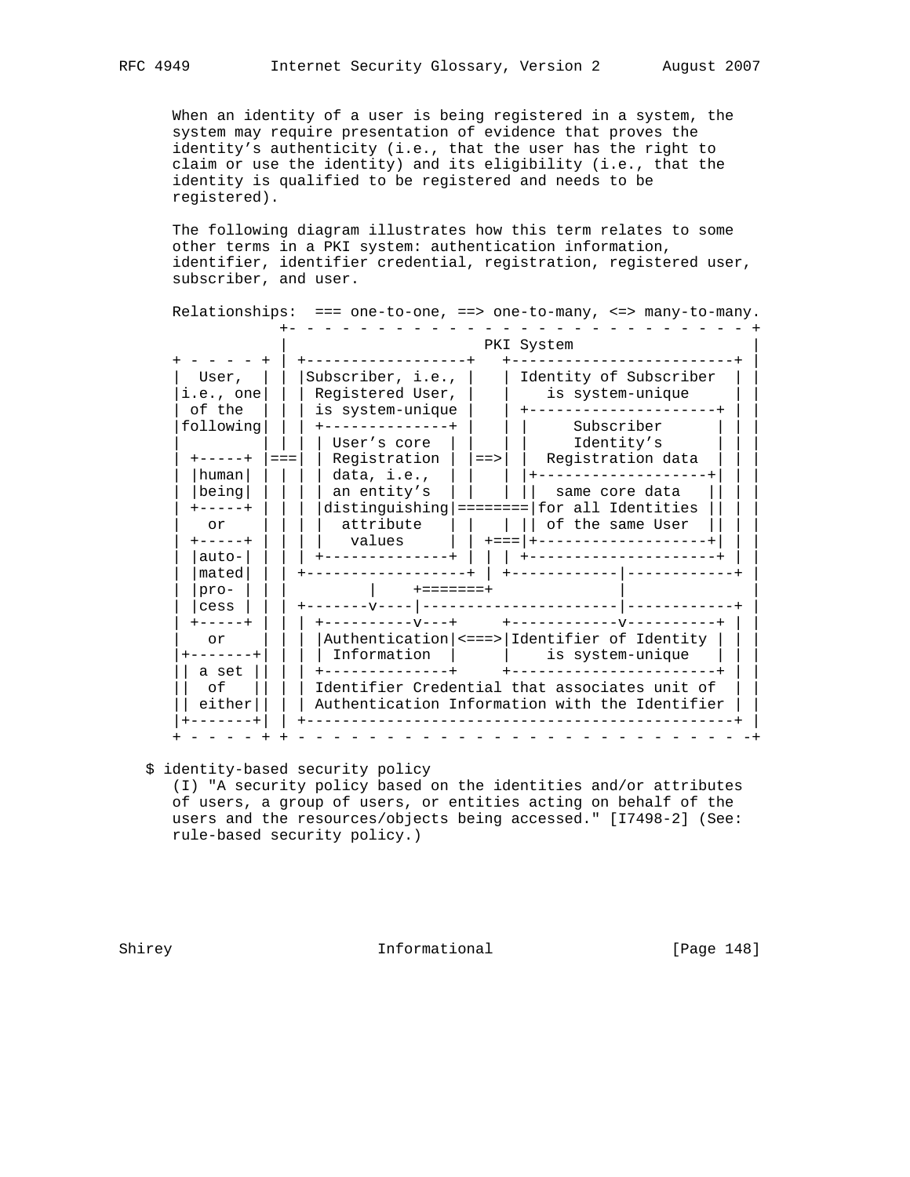When an identity of a user is being registered in a system, the system may require presentation of evidence that proves the identity's authenticity (i.e., that the user has the right to claim or use the identity) and its eligibility (i.e., that the identity is qualified to be registered and needs to be registered).

The following diagram illustrates how this term relates to some other terms in a PKI system: authentication information, identifier, identifier credential, registration, registered user, subscriber, and user.

```
Relationships:  === one-to-one, ==> one-to-many, <=> many-to-many.
            +- - - - - - - - - - - - - - - - - - - - - - - - - - - - +
            |                       PKI System                       |
+ - - - - + | +------------------+    +-------------------------+ |
|  User,  | | |Subscriber, i.e., |    | Identity of Subscriber  | |
|i.e., one| | | Registered User, |    |    is system-unique     | |
| of the  | | | is system-unique |    | +---------------------+ | |
|following| | | +--------------+ |    | |     Subscriber      | | |
|         | | | | User's core  | |    | |     Identity's      | | |
| +-----+ |===| | Registration | |==>| |  Registration data  | | |
| |human| | | | | data, i.e.,  | |    | |+-------------------+| | |
| |being| | | | | an entity's  | |    | ||  same core data   || | |
| +-----+ | | | |distinguishing|========|for all Identities || | |
|   or    | | | |  attribute   | |    | || of the same User  || | |
| +-----+ | | | |   values     | | +===|+-------------------+| | |
| |auto-| | | | +--------------+ | | | +---------------------+ | |
| |mated| | | +------------------+ | +------------|------------+ |
| |pro- | | |         |    +=======+             |              |
| |cess | | | +-------v----|----------------------|------------+ |
| +-----+ | | | +----------v---+     +------------v----------+ | |
|   or    | | | |Authentication|<===>|Identifier of Identity | | |
|+-------+| | | | Information  |     |    is system-unique   | | |
|| a set || | | +--------------+     +-----------------------+ | |
||  of   || | | Identifier Credential that associates unit of  | |
|| either|| | | Authentication Information with the Identifier | |
|+-------+| | +------------------------------------------------+ |
+ - - - - + + - - - - - - - - - - - - - - - - - - - - - - - - - -+
```

$ identity-based security policy
(I) "A security policy based on the identities and/or attributes of users, a group of users, or entities acting on behalf of the users and the resources/objects being accessed." [I7498-2] (See: rule-based security policy.)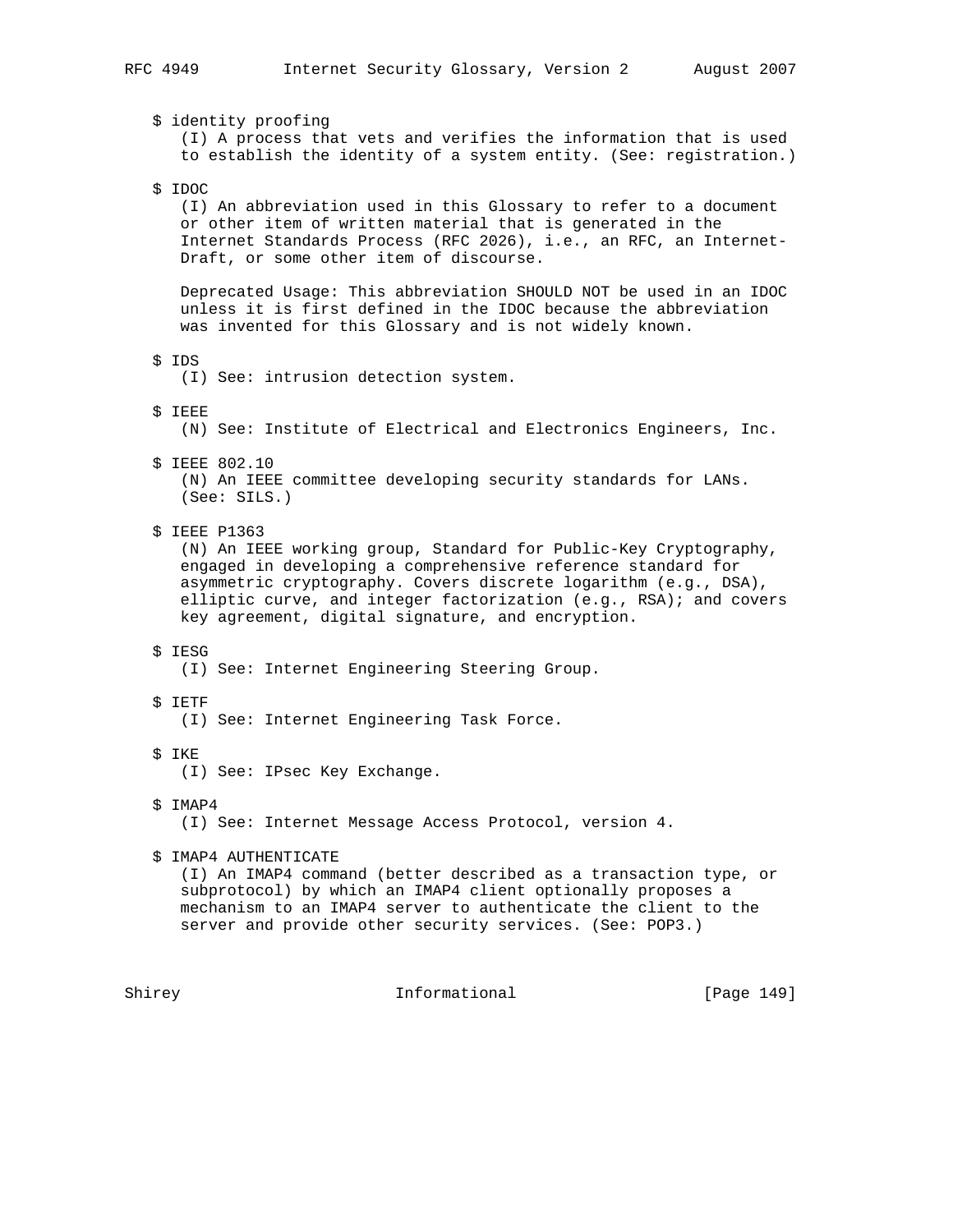$ identity proofing
(I) A process that vets and verifies the information that is used to establish the identity of a system entity. (See: registration.)

$ IDOC
(I) An abbreviation used in this Glossary to refer to a document or other item of written material that is generated in the Internet Standards Process (RFC 2026), i.e., an RFC, an Internet-Draft, or some other item of discourse.

Deprecated Usage: This abbreviation SHOULD NOT be used in an IDOC unless it is first defined in the IDOC because the abbreviation was invented for this Glossary and is not widely known.

$ IDS
(I) See: intrusion detection system.

$ IEEE
(N) See: Institute of Electrical and Electronics Engineers, Inc.

$ IEEE 802.10
(N) An IEEE committee developing security standards for LANs. (See: SILS.)

$ IEEE P1363
(N) An IEEE working group, Standard for Public-Key Cryptography, engaged in developing a comprehensive reference standard for asymmetric cryptography. Covers discrete logarithm (e.g., DSA), elliptic curve, and integer factorization (e.g., RSA); and covers key agreement, digital signature, and encryption.

$ IESG
(I) See: Internet Engineering Steering Group.

$ IETF
(I) See: Internet Engineering Task Force.

$ IKE
(I) See: IPsec Key Exchange.

$ IMAP4
(I) See: Internet Message Access Protocol, version 4.

$ IMAP4 AUTHENTICATE
(I) An IMAP4 command (better described as a transaction type, or subprotocol) by which an IMAP4 client optionally proposes a mechanism to an IMAP4 server to authenticate the client to the server and provide other security services. (See: POP3.)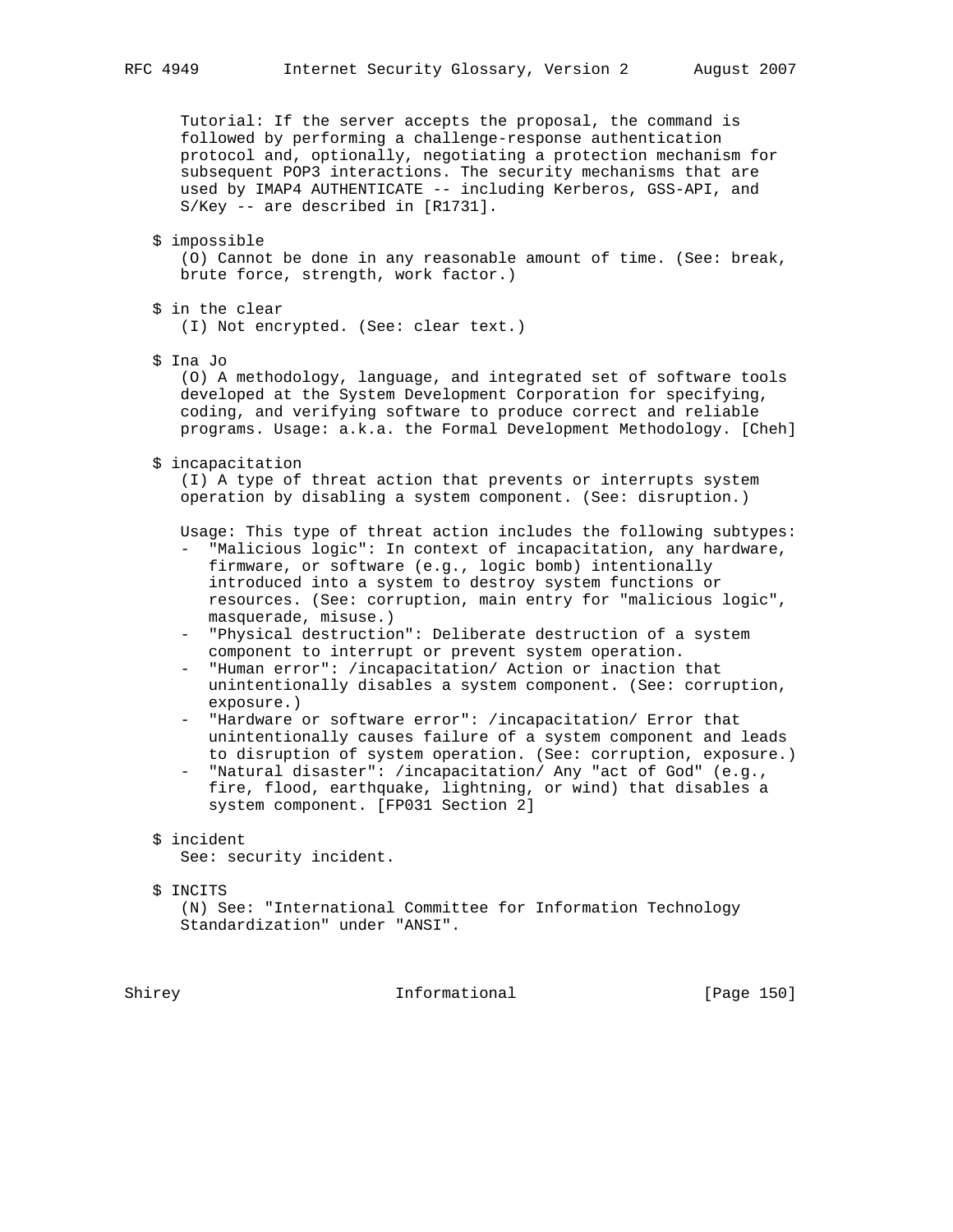Tutorial: If the server accepts the proposal, the command is followed by performing a challenge-response authentication protocol and, optionally, negotiating a protection mechanism for subsequent POP3 interactions. The security mechanisms that are used by IMAP4 AUTHENTICATE -- including Kerberos, GSS-API, and S/Key -- are described in [R1731].

$ impossible
(O) Cannot be done in any reasonable amount of time. (See: break, brute force, strength, work factor.)

$ in the clear
(I) Not encrypted. (See: clear text.)

$ Ina Jo
(O) A methodology, language, and integrated set of software tools developed at the System Development Corporation for specifying, coding, and verifying software to produce correct and reliable programs. Usage: a.k.a. the Formal Development Methodology. [Cheh]

$ incapacitation
(I) A type of threat action that prevents or interrupts system operation by disabling a system component. (See: disruption.)

Usage: This type of threat action includes the following subtypes:
- "Malicious logic": In context of incapacitation, any hardware, firmware, or software (e.g., logic bomb) intentionally introduced into a system to destroy system functions or resources. (See: corruption, main entry for "malicious logic", masquerade, misuse.)
- "Physical destruction": Deliberate destruction of a system component to interrupt or prevent system operation.
- "Human error": /incapacitation/ Action or inaction that unintentionally disables a system component. (See: corruption, exposure.)
- "Hardware or software error": /incapacitation/ Error that unintentionally causes failure of a system component and leads to disruption of system operation. (See: corruption, exposure.)
- "Natural disaster": /incapacitation/ Any "act of God" (e.g., fire, flood, earthquake, lightning, or wind) that disables a system component. [FP031 Section 2]

$ incident
See: security incident.

$ INCITS
(N) See: "International Committee for Information Technology Standardization" under "ANSI".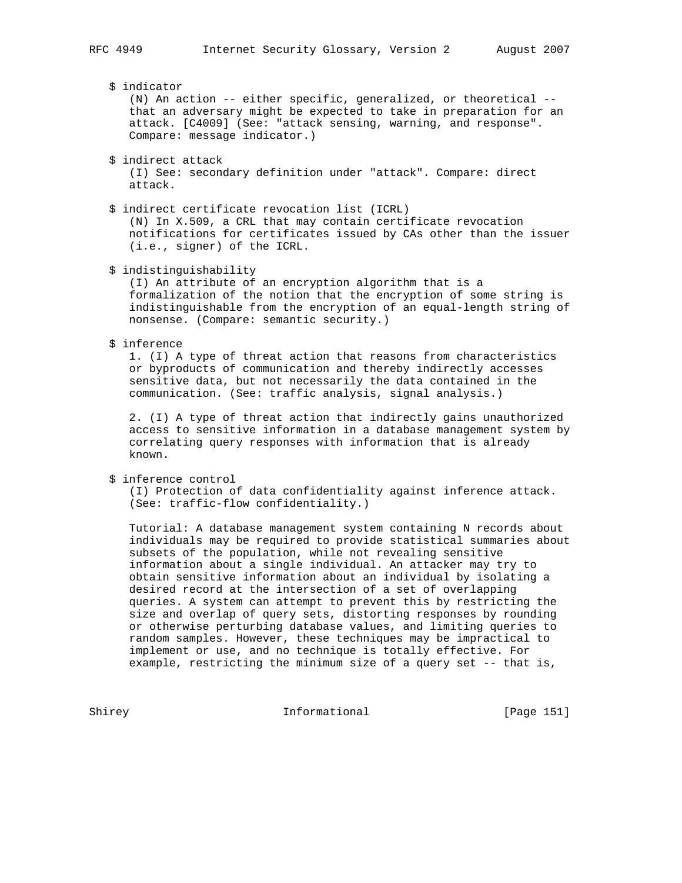$ indicator

(N) An action -- either specific, generalized, or theoretical -- that an adversary might be expected to take in preparation for an attack. [C4009] (See: "attack sensing, warning, and response". Compare: message indicator.)

$ indirect attack

(I) See: secondary definition under "attack". Compare: direct attack.

$ indirect certificate revocation list (ICRL)

(N) In X.509, a CRL that may contain certificate revocation notifications for certificates issued by CAs other than the issuer (i.e., signer) of the ICRL.

$ indistinguishability

(I) An attribute of an encryption algorithm that is a formalization of the notion that the encryption of some string is indistinguishable from the encryption of an equal-length string of nonsense. (Compare: semantic security.)

$ inference

1. (I) A type of threat action that reasons from characteristics or byproducts of communication and thereby indirectly accesses sensitive data, but not necessarily the data contained in the communication. (See: traffic analysis, signal analysis.)

2. (I) A type of threat action that indirectly gains unauthorized access to sensitive information in a database management system by correlating query responses with information that is already known.

$ inference control

(I) Protection of data confidentiality against inference attack. (See: traffic-flow confidentiality.)

Tutorial: A database management system containing N records about individuals may be required to provide statistical summaries about subsets of the population, while not revealing sensitive information about a single individual. An attacker may try to obtain sensitive information about an individual by isolating a desired record at the intersection of a set of overlapping queries. A system can attempt to prevent this by restricting the size and overlap of query sets, distorting responses by rounding or otherwise perturbing database values, and limiting queries to random samples. However, these techniques may be impractical to implement or use, and no technique is totally effective. For example, restricting the minimum size of a query set -- that is,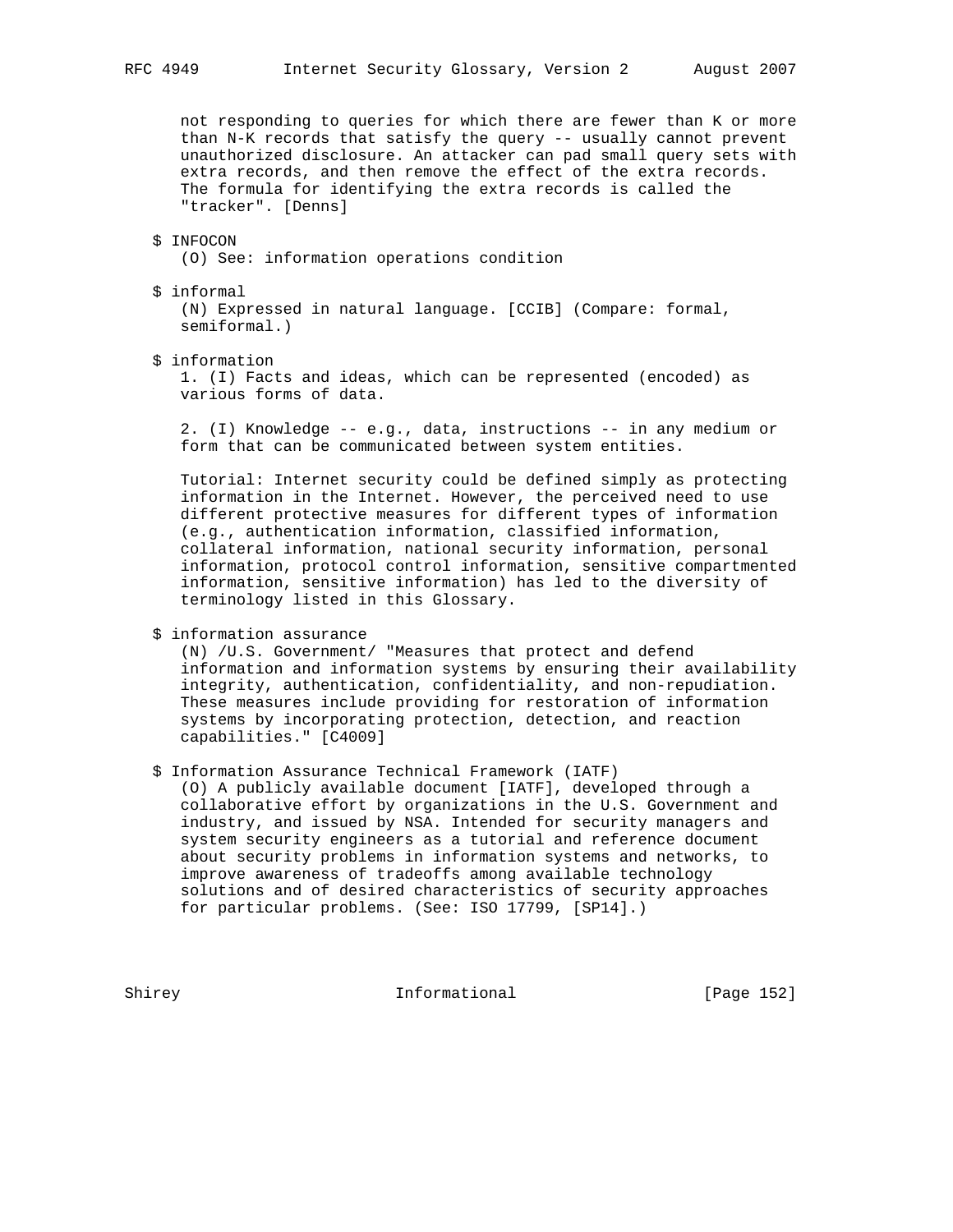not responding to queries for which there are fewer than K or more than N-K records that satisfy the query -- usually cannot prevent unauthorized disclosure. An attacker can pad small query sets with extra records, and then remove the effect of the extra records. The formula for identifying the extra records is called the "tracker". [Denns]

$ INFOCON
(O) See: information operations condition

$ informal
(N) Expressed in natural language. [CCIB] (Compare: formal, semiformal.)

$ information
1. (I) Facts and ideas, which can be represented (encoded) as various forms of data.

2. (I) Knowledge -- e.g., data, instructions -- in any medium or form that can be communicated between system entities.

Tutorial: Internet security could be defined simply as protecting information in the Internet. However, the perceived need to use different protective measures for different types of information (e.g., authentication information, classified information, collateral information, national security information, personal information, protocol control information, sensitive compartmented information, sensitive information) has led to the diversity of terminology listed in this Glossary.

$ information assurance
(N) /U.S. Government/ "Measures that protect and defend information and information systems by ensuring their availability integrity, authentication, confidentiality, and non-repudiation. These measures include providing for restoration of information systems by incorporating protection, detection, and reaction capabilities." [C4009]

$ Information Assurance Technical Framework (IATF)
(O) A publicly available document [IATF], developed through a collaborative effort by organizations in the U.S. Government and industry, and issued by NSA. Intended for security managers and system security engineers as a tutorial and reference document about security problems in information systems and networks, to improve awareness of tradeoffs among available technology solutions and of desired characteristics of security approaches for particular problems. (See: ISO 17799, [SP14].)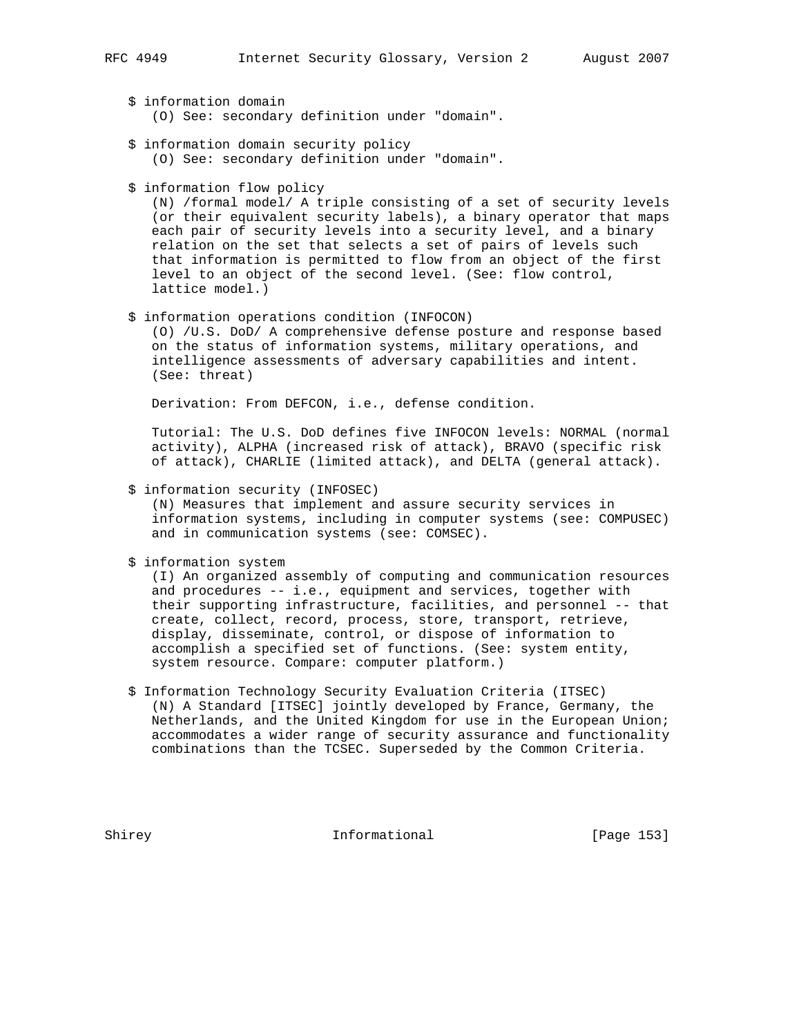$ information domain
(O) See: secondary definition under "domain".

$ information domain security policy
(O) See: secondary definition under "domain".

$ information flow policy
(N) /formal model/ A triple consisting of a set of security levels (or their equivalent security labels), a binary operator that maps each pair of security levels into a security level, and a binary relation on the set that selects a set of pairs of levels such that information is permitted to flow from an object of the first level to an object of the second level. (See: flow control, lattice model.)

$ information operations condition (INFOCON)
(O) /U.S. DoD/ A comprehensive defense posture and response based on the status of information systems, military operations, and intelligence assessments of adversary capabilities and intent. (See: threat)

Derivation: From DEFCON, i.e., defense condition.

Tutorial: The U.S. DoD defines five INFOCON levels: NORMAL (normal activity), ALPHA (increased risk of attack), BRAVO (specific risk of attack), CHARLIE (limited attack), and DELTA (general attack).

$ information security (INFOSEC)
(N) Measures that implement and assure security services in information systems, including in computer systems (see: COMPUSEC) and in communication systems (see: COMSEC).

$ information system
(I) An organized assembly of computing and communication resources and procedures -- i.e., equipment and services, together with their supporting infrastructure, facilities, and personnel -- that create, collect, record, process, store, transport, retrieve, display, disseminate, control, or dispose of information to accomplish a specified set of functions. (See: system entity, system resource. Compare: computer platform.)

$ Information Technology Security Evaluation Criteria (ITSEC)
(N) A Standard [ITSEC] jointly developed by France, Germany, the Netherlands, and the United Kingdom for use in the European Union; accommodates a wider range of security assurance and functionality combinations than the TCSEC. Superseded by the Common Criteria.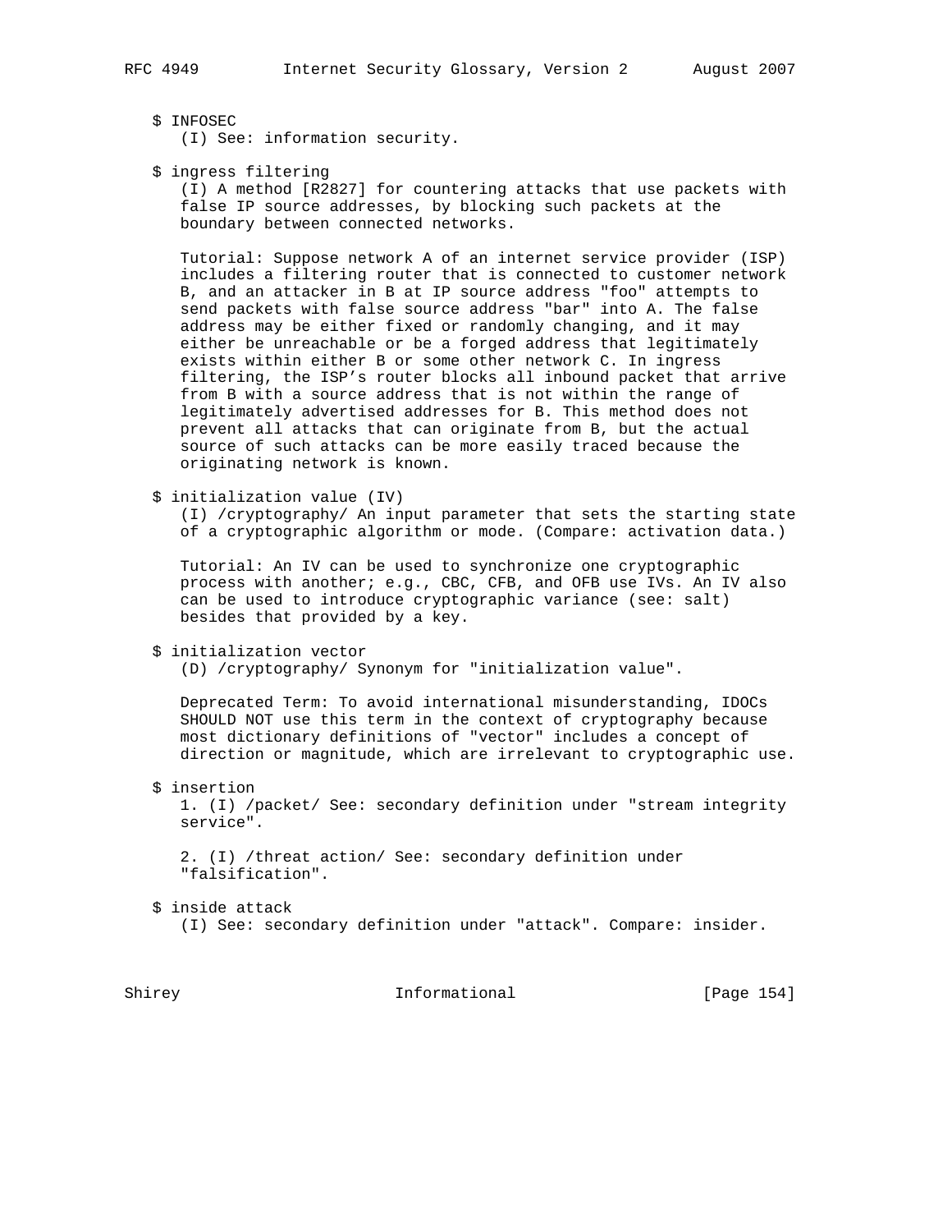$ INFOSEC
(I) See: information security.

$ ingress filtering
(I) A method [R2827] for countering attacks that use packets with false IP source addresses, by blocking such packets at the boundary between connected networks.

Tutorial: Suppose network A of an internet service provider (ISP) includes a filtering router that is connected to customer network B, and an attacker in B at IP source address "foo" attempts to send packets with false source address "bar" into A. The false address may be either fixed or randomly changing, and it may either be unreachable or be a forged address that legitimately exists within either B or some other network C. In ingress filtering, the ISP's router blocks all inbound packet that arrive from B with a source address that is not within the range of legitimately advertised addresses for B. This method does not prevent all attacks that can originate from B, but the actual source of such attacks can be more easily traced because the originating network is known.

$ initialization value (IV)
(I) /cryptography/ An input parameter that sets the starting state of a cryptographic algorithm or mode. (Compare: activation data.)

Tutorial: An IV can be used to synchronize one cryptographic process with another; e.g., CBC, CFB, and OFB use IVs. An IV also can be used to introduce cryptographic variance (see: salt) besides that provided by a key.

$ initialization vector
(D) /cryptography/ Synonym for "initialization value".

Deprecated Term: To avoid international misunderstanding, IDOCs SHOULD NOT use this term in the context of cryptography because most dictionary definitions of "vector" includes a concept of direction or magnitude, which are irrelevant to cryptographic use.

$ insertion
1. (I) /packet/ See: secondary definition under "stream integrity service".

2. (I) /threat action/ See: secondary definition under "falsification".

$ inside attack
(I) See: secondary definition under "attack". Compare: insider.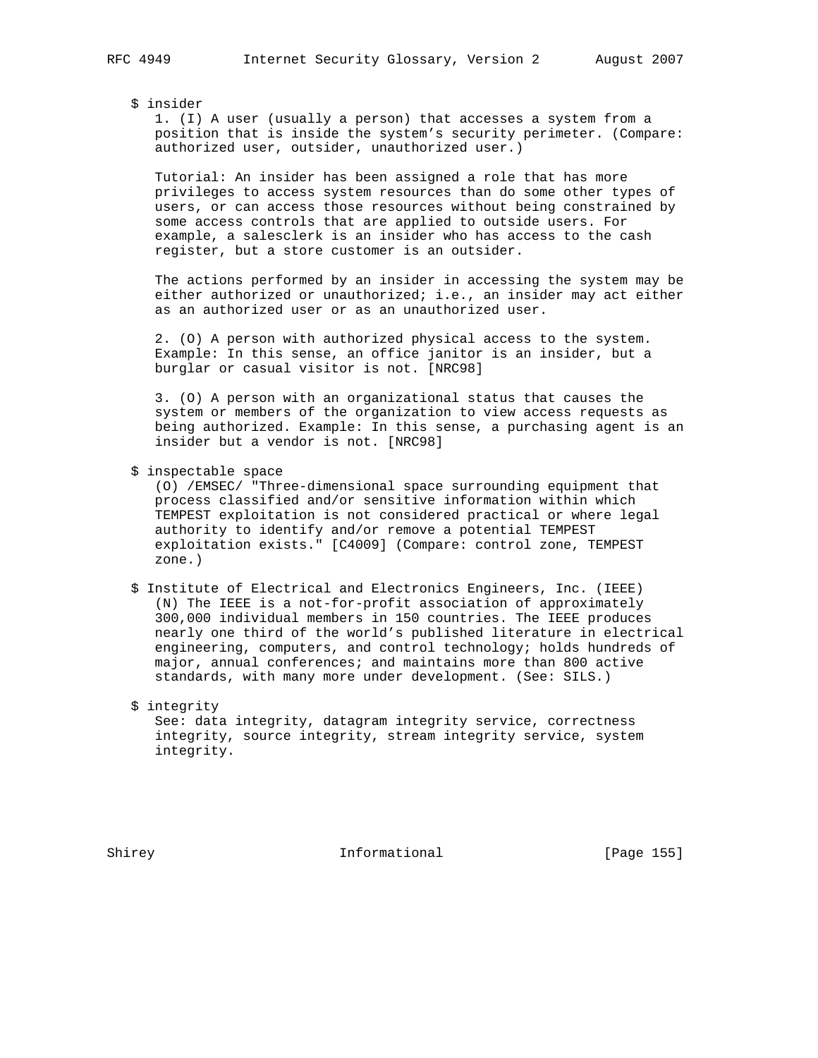$ insider

1. (I) A user (usually a person) that accesses a system from a position that is inside the system's security perimeter. (Compare: authorized user, outsider, unauthorized user.)

Tutorial: An insider has been assigned a role that has more privileges to access system resources than do some other types of users, or can access those resources without being constrained by some access controls that are applied to outside users. For example, a salesclerk is an insider who has access to the cash register, but a store customer is an outsider.

The actions performed by an insider in accessing the system may be either authorized or unauthorized; i.e., an insider may act either as an authorized user or as an unauthorized user.

2. (O) A person with authorized physical access to the system. Example: In this sense, an office janitor is an insider, but a burglar or casual visitor is not. [NRC98]

3. (O) A person with an organizational status that causes the system or members of the organization to view access requests as being authorized. Example: In this sense, a purchasing agent is an insider but a vendor is not. [NRC98]

$ inspectable space

(O) /EMSEC/ "Three-dimensional space surrounding equipment that process classified and/or sensitive information within which TEMPEST exploitation is not considered practical or where legal authority to identify and/or remove a potential TEMPEST exploitation exists." [C4009] (Compare: control zone, TEMPEST zone.)

$ Institute of Electrical and Electronics Engineers, Inc. (IEEE)

(N) The IEEE is a not-for-profit association of approximately 300,000 individual members in 150 countries. The IEEE produces nearly one third of the world's published literature in electrical engineering, computers, and control technology; holds hundreds of major, annual conferences; and maintains more than 800 active standards, with many more under development. (See: SILS.)

$ integrity

See: data integrity, datagram integrity service, correctness integrity, source integrity, stream integrity service, system integrity.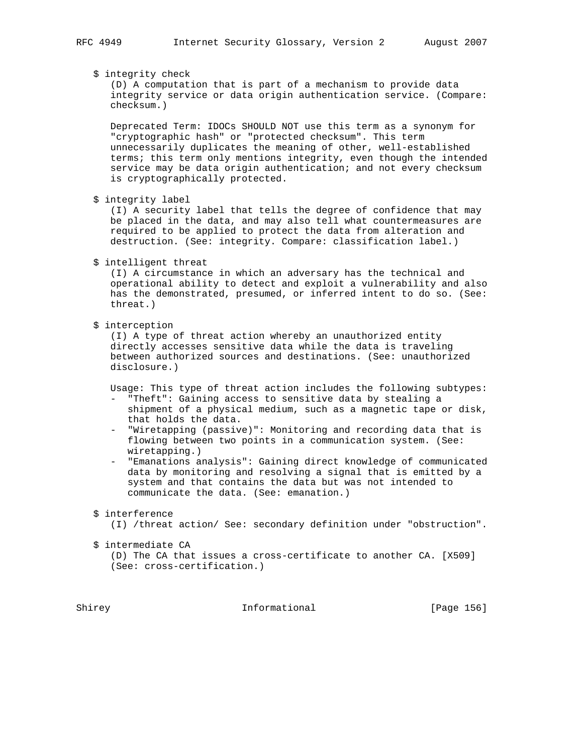$ integrity check

(D) A computation that is part of a mechanism to provide data integrity service or data origin authentication service. (Compare: checksum.)

Deprecated Term: IDOCs SHOULD NOT use this term as a synonym for "cryptographic hash" or "protected checksum". This term unnecessarily duplicates the meaning of other, well-established terms; this term only mentions integrity, even though the intended service may be data origin authentication; and not every checksum is cryptographically protected.

$ integrity label

(I) A security label that tells the degree of confidence that may be placed in the data, and may also tell what countermeasures are required to be applied to protect the data from alteration and destruction. (See: integrity. Compare: classification label.)

$ intelligent threat

(I) A circumstance in which an adversary has the technical and operational ability to detect and exploit a vulnerability and also has the demonstrated, presumed, or inferred intent to do so. (See: threat.)

$ interception

(I) A type of threat action whereby an unauthorized entity directly accesses sensitive data while the data is traveling between authorized sources and destinations. (See: unauthorized disclosure.)

Usage: This type of threat action includes the following subtypes:

- "Theft": Gaining access to sensitive data by stealing a shipment of a physical medium, such as a magnetic tape or disk, that holds the data.
- "Wiretapping (passive)": Monitoring and recording data that is flowing between two points in a communication system. (See: wiretapping.)
- "Emanations analysis": Gaining direct knowledge of communicated data by monitoring and resolving a signal that is emitted by a system and that contains the data but was not intended to communicate the data. (See: emanation.)

$ interference

(I) /threat action/ See: secondary definition under "obstruction".

$ intermediate CA

(D) The CA that issues a cross-certificate to another CA. [X509] (See: cross-certification.)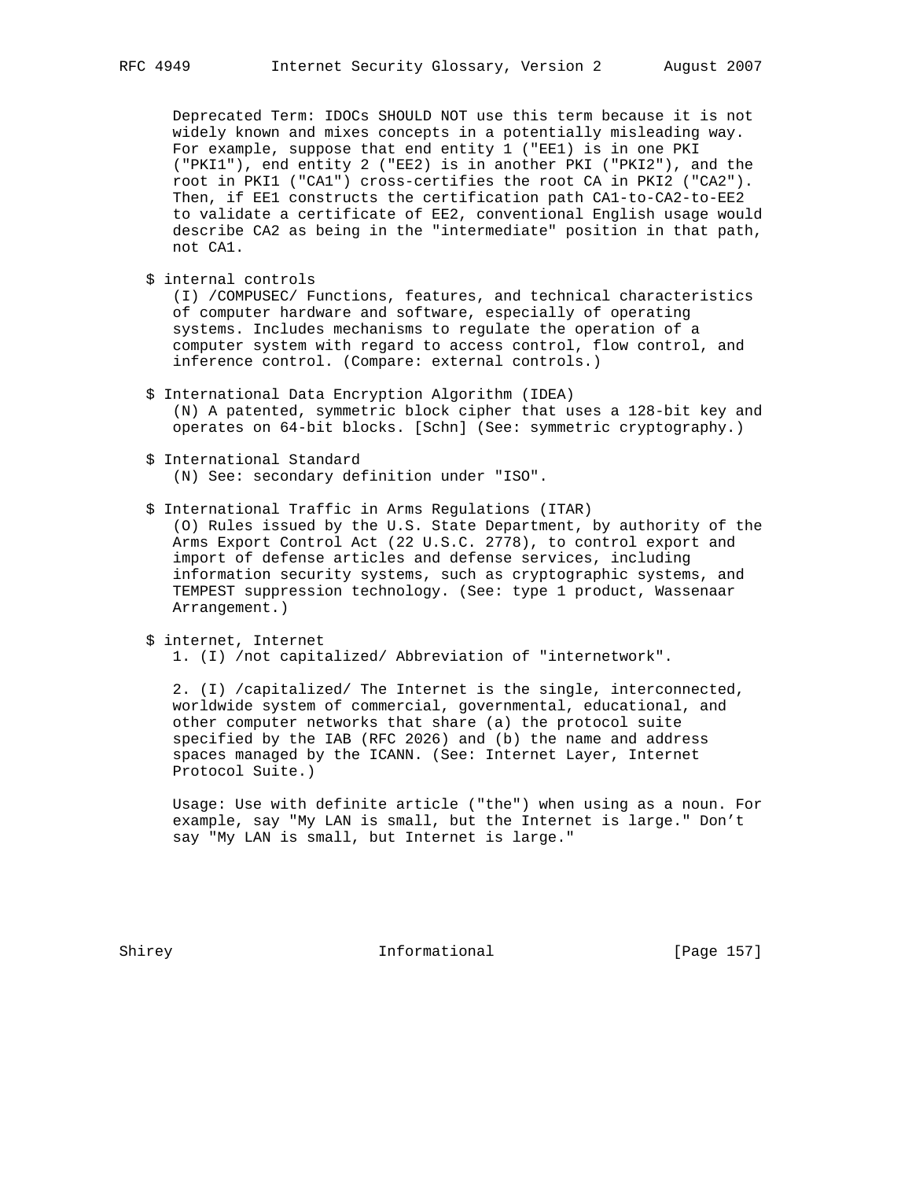Deprecated Term: IDOCs SHOULD NOT use this term because it is not widely known and mixes concepts in a potentially misleading way. For example, suppose that end entity 1 ("EE1) is in one PKI ("PKI1"), end entity 2 ("EE2) is in another PKI ("PKI2"), and the root in PKI1 ("CA1") cross-certifies the root CA in PKI2 ("CA2"). Then, if EE1 constructs the certification path CA1-to-CA2-to-EE2 to validate a certificate of EE2, conventional English usage would describe CA2 as being in the "intermediate" position in that path, not CA1.

$ internal controls
(I) /COMPUSEC/ Functions, features, and technical characteristics of computer hardware and software, especially of operating systems. Includes mechanisms to regulate the operation of a computer system with regard to access control, flow control, and inference control. (Compare: external controls.)

$ International Data Encryption Algorithm (IDEA)
(N) A patented, symmetric block cipher that uses a 128-bit key and operates on 64-bit blocks. [Schn] (See: symmetric cryptography.)

$ International Standard
(N) See: secondary definition under "ISO".

$ International Traffic in Arms Regulations (ITAR)
(O) Rules issued by the U.S. State Department, by authority of the Arms Export Control Act (22 U.S.C. 2778), to control export and import of defense articles and defense services, including information security systems, such as cryptographic systems, and TEMPEST suppression technology. (See: type 1 product, Wassenaar Arrangement.)

$ internet, Internet
1. (I) /not capitalized/ Abbreviation of "internetwork".

2. (I) /capitalized/ The Internet is the single, interconnected, worldwide system of commercial, governmental, educational, and other computer networks that share (a) the protocol suite specified by the IAB (RFC 2026) and (b) the name and address spaces managed by the ICANN. (See: Internet Layer, Internet Protocol Suite.)

Usage: Use with definite article ("the") when using as a noun. For example, say "My LAN is small, but the Internet is large." Don't say "My LAN is small, but Internet is large."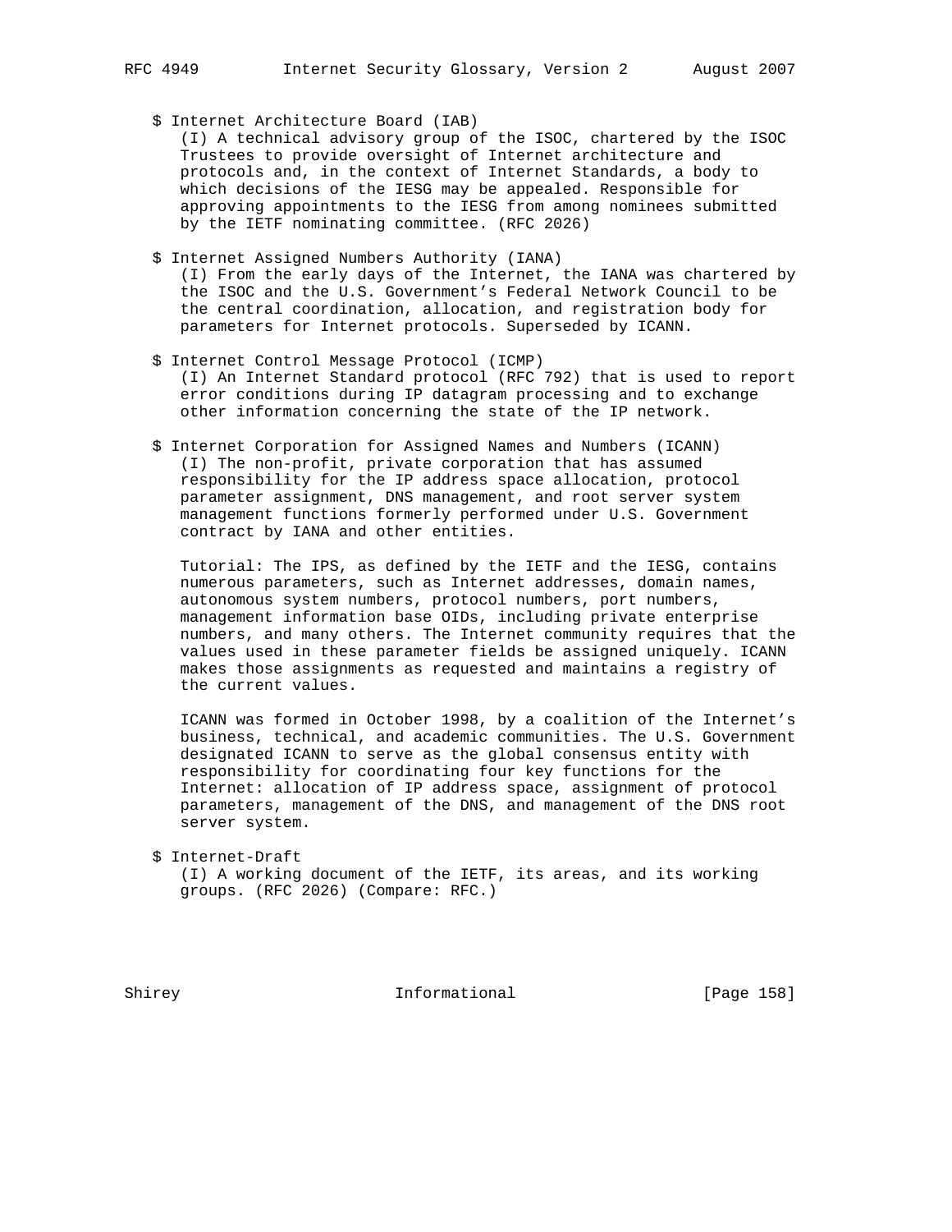$ Internet Architecture Board (IAB)

(I) A technical advisory group of the ISOC, chartered by the ISOC Trustees to provide oversight of Internet architecture and protocols and, in the context of Internet Standards, a body to which decisions of the IESG may be appealed. Responsible for approving appointments to the IESG from among nominees submitted by the IETF nominating committee. (RFC 2026)

$ Internet Assigned Numbers Authority (IANA)

(I) From the early days of the Internet, the IANA was chartered by the ISOC and the U.S. Government’s Federal Network Council to be the central coordination, allocation, and registration body for parameters for Internet protocols. Superseded by ICANN.

$ Internet Control Message Protocol (ICMP)

(I) An Internet Standard protocol (RFC 792) that is used to report error conditions during IP datagram processing and to exchange other information concerning the state of the IP network.

$ Internet Corporation for Assigned Names and Numbers (ICANN)

(I) The non-profit, private corporation that has assumed responsibility for the IP address space allocation, protocol parameter assignment, DNS management, and root server system management functions formerly performed under U.S. Government contract by IANA and other entities.

Tutorial: The IPS, as defined by the IETF and the IESG, contains numerous parameters, such as Internet addresses, domain names, autonomous system numbers, protocol numbers, port numbers, management information base OIDs, including private enterprise numbers, and many others. The Internet community requires that the values used in these parameter fields be assigned uniquely. ICANN makes those assignments as requested and maintains a registry of the current values.

ICANN was formed in October 1998, by a coalition of the Internet’s business, technical, and academic communities. The U.S. Government designated ICANN to serve as the global consensus entity with responsibility for coordinating four key functions for the Internet: allocation of IP address space, assignment of protocol parameters, management of the DNS, and management of the DNS root server system.

$ Internet-Draft

(I) A working document of the IETF, its areas, and its working groups. (RFC 2026) (Compare: RFC.)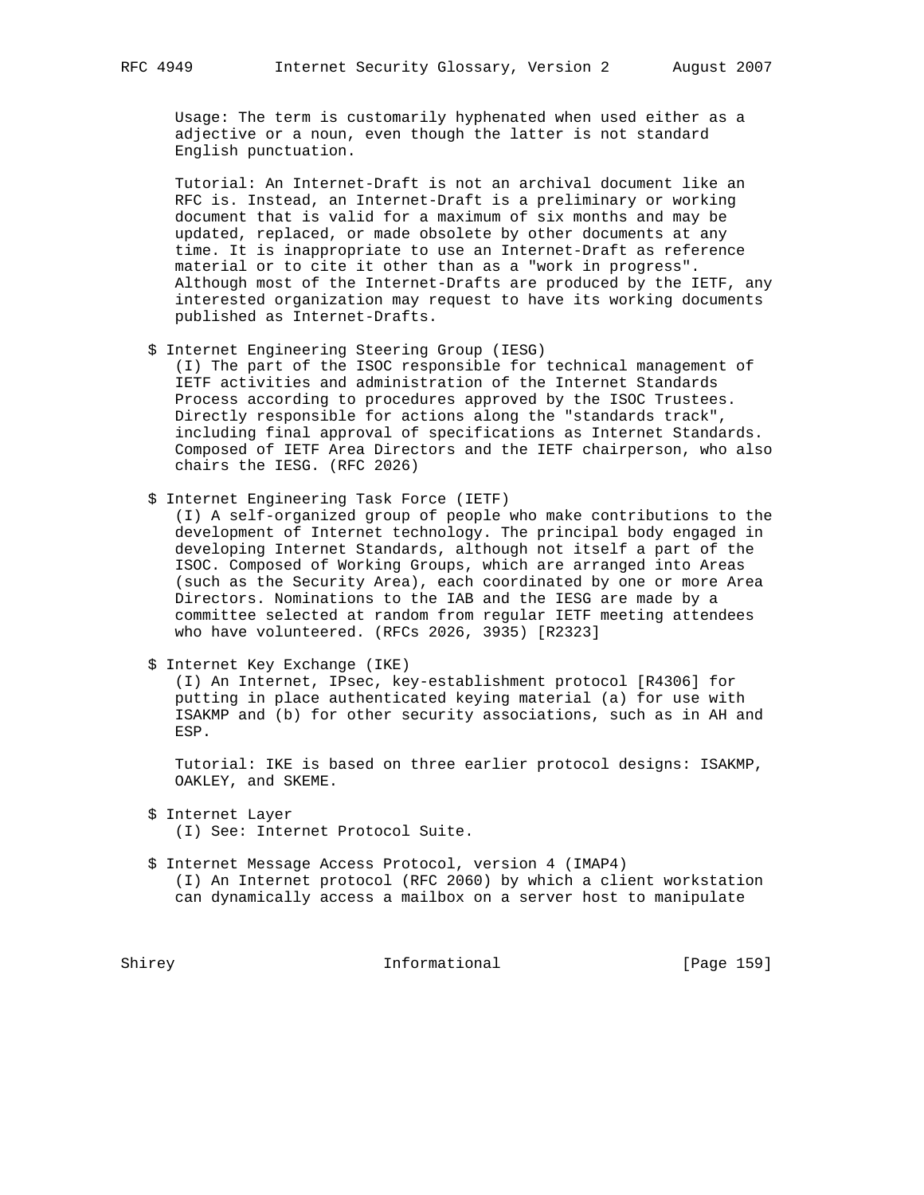Usage: The term is customarily hyphenated when used either as a adjective or a noun, even though the latter is not standard English punctuation.

Tutorial: An Internet-Draft is not an archival document like an RFC is. Instead, an Internet-Draft is a preliminary or working document that is valid for a maximum of six months and may be updated, replaced, or made obsolete by other documents at any time. It is inappropriate to use an Internet-Draft as reference material or to cite it other than as a "work in progress". Although most of the Internet-Drafts are produced by the IETF, any interested organization may request to have its working documents published as Internet-Drafts.

$ Internet Engineering Steering Group (IESG)
(I) The part of the ISOC responsible for technical management of IETF activities and administration of the Internet Standards Process according to procedures approved by the ISOC Trustees. Directly responsible for actions along the "standards track", including final approval of specifications as Internet Standards. Composed of IETF Area Directors and the IETF chairperson, who also chairs the IESG. (RFC 2026)

$ Internet Engineering Task Force (IETF)
(I) A self-organized group of people who make contributions to the development of Internet technology. The principal body engaged in developing Internet Standards, although not itself a part of the ISOC. Composed of Working Groups, which are arranged into Areas (such as the Security Area), each coordinated by one or more Area Directors. Nominations to the IAB and the IESG are made by a committee selected at random from regular IETF meeting attendees who have volunteered. (RFCs 2026, 3935) [R2323]

$ Internet Key Exchange (IKE)
(I) An Internet, IPsec, key-establishment protocol [R4306] for putting in place authenticated keying material (a) for use with ISAKMP and (b) for other security associations, such as in AH and ESP.

Tutorial: IKE is based on three earlier protocol designs: ISAKMP, OAKLEY, and SKEME.

$ Internet Layer
(I) See: Internet Protocol Suite.

$ Internet Message Access Protocol, version 4 (IMAP4)
(I) An Internet protocol (RFC 2060) by which a client workstation can dynamically access a mailbox on a server host to manipulate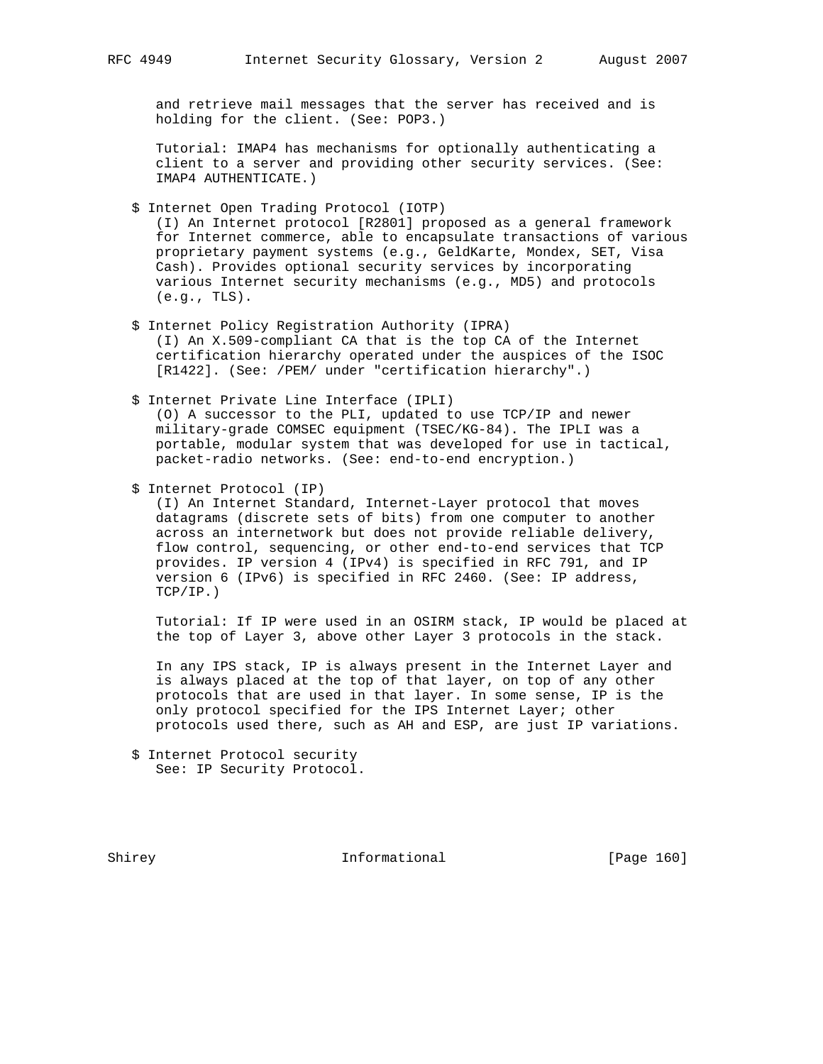and retrieve mail messages that the server has received and is holding for the client. (See: POP3.)

Tutorial: IMAP4 has mechanisms for optionally authenticating a client to a server and providing other security services. (See: IMAP4 AUTHENTICATE.)

$ Internet Open Trading Protocol (IOTP)
(I) An Internet protocol [R2801] proposed as a general framework for Internet commerce, able to encapsulate transactions of various proprietary payment systems (e.g., GeldKarte, Mondex, SET, Visa Cash). Provides optional security services by incorporating various Internet security mechanisms (e.g., MD5) and protocols (e.g., TLS).

$ Internet Policy Registration Authority (IPRA)
(I) An X.509-compliant CA that is the top CA of the Internet certification hierarchy operated under the auspices of the ISOC [R1422]. (See: /PEM/ under "certification hierarchy".)

$ Internet Private Line Interface (IPLI)
(O) A successor to the PLI, updated to use TCP/IP and newer military-grade COMSEC equipment (TSEC/KG-84). The IPLI was a portable, modular system that was developed for use in tactical, packet-radio networks. (See: end-to-end encryption.)

$ Internet Protocol (IP)
(I) An Internet Standard, Internet-Layer protocol that moves datagrams (discrete sets of bits) from one computer to another across an internetwork but does not provide reliable delivery, flow control, sequencing, or other end-to-end services that TCP provides. IP version 4 (IPv4) is specified in RFC 791, and IP version 6 (IPv6) is specified in RFC 2460. (See: IP address, TCP/IP.)

Tutorial: If IP were used in an OSIRM stack, IP would be placed at the top of Layer 3, above other Layer 3 protocols in the stack.

In any IPS stack, IP is always present in the Internet Layer and is always placed at the top of that layer, on top of any other protocols that are used in that layer. In some sense, IP is the only protocol specified for the IPS Internet Layer; other protocols used there, such as AH and ESP, are just IP variations.

$ Internet Protocol security
See: IP Security Protocol.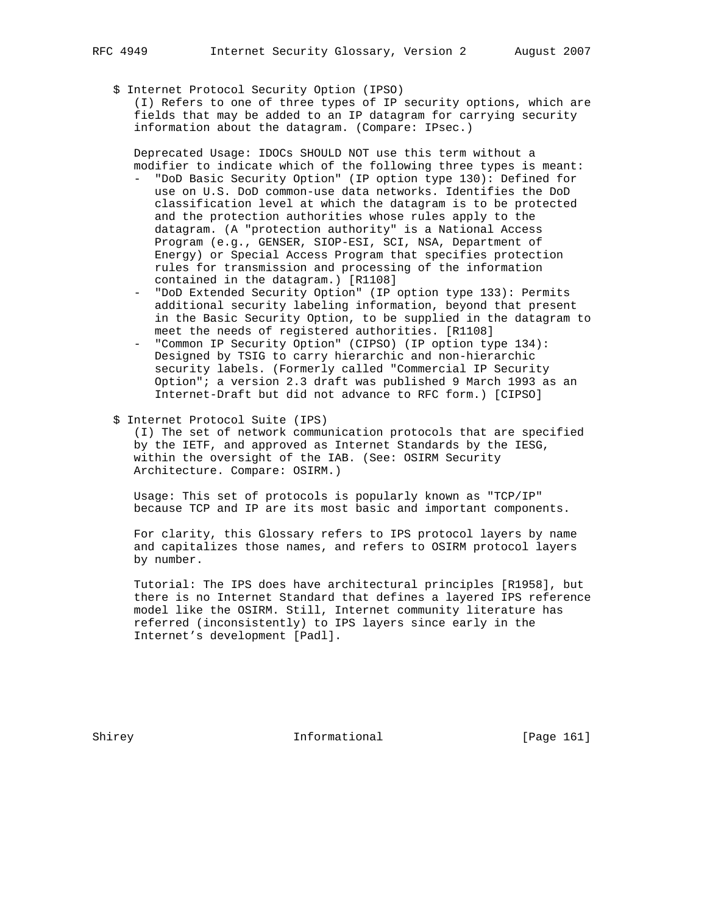$ Internet Protocol Security Option (IPSO)

(I) Refers to one of three types of IP security options, which are fields that may be added to an IP datagram for carrying security information about the datagram. (Compare: IPsec.)

Deprecated Usage: IDOCs SHOULD NOT use this term without a modifier to indicate which of the following three types is meant:

- "DoD Basic Security Option" (IP option type 130): Defined for use on U.S. DoD common-use data networks. Identifies the DoD classification level at which the datagram is to be protected and the protection authorities whose rules apply to the datagram. (A "protection authority" is a National Access Program (e.g., GENSER, SIOP-ESI, SCI, NSA, Department of Energy) or Special Access Program that specifies protection rules for transmission and processing of the information contained in the datagram.) [R1108]
- "DoD Extended Security Option" (IP option type 133): Permits additional security labeling information, beyond that present in the Basic Security Option, to be supplied in the datagram to meet the needs of registered authorities. [R1108]
- "Common IP Security Option" (CIPSO) (IP option type 134): Designed by TSIG to carry hierarchic and non-hierarchic security labels. (Formerly called "Commercial IP Security Option"; a version 2.3 draft was published 9 March 1993 as an Internet-Draft but did not advance to RFC form.) [CIPSO]

$ Internet Protocol Suite (IPS)

(I) The set of network communication protocols that are specified by the IETF, and approved as Internet Standards by the IESG, within the oversight of the IAB. (See: OSIRM Security Architecture. Compare: OSIRM.)

Usage: This set of protocols is popularly known as "TCP/IP" because TCP and IP are its most basic and important components.

For clarity, this Glossary refers to IPS protocol layers by name and capitalizes those names, and refers to OSIRM protocol layers by number.

Tutorial: The IPS does have architectural principles [R1958], but there is no Internet Standard that defines a layered IPS reference model like the OSIRM. Still, Internet community literature has referred (inconsistently) to IPS layers since early in the Internet's development [Padl].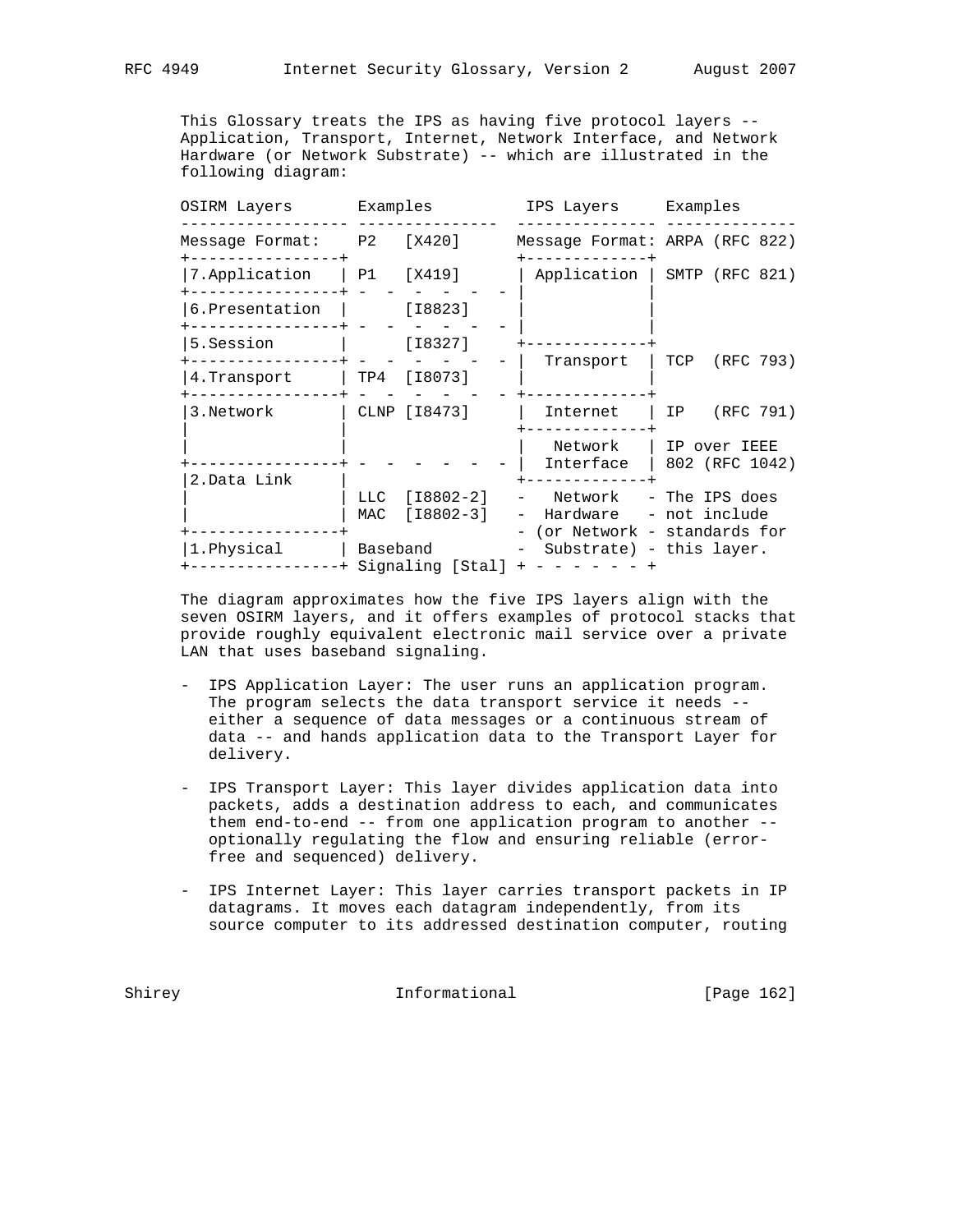This Glossary treats the IPS as having five protocol layers -- Application, Transport, Internet, Network Interface, and Network Hardware (or Network Substrate) -- which are illustrated in the following diagram:

```
OSIRM Layers       Examples          IPS Layers     Examples
------------------ ---------------  --------------- --------------
Message Format:    P2   [X420]      Message Format: ARPA (RFC 822)
+----------------+                  +-------------+
|7.Application   | P1   [X419]      | Application | SMTP (RFC 821)
+----------------+ -  -  -  -  -  - |             |
|6.Presentation  |      [I8823]     |             |
+----------------+ -  -  -  -  -  - |             |
|5.Session       |      [I8327]     +-------------+
+----------------+ -  -  -  -  -  - |  Transport  | TCP  (RFC 793)
|4.Transport     | TP4  [I8073]     |             |
+----------------+ -  -  -  -  -  - +-------------+
|3.Network       | CLNP [I8473]     |  Internet   | IP   (RFC 791)
|                |                  +-------------+
|                |                  |   Network   | IP over IEEE
+----------------+ -  -  -  -  -  - |  Interface  | 802 (RFC 1042)
|2.Data Link     |                  +-------------+
|                | LLC  [I8802-2]   -   Network   - The IPS does
|                | MAC  [I8802-3]   -  Hardware   - not include
+----------------+                  - (or Network - standards for
|1.Physical      | Baseband         -  Substrate) - this layer.
+----------------+ Signaling [Stal] + - - - - - - +
```

The diagram approximates how the five IPS layers align with the seven OSIRM layers, and it offers examples of protocol stacks that provide roughly equivalent electronic mail service over a private LAN that uses baseband signaling.

- IPS Application Layer: The user runs an application program. The program selects the data transport service it needs -- either a sequence of data messages or a continuous stream of data -- and hands application data to the Transport Layer for delivery.

- IPS Transport Layer: This layer divides application data into packets, adds a destination address to each, and communicates them end-to-end -- from one application program to another -- optionally regulating the flow and ensuring reliable (error-free and sequenced) delivery.

- IPS Internet Layer: This layer carries transport packets in IP datagrams. It moves each datagram independently, from its source computer to its addressed destination computer, routing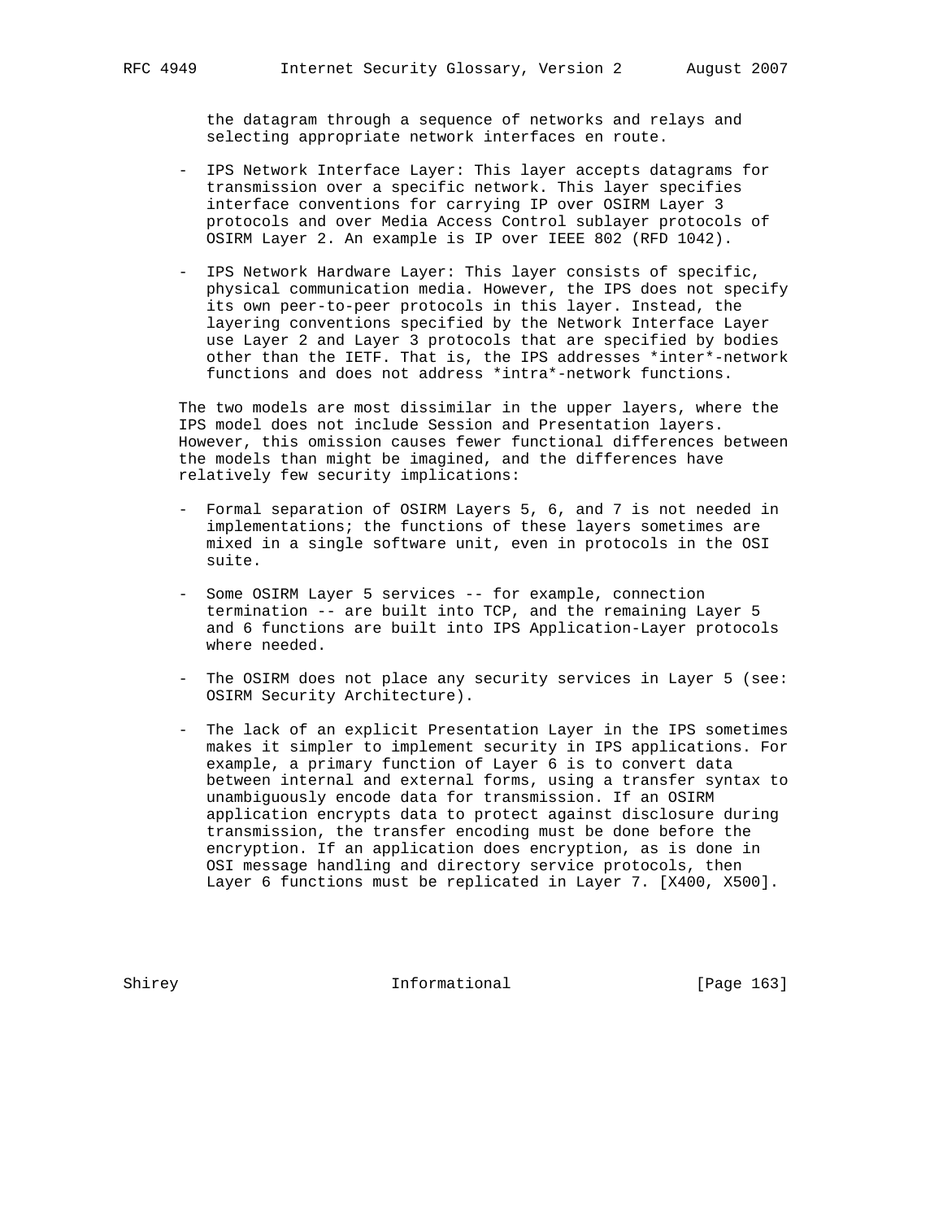the datagram through a sequence of networks and relays and selecting appropriate network interfaces en route.

- IPS Network Interface Layer: This layer accepts datagrams for transmission over a specific network. This layer specifies interface conventions for carrying IP over OSIRM Layer 3 protocols and over Media Access Control sublayer protocols of OSIRM Layer 2. An example is IP over IEEE 802 (RFD 1042).

- IPS Network Hardware Layer: This layer consists of specific, physical communication media. However, the IPS does not specify its own peer-to-peer protocols in this layer. Instead, the layering conventions specified by the Network Interface Layer use Layer 2 and Layer 3 protocols that are specified by bodies other than the IETF. That is, the IPS addresses *inter*-network functions and does not address *intra*-network functions.

The two models are most dissimilar in the upper layers, where the IPS model does not include Session and Presentation layers. However, this omission causes fewer functional differences between the models than might be imagined, and the differences have relatively few security implications:

- Formal separation of OSIRM Layers 5, 6, and 7 is not needed in implementations; the functions of these layers sometimes are mixed in a single software unit, even in protocols in the OSI suite.

- Some OSIRM Layer 5 services -- for example, connection termination -- are built into TCP, and the remaining Layer 5 and 6 functions are built into IPS Application-Layer protocols where needed.

- The OSIRM does not place any security services in Layer 5 (see: OSIRM Security Architecture).

- The lack of an explicit Presentation Layer in the IPS sometimes makes it simpler to implement security in IPS applications. For example, a primary function of Layer 6 is to convert data between internal and external forms, using a transfer syntax to unambiguously encode data for transmission. If an OSIRM application encrypts data to protect against disclosure during transmission, the transfer encoding must be done before the encryption. If an application does encryption, as is done in OSI message handling and directory service protocols, then Layer 6 functions must be replicated in Layer 7. [X400, X500].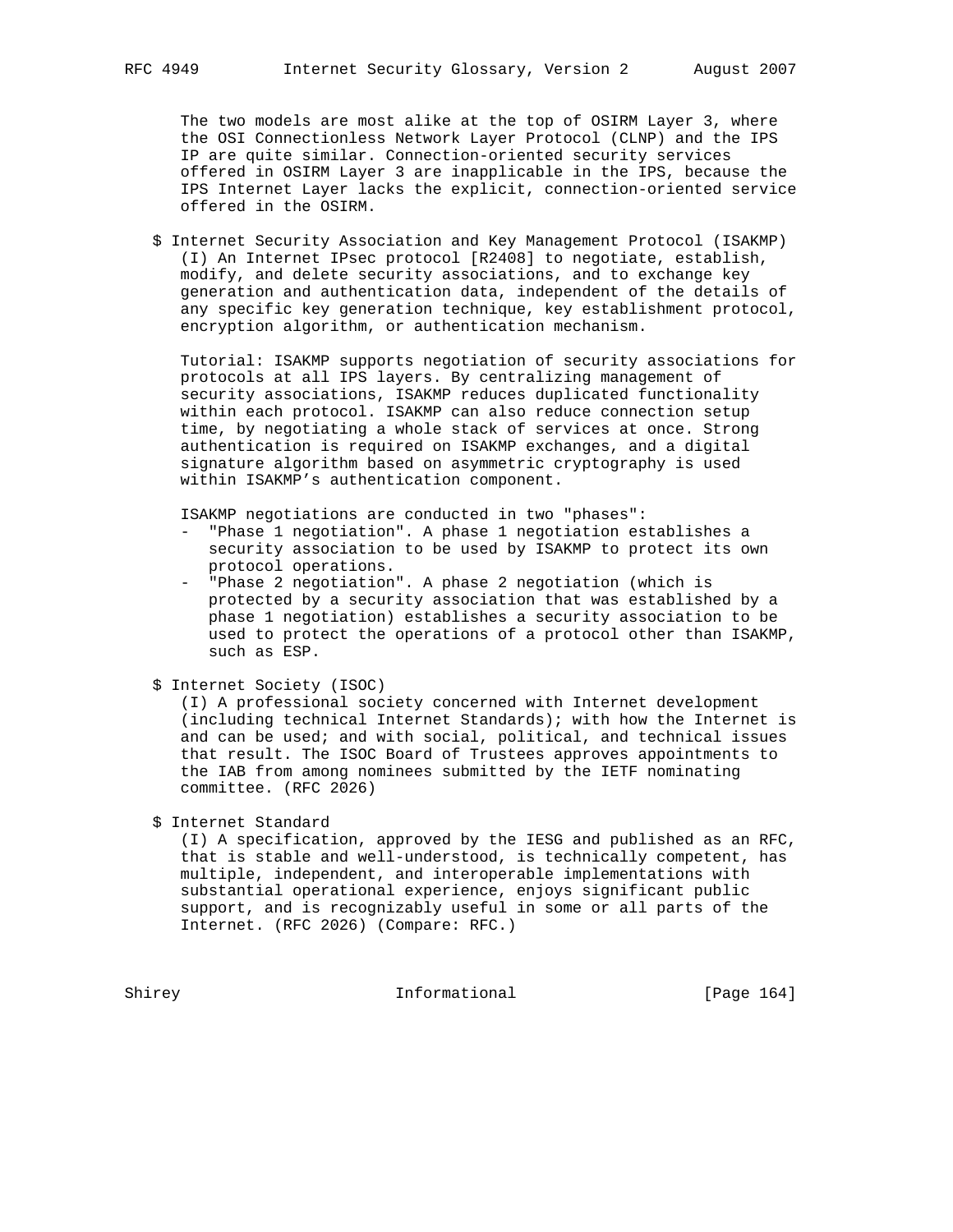The two models are most alike at the top of OSIRM Layer 3, where the OSI Connectionless Network Layer Protocol (CLNP) and the IPS IP are quite similar. Connection-oriented security services offered in OSIRM Layer 3 are inapplicable in the IPS, because the IPS Internet Layer lacks the explicit, connection-oriented service offered in the OSIRM.

$ Internet Security Association and Key Management Protocol (ISAKMP)
(I) An Internet IPsec protocol [R2408] to negotiate, establish, modify, and delete security associations, and to exchange key generation and authentication data, independent of the details of any specific key generation technique, key establishment protocol, encryption algorithm, or authentication mechanism.

Tutorial: ISAKMP supports negotiation of security associations for protocols at all IPS layers. By centralizing management of security associations, ISAKMP reduces duplicated functionality within each protocol. ISAKMP can also reduce connection setup time, by negotiating a whole stack of services at once. Strong authentication is required on ISAKMP exchanges, and a digital signature algorithm based on asymmetric cryptography is used within ISAKMP's authentication component.

ISAKMP negotiations are conducted in two "phases":
- "Phase 1 negotiation". A phase 1 negotiation establishes a security association to be used by ISAKMP to protect its own protocol operations.
- "Phase 2 negotiation". A phase 2 negotiation (which is protected by a security association that was established by a phase 1 negotiation) establishes a security association to be used to protect the operations of a protocol other than ISAKMP, such as ESP.

$ Internet Society (ISOC)
(I) A professional society concerned with Internet development (including technical Internet Standards); with how the Internet is and can be used; and with social, political, and technical issues that result. The ISOC Board of Trustees approves appointments to the IAB from among nominees submitted by the IETF nominating committee. (RFC 2026)

$ Internet Standard
(I) A specification, approved by the IESG and published as an RFC, that is stable and well-understood, is technically competent, has multiple, independent, and interoperable implementations with substantial operational experience, enjoys significant public support, and is recognizably useful in some or all parts of the Internet. (RFC 2026) (Compare: RFC.)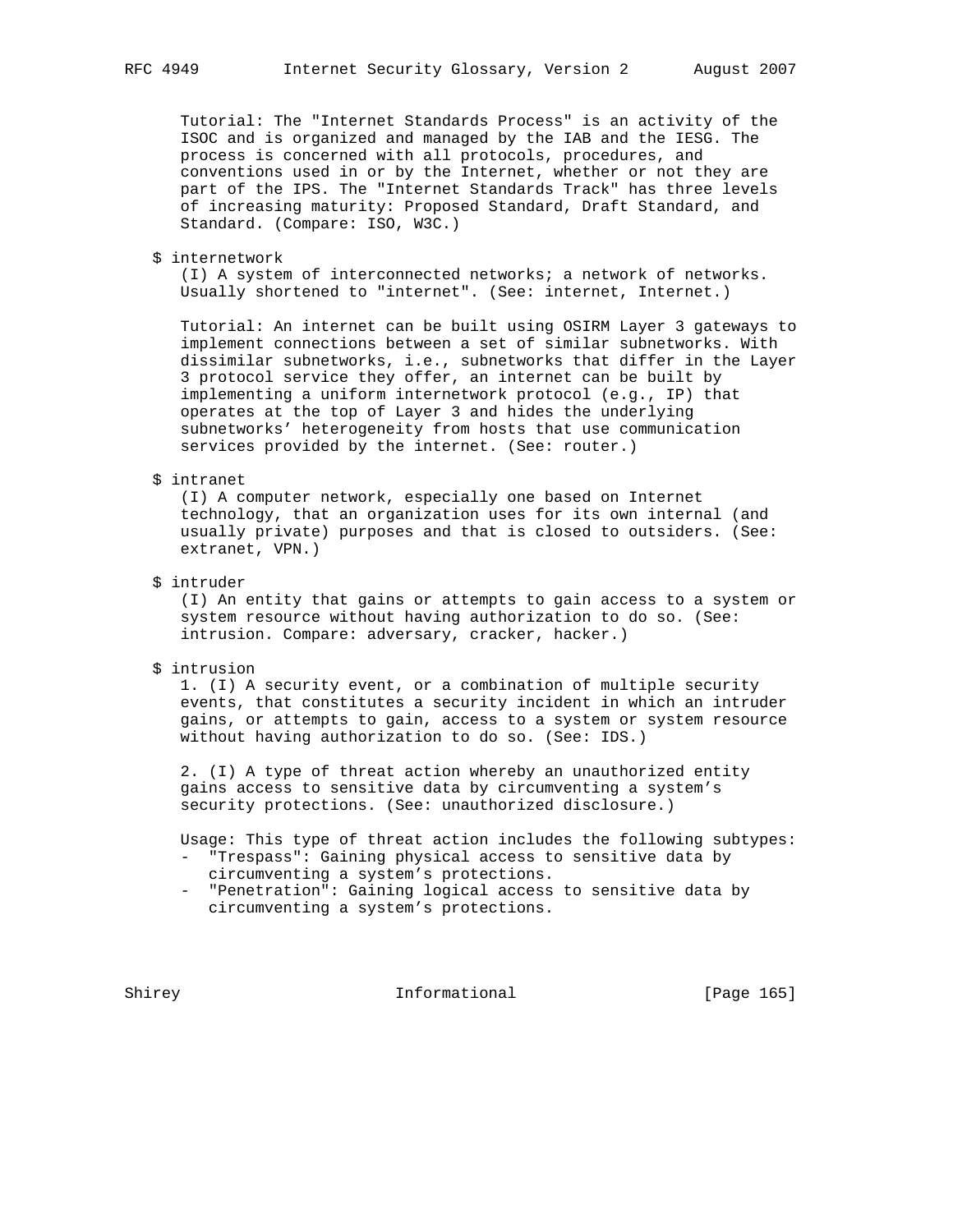Tutorial: The "Internet Standards Process" is an activity of the ISOC and is organized and managed by the IAB and the IESG. The process is concerned with all protocols, procedures, and conventions used in or by the Internet, whether or not they are part of the IPS. The "Internet Standards Track" has three levels of increasing maturity: Proposed Standard, Draft Standard, and Standard. (Compare: ISO, W3C.)

$ internetwork

(I) A system of interconnected networks; a network of networks. Usually shortened to "internet". (See: internet, Internet.)

Tutorial: An internet can be built using OSIRM Layer 3 gateways to implement connections between a set of similar subnetworks. With dissimilar subnetworks, i.e., subnetworks that differ in the Layer 3 protocol service they offer, an internet can be built by implementing a uniform internetwork protocol (e.g., IP) that operates at the top of Layer 3 and hides the underlying subnetworks' heterogeneity from hosts that use communication services provided by the internet. (See: router.)

$ intranet

(I) A computer network, especially one based on Internet technology, that an organization uses for its own internal (and usually private) purposes and that is closed to outsiders. (See: extranet, VPN.)

$ intruder

(I) An entity that gains or attempts to gain access to a system or system resource without having authorization to do so. (See: intrusion. Compare: adversary, cracker, hacker.)

$ intrusion

1. (I) A security event, or a combination of multiple security events, that constitutes a security incident in which an intruder gains, or attempts to gain, access to a system or system resource without having authorization to do so. (See: IDS.)

2. (I) A type of threat action whereby an unauthorized entity gains access to sensitive data by circumventing a system's security protections. (See: unauthorized disclosure.)

Usage: This type of threat action includes the following subtypes:

- "Trespass": Gaining physical access to sensitive data by circumventing a system's protections.
- "Penetration": Gaining logical access to sensitive data by circumventing a system's protections.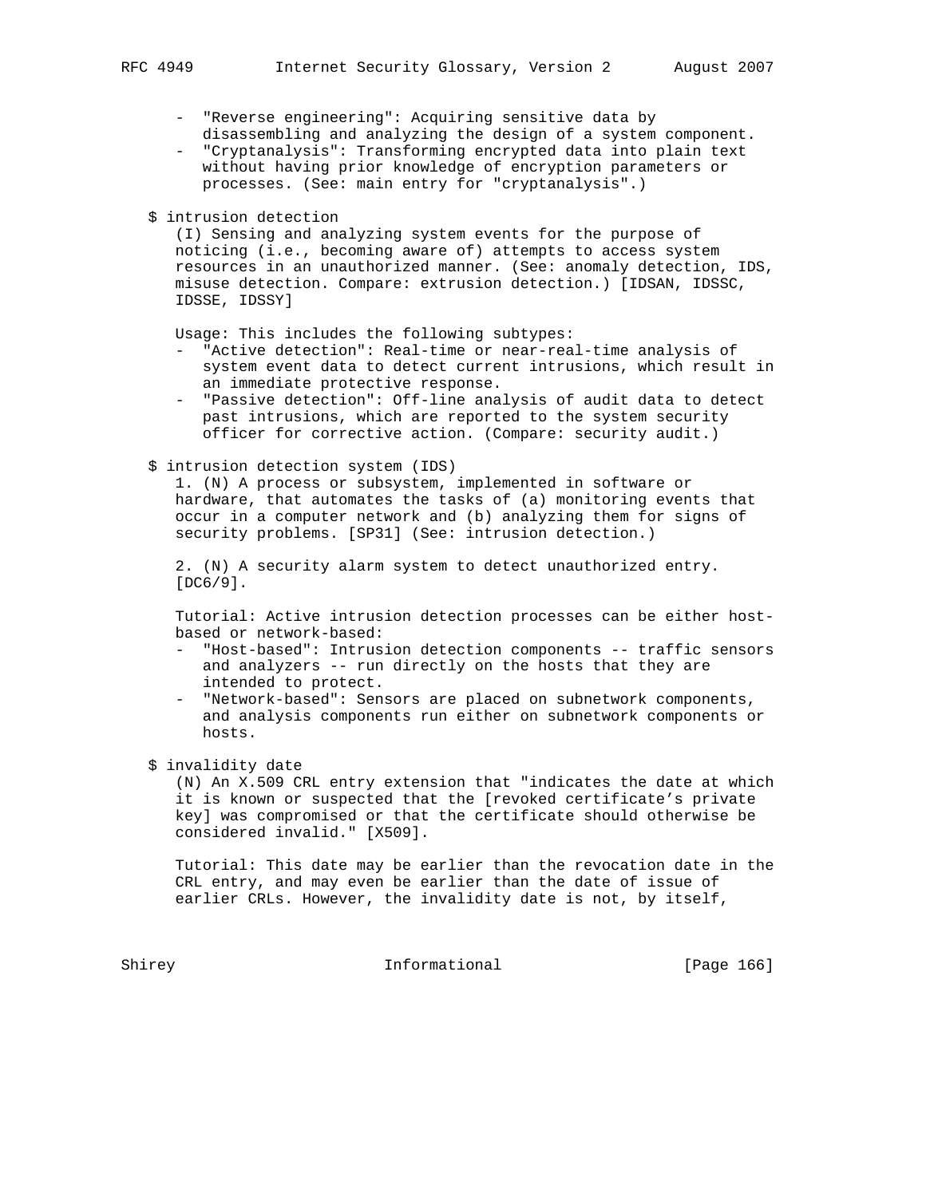- "Reverse engineering": Acquiring sensitive data by disassembling and analyzing the design of a system component.
- "Cryptanalysis": Transforming encrypted data into plain text without having prior knowledge of encryption parameters or processes. (See: main entry for "cryptanalysis".)

$ intrusion detection

(I) Sensing and analyzing system events for the purpose of noticing (i.e., becoming aware of) attempts to access system resources in an unauthorized manner. (See: anomaly detection, IDS, misuse detection. Compare: extrusion detection.) [IDSAN, IDSSC, IDSSE, IDSSY]

Usage: This includes the following subtypes:

- "Active detection": Real-time or near-real-time analysis of system event data to detect current intrusions, which result in an immediate protective response.
- "Passive detection": Off-line analysis of audit data to detect past intrusions, which are reported to the system security officer for corrective action. (Compare: security audit.)

$ intrusion detection system (IDS)

1. (N) A process or subsystem, implemented in software or hardware, that automates the tasks of (a) monitoring events that occur in a computer network and (b) analyzing them for signs of security problems. [SP31] (See: intrusion detection.)

2. (N) A security alarm system to detect unauthorized entry. [DC6/9].

Tutorial: Active intrusion detection processes can be either host-based or network-based:

- "Host-based": Intrusion detection components -- traffic sensors and analyzers -- run directly on the hosts that they are intended to protect.
- "Network-based": Sensors are placed on subnetwork components, and analysis components run either on subnetwork components or hosts.

$ invalidity date

(N) An X.509 CRL entry extension that "indicates the date at which it is known or suspected that the [revoked certificate's private key] was compromised or that the certificate should otherwise be considered invalid." [X509].

Tutorial: This date may be earlier than the revocation date in the CRL entry, and may even be earlier than the date of issue of earlier CRLs. However, the invalidity date is not, by itself,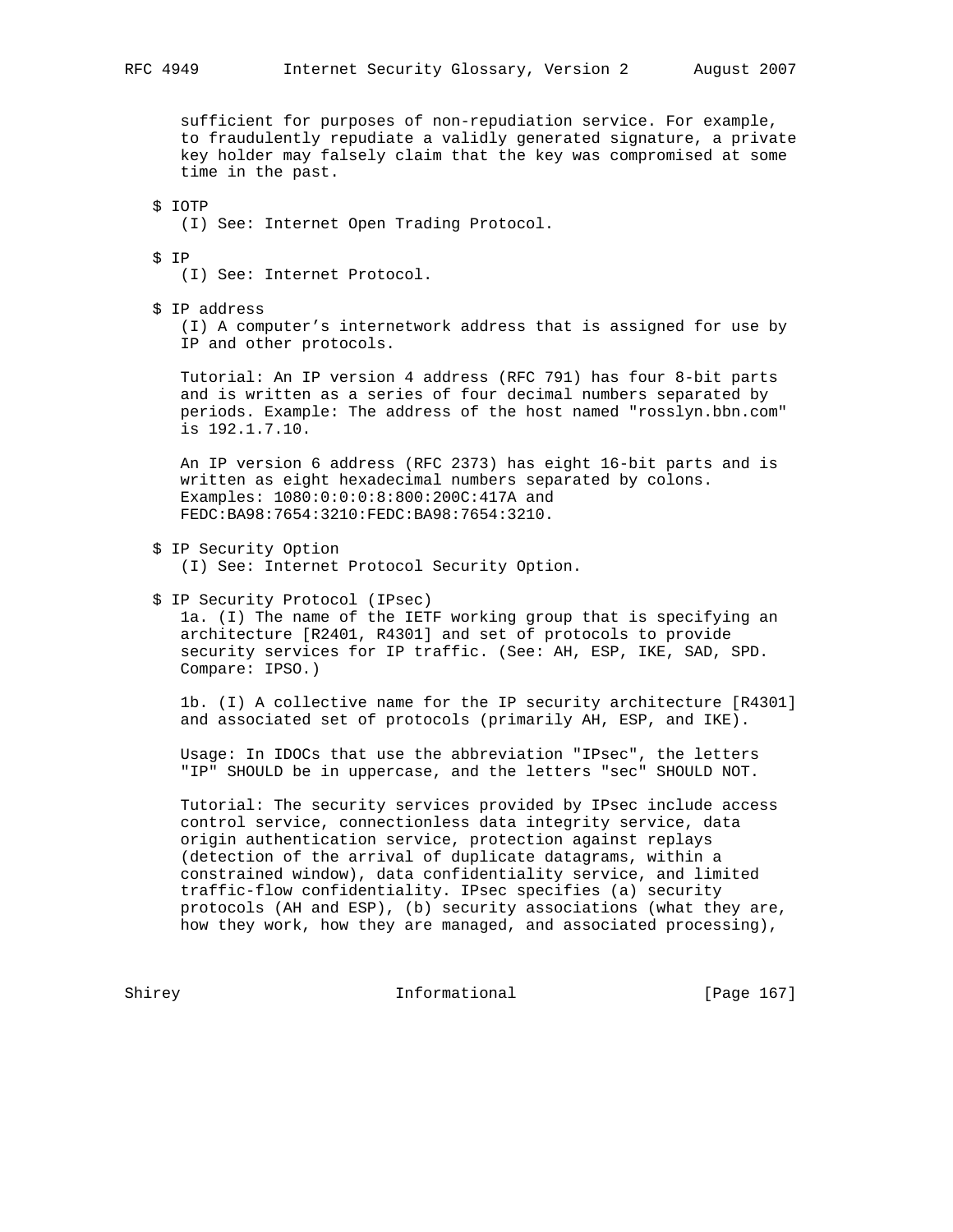sufficient for purposes of non-repudiation service. For example, to fraudulently repudiate a validly generated signature, a private key holder may falsely claim that the key was compromised at some time in the past.

$ IOTP
(I) See: Internet Open Trading Protocol.

$ IP
(I) See: Internet Protocol.

$ IP address
(I) A computer's internetwork address that is assigned for use by IP and other protocols.

Tutorial: An IP version 4 address (RFC 791) has four 8-bit parts and is written as a series of four decimal numbers separated by periods. Example: The address of the host named "rosslyn.bbn.com" is 192.1.7.10.

An IP version 6 address (RFC 2373) has eight 16-bit parts and is written as eight hexadecimal numbers separated by colons. Examples: 1080:0:0:0:8:800:200C:417A and FEDC:BA98:7654:3210:FEDC:BA98:7654:3210.

$ IP Security Option
(I) See: Internet Protocol Security Option.

$ IP Security Protocol (IPsec)
1a. (I) The name of the IETF working group that is specifying an architecture [R2401, R4301] and set of protocols to provide security services for IP traffic. (See: AH, ESP, IKE, SAD, SPD. Compare: IPSO.)

1b. (I) A collective name for the IP security architecture [R4301] and associated set of protocols (primarily AH, ESP, and IKE).

Usage: In IDOCs that use the abbreviation "IPsec", the letters "IP" SHOULD be in uppercase, and the letters "sec" SHOULD NOT.

Tutorial: The security services provided by IPsec include access control service, connectionless data integrity service, data origin authentication service, protection against replays (detection of the arrival of duplicate datagrams, within a constrained window), data confidentiality service, and limited traffic-flow confidentiality. IPsec specifies (a) security protocols (AH and ESP), (b) security associations (what they are, how they work, how they are managed, and associated processing),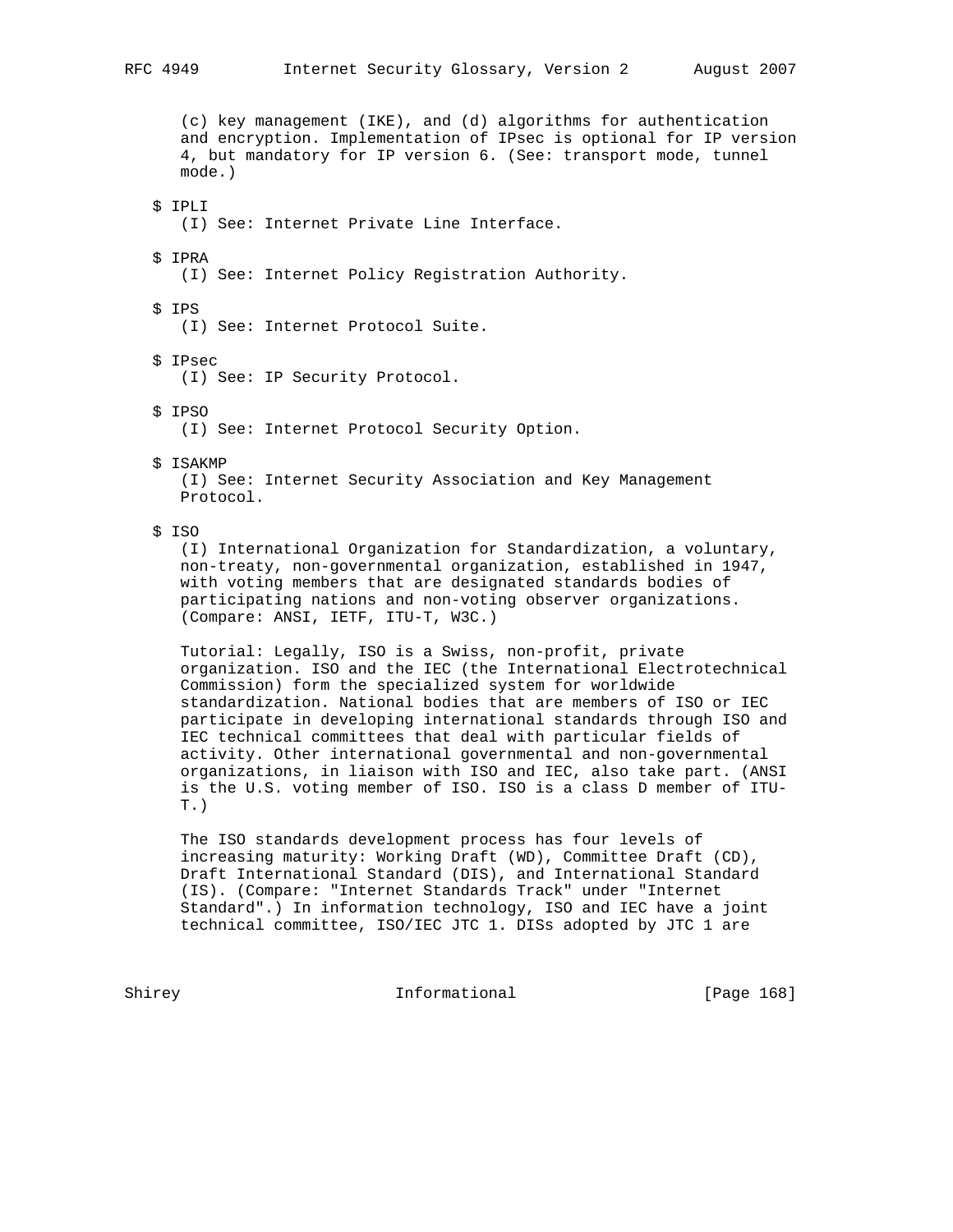(c) key management (IKE), and (d) algorithms for authentication and encryption. Implementation of IPsec is optional for IP version 4, but mandatory for IP version 6. (See: transport mode, tunnel mode.)

$ IPLI
(I) See: Internet Private Line Interface.

$ IPRA
(I) See: Internet Policy Registration Authority.

$ IPS
(I) See: Internet Protocol Suite.

$ IPsec
(I) See: IP Security Protocol.

$ IPSO
(I) See: Internet Protocol Security Option.

$ ISAKMP
(I) See: Internet Security Association and Key Management Protocol.

$ ISO
(I) International Organization for Standardization, a voluntary, non-treaty, non-governmental organization, established in 1947, with voting members that are designated standards bodies of participating nations and non-voting observer organizations. (Compare: ANSI, IETF, ITU-T, W3C.)

Tutorial: Legally, ISO is a Swiss, non-profit, private organization. ISO and the IEC (the International Electrotechnical Commission) form the specialized system for worldwide standardization. National bodies that are members of ISO or IEC participate in developing international standards through ISO and IEC technical committees that deal with particular fields of activity. Other international governmental and non-governmental organizations, in liaison with ISO and IEC, also take part. (ANSI is the U.S. voting member of ISO. ISO is a class D member of ITU-T.)

The ISO standards development process has four levels of increasing maturity: Working Draft (WD), Committee Draft (CD), Draft International Standard (DIS), and International Standard (IS). (Compare: "Internet Standards Track" under "Internet Standard".) In information technology, ISO and IEC have a joint technical committee, ISO/IEC JTC 1. DISs adopted by JTC 1 are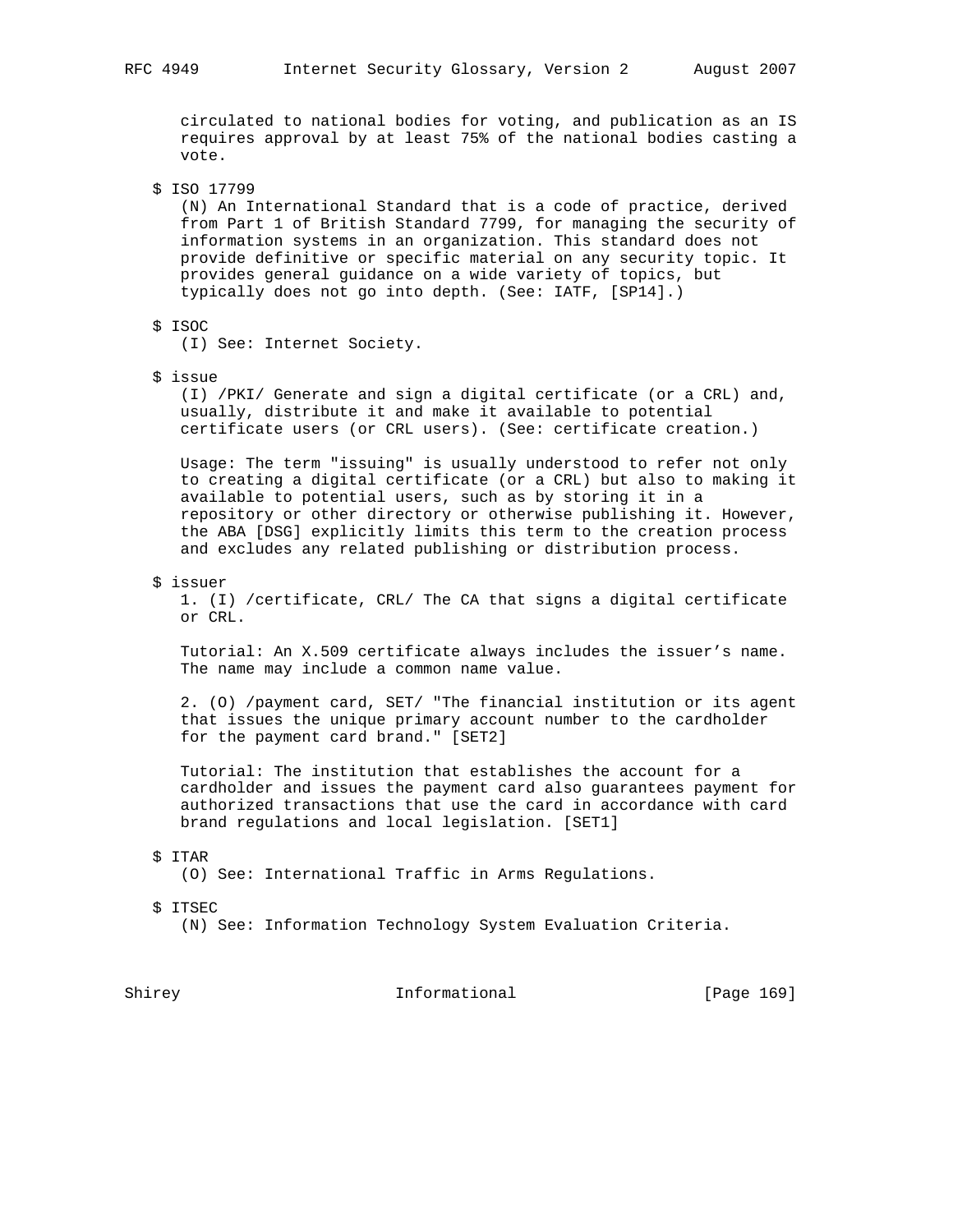circulated to national bodies for voting, and publication as an IS requires approval by at least 75% of the national bodies casting a vote.

$ ISO 17799
(N) An International Standard that is a code of practice, derived from Part 1 of British Standard 7799, for managing the security of information systems in an organization. This standard does not provide definitive or specific material on any security topic. It provides general guidance on a wide variety of topics, but typically does not go into depth. (See: IATF, [SP14].)

$ ISOC
(I) See: Internet Society.

$ issue
(I) /PKI/ Generate and sign a digital certificate (or a CRL) and, usually, distribute it and make it available to potential certificate users (or CRL users). (See: certificate creation.)

Usage: The term "issuing" is usually understood to refer not only to creating a digital certificate (or a CRL) but also to making it available to potential users, such as by storing it in a repository or other directory or otherwise publishing it. However, the ABA [DSG] explicitly limits this term to the creation process and excludes any related publishing or distribution process.

$ issuer
1. (I) /certificate, CRL/ The CA that signs a digital certificate or CRL.

Tutorial: An X.509 certificate always includes the issuer's name. The name may include a common name value.

2. (O) /payment card, SET/ "The financial institution or its agent that issues the unique primary account number to the cardholder for the payment card brand." [SET2]

Tutorial: The institution that establishes the account for a cardholder and issues the payment card also guarantees payment for authorized transactions that use the card in accordance with card brand regulations and local legislation. [SET1]

$ ITAR
(O) See: International Traffic in Arms Regulations.

$ ITSEC
(N) See: Information Technology System Evaluation Criteria.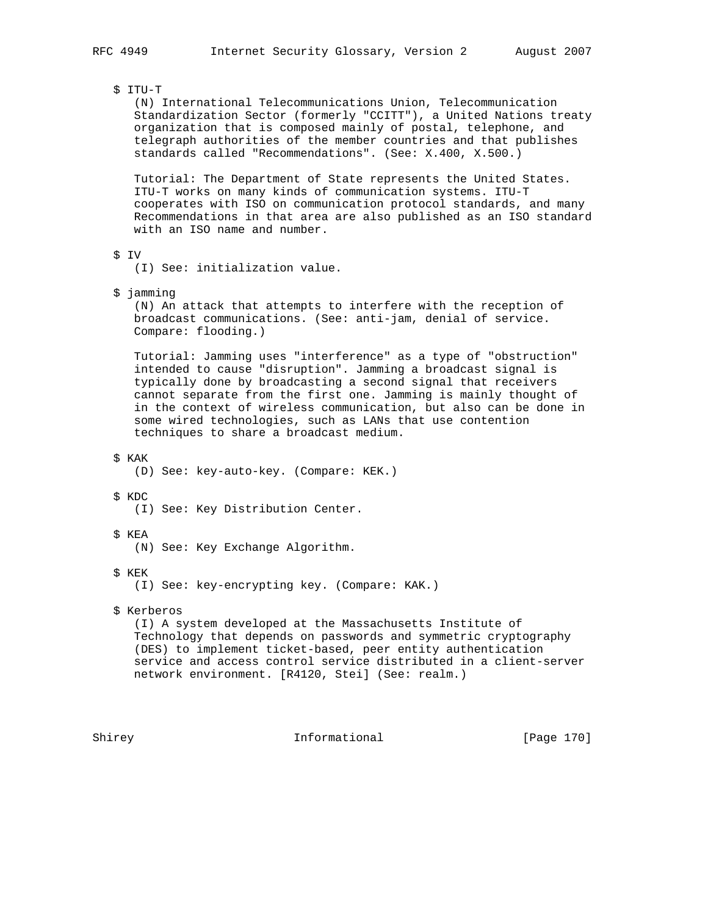$ ITU-T

(N) International Telecommunications Union, Telecommunication Standardization Sector (formerly "CCITT"), a United Nations treaty organization that is composed mainly of postal, telephone, and telegraph authorities of the member countries and that publishes standards called "Recommendations". (See: X.400, X.500.)

Tutorial: The Department of State represents the United States. ITU-T works on many kinds of communication systems. ITU-T cooperates with ISO on communication protocol standards, and many Recommendations in that area are also published as an ISO standard with an ISO name and number.

$ IV

(I) See: initialization value.

$ jamming

(N) An attack that attempts to interfere with the reception of broadcast communications. (See: anti-jam, denial of service. Compare: flooding.)

Tutorial: Jamming uses "interference" as a type of "obstruction" intended to cause "disruption". Jamming a broadcast signal is typically done by broadcasting a second signal that receivers cannot separate from the first one. Jamming is mainly thought of in the context of wireless communication, but also can be done in some wired technologies, such as LANs that use contention techniques to share a broadcast medium.

$ KAK

(D) See: key-auto-key. (Compare: KEK.)

$ KDC

(I) See: Key Distribution Center.

$ KEA

(N) See: Key Exchange Algorithm.

$ KEK

(I) See: key-encrypting key. (Compare: KAK.)

$ Kerberos

(I) A system developed at the Massachusetts Institute of Technology that depends on passwords and symmetric cryptography (DES) to implement ticket-based, peer entity authentication service and access control service distributed in a client-server network environment. [R4120, Stei] (See: realm.)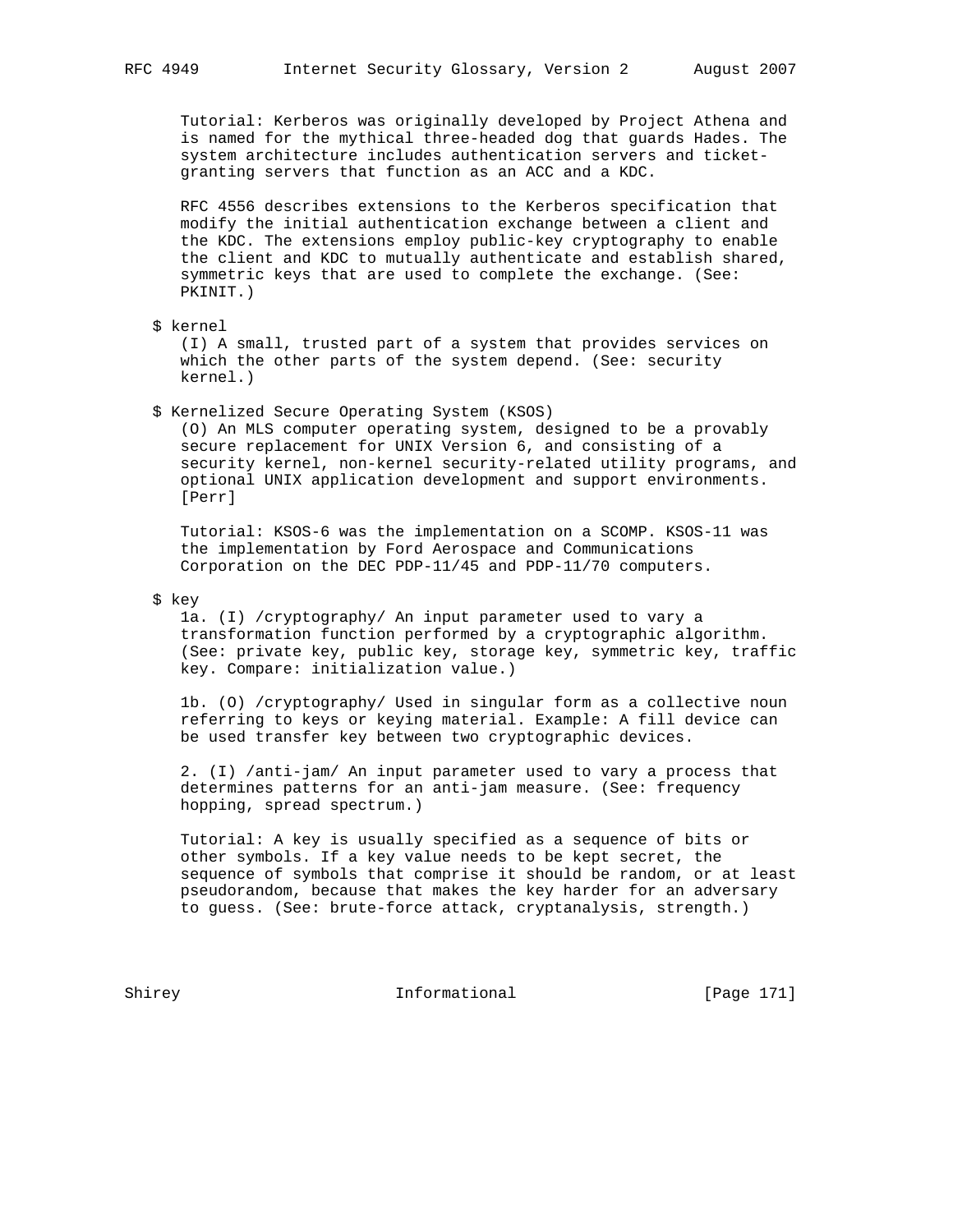Tutorial: Kerberos was originally developed by Project Athena and is named for the mythical three-headed dog that guards Hades. The system architecture includes authentication servers and ticket-granting servers that function as an ACC and a KDC.

RFC 4556 describes extensions to the Kerberos specification that modify the initial authentication exchange between a client and the KDC. The extensions employ public-key cryptography to enable the client and KDC to mutually authenticate and establish shared, symmetric keys that are used to complete the exchange. (See: PKINIT.)

$ kernel

(I) A small, trusted part of a system that provides services on which the other parts of the system depend. (See: security kernel.)

$ Kernelized Secure Operating System (KSOS)

(O) An MLS computer operating system, designed to be a provably secure replacement for UNIX Version 6, and consisting of a security kernel, non-kernel security-related utility programs, and optional UNIX application development and support environments. [Perr]

Tutorial: KSOS-6 was the implementation on a SCOMP. KSOS-11 was the implementation by Ford Aerospace and Communications Corporation on the DEC PDP-11/45 and PDP-11/70 computers.

$ key

1a. (I) /cryptography/ An input parameter used to vary a transformation function performed by a cryptographic algorithm. (See: private key, public key, storage key, symmetric key, traffic key. Compare: initialization value.)

1b. (O) /cryptography/ Used in singular form as a collective noun referring to keys or keying material. Example: A fill device can be used transfer key between two cryptographic devices.

2. (I) /anti-jam/ An input parameter used to vary a process that determines patterns for an anti-jam measure. (See: frequency hopping, spread spectrum.)

Tutorial: A key is usually specified as a sequence of bits or other symbols. If a key value needs to be kept secret, the sequence of symbols that comprise it should be random, or at least pseudorandom, because that makes the key harder for an adversary to guess. (See: brute-force attack, cryptanalysis, strength.)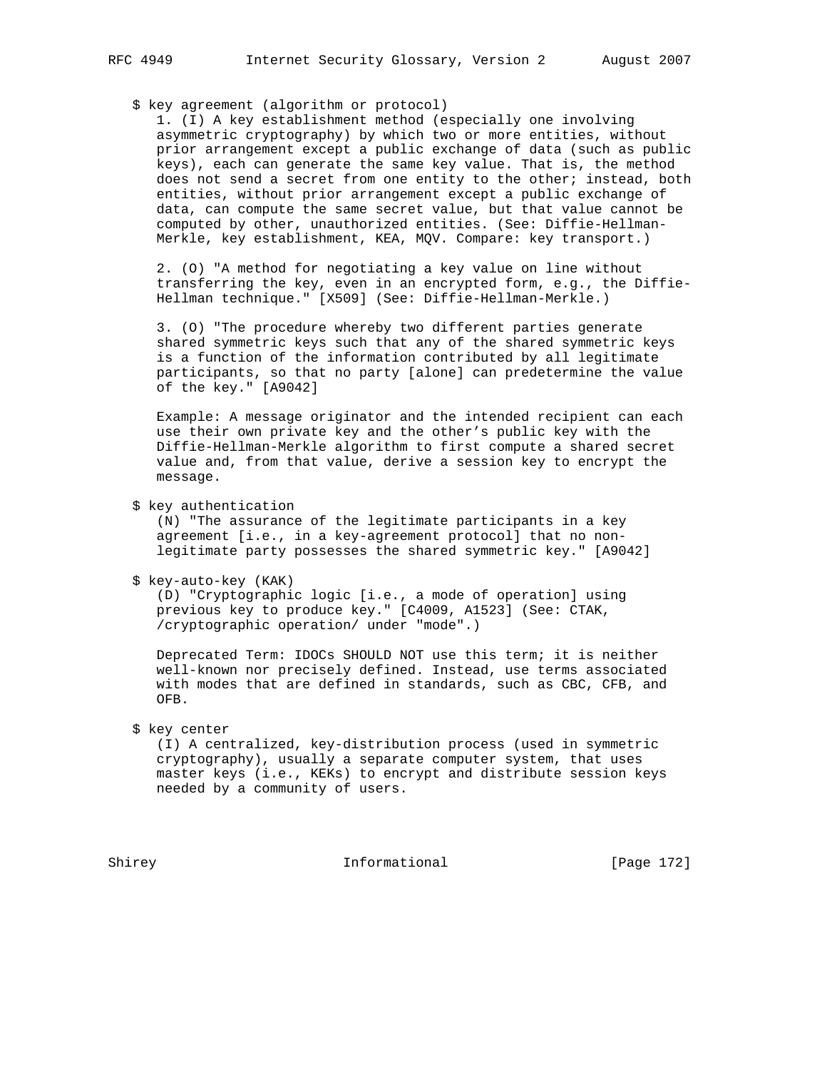$ key agreement (algorithm or protocol)

1. (I) A key establishment method (especially one involving asymmetric cryptography) by which two or more entities, without prior arrangement except a public exchange of data (such as public keys), each can generate the same key value. That is, the method does not send a secret from one entity to the other; instead, both entities, without prior arrangement except a public exchange of data, can compute the same secret value, but that value cannot be computed by other, unauthorized entities. (See: Diffie-Hellman-Merkle, key establishment, KEA, MQV. Compare: key transport.)

2. (O) "A method for negotiating a key value on line without transferring the key, even in an encrypted form, e.g., the Diffie-Hellman technique." [X509] (See: Diffie-Hellman-Merkle.)

3. (O) "The procedure whereby two different parties generate shared symmetric keys such that any of the shared symmetric keys is a function of the information contributed by all legitimate participants, so that no party [alone] can predetermine the value of the key." [A9042]

Example: A message originator and the intended recipient can each use their own private key and the other's public key with the Diffie-Hellman-Merkle algorithm to first compute a shared secret value and, from that value, derive a session key to encrypt the message.

$ key authentication

(N) "The assurance of the legitimate participants in a key agreement [i.e., in a key-agreement protocol] that no non-legitimate party possesses the shared symmetric key." [A9042]

$ key-auto-key (KAK)

(D) "Cryptographic logic [i.e., a mode of operation] using previous key to produce key." [C4009, A1523] (See: CTAK, /cryptographic operation/ under "mode".)

Deprecated Term: IDOCs SHOULD NOT use this term; it is neither well-known nor precisely defined. Instead, use terms associated with modes that are defined in standards, such as CBC, CFB, and OFB.

$ key center

(I) A centralized, key-distribution process (used in symmetric cryptography), usually a separate computer system, that uses master keys (i.e., KEKs) to encrypt and distribute session keys needed by a community of users.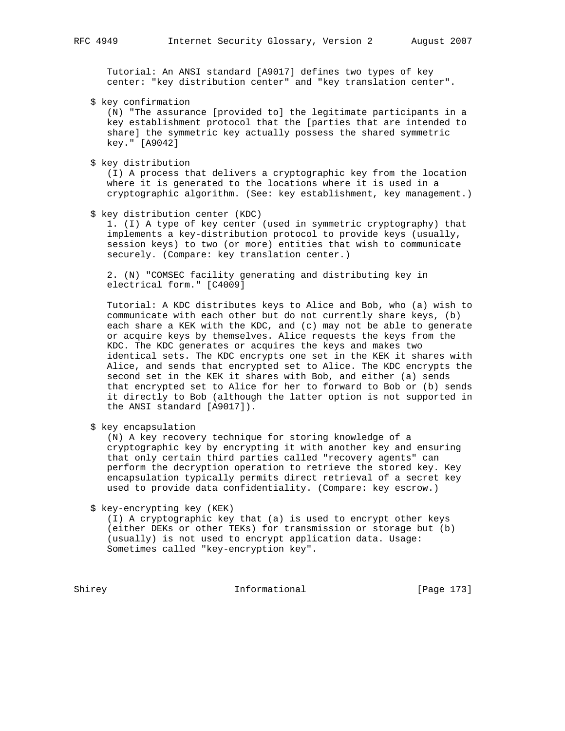Tutorial: An ANSI standard [A9017] defines two types of key center: "key distribution center" and "key translation center".

$ key confirmation
(N) "The assurance [provided to] the legitimate participants in a key establishment protocol that the [parties that are intended to share] the symmetric key actually possess the shared symmetric key." [A9042]

$ key distribution
(I) A process that delivers a cryptographic key from the location where it is generated to the locations where it is used in a cryptographic algorithm. (See: key establishment, key management.)

$ key distribution center (KDC)
1. (I) A type of key center (used in symmetric cryptography) that implements a key-distribution protocol to provide keys (usually, session keys) to two (or more) entities that wish to communicate securely. (Compare: key translation center.)

2. (N) "COMSEC facility generating and distributing key in electrical form." [C4009]

Tutorial: A KDC distributes keys to Alice and Bob, who (a) wish to communicate with each other but do not currently share keys, (b) each share a KEK with the KDC, and (c) may not be able to generate or acquire keys by themselves. Alice requests the keys from the KDC. The KDC generates or acquires the keys and makes two identical sets. The KDC encrypts one set in the KEK it shares with Alice, and sends that encrypted set to Alice. The KDC encrypts the second set in the KEK it shares with Bob, and either (a) sends that encrypted set to Alice for her to forward to Bob or (b) sends it directly to Bob (although the latter option is not supported in the ANSI standard [A9017]).

$ key encapsulation
(N) A key recovery technique for storing knowledge of a cryptographic key by encrypting it with another key and ensuring that only certain third parties called "recovery agents" can perform the decryption operation to retrieve the stored key. Key encapsulation typically permits direct retrieval of a secret key used to provide data confidentiality. (Compare: key escrow.)

$ key-encrypting key (KEK)
(I) A cryptographic key that (a) is used to encrypt other keys (either DEKs or other TEKs) for transmission or storage but (b) (usually) is not used to encrypt application data. Usage: Sometimes called "key-encryption key".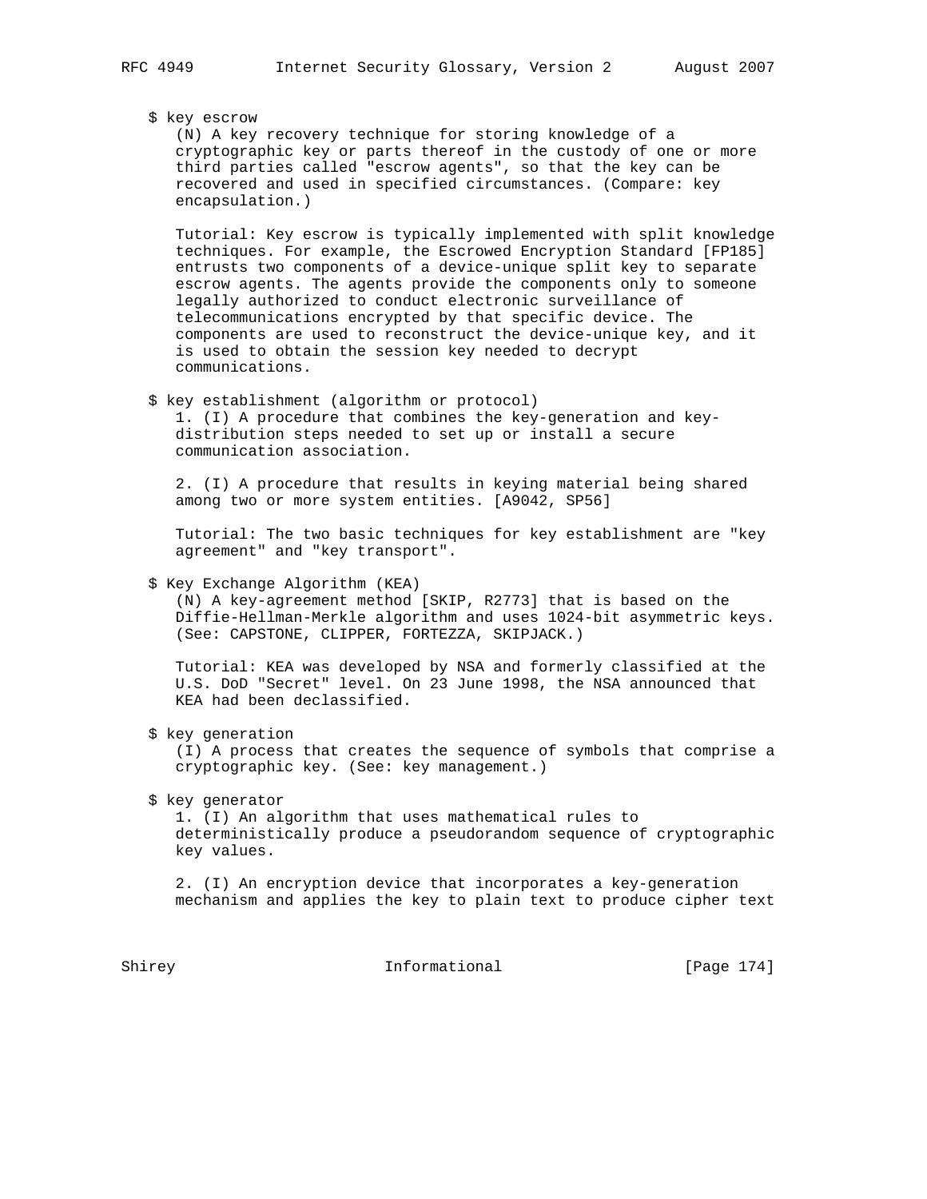$ key escrow

(N) A key recovery technique for storing knowledge of a cryptographic key or parts thereof in the custody of one or more third parties called "escrow agents", so that the key can be recovered and used in specified circumstances. (Compare: key encapsulation.)

Tutorial: Key escrow is typically implemented with split knowledge techniques. For example, the Escrowed Encryption Standard [FP185] entrusts two components of a device-unique split key to separate escrow agents. The agents provide the components only to someone legally authorized to conduct electronic surveillance of telecommunications encrypted by that specific device. The components are used to reconstruct the device-unique key, and it is used to obtain the session key needed to decrypt communications.

$ key establishment (algorithm or protocol)

1. (I) A procedure that combines the key-generation and key-distribution steps needed to set up or install a secure communication association.

2. (I) A procedure that results in keying material being shared among two or more system entities. [A9042, SP56]

Tutorial: The two basic techniques for key establishment are "key agreement" and "key transport".

$ Key Exchange Algorithm (KEA)

(N) A key-agreement method [SKIP, R2773] that is based on the Diffie-Hellman-Merkle algorithm and uses 1024-bit asymmetric keys. (See: CAPSTONE, CLIPPER, FORTEZZA, SKIPJACK.)

Tutorial: KEA was developed by NSA and formerly classified at the U.S. DoD "Secret" level. On 23 June 1998, the NSA announced that KEA had been declassified.

$ key generation

(I) A process that creates the sequence of symbols that comprise a cryptographic key. (See: key management.)

$ key generator

1. (I) An algorithm that uses mathematical rules to deterministically produce a pseudorandom sequence of cryptographic key values.

2. (I) An encryption device that incorporates a key-generation mechanism and applies the key to plain text to produce cipher text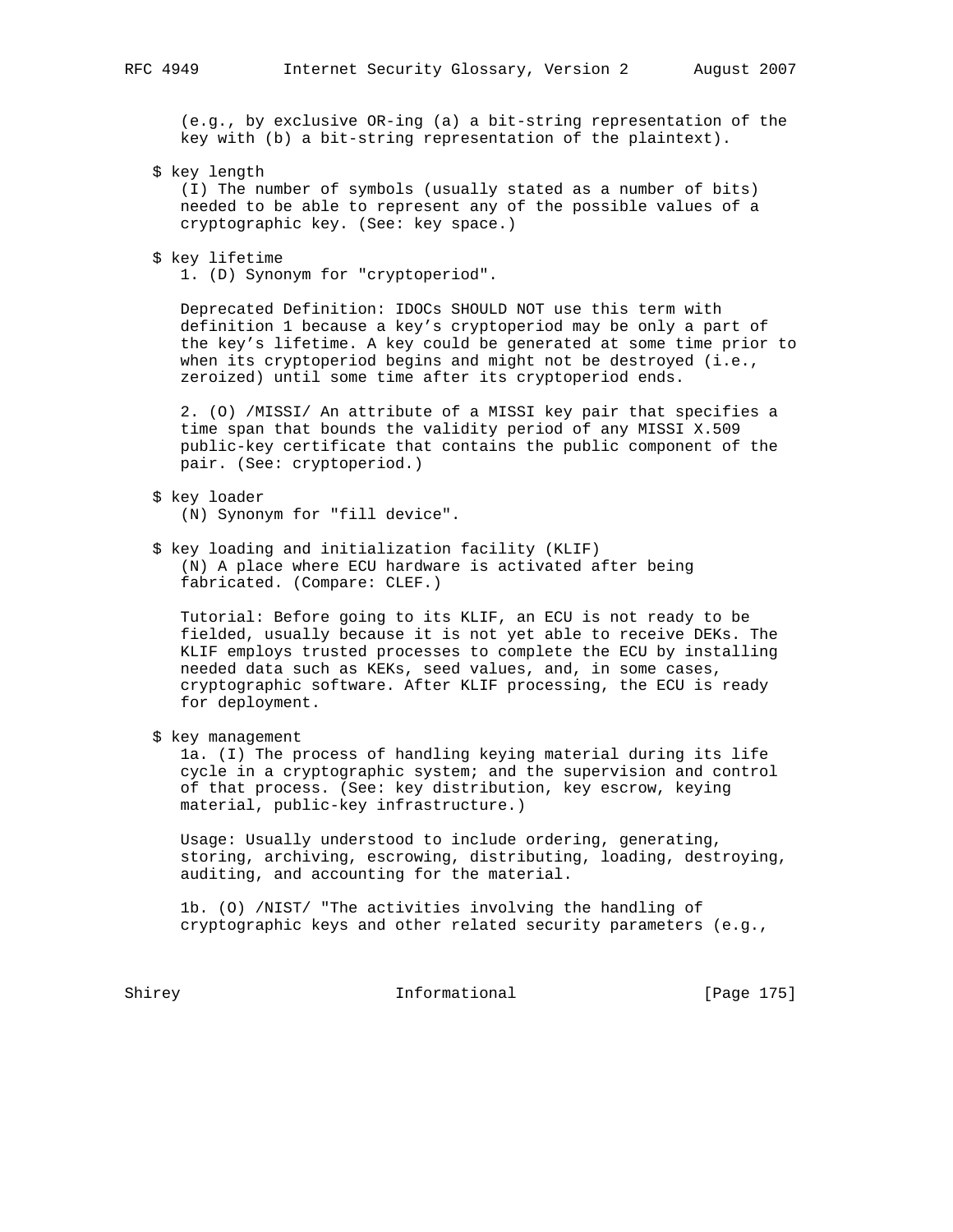(e.g., by exclusive OR-ing (a) a bit-string representation of the key with (b) a bit-string representation of the plaintext).

$ key length
(I) The number of symbols (usually stated as a number of bits) needed to be able to represent any of the possible values of a cryptographic key. (See: key space.)

$ key lifetime
1. (D) Synonym for "cryptoperiod".

Deprecated Definition: IDOCs SHOULD NOT use this term with definition 1 because a key's cryptoperiod may be only a part of the key's lifetime. A key could be generated at some time prior to when its cryptoperiod begins and might not be destroyed (i.e., zeroized) until some time after its cryptoperiod ends.

2. (O) /MISSI/ An attribute of a MISSI key pair that specifies a time span that bounds the validity period of any MISSI X.509 public-key certificate that contains the public component of the pair. (See: cryptoperiod.)

$ key loader
(N) Synonym for "fill device".

$ key loading and initialization facility (KLIF)
(N) A place where ECU hardware is activated after being fabricated. (Compare: CLEF.)

Tutorial: Before going to its KLIF, an ECU is not ready to be fielded, usually because it is not yet able to receive DEKs. The KLIF employs trusted processes to complete the ECU by installing needed data such as KEKs, seed values, and, in some cases, cryptographic software. After KLIF processing, the ECU is ready for deployment.

$ key management
1a. (I) The process of handling keying material during its life cycle in a cryptographic system; and the supervision and control of that process. (See: key distribution, key escrow, keying material, public-key infrastructure.)

Usage: Usually understood to include ordering, generating, storing, archiving, escrowing, distributing, loading, destroying, auditing, and accounting for the material.

1b. (O) /NIST/ "The activities involving the handling of cryptographic keys and other related security parameters (e.g.,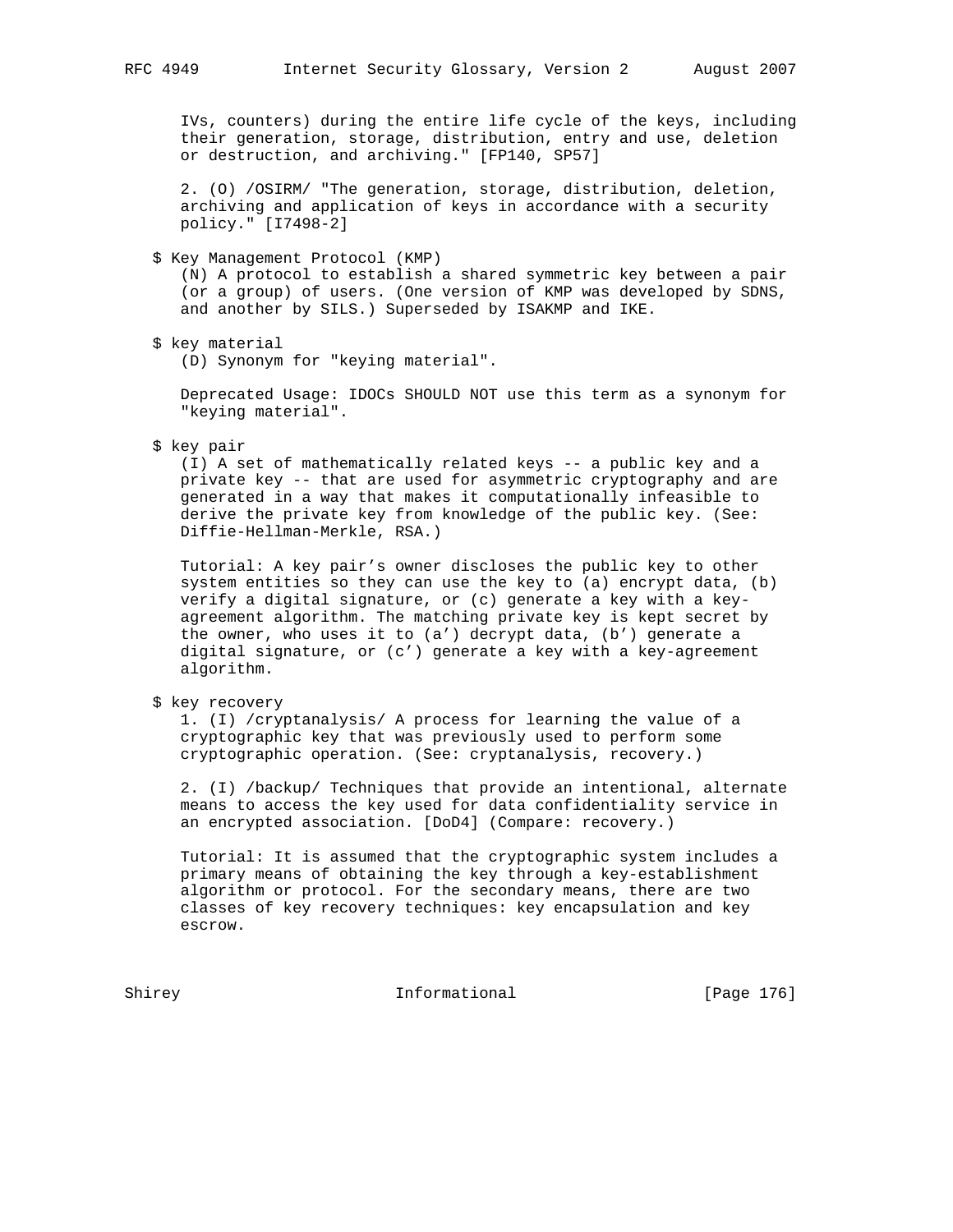IVs, counters) during the entire life cycle of the keys, including their generation, storage, distribution, entry and use, deletion or destruction, and archiving." [FP140, SP57]

2. (O) /OSIRM/ "The generation, storage, distribution, deletion, archiving and application of keys in accordance with a security policy." [I7498-2]

$ Key Management Protocol (KMP)

(N) A protocol to establish a shared symmetric key between a pair (or a group) of users. (One version of KMP was developed by SDNS, and another by SILS.) Superseded by ISAKMP and IKE.

$ key material

(D) Synonym for "keying material".

Deprecated Usage: IDOCs SHOULD NOT use this term as a synonym for "keying material".

$ key pair

(I) A set of mathematically related keys -- a public key and a private key -- that are used for asymmetric cryptography and are generated in a way that makes it computationally infeasible to derive the private key from knowledge of the public key. (See: Diffie-Hellman-Merkle, RSA.)

Tutorial: A key pair's owner discloses the public key to other system entities so they can use the key to (a) encrypt data, (b) verify a digital signature, or (c) generate a key with a key-agreement algorithm. The matching private key is kept secret by the owner, who uses it to (a') decrypt data, (b') generate a digital signature, or (c') generate a key with a key-agreement algorithm.

$ key recovery

1. (I) /cryptanalysis/ A process for learning the value of a cryptographic key that was previously used to perform some cryptographic operation. (See: cryptanalysis, recovery.)

2. (I) /backup/ Techniques that provide an intentional, alternate means to access the key used for data confidentiality service in an encrypted association. [DoD4] (Compare: recovery.)

Tutorial: It is assumed that the cryptographic system includes a primary means of obtaining the key through a key-establishment algorithm or protocol. For the secondary means, there are two classes of key recovery techniques: key encapsulation and key escrow.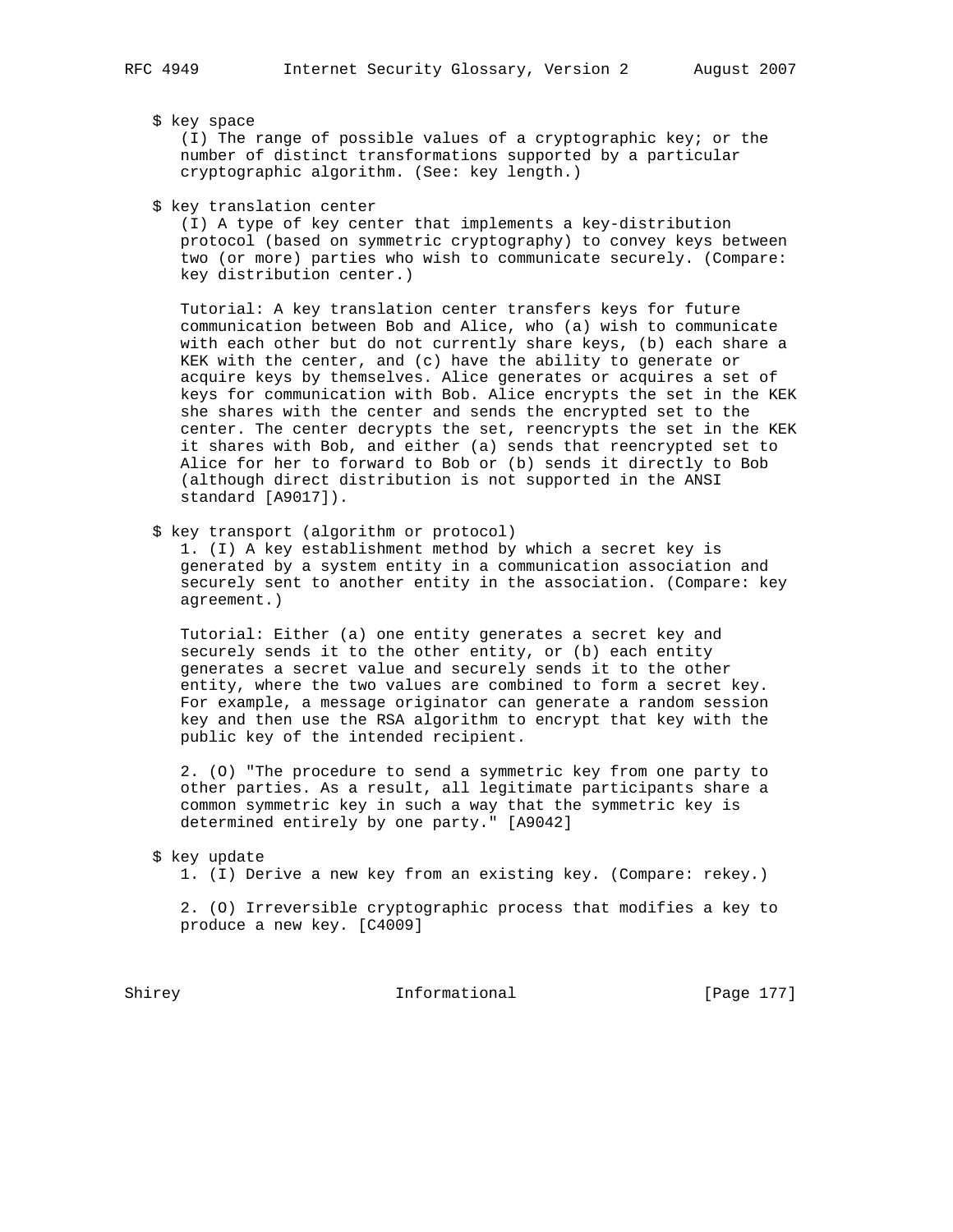$ key space

(I) The range of possible values of a cryptographic key; or the number of distinct transformations supported by a particular cryptographic algorithm. (See: key length.)

$ key translation center

(I) A type of key center that implements a key-distribution protocol (based on symmetric cryptography) to convey keys between two (or more) parties who wish to communicate securely. (Compare: key distribution center.)

Tutorial: A key translation center transfers keys for future communication between Bob and Alice, who (a) wish to communicate with each other but do not currently share keys, (b) each share a KEK with the center, and (c) have the ability to generate or acquire keys by themselves. Alice generates or acquires a set of keys for communication with Bob. Alice encrypts the set in the KEK she shares with the center and sends the encrypted set to the center. The center decrypts the set, reencrypts the set in the KEK it shares with Bob, and either (a) sends that reencrypted set to Alice for her to forward to Bob or (b) sends it directly to Bob (although direct distribution is not supported in the ANSI standard [A9017]).

$ key transport (algorithm or protocol)

1. (I) A key establishment method by which a secret key is generated by a system entity in a communication association and securely sent to another entity in the association. (Compare: key agreement.)

Tutorial: Either (a) one entity generates a secret key and securely sends it to the other entity, or (b) each entity generates a secret value and securely sends it to the other entity, where the two values are combined to form a secret key. For example, a message originator can generate a random session key and then use the RSA algorithm to encrypt that key with the public key of the intended recipient.

2. (O) "The procedure to send a symmetric key from one party to other parties. As a result, all legitimate participants share a common symmetric key in such a way that the symmetric key is determined entirely by one party." [A9042]

$ key update

1. (I) Derive a new key from an existing key. (Compare: rekey.)

2. (O) Irreversible cryptographic process that modifies a key to produce a new key. [C4009]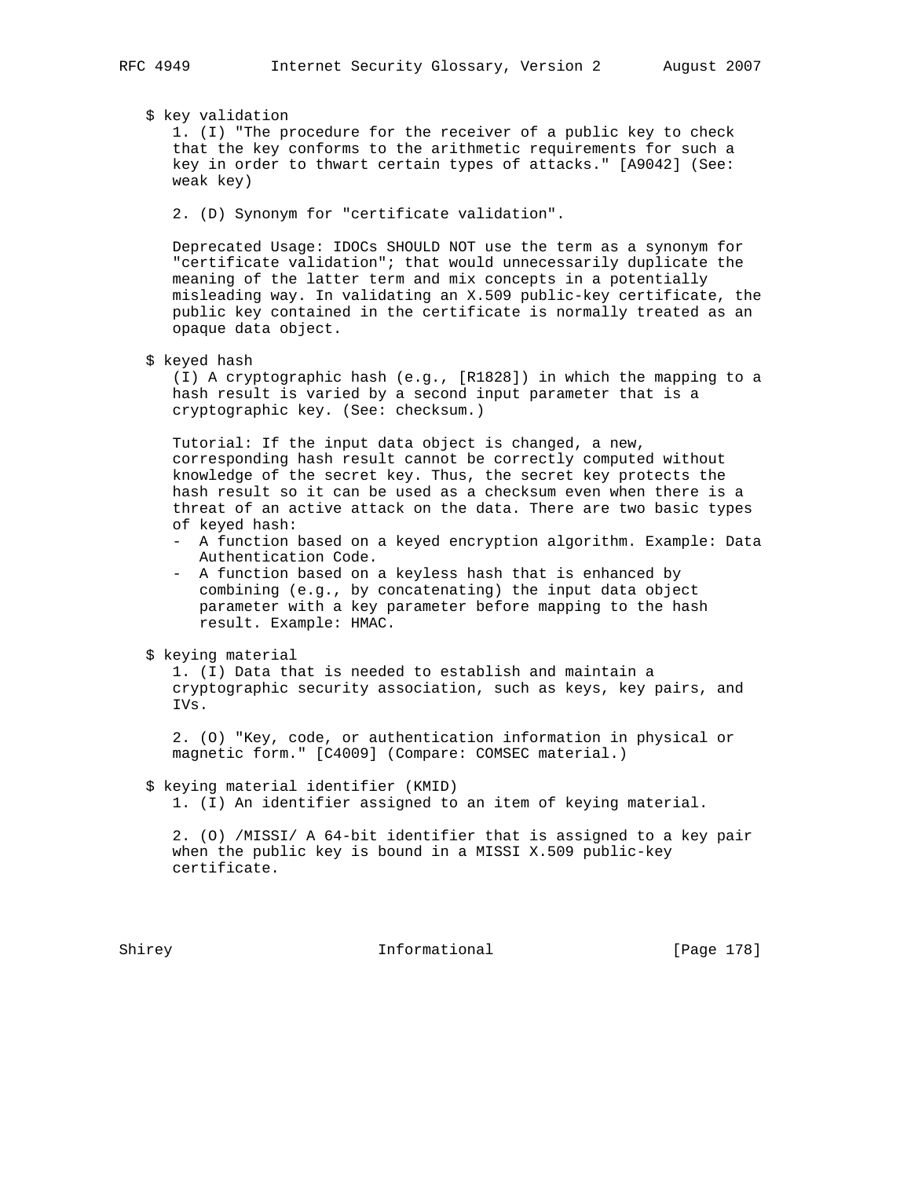$ key validation

1. (I) "The procedure for the receiver of a public key to check that the key conforms to the arithmetic requirements for such a key in order to thwart certain types of attacks." [A9042] (See: weak key)

2. (D) Synonym for "certificate validation".

Deprecated Usage: IDOCs SHOULD NOT use the term as a synonym for "certificate validation"; that would unnecessarily duplicate the meaning of the latter term and mix concepts in a potentially misleading way. In validating an X.509 public-key certificate, the public key contained in the certificate is normally treated as an opaque data object.

$ keyed hash

(I) A cryptographic hash (e.g., [R1828]) in which the mapping to a hash result is varied by a second input parameter that is a cryptographic key. (See: checksum.)

Tutorial: If the input data object is changed, a new, corresponding hash result cannot be correctly computed without knowledge of the secret key. Thus, the secret key protects the hash result so it can be used as a checksum even when there is a threat of an active attack on the data. There are two basic types of keyed hash:

- A function based on a keyed encryption algorithm. Example: Data Authentication Code.
- A function based on a keyless hash that is enhanced by combining (e.g., by concatenating) the input data object parameter with a key parameter before mapping to the hash result. Example: HMAC.

$ keying material

1. (I) Data that is needed to establish and maintain a cryptographic security association, such as keys, key pairs, and IVs.

2. (O) "Key, code, or authentication information in physical or magnetic form." [C4009] (Compare: COMSEC material.)

$ keying material identifier (KMID)

1. (I) An identifier assigned to an item of keying material.

2. (O) /MISSI/ A 64-bit identifier that is assigned to a key pair when the public key is bound in a MISSI X.509 public-key certificate.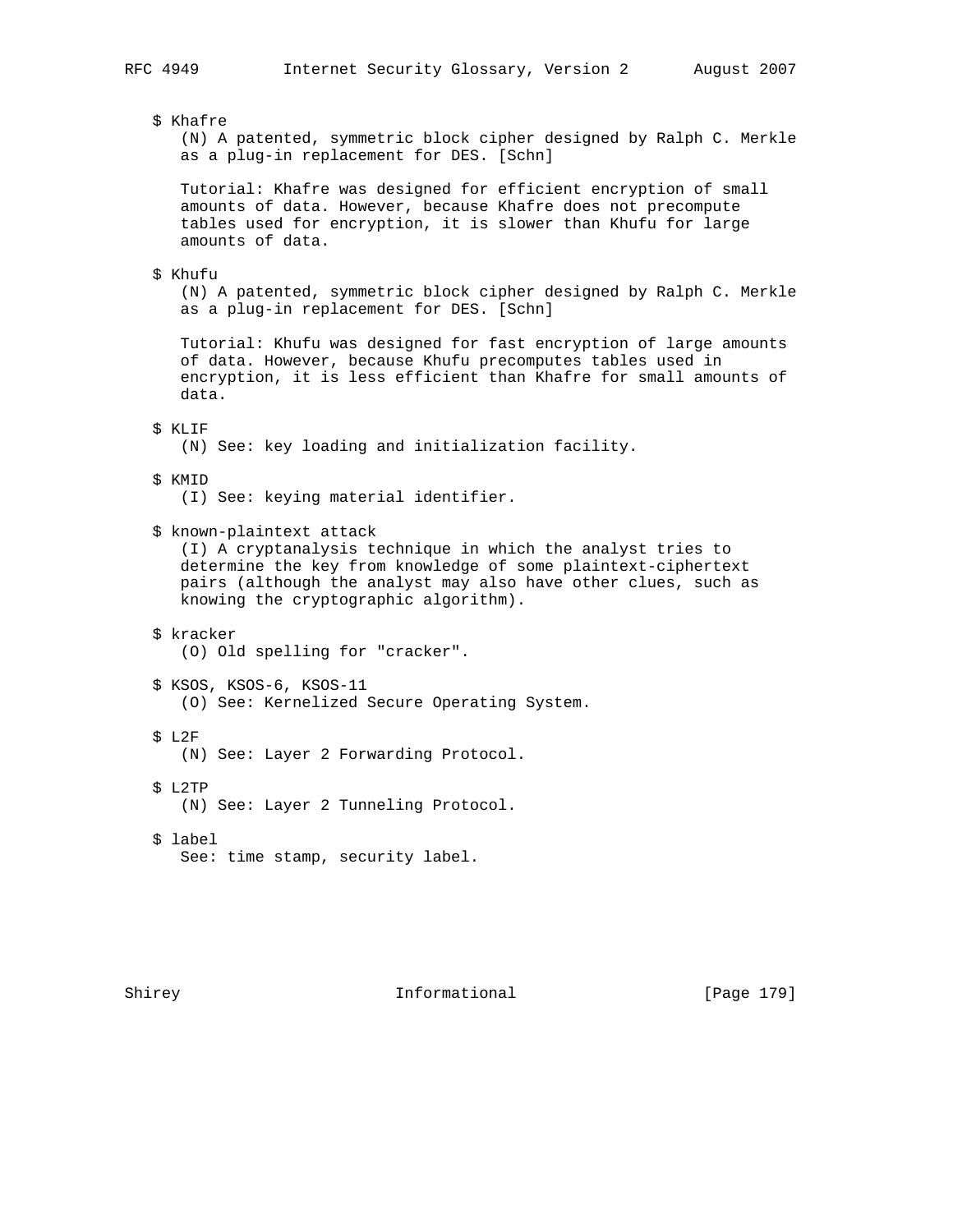$ Khafre
(N) A patented, symmetric block cipher designed by Ralph C. Merkle as a plug-in replacement for DES. [Schn]

Tutorial: Khafre was designed for efficient encryption of small amounts of data. However, because Khafre does not precompute tables used for encryption, it is slower than Khufu for large amounts of data.

$ Khufu
(N) A patented, symmetric block cipher designed by Ralph C. Merkle as a plug-in replacement for DES. [Schn]

Tutorial: Khufu was designed for fast encryption of large amounts of data. However, because Khufu precomputes tables used in encryption, it is less efficient than Khafre for small amounts of data.

$ KLIF
(N) See: key loading and initialization facility.

$ KMID
(I) See: keying material identifier.

$ known-plaintext attack
(I) A cryptanalysis technique in which the analyst tries to determine the key from knowledge of some plaintext-ciphertext pairs (although the analyst may also have other clues, such as knowing the cryptographic algorithm).

$ kracker
(O) Old spelling for "cracker".

$ KSOS, KSOS-6, KSOS-11
(O) See: Kernelized Secure Operating System.

$ L2F
(N) See: Layer 2 Forwarding Protocol.

$ L2TP
(N) See: Layer 2 Tunneling Protocol.

$ label
See: time stamp, security label.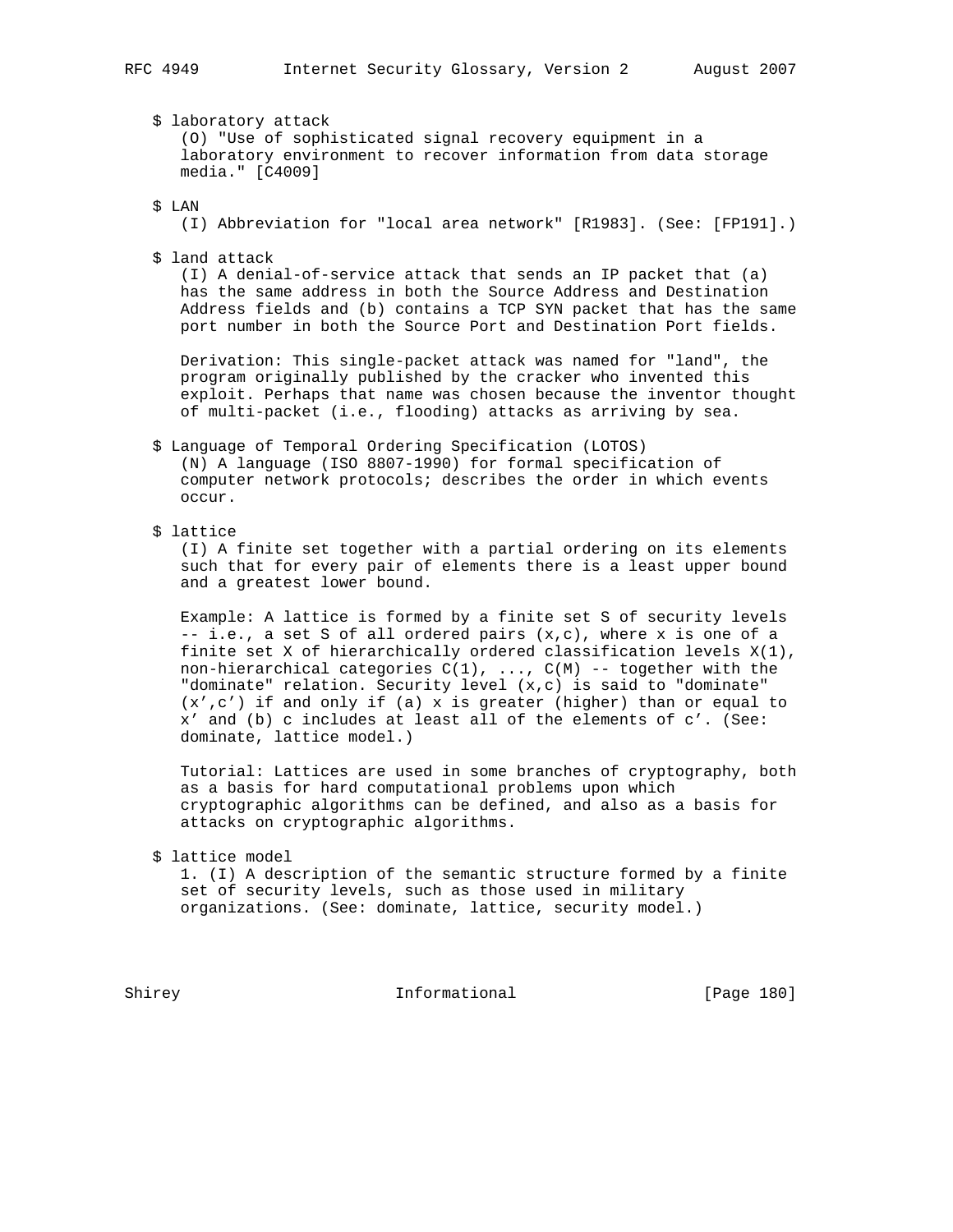$ laboratory attack

(O) "Use of sophisticated signal recovery equipment in a laboratory environment to recover information from data storage media." [C4009]

$ LAN

(I) Abbreviation for "local area network" [R1983]. (See: [FP191].)

$ land attack

(I) A denial-of-service attack that sends an IP packet that (a) has the same address in both the Source Address and Destination Address fields and (b) contains a TCP SYN packet that has the same port number in both the Source Port and Destination Port fields.

Derivation: This single-packet attack was named for "land", the program originally published by the cracker who invented this exploit. Perhaps that name was chosen because the inventor thought of multi-packet (i.e., flooding) attacks as arriving by sea.

$ Language of Temporal Ordering Specification (LOTOS)

(N) A language (ISO 8807-1990) for formal specification of computer network protocols; describes the order in which events occur.

$ lattice

(I) A finite set together with a partial ordering on its elements such that for every pair of elements there is a least upper bound and a greatest lower bound.

Example: A lattice is formed by a finite set S of security levels -- i.e., a set S of all ordered pairs (x,c), where x is one of a finite set X of hierarchically ordered classification levels X(1), non-hierarchical categories C(1), ..., C(M) -- together with the "dominate" relation. Security level (x,c) is said to "dominate" (x',c') if and only if (a) x is greater (higher) than or equal to x' and (b) c includes at least all of the elements of c'. (See: dominate, lattice model.)

Tutorial: Lattices are used in some branches of cryptography, both as a basis for hard computational problems upon which cryptographic algorithms can be defined, and also as a basis for attacks on cryptographic algorithms.

$ lattice model

1. (I) A description of the semantic structure formed by a finite set of security levels, such as those used in military organizations. (See: dominate, lattice, security model.)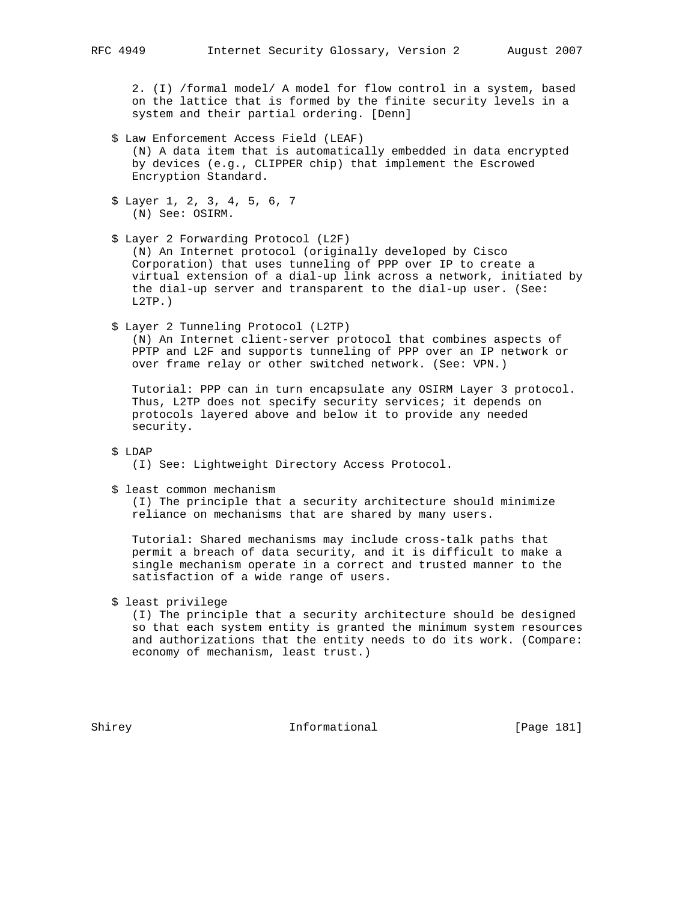2. (I) /formal model/ A model for flow control in a system, based on the lattice that is formed by the finite security levels in a system and their partial ordering. [Denn]

$ Law Enforcement Access Field (LEAF)
(N) A data item that is automatically embedded in data encrypted by devices (e.g., CLIPPER chip) that implement the Escrowed Encryption Standard.

$ Layer 1, 2, 3, 4, 5, 6, 7
(N) See: OSIRM.

$ Layer 2 Forwarding Protocol (L2F)
(N) An Internet protocol (originally developed by Cisco Corporation) that uses tunneling of PPP over IP to create a virtual extension of a dial-up link across a network, initiated by the dial-up server and transparent to the dial-up user. (See: L2TP.)

$ Layer 2 Tunneling Protocol (L2TP)
(N) An Internet client-server protocol that combines aspects of PPTP and L2F and supports tunneling of PPP over an IP network or over frame relay or other switched network. (See: VPN.)

Tutorial: PPP can in turn encapsulate any OSIRM Layer 3 protocol. Thus, L2TP does not specify security services; it depends on protocols layered above and below it to provide any needed security.

$ LDAP
(I) See: Lightweight Directory Access Protocol.

$ least common mechanism
(I) The principle that a security architecture should minimize reliance on mechanisms that are shared by many users.

Tutorial: Shared mechanisms may include cross-talk paths that permit a breach of data security, and it is difficult to make a single mechanism operate in a correct and trusted manner to the satisfaction of a wide range of users.

$ least privilege
(I) The principle that a security architecture should be designed so that each system entity is granted the minimum system resources and authorizations that the entity needs to do its work. (Compare: economy of mechanism, least trust.)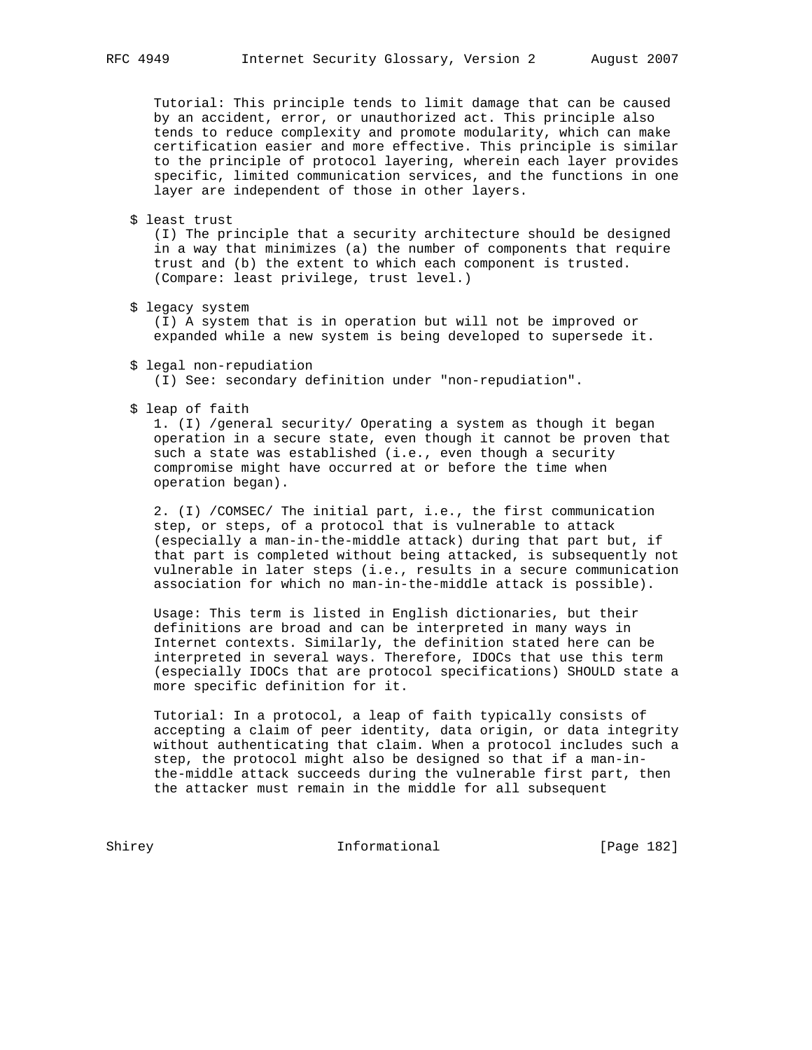Tutorial: This principle tends to limit damage that can be caused by an accident, error, or unauthorized act. This principle also tends to reduce complexity and promote modularity, which can make certification easier and more effective. This principle is similar to the principle of protocol layering, wherein each layer provides specific, limited communication services, and the functions in one layer are independent of those in other layers.

$ least trust

(I) The principle that a security architecture should be designed in a way that minimizes (a) the number of components that require trust and (b) the extent to which each component is trusted. (Compare: least privilege, trust level.)

$ legacy system

(I) A system that is in operation but will not be improved or expanded while a new system is being developed to supersede it.

$ legal non-repudiation

(I) See: secondary definition under "non-repudiation".

$ leap of faith

1. (I) /general security/ Operating a system as though it began operation in a secure state, even though it cannot be proven that such a state was established (i.e., even though a security compromise might have occurred at or before the time when operation began).

2. (I) /COMSEC/ The initial part, i.e., the first communication step, or steps, of a protocol that is vulnerable to attack (especially a man-in-the-middle attack) during that part but, if that part is completed without being attacked, is subsequently not vulnerable in later steps (i.e., results in a secure communication association for which no man-in-the-middle attack is possible).

Usage: This term is listed in English dictionaries, but their definitions are broad and can be interpreted in many ways in Internet contexts. Similarly, the definition stated here can be interpreted in several ways. Therefore, IDOCs that use this term (especially IDOCs that are protocol specifications) SHOULD state a more specific definition for it.

Tutorial: In a protocol, a leap of faith typically consists of accepting a claim of peer identity, data origin, or data integrity without authenticating that claim. When a protocol includes such a step, the protocol might also be designed so that if a man-in-the-middle attack succeeds during the vulnerable first part, then the attacker must remain in the middle for all subsequent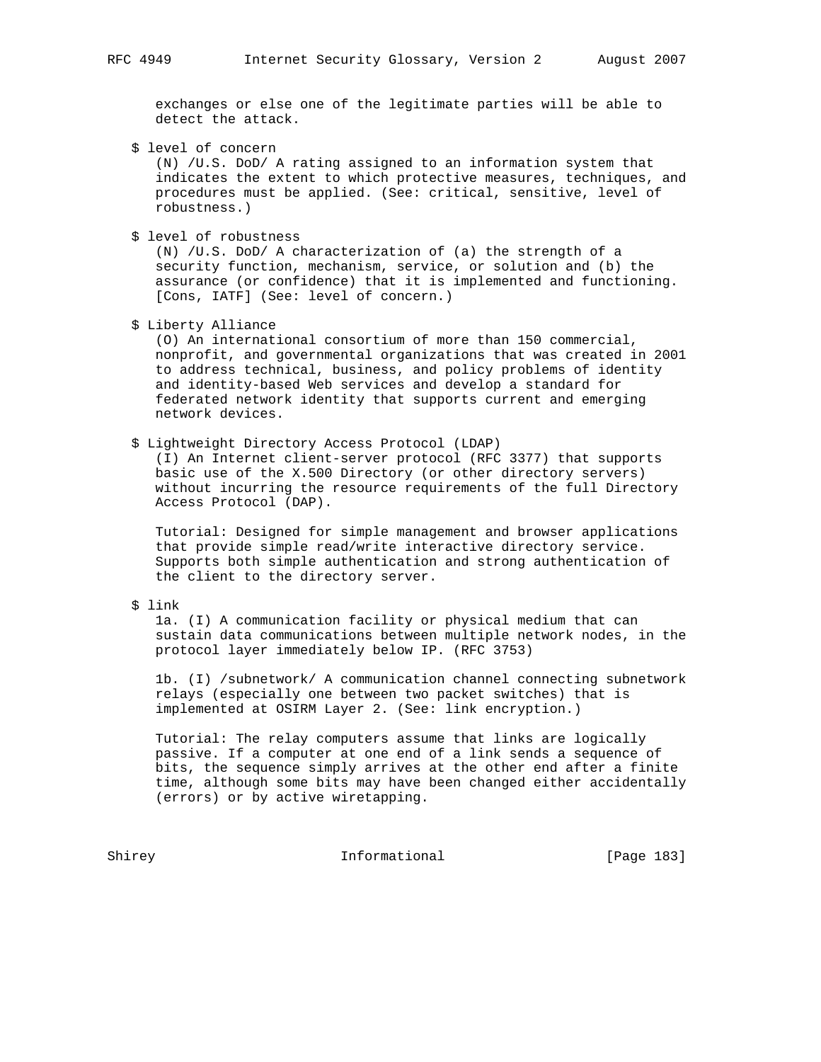exchanges or else one of the legitimate parties will be able to detect the attack.

$ level of concern

(N) /U.S. DoD/ A rating assigned to an information system that indicates the extent to which protective measures, techniques, and procedures must be applied. (See: critical, sensitive, level of robustness.)

$ level of robustness

(N) /U.S. DoD/ A characterization of (a) the strength of a security function, mechanism, service, or solution and (b) the assurance (or confidence) that it is implemented and functioning. [Cons, IATF] (See: level of concern.)

$ Liberty Alliance

(O) An international consortium of more than 150 commercial, nonprofit, and governmental organizations that was created in 2001 to address technical, business, and policy problems of identity and identity-based Web services and develop a standard for federated network identity that supports current and emerging network devices.

$ Lightweight Directory Access Protocol (LDAP)

(I) An Internet client-server protocol (RFC 3377) that supports basic use of the X.500 Directory (or other directory servers) without incurring the resource requirements of the full Directory Access Protocol (DAP).

Tutorial: Designed for simple management and browser applications that provide simple read/write interactive directory service. Supports both simple authentication and strong authentication of the client to the directory server.

$ link

1a. (I) A communication facility or physical medium that can sustain data communications between multiple network nodes, in the protocol layer immediately below IP. (RFC 3753)

1b. (I) /subnetwork/ A communication channel connecting subnetwork relays (especially one between two packet switches) that is implemented at OSIRM Layer 2. (See: link encryption.)

Tutorial: The relay computers assume that links are logically passive. If a computer at one end of a link sends a sequence of bits, the sequence simply arrives at the other end after a finite time, although some bits may have been changed either accidentally (errors) or by active wiretapping.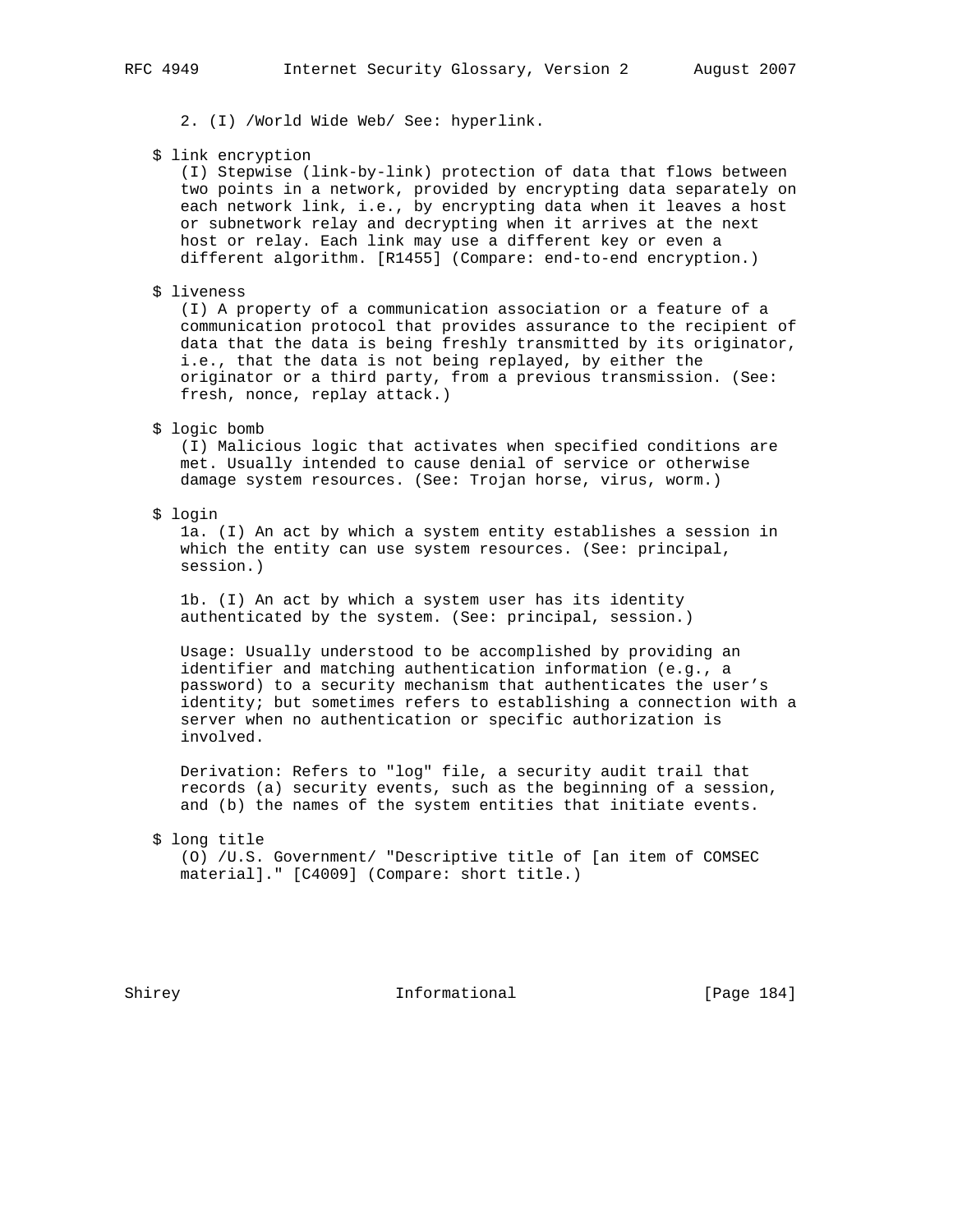2. (I) /World Wide Web/ See: hyperlink.

$ link encryption

(I) Stepwise (link-by-link) protection of data that flows between two points in a network, provided by encrypting data separately on each network link, i.e., by encrypting data when it leaves a host or subnetwork relay and decrypting when it arrives at the next host or relay. Each link may use a different key or even a different algorithm. [R1455] (Compare: end-to-end encryption.)

$ liveness

(I) A property of a communication association or a feature of a communication protocol that provides assurance to the recipient of data that the data is being freshly transmitted by its originator, i.e., that the data is not being replayed, by either the originator or a third party, from a previous transmission. (See: fresh, nonce, replay attack.)

$ logic bomb

(I) Malicious logic that activates when specified conditions are met. Usually intended to cause denial of service or otherwise damage system resources. (See: Trojan horse, virus, worm.)

$ login

1a. (I) An act by which a system entity establishes a session in which the entity can use system resources. (See: principal, session.)

1b. (I) An act by which a system user has its identity authenticated by the system. (See: principal, session.)

Usage: Usually understood to be accomplished by providing an identifier and matching authentication information (e.g., a password) to a security mechanism that authenticates the user's identity; but sometimes refers to establishing a connection with a server when no authentication or specific authorization is involved.

Derivation: Refers to "log" file, a security audit trail that records (a) security events, such as the beginning of a session, and (b) the names of the system entities that initiate events.

$ long title

(O) /U.S. Government/ "Descriptive title of [an item of COMSEC material]." [C4009] (Compare: short title.)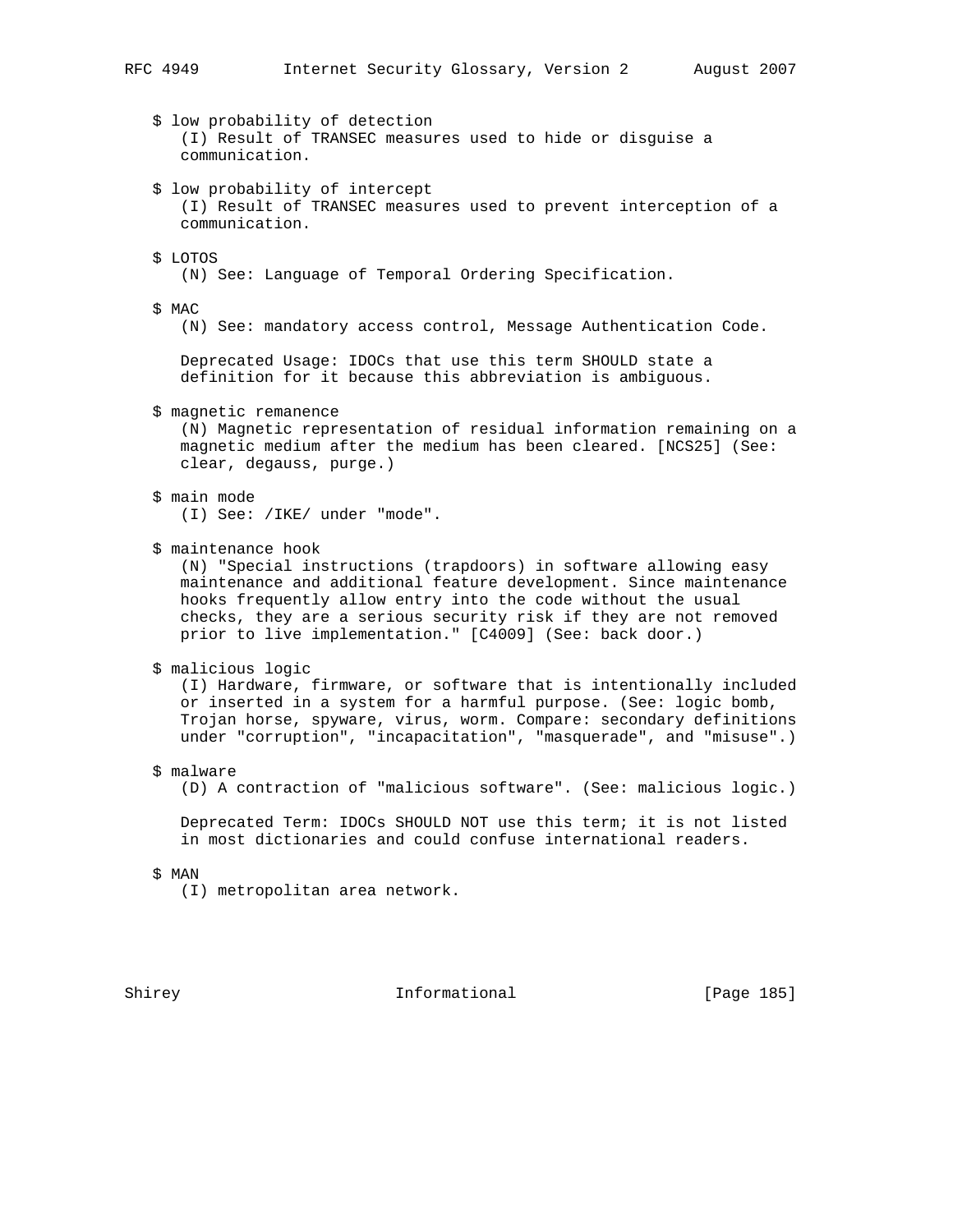$ low probability of detection
   (I) Result of TRANSEC measures used to hide or disguise a communication.

$ low probability of intercept
   (I) Result of TRANSEC measures used to prevent interception of a communication.

$ LOTOS
   (N) See: Language of Temporal Ordering Specification.

$ MAC
   (N) See: mandatory access control, Message Authentication Code.

   Deprecated Usage: IDOCs that use this term SHOULD state a definition for it because this abbreviation is ambiguous.

$ magnetic remanence
   (N) Magnetic representation of residual information remaining on a magnetic medium after the medium has been cleared. [NCS25] (See: clear, degauss, purge.)

$ main mode
   (I) See: /IKE/ under "mode".

$ maintenance hook
   (N) "Special instructions (trapdoors) in software allowing easy maintenance and additional feature development. Since maintenance hooks frequently allow entry into the code without the usual checks, they are a serious security risk if they are not removed prior to live implementation." [C4009] (See: back door.)

$ malicious logic
   (I) Hardware, firmware, or software that is intentionally included or inserted in a system for a harmful purpose. (See: logic bomb, Trojan horse, spyware, virus, worm. Compare: secondary definitions under "corruption", "incapacitation", "masquerade", and "misuse".)

$ malware
   (D) A contraction of "malicious software". (See: malicious logic.)

   Deprecated Term: IDOCs SHOULD NOT use this term; it is not listed in most dictionaries and could confuse international readers.

$ MAN
   (I) metropolitan area network.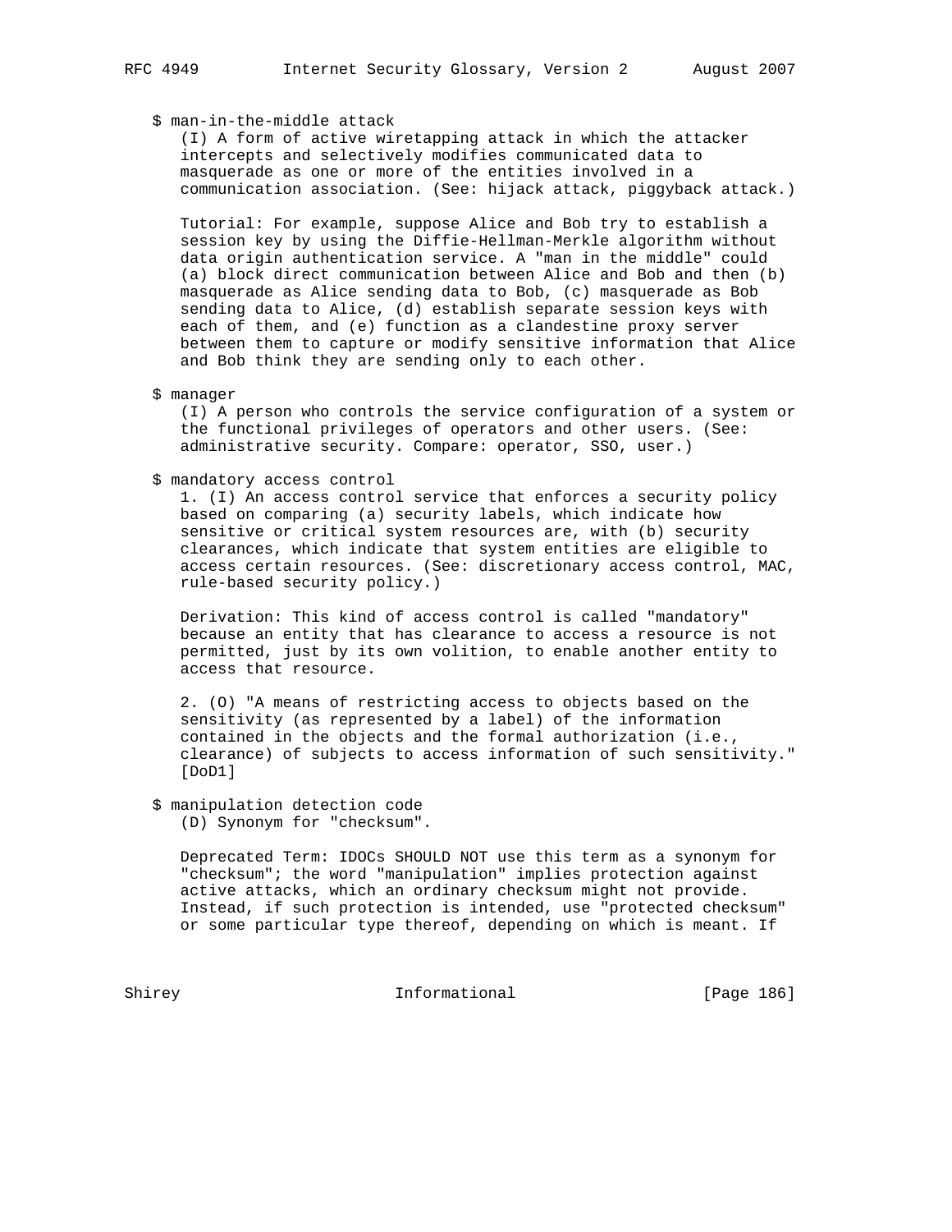$ man-in-the-middle attack

(I) A form of active wiretapping attack in which the attacker intercepts and selectively modifies communicated data to masquerade as one or more of the entities involved in a communication association. (See: hijack attack, piggyback attack.)

Tutorial: For example, suppose Alice and Bob try to establish a session key by using the Diffie-Hellman-Merkle algorithm without data origin authentication service. A "man in the middle" could (a) block direct communication between Alice and Bob and then (b) masquerade as Alice sending data to Bob, (c) masquerade as Bob sending data to Alice, (d) establish separate session keys with each of them, and (e) function as a clandestine proxy server between them to capture or modify sensitive information that Alice and Bob think they are sending only to each other.

$ manager

(I) A person who controls the service configuration of a system or the functional privileges of operators and other users. (See: administrative security. Compare: operator, SSO, user.)

$ mandatory access control

1. (I) An access control service that enforces a security policy based on comparing (a) security labels, which indicate how sensitive or critical system resources are, with (b) security clearances, which indicate that system entities are eligible to access certain resources. (See: discretionary access control, MAC, rule-based security policy.)

Derivation: This kind of access control is called "mandatory" because an entity that has clearance to access a resource is not permitted, just by its own volition, to enable another entity to access that resource.

2. (O) "A means of restricting access to objects based on the sensitivity (as represented by a label) of the information contained in the objects and the formal authorization (i.e., clearance) of subjects to access information of such sensitivity." [DoD1]

$ manipulation detection code

(D) Synonym for "checksum".

Deprecated Term: IDOCs SHOULD NOT use this term as a synonym for "checksum"; the word "manipulation" implies protection against active attacks, which an ordinary checksum might not provide. Instead, if such protection is intended, use "protected checksum" or some particular type thereof, depending on which is meant. If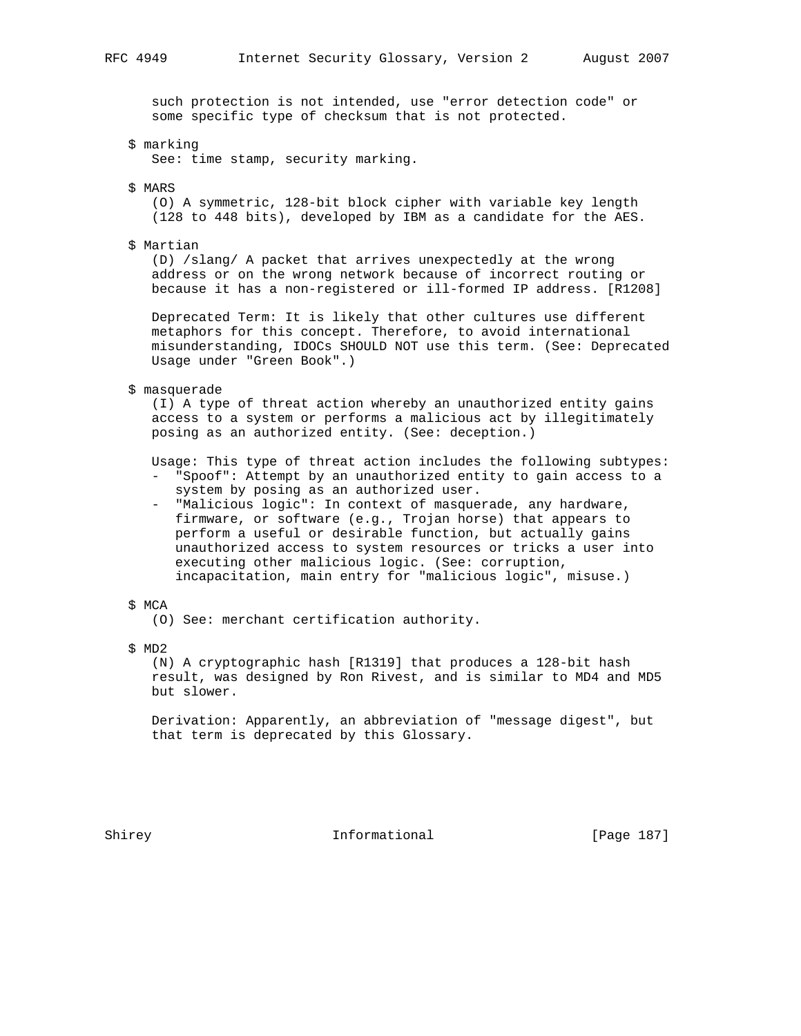such protection is not intended, use "error detection code" or some specific type of checksum that is not protected.

$ marking

See: time stamp, security marking.

$ MARS

(O) A symmetric, 128-bit block cipher with variable key length (128 to 448 bits), developed by IBM as a candidate for the AES.

$ Martian

(D) /slang/ A packet that arrives unexpectedly at the wrong address or on the wrong network because of incorrect routing or because it has a non-registered or ill-formed IP address. [R1208]

Deprecated Term: It is likely that other cultures use different metaphors for this concept. Therefore, to avoid international misunderstanding, IDOCs SHOULD NOT use this term. (See: Deprecated Usage under "Green Book".)

$ masquerade

(I) A type of threat action whereby an unauthorized entity gains access to a system or performs a malicious act by illegitimately posing as an authorized entity. (See: deception.)

Usage: This type of threat action includes the following subtypes:

- "Spoof": Attempt by an unauthorized entity to gain access to a system by posing as an authorized user.
- "Malicious logic": In context of masquerade, any hardware, firmware, or software (e.g., Trojan horse) that appears to perform a useful or desirable function, but actually gains unauthorized access to system resources or tricks a user into executing other malicious logic. (See: corruption, incapacitation, main entry for "malicious logic", misuse.)

$ MCA

(O) See: merchant certification authority.

$ MD2

(N) A cryptographic hash [R1319] that produces a 128-bit hash result, was designed by Ron Rivest, and is similar to MD4 and MD5 but slower.

Derivation: Apparently, an abbreviation of "message digest", but that term is deprecated by this Glossary.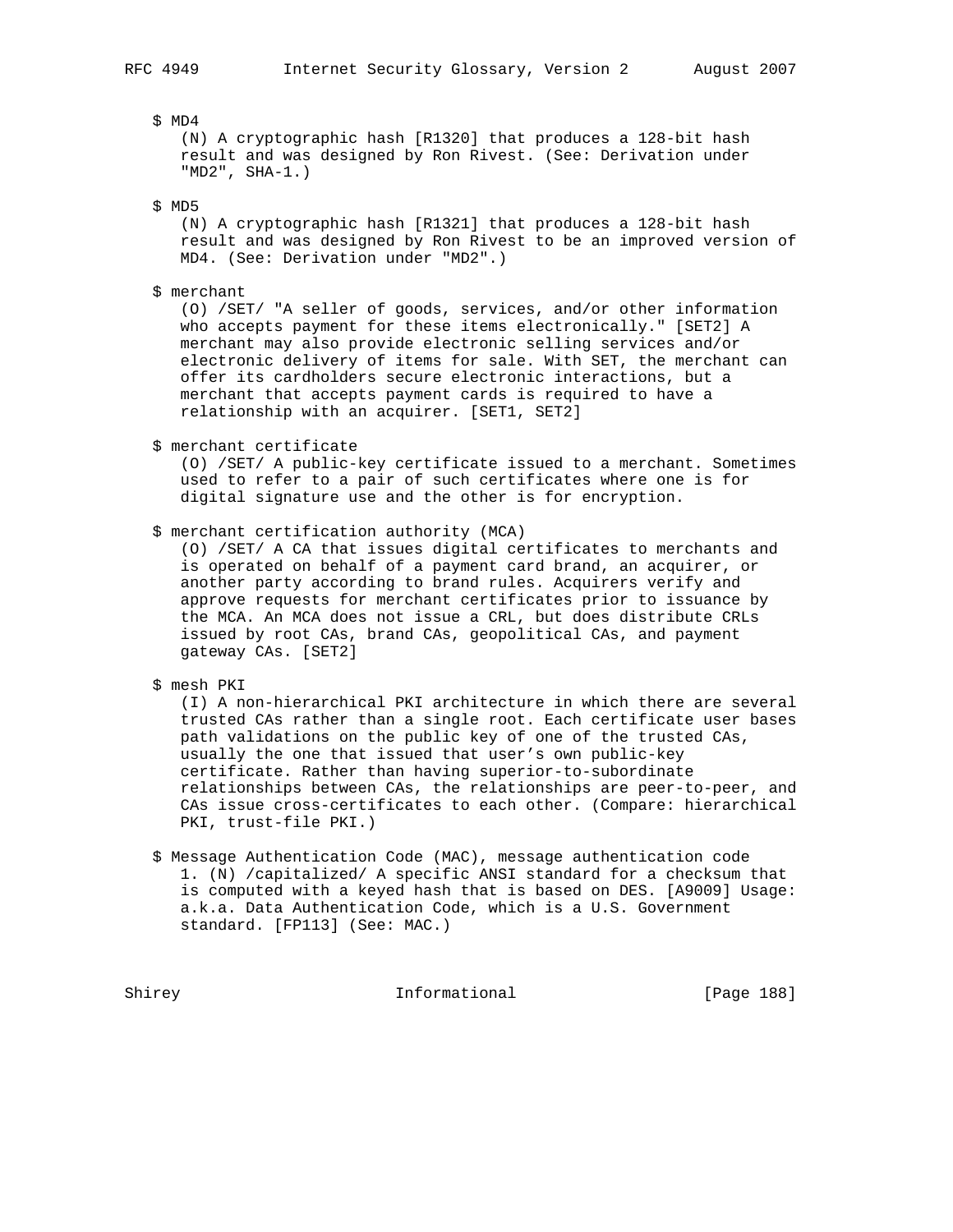$ MD4

(N) A cryptographic hash [R1320] that produces a 128-bit hash result and was designed by Ron Rivest. (See: Derivation under "MD2", SHA-1.)

$ MD5

(N) A cryptographic hash [R1321] that produces a 128-bit hash result and was designed by Ron Rivest to be an improved version of MD4. (See: Derivation under "MD2".)

$ merchant

(O) /SET/ "A seller of goods, services, and/or other information who accepts payment for these items electronically." [SET2] A merchant may also provide electronic selling services and/or electronic delivery of items for sale. With SET, the merchant can offer its cardholders secure electronic interactions, but a merchant that accepts payment cards is required to have a relationship with an acquirer. [SET1, SET2]

$ merchant certificate

(O) /SET/ A public-key certificate issued to a merchant. Sometimes used to refer to a pair of such certificates where one is for digital signature use and the other is for encryption.

$ merchant certification authority (MCA)

(O) /SET/ A CA that issues digital certificates to merchants and is operated on behalf of a payment card brand, an acquirer, or another party according to brand rules. Acquirers verify and approve requests for merchant certificates prior to issuance by the MCA. An MCA does not issue a CRL, but does distribute CRLs issued by root CAs, brand CAs, geopolitical CAs, and payment gateway CAs. [SET2]

$ mesh PKI

(I) A non-hierarchical PKI architecture in which there are several trusted CAs rather than a single root. Each certificate user bases path validations on the public key of one of the trusted CAs, usually the one that issued that user's own public-key certificate. Rather than having superior-to-subordinate relationships between CAs, the relationships are peer-to-peer, and CAs issue cross-certificates to each other. (Compare: hierarchical PKI, trust-file PKI.)

$ Message Authentication Code (MAC), message authentication code

1. (N) /capitalized/ A specific ANSI standard for a checksum that is computed with a keyed hash that is based on DES. [A9009] Usage: a.k.a. Data Authentication Code, which is a U.S. Government standard. [FP113] (See: MAC.)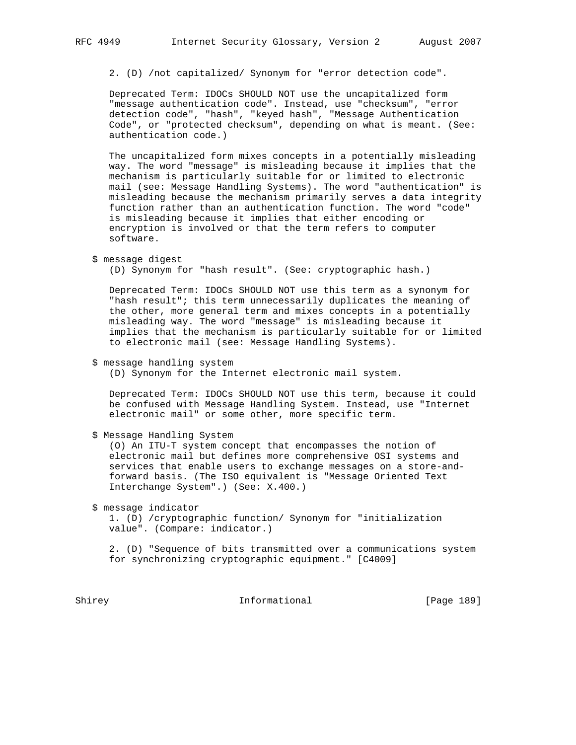2. (D) /not capitalized/ Synonym for "error detection code".

Deprecated Term: IDOCs SHOULD NOT use the uncapitalized form "message authentication code". Instead, use "checksum", "error detection code", "hash", "keyed hash", "Message Authentication Code", or "protected checksum", depending on what is meant. (See: authentication code.)

The uncapitalized form mixes concepts in a potentially misleading way. The word "message" is misleading because it implies that the mechanism is particularly suitable for or limited to electronic mail (see: Message Handling Systems). The word "authentication" is misleading because the mechanism primarily serves a data integrity function rather than an authentication function. The word "code" is misleading because it implies that either encoding or encryption is involved or that the term refers to computer software.

$ message digest

(D) Synonym for "hash result". (See: cryptographic hash.)

Deprecated Term: IDOCs SHOULD NOT use this term as a synonym for "hash result"; this term unnecessarily duplicates the meaning of the other, more general term and mixes concepts in a potentially misleading way. The word "message" is misleading because it implies that the mechanism is particularly suitable for or limited to electronic mail (see: Message Handling Systems).

$ message handling system

(D) Synonym for the Internet electronic mail system.

Deprecated Term: IDOCs SHOULD NOT use this term, because it could be confused with Message Handling System. Instead, use "Internet electronic mail" or some other, more specific term.

$ Message Handling System

(O) An ITU-T system concept that encompasses the notion of electronic mail but defines more comprehensive OSI systems and services that enable users to exchange messages on a store-and-forward basis. (The ISO equivalent is "Message Oriented Text Interchange System".) (See: X.400.)

$ message indicator

1. (D) /cryptographic function/ Synonym for "initialization value". (Compare: indicator.)

2. (D) "Sequence of bits transmitted over a communications system for synchronizing cryptographic equipment." [C4009]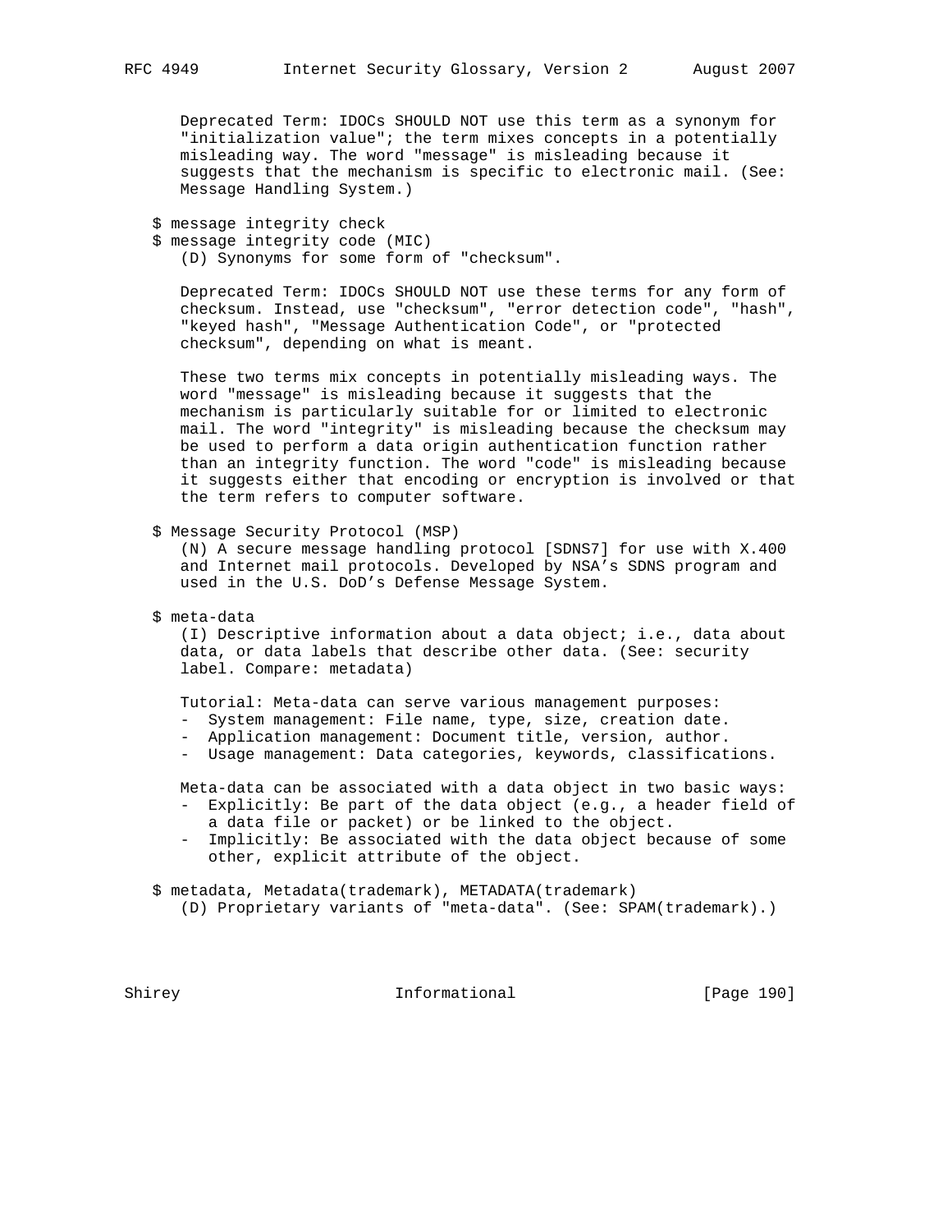Deprecated Term: IDOCs SHOULD NOT use this term as a synonym for "initialization value"; the term mixes concepts in a potentially misleading way. The word "message" is misleading because it suggests that the mechanism is specific to electronic mail. (See: Message Handling System.)

$ message integrity check
$ message integrity code (MIC)
(D) Synonyms for some form of "checksum".

Deprecated Term: IDOCs SHOULD NOT use these terms for any form of checksum. Instead, use "checksum", "error detection code", "hash", "keyed hash", "Message Authentication Code", or "protected checksum", depending on what is meant.

These two terms mix concepts in potentially misleading ways. The word "message" is misleading because it suggests that the mechanism is particularly suitable for or limited to electronic mail. The word "integrity" is misleading because the checksum may be used to perform a data origin authentication function rather than an integrity function. The word "code" is misleading because it suggests either that encoding or encryption is involved or that the term refers to computer software.

$ Message Security Protocol (MSP)
(N) A secure message handling protocol [SDNS7] for use with X.400 and Internet mail protocols. Developed by NSA's SDNS program and used in the U.S. DoD's Defense Message System.

$ meta-data
(I) Descriptive information about a data object; i.e., data about data, or data labels that describe other data. (See: security label. Compare: metadata)

Tutorial: Meta-data can serve various management purposes:
- System management: File name, type, size, creation date.
- Application management: Document title, version, author.
- Usage management: Data categories, keywords, classifications.

Meta-data can be associated with a data object in two basic ways:
- Explicitly: Be part of the data object (e.g., a header field of a data file or packet) or be linked to the object.
- Implicitly: Be associated with the data object because of some other, explicit attribute of the object.

$ metadata, Metadata(trademark), METADATA(trademark)
(D) Proprietary variants of "meta-data". (See: SPAM(trademark).)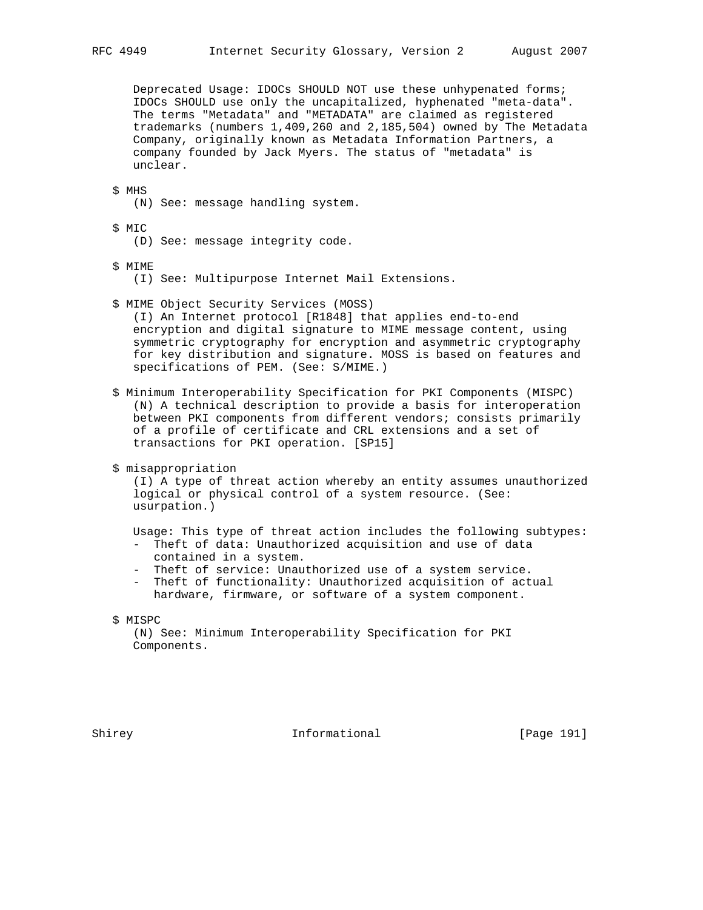Deprecated Usage: IDOCs SHOULD NOT use these unhypenated forms; IDOCs SHOULD use only the uncapitalized, hyphenated "meta-data". The terms "Metadata" and "METADATA" are claimed as registered trademarks (numbers 1,409,260 and 2,185,504) owned by The Metadata Company, originally known as Metadata Information Partners, a company founded by Jack Myers. The status of "metadata" is unclear.

$ MHS
(N) See: message handling system.

$ MIC
(D) See: message integrity code.

$ MIME
(I) See: Multipurpose Internet Mail Extensions.

$ MIME Object Security Services (MOSS)
(I) An Internet protocol [R1848] that applies end-to-end encryption and digital signature to MIME message content, using symmetric cryptography for encryption and asymmetric cryptography for key distribution and signature. MOSS is based on features and specifications of PEM. (See: S/MIME.)

$ Minimum Interoperability Specification for PKI Components (MISPC)
(N) A technical description to provide a basis for interoperation between PKI components from different vendors; consists primarily of a profile of certificate and CRL extensions and a set of transactions for PKI operation. [SP15]

$ misappropriation
(I) A type of threat action whereby an entity assumes unauthorized logical or physical control of a system resource. (See: usurpation.)

Usage: This type of threat action includes the following subtypes:
- Theft of data: Unauthorized acquisition and use of data contained in a system.
- Theft of service: Unauthorized use of a system service.
- Theft of functionality: Unauthorized acquisition of actual hardware, firmware, or software of a system component.

$ MISPC
(N) See: Minimum Interoperability Specification for PKI Components.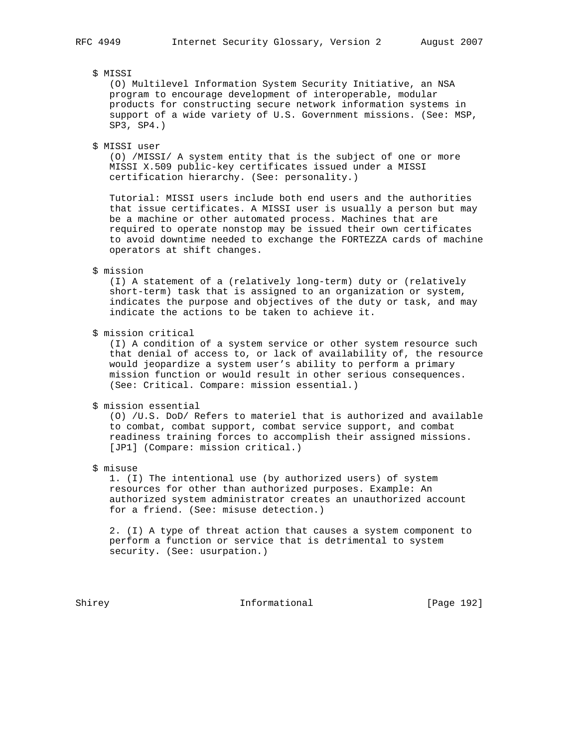$ MISSI

(O) Multilevel Information System Security Initiative, an NSA program to encourage development of interoperable, modular products for constructing secure network information systems in support of a wide variety of U.S. Government missions. (See: MSP, SP3, SP4.)

$ MISSI user

(O) /MISSI/ A system entity that is the subject of one or more MISSI X.509 public-key certificates issued under a MISSI certification hierarchy. (See: personality.)

Tutorial: MISSI users include both end users and the authorities that issue certificates. A MISSI user is usually a person but may be a machine or other automated process. Machines that are required to operate nonstop may be issued their own certificates to avoid downtime needed to exchange the FORTEZZA cards of machine operators at shift changes.

$ mission

(I) A statement of a (relatively long-term) duty or (relatively short-term) task that is assigned to an organization or system, indicates the purpose and objectives of the duty or task, and may indicate the actions to be taken to achieve it.

$ mission critical

(I) A condition of a system service or other system resource such that denial of access to, or lack of availability of, the resource would jeopardize a system user's ability to perform a primary mission function or would result in other serious consequences. (See: Critical. Compare: mission essential.)

$ mission essential

(O) /U.S. DoD/ Refers to materiel that is authorized and available to combat, combat support, combat service support, and combat readiness training forces to accomplish their assigned missions. [JP1] (Compare: mission critical.)

$ misuse

1. (I) The intentional use (by authorized users) of system resources for other than authorized purposes. Example: An authorized system administrator creates an unauthorized account for a friend. (See: misuse detection.)

2. (I) A type of threat action that causes a system component to perform a function or service that is detrimental to system security. (See: usurpation.)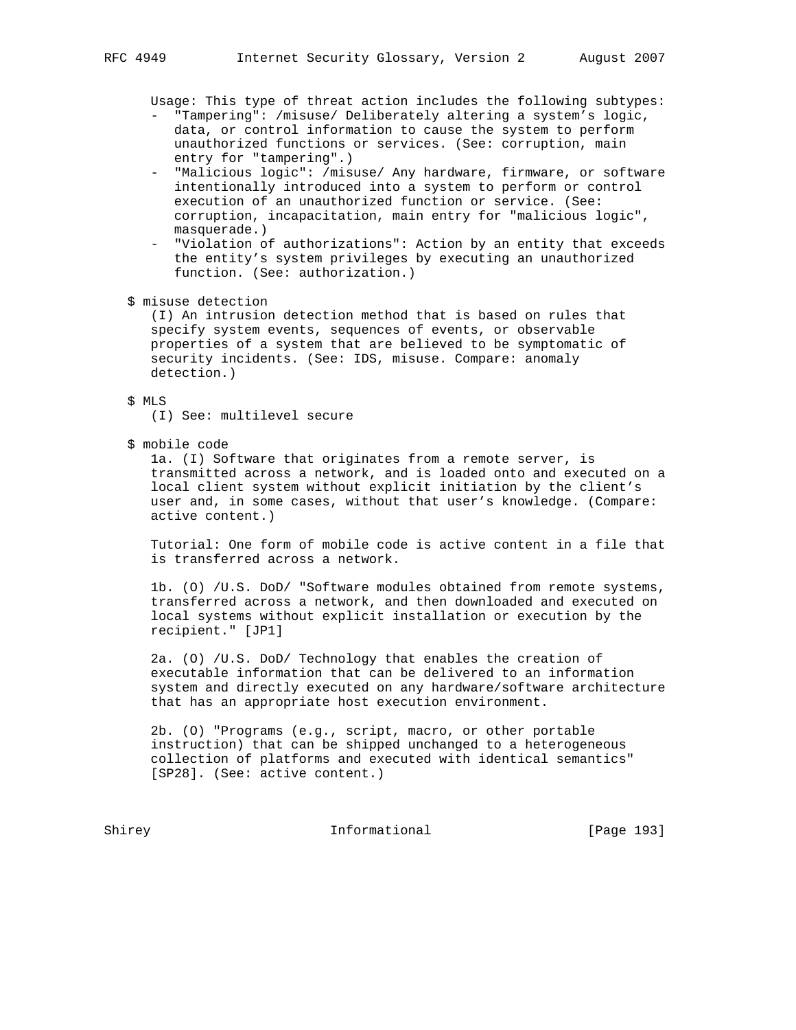Usage: This type of threat action includes the following subtypes:

- "Tampering": /misuse/ Deliberately altering a system's logic, data, or control information to cause the system to perform unauthorized functions or services. (See: corruption, main entry for "tampering".)
- "Malicious logic": /misuse/ Any hardware, firmware, or software intentionally introduced into a system to perform or control execution of an unauthorized function or service. (See: corruption, incapacitation, main entry for "malicious logic", masquerade.)
- "Violation of authorizations": Action by an entity that exceeds the entity's system privileges by executing an unauthorized function. (See: authorization.)

$ misuse detection

(I) An intrusion detection method that is based on rules that specify system events, sequences of events, or observable properties of a system that are believed to be symptomatic of security incidents. (See: IDS, misuse. Compare: anomaly detection.)

$ MLS

(I) See: multilevel secure

$ mobile code

1a. (I) Software that originates from a remote server, is transmitted across a network, and is loaded onto and executed on a local client system without explicit initiation by the client's user and, in some cases, without that user's knowledge. (Compare: active content.)

Tutorial: One form of mobile code is active content in a file that is transferred across a network.

1b. (O) /U.S. DoD/ "Software modules obtained from remote systems, transferred across a network, and then downloaded and executed on local systems without explicit installation or execution by the recipient." [JP1]

2a. (O) /U.S. DoD/ Technology that enables the creation of executable information that can be delivered to an information system and directly executed on any hardware/software architecture that has an appropriate host execution environment.

2b. (O) "Programs (e.g., script, macro, or other portable instruction) that can be shipped unchanged to a heterogeneous collection of platforms and executed with identical semantics" [SP28]. (See: active content.)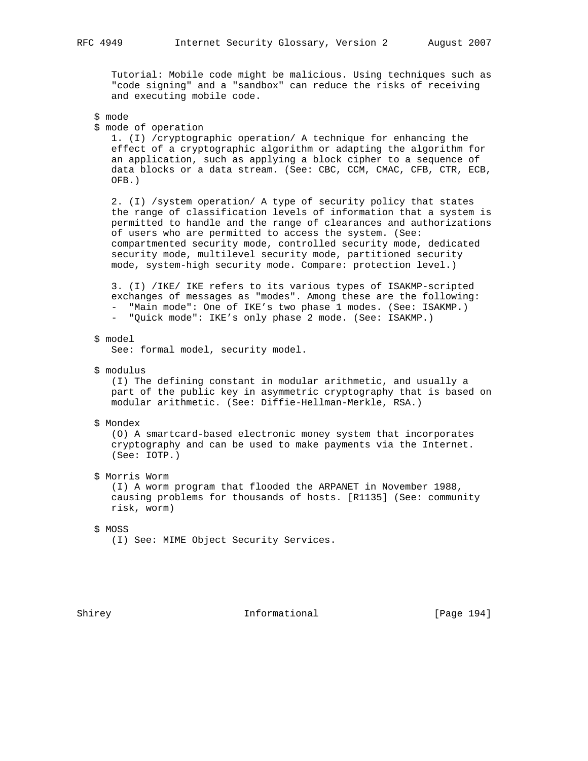Tutorial: Mobile code might be malicious. Using techniques such as "code signing" and a "sandbox" can reduce the risks of receiving and executing mobile code.

$ mode
$ mode of operation

1. (I) /cryptographic operation/ A technique for enhancing the effect of a cryptographic algorithm or adapting the algorithm for an application, such as applying a block cipher to a sequence of data blocks or a data stream. (See: CBC, CCM, CMAC, CFB, CTR, ECB, OFB.)

2. (I) /system operation/ A type of security policy that states the range of classification levels of information that a system is permitted to handle and the range of clearances and authorizations of users who are permitted to access the system. (See: compartmented security mode, controlled security mode, dedicated security mode, multilevel security mode, partitioned security mode, system-high security mode. Compare: protection level.)

3. (I) /IKE/ IKE refers to its various types of ISAKMP-scripted exchanges of messages as "modes". Among these are the following:
- "Main mode": One of IKE's two phase 1 modes. (See: ISAKMP.)
- "Quick mode": IKE's only phase 2 mode. (See: ISAKMP.)

$ model

See: formal model, security model.

$ modulus

(I) The defining constant in modular arithmetic, and usually a part of the public key in asymmetric cryptography that is based on modular arithmetic. (See: Diffie-Hellman-Merkle, RSA.)

$ Mondex

(O) A smartcard-based electronic money system that incorporates cryptography and can be used to make payments via the Internet. (See: IOTP.)

$ Morris Worm

(I) A worm program that flooded the ARPANET in November 1988, causing problems for thousands of hosts. [R1135] (See: community risk, worm)

$ MOSS

(I) See: MIME Object Security Services.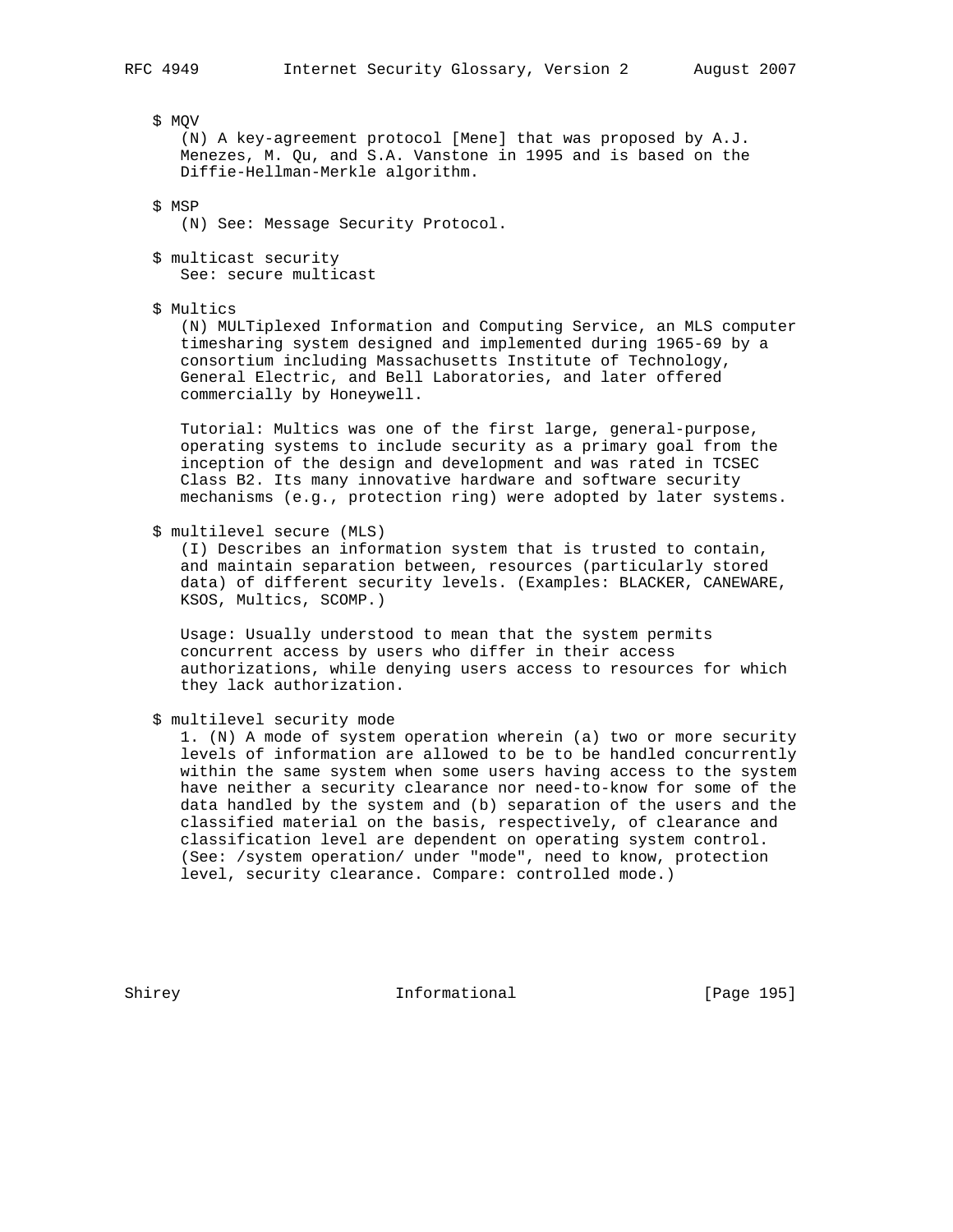$ MQV

(N) A key-agreement protocol [Mene] that was proposed by A.J. Menezes, M. Qu, and S.A. Vanstone in 1995 and is based on the Diffie-Hellman-Merkle algorithm.

$ MSP

(N) See: Message Security Protocol.

$ multicast security

See: secure multicast

$ Multics

(N) MULTiplexed Information and Computing Service, an MLS computer timesharing system designed and implemented during 1965-69 by a consortium including Massachusetts Institute of Technology, General Electric, and Bell Laboratories, and later offered commercially by Honeywell.

Tutorial: Multics was one of the first large, general-purpose, operating systems to include security as a primary goal from the inception of the design and development and was rated in TCSEC Class B2. Its many innovative hardware and software security mechanisms (e.g., protection ring) were adopted by later systems.

$ multilevel secure (MLS)

(I) Describes an information system that is trusted to contain, and maintain separation between, resources (particularly stored data) of different security levels. (Examples: BLACKER, CANEWARE, KSOS, Multics, SCOMP.)

Usage: Usually understood to mean that the system permits concurrent access by users who differ in their access authorizations, while denying users access to resources for which they lack authorization.

$ multilevel security mode

1. (N) A mode of system operation wherein (a) two or more security levels of information are allowed to be to be handled concurrently within the same system when some users having access to the system have neither a security clearance nor need-to-know for some of the data handled by the system and (b) separation of the users and the classified material on the basis, respectively, of clearance and classification level are dependent on operating system control. (See: /system operation/ under "mode", need to know, protection level, security clearance. Compare: controlled mode.)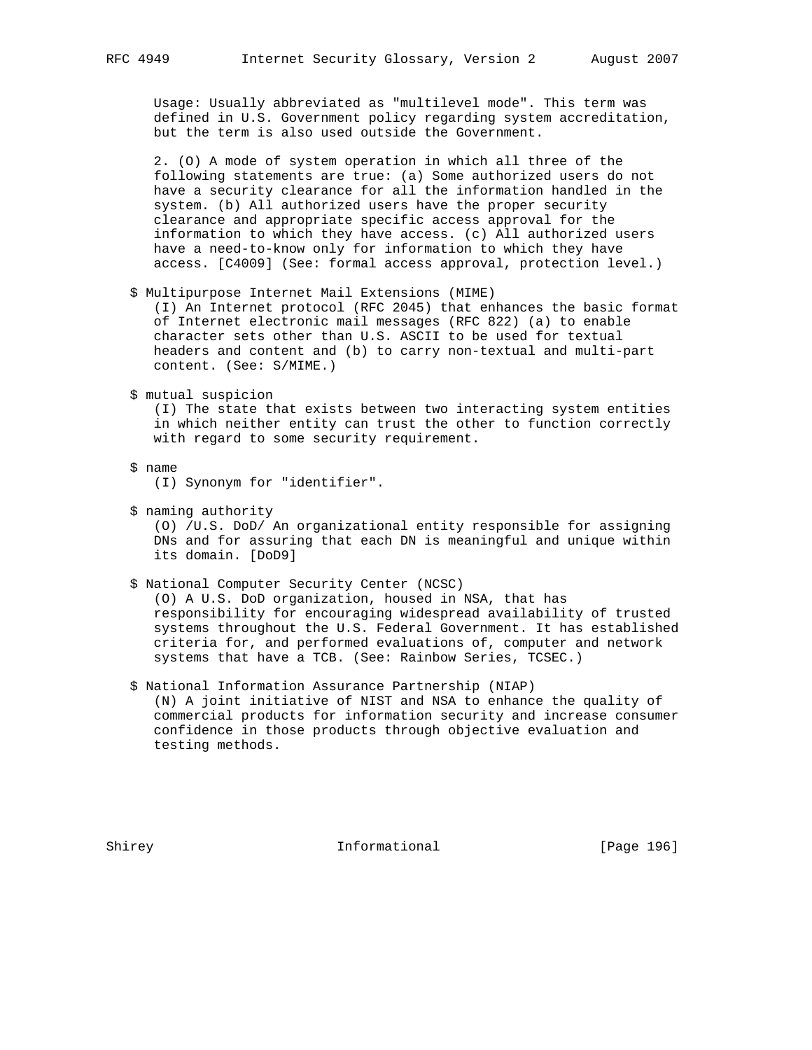Usage: Usually abbreviated as "multilevel mode". This term was defined in U.S. Government policy regarding system accreditation, but the term is also used outside the Government.

2. (O) A mode of system operation in which all three of the following statements are true: (a) Some authorized users do not have a security clearance for all the information handled in the system. (b) All authorized users have the proper security clearance and appropriate specific access approval for the information to which they have access. (c) All authorized users have a need-to-know only for information to which they have access. [C4009] (See: formal access approval, protection level.)

$ Multipurpose Internet Mail Extensions (MIME)
(I) An Internet protocol (RFC 2045) that enhances the basic format of Internet electronic mail messages (RFC 822) (a) to enable character sets other than U.S. ASCII to be used for textual headers and content and (b) to carry non-textual and multi-part content. (See: S/MIME.)

$ mutual suspicion
(I) The state that exists between two interacting system entities in which neither entity can trust the other to function correctly with regard to some security requirement.

$ name
(I) Synonym for "identifier".

$ naming authority
(O) /U.S. DoD/ An organizational entity responsible for assigning DNs and for assuring that each DN is meaningful and unique within its domain. [DoD9]

$ National Computer Security Center (NCSC)
(O) A U.S. DoD organization, housed in NSA, that has responsibility for encouraging widespread availability of trusted systems throughout the U.S. Federal Government. It has established criteria for, and performed evaluations of, computer and network systems that have a TCB. (See: Rainbow Series, TCSEC.)

$ National Information Assurance Partnership (NIAP)
(N) A joint initiative of NIST and NSA to enhance the quality of commercial products for information security and increase consumer confidence in those products through objective evaluation and testing methods.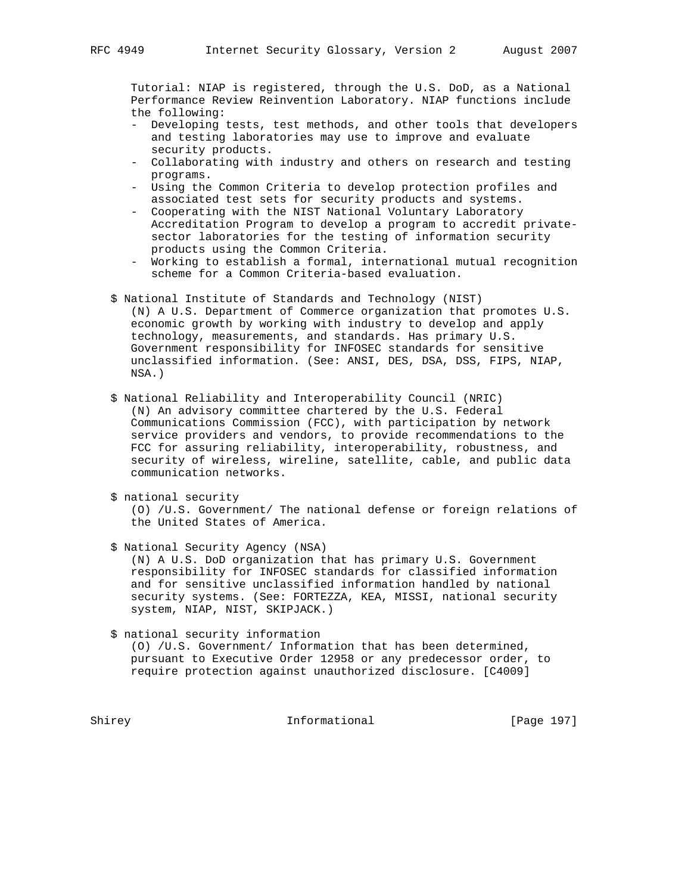Tutorial: NIAP is registered, through the U.S. DoD, as a National Performance Review Reinvention Laboratory. NIAP functions include the following:

- Developing tests, test methods, and other tools that developers and testing laboratories may use to improve and evaluate security products.
- Collaborating with industry and others on research and testing programs.
- Using the Common Criteria to develop protection profiles and associated test sets for security products and systems.
- Cooperating with the NIST National Voluntary Laboratory Accreditation Program to develop a program to accredit private-sector laboratories for the testing of information security products using the Common Criteria.
- Working to establish a formal, international mutual recognition scheme for a Common Criteria-based evaluation.

$ National Institute of Standards and Technology (NIST)

(N) A U.S. Department of Commerce organization that promotes U.S. economic growth by working with industry to develop and apply technology, measurements, and standards. Has primary U.S. Government responsibility for INFOSEC standards for sensitive unclassified information. (See: ANSI, DES, DSA, DSS, FIPS, NIAP, NSA.)

$ National Reliability and Interoperability Council (NRIC)

(N) An advisory committee chartered by the U.S. Federal Communications Commission (FCC), with participation by network service providers and vendors, to provide recommendations to the FCC for assuring reliability, interoperability, robustness, and security of wireless, wireline, satellite, cable, and public data communication networks.

$ national security

(O) /U.S. Government/ The national defense or foreign relations of the United States of America.

$ National Security Agency (NSA)

(N) A U.S. DoD organization that has primary U.S. Government responsibility for INFOSEC standards for classified information and for sensitive unclassified information handled by national security systems. (See: FORTEZZA, KEA, MISSI, national security system, NIAP, NIST, SKIPJACK.)

$ national security information

(O) /U.S. Government/ Information that has been determined, pursuant to Executive Order 12958 or any predecessor order, to require protection against unauthorized disclosure. [C4009]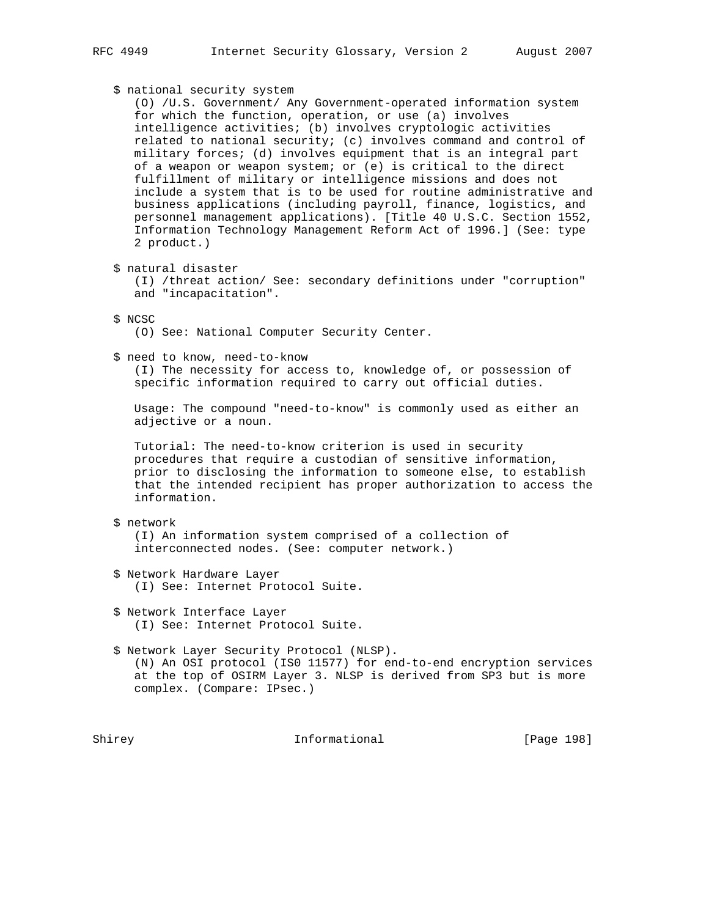$ national security system
(O) /U.S. Government/ Any Government-operated information system for which the function, operation, or use (a) involves intelligence activities; (b) involves cryptologic activities related to national security; (c) involves command and control of military forces; (d) involves equipment that is an integral part of a weapon or weapon system; or (e) is critical to the direct fulfillment of military or intelligence missions and does not include a system that is to be used for routine administrative and business applications (including payroll, finance, logistics, and personnel management applications). [Title 40 U.S.C. Section 1552, Information Technology Management Reform Act of 1996.] (See: type 2 product.)

$ natural disaster
(I) /threat action/ See: secondary definitions under "corruption" and "incapacitation".

$ NCSC
(O) See: National Computer Security Center.

$ need to know, need-to-know
(I) The necessity for access to, knowledge of, or possession of specific information required to carry out official duties.

Usage: The compound "need-to-know" is commonly used as either an adjective or a noun.

Tutorial: The need-to-know criterion is used in security procedures that require a custodian of sensitive information, prior to disclosing the information to someone else, to establish that the intended recipient has proper authorization to access the information.

$ network
(I) An information system comprised of a collection of interconnected nodes. (See: computer network.)

$ Network Hardware Layer
(I) See: Internet Protocol Suite.

$ Network Interface Layer
(I) See: Internet Protocol Suite.

$ Network Layer Security Protocol (NLSP).
(N) An OSI protocol (IS0 11577) for end-to-end encryption services at the top of OSIRM Layer 3. NLSP is derived from SP3 but is more complex. (Compare: IPsec.)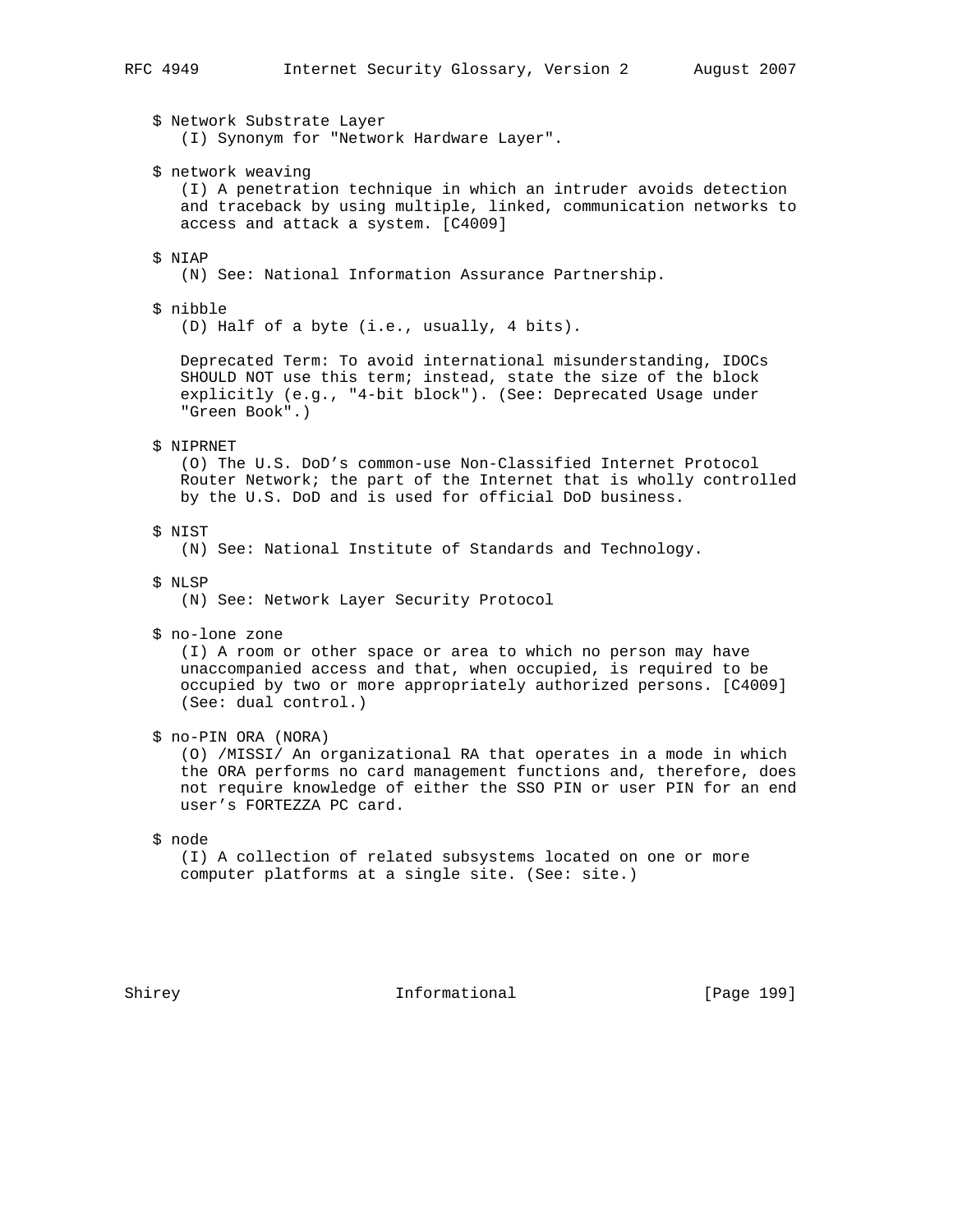$ Network Substrate Layer

(I) Synonym for "Network Hardware Layer".

$ network weaving

(I) A penetration technique in which an intruder avoids detection and traceback by using multiple, linked, communication networks to access and attack a system. [C4009]

$ NIAP

(N) See: National Information Assurance Partnership.

$ nibble

(D) Half of a byte (i.e., usually, 4 bits).

Deprecated Term: To avoid international misunderstanding, IDOCs SHOULD NOT use this term; instead, state the size of the block explicitly (e.g., "4-bit block"). (See: Deprecated Usage under "Green Book".)

$ NIPRNET

(O) The U.S. DoD's common-use Non-Classified Internet Protocol Router Network; the part of the Internet that is wholly controlled by the U.S. DoD and is used for official DoD business.

$ NIST

(N) See: National Institute of Standards and Technology.

$ NLSP

(N) See: Network Layer Security Protocol

$ no-lone zone

(I) A room or other space or area to which no person may have unaccompanied access and that, when occupied, is required to be occupied by two or more appropriately authorized persons. [C4009] (See: dual control.)

$ no-PIN ORA (NORA)

(O) /MISSI/ An organizational RA that operates in a mode in which the ORA performs no card management functions and, therefore, does not require knowledge of either the SSO PIN or user PIN for an end user's FORTEZZA PC card.

$ node

(I) A collection of related subsystems located on one or more computer platforms at a single site. (See: site.)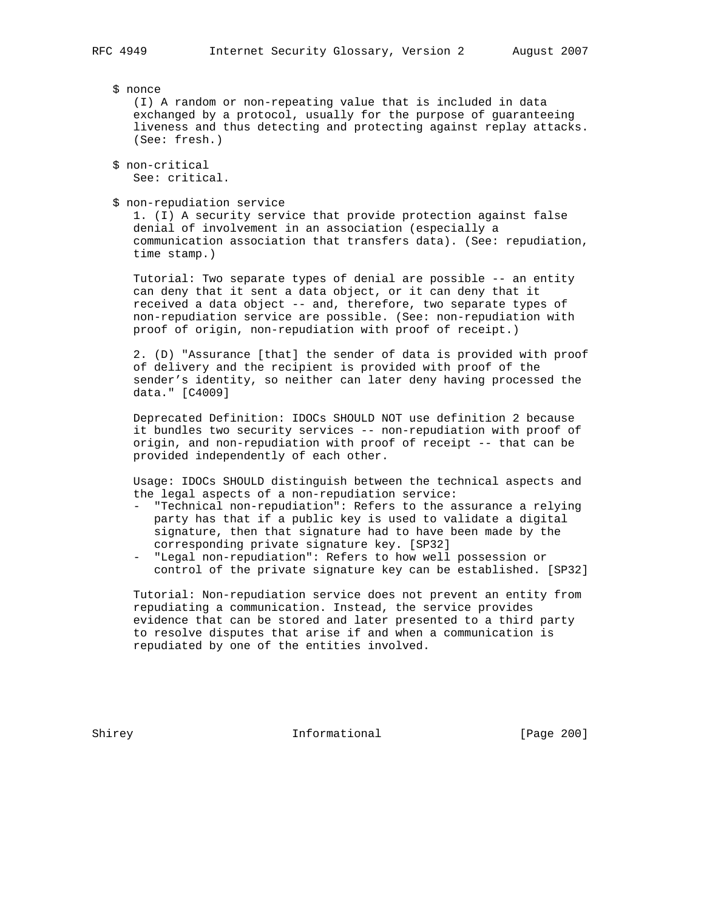$ nonce

(I) A random or non-repeating value that is included in data exchanged by a protocol, usually for the purpose of guaranteeing liveness and thus detecting and protecting against replay attacks. (See: fresh.)

$ non-critical

See: critical.

$ non-repudiation service

1. (I) A security service that provide protection against false denial of involvement in an association (especially a communication association that transfers data). (See: repudiation, time stamp.)

Tutorial: Two separate types of denial are possible -- an entity can deny that it sent a data object, or it can deny that it received a data object -- and, therefore, two separate types of non-repudiation service are possible. (See: non-repudiation with proof of origin, non-repudiation with proof of receipt.)

2. (D) "Assurance [that] the sender of data is provided with proof of delivery and the recipient is provided with proof of the sender's identity, so neither can later deny having processed the data." [C4009]

Deprecated Definition: IDOCs SHOULD NOT use definition 2 because it bundles two security services -- non-repudiation with proof of origin, and non-repudiation with proof of receipt -- that can be provided independently of each other.

Usage: IDOCs SHOULD distinguish between the technical aspects and the legal aspects of a non-repudiation service:

- "Technical non-repudiation": Refers to the assurance a relying party has that if a public key is used to validate a digital signature, then that signature had to have been made by the corresponding private signature key. [SP32]
- "Legal non-repudiation": Refers to how well possession or control of the private signature key can be established. [SP32]

Tutorial: Non-repudiation service does not prevent an entity from repudiating a communication. Instead, the service provides evidence that can be stored and later presented to a third party to resolve disputes that arise if and when a communication is repudiated by one of the entities involved.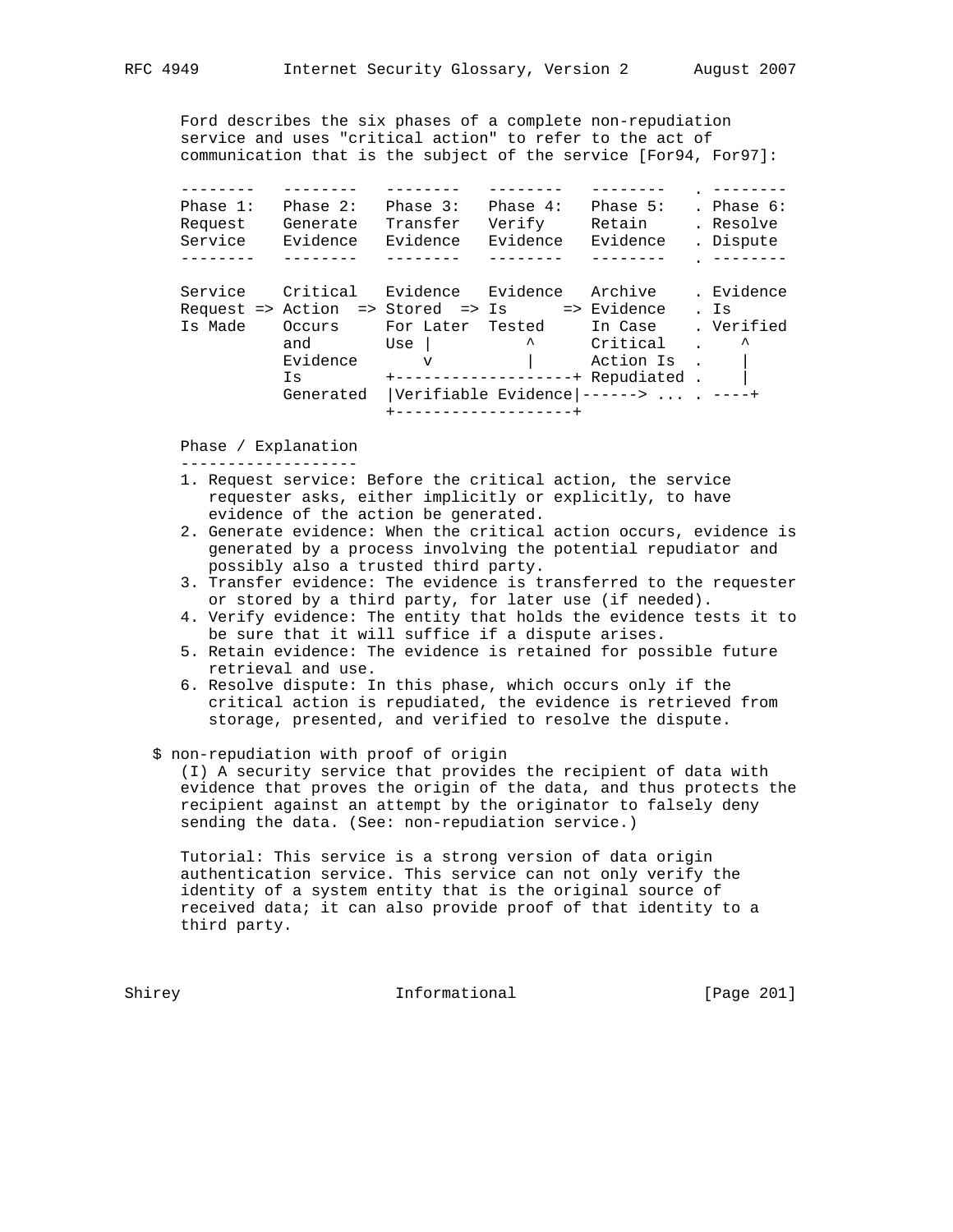Ford describes the six phases of a complete non-repudiation service and uses "critical action" to refer to the act of communication that is the subject of the service [For94, For97]:

```
--------   --------   --------   --------   --------   . --------
Phase 1:   Phase 2:   Phase 3:   Phase 4:   Phase 5:   . Phase 6:
Request    Generate   Transfer   Verify     Retain     . Resolve
Service    Evidence   Evidence   Evidence   Evidence   . Dispute
--------   --------   --------   --------   --------   . --------

Service    Critical   Evidence   Evidence   Archive    . Evidence
Request => Action  => Stored  => Is      => Evidence   . Is
Is Made    Occurs     For Later  Tested     In Case    . Verified
           and        Use |          ^      Critical   .    ^
           Evidence       v          |      Action Is  .    |
           Is         +-------------------+ Repudiated .    |
           Generated  |Verifiable Evidence|------> ... . ----+
                      +-------------------+
```

Phase / Explanation
-------------------

1. Request service: Before the critical action, the service requester asks, either implicitly or explicitly, to have evidence of the action be generated.
2. Generate evidence: When the critical action occurs, evidence is generated by a process involving the potential repudiator and possibly also a trusted third party.
3. Transfer evidence: The evidence is transferred to the requester or stored by a third party, for later use (if needed).
4. Verify evidence: The entity that holds the evidence tests it to be sure that it will suffice if a dispute arises.
5. Retain evidence: The evidence is retained for possible future retrieval and use.
6. Resolve dispute: In this phase, which occurs only if the critical action is repudiated, the evidence is retrieved from storage, presented, and verified to resolve the dispute.

$ non-repudiation with proof of origin

(I) A security service that provides the recipient of data with evidence that proves the origin of the data, and thus protects the recipient against an attempt by the originator to falsely deny sending the data. (See: non-repudiation service.)

Tutorial: This service is a strong version of data origin authentication service. This service can not only verify the identity of a system entity that is the original source of received data; it can also provide proof of that identity to a third party.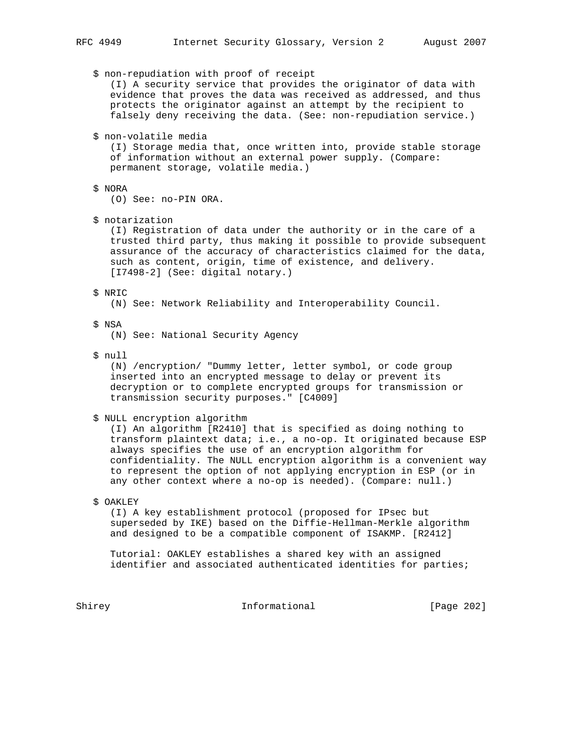$ non-repudiation with proof of receipt
(I) A security service that provides the originator of data with evidence that proves the data was received as addressed, and thus protects the originator against an attempt by the recipient to falsely deny receiving the data. (See: non-repudiation service.)

$ non-volatile media
(I) Storage media that, once written into, provide stable storage of information without an external power supply. (Compare: permanent storage, volatile media.)

$ NORA
(O) See: no-PIN ORA.

$ notarization
(I) Registration of data under the authority or in the care of a trusted third party, thus making it possible to provide subsequent assurance of the accuracy of characteristics claimed for the data, such as content, origin, time of existence, and delivery. [I7498-2] (See: digital notary.)

$ NRIC
(N) See: Network Reliability and Interoperability Council.

$ NSA
(N) See: National Security Agency

$ null
(N) /encryption/ "Dummy letter, letter symbol, or code group inserted into an encrypted message to delay or prevent its decryption or to complete encrypted groups for transmission or transmission security purposes." [C4009]

$ NULL encryption algorithm
(I) An algorithm [R2410] that is specified as doing nothing to transform plaintext data; i.e., a no-op. It originated because ESP always specifies the use of an encryption algorithm for confidentiality. The NULL encryption algorithm is a convenient way to represent the option of not applying encryption in ESP (or in any other context where a no-op is needed). (Compare: null.)

$ OAKLEY
(I) A key establishment protocol (proposed for IPsec but superseded by IKE) based on the Diffie-Hellman-Merkle algorithm and designed to be a compatible component of ISAKMP. [R2412]

Tutorial: OAKLEY establishes a shared key with an assigned identifier and associated authenticated identities for parties;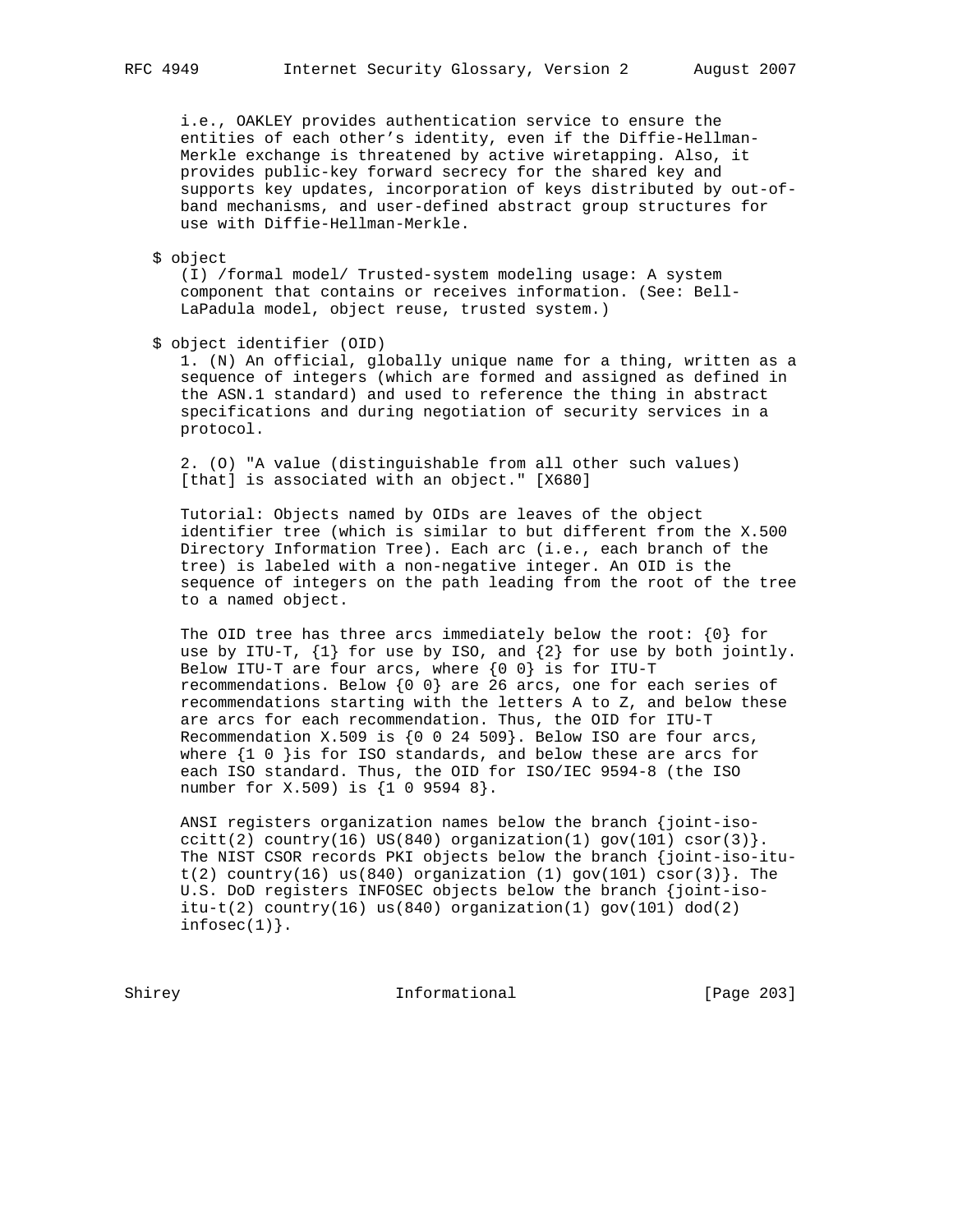i.e., OAKLEY provides authentication service to ensure the entities of each other's identity, even if the Diffie-Hellman-Merkle exchange is threatened by active wiretapping. Also, it provides public-key forward secrecy for the shared key and supports key updates, incorporation of keys distributed by out-of-band mechanisms, and user-defined abstract group structures for use with Diffie-Hellman-Merkle.

$ object

(I) /formal model/ Trusted-system modeling usage: A system component that contains or receives information. (See: Bell-LaPadula model, object reuse, trusted system.)

$ object identifier (OID)

1. (N) An official, globally unique name for a thing, written as a sequence of integers (which are formed and assigned as defined in the ASN.1 standard) and used to reference the thing in abstract specifications and during negotiation of security services in a protocol.

2. (O) "A value (distinguishable from all other such values) [that] is associated with an object." [X680]

Tutorial: Objects named by OIDs are leaves of the object identifier tree (which is similar to but different from the X.500 Directory Information Tree). Each arc (i.e., each branch of the tree) is labeled with a non-negative integer. An OID is the sequence of integers on the path leading from the root of the tree to a named object.

The OID tree has three arcs immediately below the root: {0} for use by ITU-T, {1} for use by ISO, and {2} for use by both jointly. Below ITU-T are four arcs, where {0 0} is for ITU-T recommendations. Below {0 0} are 26 arcs, one for each series of recommendations starting with the letters A to Z, and below these are arcs for each recommendation. Thus, the OID for ITU-T Recommendation X.509 is {0 0 24 509}. Below ISO are four arcs, where {1 0 }is for ISO standards, and below these are arcs for each ISO standard. Thus, the OID for ISO/IEC 9594-8 (the ISO number for X.509) is {1 0 9594 8}.

ANSI registers organization names below the branch {joint-iso-ccitt(2) country(16) US(840) organization(1) gov(101) csor(3)}. The NIST CSOR records PKI objects below the branch {joint-iso-itu-t(2) country(16) us(840) organization (1) gov(101) csor(3)}. The U.S. DoD registers INFOSEC objects below the branch {joint-iso-itu-t(2) country(16) us(840) organization(1) gov(101) dod(2) infosec(1)}.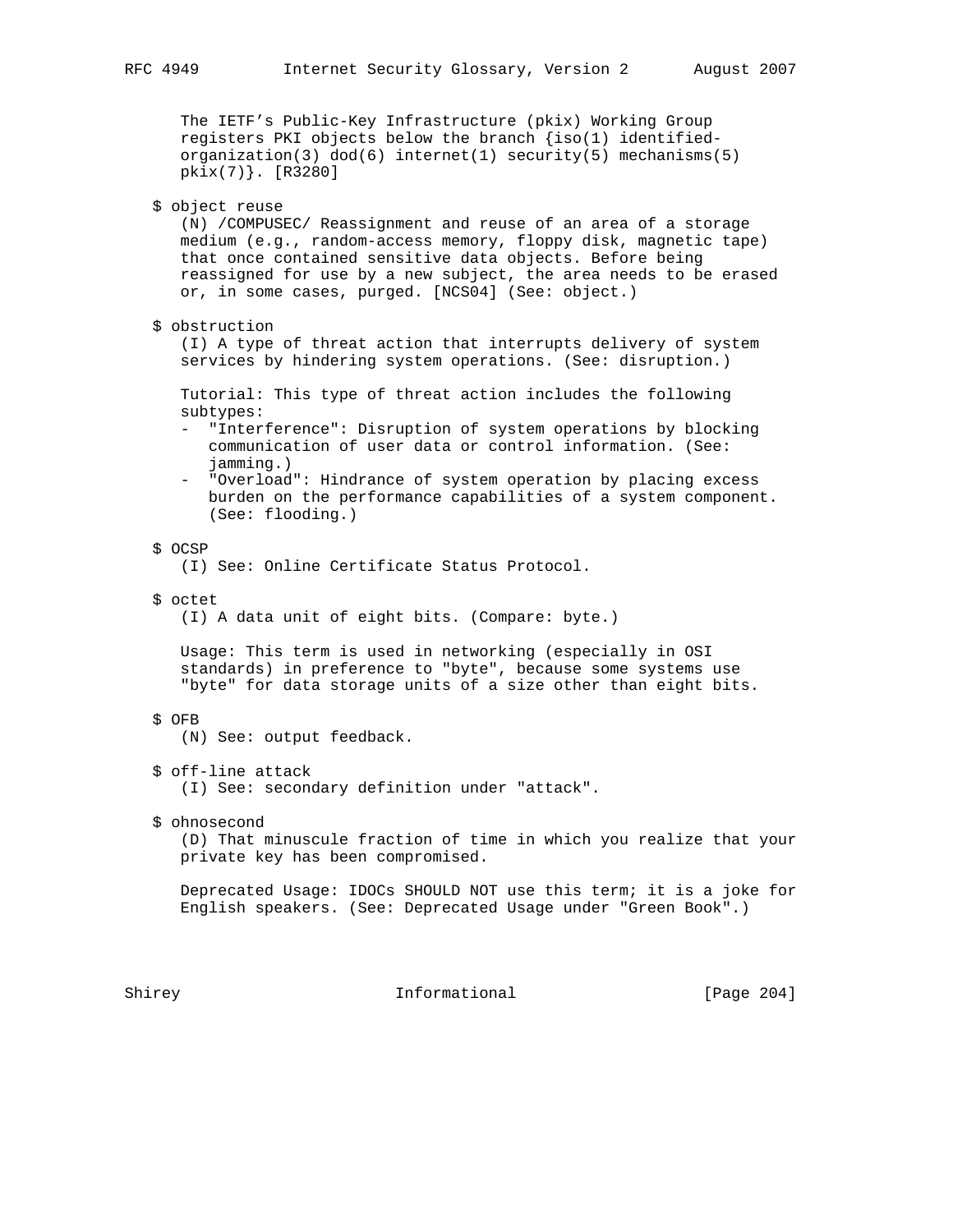The IETF's Public-Key Infrastructure (pkix) Working Group registers PKI objects below the branch {iso(1) identified-organization(3) dod(6) internet(1) security(5) mechanisms(5) pkix(7)}. [R3280]

$ object reuse

(N) /COMPUSEC/ Reassignment and reuse of an area of a storage medium (e.g., random-access memory, floppy disk, magnetic tape) that once contained sensitive data objects. Before being reassigned for use by a new subject, the area needs to be erased or, in some cases, purged. [NCS04] (See: object.)

$ obstruction

(I) A type of threat action that interrupts delivery of system services by hindering system operations. (See: disruption.)

Tutorial: This type of threat action includes the following subtypes:

- "Interference": Disruption of system operations by blocking communication of user data or control information. (See: jamming.)
- "Overload": Hindrance of system operation by placing excess burden on the performance capabilities of a system component. (See: flooding.)

$ OCSP

(I) See: Online Certificate Status Protocol.

$ octet

(I) A data unit of eight bits. (Compare: byte.)

Usage: This term is used in networking (especially in OSI standards) in preference to "byte", because some systems use "byte" for data storage units of a size other than eight bits.

$ OFB

(N) See: output feedback.

$ off-line attack

(I) See: secondary definition under "attack".

$ ohnosecond

(D) That minuscule fraction of time in which you realize that your private key has been compromised.

Deprecated Usage: IDOCs SHOULD NOT use this term; it is a joke for English speakers. (See: Deprecated Usage under "Green Book".)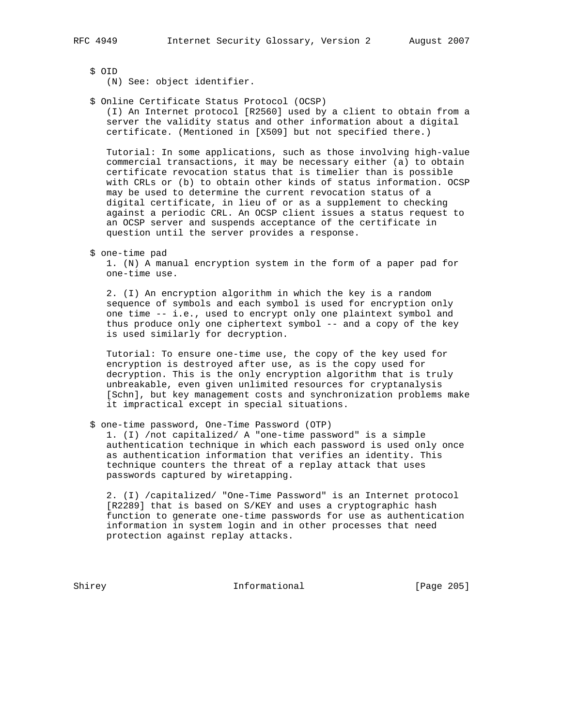$ OID
(N) See: object identifier.

$ Online Certificate Status Protocol (OCSP)
(I) An Internet protocol [R2560] used by a client to obtain from a server the validity status and other information about a digital certificate. (Mentioned in [X509] but not specified there.)

Tutorial: In some applications, such as those involving high-value commercial transactions, it may be necessary either (a) to obtain certificate revocation status that is timelier than is possible with CRLs or (b) to obtain other kinds of status information. OCSP may be used to determine the current revocation status of a digital certificate, in lieu of or as a supplement to checking against a periodic CRL. An OCSP client issues a status request to an OCSP server and suspends acceptance of the certificate in question until the server provides a response.

$ one-time pad
1. (N) A manual encryption system in the form of a paper pad for one-time use.

2. (I) An encryption algorithm in which the key is a random sequence of symbols and each symbol is used for encryption only one time -- i.e., used to encrypt only one plaintext symbol and thus produce only one ciphertext symbol -- and a copy of the key is used similarly for decryption.

Tutorial: To ensure one-time use, the copy of the key used for encryption is destroyed after use, as is the copy used for decryption. This is the only encryption algorithm that is truly unbreakable, even given unlimited resources for cryptanalysis [Schn], but key management costs and synchronization problems make it impractical except in special situations.

$ one-time password, One-Time Password (OTP)
1. (I) /not capitalized/ A "one-time password" is a simple authentication technique in which each password is used only once as authentication information that verifies an identity. This technique counters the threat of a replay attack that uses passwords captured by wiretapping.

2. (I) /capitalized/ "One-Time Password" is an Internet protocol [R2289] that is based on S/KEY and uses a cryptographic hash function to generate one-time passwords for use as authentication information in system login and in other processes that need protection against replay attacks.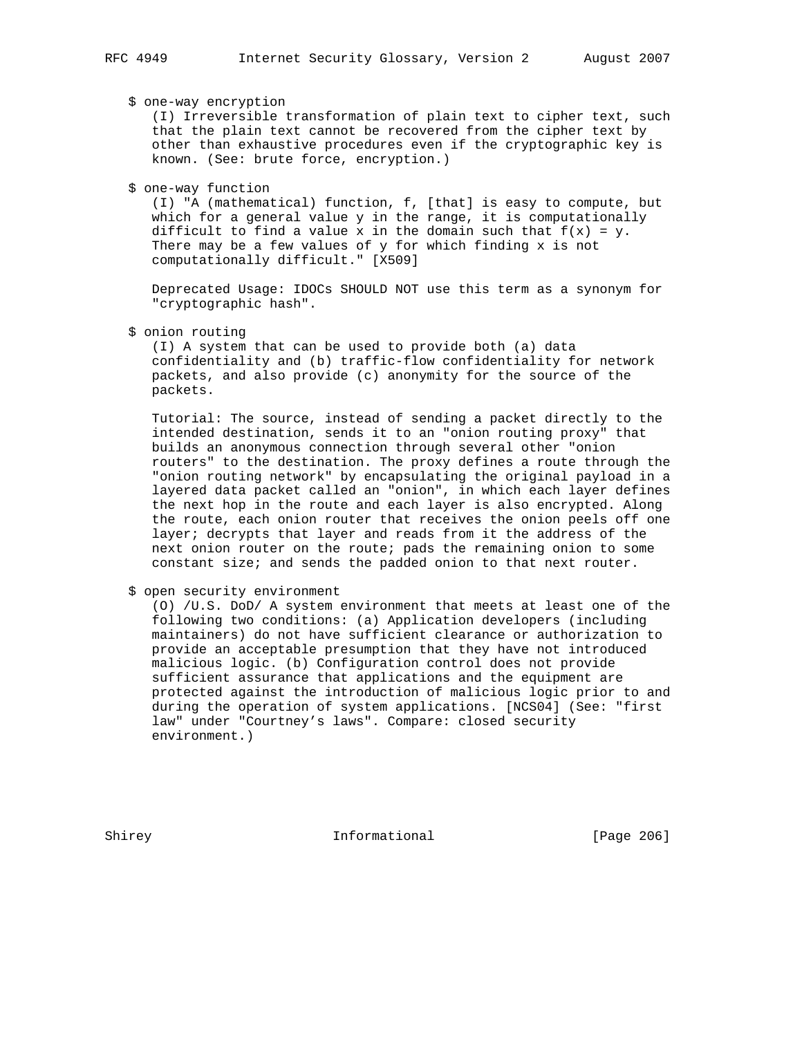$ one-way encryption

(I) Irreversible transformation of plain text to cipher text, such that the plain text cannot be recovered from the cipher text by other than exhaustive procedures even if the cryptographic key is known. (See: brute force, encryption.)

$ one-way function

(I) "A (mathematical) function, f, [that] is easy to compute, but which for a general value y in the range, it is computationally difficult to find a value x in the domain such that $f(x) = y$. There may be a few values of y for which finding x is not computationally difficult." [X509]

Deprecated Usage: IDOCs SHOULD NOT use this term as a synonym for "cryptographic hash".

$ onion routing

(I) A system that can be used to provide both (a) data confidentiality and (b) traffic-flow confidentiality for network packets, and also provide (c) anonymity for the source of the packets.

Tutorial: The source, instead of sending a packet directly to the intended destination, sends it to an "onion routing proxy" that builds an anonymous connection through several other "onion routers" to the destination. The proxy defines a route through the "onion routing network" by encapsulating the original payload in a layered data packet called an "onion", in which each layer defines the next hop in the route and each layer is also encrypted. Along the route, each onion router that receives the onion peels off one layer; decrypts that layer and reads from it the address of the next onion router on the route; pads the remaining onion to some constant size; and sends the padded onion to that next router.

$ open security environment

(O) /U.S. DoD/ A system environment that meets at least one of the following two conditions: (a) Application developers (including maintainers) do not have sufficient clearance or authorization to provide an acceptable presumption that they have not introduced malicious logic. (b) Configuration control does not provide sufficient assurance that applications and the equipment are protected against the introduction of malicious logic prior to and during the operation of system applications. [NCS04] (See: "first law" under "Courtney's laws". Compare: closed security environment.)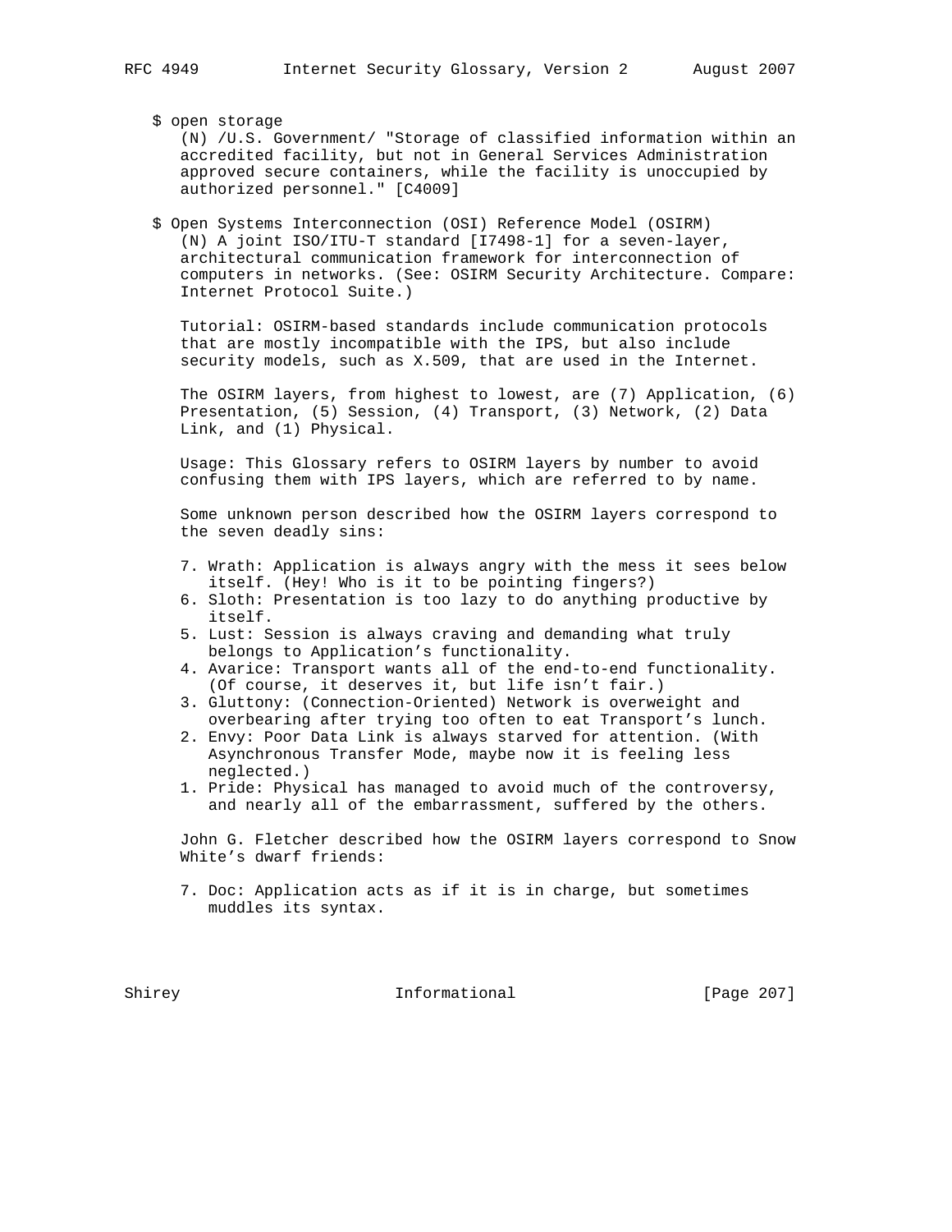$ open storage

(N) /U.S. Government/ "Storage of classified information within an accredited facility, but not in General Services Administration approved secure containers, while the facility is unoccupied by authorized personnel." [C4009]

$ Open Systems Interconnection (OSI) Reference Model (OSIRM)

(N) A joint ISO/ITU-T standard [I7498-1] for a seven-layer, architectural communication framework for interconnection of computers in networks. (See: OSIRM Security Architecture. Compare: Internet Protocol Suite.)

Tutorial: OSIRM-based standards include communication protocols that are mostly incompatible with the IPS, but also include security models, such as X.509, that are used in the Internet.

The OSIRM layers, from highest to lowest, are (7) Application, (6) Presentation, (5) Session, (4) Transport, (3) Network, (2) Data Link, and (1) Physical.

Usage: This Glossary refers to OSIRM layers by number to avoid confusing them with IPS layers, which are referred to by name.

Some unknown person described how the OSIRM layers correspond to the seven deadly sins:

7. Wrath: Application is always angry with the mess it sees below itself. (Hey! Who is it to be pointing fingers?)
6. Sloth: Presentation is too lazy to do anything productive by itself.
5. Lust: Session is always craving and demanding what truly belongs to Application's functionality.
4. Avarice: Transport wants all of the end-to-end functionality. (Of course, it deserves it, but life isn't fair.)
3. Gluttony: (Connection-Oriented) Network is overweight and overbearing after trying too often to eat Transport's lunch.
2. Envy: Poor Data Link is always starved for attention. (With Asynchronous Transfer Mode, maybe now it is feeling less neglected.)
1. Pride: Physical has managed to avoid much of the controversy, and nearly all of the embarrassment, suffered by the others.

John G. Fletcher described how the OSIRM layers correspond to Snow White's dwarf friends:

7. Doc: Application acts as if it is in charge, but sometimes muddles its syntax.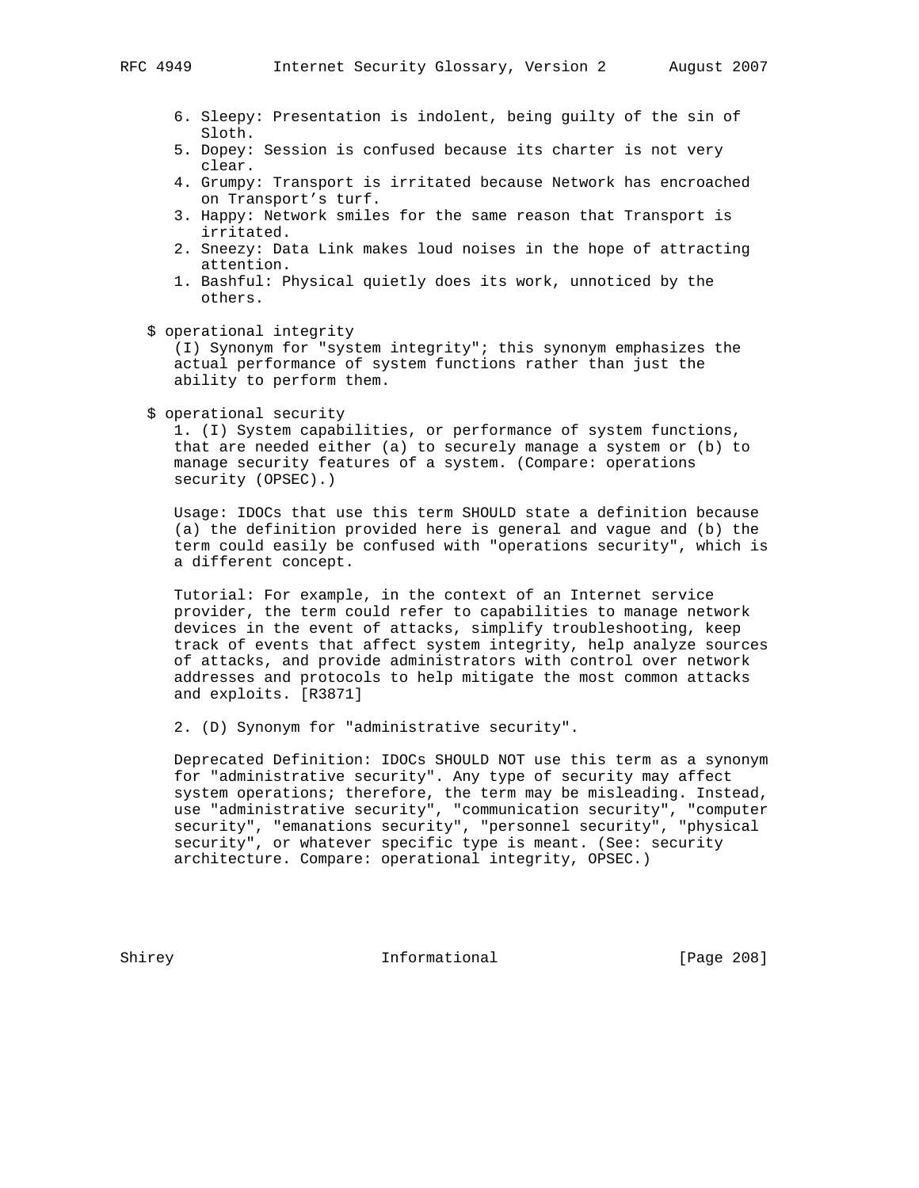6. Sleepy: Presentation is indolent, being guilty of the sin of Sloth.
5. Dopey: Session is confused because its charter is not very clear.
4. Grumpy: Transport is irritated because Network has encroached on Transport's turf.
3. Happy: Network smiles for the same reason that Transport is irritated.
2. Sneezy: Data Link makes loud noises in the hope of attracting attention.
1. Bashful: Physical quietly does its work, unnoticed by the others.

$ operational integrity

(I) Synonym for "system integrity"; this synonym emphasizes the actual performance of system functions rather than just the ability to perform them.

$ operational security

1. (I) System capabilities, or performance of system functions, that are needed either (a) to securely manage a system or (b) to manage security features of a system. (Compare: operations security (OPSEC).)

Usage: IDOCs that use this term SHOULD state a definition because (a) the definition provided here is general and vague and (b) the term could easily be confused with "operations security", which is a different concept.

Tutorial: For example, in the context of an Internet service provider, the term could refer to capabilities to manage network devices in the event of attacks, simplify troubleshooting, keep track of events that affect system integrity, help analyze sources of attacks, and provide administrators with control over network addresses and protocols to help mitigate the most common attacks and exploits. [R3871]

2. (D) Synonym for "administrative security".

Deprecated Definition: IDOCs SHOULD NOT use this term as a synonym for "administrative security". Any type of security may affect system operations; therefore, the term may be misleading. Instead, use "administrative security", "communication security", "computer security", "emanations security", "personnel security", "physical security", or whatever specific type is meant. (See: security architecture. Compare: operational integrity, OPSEC.)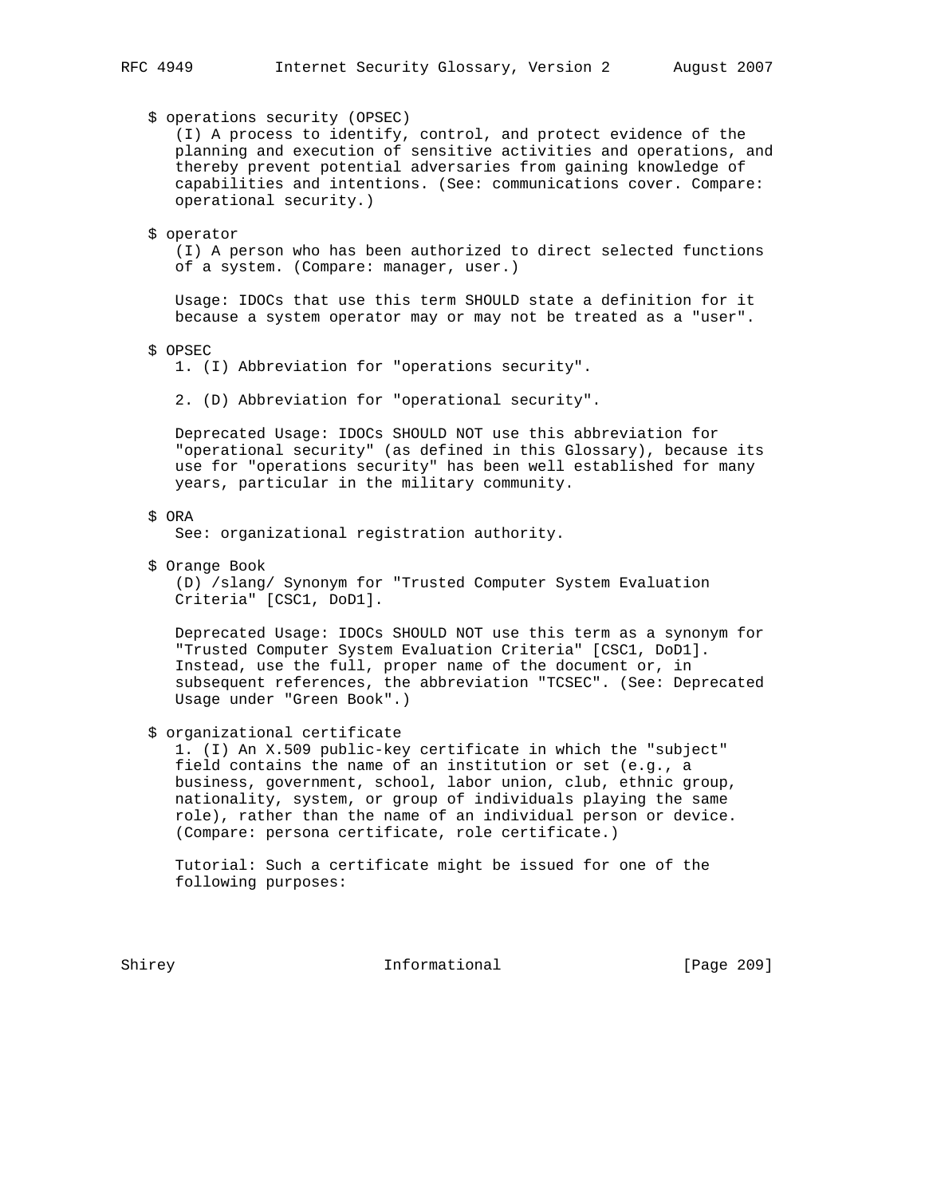$ operations security (OPSEC)
(I) A process to identify, control, and protect evidence of the planning and execution of sensitive activities and operations, and thereby prevent potential adversaries from gaining knowledge of capabilities and intentions. (See: communications cover. Compare: operational security.)

$ operator
(I) A person who has been authorized to direct selected functions of a system. (Compare: manager, user.)

Usage: IDOCs that use this term SHOULD state a definition for it because a system operator may or may not be treated as a "user".

$ OPSEC
1. (I) Abbreviation for "operations security".

2. (D) Abbreviation for "operational security".

Deprecated Usage: IDOCs SHOULD NOT use this abbreviation for "operational security" (as defined in this Glossary), because its use for "operations security" has been well established for many years, particular in the military community.

$ ORA
See: organizational registration authority.

$ Orange Book
(D) /slang/ Synonym for "Trusted Computer System Evaluation Criteria" [CSC1, DoD1].

Deprecated Usage: IDOCs SHOULD NOT use this term as a synonym for "Trusted Computer System Evaluation Criteria" [CSC1, DoD1]. Instead, use the full, proper name of the document or, in subsequent references, the abbreviation "TCSEC". (See: Deprecated Usage under "Green Book".)

$ organizational certificate
1. (I) An X.509 public-key certificate in which the "subject" field contains the name of an institution or set (e.g., a business, government, school, labor union, club, ethnic group, nationality, system, or group of individuals playing the same role), rather than the name of an individual person or device. (Compare: persona certificate, role certificate.)

Tutorial: Such a certificate might be issued for one of the following purposes: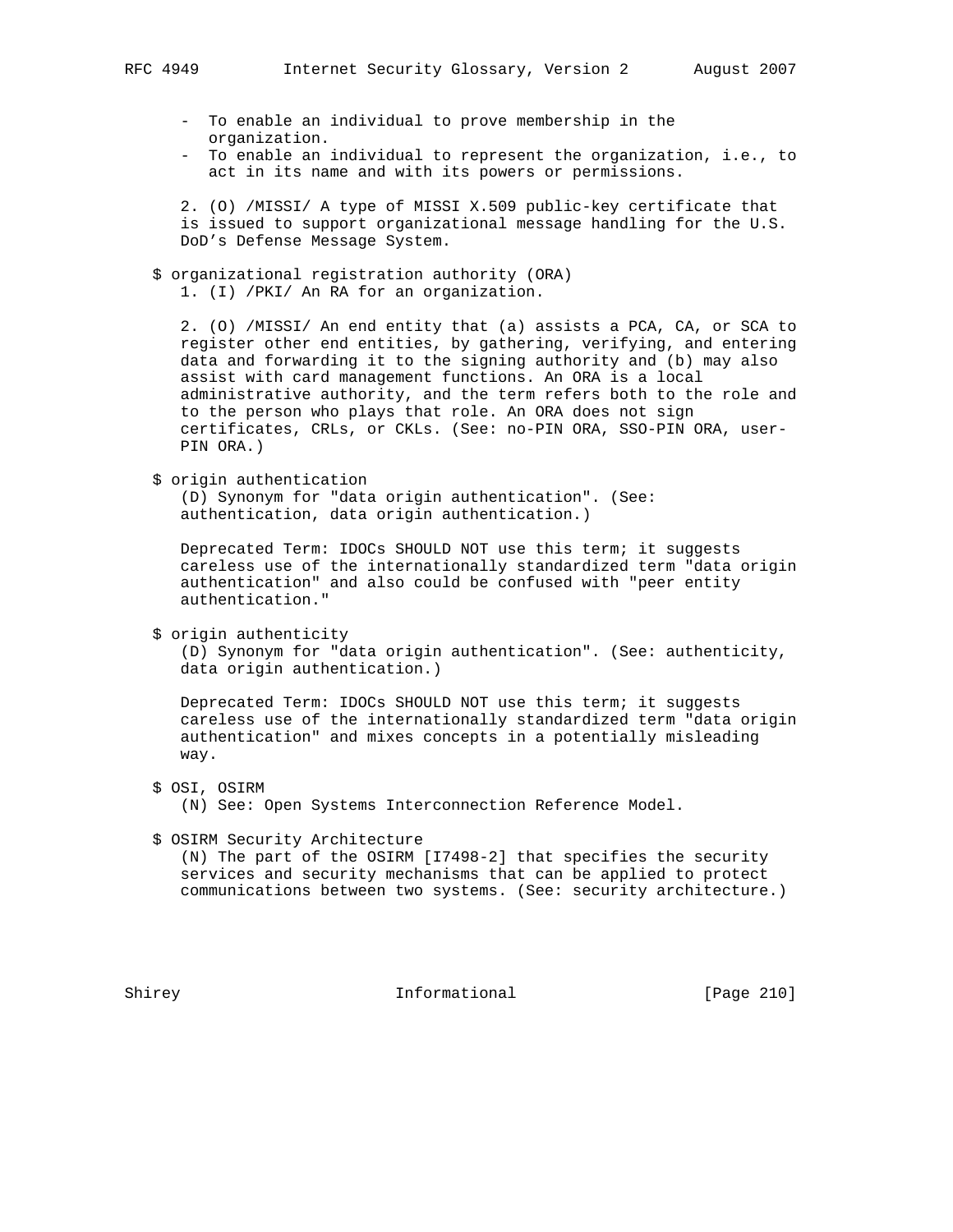- To enable an individual to prove membership in the organization.
- To enable an individual to represent the organization, i.e., to act in its name and with its powers or permissions.

2. (O) /MISSI/ A type of MISSI X.509 public-key certificate that is issued to support organizational message handling for the U.S. DoD's Defense Message System.

$ organizational registration authority (ORA)

1. (I) /PKI/ An RA for an organization.

2. (O) /MISSI/ An end entity that (a) assists a PCA, CA, or SCA to register other end entities, by gathering, verifying, and entering data and forwarding it to the signing authority and (b) may also assist with card management functions. An ORA is a local administrative authority, and the term refers both to the role and to the person who plays that role. An ORA does not sign certificates, CRLs, or CKLs. (See: no-PIN ORA, SSO-PIN ORA, user-PIN ORA.)

$ origin authentication

(D) Synonym for "data origin authentication". (See: authentication, data origin authentication.)

Deprecated Term: IDOCs SHOULD NOT use this term; it suggests careless use of the internationally standardized term "data origin authentication" and also could be confused with "peer entity authentication."

$ origin authenticity

(D) Synonym for "data origin authentication". (See: authenticity, data origin authentication.)

Deprecated Term: IDOCs SHOULD NOT use this term; it suggests careless use of the internationally standardized term "data origin authentication" and mixes concepts in a potentially misleading way.

$ OSI, OSIRM

(N) See: Open Systems Interconnection Reference Model.

$ OSIRM Security Architecture

(N) The part of the OSIRM [I7498-2] that specifies the security services and security mechanisms that can be applied to protect communications between two systems. (See: security architecture.)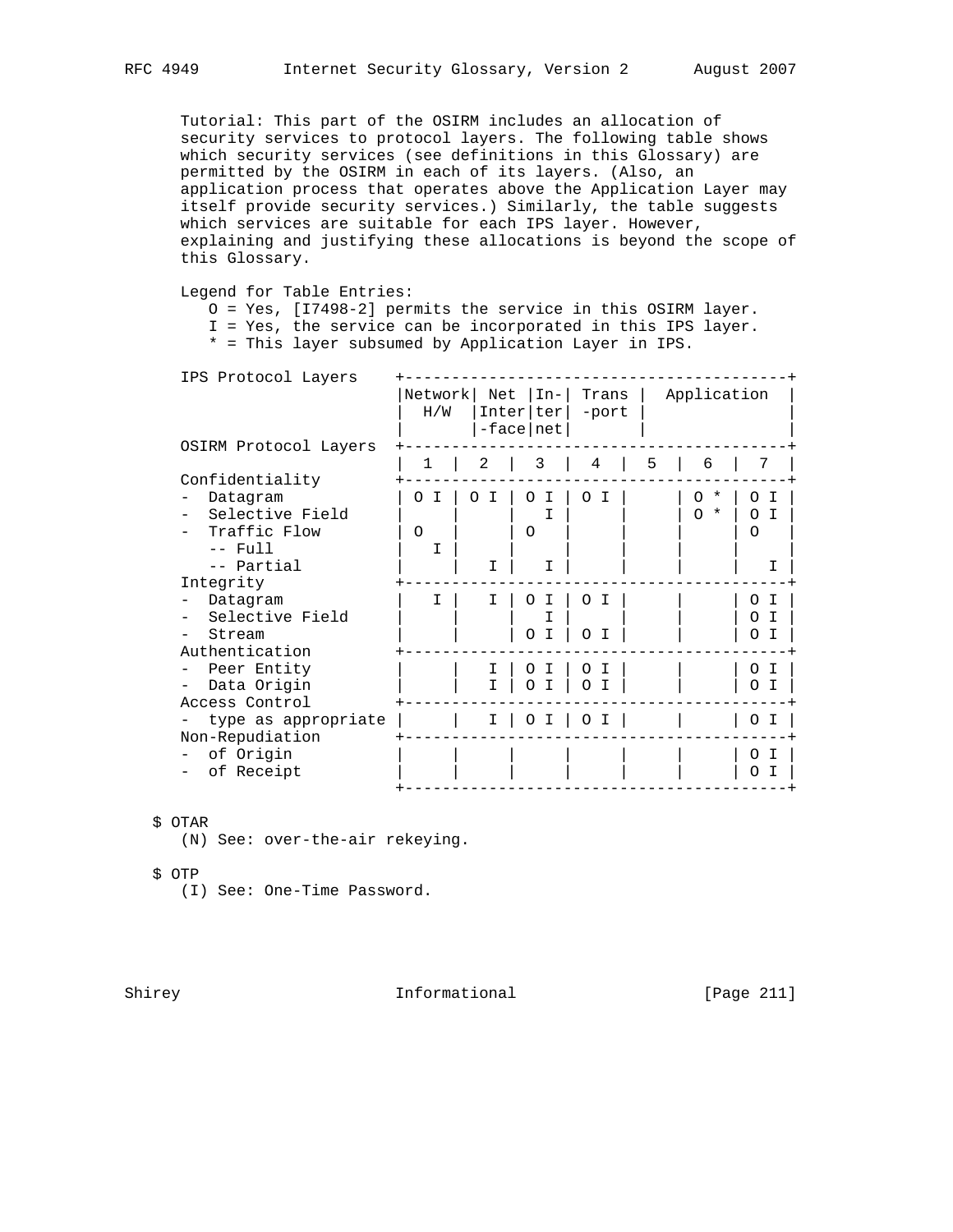Tutorial: This part of the OSIRM includes an allocation of security services to protocol layers. The following table shows which security services (see definitions in this Glossary) are permitted by the OSIRM in each of its layers. (Also, an application process that operates above the Application Layer may itself provide security services.) Similarly, the table suggests which services are suitable for each IPS layer. However, explaining and justifying these allocations is beyond the scope of this Glossary.

Legend for Table Entries:

- O = Yes, [I7498-2] permits the service in this OSIRM layer.
- I = Yes, the service can be incorporated in this IPS layer.
- * = This layer subsumed by Application Layer in IPS.

| IPS Protocol Layers | Network H/W | Net Inter-face | In-ter-net | Trans-port | Application | | |
|---|---|---|---|---|---|---|---|
| **OSIRM Protocol Layers** | 1 | 2 | 3 | 4 | 5 | 6 | 7 |
| **Confidentiality** | | | | | | | |
| - Datagram | O I | O I | O I | O I | | O * | O I |
| - Selective Field | | | I | | | O * | O I |
| - Traffic Flow | O | | O | | | | O |
| -- Full | I | | | | | | |
| -- Partial | | I | I | | | | I |
| **Integrity** | | | | | | | |
| - Datagram | I | I | O I | O I | | | O I |
| - Selective Field | | | I | | | | O I |
| - Stream | | | O I | O I | | | O I |
| **Authentication** | | | | | | | |
| - Peer Entity | | I | O I | O I | | | O I |
| - Data Origin | | I | O I | O I | | | O I |
| **Access Control** | | | | | | | |
| - type as appropriate | | I | O I | O I | | | O I |
| **Non-Repudiation** | | | | | | | |
| - of Origin | | | | | | | O I |
| - of Receipt | | | | | | | O I |

$ OTAR

(N) See: over-the-air rekeying.

$ OTP

(I) See: One-Time Password.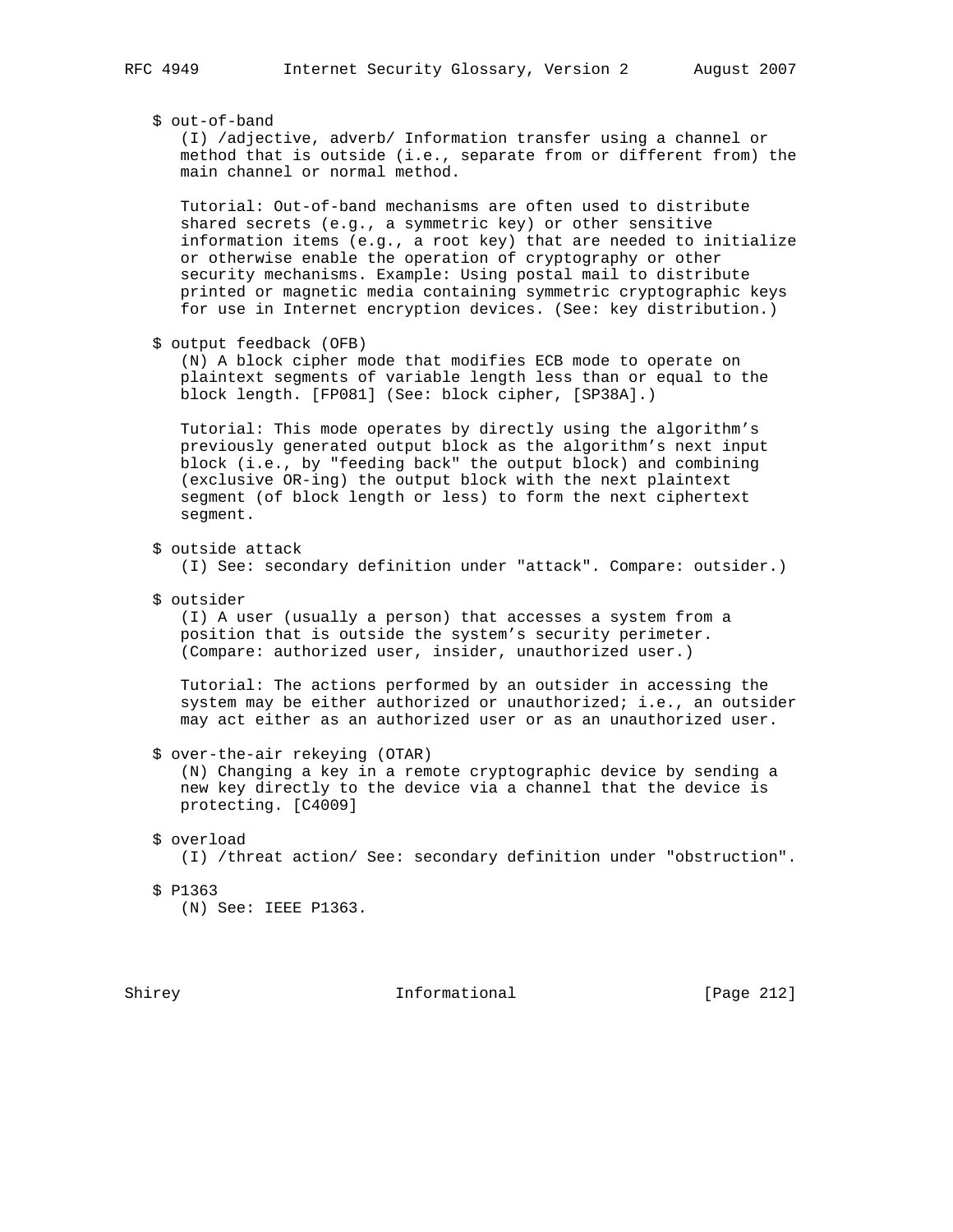$ out-of-band
(I) /adjective, adverb/ Information transfer using a channel or method that is outside (i.e., separate from or different from) the main channel or normal method.

Tutorial: Out-of-band mechanisms are often used to distribute shared secrets (e.g., a symmetric key) or other sensitive information items (e.g., a root key) that are needed to initialize or otherwise enable the operation of cryptography or other security mechanisms. Example: Using postal mail to distribute printed or magnetic media containing symmetric cryptographic keys for use in Internet encryption devices. (See: key distribution.)

$ output feedback (OFB)
(N) A block cipher mode that modifies ECB mode to operate on plaintext segments of variable length less than or equal to the block length. [FP081] (See: block cipher, [SP38A].)

Tutorial: This mode operates by directly using the algorithm's previously generated output block as the algorithm's next input block (i.e., by "feeding back" the output block) and combining (exclusive OR-ing) the output block with the next plaintext segment (of block length or less) to form the next ciphertext segment.

$ outside attack
(I) See: secondary definition under "attack". Compare: outsider.)

$ outsider
(I) A user (usually a person) that accesses a system from a position that is outside the system's security perimeter. (Compare: authorized user, insider, unauthorized user.)

Tutorial: The actions performed by an outsider in accessing the system may be either authorized or unauthorized; i.e., an outsider may act either as an authorized user or as an unauthorized user.

$ over-the-air rekeying (OTAR)
(N) Changing a key in a remote cryptographic device by sending a new key directly to the device via a channel that the device is protecting. [C4009]

$ overload
(I) /threat action/ See: secondary definition under "obstruction".

$ P1363
(N) See: IEEE P1363.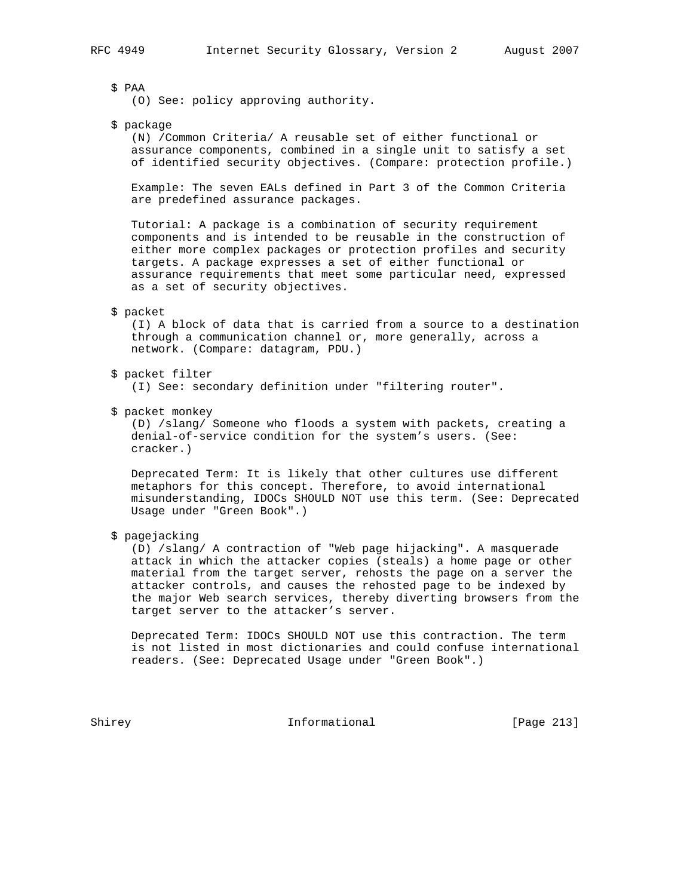$ PAA
(O) See: policy approving authority.

$ package
(N) /Common Criteria/ A reusable set of either functional or assurance components, combined in a single unit to satisfy a set of identified security objectives. (Compare: protection profile.)

Example: The seven EALs defined in Part 3 of the Common Criteria are predefined assurance packages.

Tutorial: A package is a combination of security requirement components and is intended to be reusable in the construction of either more complex packages or protection profiles and security targets. A package expresses a set of either functional or assurance requirements that meet some particular need, expressed as a set of security objectives.

$ packet
(I) A block of data that is carried from a source to a destination through a communication channel or, more generally, across a network. (Compare: datagram, PDU.)

$ packet filter
(I) See: secondary definition under "filtering router".

$ packet monkey
(D) /slang/ Someone who floods a system with packets, creating a denial-of-service condition for the system's users. (See: cracker.)

Deprecated Term: It is likely that other cultures use different metaphors for this concept. Therefore, to avoid international misunderstanding, IDOCs SHOULD NOT use this term. (See: Deprecated Usage under "Green Book".)

$ pagejacking
(D) /slang/ A contraction of "Web page hijacking". A masquerade attack in which the attacker copies (steals) a home page or other material from the target server, rehosts the page on a server the attacker controls, and causes the rehosted page to be indexed by the major Web search services, thereby diverting browsers from the target server to the attacker's server.

Deprecated Term: IDOCs SHOULD NOT use this contraction. The term is not listed in most dictionaries and could confuse international readers. (See: Deprecated Usage under "Green Book".)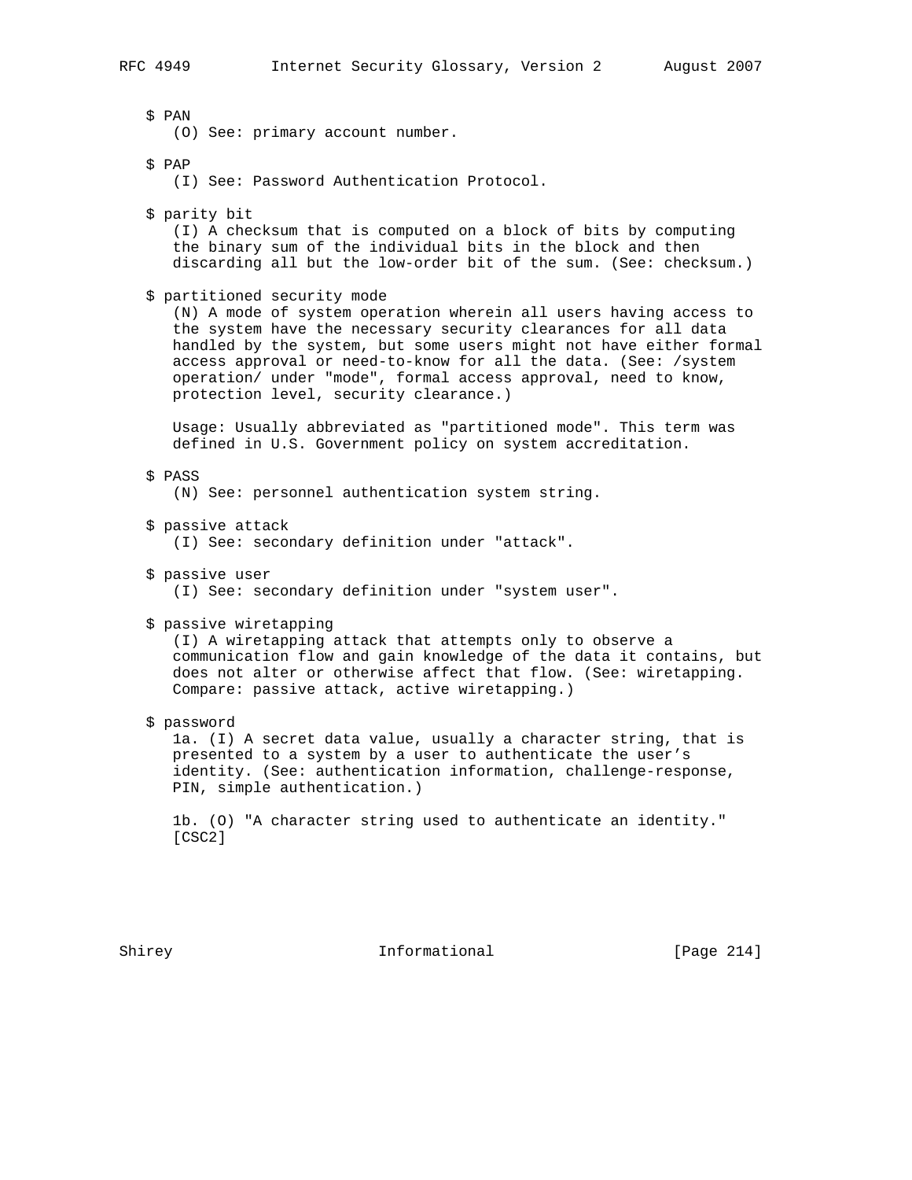$ PAN
(O) See: primary account number.

$ PAP
(I) See: Password Authentication Protocol.

$ parity bit
(I) A checksum that is computed on a block of bits by computing the binary sum of the individual bits in the block and then discarding all but the low-order bit of the sum. (See: checksum.)

$ partitioned security mode
(N) A mode of system operation wherein all users having access to the system have the necessary security clearances for all data handled by the system, but some users might not have either formal access approval or need-to-know for all the data. (See: /system operation/ under "mode", formal access approval, need to know, protection level, security clearance.)

Usage: Usually abbreviated as "partitioned mode". This term was defined in U.S. Government policy on system accreditation.

$ PASS
(N) See: personnel authentication system string.

$ passive attack
(I) See: secondary definition under "attack".

$ passive user
(I) See: secondary definition under "system user".

$ passive wiretapping
(I) A wiretapping attack that attempts only to observe a communication flow and gain knowledge of the data it contains, but does not alter or otherwise affect that flow. (See: wiretapping. Compare: passive attack, active wiretapping.)

$ password
1a. (I) A secret data value, usually a character string, that is presented to a system by a user to authenticate the user's identity. (See: authentication information, challenge-response, PIN, simple authentication.)

1b. (O) "A character string used to authenticate an identity." [CSC2]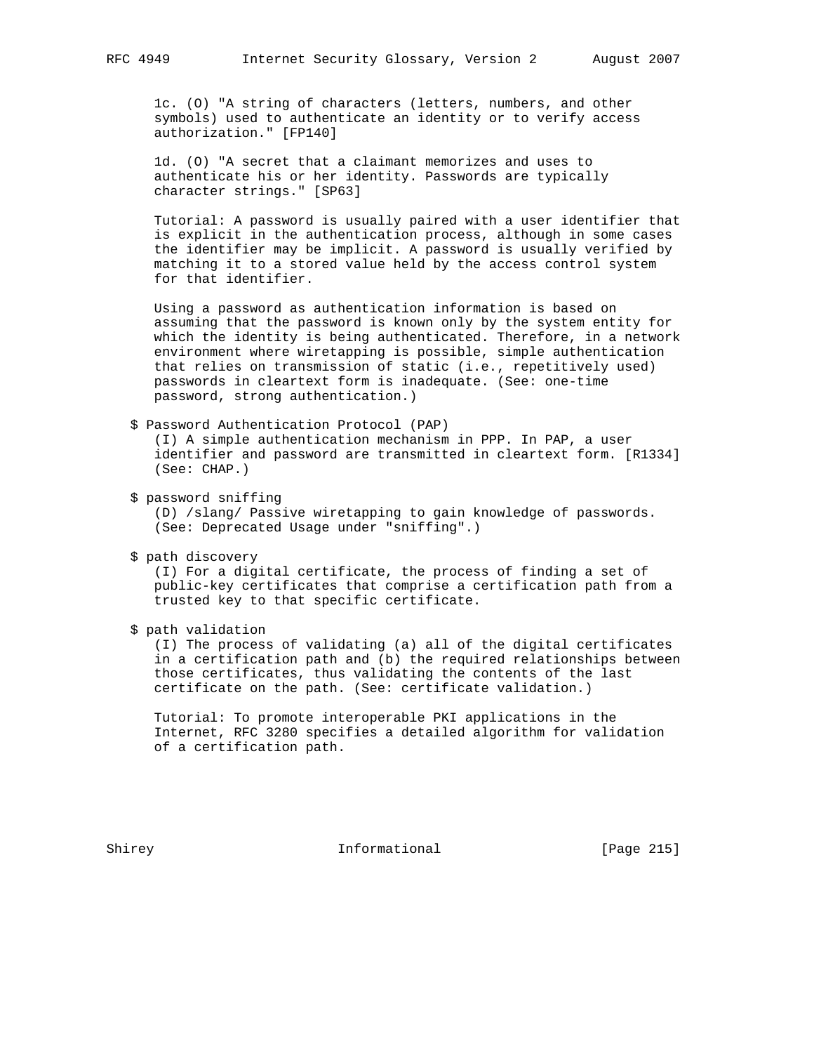1c. (O) "A string of characters (letters, numbers, and other symbols) used to authenticate an identity or to verify access authorization." [FP140]

1d. (O) "A secret that a claimant memorizes and uses to authenticate his or her identity. Passwords are typically character strings." [SP63]

Tutorial: A password is usually paired with a user identifier that is explicit in the authentication process, although in some cases the identifier may be implicit. A password is usually verified by matching it to a stored value held by the access control system for that identifier.

Using a password as authentication information is based on assuming that the password is known only by the system entity for which the identity is being authenticated. Therefore, in a network environment where wiretapping is possible, simple authentication that relies on transmission of static (i.e., repetitively used) passwords in cleartext form is inadequate. (See: one-time password, strong authentication.)

$ Password Authentication Protocol (PAP)
(I) A simple authentication mechanism in PPP. In PAP, a user identifier and password are transmitted in cleartext form. [R1334] (See: CHAP.)

$ password sniffing
(D) /slang/ Passive wiretapping to gain knowledge of passwords. (See: Deprecated Usage under "sniffing".)

$ path discovery
(I) For a digital certificate, the process of finding a set of public-key certificates that comprise a certification path from a trusted key to that specific certificate.

$ path validation
(I) The process of validating (a) all of the digital certificates in a certification path and (b) the required relationships between those certificates, thus validating the contents of the last certificate on the path. (See: certificate validation.)

Tutorial: To promote interoperable PKI applications in the Internet, RFC 3280 specifies a detailed algorithm for validation of a certification path.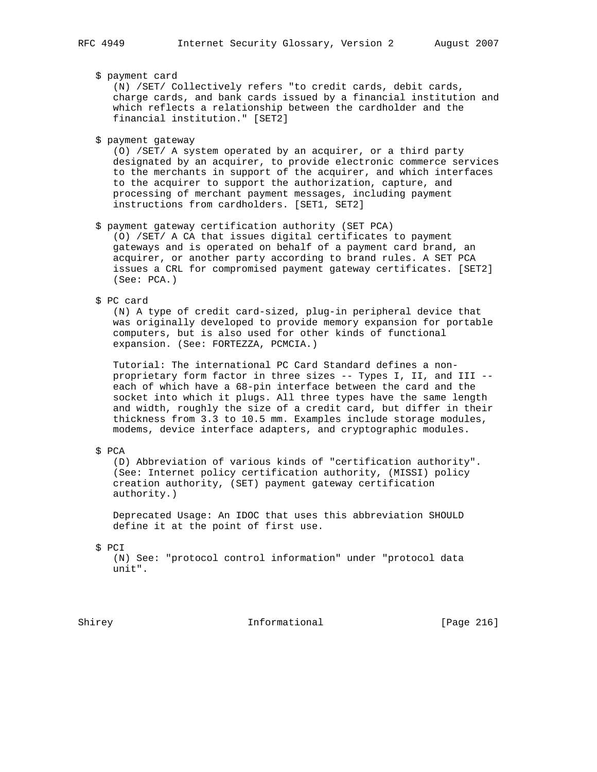$ payment card
(N) /SET/ Collectively refers "to credit cards, debit cards, charge cards, and bank cards issued by a financial institution and which reflects a relationship between the cardholder and the financial institution." [SET2]

$ payment gateway
(O) /SET/ A system operated by an acquirer, or a third party designated by an acquirer, to provide electronic commerce services to the merchants in support of the acquirer, and which interfaces to the acquirer to support the authorization, capture, and processing of merchant payment messages, including payment instructions from cardholders. [SET1, SET2]

$ payment gateway certification authority (SET PCA)
(O) /SET/ A CA that issues digital certificates to payment gateways and is operated on behalf of a payment card brand, an acquirer, or another party according to brand rules. A SET PCA issues a CRL for compromised payment gateway certificates. [SET2] (See: PCA.)

$ PC card
(N) A type of credit card-sized, plug-in peripheral device that was originally developed to provide memory expansion for portable computers, but is also used for other kinds of functional expansion. (See: FORTEZZA, PCMCIA.)

Tutorial: The international PC Card Standard defines a non-proprietary form factor in three sizes -- Types I, II, and III -- each of which have a 68-pin interface between the card and the socket into which it plugs. All three types have the same length and width, roughly the size of a credit card, but differ in their thickness from 3.3 to 10.5 mm. Examples include storage modules, modems, device interface adapters, and cryptographic modules.

$ PCA
(D) Abbreviation of various kinds of "certification authority". (See: Internet policy certification authority, (MISSI) policy creation authority, (SET) payment gateway certification authority.)

Deprecated Usage: An IDOC that uses this abbreviation SHOULD define it at the point of first use.

$ PCI
(N) See: "protocol control information" under "protocol data unit".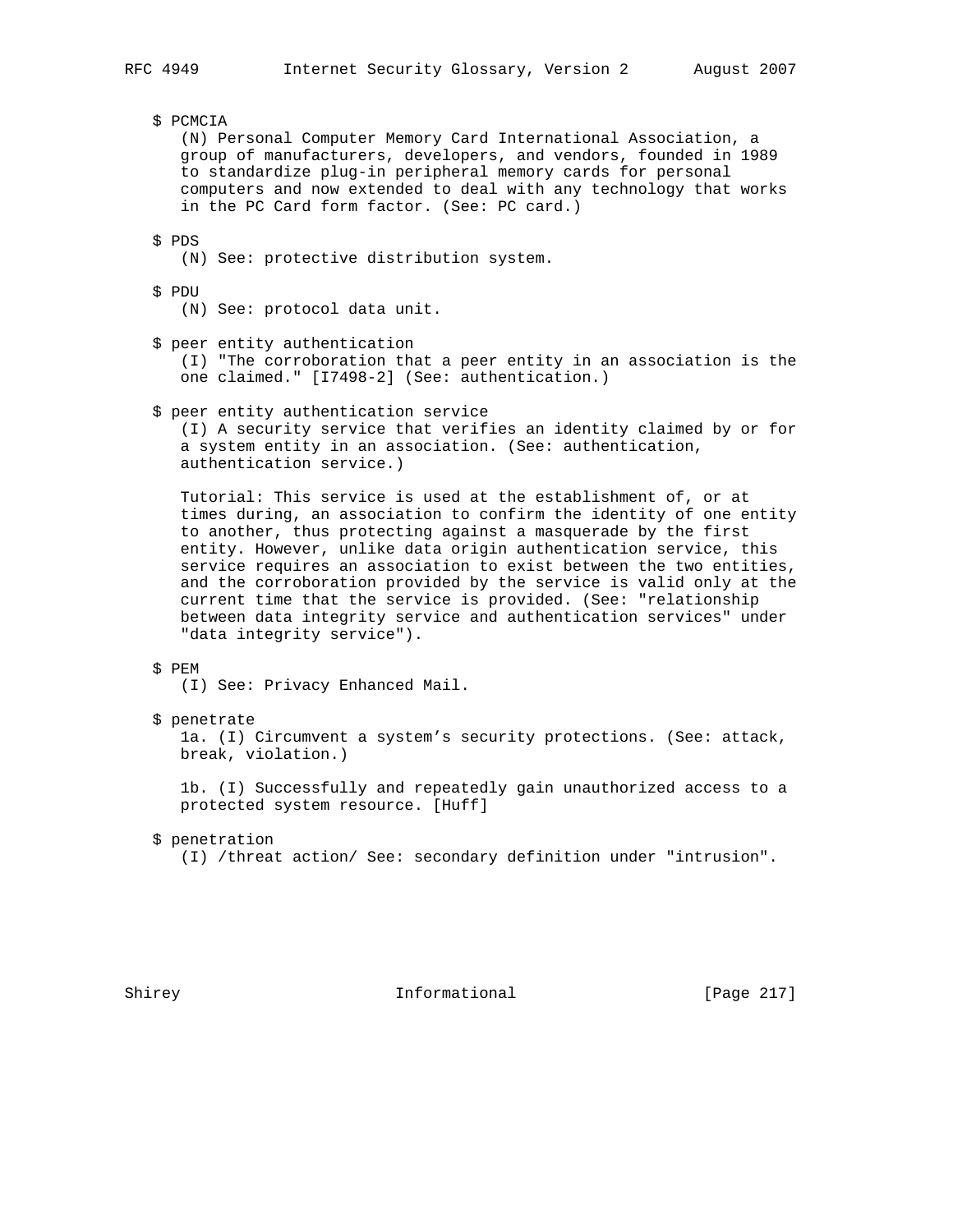$ PCMCIA

(N) Personal Computer Memory Card International Association, a group of manufacturers, developers, and vendors, founded in 1989 to standardize plug-in peripheral memory cards for personal computers and now extended to deal with any technology that works in the PC Card form factor. (See: PC card.)

$ PDS

(N) See: protective distribution system.

$ PDU

(N) See: protocol data unit.

$ peer entity authentication

(I) "The corroboration that a peer entity in an association is the one claimed." [I7498-2] (See: authentication.)

$ peer entity authentication service

(I) A security service that verifies an identity claimed by or for a system entity in an association. (See: authentication, authentication service.)

Tutorial: This service is used at the establishment of, or at times during, an association to confirm the identity of one entity to another, thus protecting against a masquerade by the first entity. However, unlike data origin authentication service, this service requires an association to exist between the two entities, and the corroboration provided by the service is valid only at the current time that the service is provided. (See: "relationship between data integrity service and authentication services" under "data integrity service").

$ PEM

(I) See: Privacy Enhanced Mail.

$ penetrate

1a. (I) Circumvent a system's security protections. (See: attack, break, violation.)

1b. (I) Successfully and repeatedly gain unauthorized access to a protected system resource. [Huff]

$ penetration

(I) /threat action/ See: secondary definition under "intrusion".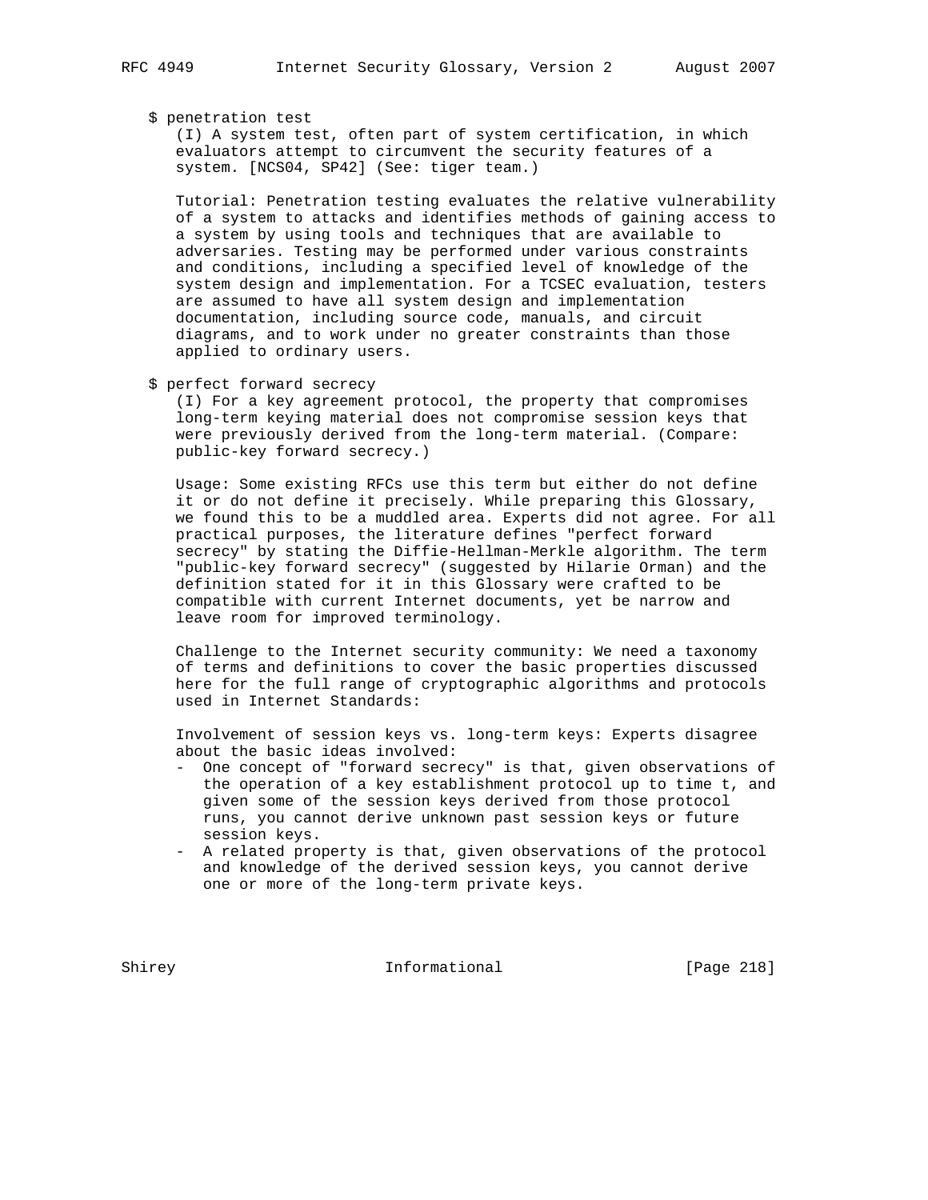$ penetration test

(I) A system test, often part of system certification, in which evaluators attempt to circumvent the security features of a system. [NCS04, SP42] (See: tiger team.)

Tutorial: Penetration testing evaluates the relative vulnerability of a system to attacks and identifies methods of gaining access to a system by using tools and techniques that are available to adversaries. Testing may be performed under various constraints and conditions, including a specified level of knowledge of the system design and implementation. For a TCSEC evaluation, testers are assumed to have all system design and implementation documentation, including source code, manuals, and circuit diagrams, and to work under no greater constraints than those applied to ordinary users.

$ perfect forward secrecy

(I) For a key agreement protocol, the property that compromises long-term keying material does not compromise session keys that were previously derived from the long-term material. (Compare: public-key forward secrecy.)

Usage: Some existing RFCs use this term but either do not define it or do not define it precisely. While preparing this Glossary, we found this to be a muddled area. Experts did not agree. For all practical purposes, the literature defines "perfect forward secrecy" by stating the Diffie-Hellman-Merkle algorithm. The term "public-key forward secrecy" (suggested by Hilarie Orman) and the definition stated for it in this Glossary were crafted to be compatible with current Internet documents, yet be narrow and leave room for improved terminology.

Challenge to the Internet security community: We need a taxonomy of terms and definitions to cover the basic properties discussed here for the full range of cryptographic algorithms and protocols used in Internet Standards:

Involvement of session keys vs. long-term keys: Experts disagree about the basic ideas involved:

- One concept of "forward secrecy" is that, given observations of the operation of a key establishment protocol up to time t, and given some of the session keys derived from those protocol runs, you cannot derive unknown past session keys or future session keys.
- A related property is that, given observations of the protocol and knowledge of the derived session keys, you cannot derive one or more of the long-term private keys.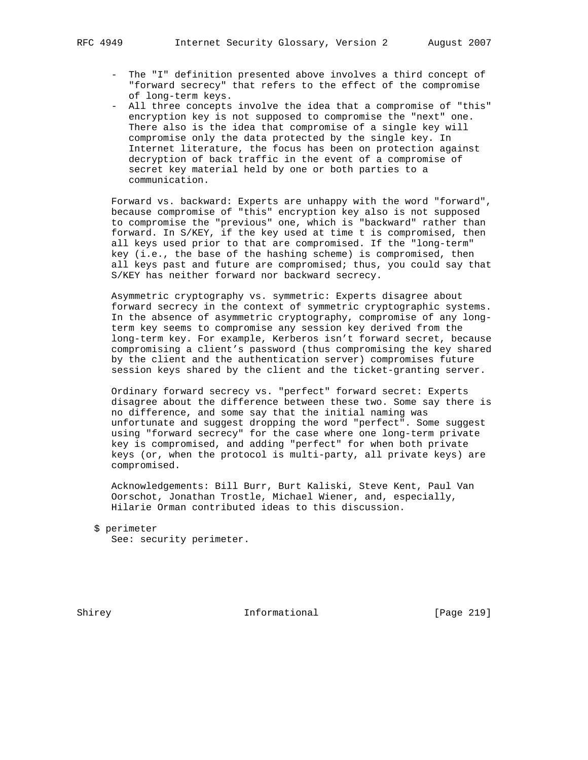- The "I" definition presented above involves a third concept of "forward secrecy" that refers to the effect of the compromise of long-term keys.
- All three concepts involve the idea that a compromise of "this" encryption key is not supposed to compromise the "next" one. There also is the idea that compromise of a single key will compromise only the data protected by the single key. In Internet literature, the focus has been on protection against decryption of back traffic in the event of a compromise of secret key material held by one or both parties to a communication.

Forward vs. backward: Experts are unhappy with the word "forward", because compromise of "this" encryption key also is not supposed to compromise the "previous" one, which is "backward" rather than forward. In S/KEY, if the key used at time t is compromised, then all keys used prior to that are compromised. If the "long-term" key (i.e., the base of the hashing scheme) is compromised, then all keys past and future are compromised; thus, you could say that S/KEY has neither forward nor backward secrecy.

Asymmetric cryptography vs. symmetric: Experts disagree about forward secrecy in the context of symmetric cryptographic systems. In the absence of asymmetric cryptography, compromise of any long-term key seems to compromise any session key derived from the long-term key. For example, Kerberos isn't forward secret, because compromising a client's password (thus compromising the key shared by the client and the authentication server) compromises future session keys shared by the client and the ticket-granting server.

Ordinary forward secrecy vs. "perfect" forward secret: Experts disagree about the difference between these two. Some say there is no difference, and some say that the initial naming was unfortunate and suggest dropping the word "perfect". Some suggest using "forward secrecy" for the case where one long-term private key is compromised, and adding "perfect" for when both private keys (or, when the protocol is multi-party, all private keys) are compromised.

Acknowledgements: Bill Burr, Burt Kaliski, Steve Kent, Paul Van Oorschot, Jonathan Trostle, Michael Wiener, and, especially, Hilarie Orman contributed ideas to this discussion.

$ perimeter
See: security perimeter.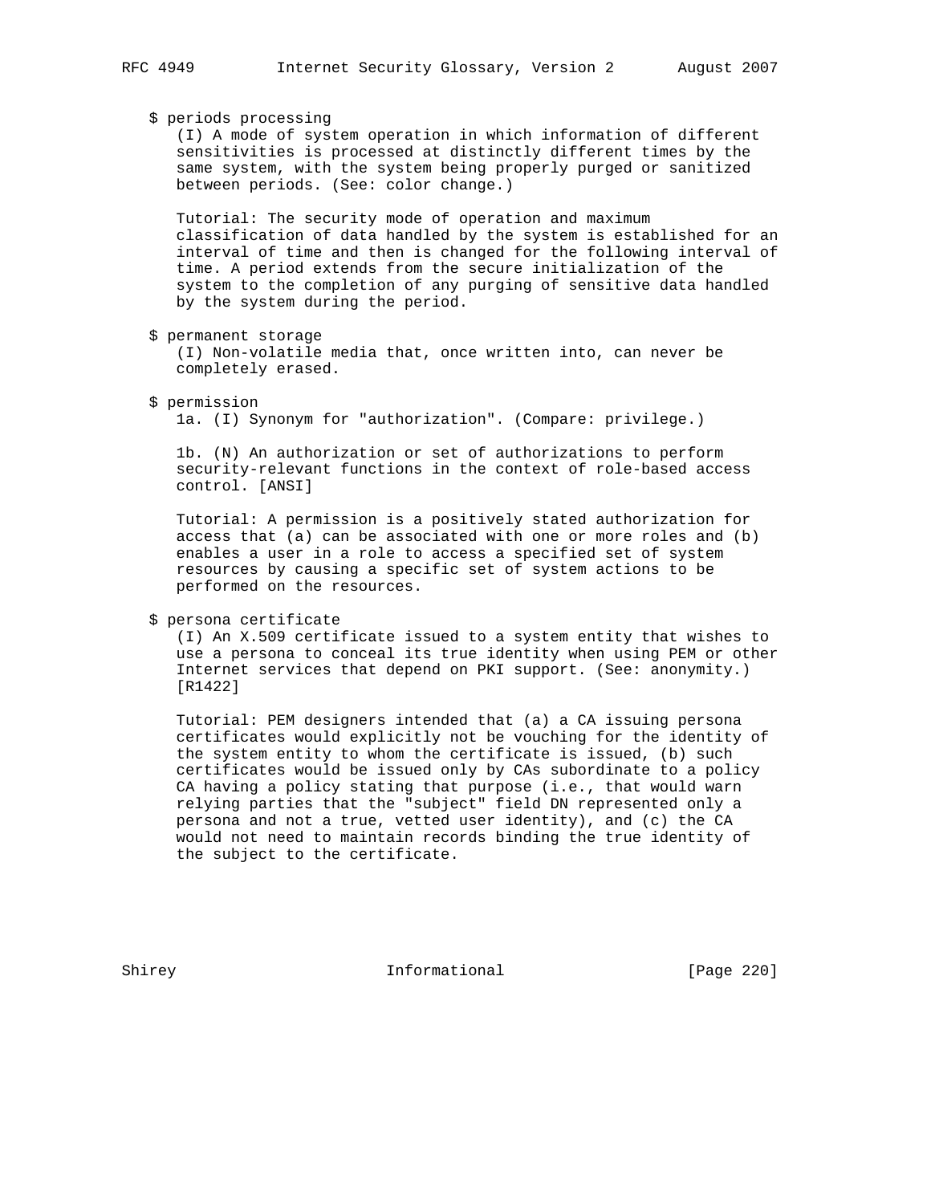$ periods processing

(I) A mode of system operation in which information of different sensitivities is processed at distinctly different times by the same system, with the system being properly purged or sanitized between periods. (See: color change.)

Tutorial: The security mode of operation and maximum classification of data handled by the system is established for an interval of time and then is changed for the following interval of time. A period extends from the secure initialization of the system to the completion of any purging of sensitive data handled by the system during the period.

$ permanent storage

(I) Non-volatile media that, once written into, can never be completely erased.

$ permission

1a. (I) Synonym for "authorization". (Compare: privilege.)

1b. (N) An authorization or set of authorizations to perform security-relevant functions in the context of role-based access control. [ANSI]

Tutorial: A permission is a positively stated authorization for access that (a) can be associated with one or more roles and (b) enables a user in a role to access a specified set of system resources by causing a specific set of system actions to be performed on the resources.

$ persona certificate

(I) An X.509 certificate issued to a system entity that wishes to use a persona to conceal its true identity when using PEM or other Internet services that depend on PKI support. (See: anonymity.) [R1422]

Tutorial: PEM designers intended that (a) a CA issuing persona certificates would explicitly not be vouching for the identity of the system entity to whom the certificate is issued, (b) such certificates would be issued only by CAs subordinate to a policy CA having a policy stating that purpose (i.e., that would warn relying parties that the "subject" field DN represented only a persona and not a true, vetted user identity), and (c) the CA would not need to maintain records binding the true identity of the subject to the certificate.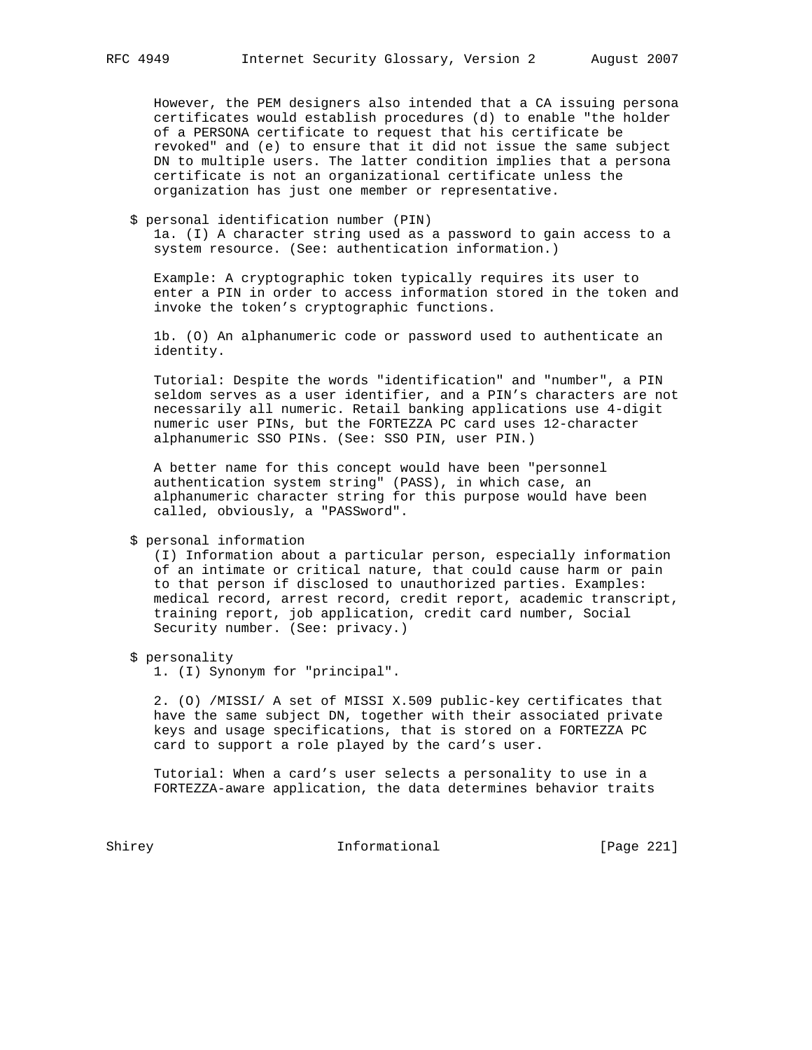However, the PEM designers also intended that a CA issuing persona certificates would establish procedures (d) to enable "the holder of a PERSONA certificate to request that his certificate be revoked" and (e) to ensure that it did not issue the same subject DN to multiple users. The latter condition implies that a persona certificate is not an organizational certificate unless the organization has just one member or representative.

$ personal identification number (PIN)

1a. (I) A character string used as a password to gain access to a system resource. (See: authentication information.)

Example: A cryptographic token typically requires its user to enter a PIN in order to access information stored in the token and invoke the token's cryptographic functions.

1b. (O) An alphanumeric code or password used to authenticate an identity.

Tutorial: Despite the words "identification" and "number", a PIN seldom serves as a user identifier, and a PIN's characters are not necessarily all numeric. Retail banking applications use 4-digit numeric user PINs, but the FORTEZZA PC card uses 12-character alphanumeric SSO PINs. (See: SSO PIN, user PIN.)

A better name for this concept would have been "personnel authentication system string" (PASS), in which case, an alphanumeric character string for this purpose would have been called, obviously, a "PASSword".

$ personal information

(I) Information about a particular person, especially information of an intimate or critical nature, that could cause harm or pain to that person if disclosed to unauthorized parties. Examples: medical record, arrest record, credit report, academic transcript, training report, job application, credit card number, Social Security number. (See: privacy.)

$ personality

1. (I) Synonym for "principal".

2. (O) /MISSI/ A set of MISSI X.509 public-key certificates that have the same subject DN, together with their associated private keys and usage specifications, that is stored on a FORTEZZA PC card to support a role played by the card's user.

Tutorial: When a card's user selects a personality to use in a FORTEZZA-aware application, the data determines behavior traits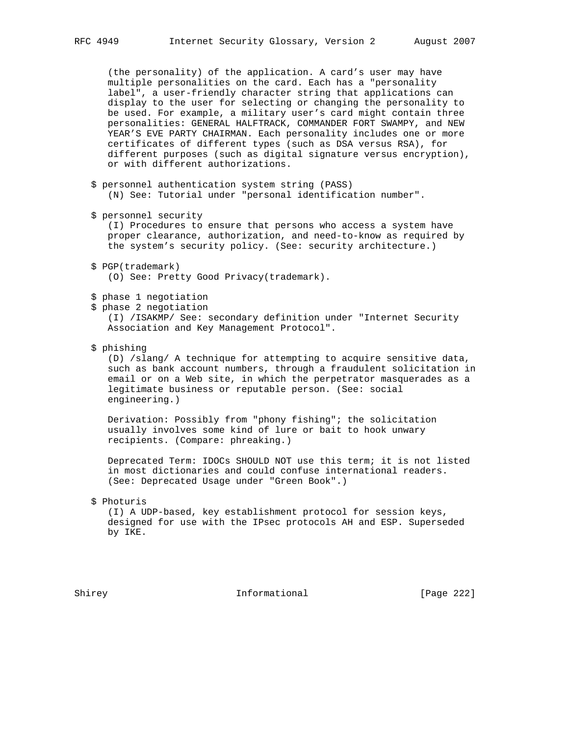(the personality) of the application. A card's user may have multiple personalities on the card. Each has a "personality label", a user-friendly character string that applications can display to the user for selecting or changing the personality to be used. For example, a military user's card might contain three personalities: GENERAL HALFTRACK, COMMANDER FORT SWAMPY, and NEW YEAR'S EVE PARTY CHAIRMAN. Each personality includes one or more certificates of different types (such as DSA versus RSA), for different purposes (such as digital signature versus encryption), or with different authorizations.

$ personnel authentication system string (PASS)
(N) See: Tutorial under "personal identification number".

$ personnel security
(I) Procedures to ensure that persons who access a system have proper clearance, authorization, and need-to-know as required by the system's security policy. (See: security architecture.)

$ PGP(trademark)
(O) See: Pretty Good Privacy(trademark).

$ phase 1 negotiation
$ phase 2 negotiation
(I) /ISAKMP/ See: secondary definition under "Internet Security Association and Key Management Protocol".

$ phishing
(D) /slang/ A technique for attempting to acquire sensitive data, such as bank account numbers, through a fraudulent solicitation in email or on a Web site, in which the perpetrator masquerades as a legitimate business or reputable person. (See: social engineering.)

Derivation: Possibly from "phony fishing"; the solicitation usually involves some kind of lure or bait to hook unwary recipients. (Compare: phreaking.)

Deprecated Term: IDOCs SHOULD NOT use this term; it is not listed in most dictionaries and could confuse international readers. (See: Deprecated Usage under "Green Book".)

$ Photuris
(I) A UDP-based, key establishment protocol for session keys, designed for use with the IPsec protocols AH and ESP. Superseded by IKE.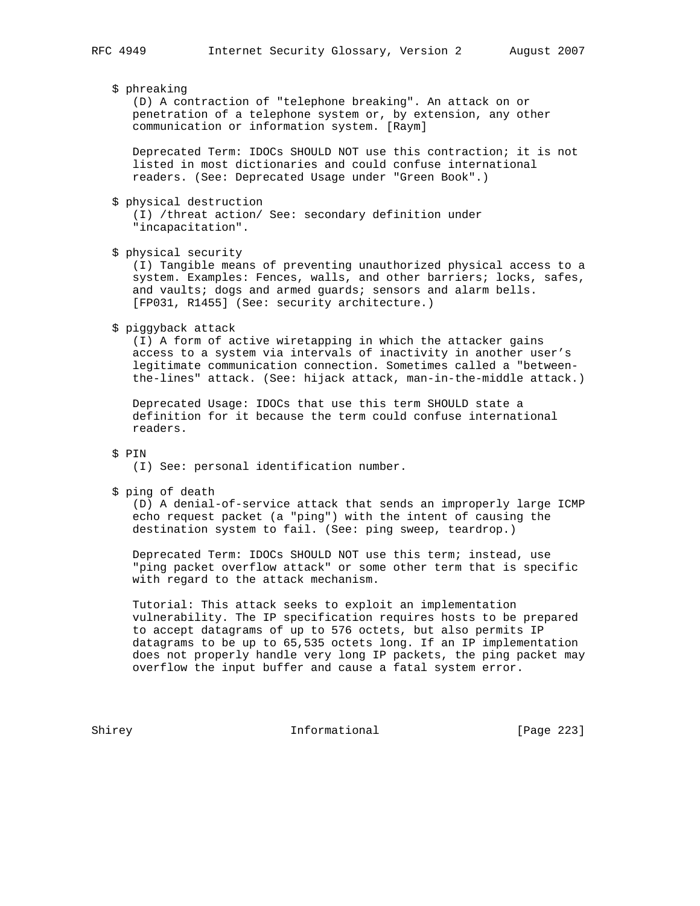$ phreaking
(D) A contraction of "telephone breaking". An attack on or penetration of a telephone system or, by extension, any other communication or information system. [Raym]

Deprecated Term: IDOCs SHOULD NOT use this contraction; it is not listed in most dictionaries and could confuse international readers. (See: Deprecated Usage under "Green Book".)

$ physical destruction
(I) /threat action/ See: secondary definition under "incapacitation".

$ physical security
(I) Tangible means of preventing unauthorized physical access to a system. Examples: Fences, walls, and other barriers; locks, safes, and vaults; dogs and armed guards; sensors and alarm bells. [FP031, R1455] (See: security architecture.)

$ piggyback attack
(I) A form of active wiretapping in which the attacker gains access to a system via intervals of inactivity in another user's legitimate communication connection. Sometimes called a "between-the-lines" attack. (See: hijack attack, man-in-the-middle attack.)

Deprecated Usage: IDOCs that use this term SHOULD state a definition for it because the term could confuse international readers.

$ PIN
(I) See: personal identification number.

$ ping of death
(D) A denial-of-service attack that sends an improperly large ICMP echo request packet (a "ping") with the intent of causing the destination system to fail. (See: ping sweep, teardrop.)

Deprecated Term: IDOCs SHOULD NOT use this term; instead, use "ping packet overflow attack" or some other term that is specific with regard to the attack mechanism.

Tutorial: This attack seeks to exploit an implementation vulnerability. The IP specification requires hosts to be prepared to accept datagrams of up to 576 octets, but also permits IP datagrams to be up to 65,535 octets long. If an IP implementation does not properly handle very long IP packets, the ping packet may overflow the input buffer and cause a fatal system error.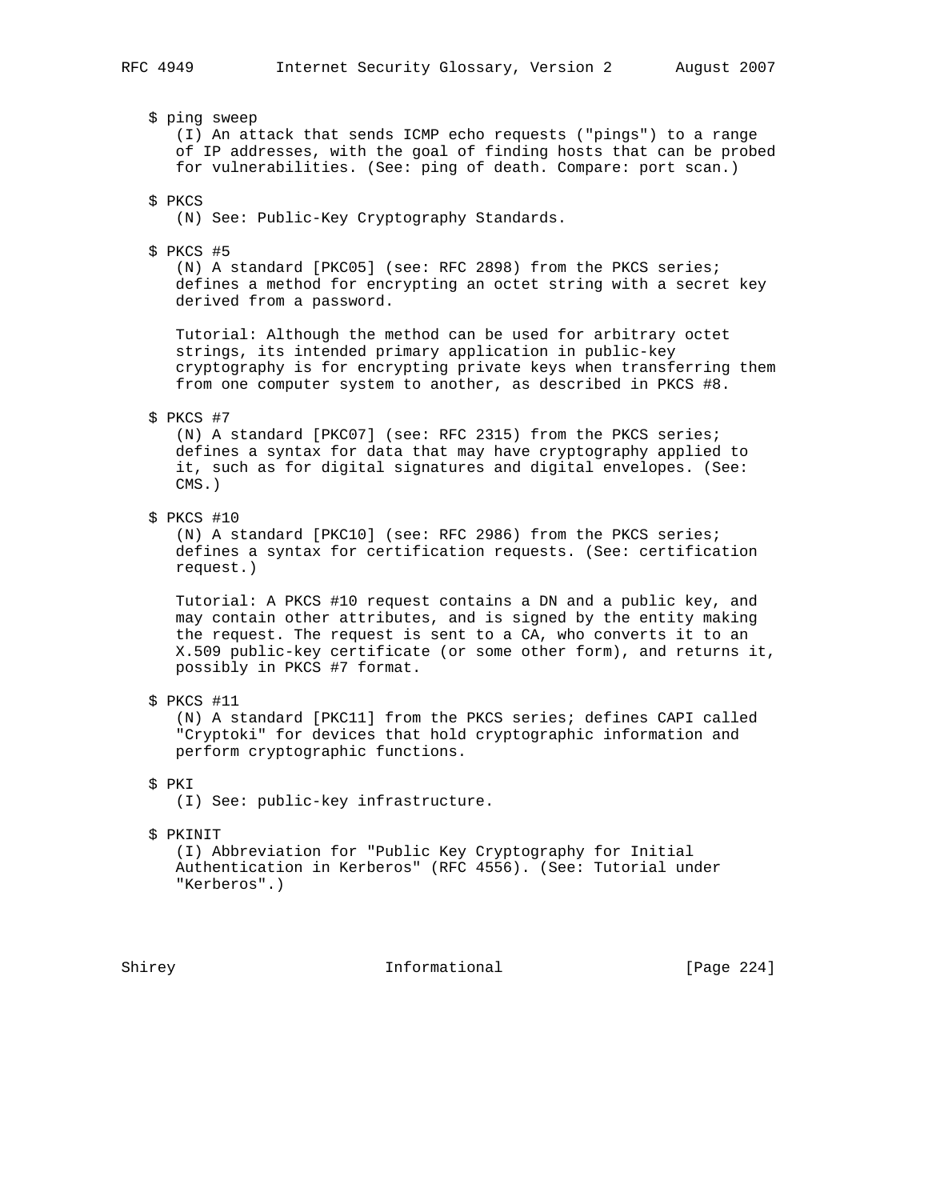$ ping sweep

(I) An attack that sends ICMP echo requests ("pings") to a range of IP addresses, with the goal of finding hosts that can be probed for vulnerabilities. (See: ping of death. Compare: port scan.)

$ PKCS

(N) See: Public-Key Cryptography Standards.

$ PKCS #5

(N) A standard [PKC05] (see: RFC 2898) from the PKCS series; defines a method for encrypting an octet string with a secret key derived from a password.

Tutorial: Although the method can be used for arbitrary octet strings, its intended primary application in public-key cryptography is for encrypting private keys when transferring them from one computer system to another, as described in PKCS #8.

$ PKCS #7

(N) A standard [PKC07] (see: RFC 2315) from the PKCS series; defines a syntax for data that may have cryptography applied to it, such as for digital signatures and digital envelopes. (See: CMS.)

$ PKCS #10

(N) A standard [PKC10] (see: RFC 2986) from the PKCS series; defines a syntax for certification requests. (See: certification request.)

Tutorial: A PKCS #10 request contains a DN and a public key, and may contain other attributes, and is signed by the entity making the request. The request is sent to a CA, who converts it to an X.509 public-key certificate (or some other form), and returns it, possibly in PKCS #7 format.

$ PKCS #11

(N) A standard [PKC11] from the PKCS series; defines CAPI called "Cryptoki" for devices that hold cryptographic information and perform cryptographic functions.

$ PKI

(I) See: public-key infrastructure.

$ PKINIT

(I) Abbreviation for "Public Key Cryptography for Initial Authentication in Kerberos" (RFC 4556). (See: Tutorial under "Kerberos".)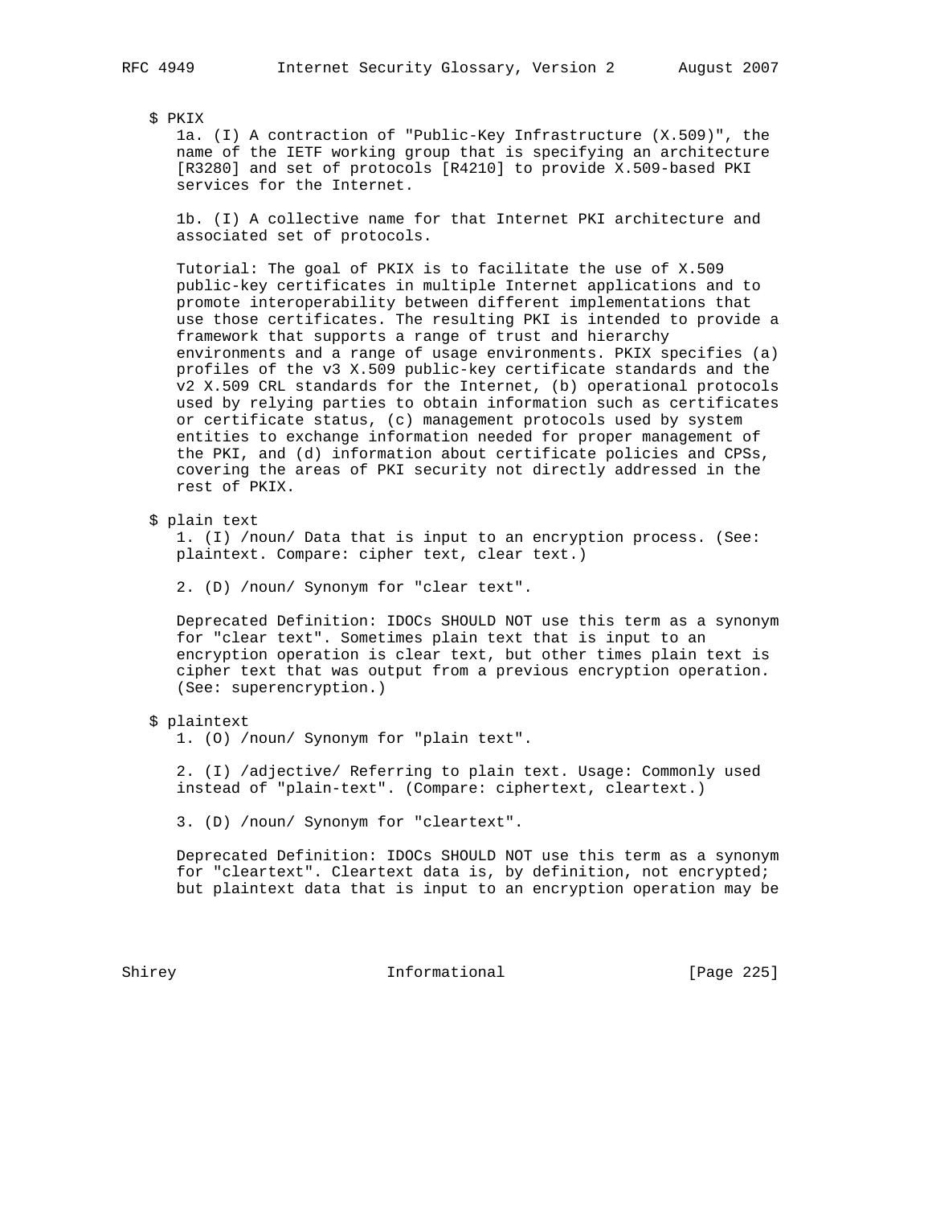$ PKIX

1a. (I) A contraction of "Public-Key Infrastructure (X.509)", the name of the IETF working group that is specifying an architecture [R3280] and set of protocols [R4210] to provide X.509-based PKI services for the Internet.

1b. (I) A collective name for that Internet PKI architecture and associated set of protocols.

Tutorial: The goal of PKIX is to facilitate the use of X.509 public-key certificates in multiple Internet applications and to promote interoperability between different implementations that use those certificates. The resulting PKI is intended to provide a framework that supports a range of trust and hierarchy environments and a range of usage environments. PKIX specifies (a) profiles of the v3 X.509 public-key certificate standards and the v2 X.509 CRL standards for the Internet, (b) operational protocols used by relying parties to obtain information such as certificates or certificate status, (c) management protocols used by system entities to exchange information needed for proper management of the PKI, and (d) information about certificate policies and CPSs, covering the areas of PKI security not directly addressed in the rest of PKIX.

$ plain text

1. (I) /noun/ Data that is input to an encryption process. (See: plaintext. Compare: cipher text, clear text.)

2. (D) /noun/ Synonym for "clear text".

Deprecated Definition: IDOCs SHOULD NOT use this term as a synonym for "clear text". Sometimes plain text that is input to an encryption operation is clear text, but other times plain text is cipher text that was output from a previous encryption operation. (See: superencryption.)

$ plaintext

1. (O) /noun/ Synonym for "plain text".

2. (I) /adjective/ Referring to plain text. Usage: Commonly used instead of "plain-text". (Compare: ciphertext, cleartext.)

3. (D) /noun/ Synonym for "cleartext".

Deprecated Definition: IDOCs SHOULD NOT use this term as a synonym for "cleartext". Cleartext data is, by definition, not encrypted; but plaintext data that is input to an encryption operation may be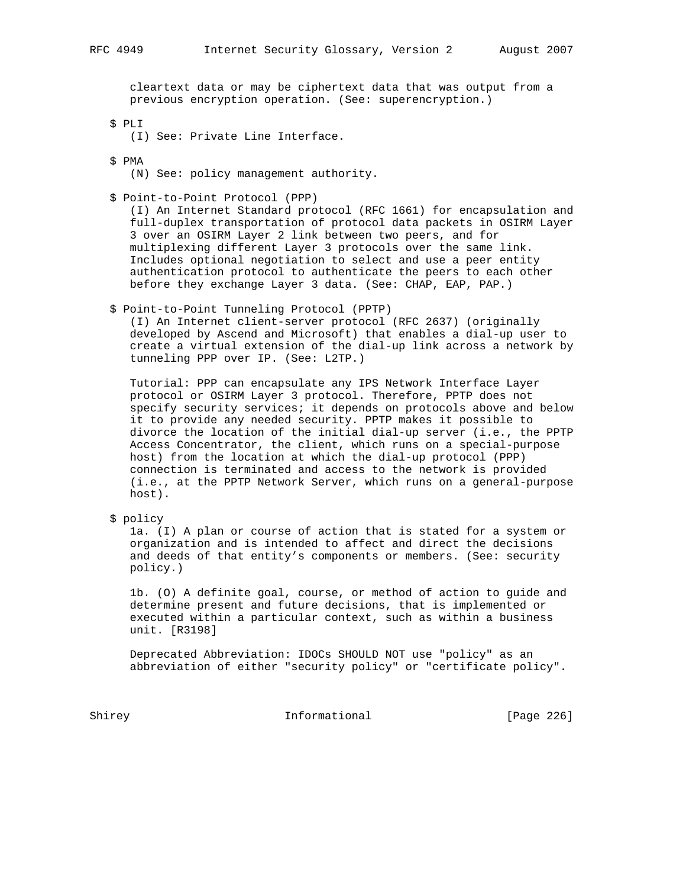cleartext data or may be ciphertext data that was output from a previous encryption operation. (See: superencryption.)

$ PLI
(I) See: Private Line Interface.

$ PMA
(N) See: policy management authority.

$ Point-to-Point Protocol (PPP)
(I) An Internet Standard protocol (RFC 1661) for encapsulation and full-duplex transportation of protocol data packets in OSIRM Layer 3 over an OSIRM Layer 2 link between two peers, and for multiplexing different Layer 3 protocols over the same link. Includes optional negotiation to select and use a peer entity authentication protocol to authenticate the peers to each other before they exchange Layer 3 data. (See: CHAP, EAP, PAP.)

$ Point-to-Point Tunneling Protocol (PPTP)
(I) An Internet client-server protocol (RFC 2637) (originally developed by Ascend and Microsoft) that enables a dial-up user to create a virtual extension of the dial-up link across a network by tunneling PPP over IP. (See: L2TP.)

Tutorial: PPP can encapsulate any IPS Network Interface Layer protocol or OSIRM Layer 3 protocol. Therefore, PPTP does not specify security services; it depends on protocols above and below it to provide any needed security. PPTP makes it possible to divorce the location of the initial dial-up server (i.e., the PPTP Access Concentrator, the client, which runs on a special-purpose host) from the location at which the dial-up protocol (PPP) connection is terminated and access to the network is provided (i.e., at the PPTP Network Server, which runs on a general-purpose host).

$ policy
1a. (I) A plan or course of action that is stated for a system or organization and is intended to affect and direct the decisions and deeds of that entity's components or members. (See: security policy.)

1b. (O) A definite goal, course, or method of action to guide and determine present and future decisions, that is implemented or executed within a particular context, such as within a business unit. [R3198]

Deprecated Abbreviation: IDOCs SHOULD NOT use "policy" as an abbreviation of either "security policy" or "certificate policy".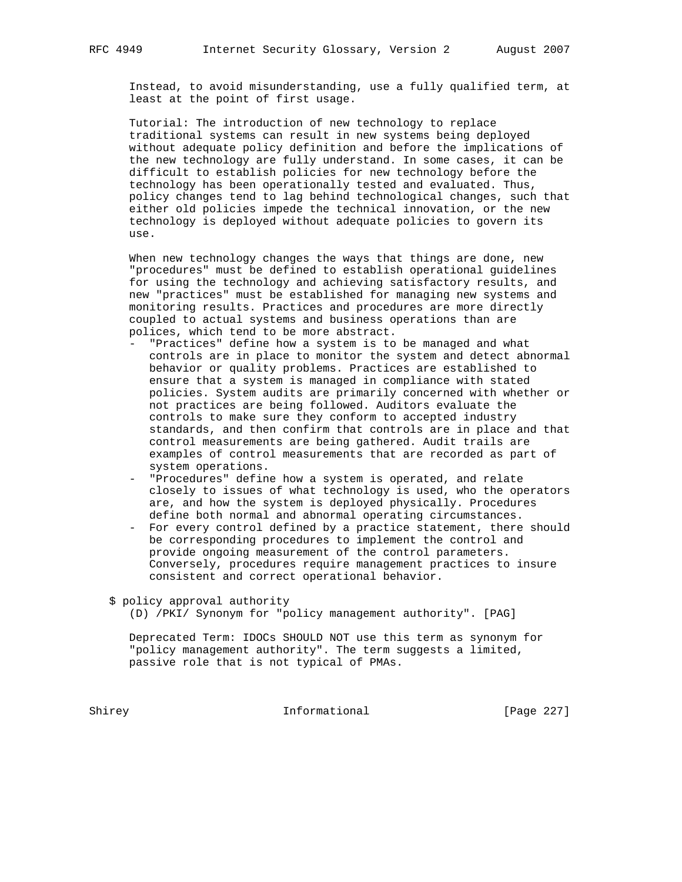Instead, to avoid misunderstanding, use a fully qualified term, at least at the point of first usage.

Tutorial: The introduction of new technology to replace traditional systems can result in new systems being deployed without adequate policy definition and before the implications of the new technology are fully understand. In some cases, it can be difficult to establish policies for new technology before the technology has been operationally tested and evaluated. Thus, policy changes tend to lag behind technological changes, such that either old policies impede the technical innovation, or the new technology is deployed without adequate policies to govern its use.

When new technology changes the ways that things are done, new "procedures" must be defined to establish operational guidelines for using the technology and achieving satisfactory results, and new "practices" must be established for managing new systems and monitoring results. Practices and procedures are more directly coupled to actual systems and business operations than are polices, which tend to be more abstract.

- "Practices" define how a system is to be managed and what controls are in place to monitor the system and detect abnormal behavior or quality problems. Practices are established to ensure that a system is managed in compliance with stated policies. System audits are primarily concerned with whether or not practices are being followed. Auditors evaluate the controls to make sure they conform to accepted industry standards, and then confirm that controls are in place and that control measurements are being gathered. Audit trails are examples of control measurements that are recorded as part of system operations.
- "Procedures" define how a system is operated, and relate closely to issues of what technology is used, who the operators are, and how the system is deployed physically. Procedures define both normal and abnormal operating circumstances.
- For every control defined by a practice statement, there should be corresponding procedures to implement the control and provide ongoing measurement of the control parameters. Conversely, procedures require management practices to insure consistent and correct operational behavior.

$ policy approval authority

(D) /PKI/ Synonym for "policy management authority". [PAG]

Deprecated Term: IDOCs SHOULD NOT use this term as synonym for "policy management authority". The term suggests a limited, passive role that is not typical of PMAs.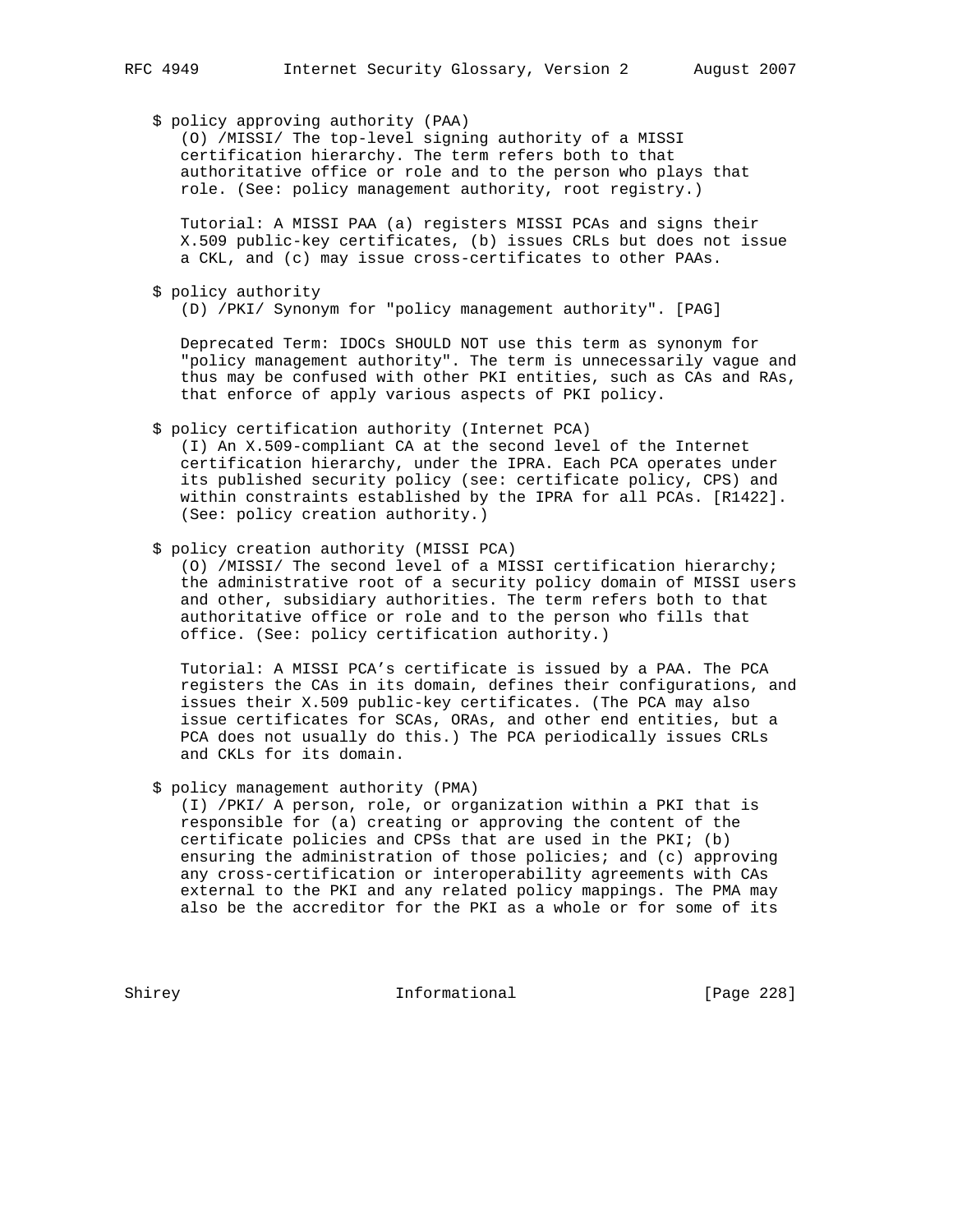$ policy approving authority (PAA)

(O) /MISSI/ The top-level signing authority of a MISSI certification hierarchy. The term refers both to that authoritative office or role and to the person who plays that role. (See: policy management authority, root registry.)

Tutorial: A MISSI PAA (a) registers MISSI PCAs and signs their X.509 public-key certificates, (b) issues CRLs but does not issue a CKL, and (c) may issue cross-certificates to other PAAs.

$ policy authority

(D) /PKI/ Synonym for "policy management authority". [PAG]

Deprecated Term: IDOCs SHOULD NOT use this term as synonym for "policy management authority". The term is unnecessarily vague and thus may be confused with other PKI entities, such as CAs and RAs, that enforce of apply various aspects of PKI policy.

$ policy certification authority (Internet PCA)

(I) An X.509-compliant CA at the second level of the Internet certification hierarchy, under the IPRA. Each PCA operates under its published security policy (see: certificate policy, CPS) and within constraints established by the IPRA for all PCAs. [R1422]. (See: policy creation authority.)

$ policy creation authority (MISSI PCA)

(O) /MISSI/ The second level of a MISSI certification hierarchy; the administrative root of a security policy domain of MISSI users and other, subsidiary authorities. The term refers both to that authoritative office or role and to the person who fills that office. (See: policy certification authority.)

Tutorial: A MISSI PCA's certificate is issued by a PAA. The PCA registers the CAs in its domain, defines their configurations, and issues their X.509 public-key certificates. (The PCA may also issue certificates for SCAs, ORAs, and other end entities, but a PCA does not usually do this.) The PCA periodically issues CRLs and CKLs for its domain.

$ policy management authority (PMA)

(I) /PKI/ A person, role, or organization within a PKI that is responsible for (a) creating or approving the content of the certificate policies and CPSs that are used in the PKI; (b) ensuring the administration of those policies; and (c) approving any cross-certification or interoperability agreements with CAs external to the PKI and any related policy mappings. The PMA may also be the accreditor for the PKI as a whole or for some of its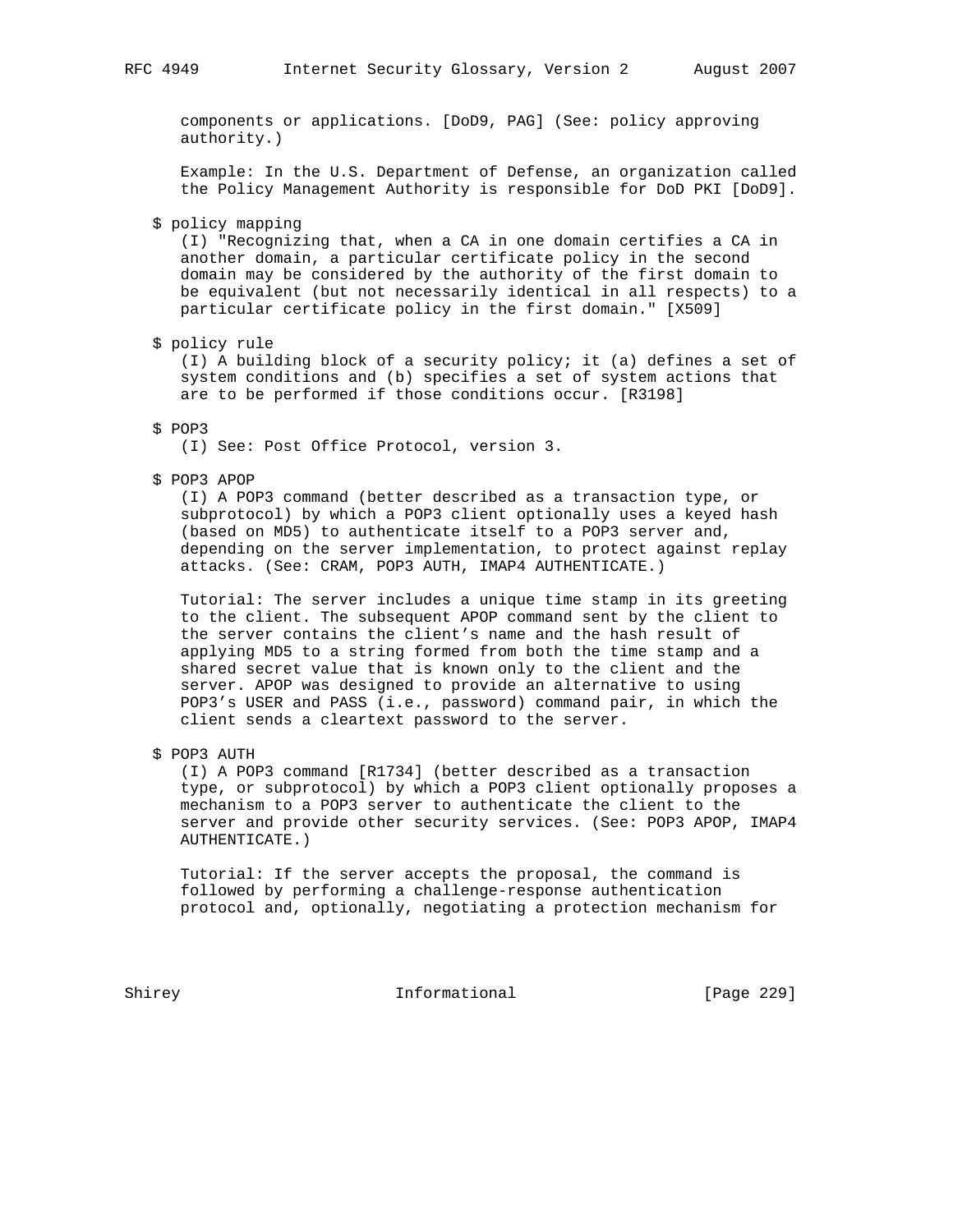components or applications. [DoD9, PAG] (See: policy approving authority.)

Example: In the U.S. Department of Defense, an organization called the Policy Management Authority is responsible for DoD PKI [DoD9].

$ policy mapping

(I) "Recognizing that, when a CA in one domain certifies a CA in another domain, a particular certificate policy in the second domain may be considered by the authority of the first domain to be equivalent (but not necessarily identical in all respects) to a particular certificate policy in the first domain." [X509]

$ policy rule

(I) A building block of a security policy; it (a) defines a set of system conditions and (b) specifies a set of system actions that are to be performed if those conditions occur. [R3198]

$ POP3

(I) See: Post Office Protocol, version 3.

$ POP3 APOP

(I) A POP3 command (better described as a transaction type, or subprotocol) by which a POP3 client optionally uses a keyed hash (based on MD5) to authenticate itself to a POP3 server and, depending on the server implementation, to protect against replay attacks. (See: CRAM, POP3 AUTH, IMAP4 AUTHENTICATE.)

Tutorial: The server includes a unique time stamp in its greeting to the client. The subsequent APOP command sent by the client to the server contains the client's name and the hash result of applying MD5 to a string formed from both the time stamp and a shared secret value that is known only to the client and the server. APOP was designed to provide an alternative to using POP3's USER and PASS (i.e., password) command pair, in which the client sends a cleartext password to the server.

$ POP3 AUTH

(I) A POP3 command [R1734] (better described as a transaction type, or subprotocol) by which a POP3 client optionally proposes a mechanism to a POP3 server to authenticate the client to the server and provide other security services. (See: POP3 APOP, IMAP4 AUTHENTICATE.)

Tutorial: If the server accepts the proposal, the command is followed by performing a challenge-response authentication protocol and, optionally, negotiating a protection mechanism for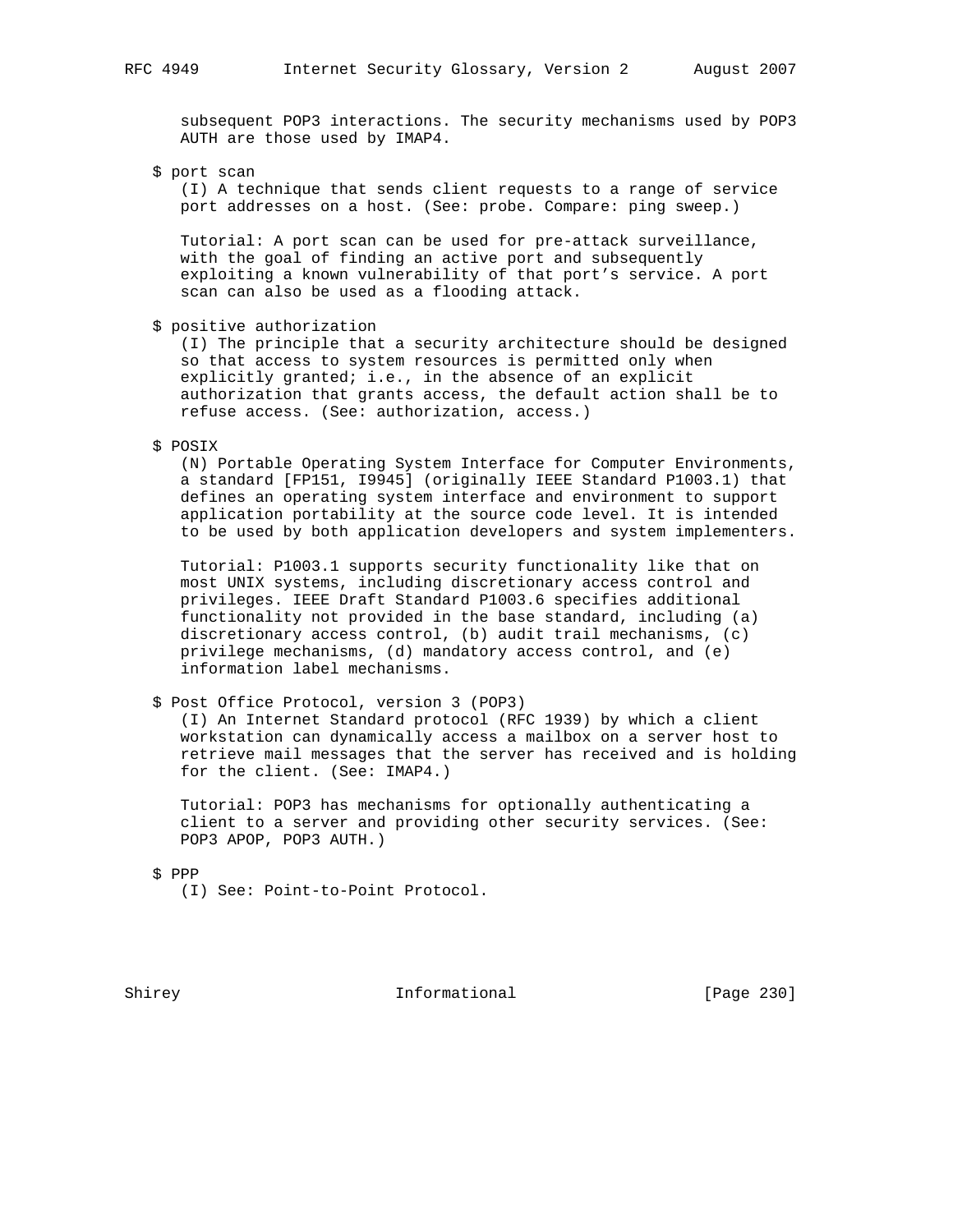subsequent POP3 interactions. The security mechanisms used by POP3 AUTH are those used by IMAP4.

$ port scan

(I) A technique that sends client requests to a range of service port addresses on a host. (See: probe. Compare: ping sweep.)

Tutorial: A port scan can be used for pre-attack surveillance, with the goal of finding an active port and subsequently exploiting a known vulnerability of that port's service. A port scan can also be used as a flooding attack.

$ positive authorization

(I) The principle that a security architecture should be designed so that access to system resources is permitted only when explicitly granted; i.e., in the absence of an explicit authorization that grants access, the default action shall be to refuse access. (See: authorization, access.)

$ POSIX

(N) Portable Operating System Interface for Computer Environments, a standard [FP151, I9945] (originally IEEE Standard P1003.1) that defines an operating system interface and environment to support application portability at the source code level. It is intended to be used by both application developers and system implementers.

Tutorial: P1003.1 supports security functionality like that on most UNIX systems, including discretionary access control and privileges. IEEE Draft Standard P1003.6 specifies additional functionality not provided in the base standard, including (a) discretionary access control, (b) audit trail mechanisms, (c) privilege mechanisms, (d) mandatory access control, and (e) information label mechanisms.

$ Post Office Protocol, version 3 (POP3)

(I) An Internet Standard protocol (RFC 1939) by which a client workstation can dynamically access a mailbox on a server host to retrieve mail messages that the server has received and is holding for the client. (See: IMAP4.)

Tutorial: POP3 has mechanisms for optionally authenticating a client to a server and providing other security services. (See: POP3 APOP, POP3 AUTH.)

$ PPP

(I) See: Point-to-Point Protocol.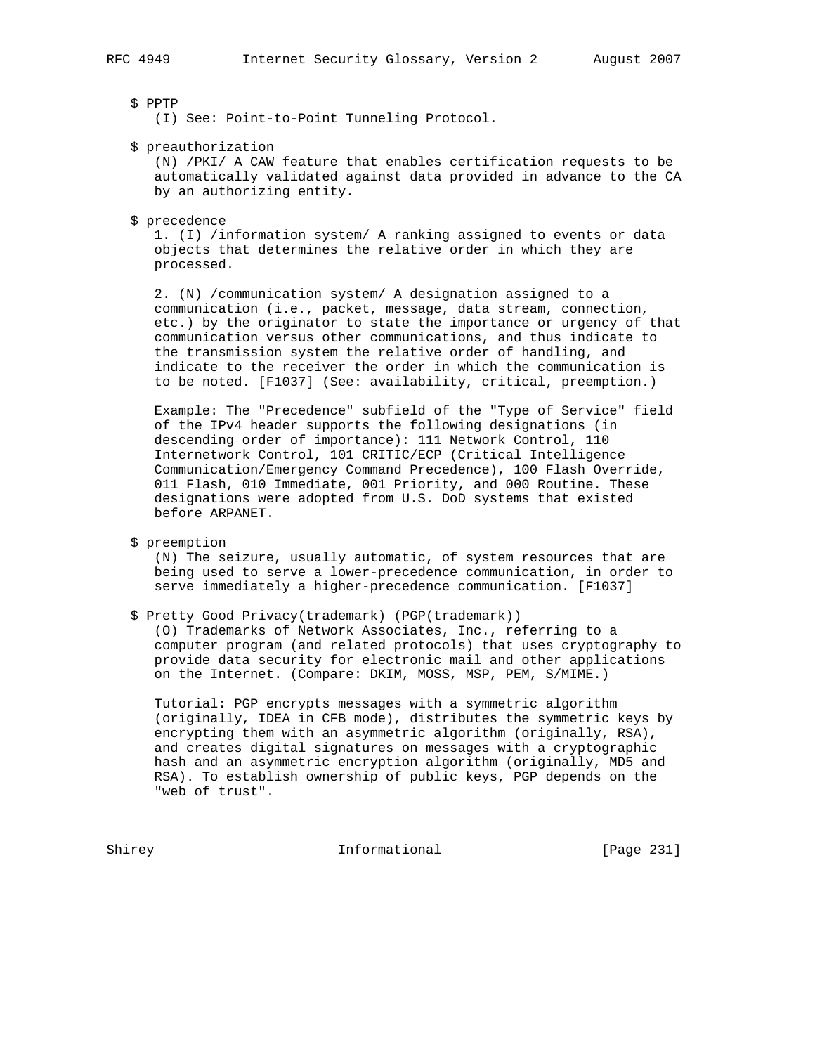$ PPTP

(I) See: Point-to-Point Tunneling Protocol.

$ preauthorization

(N) /PKI/ A CAW feature that enables certification requests to be automatically validated against data provided in advance to the CA by an authorizing entity.

$ precedence

1. (I) /information system/ A ranking assigned to events or data objects that determines the relative order in which they are processed.

2. (N) /communication system/ A designation assigned to a communication (i.e., packet, message, data stream, connection, etc.) by the originator to state the importance or urgency of that communication versus other communications, and thus indicate to the transmission system the relative order of handling, and indicate to the receiver the order in which the communication is to be noted. [F1037] (See: availability, critical, preemption.)

Example: The "Precedence" subfield of the "Type of Service" field of the IPv4 header supports the following designations (in descending order of importance): 111 Network Control, 110 Internetwork Control, 101 CRITIC/ECP (Critical Intelligence Communication/Emergency Command Precedence), 100 Flash Override, 011 Flash, 010 Immediate, 001 Priority, and 000 Routine. These designations were adopted from U.S. DoD systems that existed before ARPANET.

$ preemption

(N) The seizure, usually automatic, of system resources that are being used to serve a lower-precedence communication, in order to serve immediately a higher-precedence communication. [F1037]

$ Pretty Good Privacy(trademark) (PGP(trademark))

(O) Trademarks of Network Associates, Inc., referring to a computer program (and related protocols) that uses cryptography to provide data security for electronic mail and other applications on the Internet. (Compare: DKIM, MOSS, MSP, PEM, S/MIME.)

Tutorial: PGP encrypts messages with a symmetric algorithm (originally, IDEA in CFB mode), distributes the symmetric keys by encrypting them with an asymmetric algorithm (originally, RSA), and creates digital signatures on messages with a cryptographic hash and an asymmetric encryption algorithm (originally, MD5 and RSA). To establish ownership of public keys, PGP depends on the "web of trust".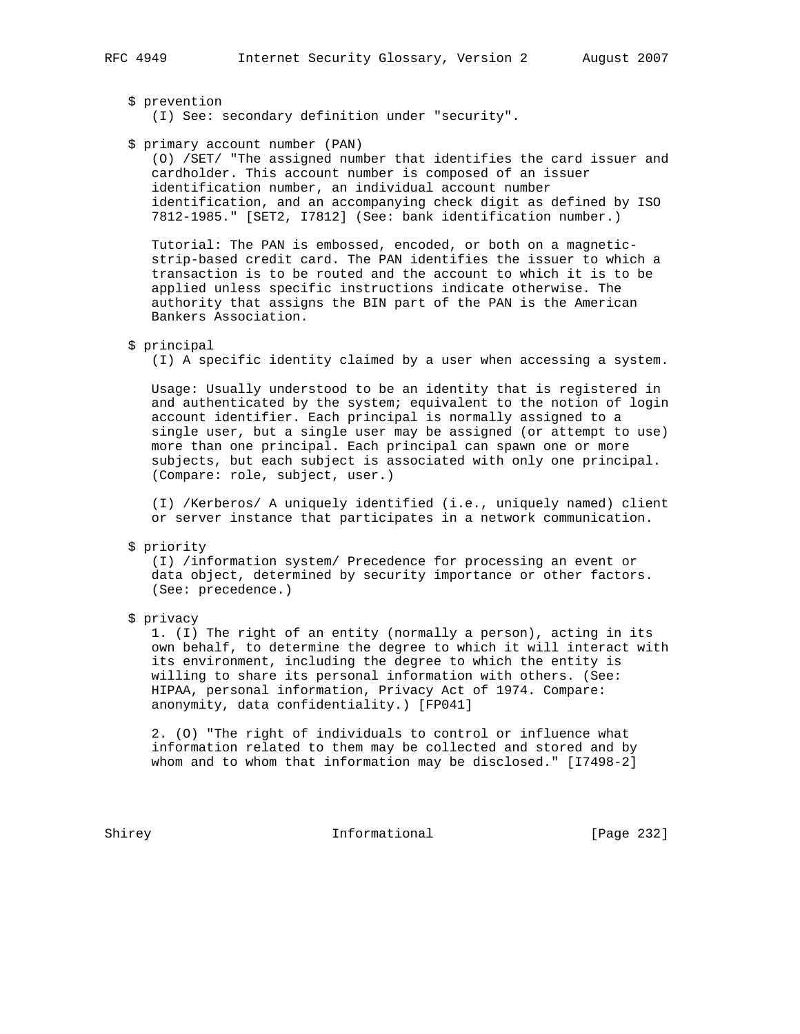$ prevention
(I) See: secondary definition under "security".

$ primary account number (PAN)
(O) /SET/ "The assigned number that identifies the card issuer and cardholder. This account number is composed of an issuer identification number, an individual account number identification, and an accompanying check digit as defined by ISO 7812-1985." [SET2, I7812] (See: bank identification number.)

Tutorial: The PAN is embossed, encoded, or both on a magnetic-strip-based credit card. The PAN identifies the issuer to which a transaction is to be routed and the account to which it is to be applied unless specific instructions indicate otherwise. The authority that assigns the BIN part of the PAN is the American Bankers Association.

$ principal
(I) A specific identity claimed by a user when accessing a system.

Usage: Usually understood to be an identity that is registered in and authenticated by the system; equivalent to the notion of login account identifier. Each principal is normally assigned to a single user, but a single user may be assigned (or attempt to use) more than one principal. Each principal can spawn one or more subjects, but each subject is associated with only one principal. (Compare: role, subject, user.)

(I) /Kerberos/ A uniquely identified (i.e., uniquely named) client or server instance that participates in a network communication.

$ priority
(I) /information system/ Precedence for processing an event or data object, determined by security importance or other factors. (See: precedence.)

$ privacy
1. (I) The right of an entity (normally a person), acting in its own behalf, to determine the degree to which it will interact with its environment, including the degree to which the entity is willing to share its personal information with others. (See: HIPAA, personal information, Privacy Act of 1974. Compare: anonymity, data confidentiality.) [FP041]

2. (O) "The right of individuals to control or influence what information related to them may be collected and stored and by whom and to whom that information may be disclosed." [I7498-2]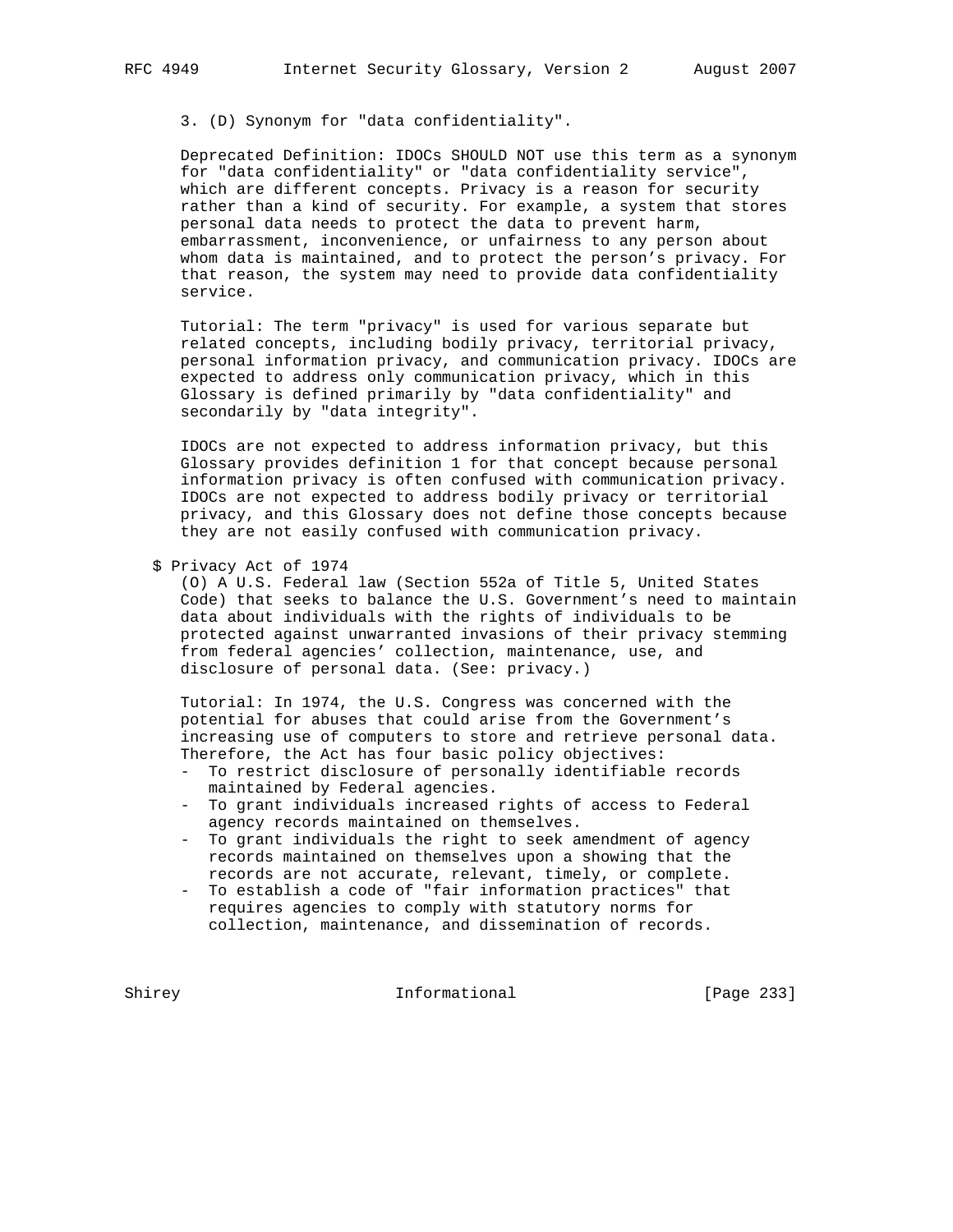3. (D) Synonym for "data confidentiality".

Deprecated Definition: IDOCs SHOULD NOT use this term as a synonym for "data confidentiality" or "data confidentiality service", which are different concepts. Privacy is a reason for security rather than a kind of security. For example, a system that stores personal data needs to protect the data to prevent harm, embarrassment, inconvenience, or unfairness to any person about whom data is maintained, and to protect the person's privacy. For that reason, the system may need to provide data confidentiality service.

Tutorial: The term "privacy" is used for various separate but related concepts, including bodily privacy, territorial privacy, personal information privacy, and communication privacy. IDOCs are expected to address only communication privacy, which in this Glossary is defined primarily by "data confidentiality" and secondarily by "data integrity".

IDOCs are not expected to address information privacy, but this Glossary provides definition 1 for that concept because personal information privacy is often confused with communication privacy. IDOCs are not expected to address bodily privacy or territorial privacy, and this Glossary does not define those concepts because they are not easily confused with communication privacy.

$ Privacy Act of 1974

(O) A U.S. Federal law (Section 552a of Title 5, United States Code) that seeks to balance the U.S. Government's need to maintain data about individuals with the rights of individuals to be protected against unwarranted invasions of their privacy stemming from federal agencies' collection, maintenance, use, and disclosure of personal data. (See: privacy.)

Tutorial: In 1974, the U.S. Congress was concerned with the potential for abuses that could arise from the Government's increasing use of computers to store and retrieve personal data. Therefore, the Act has four basic policy objectives:

- To restrict disclosure of personally identifiable records maintained by Federal agencies.
- To grant individuals increased rights of access to Federal agency records maintained on themselves.
- To grant individuals the right to seek amendment of agency records maintained on themselves upon a showing that the records are not accurate, relevant, timely, or complete.
- To establish a code of "fair information practices" that requires agencies to comply with statutory norms for collection, maintenance, and dissemination of records.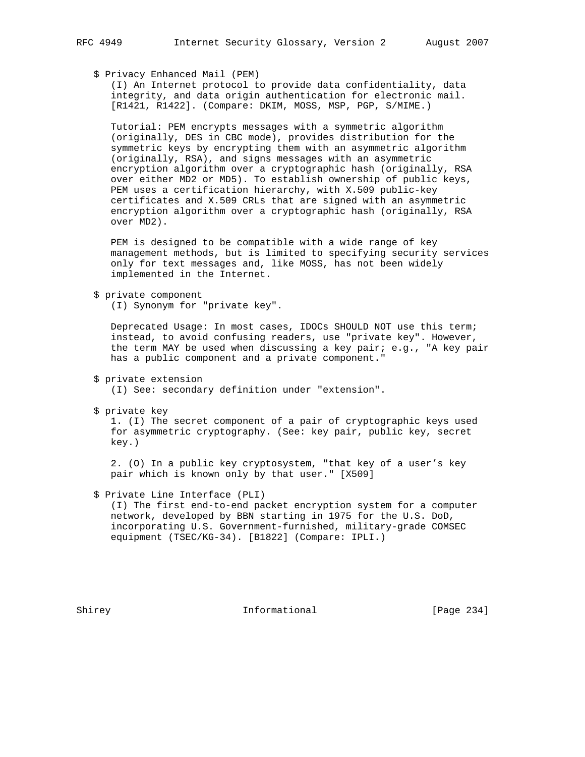$ Privacy Enhanced Mail (PEM)
(I) An Internet protocol to provide data confidentiality, data integrity, and data origin authentication for electronic mail. [R1421, R1422]. (Compare: DKIM, MOSS, MSP, PGP, S/MIME.)

Tutorial: PEM encrypts messages with a symmetric algorithm (originally, DES in CBC mode), provides distribution for the symmetric keys by encrypting them with an asymmetric algorithm (originally, RSA), and signs messages with an asymmetric encryption algorithm over a cryptographic hash (originally, RSA over either MD2 or MD5). To establish ownership of public keys, PEM uses a certification hierarchy, with X.509 public-key certificates and X.509 CRLs that are signed with an asymmetric encryption algorithm over a cryptographic hash (originally, RSA over MD2).

PEM is designed to be compatible with a wide range of key management methods, but is limited to specifying security services only for text messages and, like MOSS, has not been widely implemented in the Internet.

$ private component
(I) Synonym for "private key".

Deprecated Usage: In most cases, IDOCs SHOULD NOT use this term; instead, to avoid confusing readers, use "private key". However, the term MAY be used when discussing a key pair; e.g., "A key pair has a public component and a private component."

$ private extension
(I) See: secondary definition under "extension".

$ private key
1. (I) The secret component of a pair of cryptographic keys used for asymmetric cryptography. (See: key pair, public key, secret key.)

2. (O) In a public key cryptosystem, "that key of a user's key pair which is known only by that user." [X509]

$ Private Line Interface (PLI)
(I) The first end-to-end packet encryption system for a computer network, developed by BBN starting in 1975 for the U.S. DoD, incorporating U.S. Government-furnished, military-grade COMSEC equipment (TSEC/KG-34). [B1822] (Compare: IPLI.)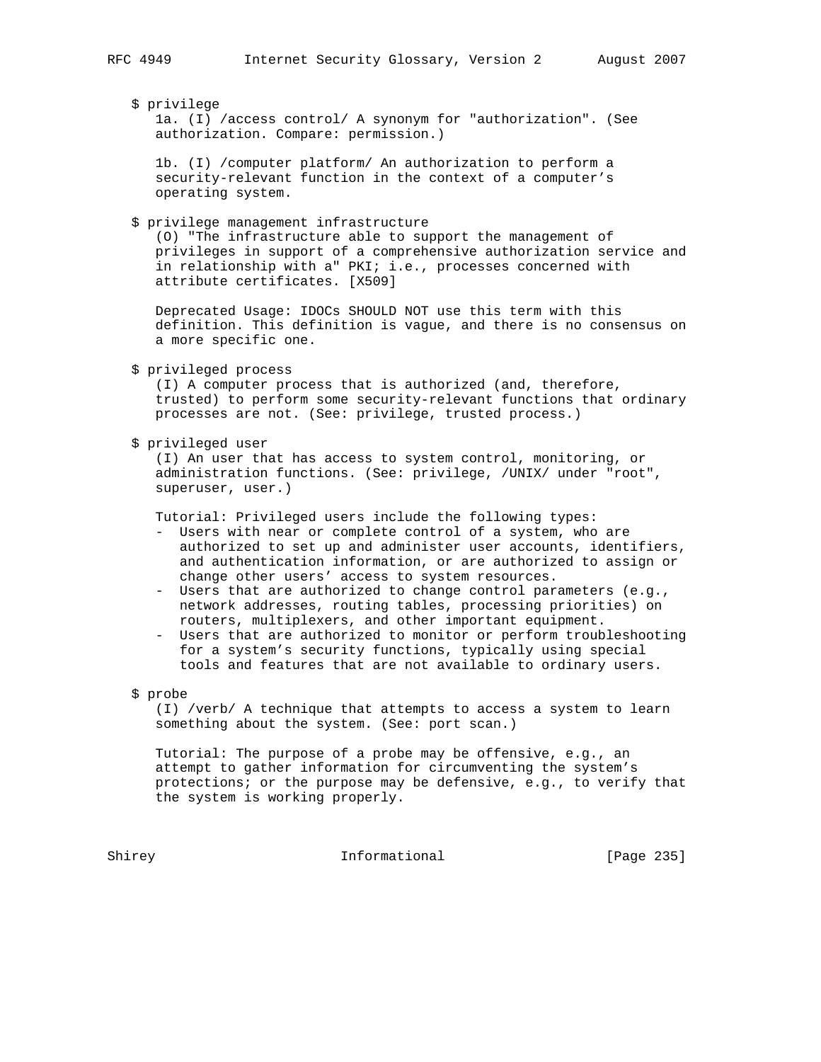$ privilege

1a. (I) /access control/ A synonym for "authorization". (See authorization. Compare: permission.)

1b. (I) /computer platform/ An authorization to perform a security-relevant function in the context of a computer's operating system.

$ privilege management infrastructure

(O) "The infrastructure able to support the management of privileges in support of a comprehensive authorization service and in relationship with a" PKI; i.e., processes concerned with attribute certificates. [X509]

Deprecated Usage: IDOCs SHOULD NOT use this term with this definition. This definition is vague, and there is no consensus on a more specific one.

$ privileged process

(I) A computer process that is authorized (and, therefore, trusted) to perform some security-relevant functions that ordinary processes are not. (See: privilege, trusted process.)

$ privileged user

(I) An user that has access to system control, monitoring, or administration functions. (See: privilege, /UNIX/ under "root", superuser, user.)

Tutorial: Privileged users include the following types:

- Users with near or complete control of a system, who are authorized to set up and administer user accounts, identifiers, and authentication information, or are authorized to assign or change other users' access to system resources.
- Users that are authorized to change control parameters (e.g., network addresses, routing tables, processing priorities) on routers, multiplexers, and other important equipment.
- Users that are authorized to monitor or perform troubleshooting for a system's security functions, typically using special tools and features that are not available to ordinary users.

$ probe

(I) /verb/ A technique that attempts to access a system to learn something about the system. (See: port scan.)

Tutorial: The purpose of a probe may be offensive, e.g., an attempt to gather information for circumventing the system's protections; or the purpose may be defensive, e.g., to verify that the system is working properly.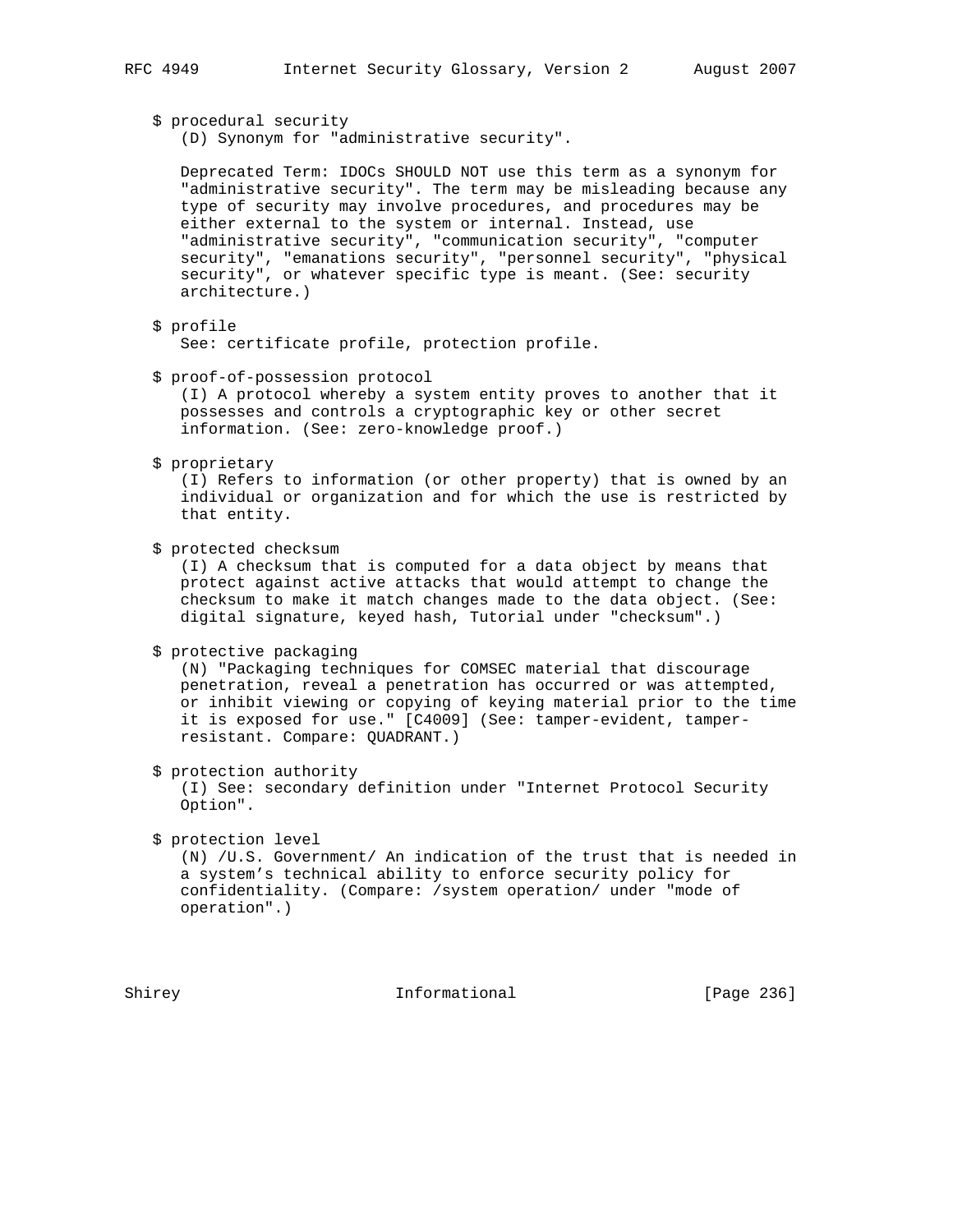$ procedural security
(D) Synonym for "administrative security".

Deprecated Term: IDOCs SHOULD NOT use this term as a synonym for "administrative security". The term may be misleading because any type of security may involve procedures, and procedures may be either external to the system or internal. Instead, use "administrative security", "communication security", "computer security", "emanations security", "personnel security", "physical security", or whatever specific type is meant. (See: security architecture.)

$ profile
See: certificate profile, protection profile.

$ proof-of-possession protocol
(I) A protocol whereby a system entity proves to another that it possesses and controls a cryptographic key or other secret information. (See: zero-knowledge proof.)

$ proprietary
(I) Refers to information (or other property) that is owned by an individual or organization and for which the use is restricted by that entity.

$ protected checksum
(I) A checksum that is computed for a data object by means that protect against active attacks that would attempt to change the checksum to make it match changes made to the data object. (See: digital signature, keyed hash, Tutorial under "checksum".)

$ protective packaging
(N) "Packaging techniques for COMSEC material that discourage penetration, reveal a penetration has occurred or was attempted, or inhibit viewing or copying of keying material prior to the time it is exposed for use." [C4009] (See: tamper-evident, tamper-resistant. Compare: QUADRANT.)

$ protection authority
(I) See: secondary definition under "Internet Protocol Security Option".

$ protection level
(N) /U.S. Government/ An indication of the trust that is needed in a system's technical ability to enforce security policy for confidentiality. (Compare: /system operation/ under "mode of operation".)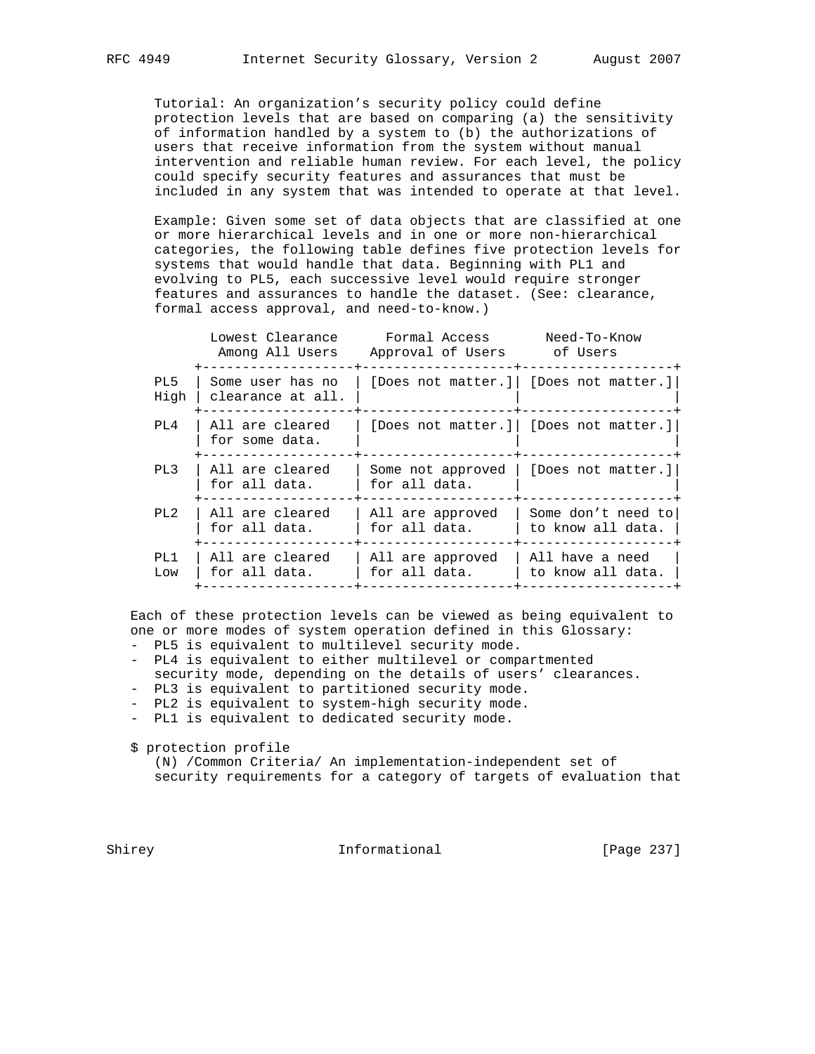Tutorial: An organization's security policy could define protection levels that are based on comparing (a) the sensitivity of information handled by a system to (b) the authorizations of users that receive information from the system without manual intervention and reliable human review. For each level, the policy could specify security features and assurances that must be included in any system that was intended to operate at that level.

Example: Given some set of data objects that are classified at one or more hierarchical levels and in one or more non-hierarchical categories, the following table defines five protection levels for systems that would handle that data. Beginning with PL1 and evolving to PL5, each successive level would require stronger features and assurances to handle the dataset. (See: clearance, formal access approval, and need-to-know.)

| | Lowest Clearance Among All Users | Formal Access Approval of Users | Need-To-Know of Users |
|---|---|---|---|
| PL5 High | Some user has no clearance at all. | [Does not matter.] | [Does not matter.] |
| PL4 | All are cleared for some data. | [Does not matter.] | [Does not matter.] |
| PL3 | All are cleared for all data. | Some not approved for all data. | [Does not matter.] |
| PL2 | All are cleared for all data. | All are approved for all data. | Some don't need to to know all data. |
| PL1 Low | All are cleared for all data. | All are approved for all data. | All have a need to know all data. |

Each of these protection levels can be viewed as being equivalent to one or more modes of system operation defined in this Glossary:

- PL5 is equivalent to multilevel security mode.
- PL4 is equivalent to either multilevel or compartmented security mode, depending on the details of users' clearances.
- PL3 is equivalent to partitioned security mode.
- PL2 is equivalent to system-high security mode.
- PL1 is equivalent to dedicated security mode.

$ protection profile
(N) /Common Criteria/ An implementation-independent set of security requirements for a category of targets of evaluation that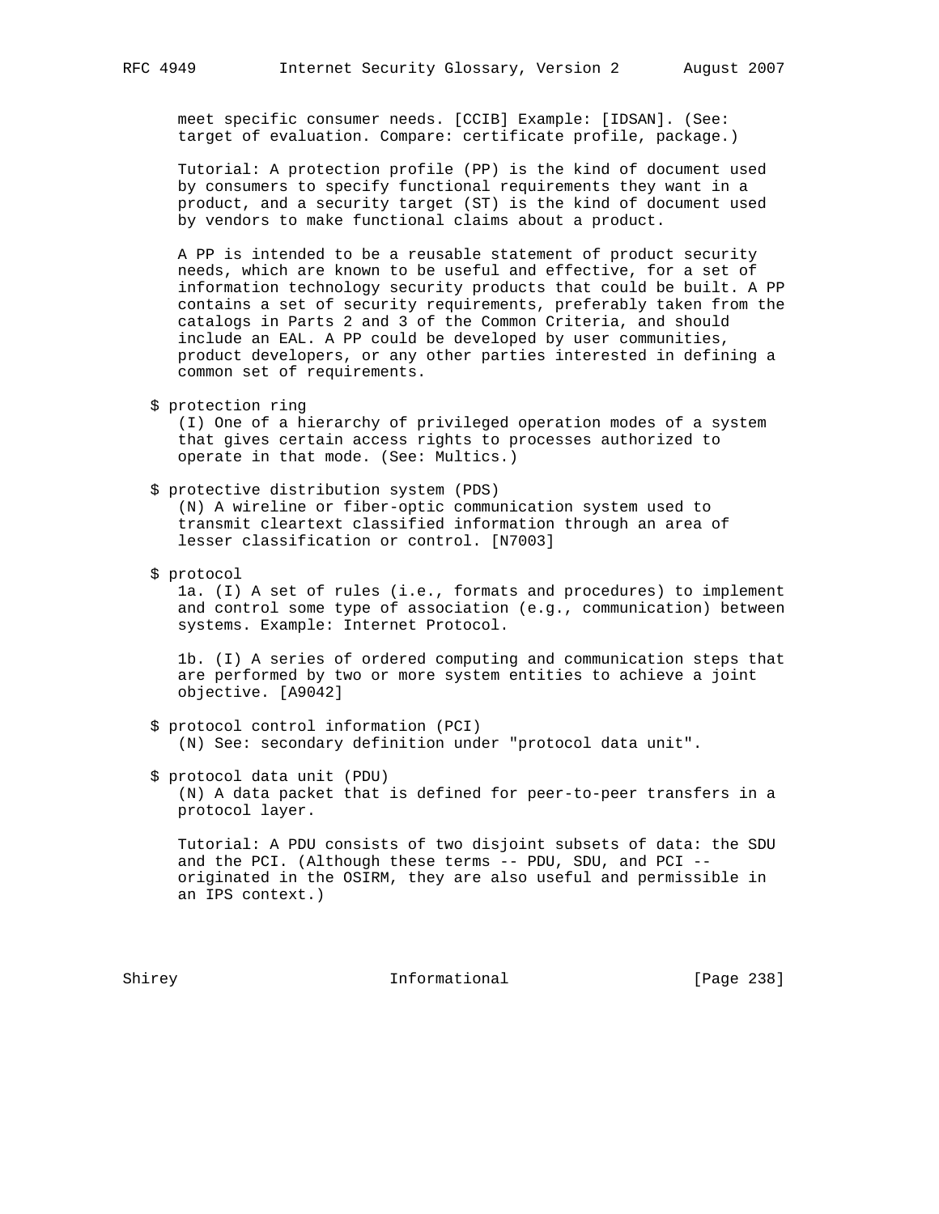meet specific consumer needs. [CCIB] Example: [IDSAN]. (See: target of evaluation. Compare: certificate profile, package.)

Tutorial: A protection profile (PP) is the kind of document used by consumers to specify functional requirements they want in a product, and a security target (ST) is the kind of document used by vendors to make functional claims about a product.

A PP is intended to be a reusable statement of product security needs, which are known to be useful and effective, for a set of information technology security products that could be built. A PP contains a set of security requirements, preferably taken from the catalogs in Parts 2 and 3 of the Common Criteria, and should include an EAL. A PP could be developed by user communities, product developers, or any other parties interested in defining a common set of requirements.

$ protection ring
(I) One of a hierarchy of privileged operation modes of a system that gives certain access rights to processes authorized to operate in that mode. (See: Multics.)

$ protective distribution system (PDS)
(N) A wireline or fiber-optic communication system used to transmit cleartext classified information through an area of lesser classification or control. [N7003]

$ protocol
1a. (I) A set of rules (i.e., formats and procedures) to implement and control some type of association (e.g., communication) between systems. Example: Internet Protocol.

1b. (I) A series of ordered computing and communication steps that are performed by two or more system entities to achieve a joint objective. [A9042]

$ protocol control information (PCI)
(N) See: secondary definition under "protocol data unit".

$ protocol data unit (PDU)
(N) A data packet that is defined for peer-to-peer transfers in a protocol layer.

Tutorial: A PDU consists of two disjoint subsets of data: the SDU and the PCI. (Although these terms -- PDU, SDU, and PCI -- originated in the OSIRM, they are also useful and permissible in an IPS context.)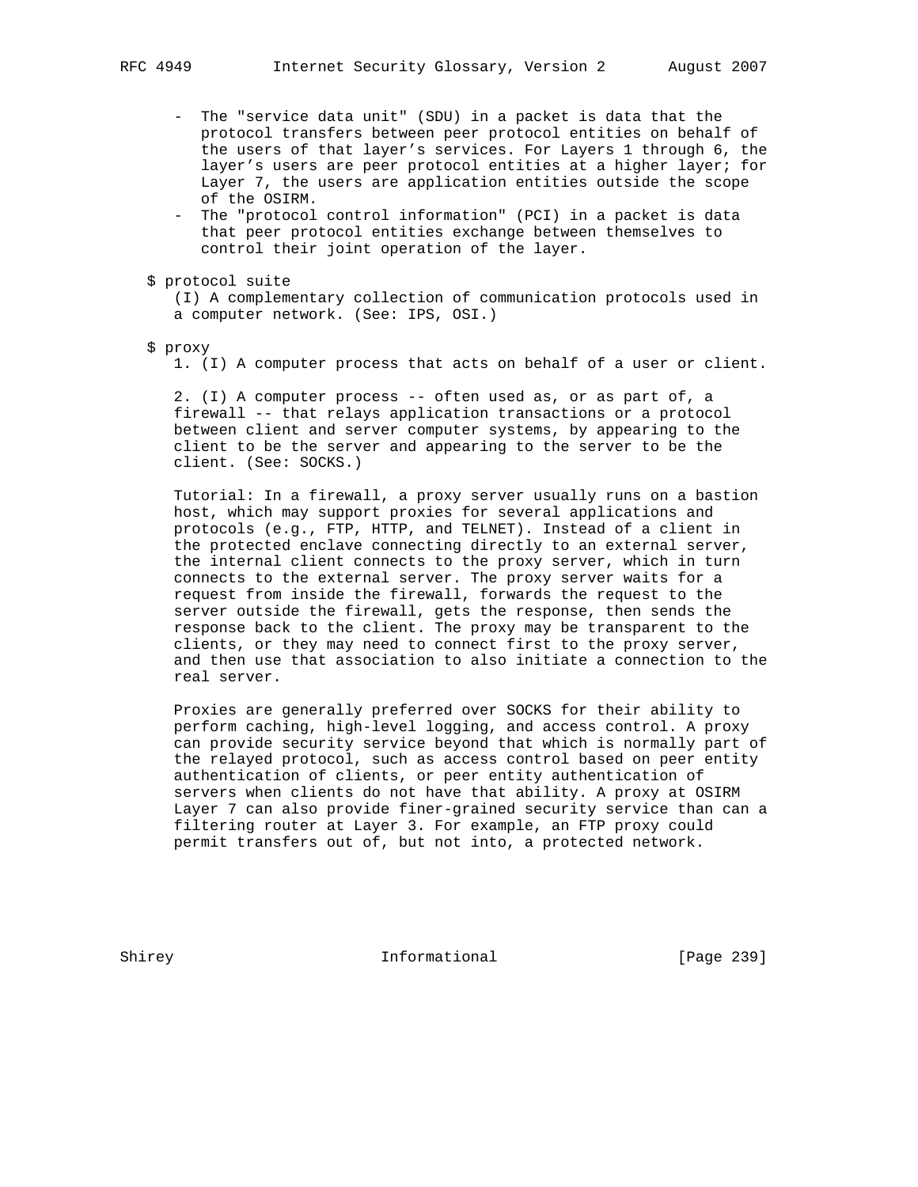- The "service data unit" (SDU) in a packet is data that the protocol transfers between peer protocol entities on behalf of the users of that layer's services. For Layers 1 through 6, the layer's users are peer protocol entities at a higher layer; for Layer 7, the users are application entities outside the scope of the OSIRM.
- The "protocol control information" (PCI) in a packet is data that peer protocol entities exchange between themselves to control their joint operation of the layer.

$ protocol suite

(I) A complementary collection of communication protocols used in a computer network. (See: IPS, OSI.)

$ proxy

1. (I) A computer process that acts on behalf of a user or client.

2. (I) A computer process -- often used as, or as part of, a firewall -- that relays application transactions or a protocol between client and server computer systems, by appearing to the client to be the server and appearing to the server to be the client. (See: SOCKS.)

Tutorial: In a firewall, a proxy server usually runs on a bastion host, which may support proxies for several applications and protocols (e.g., FTP, HTTP, and TELNET). Instead of a client in the protected enclave connecting directly to an external server, the internal client connects to the proxy server, which in turn connects to the external server. The proxy server waits for a request from inside the firewall, forwards the request to the server outside the firewall, gets the response, then sends the response back to the client. The proxy may be transparent to the clients, or they may need to connect first to the proxy server, and then use that association to also initiate a connection to the real server.

Proxies are generally preferred over SOCKS for their ability to perform caching, high-level logging, and access control. A proxy can provide security service beyond that which is normally part of the relayed protocol, such as access control based on peer entity authentication of clients, or peer entity authentication of servers when clients do not have that ability. A proxy at OSIRM Layer 7 can also provide finer-grained security service than can a filtering router at Layer 3. For example, an FTP proxy could permit transfers out of, but not into, a protected network.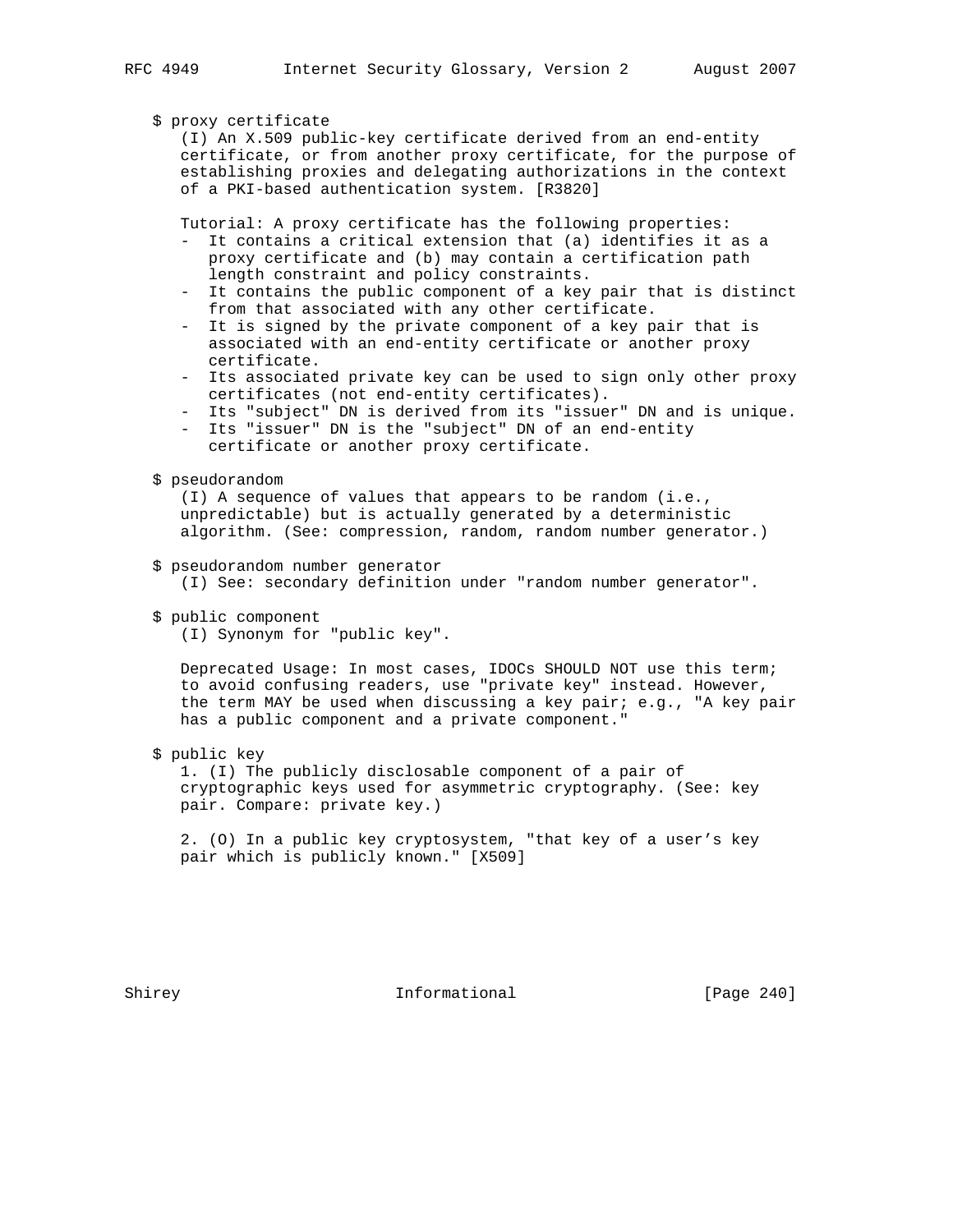$ proxy certificate

(I) An X.509 public-key certificate derived from an end-entity certificate, or from another proxy certificate, for the purpose of establishing proxies and delegating authorizations in the context of a PKI-based authentication system. [R3820]

Tutorial: A proxy certificate has the following properties:

- It contains a critical extension that (a) identifies it as a proxy certificate and (b) may contain a certification path length constraint and policy constraints.
- It contains the public component of a key pair that is distinct from that associated with any other certificate.
- It is signed by the private component of a key pair that is associated with an end-entity certificate or another proxy certificate.
- Its associated private key can be used to sign only other proxy certificates (not end-entity certificates).
- Its "subject" DN is derived from its "issuer" DN and is unique.
- Its "issuer" DN is the "subject" DN of an end-entity certificate or another proxy certificate.

$ pseudorandom

(I) A sequence of values that appears to be random (i.e., unpredictable) but is actually generated by a deterministic algorithm. (See: compression, random, random number generator.)

$ pseudorandom number generator

(I) See: secondary definition under "random number generator".

$ public component

(I) Synonym for "public key".

Deprecated Usage: In most cases, IDOCs SHOULD NOT use this term; to avoid confusing readers, use "private key" instead. However, the term MAY be used when discussing a key pair; e.g., "A key pair has a public component and a private component."

$ public key

1. (I) The publicly disclosable component of a pair of cryptographic keys used for asymmetric cryptography. (See: key pair. Compare: private key.)

2. (O) In a public key cryptosystem, "that key of a user's key pair which is publicly known." [X509]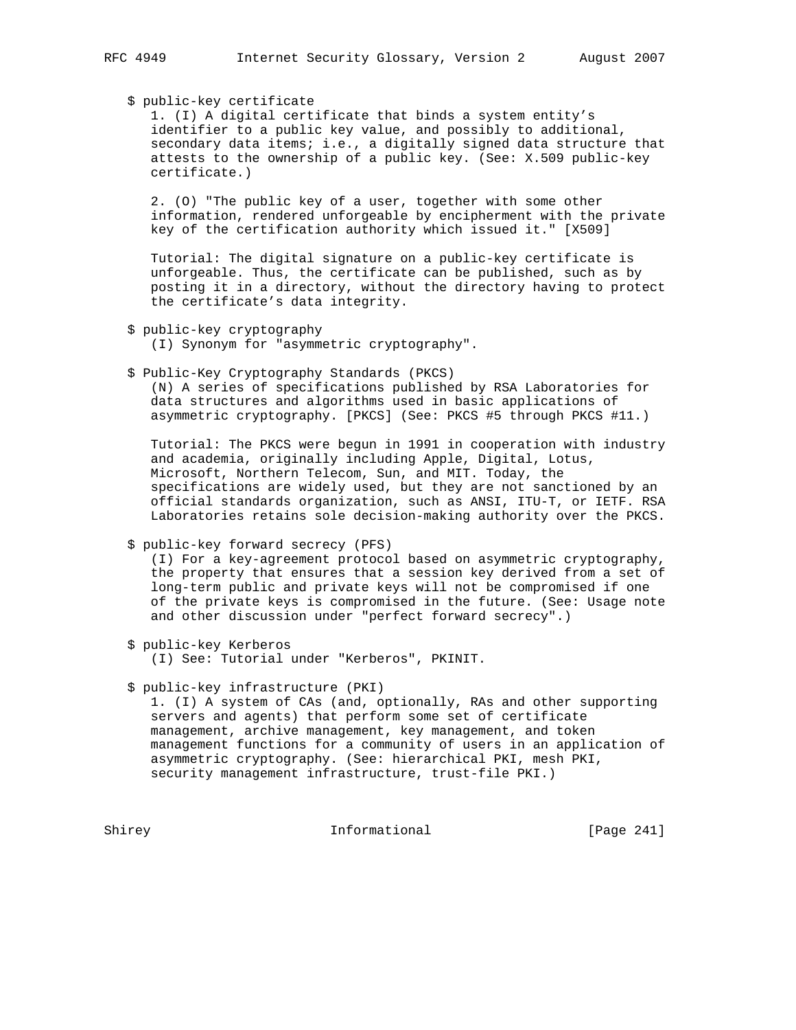$ public-key certificate

1. (I) A digital certificate that binds a system entity's identifier to a public key value, and possibly to additional, secondary data items; i.e., a digitally signed data structure that attests to the ownership of a public key. (See: X.509 public-key certificate.)

2. (O) "The public key of a user, together with some other information, rendered unforgeable by encipherment with the private key of the certification authority which issued it." [X509]

Tutorial: The digital signature on a public-key certificate is unforgeable. Thus, the certificate can be published, such as by posting it in a directory, without the directory having to protect the certificate's data integrity.

$ public-key cryptography

(I) Synonym for "asymmetric cryptography".

$ Public-Key Cryptography Standards (PKCS)

(N) A series of specifications published by RSA Laboratories for data structures and algorithms used in basic applications of asymmetric cryptography. [PKCS] (See: PKCS #5 through PKCS #11.)

Tutorial: The PKCS were begun in 1991 in cooperation with industry and academia, originally including Apple, Digital, Lotus, Microsoft, Northern Telecom, Sun, and MIT. Today, the specifications are widely used, but they are not sanctioned by an official standards organization, such as ANSI, ITU-T, or IETF. RSA Laboratories retains sole decision-making authority over the PKCS.

$ public-key forward secrecy (PFS)

(I) For a key-agreement protocol based on asymmetric cryptography, the property that ensures that a session key derived from a set of long-term public and private keys will not be compromised if one of the private keys is compromised in the future. (See: Usage note and other discussion under "perfect forward secrecy".)

$ public-key Kerberos

(I) See: Tutorial under "Kerberos", PKINIT.

$ public-key infrastructure (PKI)

1. (I) A system of CAs (and, optionally, RAs and other supporting servers and agents) that perform some set of certificate management, archive management, key management, and token management functions for a community of users in an application of asymmetric cryptography. (See: hierarchical PKI, mesh PKI, security management infrastructure, trust-file PKI.)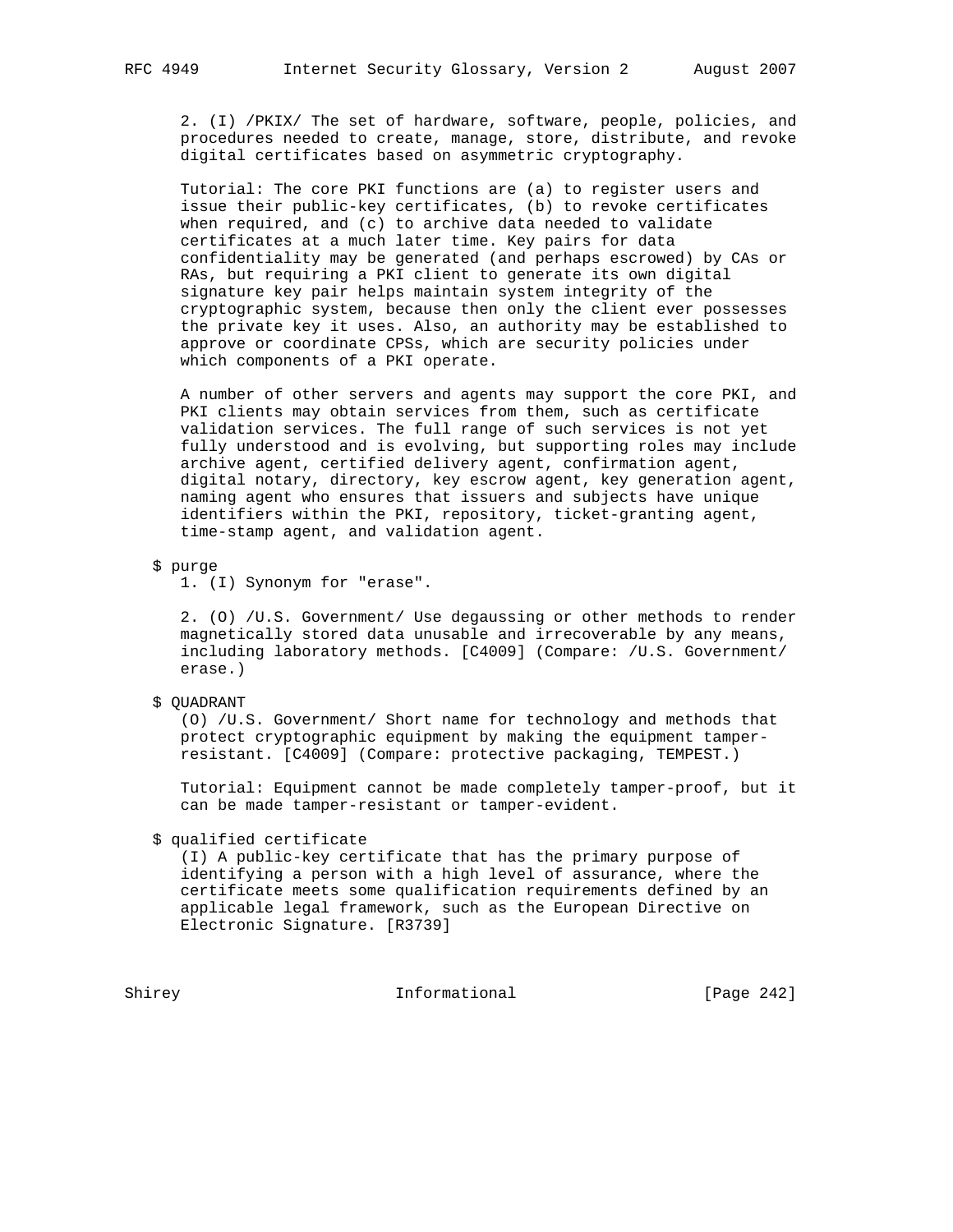2. (I) /PKIX/ The set of hardware, software, people, policies, and procedures needed to create, manage, store, distribute, and revoke digital certificates based on asymmetric cryptography.

Tutorial: The core PKI functions are (a) to register users and issue their public-key certificates, (b) to revoke certificates when required, and (c) to archive data needed to validate certificates at a much later time. Key pairs for data confidentiality may be generated (and perhaps escrowed) by CAs or RAs, but requiring a PKI client to generate its own digital signature key pair helps maintain system integrity of the cryptographic system, because then only the client ever possesses the private key it uses. Also, an authority may be established to approve or coordinate CPSs, which are security policies under which components of a PKI operate.

A number of other servers and agents may support the core PKI, and PKI clients may obtain services from them, such as certificate validation services. The full range of such services is not yet fully understood and is evolving, but supporting roles may include archive agent, certified delivery agent, confirmation agent, digital notary, directory, key escrow agent, key generation agent, naming agent who ensures that issuers and subjects have unique identifiers within the PKI, repository, ticket-granting agent, time-stamp agent, and validation agent.

$ purge

1. (I) Synonym for "erase".

2. (O) /U.S. Government/ Use degaussing or other methods to render magnetically stored data unusable and irrecoverable by any means, including laboratory methods. [C4009] (Compare: /U.S. Government/ erase.)

$ QUADRANT

(O) /U.S. Government/ Short name for technology and methods that protect cryptographic equipment by making the equipment tamper-resistant. [C4009] (Compare: protective packaging, TEMPEST.)

Tutorial: Equipment cannot be made completely tamper-proof, but it can be made tamper-resistant or tamper-evident.

$ qualified certificate

(I) A public-key certificate that has the primary purpose of identifying a person with a high level of assurance, where the certificate meets some qualification requirements defined by an applicable legal framework, such as the European Directive on Electronic Signature. [R3739]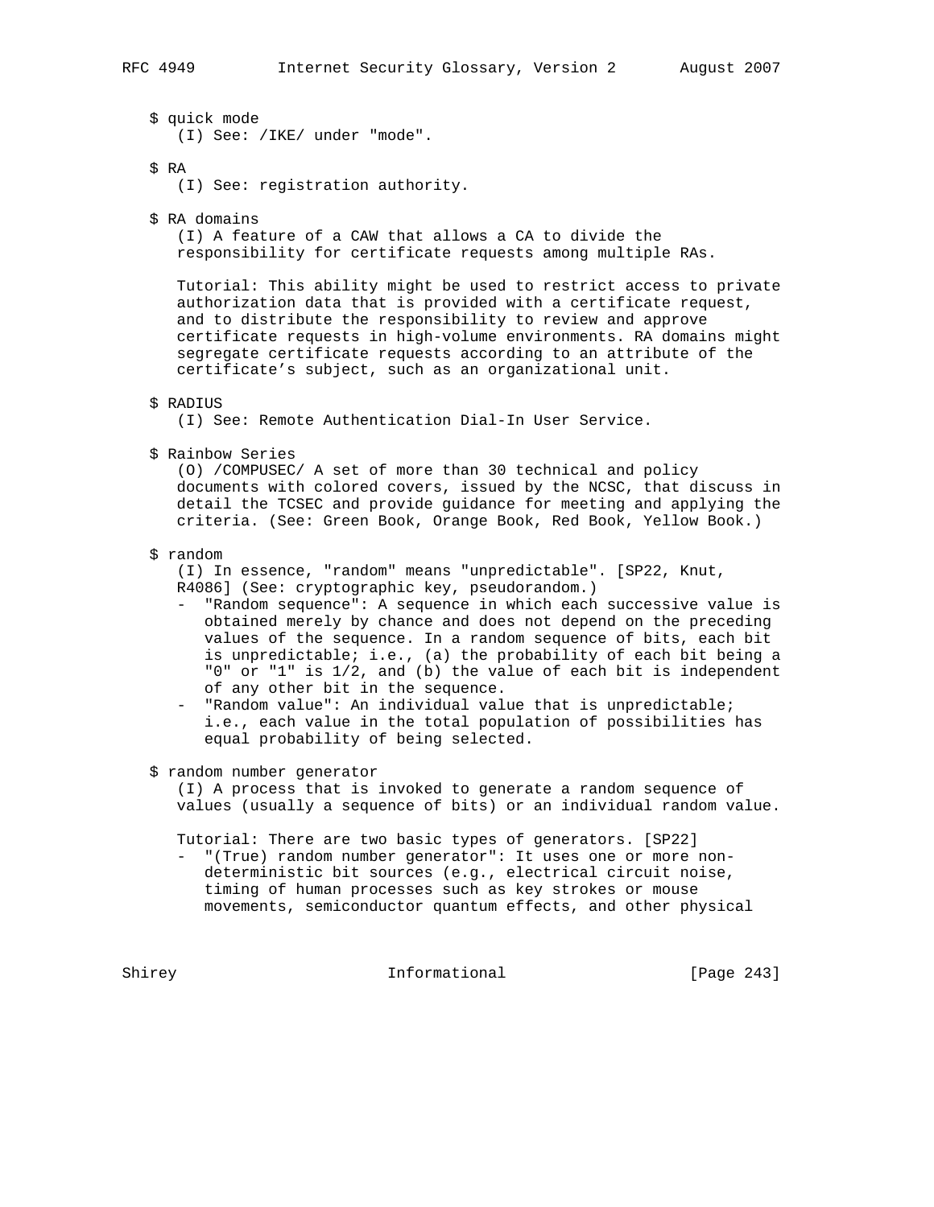$ quick mode
(I) See: /IKE/ under "mode".

$ RA
(I) See: registration authority.

$ RA domains
(I) A feature of a CAW that allows a CA to divide the responsibility for certificate requests among multiple RAs.

Tutorial: This ability might be used to restrict access to private authorization data that is provided with a certificate request, and to distribute the responsibility to review and approve certificate requests in high-volume environments. RA domains might segregate certificate requests according to an attribute of the certificate's subject, such as an organizational unit.

$ RADIUS
(I) See: Remote Authentication Dial-In User Service.

$ Rainbow Series
(O) /COMPUSEC/ A set of more than 30 technical and policy documents with colored covers, issued by the NCSC, that discuss in detail the TCSEC and provide guidance for meeting and applying the criteria. (See: Green Book, Orange Book, Red Book, Yellow Book.)

$ random
(I) In essence, "random" means "unpredictable". [SP22, Knut, R4086] (See: cryptographic key, pseudorandom.)

- "Random sequence": A sequence in which each successive value is obtained merely by chance and does not depend on the preceding values of the sequence. In a random sequence of bits, each bit is unpredictable; i.e., (a) the probability of each bit being a "0" or "1" is 1/2, and (b) the value of each bit is independent of any other bit in the sequence.
- "Random value": An individual value that is unpredictable; i.e., each value in the total population of possibilities has equal probability of being selected.

$ random number generator
(I) A process that is invoked to generate a random sequence of values (usually a sequence of bits) or an individual random value.

Tutorial: There are two basic types of generators. [SP22]

- "(True) random number generator": It uses one or more non-deterministic bit sources (e.g., electrical circuit noise, timing of human processes such as key strokes or mouse movements, semiconductor quantum effects, and other physical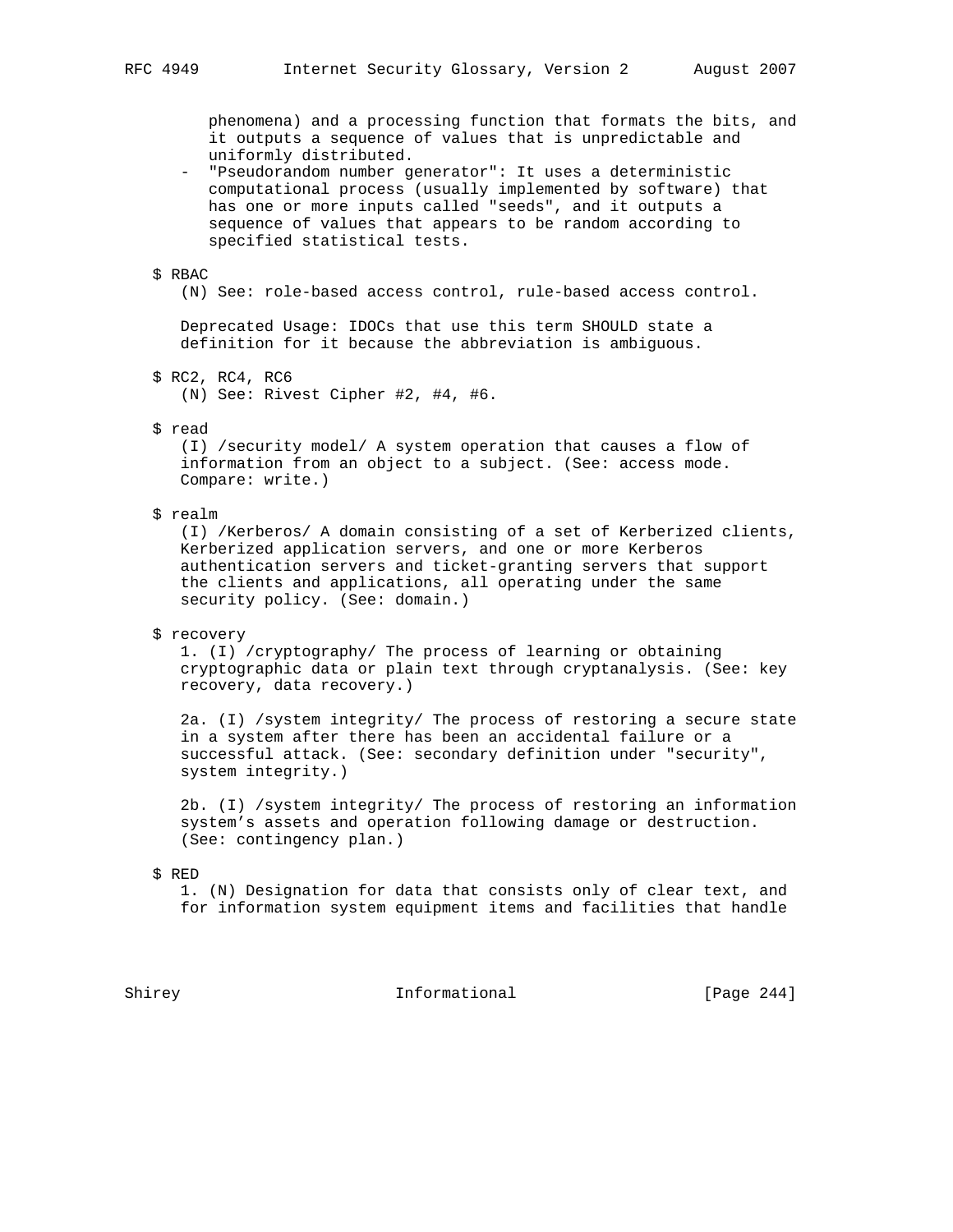phenomena) and a processing function that formats the bits, and it outputs a sequence of values that is unpredictable and uniformly distributed.

- "Pseudorandom number generator": It uses a deterministic computational process (usually implemented by software) that has one or more inputs called "seeds", and it outputs a sequence of values that appears to be random according to specified statistical tests.

$ RBAC

(N) See: role-based access control, rule-based access control.

Deprecated Usage: IDOCs that use this term SHOULD state a definition for it because the abbreviation is ambiguous.

$ RC2, RC4, RC6

(N) See: Rivest Cipher #2, #4, #6.

$ read

(I) /security model/ A system operation that causes a flow of information from an object to a subject. (See: access mode. Compare: write.)

$ realm

(I) /Kerberos/ A domain consisting of a set of Kerberized clients, Kerberized application servers, and one or more Kerberos authentication servers and ticket-granting servers that support the clients and applications, all operating under the same security policy. (See: domain.)

$ recovery

1. (I) /cryptography/ The process of learning or obtaining cryptographic data or plain text through cryptanalysis. (See: key recovery, data recovery.)

2a. (I) /system integrity/ The process of restoring a secure state in a system after there has been an accidental failure or a successful attack. (See: secondary definition under "security", system integrity.)

2b. (I) /system integrity/ The process of restoring an information system's assets and operation following damage or destruction. (See: contingency plan.)

$ RED

1. (N) Designation for data that consists only of clear text, and for information system equipment items and facilities that handle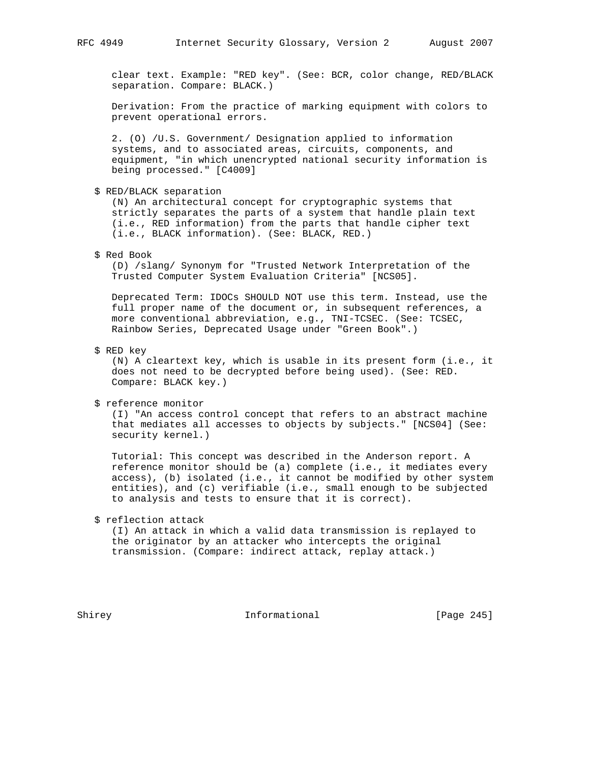clear text. Example: "RED key". (See: BCR, color change, RED/BLACK separation. Compare: BLACK.)

Derivation: From the practice of marking equipment with colors to prevent operational errors.

2. (O) /U.S. Government/ Designation applied to information systems, and to associated areas, circuits, components, and equipment, "in which unencrypted national security information is being processed." [C4009]

$ RED/BLACK separation

(N) An architectural concept for cryptographic systems that strictly separates the parts of a system that handle plain text (i.e., RED information) from the parts that handle cipher text (i.e., BLACK information). (See: BLACK, RED.)

$ Red Book

(D) /slang/ Synonym for "Trusted Network Interpretation of the Trusted Computer System Evaluation Criteria" [NCS05].

Deprecated Term: IDOCs SHOULD NOT use this term. Instead, use the full proper name of the document or, in subsequent references, a more conventional abbreviation, e.g., TNI-TCSEC. (See: TCSEC, Rainbow Series, Deprecated Usage under "Green Book".)

$ RED key

(N) A cleartext key, which is usable in its present form (i.e., it does not need to be decrypted before being used). (See: RED. Compare: BLACK key.)

$ reference monitor

(I) "An access control concept that refers to an abstract machine that mediates all accesses to objects by subjects." [NCS04] (See: security kernel.)

Tutorial: This concept was described in the Anderson report. A reference monitor should be (a) complete (i.e., it mediates every access), (b) isolated (i.e., it cannot be modified by other system entities), and (c) verifiable (i.e., small enough to be subjected to analysis and tests to ensure that it is correct).

$ reflection attack

(I) An attack in which a valid data transmission is replayed to the originator by an attacker who intercepts the original transmission. (Compare: indirect attack, replay attack.)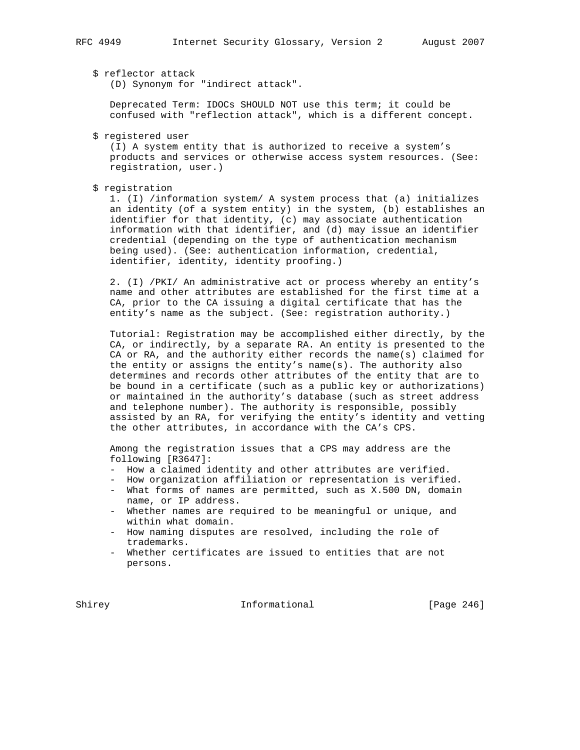$ reflector attack

(D) Synonym for "indirect attack".

Deprecated Term: IDOCs SHOULD NOT use this term; it could be confused with "reflection attack", which is a different concept.

$ registered user

(I) A system entity that is authorized to receive a system's products and services or otherwise access system resources. (See: registration, user.)

$ registration

1. (I) /information system/ A system process that (a) initializes an identity (of a system entity) in the system, (b) establishes an identifier for that identity, (c) may associate authentication information with that identifier, and (d) may issue an identifier credential (depending on the type of authentication mechanism being used). (See: authentication information, credential, identifier, identity, identity proofing.)

2. (I) /PKI/ An administrative act or process whereby an entity's name and other attributes are established for the first time at a CA, prior to the CA issuing a digital certificate that has the entity's name as the subject. (See: registration authority.)

Tutorial: Registration may be accomplished either directly, by the CA, or indirectly, by a separate RA. An entity is presented to the CA or RA, and the authority either records the name(s) claimed for the entity or assigns the entity's name(s). The authority also determines and records other attributes of the entity that are to be bound in a certificate (such as a public key or authorizations) or maintained in the authority's database (such as street address and telephone number). The authority is responsible, possibly assisted by an RA, for verifying the entity's identity and vetting the other attributes, in accordance with the CA's CPS.

Among the registration issues that a CPS may address are the following [R3647]:

- How a claimed identity and other attributes are verified.
- How organization affiliation or representation is verified.
- What forms of names are permitted, such as X.500 DN, domain name, or IP address.
- Whether names are required to be meaningful or unique, and within what domain.
- How naming disputes are resolved, including the role of trademarks.
- Whether certificates are issued to entities that are not persons.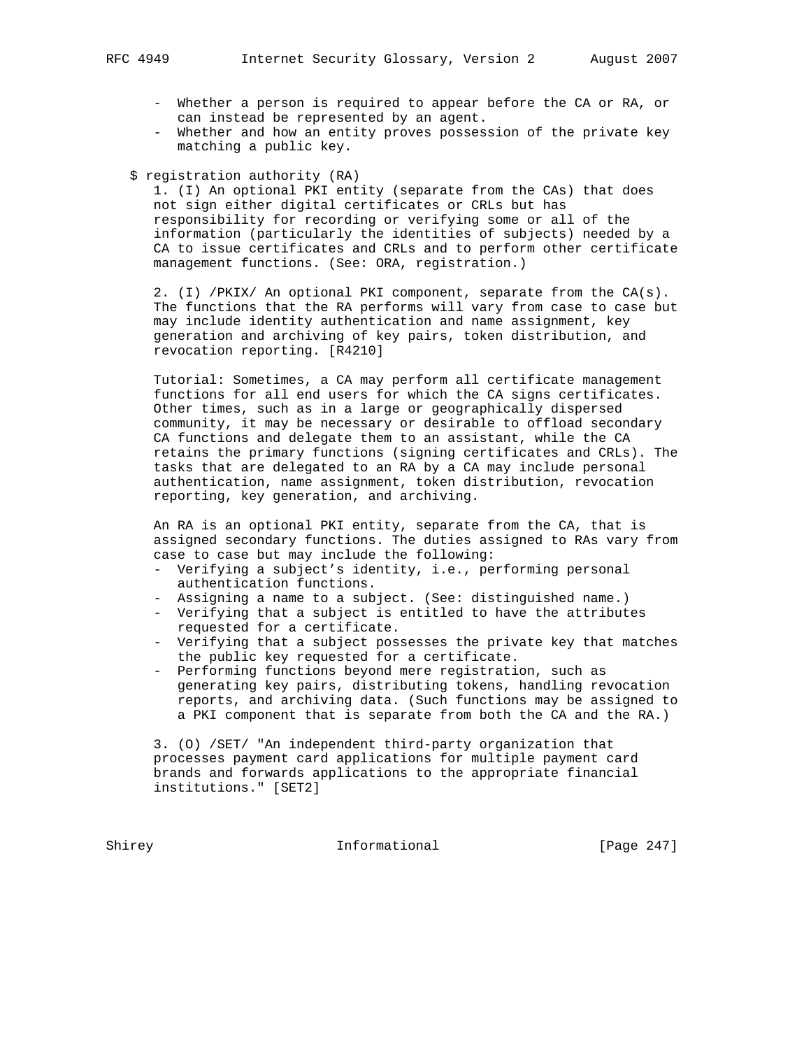- Whether a person is required to appear before the CA or RA, or can instead be represented by an agent.
- Whether and how an entity proves possession of the private key matching a public key.

$ registration authority (RA)

1. (I) An optional PKI entity (separate from the CAs) that does not sign either digital certificates or CRLs but has responsibility for recording or verifying some or all of the information (particularly the identities of subjects) needed by a CA to issue certificates and CRLs and to perform other certificate management functions. (See: ORA, registration.)

2. (I) /PKIX/ An optional PKI component, separate from the CA(s). The functions that the RA performs will vary from case to case but may include identity authentication and name assignment, key generation and archiving of key pairs, token distribution, and revocation reporting. [R4210]

Tutorial: Sometimes, a CA may perform all certificate management functions for all end users for which the CA signs certificates. Other times, such as in a large or geographically dispersed community, it may be necessary or desirable to offload secondary CA functions and delegate them to an assistant, while the CA retains the primary functions (signing certificates and CRLs). The tasks that are delegated to an RA by a CA may include personal authentication, name assignment, token distribution, revocation reporting, key generation, and archiving.

An RA is an optional PKI entity, separate from the CA, that is assigned secondary functions. The duties assigned to RAs vary from case to case but may include the following:

- Verifying a subject's identity, i.e., performing personal authentication functions.
- Assigning a name to a subject. (See: distinguished name.)
- Verifying that a subject is entitled to have the attributes requested for a certificate.
- Verifying that a subject possesses the private key that matches the public key requested for a certificate.
- Performing functions beyond mere registration, such as generating key pairs, distributing tokens, handling revocation reports, and archiving data. (Such functions may be assigned to a PKI component that is separate from both the CA and the RA.)

3. (O) /SET/ "An independent third-party organization that processes payment card applications for multiple payment card brands and forwards applications to the appropriate financial institutions." [SET2]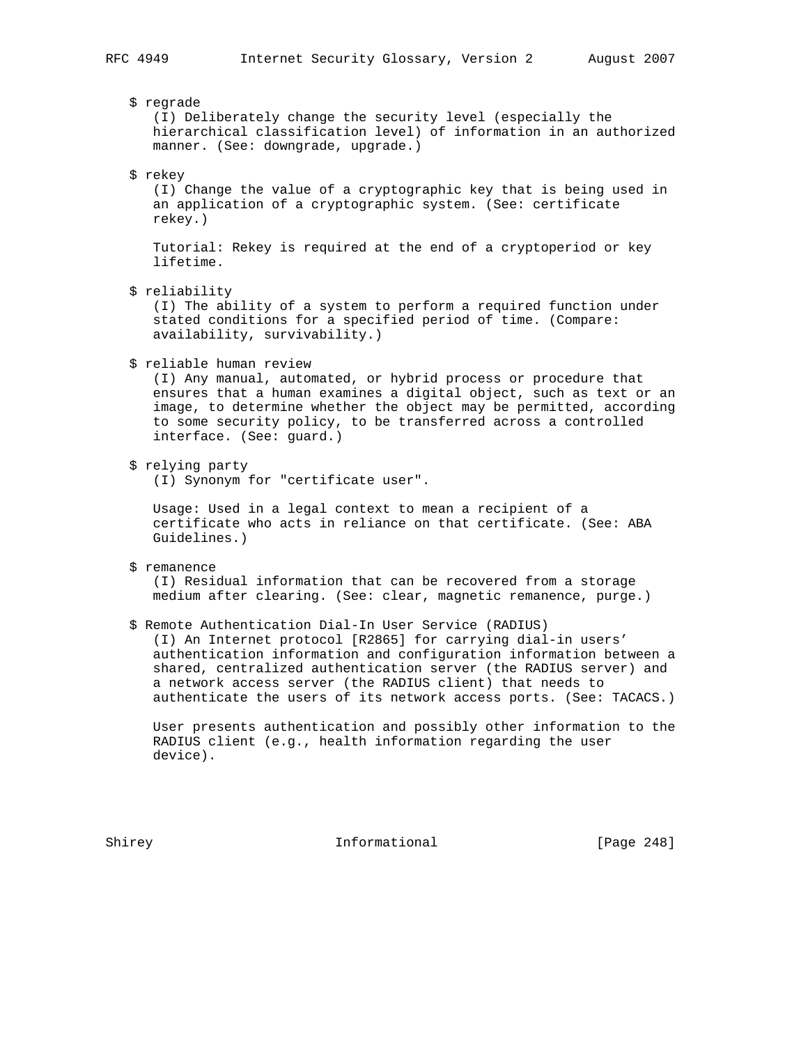$ regrade
(I) Deliberately change the security level (especially the hierarchical classification level) of information in an authorized manner. (See: downgrade, upgrade.)

$ rekey
(I) Change the value of a cryptographic key that is being used in an application of a cryptographic system. (See: certificate rekey.)

Tutorial: Rekey is required at the end of a cryptoperiod or key lifetime.

$ reliability
(I) The ability of a system to perform a required function under stated conditions for a specified period of time. (Compare: availability, survivability.)

$ reliable human review
(I) Any manual, automated, or hybrid process or procedure that ensures that a human examines a digital object, such as text or an image, to determine whether the object may be permitted, according to some security policy, to be transferred across a controlled interface. (See: guard.)

$ relying party
(I) Synonym for "certificate user".

Usage: Used in a legal context to mean a recipient of a certificate who acts in reliance on that certificate. (See: ABA Guidelines.)

$ remanence
(I) Residual information that can be recovered from a storage medium after clearing. (See: clear, magnetic remanence, purge.)

$ Remote Authentication Dial-In User Service (RADIUS)
(I) An Internet protocol [R2865] for carrying dial-in users' authentication information and configuration information between a shared, centralized authentication server (the RADIUS server) and a network access server (the RADIUS client) that needs to authenticate the users of its network access ports. (See: TACACS.)

User presents authentication and possibly other information to the RADIUS client (e.g., health information regarding the user device).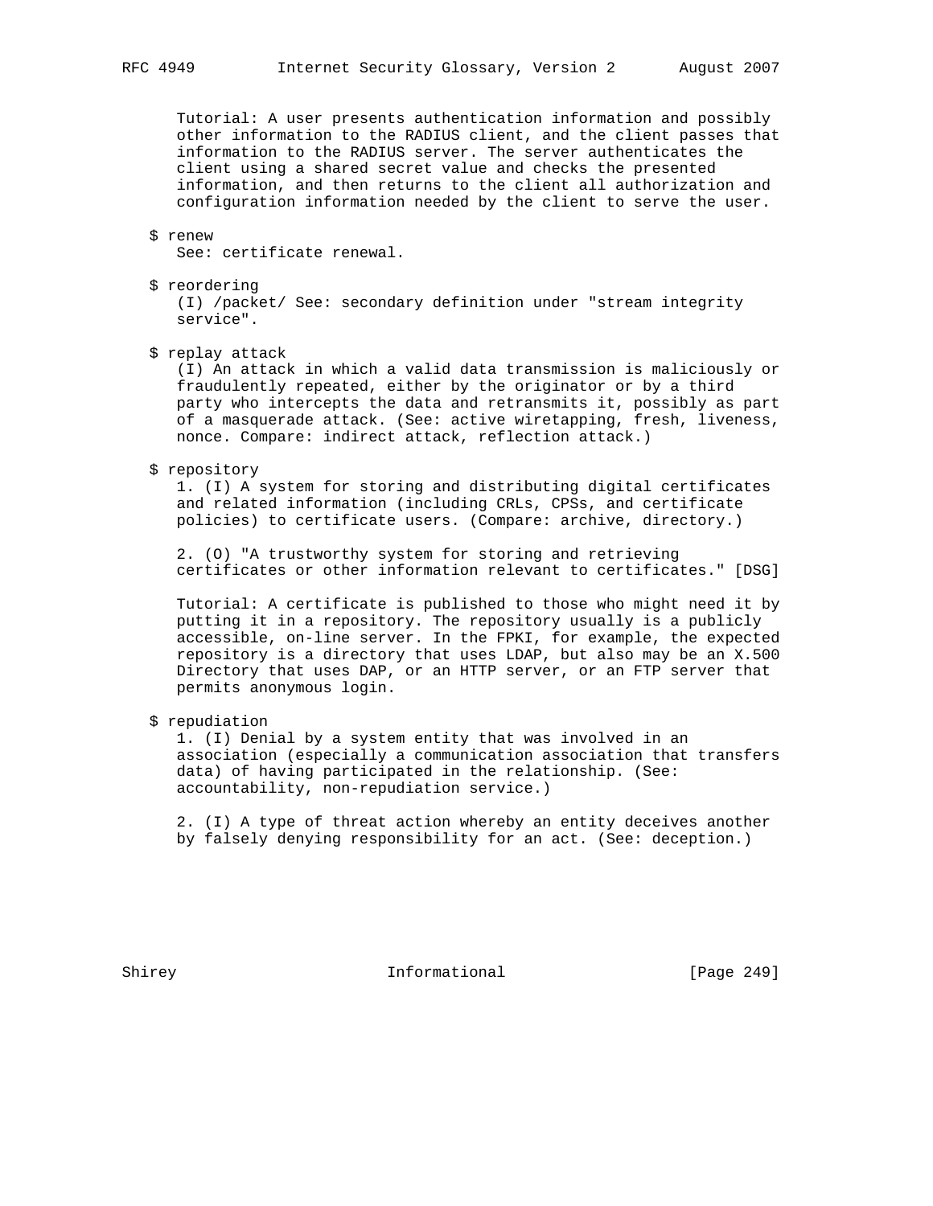Tutorial: A user presents authentication information and possibly other information to the RADIUS client, and the client passes that information to the RADIUS server. The server authenticates the client using a shared secret value and checks the presented information, and then returns to the client all authorization and configuration information needed by the client to serve the user.

$ renew
See: certificate renewal.

$ reordering
(I) /packet/ See: secondary definition under "stream integrity service".

$ replay attack
(I) An attack in which a valid data transmission is maliciously or fraudulently repeated, either by the originator or by a third party who intercepts the data and retransmits it, possibly as part of a masquerade attack. (See: active wiretapping, fresh, liveness, nonce. Compare: indirect attack, reflection attack.)

$ repository
1. (I) A system for storing and distributing digital certificates and related information (including CRLs, CPSs, and certificate policies) to certificate users. (Compare: archive, directory.)

2. (O) "A trustworthy system for storing and retrieving certificates or other information relevant to certificates." [DSG]

Tutorial: A certificate is published to those who might need it by putting it in a repository. The repository usually is a publicly accessible, on-line server. In the FPKI, for example, the expected repository is a directory that uses LDAP, but also may be an X.500 Directory that uses DAP, or an HTTP server, or an FTP server that permits anonymous login.

$ repudiation
1. (I) Denial by a system entity that was involved in an association (especially a communication association that transfers data) of having participated in the relationship. (See: accountability, non-repudiation service.)

2. (I) A type of threat action whereby an entity deceives another by falsely denying responsibility for an act. (See: deception.)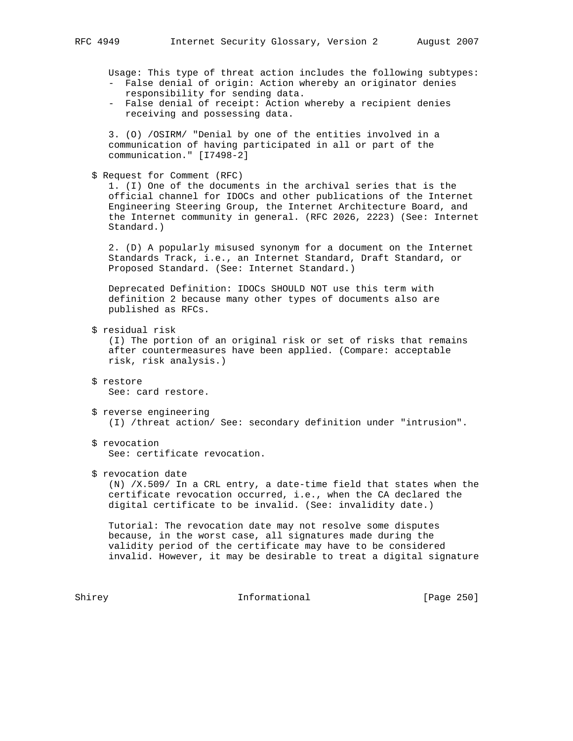Usage: This type of threat action includes the following subtypes:

- False denial of origin: Action whereby an originator denies responsibility for sending data.
- False denial of receipt: Action whereby a recipient denies receiving and possessing data.

3. (O) /OSIRM/ "Denial by one of the entities involved in a communication of having participated in all or part of the communication." [I7498-2]

$ Request for Comment (RFC)

1. (I) One of the documents in the archival series that is the official channel for IDOCs and other publications of the Internet Engineering Steering Group, the Internet Architecture Board, and the Internet community in general. (RFC 2026, 2223) (See: Internet Standard.)

2. (D) A popularly misused synonym for a document on the Internet Standards Track, i.e., an Internet Standard, Draft Standard, or Proposed Standard. (See: Internet Standard.)

Deprecated Definition: IDOCs SHOULD NOT use this term with definition 2 because many other types of documents also are published as RFCs.

$ residual risk

(I) The portion of an original risk or set of risks that remains after countermeasures have been applied. (Compare: acceptable risk, risk analysis.)

$ restore

See: card restore.

$ reverse engineering

(I) /threat action/ See: secondary definition under "intrusion".

$ revocation

See: certificate revocation.

$ revocation date

(N) /X.509/ In a CRL entry, a date-time field that states when the certificate revocation occurred, i.e., when the CA declared the digital certificate to be invalid. (See: invalidity date.)

Tutorial: The revocation date may not resolve some disputes because, in the worst case, all signatures made during the validity period of the certificate may have to be considered invalid. However, it may be desirable to treat a digital signature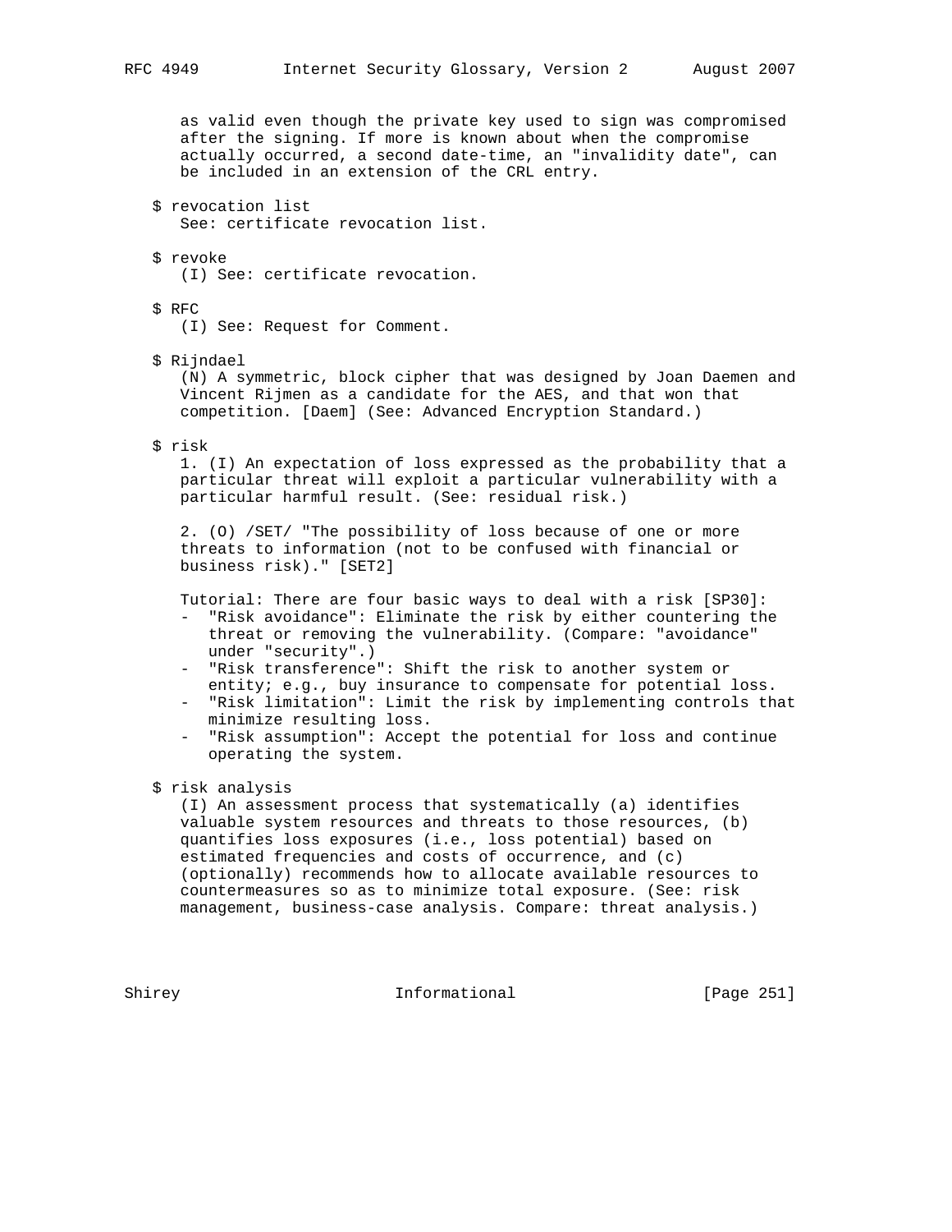as valid even though the private key used to sign was compromised after the signing. If more is known about when the compromise actually occurred, a second date-time, an "invalidity date", can be included in an extension of the CRL entry.

$ revocation list
See: certificate revocation list.

$ revoke
(I) See: certificate revocation.

$ RFC
(I) See: Request for Comment.

$ Rijndael
(N) A symmetric, block cipher that was designed by Joan Daemen and Vincent Rijmen as a candidate for the AES, and that won that competition. [Daem] (See: Advanced Encryption Standard.)

$ risk
1. (I) An expectation of loss expressed as the probability that a particular threat will exploit a particular vulnerability with a particular harmful result. (See: residual risk.)

2. (O) /SET/ "The possibility of loss because of one or more threats to information (not to be confused with financial or business risk)." [SET2]

Tutorial: There are four basic ways to deal with a risk [SP30]:

- "Risk avoidance": Eliminate the risk by either countering the threat or removing the vulnerability. (Compare: "avoidance" under "security".)
- "Risk transference": Shift the risk to another system or entity; e.g., buy insurance to compensate for potential loss.
- "Risk limitation": Limit the risk by implementing controls that minimize resulting loss.
- "Risk assumption": Accept the potential for loss and continue operating the system.

$ risk analysis
(I) An assessment process that systematically (a) identifies valuable system resources and threats to those resources, (b) quantifies loss exposures (i.e., loss potential) based on estimated frequencies and costs of occurrence, and (c) (optionally) recommends how to allocate available resources to countermeasures so as to minimize total exposure. (See: risk management, business-case analysis. Compare: threat analysis.)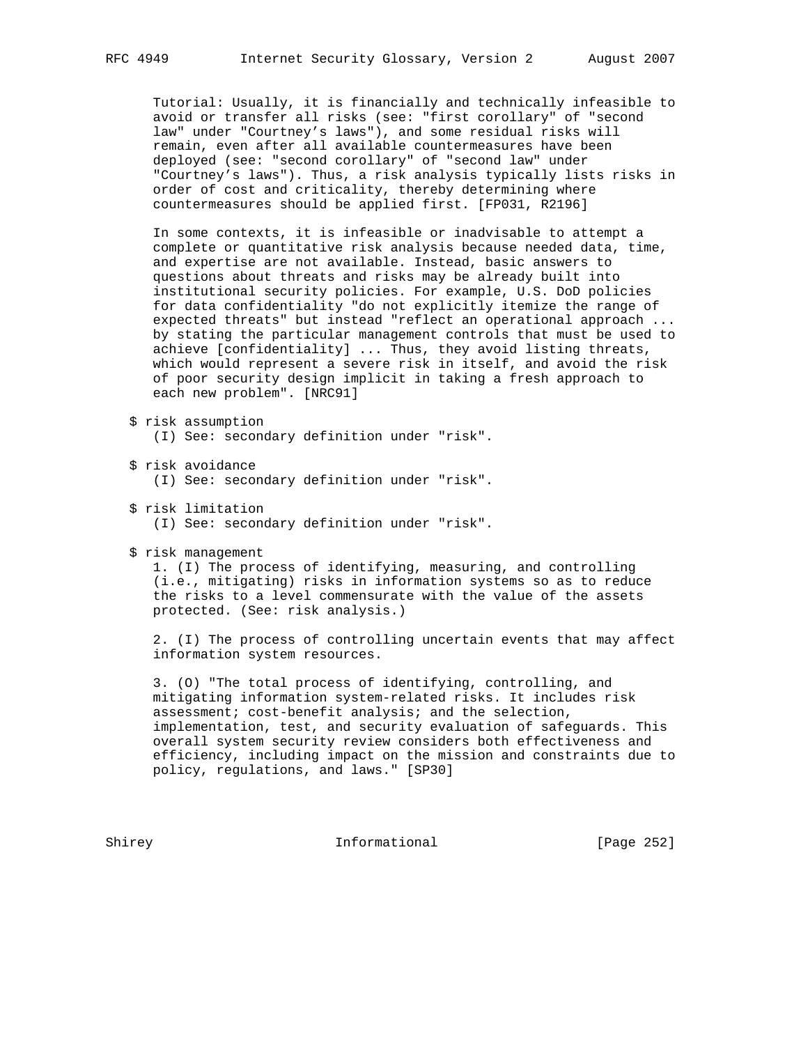Tutorial: Usually, it is financially and technically infeasible to avoid or transfer all risks (see: "first corollary" of "second law" under "Courtney's laws"), and some residual risks will remain, even after all available countermeasures have been deployed (see: "second corollary" of "second law" under "Courtney's laws"). Thus, a risk analysis typically lists risks in order of cost and criticality, thereby determining where countermeasures should be applied first. [FP031, R2196]

In some contexts, it is infeasible or inadvisable to attempt a complete or quantitative risk analysis because needed data, time, and expertise are not available. Instead, basic answers to questions about threats and risks may be already built into institutional security policies. For example, U.S. DoD policies for data confidentiality "do not explicitly itemize the range of expected threats" but instead "reflect an operational approach ... by stating the particular management controls that must be used to achieve [confidentiality] ... Thus, they avoid listing threats, which would represent a severe risk in itself, and avoid the risk of poor security design implicit in taking a fresh approach to each new problem". [NRC91]

$ risk assumption
(I) See: secondary definition under "risk".

$ risk avoidance
(I) See: secondary definition under "risk".

$ risk limitation
(I) See: secondary definition under "risk".

$ risk management
1. (I) The process of identifying, measuring, and controlling (i.e., mitigating) risks in information systems so as to reduce the risks to a level commensurate with the value of the assets protected. (See: risk analysis.)

2. (I) The process of controlling uncertain events that may affect information system resources.

3. (O) "The total process of identifying, controlling, and mitigating information system-related risks. It includes risk assessment; cost-benefit analysis; and the selection, implementation, test, and security evaluation of safeguards. This overall system security review considers both effectiveness and efficiency, including impact on the mission and constraints due to policy, regulations, and laws." [SP30]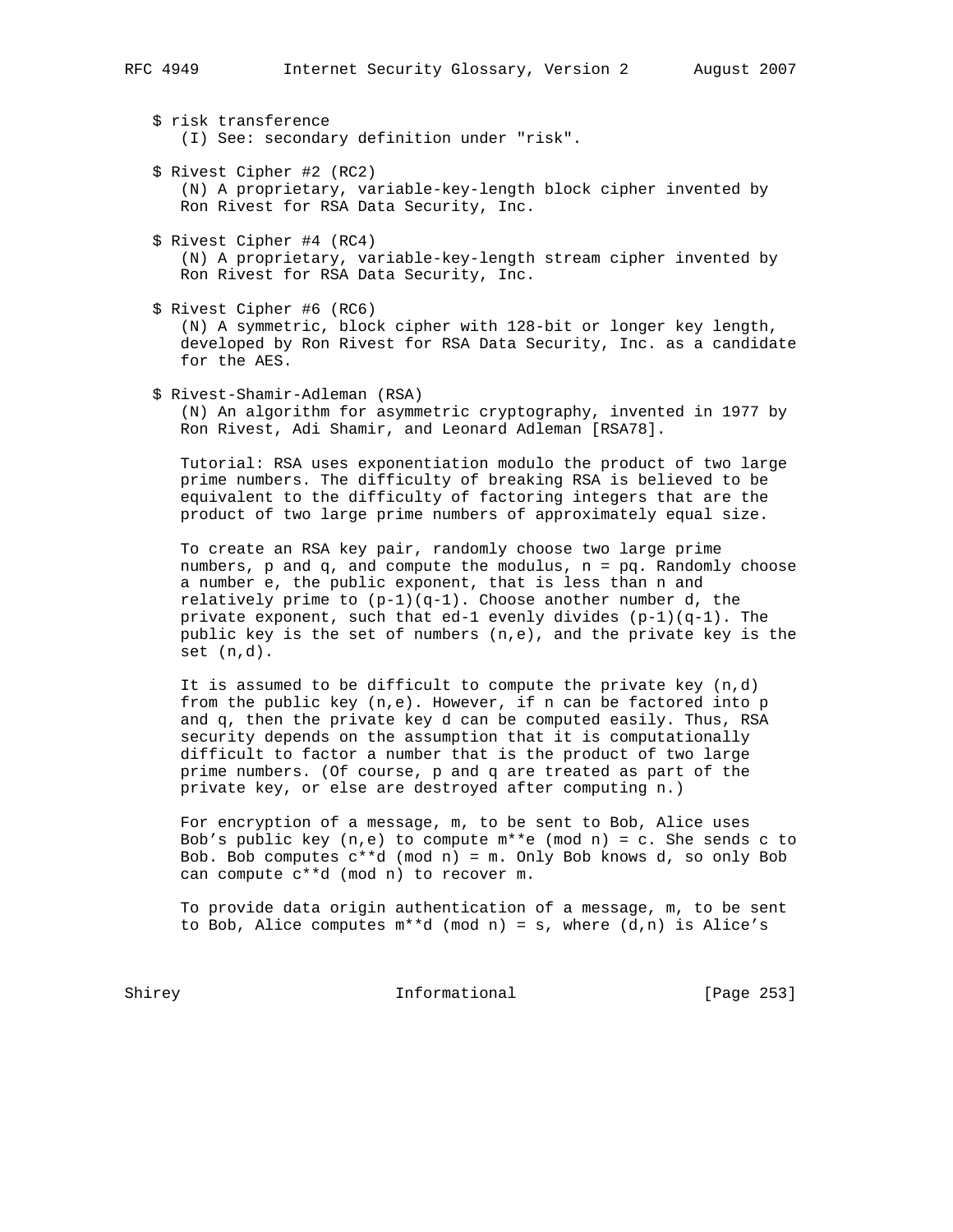$ risk transference
(I) See: secondary definition under "risk".

$ Rivest Cipher #2 (RC2)
(N) A proprietary, variable-key-length block cipher invented by Ron Rivest for RSA Data Security, Inc.

$ Rivest Cipher #4 (RC4)
(N) A proprietary, variable-key-length stream cipher invented by Ron Rivest for RSA Data Security, Inc.

$ Rivest Cipher #6 (RC6)
(N) A symmetric, block cipher with 128-bit or longer key length, developed by Ron Rivest for RSA Data Security, Inc. as a candidate for the AES.

$ Rivest-Shamir-Adleman (RSA)
(N) An algorithm for asymmetric cryptography, invented in 1977 by Ron Rivest, Adi Shamir, and Leonard Adleman [RSA78].

Tutorial: RSA uses exponentiation modulo the product of two large prime numbers. The difficulty of breaking RSA is believed to be equivalent to the difficulty of factoring integers that are the product of two large prime numbers of approximately equal size.

To create an RSA key pair, randomly choose two large prime numbers, p and q, and compute the modulus, n = pq. Randomly choose a number e, the public exponent, that is less than n and relatively prime to (p-1)(q-1). Choose another number d, the private exponent, such that ed-1 evenly divides (p-1)(q-1). The public key is the set of numbers (n,e), and the private key is the set (n,d).

It is assumed to be difficult to compute the private key (n,d) from the public key (n,e). However, if n can be factored into p and q, then the private key d can be computed easily. Thus, RSA security depends on the assumption that it is computationally difficult to factor a number that is the product of two large prime numbers. (Of course, p and q are treated as part of the private key, or else are destroyed after computing n.)

For encryption of a message, m, to be sent to Bob, Alice uses Bob's public key (n,e) to compute m**e (mod n) = c. She sends c to Bob. Bob computes c**d (mod n) = m. Only Bob knows d, so only Bob can compute c**d (mod n) to recover m.

To provide data origin authentication of a message, m, to be sent to Bob, Alice computes m**d (mod n) = s, where (d,n) is Alice's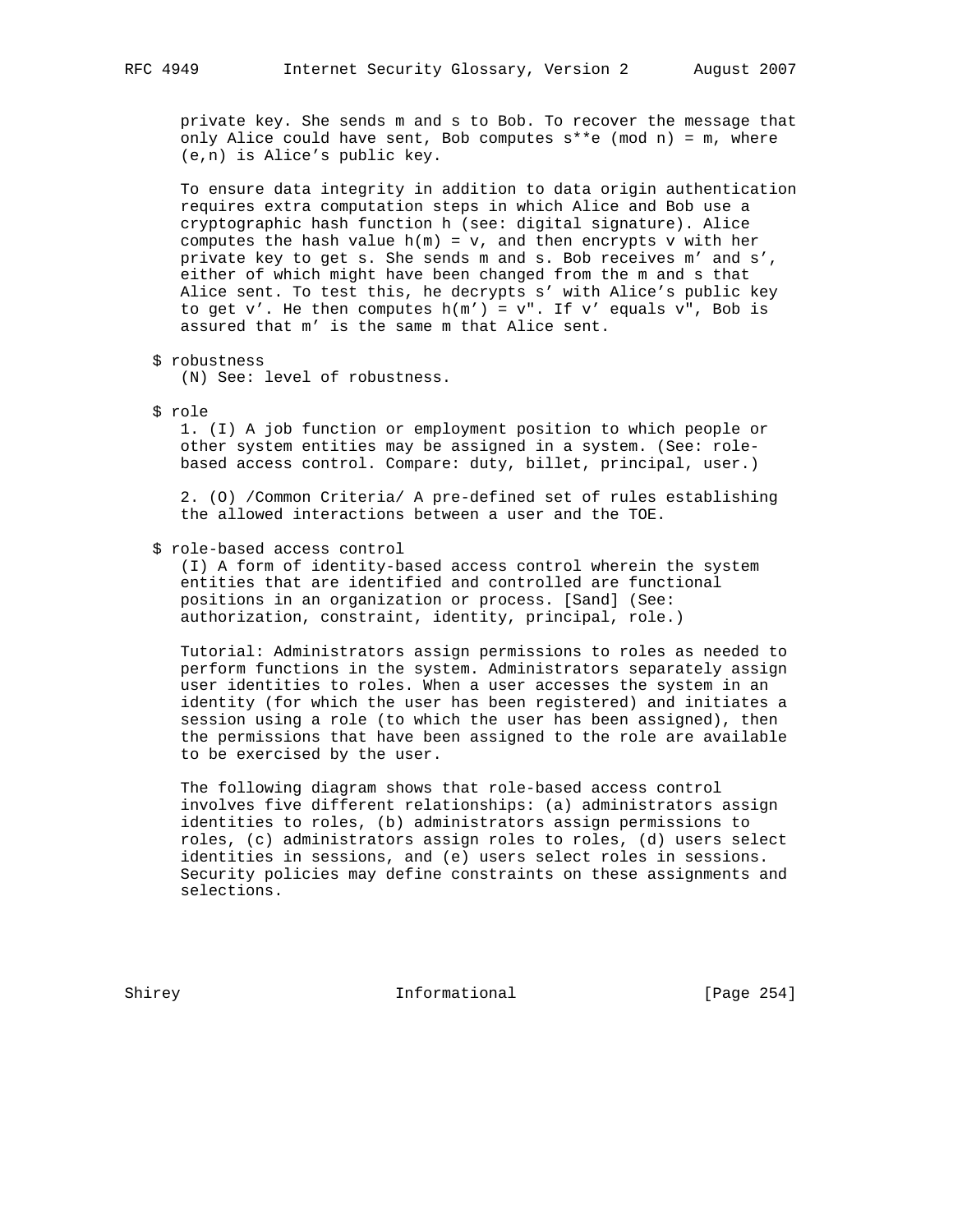private key. She sends m and s to Bob. To recover the message that only Alice could have sent, Bob computes s**e (mod n) = m, where (e,n) is Alice's public key.

To ensure data integrity in addition to data origin authentication requires extra computation steps in which Alice and Bob use a cryptographic hash function h (see: digital signature). Alice computes the hash value h(m) = v, and then encrypts v with her private key to get s. She sends m and s. Bob receives m' and s', either of which might have been changed from the m and s that Alice sent. To test this, he decrypts s' with Alice's public key to get v'. He then computes h(m') = v". If v' equals v", Bob is assured that m' is the same m that Alice sent.

$ robustness
(N) See: level of robustness.

$ role
1. (I) A job function or employment position to which people or other system entities may be assigned in a system. (See: role-based access control. Compare: duty, billet, principal, user.)

2. (O) /Common Criteria/ A pre-defined set of rules establishing the allowed interactions between a user and the TOE.

$ role-based access control
(I) A form of identity-based access control wherein the system entities that are identified and controlled are functional positions in an organization or process. [Sand] (See: authorization, constraint, identity, principal, role.)

Tutorial: Administrators assign permissions to roles as needed to perform functions in the system. Administrators separately assign user identities to roles. When a user accesses the system in an identity (for which the user has been registered) and initiates a session using a role (to which the user has been assigned), then the permissions that have been assigned to the role are available to be exercised by the user.

The following diagram shows that role-based access control involves five different relationships: (a) administrators assign identities to roles, (b) administrators assign permissions to roles, (c) administrators assign roles to roles, (d) users select identities in sessions, and (e) users select roles in sessions. Security policies may define constraints on these assignments and selections.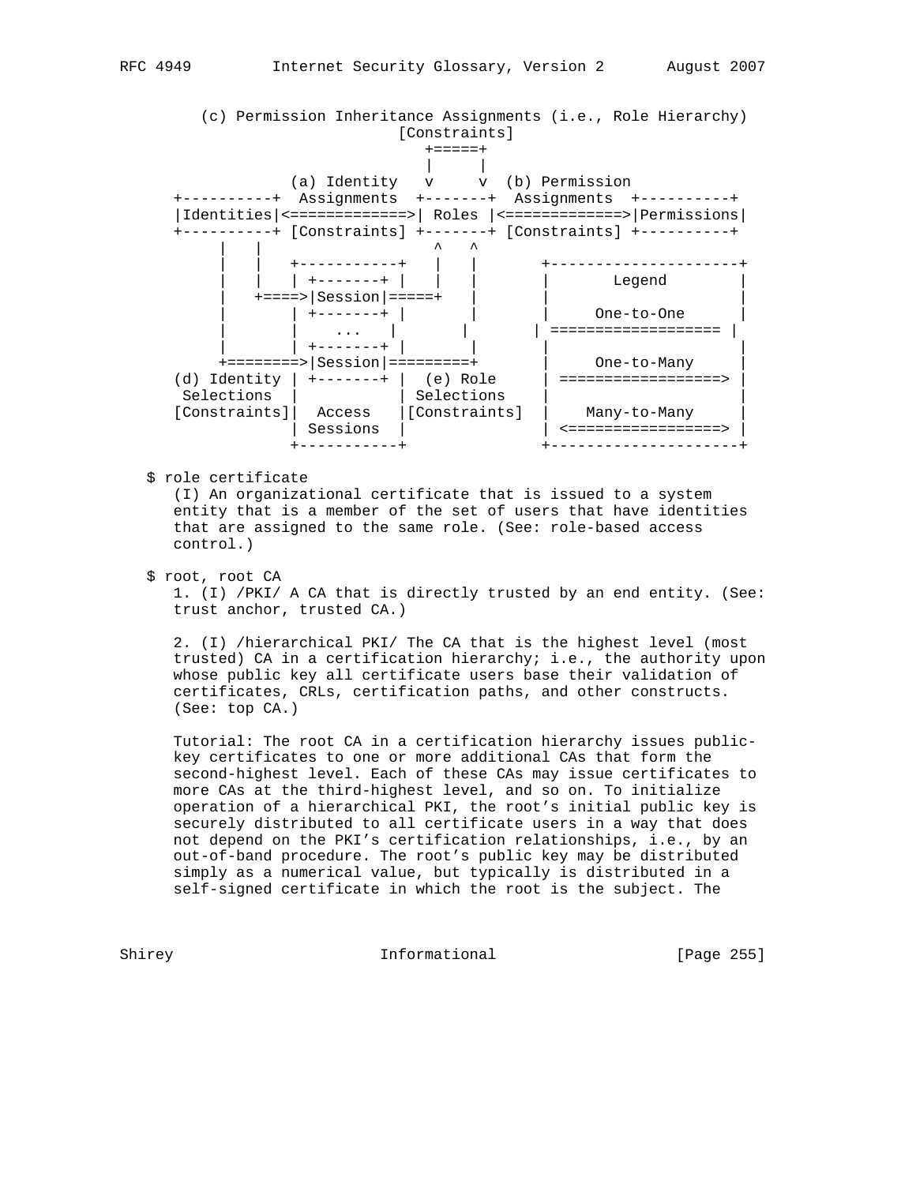```
        (c) Permission Inheritance Assignments (i.e., Role Hierarchy)
                              [Constraints]
                                 +=====+
                                 |     |
                (a) Identity   v     v  (b) Permission
     +----------+  Assignments  +-------+  Assignments  +----------+
     |Identities|<=============>| Roles |<=============>|Permissions|
     +----------+ [Constraints] +-------+ [Constraints] +----------+
          |   |                    ^   ^
          |   |   +-----------+   |   |       +---------------------+
          |   |   | +-------+ |   |   |       |       Legend        |
          |   +====>|Session|=====+   |       |                     |
          |       | +-------+ |       |       |     One-to-One      |
          |       |    ...    |       |       | =================== |
          |       | +-------+ |       |       |                     |
          +========>|Session|=========+       |     One-to-Many     |
     (d) Identity | +-------+ |  (e) Role     | ==================> |
      Selections  |           | Selections    |                     |
     [Constraints]|  Access   |[Constraints]  |    Many-to-Many     |
                  | Sessions  |               | <=================> |
                  +-----------+               +---------------------+
```

$ role certificate
(I) An organizational certificate that is issued to a system entity that is a member of the set of users that have identities that are assigned to the same role. (See: role-based access control.)

$ root, root CA
1. (I) /PKI/ A CA that is directly trusted by an end entity. (See: trust anchor, trusted CA.)

2. (I) /hierarchical PKI/ The CA that is the highest level (most trusted) CA in a certification hierarchy; i.e., the authority upon whose public key all certificate users base their validation of certificates, CRLs, certification paths, and other constructs. (See: top CA.)

Tutorial: The root CA in a certification hierarchy issues public-key certificates to one or more additional CAs that form the second-highest level. Each of these CAs may issue certificates to more CAs at the third-highest level, and so on. To initialize operation of a hierarchical PKI, the root's initial public key is securely distributed to all certificate users in a way that does not depend on the PKI's certification relationships, i.e., by an out-of-band procedure. The root's public key may be distributed simply as a numerical value, but typically is distributed in a self-signed certificate in which the root is the subject. The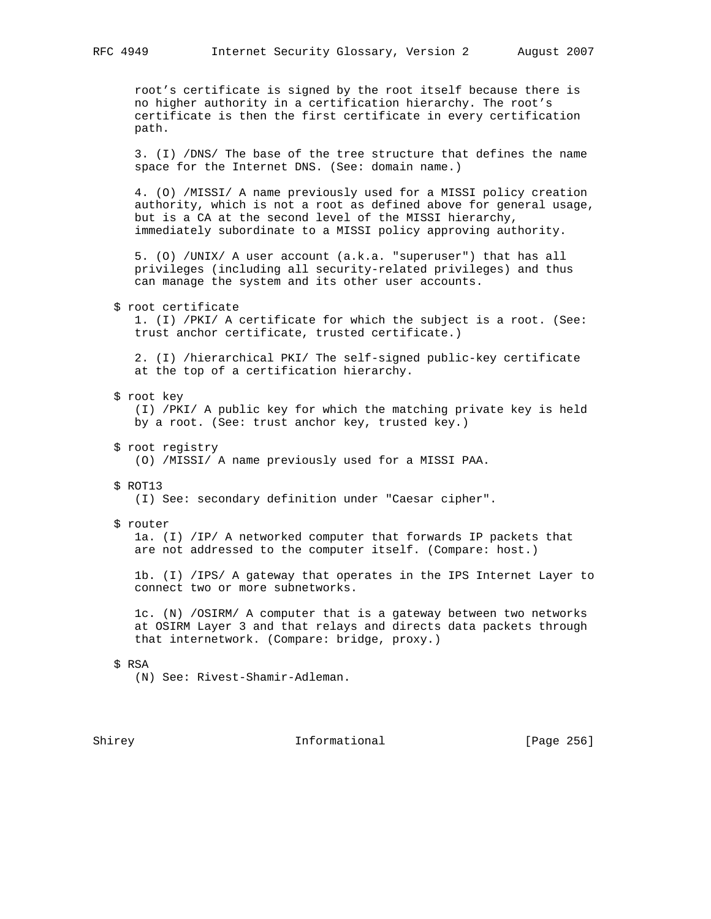root's certificate is signed by the root itself because there is no higher authority in a certification hierarchy. The root's certificate is then the first certificate in every certification path.

3. (I) /DNS/ The base of the tree structure that defines the name space for the Internet DNS. (See: domain name.)

4. (O) /MISSI/ A name previously used for a MISSI policy creation authority, which is not a root as defined above for general usage, but is a CA at the second level of the MISSI hierarchy, immediately subordinate to a MISSI policy approving authority.

5. (O) /UNIX/ A user account (a.k.a. "superuser") that has all privileges (including all security-related privileges) and thus can manage the system and its other user accounts.

$ root certificate

1. (I) /PKI/ A certificate for which the subject is a root. (See: trust anchor certificate, trusted certificate.)

2. (I) /hierarchical PKI/ The self-signed public-key certificate at the top of a certification hierarchy.

$ root key

(I) /PKI/ A public key for which the matching private key is held by a root. (See: trust anchor key, trusted key.)

$ root registry

(O) /MISSI/ A name previously used for a MISSI PAA.

$ ROT13

(I) See: secondary definition under "Caesar cipher".

$ router

1a. (I) /IP/ A networked computer that forwards IP packets that are not addressed to the computer itself. (Compare: host.)

1b. (I) /IPS/ A gateway that operates in the IPS Internet Layer to connect two or more subnetworks.

1c. (N) /OSIRM/ A computer that is a gateway between two networks at OSIRM Layer 3 and that relays and directs data packets through that internetwork. (Compare: bridge, proxy.)

$ RSA

(N) See: Rivest-Shamir-Adleman.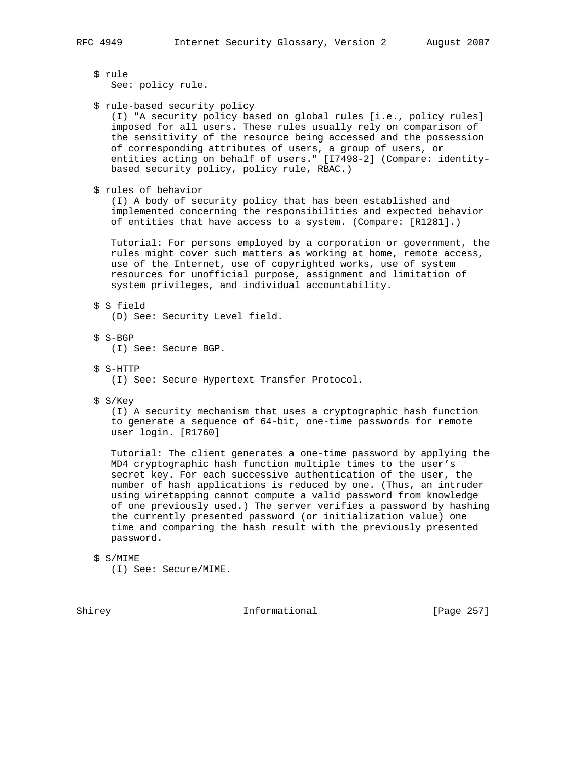$ rule
See: policy rule.

$ rule-based security policy
(I) "A security policy based on global rules [i.e., policy rules] imposed for all users. These rules usually rely on comparison of the sensitivity of the resource being accessed and the possession of corresponding attributes of users, a group of users, or entities acting on behalf of users." [I7498-2] (Compare: identity-based security policy, policy rule, RBAC.)

$ rules of behavior
(I) A body of security policy that has been established and implemented concerning the responsibilities and expected behavior of entities that have access to a system. (Compare: [R1281].)

Tutorial: For persons employed by a corporation or government, the rules might cover such matters as working at home, remote access, use of the Internet, use of copyrighted works, use of system resources for unofficial purpose, assignment and limitation of system privileges, and individual accountability.

$ S field
(D) See: Security Level field.

$ S-BGP
(I) See: Secure BGP.

$ S-HTTP
(I) See: Secure Hypertext Transfer Protocol.

$ S/Key
(I) A security mechanism that uses a cryptographic hash function to generate a sequence of 64-bit, one-time passwords for remote user login. [R1760]

Tutorial: The client generates a one-time password by applying the MD4 cryptographic hash function multiple times to the user's secret key. For each successive authentication of the user, the number of hash applications is reduced by one. (Thus, an intruder using wiretapping cannot compute a valid password from knowledge of one previously used.) The server verifies a password by hashing the currently presented password (or initialization value) one time and comparing the hash result with the previously presented password.

$ S/MIME
(I) See: Secure/MIME.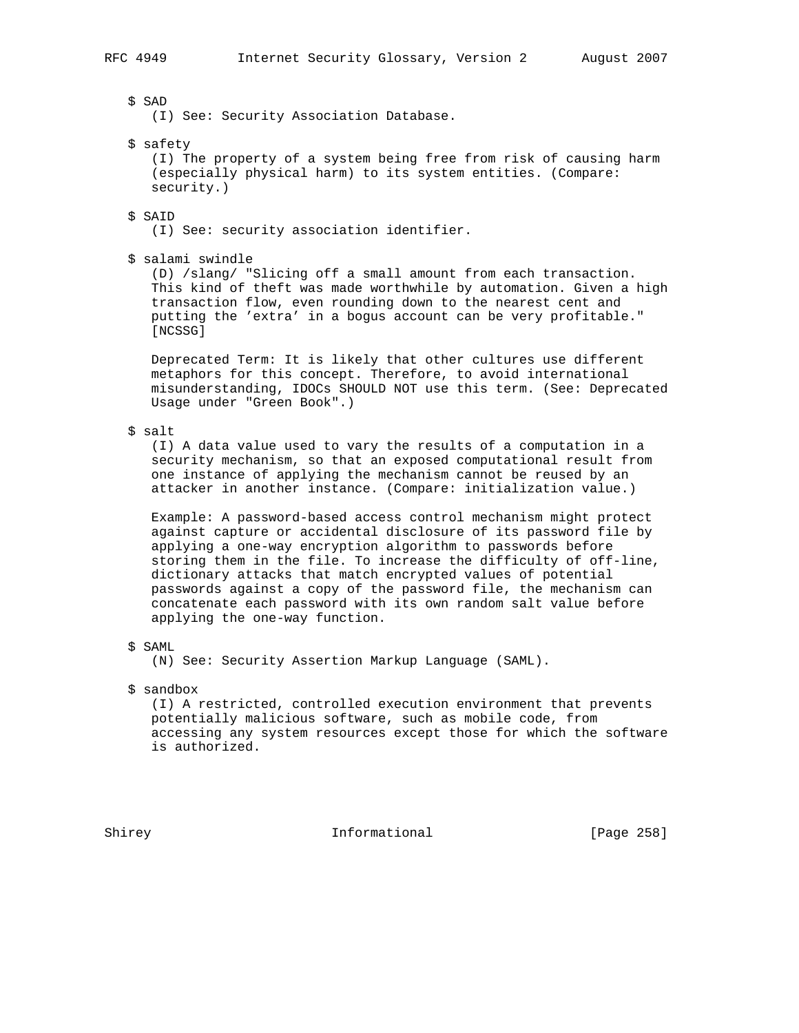$ SAD
(I) See: Security Association Database.

$ safety
(I) The property of a system being free from risk of causing harm (especially physical harm) to its system entities. (Compare: security.)

$ SAID
(I) See: security association identifier.

$ salami swindle
(D) /slang/ "Slicing off a small amount from each transaction. This kind of theft was made worthwhile by automation. Given a high transaction flow, even rounding down to the nearest cent and putting the 'extra' in a bogus account can be very profitable." [NCSSG]

Deprecated Term: It is likely that other cultures use different metaphors for this concept. Therefore, to avoid international misunderstanding, IDOCs SHOULD NOT use this term. (See: Deprecated Usage under "Green Book".)

$ salt
(I) A data value used to vary the results of a computation in a security mechanism, so that an exposed computational result from one instance of applying the mechanism cannot be reused by an attacker in another instance. (Compare: initialization value.)

Example: A password-based access control mechanism might protect against capture or accidental disclosure of its password file by applying a one-way encryption algorithm to passwords before storing them in the file. To increase the difficulty of off-line, dictionary attacks that match encrypted values of potential passwords against a copy of the password file, the mechanism can concatenate each password with its own random salt value before applying the one-way function.

$ SAML
(N) See: Security Assertion Markup Language (SAML).

$ sandbox
(I) A restricted, controlled execution environment that prevents potentially malicious software, such as mobile code, from accessing any system resources except those for which the software is authorized.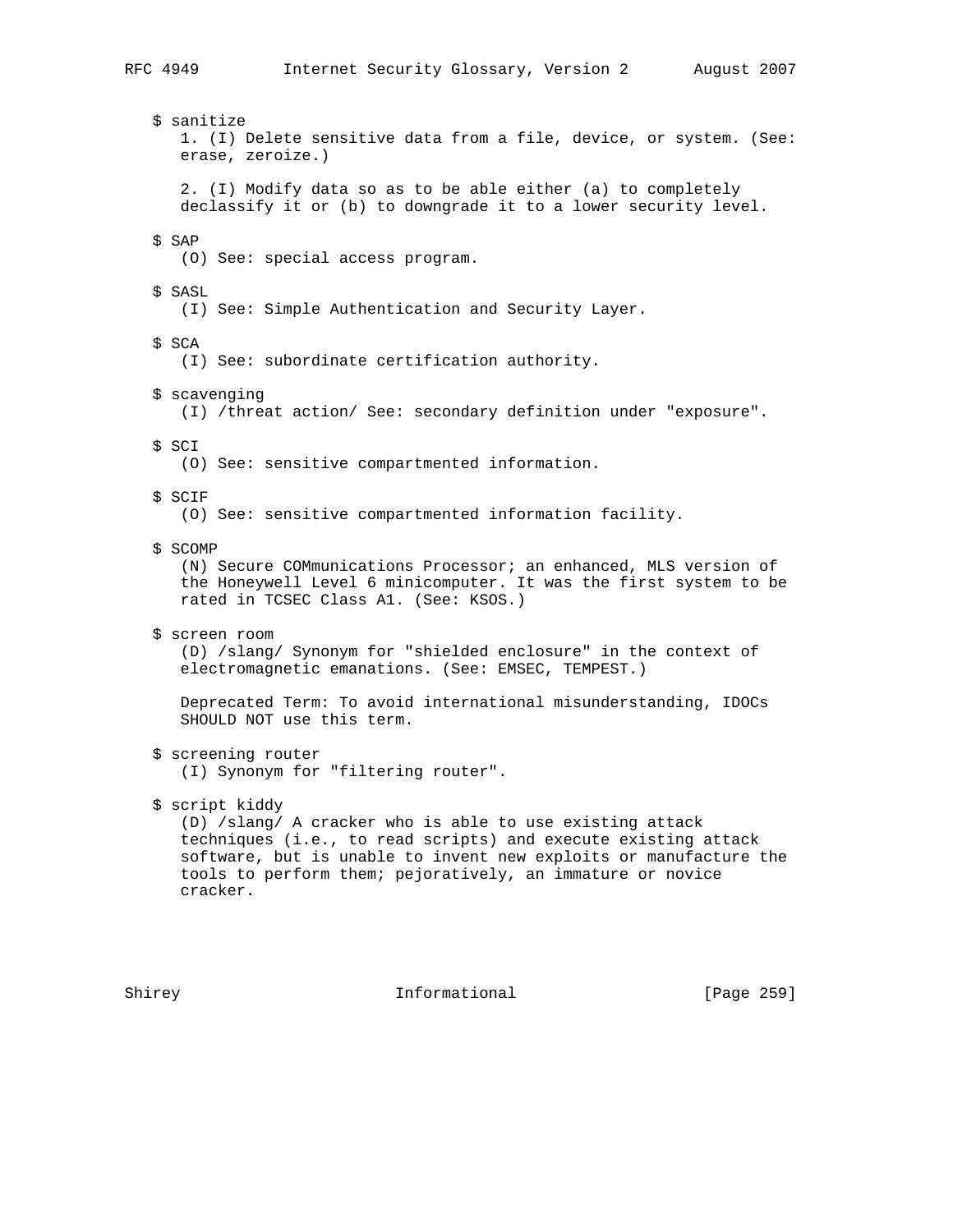$ sanitize

1. (I) Delete sensitive data from a file, device, or system. (See: erase, zeroize.)

2. (I) Modify data so as to be able either (a) to completely declassify it or (b) to downgrade it to a lower security level.

$ SAP

(O) See: special access program.

$ SASL

(I) See: Simple Authentication and Security Layer.

$ SCA

(I) See: subordinate certification authority.

$ scavenging

(I) /threat action/ See: secondary definition under "exposure".

$ SCI

(O) See: sensitive compartmented information.

$ SCIF

(O) See: sensitive compartmented information facility.

$ SCOMP

(N) Secure COMmunications Processor; an enhanced, MLS version of the Honeywell Level 6 minicomputer. It was the first system to be rated in TCSEC Class A1. (See: KSOS.)

$ screen room

(D) /slang/ Synonym for "shielded enclosure" in the context of electromagnetic emanations. (See: EMSEC, TEMPEST.)

Deprecated Term: To avoid international misunderstanding, IDOCs SHOULD NOT use this term.

$ screening router

(I) Synonym for "filtering router".

$ script kiddy

(D) /slang/ A cracker who is able to use existing attack techniques (i.e., to read scripts) and execute existing attack software, but is unable to invent new exploits or manufacture the tools to perform them; pejoratively, an immature or novice cracker.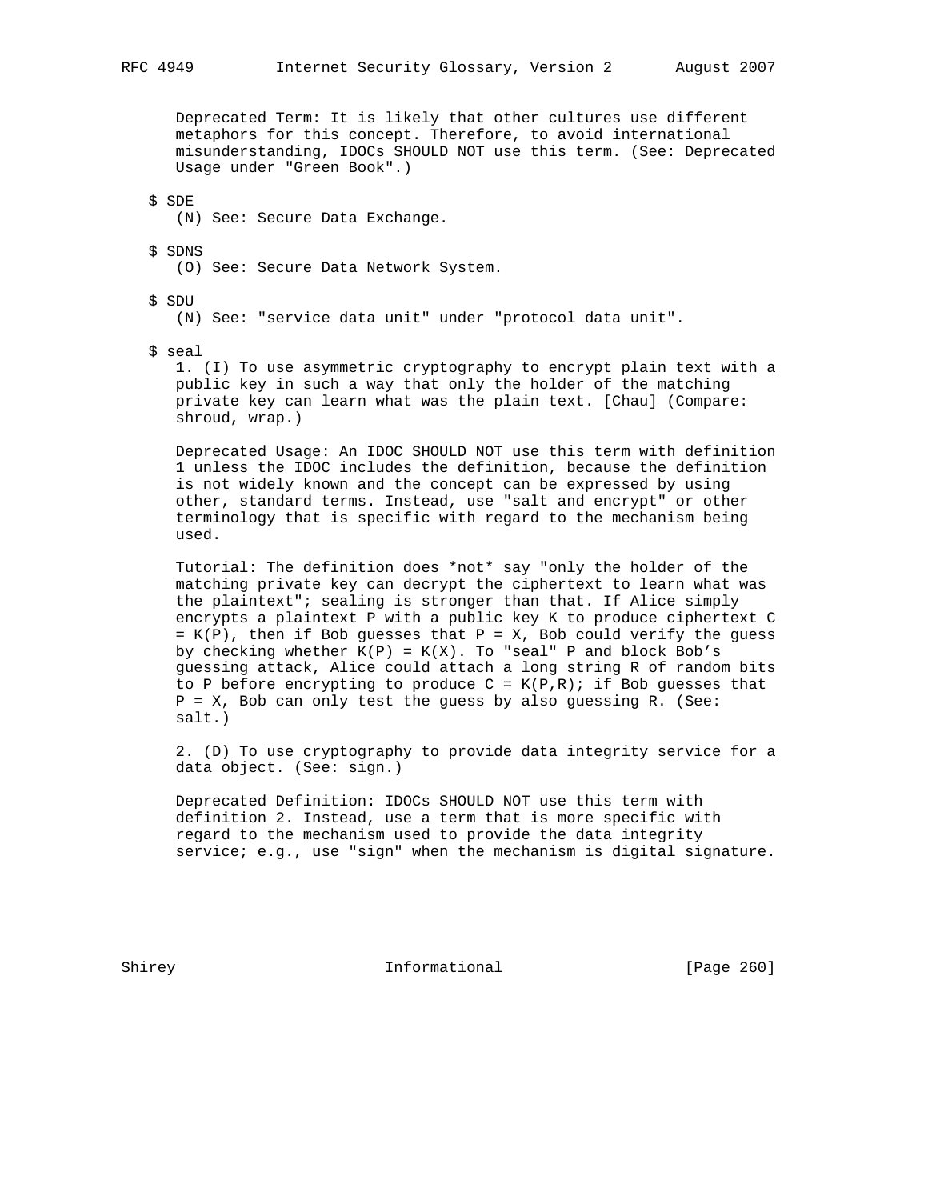Deprecated Term: It is likely that other cultures use different metaphors for this concept. Therefore, to avoid international misunderstanding, IDOCs SHOULD NOT use this term. (See: Deprecated Usage under "Green Book".)

$ SDE
(N) See: Secure Data Exchange.

$ SDNS
(O) See: Secure Data Network System.

$ SDU
(N) See: "service data unit" under "protocol data unit".

$ seal
1. (I) To use asymmetric cryptography to encrypt plain text with a public key in such a way that only the holder of the matching private key can learn what was the plain text. [Chau] (Compare: shroud, wrap.)

Deprecated Usage: An IDOC SHOULD NOT use this term with definition 1 unless the IDOC includes the definition, because the definition is not widely known and the concept can be expressed by using other, standard terms. Instead, use "salt and encrypt" or other terminology that is specific with regard to the mechanism being used.

Tutorial: The definition does *not* say "only the holder of the matching private key can decrypt the ciphertext to learn what was the plaintext"; sealing is stronger than that. If Alice simply encrypts a plaintext P with a public key K to produce ciphertext C = K(P), then if Bob guesses that P = X, Bob could verify the guess by checking whether K(P) = K(X). To "seal" P and block Bob's guessing attack, Alice could attach a long string R of random bits to P before encrypting to produce C = K(P,R); if Bob guesses that P = X, Bob can only test the guess by also guessing R. (See: salt.)

2. (D) To use cryptography to provide data integrity service for a data object. (See: sign.)

Deprecated Definition: IDOCs SHOULD NOT use this term with definition 2. Instead, use a term that is more specific with regard to the mechanism used to provide the data integrity service; e.g., use "sign" when the mechanism is digital signature.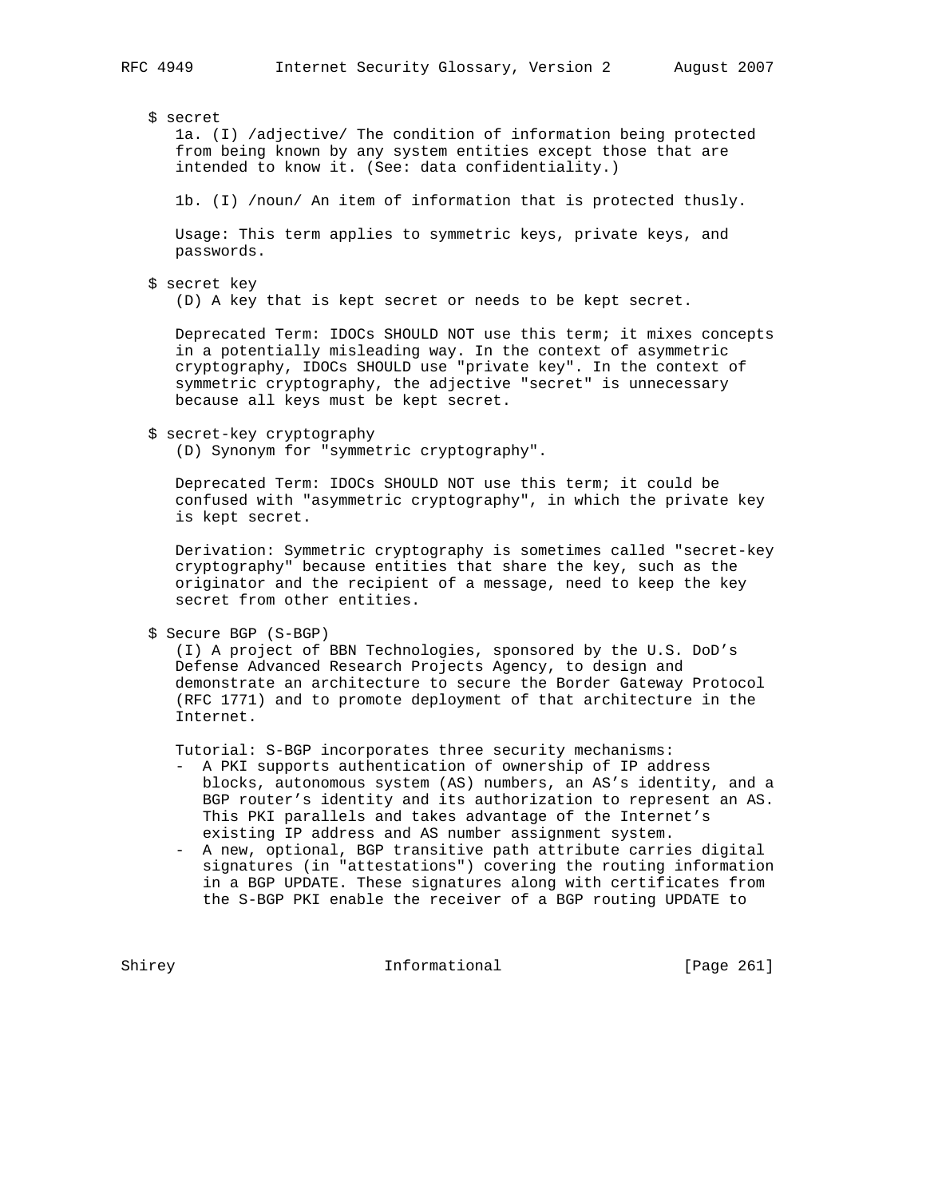$ secret

1a. (I) /adjective/ The condition of information being protected from being known by any system entities except those that are intended to know it. (See: data confidentiality.)

1b. (I) /noun/ An item of information that is protected thusly.

Usage: This term applies to symmetric keys, private keys, and passwords.

$ secret key

(D) A key that is kept secret or needs to be kept secret.

Deprecated Term: IDOCs SHOULD NOT use this term; it mixes concepts in a potentially misleading way. In the context of asymmetric cryptography, IDOCs SHOULD use "private key". In the context of symmetric cryptography, the adjective "secret" is unnecessary because all keys must be kept secret.

$ secret-key cryptography

(D) Synonym for "symmetric cryptography".

Deprecated Term: IDOCs SHOULD NOT use this term; it could be confused with "asymmetric cryptography", in which the private key is kept secret.

Derivation: Symmetric cryptography is sometimes called "secret-key cryptography" because entities that share the key, such as the originator and the recipient of a message, need to keep the key secret from other entities.

$ Secure BGP (S-BGP)

(I) A project of BBN Technologies, sponsored by the U.S. DoD's Defense Advanced Research Projects Agency, to design and demonstrate an architecture to secure the Border Gateway Protocol (RFC 1771) and to promote deployment of that architecture in the Internet.

Tutorial: S-BGP incorporates three security mechanisms:

- A PKI supports authentication of ownership of IP address blocks, autonomous system (AS) numbers, an AS's identity, and a BGP router's identity and its authorization to represent an AS. This PKI parallels and takes advantage of the Internet's existing IP address and AS number assignment system.
- A new, optional, BGP transitive path attribute carries digital signatures (in "attestations") covering the routing information in a BGP UPDATE. These signatures along with certificates from the S-BGP PKI enable the receiver of a BGP routing UPDATE to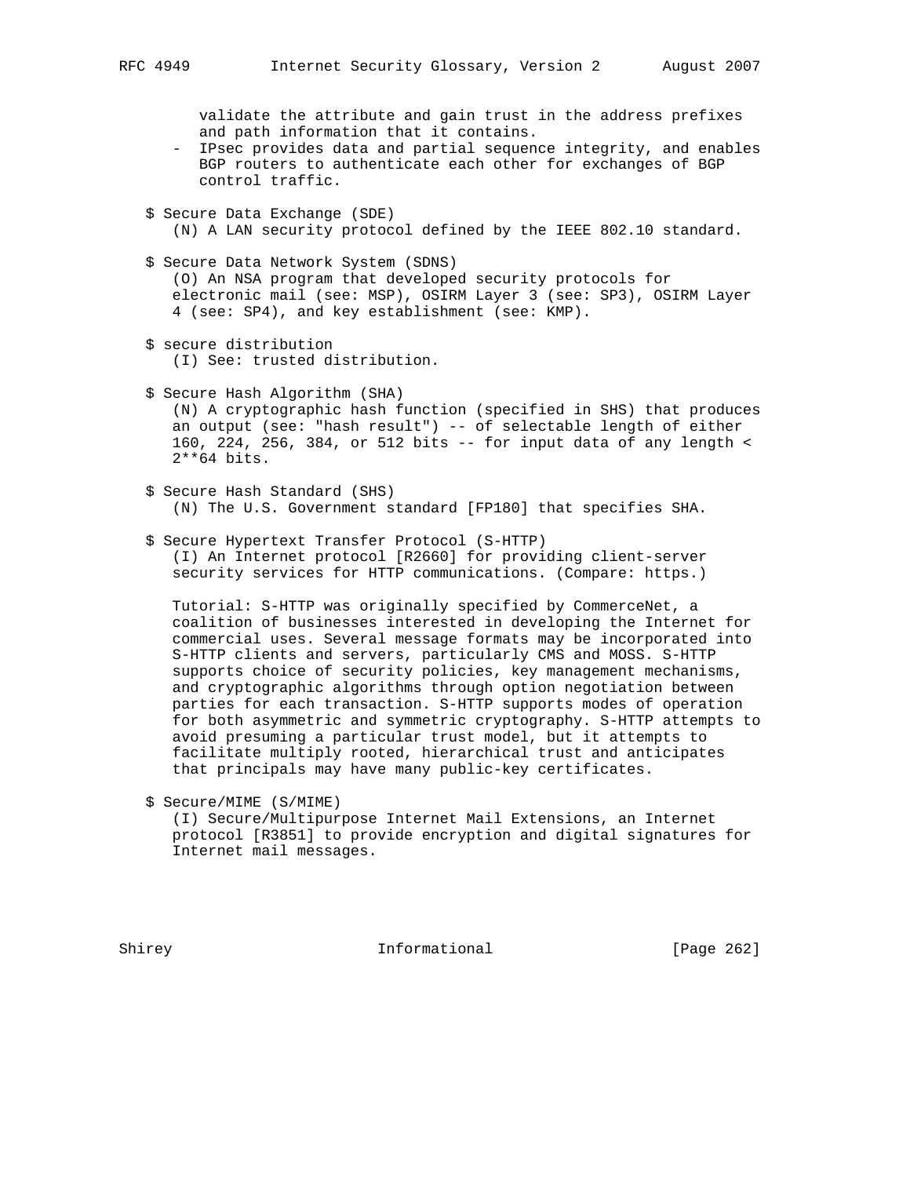validate the attribute and gain trust in the address prefixes and path information that it contains.

- IPsec provides data and partial sequence integrity, and enables BGP routers to authenticate each other for exchanges of BGP control traffic.

$ Secure Data Exchange (SDE)
(N) A LAN security protocol defined by the IEEE 802.10 standard.

$ Secure Data Network System (SDNS)
(O) An NSA program that developed security protocols for electronic mail (see: MSP), OSIRM Layer 3 (see: SP3), OSIRM Layer 4 (see: SP4), and key establishment (see: KMP).

$ secure distribution
(I) See: trusted distribution.

$ Secure Hash Algorithm (SHA)
(N) A cryptographic hash function (specified in SHS) that produces an output (see: "hash result") -- of selectable length of either 160, 224, 256, 384, or 512 bits -- for input data of any length < 2**64 bits.

$ Secure Hash Standard (SHS)
(N) The U.S. Government standard [FP180] that specifies SHA.

$ Secure Hypertext Transfer Protocol (S-HTTP)
(I) An Internet protocol [R2660] for providing client-server security services for HTTP communications. (Compare: https.)

Tutorial: S-HTTP was originally specified by CommerceNet, a coalition of businesses interested in developing the Internet for commercial uses. Several message formats may be incorporated into S-HTTP clients and servers, particularly CMS and MOSS. S-HTTP supports choice of security policies, key management mechanisms, and cryptographic algorithms through option negotiation between parties for each transaction. S-HTTP supports modes of operation for both asymmetric and symmetric cryptography. S-HTTP attempts to avoid presuming a particular trust model, but it attempts to facilitate multiply rooted, hierarchical trust and anticipates that principals may have many public-key certificates.

$ Secure/MIME (S/MIME)
(I) Secure/Multipurpose Internet Mail Extensions, an Internet protocol [R3851] to provide encryption and digital signatures for Internet mail messages.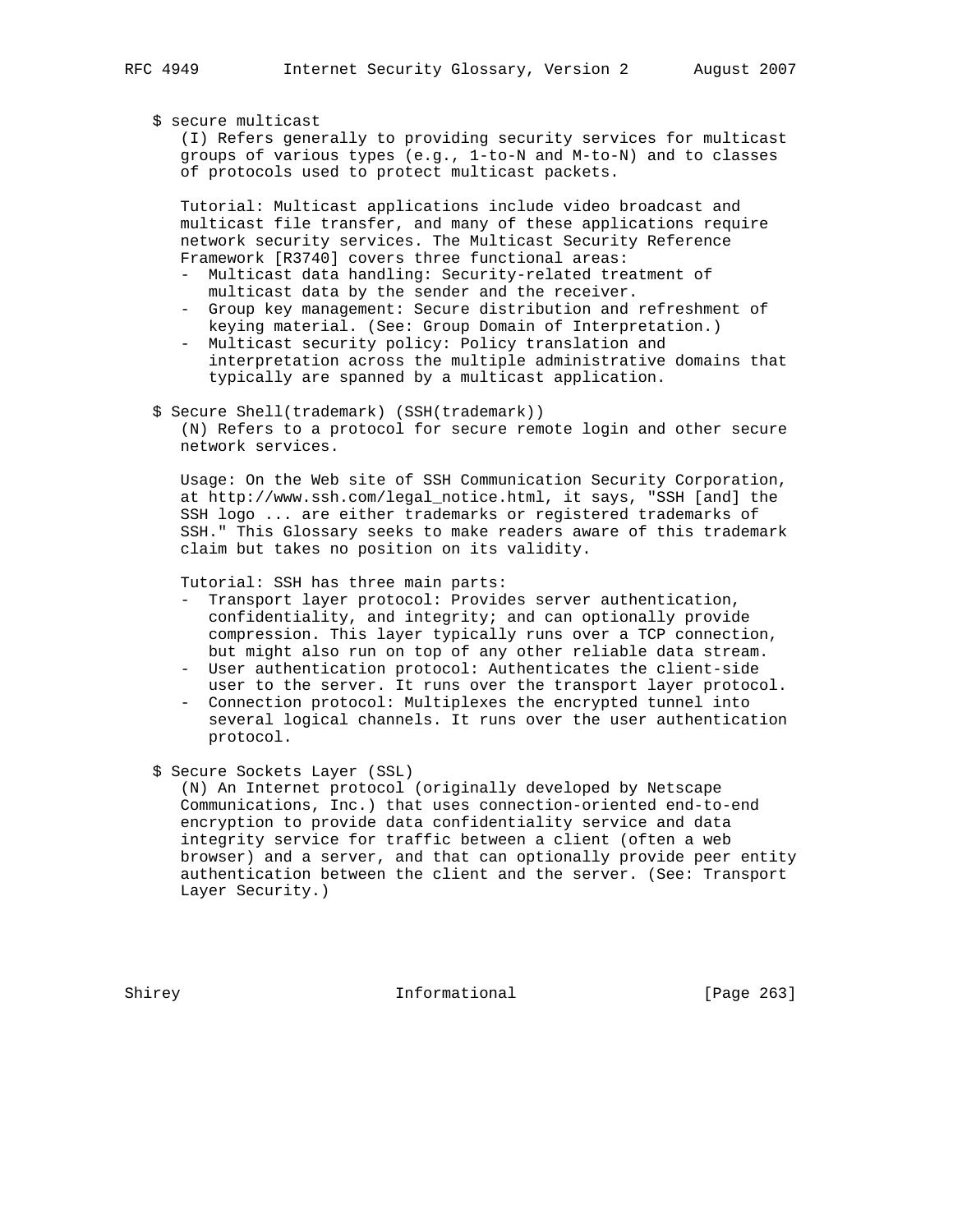$ secure multicast

(I) Refers generally to providing security services for multicast groups of various types (e.g., 1-to-N and M-to-N) and to classes of protocols used to protect multicast packets.

Tutorial: Multicast applications include video broadcast and multicast file transfer, and many of these applications require network security services. The Multicast Security Reference Framework [R3740] covers three functional areas:

- Multicast data handling: Security-related treatment of multicast data by the sender and the receiver.
- Group key management: Secure distribution and refreshment of keying material. (See: Group Domain of Interpretation.)
- Multicast security policy: Policy translation and interpretation across the multiple administrative domains that typically are spanned by a multicast application.

$ Secure Shell(trademark) (SSH(trademark))

(N) Refers to a protocol for secure remote login and other secure network services.

Usage: On the Web site of SSH Communication Security Corporation, at http://www.ssh.com/legal_notice.html, it says, "SSH [and] the SSH logo ... are either trademarks or registered trademarks of SSH." This Glossary seeks to make readers aware of this trademark claim but takes no position on its validity.

Tutorial: SSH has three main parts:

- Transport layer protocol: Provides server authentication, confidentiality, and integrity; and can optionally provide compression. This layer typically runs over a TCP connection, but might also run on top of any other reliable data stream.
- User authentication protocol: Authenticates the client-side user to the server. It runs over the transport layer protocol.
- Connection protocol: Multiplexes the encrypted tunnel into several logical channels. It runs over the user authentication protocol.

$ Secure Sockets Layer (SSL)

(N) An Internet protocol (originally developed by Netscape Communications, Inc.) that uses connection-oriented end-to-end encryption to provide data confidentiality service and data integrity service for traffic between a client (often a web browser) and a server, and that can optionally provide peer entity authentication between the client and the server. (See: Transport Layer Security.)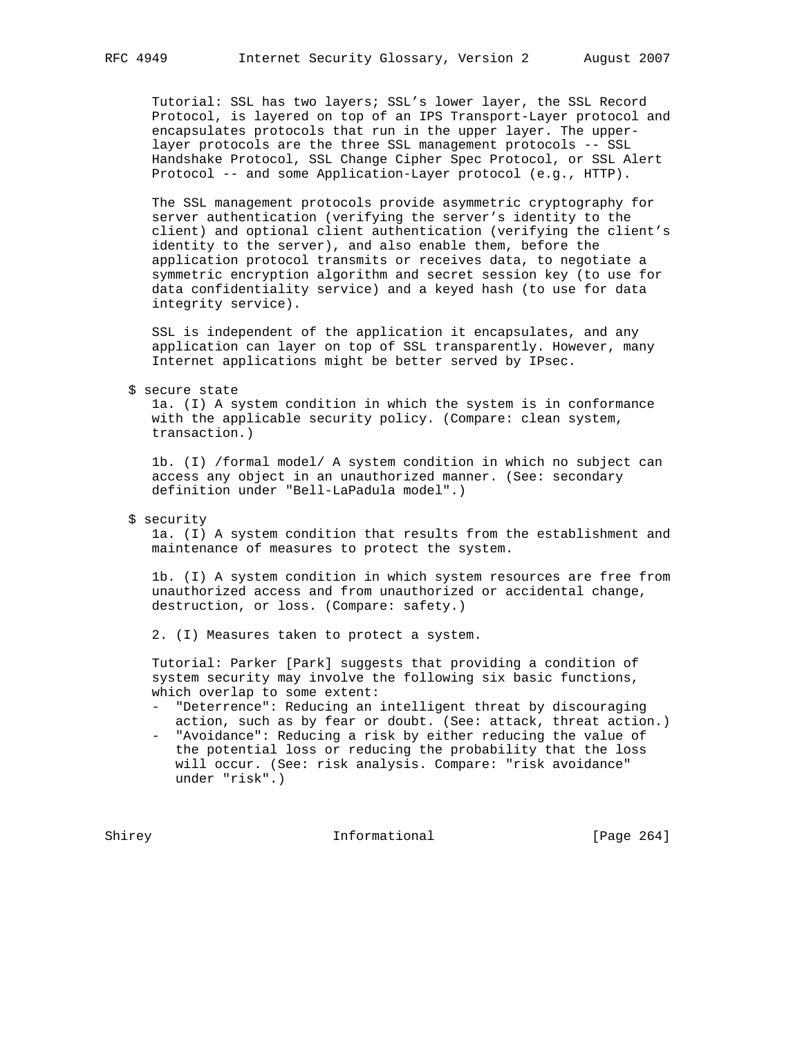Tutorial: SSL has two layers; SSL's lower layer, the SSL Record Protocol, is layered on top of an IPS Transport-Layer protocol and encapsulates protocols that run in the upper layer. The upper-layer protocols are the three SSL management protocols -- SSL Handshake Protocol, SSL Change Cipher Spec Protocol, or SSL Alert Protocol -- and some Application-Layer protocol (e.g., HTTP).

The SSL management protocols provide asymmetric cryptography for server authentication (verifying the server's identity to the client) and optional client authentication (verifying the client's identity to the server), and also enable them, before the application protocol transmits or receives data, to negotiate a symmetric encryption algorithm and secret session key (to use for data confidentiality service) and a keyed hash (to use for data integrity service).

SSL is independent of the application it encapsulates, and any application can layer on top of SSL transparently. However, many Internet applications might be better served by IPsec.

$ secure state

1a. (I) A system condition in which the system is in conformance with the applicable security policy. (Compare: clean system, transaction.)

1b. (I) /formal model/ A system condition in which no subject can access any object in an unauthorized manner. (See: secondary definition under "Bell-LaPadula model".)

$ security

1a. (I) A system condition that results from the establishment and maintenance of measures to protect the system.

1b. (I) A system condition in which system resources are free from unauthorized access and from unauthorized or accidental change, destruction, or loss. (Compare: safety.)

2. (I) Measures taken to protect a system.

Tutorial: Parker [Park] suggests that providing a condition of system security may involve the following six basic functions, which overlap to some extent:

- "Deterrence": Reducing an intelligent threat by discouraging action, such as by fear or doubt. (See: attack, threat action.)
- "Avoidance": Reducing a risk by either reducing the value of the potential loss or reducing the probability that the loss will occur. (See: risk analysis. Compare: "risk avoidance" under "risk".)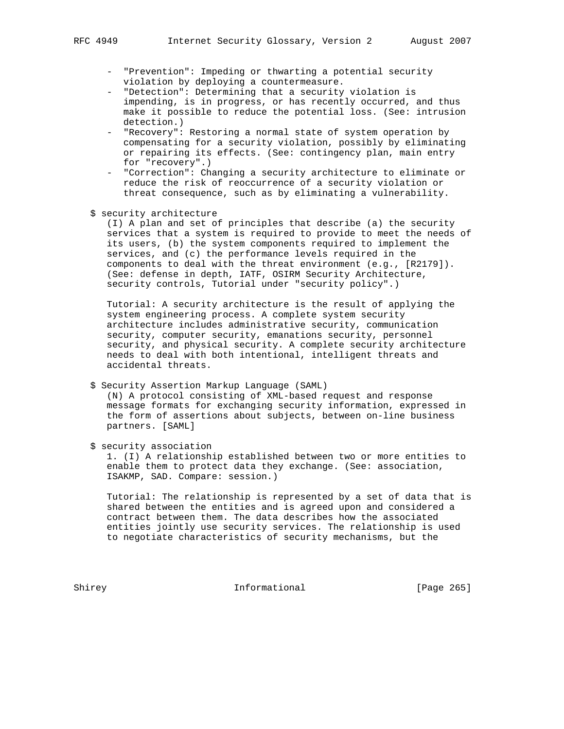- "Prevention": Impeding or thwarting a potential security violation by deploying a countermeasure.
- "Detection": Determining that a security violation is impending, is in progress, or has recently occurred, and thus make it possible to reduce the potential loss. (See: intrusion detection.)
- "Recovery": Restoring a normal state of system operation by compensating for a security violation, possibly by eliminating or repairing its effects. (See: contingency plan, main entry for "recovery".)
- "Correction": Changing a security architecture to eliminate or reduce the risk of reoccurrence of a security violation or threat consequence, such as by eliminating a vulnerability.

$ security architecture

(I) A plan and set of principles that describe (a) the security services that a system is required to provide to meet the needs of its users, (b) the system components required to implement the services, and (c) the performance levels required in the components to deal with the threat environment (e.g., [R2179]). (See: defense in depth, IATF, OSIRM Security Architecture, security controls, Tutorial under "security policy".)

Tutorial: A security architecture is the result of applying the system engineering process. A complete system security architecture includes administrative security, communication security, computer security, emanations security, personnel security, and physical security. A complete security architecture needs to deal with both intentional, intelligent threats and accidental threats.

$ Security Assertion Markup Language (SAML)

(N) A protocol consisting of XML-based request and response message formats for exchanging security information, expressed in the form of assertions about subjects, between on-line business partners. [SAML]

$ security association

1. (I) A relationship established between two or more entities to enable them to protect data they exchange. (See: association, ISAKMP, SAD. Compare: session.)

Tutorial: The relationship is represented by a set of data that is shared between the entities and is agreed upon and considered a contract between them. The data describes how the associated entities jointly use security services. The relationship is used to negotiate characteristics of security mechanisms, but the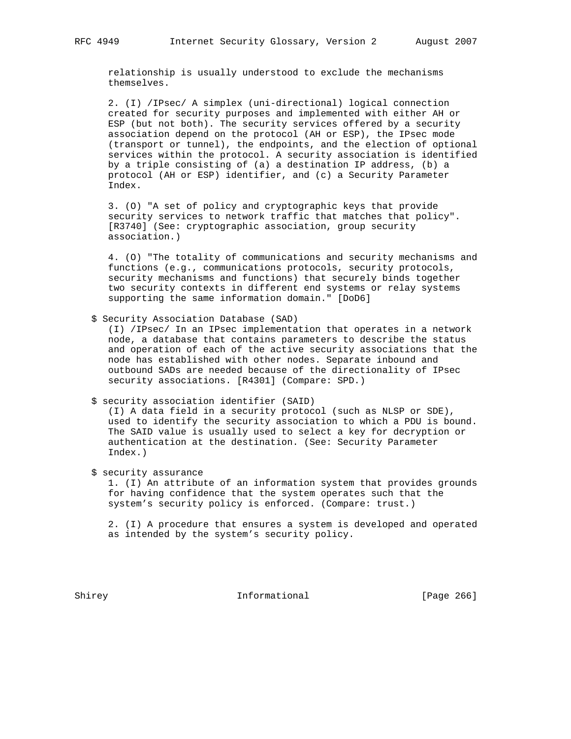relationship is usually understood to exclude the mechanisms themselves.

2. (I) /IPsec/ A simplex (uni-directional) logical connection created for security purposes and implemented with either AH or ESP (but not both). The security services offered by a security association depend on the protocol (AH or ESP), the IPsec mode (transport or tunnel), the endpoints, and the election of optional services within the protocol. A security association is identified by a triple consisting of (a) a destination IP address, (b) a protocol (AH or ESP) identifier, and (c) a Security Parameter Index.

3. (O) "A set of policy and cryptographic keys that provide security services to network traffic that matches that policy". [R3740] (See: cryptographic association, group security association.)

4. (O) "The totality of communications and security mechanisms and functions (e.g., communications protocols, security protocols, security mechanisms and functions) that securely binds together two security contexts in different end systems or relay systems supporting the same information domain." [DoD6]

$ Security Association Database (SAD)
(I) /IPsec/ In an IPsec implementation that operates in a network node, a database that contains parameters to describe the status and operation of each of the active security associations that the node has established with other nodes. Separate inbound and outbound SADs are needed because of the directionality of IPsec security associations. [R4301] (Compare: SPD.)

$ security association identifier (SAID)
(I) A data field in a security protocol (such as NLSP or SDE), used to identify the security association to which a PDU is bound. The SAID value is usually used to select a key for decryption or authentication at the destination. (See: Security Parameter Index.)

$ security assurance
1. (I) An attribute of an information system that provides grounds for having confidence that the system operates such that the system's security policy is enforced. (Compare: trust.)

2. (I) A procedure that ensures a system is developed and operated as intended by the system's security policy.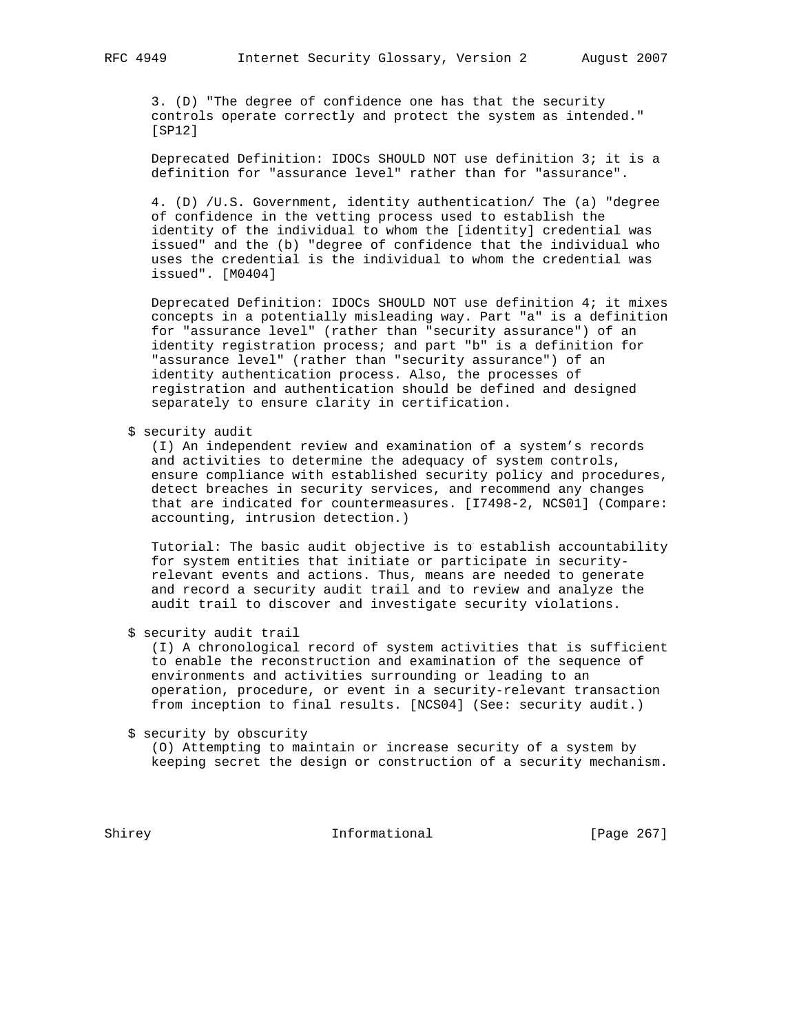3. (D) "The degree of confidence one has that the security controls operate correctly and protect the system as intended." [SP12]

Deprecated Definition: IDOCs SHOULD NOT use definition 3; it is a definition for "assurance level" rather than for "assurance".

4. (D) /U.S. Government, identity authentication/ The (a) "degree of confidence in the vetting process used to establish the identity of the individual to whom the [identity] credential was issued" and the (b) "degree of confidence that the individual who uses the credential is the individual to whom the credential was issued". [M0404]

Deprecated Definition: IDOCs SHOULD NOT use definition 4; it mixes concepts in a potentially misleading way. Part "a" is a definition for "assurance level" (rather than "security assurance") of an identity registration process; and part "b" is a definition for "assurance level" (rather than "security assurance") of an identity authentication process. Also, the processes of registration and authentication should be defined and designed separately to ensure clarity in certification.

$ security audit

(I) An independent review and examination of a system's records and activities to determine the adequacy of system controls, ensure compliance with established security policy and procedures, detect breaches in security services, and recommend any changes that are indicated for countermeasures. [I7498-2, NCS01] (Compare: accounting, intrusion detection.)

Tutorial: The basic audit objective is to establish accountability for system entities that initiate or participate in security-relevant events and actions. Thus, means are needed to generate and record a security audit trail and to review and analyze the audit trail to discover and investigate security violations.

$ security audit trail

(I) A chronological record of system activities that is sufficient to enable the reconstruction and examination of the sequence of environments and activities surrounding or leading to an operation, procedure, or event in a security-relevant transaction from inception to final results. [NCS04] (See: security audit.)

$ security by obscurity

(O) Attempting to maintain or increase security of a system by keeping secret the design or construction of a security mechanism.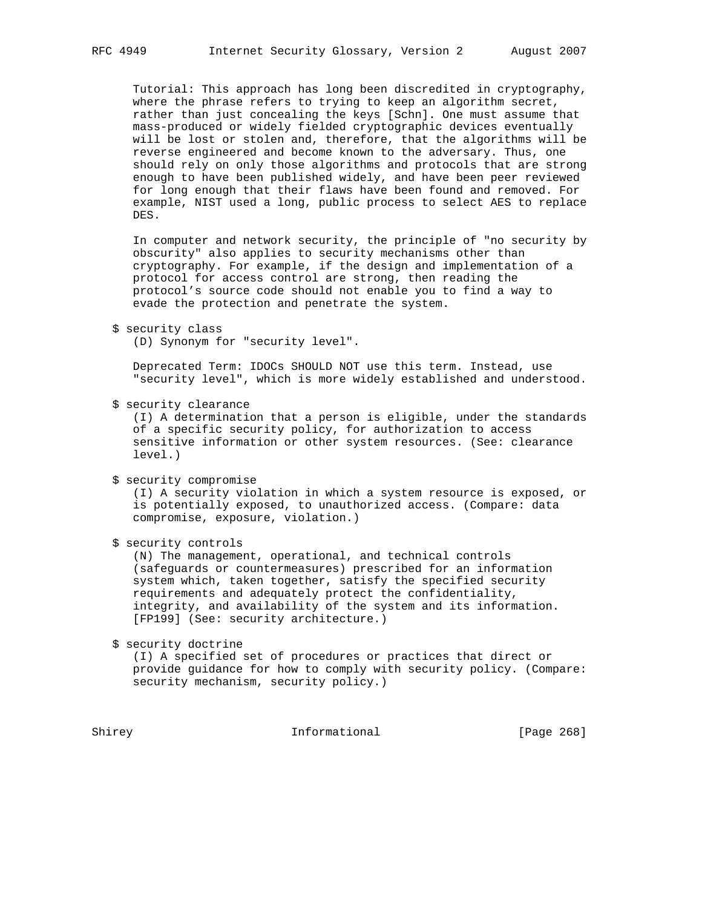Tutorial: This approach has long been discredited in cryptography, where the phrase refers to trying to keep an algorithm secret, rather than just concealing the keys [Schn]. One must assume that mass-produced or widely fielded cryptographic devices eventually will be lost or stolen and, therefore, that the algorithms will be reverse engineered and become known to the adversary. Thus, one should rely on only those algorithms and protocols that are strong enough to have been published widely, and have been peer reviewed for long enough that their flaws have been found and removed. For example, NIST used a long, public process to select AES to replace DES.

In computer and network security, the principle of "no security by obscurity" also applies to security mechanisms other than cryptography. For example, if the design and implementation of a protocol for access control are strong, then reading the protocol's source code should not enable you to find a way to evade the protection and penetrate the system.

$ security class
(D) Synonym for "security level".

Deprecated Term: IDOCs SHOULD NOT use this term. Instead, use "security level", which is more widely established and understood.

$ security clearance
(I) A determination that a person is eligible, under the standards of a specific security policy, for authorization to access sensitive information or other system resources. (See: clearance level.)

$ security compromise
(I) A security violation in which a system resource is exposed, or is potentially exposed, to unauthorized access. (Compare: data compromise, exposure, violation.)

$ security controls
(N) The management, operational, and technical controls (safeguards or countermeasures) prescribed for an information system which, taken together, satisfy the specified security requirements and adequately protect the confidentiality, integrity, and availability of the system and its information. [FP199] (See: security architecture.)

$ security doctrine
(I) A specified set of procedures or practices that direct or provide guidance for how to comply with security policy. (Compare: security mechanism, security policy.)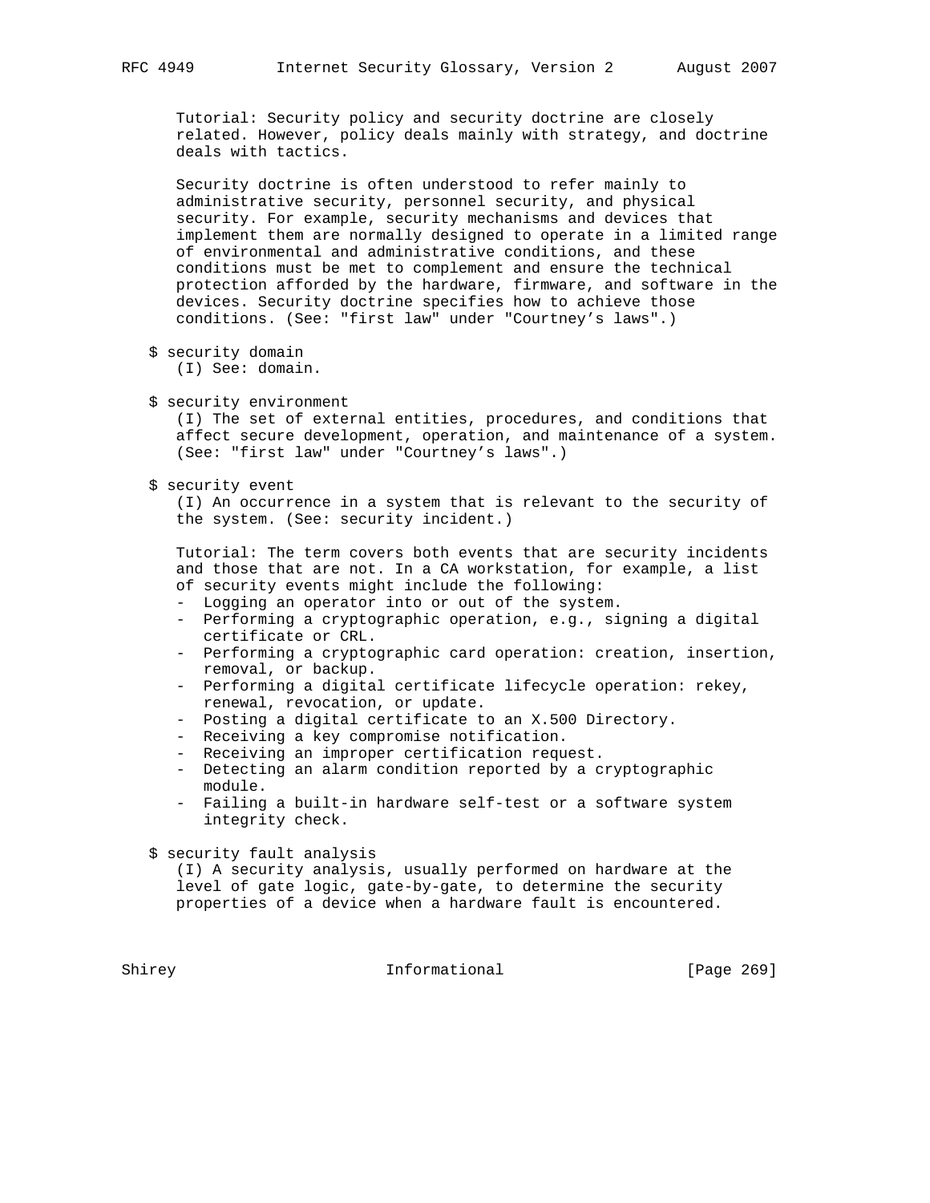Tutorial: Security policy and security doctrine are closely related. However, policy deals mainly with strategy, and doctrine deals with tactics.

Security doctrine is often understood to refer mainly to administrative security, personnel security, and physical security. For example, security mechanisms and devices that implement them are normally designed to operate in a limited range of environmental and administrative conditions, and these conditions must be met to complement and ensure the technical protection afforded by the hardware, firmware, and software in the devices. Security doctrine specifies how to achieve those conditions. (See: "first law" under "Courtney's laws".)

$ security domain
(I) See: domain.

$ security environment
(I) The set of external entities, procedures, and conditions that affect secure development, operation, and maintenance of a system. (See: "first law" under "Courtney's laws".)

$ security event
(I) An occurrence in a system that is relevant to the security of the system. (See: security incident.)

Tutorial: The term covers both events that are security incidents and those that are not. In a CA workstation, for example, a list of security events might include the following:

- Logging an operator into or out of the system.
- Performing a cryptographic operation, e.g., signing a digital certificate or CRL.
- Performing a cryptographic card operation: creation, insertion, removal, or backup.
- Performing a digital certificate lifecycle operation: rekey, renewal, revocation, or update.
- Posting a digital certificate to an X.500 Directory.
- Receiving a key compromise notification.
- Receiving an improper certification request.
- Detecting an alarm condition reported by a cryptographic module.
- Failing a built-in hardware self-test or a software system integrity check.

$ security fault analysis
(I) A security analysis, usually performed on hardware at the level of gate logic, gate-by-gate, to determine the security properties of a device when a hardware fault is encountered.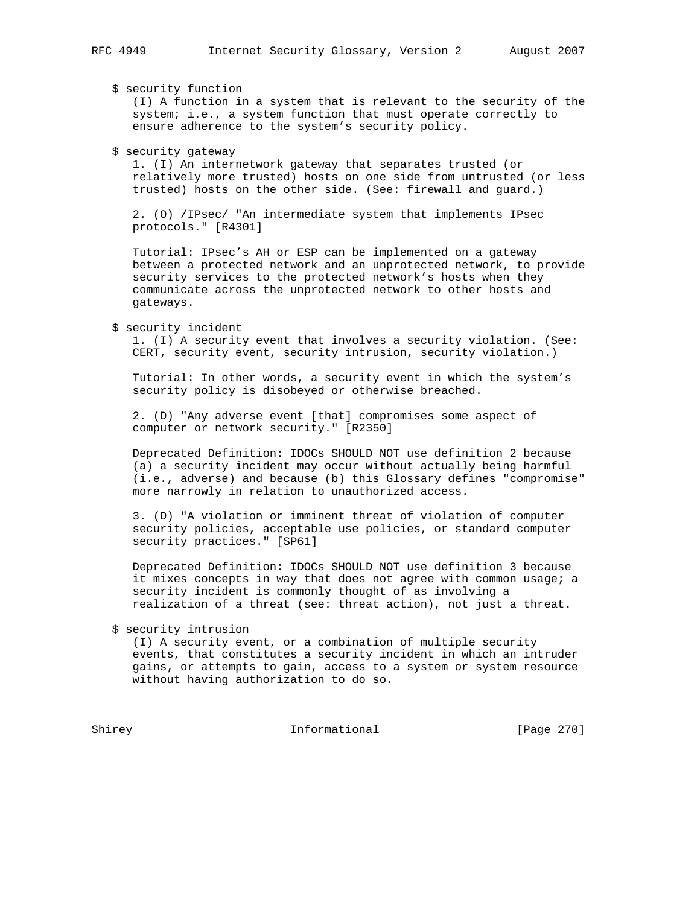$ security function
(I) A function in a system that is relevant to the security of the system; i.e., a system function that must operate correctly to ensure adherence to the system's security policy.

$ security gateway
1. (I) An internetwork gateway that separates trusted (or relatively more trusted) hosts on one side from untrusted (or less trusted) hosts on the other side. (See: firewall and guard.)

2. (O) /IPsec/ "An intermediate system that implements IPsec protocols." [R4301]

Tutorial: IPsec's AH or ESP can be implemented on a gateway between a protected network and an unprotected network, to provide security services to the protected network's hosts when they communicate across the unprotected network to other hosts and gateways.

$ security incident
1. (I) A security event that involves a security violation. (See: CERT, security event, security intrusion, security violation.)

Tutorial: In other words, a security event in which the system's security policy is disobeyed or otherwise breached.

2. (D) "Any adverse event [that] compromises some aspect of computer or network security." [R2350]

Deprecated Definition: IDOCs SHOULD NOT use definition 2 because (a) a security incident may occur without actually being harmful (i.e., adverse) and because (b) this Glossary defines "compromise" more narrowly in relation to unauthorized access.

3. (D) "A violation or imminent threat of violation of computer security policies, acceptable use policies, or standard computer security practices." [SP61]

Deprecated Definition: IDOCs SHOULD NOT use definition 3 because it mixes concepts in way that does not agree with common usage; a security incident is commonly thought of as involving a realization of a threat (see: threat action), not just a threat.

$ security intrusion
(I) A security event, or a combination of multiple security events, that constitutes a security incident in which an intruder gains, or attempts to gain, access to a system or system resource without having authorization to do so.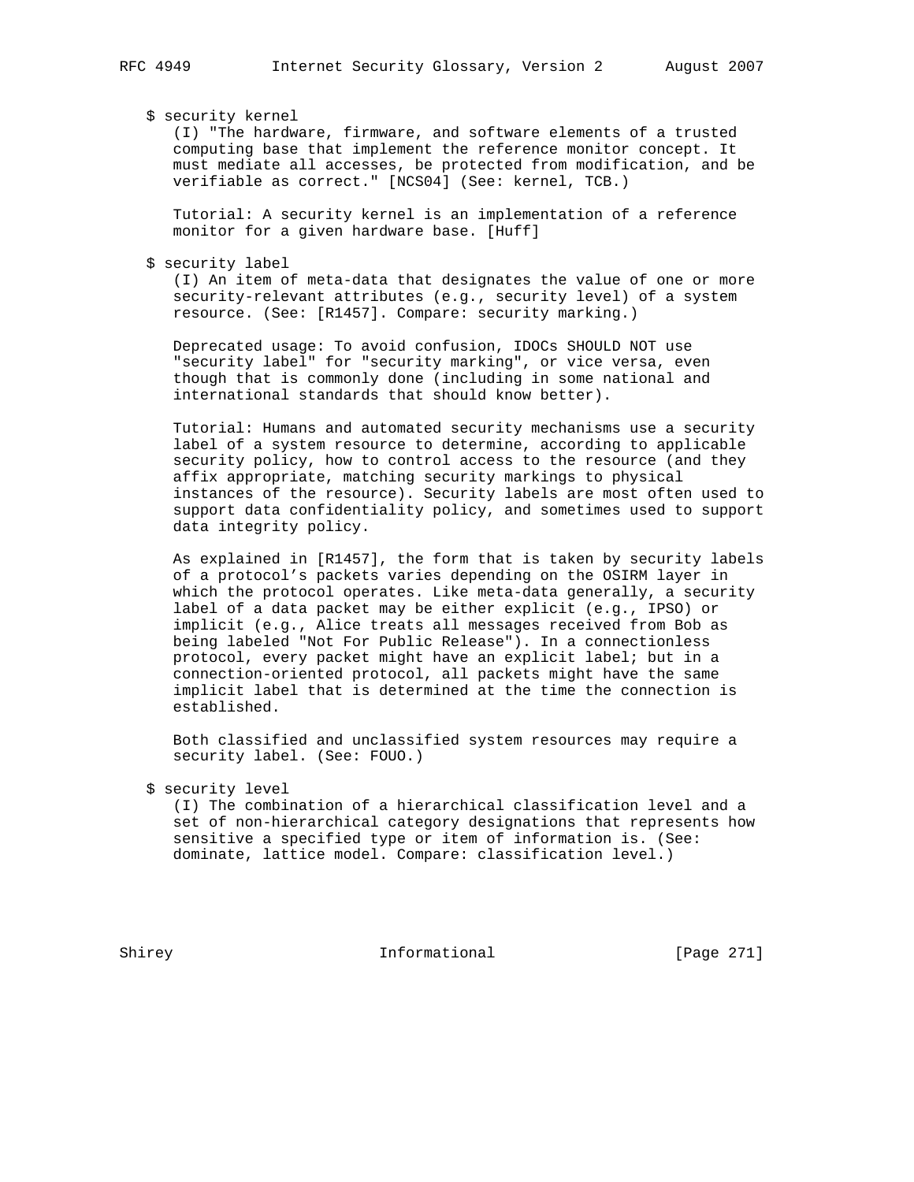$ security kernel

(I) "The hardware, firmware, and software elements of a trusted computing base that implement the reference monitor concept. It must mediate all accesses, be protected from modification, and be verifiable as correct." [NCS04] (See: kernel, TCB.)

Tutorial: A security kernel is an implementation of a reference monitor for a given hardware base. [Huff]

$ security label

(I) An item of meta-data that designates the value of one or more security-relevant attributes (e.g., security level) of a system resource. (See: [R1457]. Compare: security marking.)

Deprecated usage: To avoid confusion, IDOCs SHOULD NOT use "security label" for "security marking", or vice versa, even though that is commonly done (including in some national and international standards that should know better).

Tutorial: Humans and automated security mechanisms use a security label of a system resource to determine, according to applicable security policy, how to control access to the resource (and they affix appropriate, matching security markings to physical instances of the resource). Security labels are most often used to support data confidentiality policy, and sometimes used to support data integrity policy.

As explained in [R1457], the form that is taken by security labels of a protocol's packets varies depending on the OSIRM layer in which the protocol operates. Like meta-data generally, a security label of a data packet may be either explicit (e.g., IPSO) or implicit (e.g., Alice treats all messages received from Bob as being labeled "Not For Public Release"). In a connectionless protocol, every packet might have an explicit label; but in a connection-oriented protocol, all packets might have the same implicit label that is determined at the time the connection is established.

Both classified and unclassified system resources may require a security label. (See: FOUO.)

$ security level

(I) The combination of a hierarchical classification level and a set of non-hierarchical category designations that represents how sensitive a specified type or item of information is. (See: dominate, lattice model. Compare: classification level.)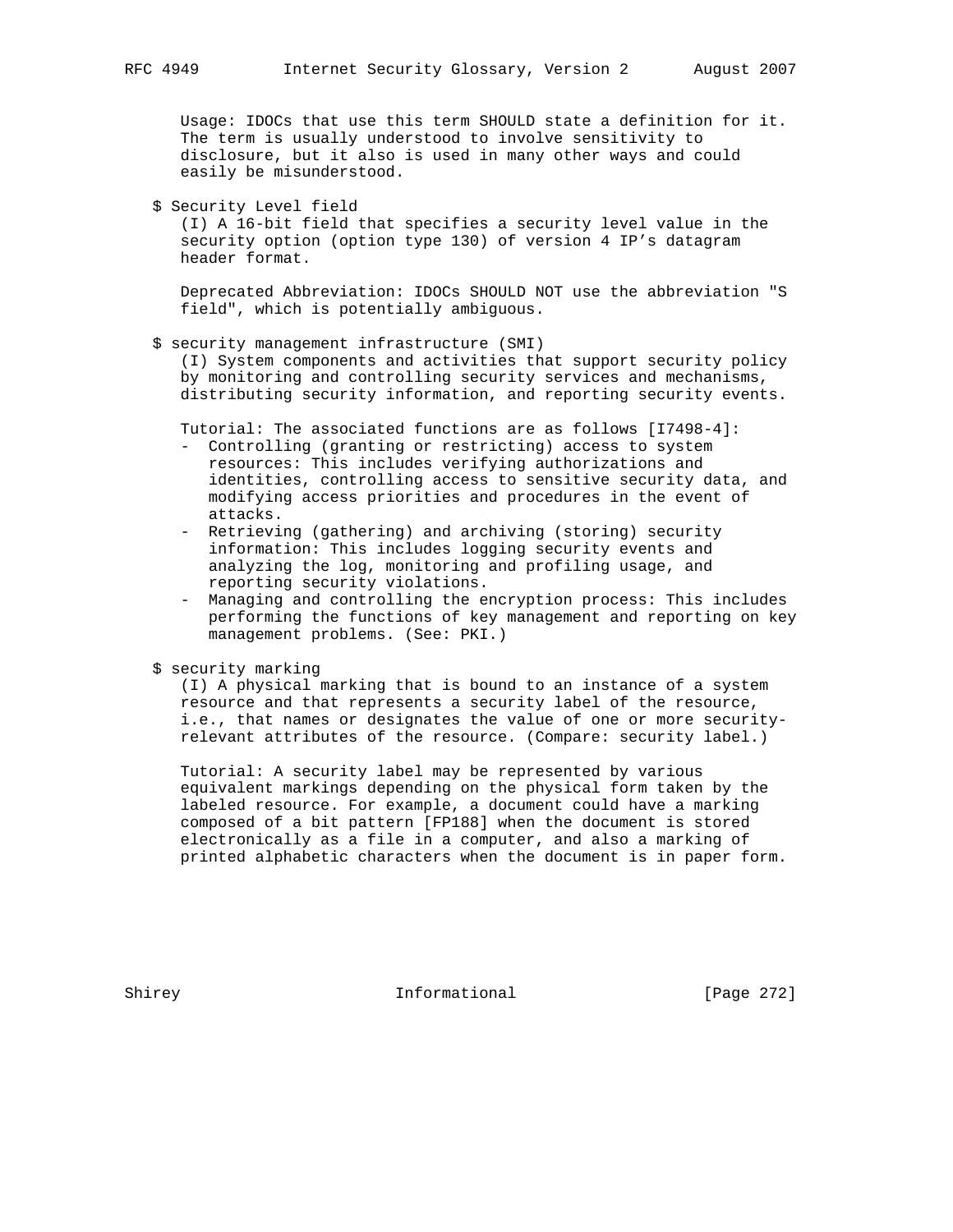Usage: IDOCs that use this term SHOULD state a definition for it. The term is usually understood to involve sensitivity to disclosure, but it also is used in many other ways and could easily be misunderstood.

$ Security Level field

(I) A 16-bit field that specifies a security level value in the security option (option type 130) of version 4 IP's datagram header format.

Deprecated Abbreviation: IDOCs SHOULD NOT use the abbreviation "S field", which is potentially ambiguous.

$ security management infrastructure (SMI)

(I) System components and activities that support security policy by monitoring and controlling security services and mechanisms, distributing security information, and reporting security events.

Tutorial: The associated functions are as follows [I7498-4]:

- Controlling (granting or restricting) access to system resources: This includes verifying authorizations and identities, controlling access to sensitive security data, and modifying access priorities and procedures in the event of attacks.
- Retrieving (gathering) and archiving (storing) security information: This includes logging security events and analyzing the log, monitoring and profiling usage, and reporting security violations.
- Managing and controlling the encryption process: This includes performing the functions of key management and reporting on key management problems. (See: PKI.)

$ security marking

(I) A physical marking that is bound to an instance of a system resource and that represents a security label of the resource, i.e., that names or designates the value of one or more security-relevant attributes of the resource. (Compare: security label.)

Tutorial: A security label may be represented by various equivalent markings depending on the physical form taken by the labeled resource. For example, a document could have a marking composed of a bit pattern [FP188] when the document is stored electronically as a file in a computer, and also a marking of printed alphabetic characters when the document is in paper form.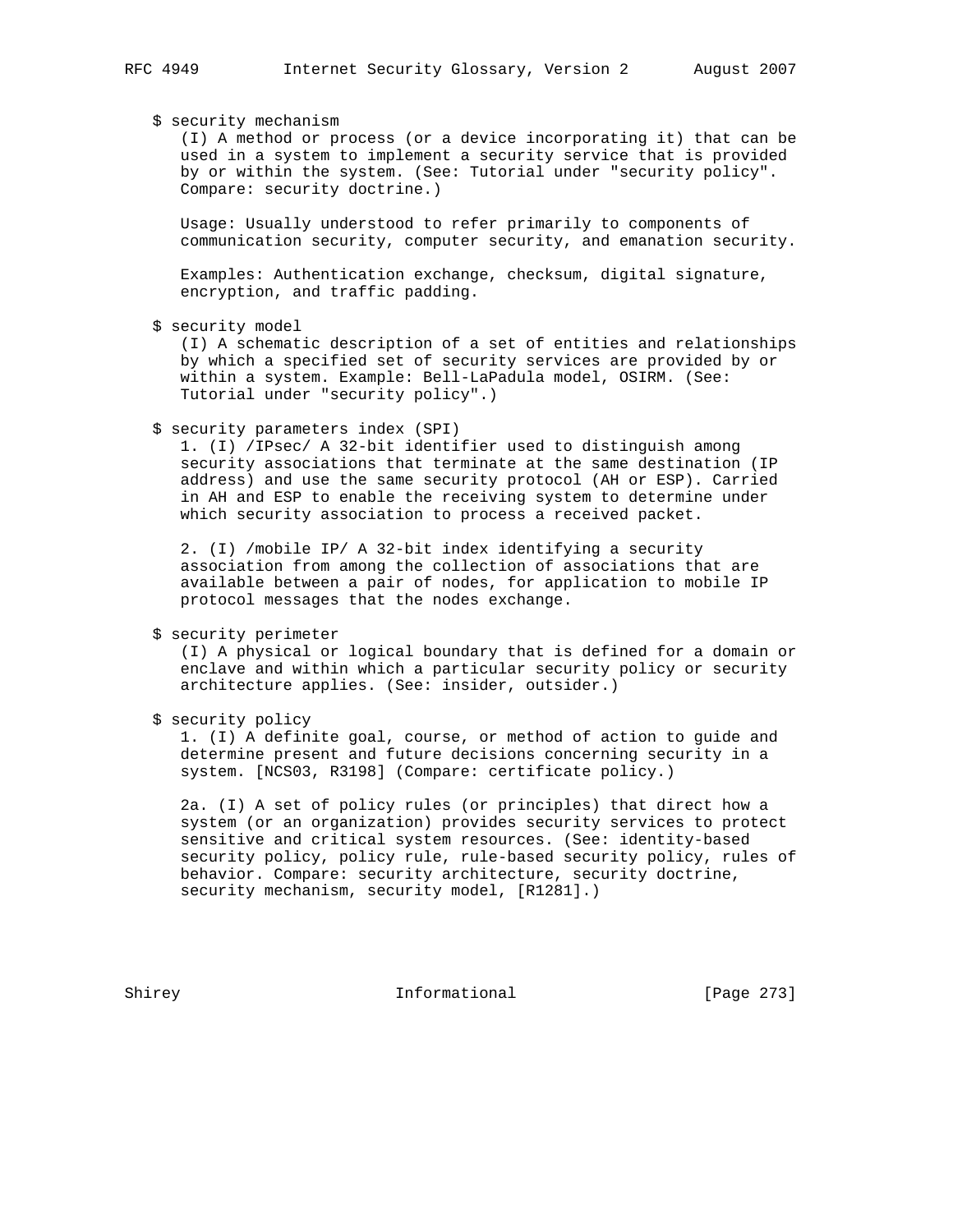$ security mechanism

(I) A method or process (or a device incorporating it) that can be used in a system to implement a security service that is provided by or within the system. (See: Tutorial under "security policy". Compare: security doctrine.)

Usage: Usually understood to refer primarily to components of communication security, computer security, and emanation security.

Examples: Authentication exchange, checksum, digital signature, encryption, and traffic padding.

$ security model

(I) A schematic description of a set of entities and relationships by which a specified set of security services are provided by or within a system. Example: Bell-LaPadula model, OSIRM. (See: Tutorial under "security policy".)

$ security parameters index (SPI)

1. (I) /IPsec/ A 32-bit identifier used to distinguish among security associations that terminate at the same destination (IP address) and use the same security protocol (AH or ESP). Carried in AH and ESP to enable the receiving system to determine under which security association to process a received packet.

2. (I) /mobile IP/ A 32-bit index identifying a security association from among the collection of associations that are available between a pair of nodes, for application to mobile IP protocol messages that the nodes exchange.

$ security perimeter

(I) A physical or logical boundary that is defined for a domain or enclave and within which a particular security policy or security architecture applies. (See: insider, outsider.)

$ security policy

1. (I) A definite goal, course, or method of action to guide and determine present and future decisions concerning security in a system. [NCS03, R3198] (Compare: certificate policy.)

2a. (I) A set of policy rules (or principles) that direct how a system (or an organization) provides security services to protect sensitive and critical system resources. (See: identity-based security policy, policy rule, rule-based security policy, rules of behavior. Compare: security architecture, security doctrine, security mechanism, security model, [R1281].)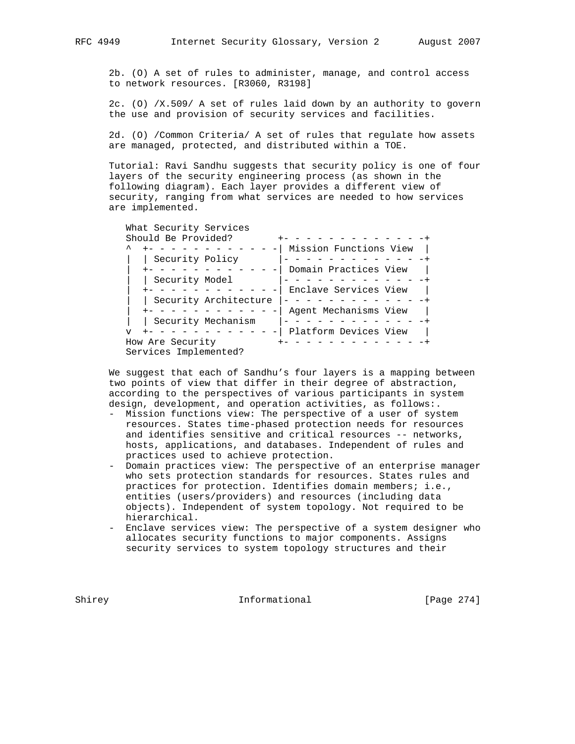2b. (O) A set of rules to administer, manage, and control access to network resources. [R3060, R3198]

2c. (O) /X.509/ A set of rules laid down by an authority to govern the use and provision of security services and facilities.

2d. (O) /Common Criteria/ A set of rules that regulate how assets are managed, protected, and distributed within a TOE.

Tutorial: Ravi Sandhu suggests that security policy is one of four layers of the security engineering process (as shown in the following diagram). Each layer provides a different view of security, ranging from what services are needed to how services are implemented.

```
What Security Services
Should Be Provided?        +- - - - - - - - - - - - - -+
^  +- - - - - - - - - - - - -| Mission Functions View  |
|  | Security Policy       |- - - - - - - - - - - - - -+
|  +- - - - - - - - - - - - -| Domain Practices View   |
|  | Security Model        |- - - - - - - - - - - - - -+
|  +- - - - - - - - - - - - -| Enclave Services View   |
|  | Security Architecture |- - - - - - - - - - - - - -+
|  +- - - - - - - - - - - - -| Agent Mechanisms View   |
|  | Security Mechanism    |- - - - - - - - - - - - - -+
v  +- - - - - - - - - - - - -| Platform Devices View   |
How Are Security           +- - - - - - - - - - - - - -+
Services Implemented?
```

We suggest that each of Sandhu's four layers is a mapping between two points of view that differ in their degree of abstraction, according to the perspectives of various participants in system design, development, and operation activities, as follows:.

- Mission functions view: The perspective of a user of system resources. States time-phased protection needs for resources and identifies sensitive and critical resources -- networks, hosts, applications, and databases. Independent of rules and practices used to achieve protection.
- Domain practices view: The perspective of an enterprise manager who sets protection standards for resources. States rules and practices for protection. Identifies domain members; i.e., entities (users/providers) and resources (including data objects). Independent of system topology. Not required to be hierarchical.
- Enclave services view: The perspective of a system designer who allocates security functions to major components. Assigns security services to system topology structures and their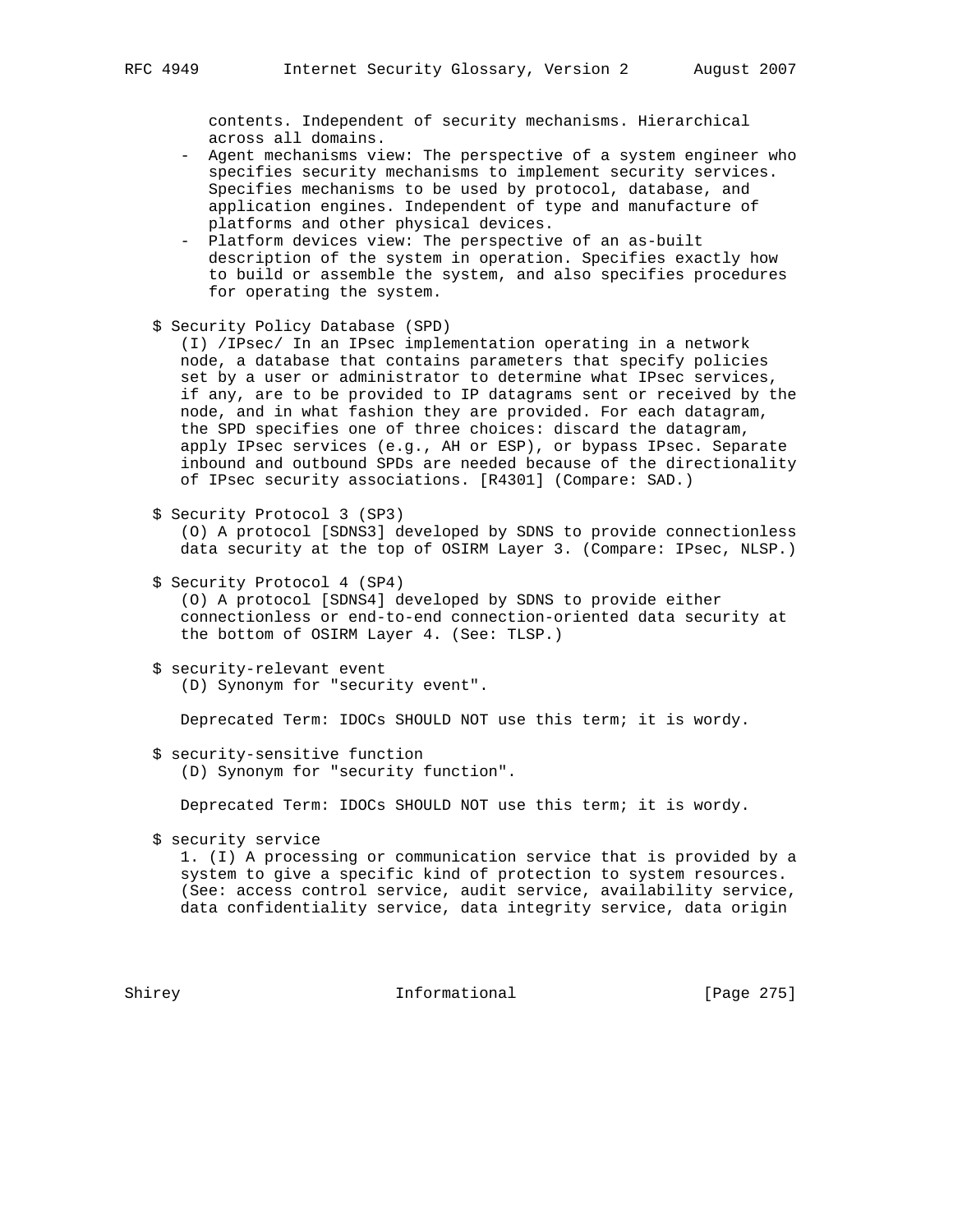contents. Independent of security mechanisms. Hierarchical across all domains.

- Agent mechanisms view: The perspective of a system engineer who specifies security mechanisms to implement security services. Specifies mechanisms to be used by protocol, database, and application engines. Independent of type and manufacture of platforms and other physical devices.
- Platform devices view: The perspective of an as-built description of the system in operation. Specifies exactly how to build or assemble the system, and also specifies procedures for operating the system.

$ Security Policy Database (SPD)

(I) /IPsec/ In an IPsec implementation operating in a network node, a database that contains parameters that specify policies set by a user or administrator to determine what IPsec services, if any, are to be provided to IP datagrams sent or received by the node, and in what fashion they are provided. For each datagram, the SPD specifies one of three choices: discard the datagram, apply IPsec services (e.g., AH or ESP), or bypass IPsec. Separate inbound and outbound SPDs are needed because of the directionality of IPsec security associations. [R4301] (Compare: SAD.)

$ Security Protocol 3 (SP3)

(O) A protocol [SDNS3] developed by SDNS to provide connectionless data security at the top of OSIRM Layer 3. (Compare: IPsec, NLSP.)

$ Security Protocol 4 (SP4)

(O) A protocol [SDNS4] developed by SDNS to provide either connectionless or end-to-end connection-oriented data security at the bottom of OSIRM Layer 4. (See: TLSP.)

$ security-relevant event

(D) Synonym for "security event".

Deprecated Term: IDOCs SHOULD NOT use this term; it is wordy.

$ security-sensitive function

(D) Synonym for "security function".

Deprecated Term: IDOCs SHOULD NOT use this term; it is wordy.

$ security service

1. (I) A processing or communication service that is provided by a system to give a specific kind of protection to system resources. (See: access control service, audit service, availability service, data confidentiality service, data integrity service, data origin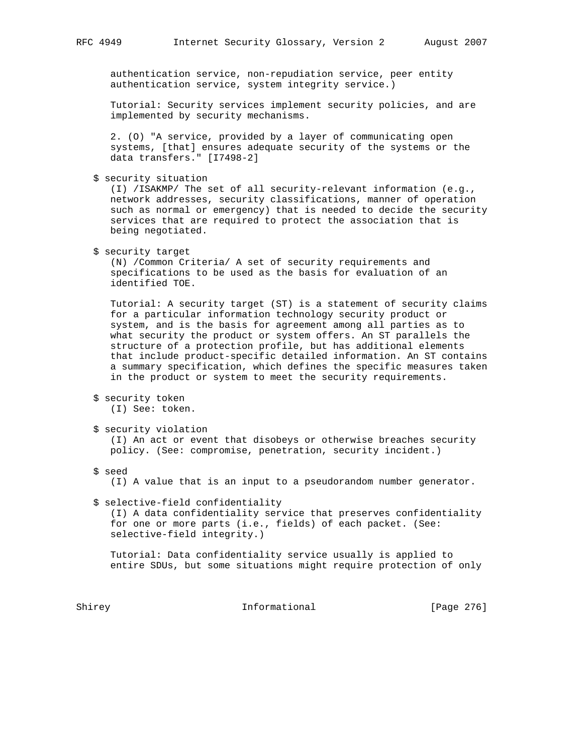authentication service, non-repudiation service, peer entity authentication service, system integrity service.)

Tutorial: Security services implement security policies, and are implemented by security mechanisms.

2. (O) "A service, provided by a layer of communicating open systems, [that] ensures adequate security of the systems or the data transfers." [I7498-2]

$ security situation
(I) /ISAKMP/ The set of all security-relevant information (e.g., network addresses, security classifications, manner of operation such as normal or emergency) that is needed to decide the security services that are required to protect the association that is being negotiated.

$ security target
(N) /Common Criteria/ A set of security requirements and specifications to be used as the basis for evaluation of an identified TOE.

Tutorial: A security target (ST) is a statement of security claims for a particular information technology security product or system, and is the basis for agreement among all parties as to what security the product or system offers. An ST parallels the structure of a protection profile, but has additional elements that include product-specific detailed information. An ST contains a summary specification, which defines the specific measures taken in the product or system to meet the security requirements.

$ security token
(I) See: token.

$ security violation
(I) An act or event that disobeys or otherwise breaches security policy. (See: compromise, penetration, security incident.)

$ seed
(I) A value that is an input to a pseudorandom number generator.

$ selective-field confidentiality
(I) A data confidentiality service that preserves confidentiality for one or more parts (i.e., fields) of each packet. (See: selective-field integrity.)

Tutorial: Data confidentiality service usually is applied to entire SDUs, but some situations might require protection of only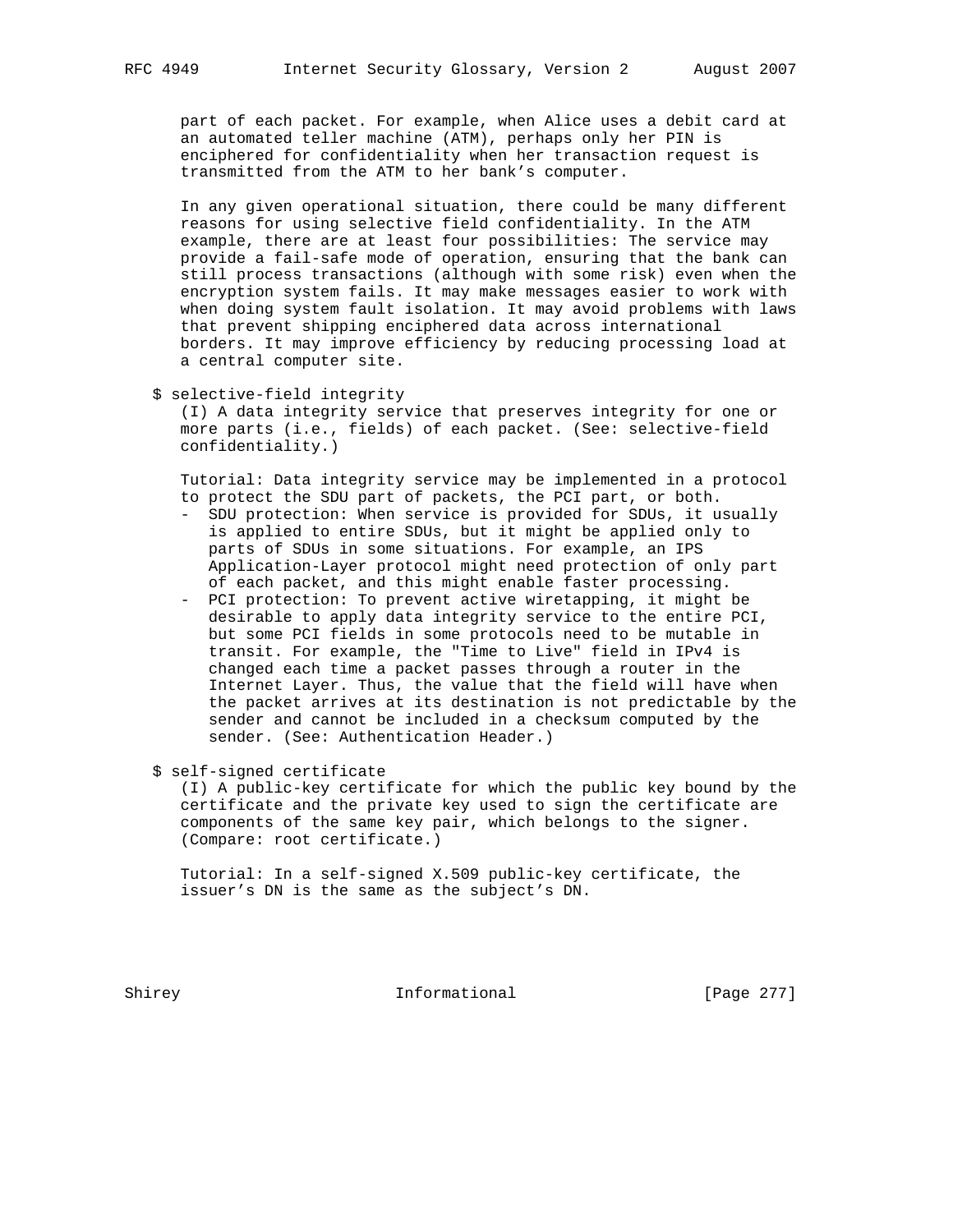part of each packet. For example, when Alice uses a debit card at an automated teller machine (ATM), perhaps only her PIN is enciphered for confidentiality when her transaction request is transmitted from the ATM to her bank's computer.

In any given operational situation, there could be many different reasons for using selective field confidentiality. In the ATM example, there are at least four possibilities: The service may provide a fail-safe mode of operation, ensuring that the bank can still process transactions (although with some risk) even when the encryption system fails. It may make messages easier to work with when doing system fault isolation. It may avoid problems with laws that prevent shipping enciphered data across international borders. It may improve efficiency by reducing processing load at a central computer site.

$ selective-field integrity

(I) A data integrity service that preserves integrity for one or more parts (i.e., fields) of each packet. (See: selective-field confidentiality.)

Tutorial: Data integrity service may be implemented in a protocol to protect the SDU part of packets, the PCI part, or both.

- SDU protection: When service is provided for SDUs, it usually is applied to entire SDUs, but it might be applied only to parts of SDUs in some situations. For example, an IPS Application-Layer protocol might need protection of only part of each packet, and this might enable faster processing.
- PCI protection: To prevent active wiretapping, it might be desirable to apply data integrity service to the entire PCI, but some PCI fields in some protocols need to be mutable in transit. For example, the "Time to Live" field in IPv4 is changed each time a packet passes through a router in the Internet Layer. Thus, the value that the field will have when the packet arrives at its destination is not predictable by the sender and cannot be included in a checksum computed by the sender. (See: Authentication Header.)

$ self-signed certificate

(I) A public-key certificate for which the public key bound by the certificate and the private key used to sign the certificate are components of the same key pair, which belongs to the signer. (Compare: root certificate.)

Tutorial: In a self-signed X.509 public-key certificate, the issuer's DN is the same as the subject's DN.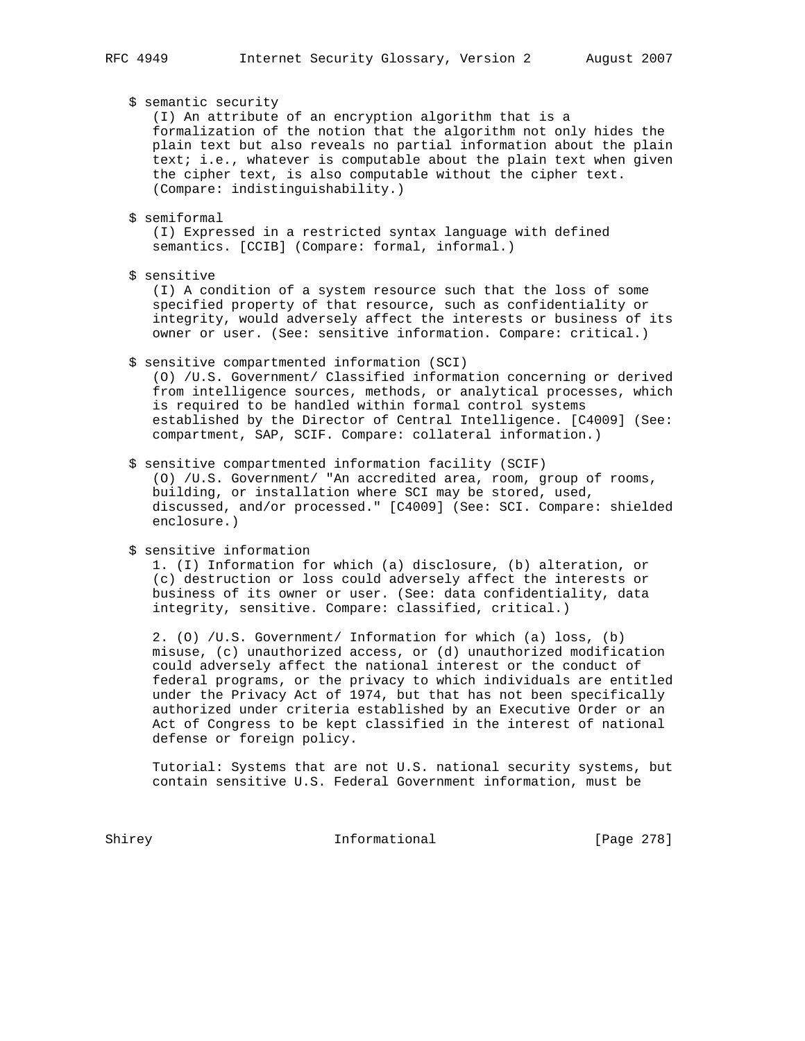$ semantic security
(I) An attribute of an encryption algorithm that is a formalization of the notion that the algorithm not only hides the plain text but also reveals no partial information about the plain text; i.e., whatever is computable about the plain text when given the cipher text, is also computable without the cipher text. (Compare: indistinguishability.)

$ semiformal
(I) Expressed in a restricted syntax language with defined semantics. [CCIB] (Compare: formal, informal.)

$ sensitive
(I) A condition of a system resource such that the loss of some specified property of that resource, such as confidentiality or integrity, would adversely affect the interests or business of its owner or user. (See: sensitive information. Compare: critical.)

$ sensitive compartmented information (SCI)
(O) /U.S. Government/ Classified information concerning or derived from intelligence sources, methods, or analytical processes, which is required to be handled within formal control systems established by the Director of Central Intelligence. [C4009] (See: compartment, SAP, SCIF. Compare: collateral information.)

$ sensitive compartmented information facility (SCIF)
(O) /U.S. Government/ "An accredited area, room, group of rooms, building, or installation where SCI may be stored, used, discussed, and/or processed." [C4009] (See: SCI. Compare: shielded enclosure.)

$ sensitive information
1. (I) Information for which (a) disclosure, (b) alteration, or (c) destruction or loss could adversely affect the interests or business of its owner or user. (See: data confidentiality, data integrity, sensitive. Compare: classified, critical.)

2. (O) /U.S. Government/ Information for which (a) loss, (b) misuse, (c) unauthorized access, or (d) unauthorized modification could adversely affect the national interest or the conduct of federal programs, or the privacy to which individuals are entitled under the Privacy Act of 1974, but that has not been specifically authorized under criteria established by an Executive Order or an Act of Congress to be kept classified in the interest of national defense or foreign policy.

Tutorial: Systems that are not U.S. national security systems, but contain sensitive U.S. Federal Government information, must be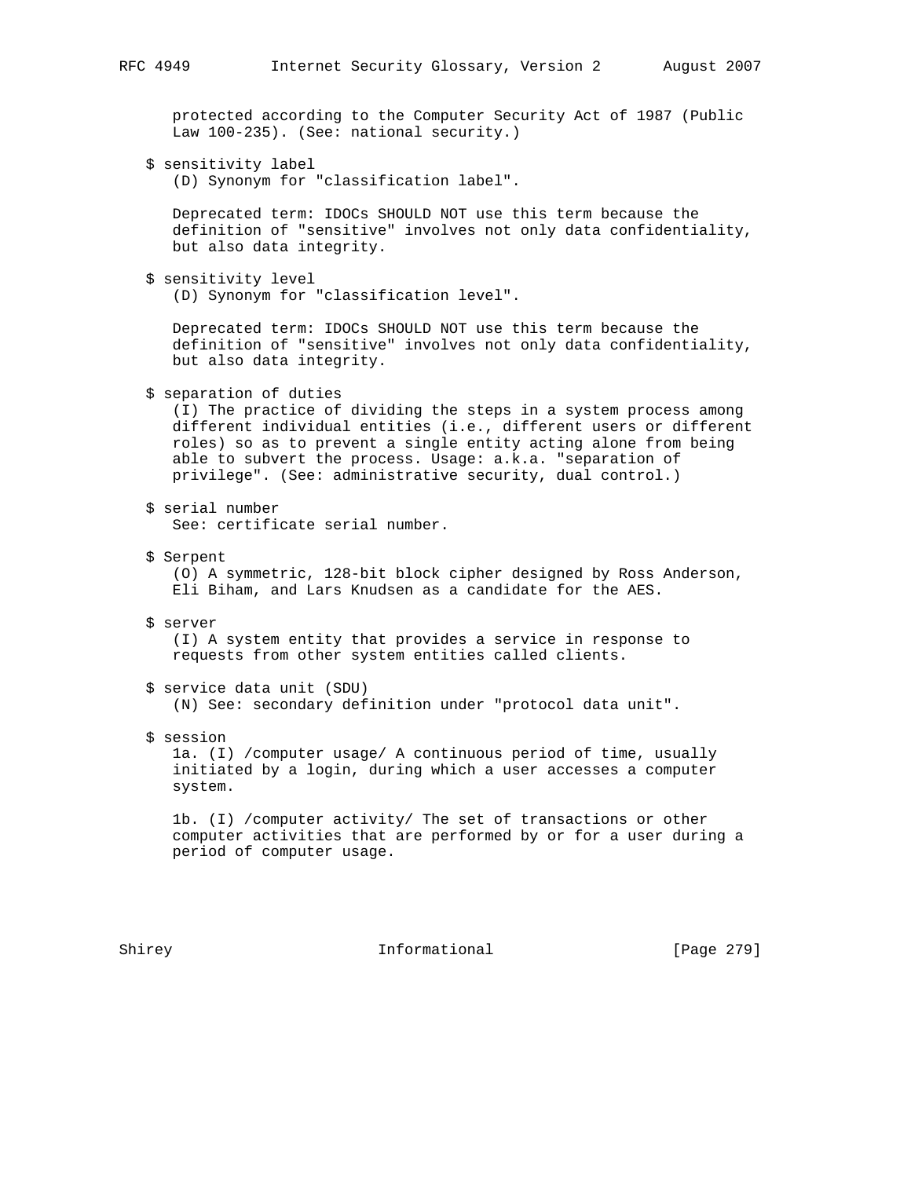protected according to the Computer Security Act of 1987 (Public Law 100-235). (See: national security.)

$ sensitivity label
(D) Synonym for "classification label".

Deprecated term: IDOCs SHOULD NOT use this term because the definition of "sensitive" involves not only data confidentiality, but also data integrity.

$ sensitivity level
(D) Synonym for "classification level".

Deprecated term: IDOCs SHOULD NOT use this term because the definition of "sensitive" involves not only data confidentiality, but also data integrity.

$ separation of duties
(I) The practice of dividing the steps in a system process among different individual entities (i.e., different users or different roles) so as to prevent a single entity acting alone from being able to subvert the process. Usage: a.k.a. "separation of privilege". (See: administrative security, dual control.)

$ serial number
See: certificate serial number.

$ Serpent
(O) A symmetric, 128-bit block cipher designed by Ross Anderson, Eli Biham, and Lars Knudsen as a candidate for the AES.

$ server
(I) A system entity that provides a service in response to requests from other system entities called clients.

$ service data unit (SDU)
(N) See: secondary definition under "protocol data unit".

$ session
1a. (I) /computer usage/ A continuous period of time, usually initiated by a login, during which a user accesses a computer system.

1b. (I) /computer activity/ The set of transactions or other computer activities that are performed by or for a user during a period of computer usage.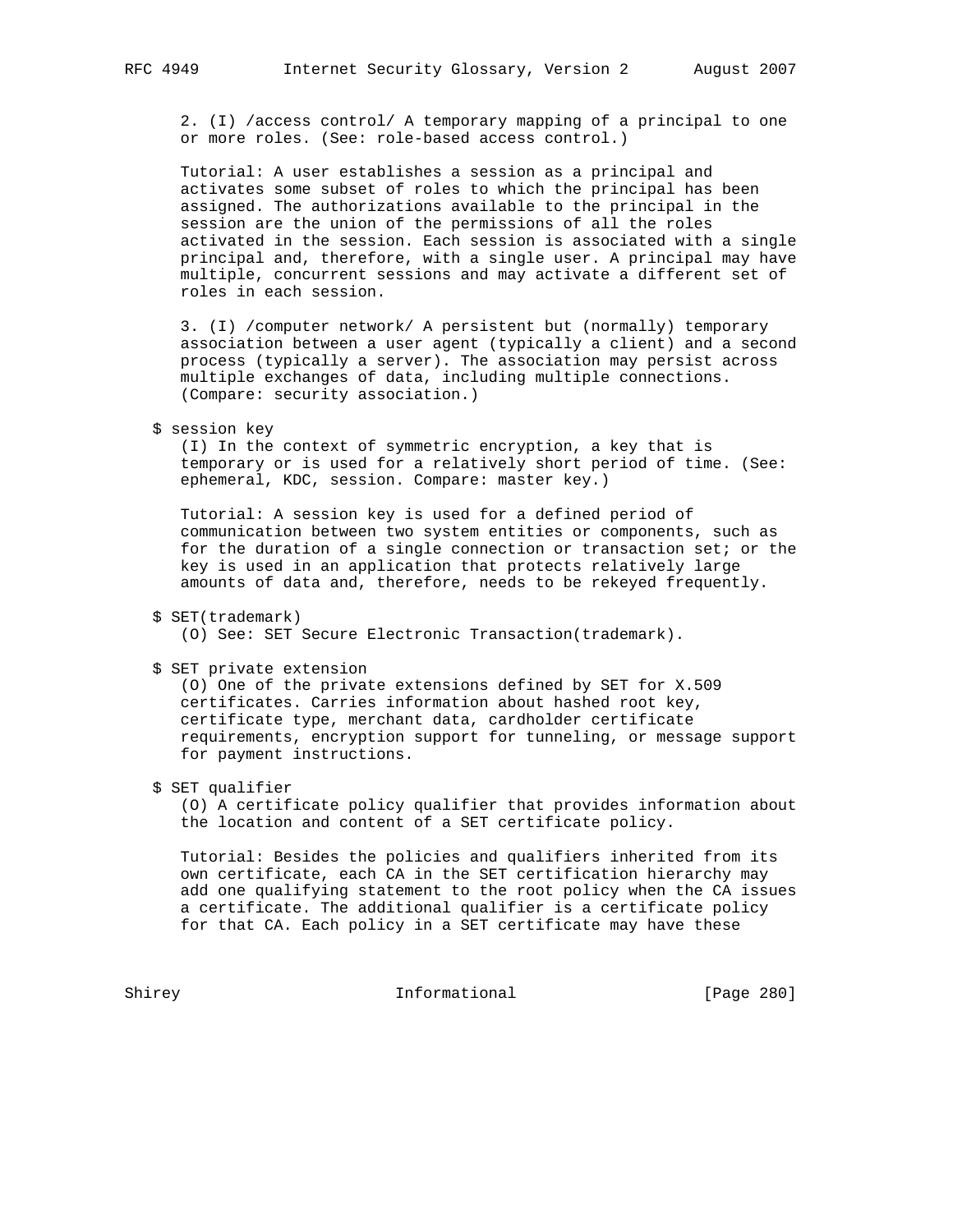2. (I) /access control/ A temporary mapping of a principal to one or more roles. (See: role-based access control.)

Tutorial: A user establishes a session as a principal and activates some subset of roles to which the principal has been assigned. The authorizations available to the principal in the session are the union of the permissions of all the roles activated in the session. Each session is associated with a single principal and, therefore, with a single user. A principal may have multiple, concurrent sessions and may activate a different set of roles in each session.

3. (I) /computer network/ A persistent but (normally) temporary association between a user agent (typically a client) and a second process (typically a server). The association may persist across multiple exchanges of data, including multiple connections. (Compare: security association.)

$ session key

(I) In the context of symmetric encryption, a key that is temporary or is used for a relatively short period of time. (See: ephemeral, KDC, session. Compare: master key.)

Tutorial: A session key is used for a defined period of communication between two system entities or components, such as for the duration of a single connection or transaction set; or the key is used in an application that protects relatively large amounts of data and, therefore, needs to be rekeyed frequently.

$ SET(trademark)

(O) See: SET Secure Electronic Transaction(trademark).

$ SET private extension

(O) One of the private extensions defined by SET for X.509 certificates. Carries information about hashed root key, certificate type, merchant data, cardholder certificate requirements, encryption support for tunneling, or message support for payment instructions.

$ SET qualifier

(O) A certificate policy qualifier that provides information about the location and content of a SET certificate policy.

Tutorial: Besides the policies and qualifiers inherited from its own certificate, each CA in the SET certification hierarchy may add one qualifying statement to the root policy when the CA issues a certificate. The additional qualifier is a certificate policy for that CA. Each policy in a SET certificate may have these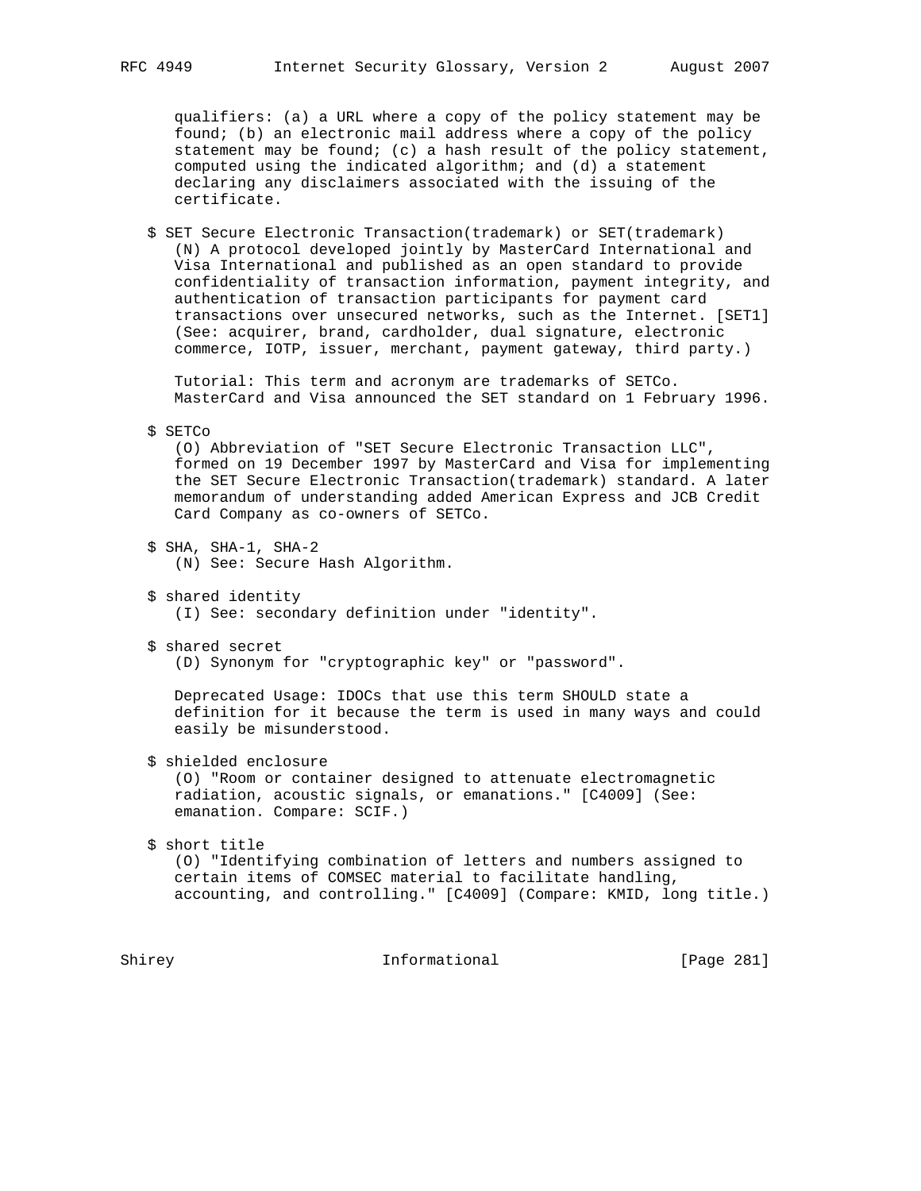qualifiers: (a) a URL where a copy of the policy statement may be found; (b) an electronic mail address where a copy of the policy statement may be found; (c) a hash result of the policy statement, computed using the indicated algorithm; and (d) a statement declaring any disclaimers associated with the issuing of the certificate.

$ SET Secure Electronic Transaction(trademark) or SET(trademark)
(N) A protocol developed jointly by MasterCard International and Visa International and published as an open standard to provide confidentiality of transaction information, payment integrity, and authentication of transaction participants for payment card transactions over unsecured networks, such as the Internet. [SET1] (See: acquirer, brand, cardholder, dual signature, electronic commerce, IOTP, issuer, merchant, payment gateway, third party.)

Tutorial: This term and acronym are trademarks of SETCo. MasterCard and Visa announced the SET standard on 1 February 1996.

$ SETCo
(O) Abbreviation of "SET Secure Electronic Transaction LLC", formed on 19 December 1997 by MasterCard and Visa for implementing the SET Secure Electronic Transaction(trademark) standard. A later memorandum of understanding added American Express and JCB Credit Card Company as co-owners of SETCo.

$ SHA, SHA-1, SHA-2
(N) See: Secure Hash Algorithm.

$ shared identity
(I) See: secondary definition under "identity".

$ shared secret
(D) Synonym for "cryptographic key" or "password".

Deprecated Usage: IDOCs that use this term SHOULD state a definition for it because the term is used in many ways and could easily be misunderstood.

$ shielded enclosure
(O) "Room or container designed to attenuate electromagnetic radiation, acoustic signals, or emanations." [C4009] (See: emanation. Compare: SCIF.)

$ short title
(O) "Identifying combination of letters and numbers assigned to certain items of COMSEC material to facilitate handling, accounting, and controlling." [C4009] (Compare: KMID, long title.)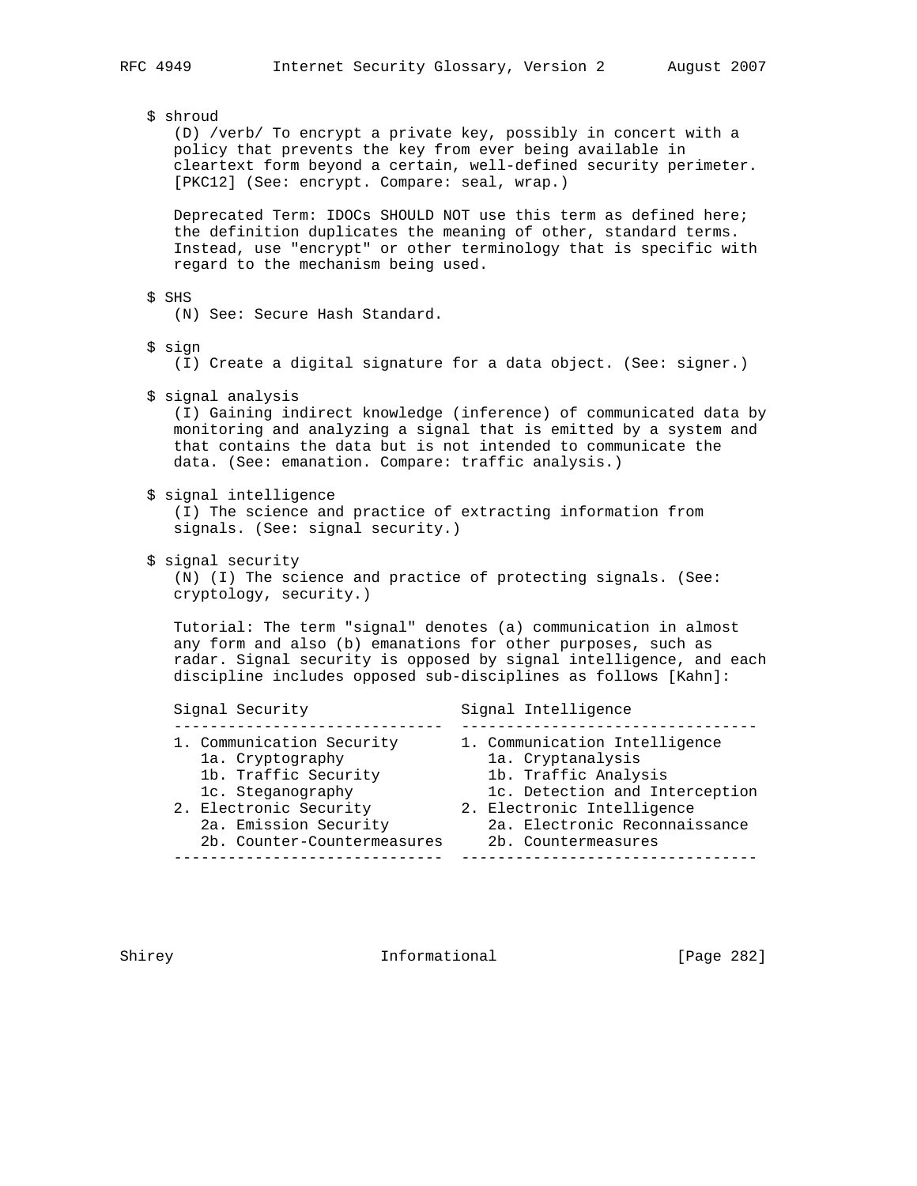$ shroud

(D) /verb/ To encrypt a private key, possibly in concert with a policy that prevents the key from ever being available in cleartext form beyond a certain, well-defined security perimeter. [PKC12] (See: encrypt. Compare: seal, wrap.)

Deprecated Term: IDOCs SHOULD NOT use this term as defined here; the definition duplicates the meaning of other, standard terms. Instead, use "encrypt" or other terminology that is specific with regard to the mechanism being used.

$ SHS

(N) See: Secure Hash Standard.

$ sign

(I) Create a digital signature for a data object. (See: signer.)

$ signal analysis

(I) Gaining indirect knowledge (inference) of communicated data by monitoring and analyzing a signal that is emitted by a system and that contains the data but is not intended to communicate the data. (See: emanation. Compare: traffic analysis.)

$ signal intelligence

(I) The science and practice of extracting information from signals. (See: signal security.)

$ signal security

(N) (I) The science and practice of protecting signals. (See: cryptology, security.)

Tutorial: The term "signal" denotes (a) communication in almost any form and also (b) emanations for other purposes, such as radar. Signal security is opposed by signal intelligence, and each discipline includes opposed sub-disciplines as follows [Kahn]:

| Signal Security | Signal Intelligence |
|---|---|
| 1. Communication Security | 1. Communication Intelligence |
| 1a. Cryptography | 1a. Cryptanalysis |
| 1b. Traffic Security | 1b. Traffic Analysis |
| 1c. Steganography | 1c. Detection and Interception |
| 2. Electronic Security | 2. Electronic Intelligence |
| 2a. Emission Security | 2a. Electronic Reconnaissance |
| 2b. Counter-Countermeasures | 2b. Countermeasures |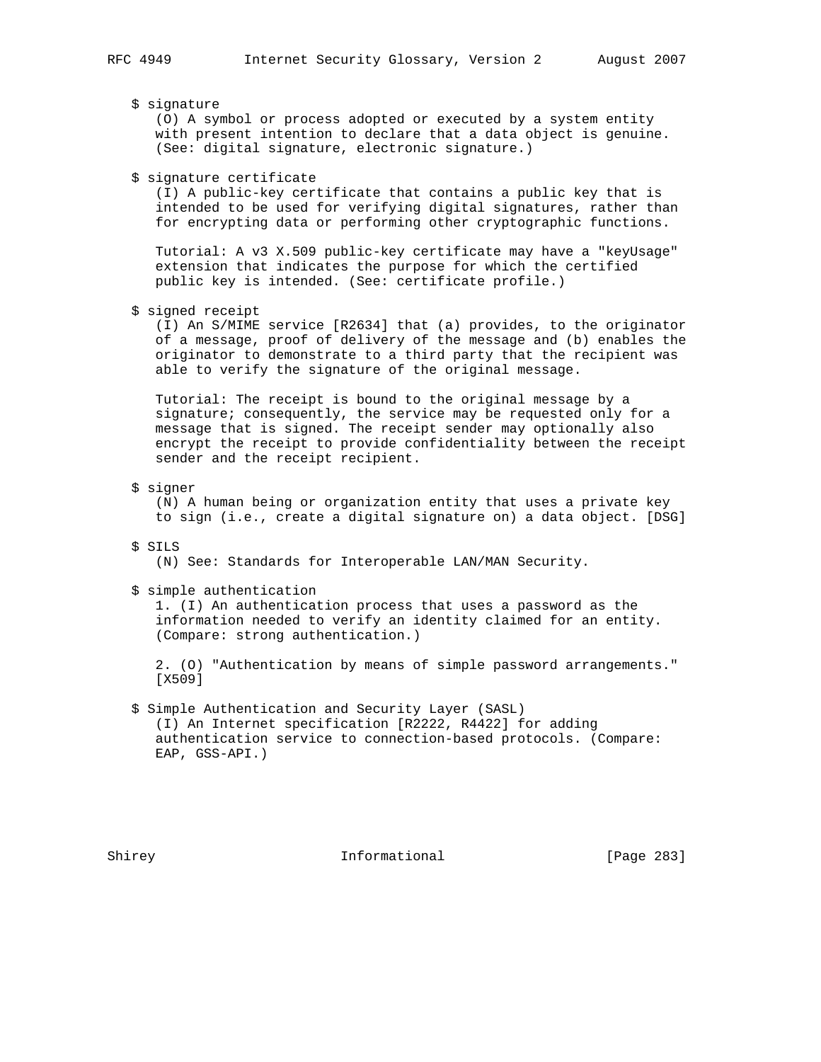$ signature
(O) A symbol or process adopted or executed by a system entity with present intention to declare that a data object is genuine. (See: digital signature, electronic signature.)

$ signature certificate
(I) A public-key certificate that contains a public key that is intended to be used for verifying digital signatures, rather than for encrypting data or performing other cryptographic functions.

Tutorial: A v3 X.509 public-key certificate may have a "keyUsage" extension that indicates the purpose for which the certified public key is intended. (See: certificate profile.)

$ signed receipt
(I) An S/MIME service [R2634] that (a) provides, to the originator of a message, proof of delivery of the message and (b) enables the originator to demonstrate to a third party that the recipient was able to verify the signature of the original message.

Tutorial: The receipt is bound to the original message by a signature; consequently, the service may be requested only for a message that is signed. The receipt sender may optionally also encrypt the receipt to provide confidentiality between the receipt sender and the receipt recipient.

$ signer
(N) A human being or organization entity that uses a private key to sign (i.e., create a digital signature on) a data object. [DSG]

$ SILS
(N) See: Standards for Interoperable LAN/MAN Security.

$ simple authentication
1. (I) An authentication process that uses a password as the information needed to verify an identity claimed for an entity. (Compare: strong authentication.)

2. (O) "Authentication by means of simple password arrangements." [X509]

$ Simple Authentication and Security Layer (SASL)
(I) An Internet specification [R2222, R4422] for adding authentication service to connection-based protocols. (Compare: EAP, GSS-API.)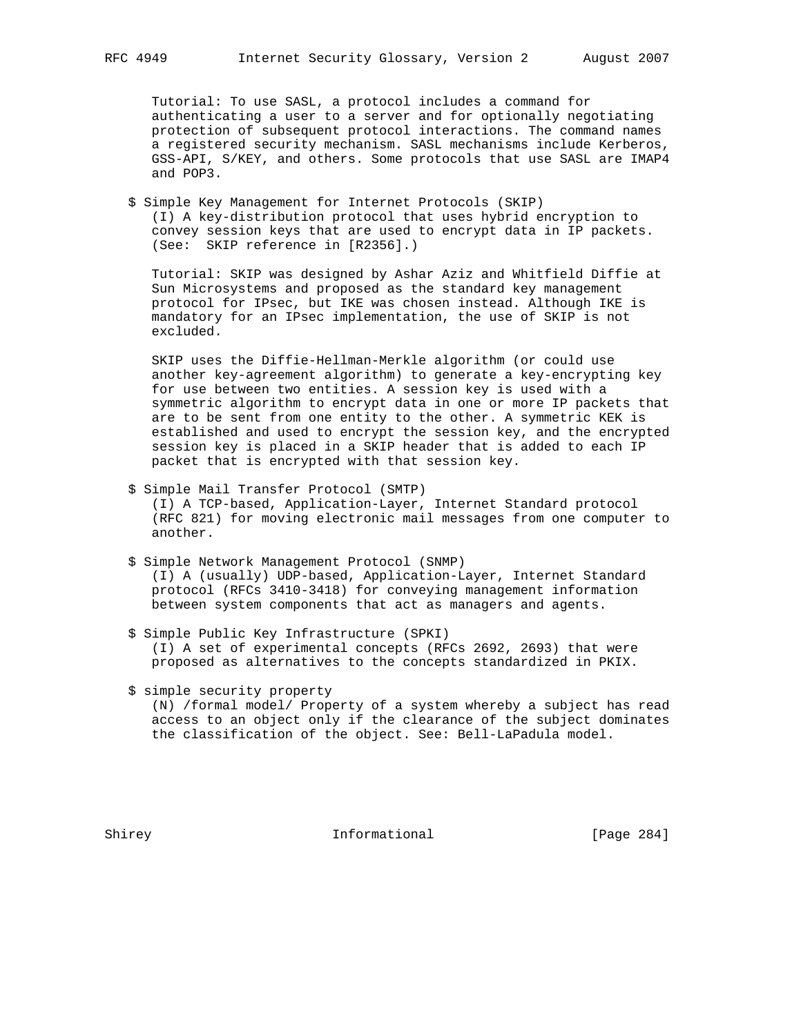Tutorial: To use SASL, a protocol includes a command for authenticating a user to a server and for optionally negotiating protection of subsequent protocol interactions. The command names a registered security mechanism. SASL mechanisms include Kerberos, GSS-API, S/KEY, and others. Some protocols that use SASL are IMAP4 and POP3.

$ Simple Key Management for Internet Protocols (SKIP)
(I) A key-distribution protocol that uses hybrid encryption to convey session keys that are used to encrypt data in IP packets. (See: SKIP reference in [R2356].)

Tutorial: SKIP was designed by Ashar Aziz and Whitfield Diffie at Sun Microsystems and proposed as the standard key management protocol for IPsec, but IKE was chosen instead. Although IKE is mandatory for an IPsec implementation, the use of SKIP is not excluded.

SKIP uses the Diffie-Hellman-Merkle algorithm (or could use another key-agreement algorithm) to generate a key-encrypting key for use between two entities. A session key is used with a symmetric algorithm to encrypt data in one or more IP packets that are to be sent from one entity to the other. A symmetric KEK is established and used to encrypt the session key, and the encrypted session key is placed in a SKIP header that is added to each IP packet that is encrypted with that session key.

$ Simple Mail Transfer Protocol (SMTP)
(I) A TCP-based, Application-Layer, Internet Standard protocol (RFC 821) for moving electronic mail messages from one computer to another.

$ Simple Network Management Protocol (SNMP)
(I) A (usually) UDP-based, Application-Layer, Internet Standard protocol (RFCs 3410-3418) for conveying management information between system components that act as managers and agents.

$ Simple Public Key Infrastructure (SPKI)
(I) A set of experimental concepts (RFCs 2692, 2693) that were proposed as alternatives to the concepts standardized in PKIX.

$ simple security property
(N) /formal model/ Property of a system whereby a subject has read access to an object only if the clearance of the subject dominates the classification of the object. See: Bell-LaPadula model.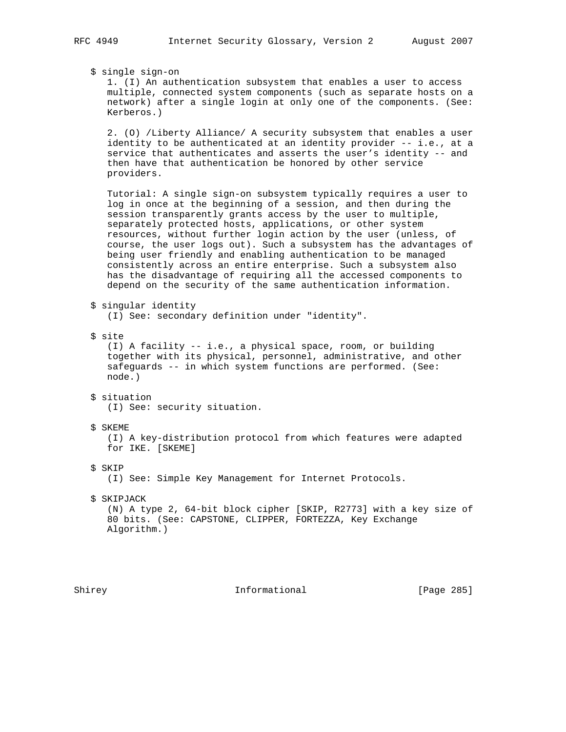$ single sign-on

1. (I) An authentication subsystem that enables a user to access multiple, connected system components (such as separate hosts on a network) after a single login at only one of the components. (See: Kerberos.)

2. (O) /Liberty Alliance/ A security subsystem that enables a user identity to be authenticated at an identity provider -- i.e., at a service that authenticates and asserts the user's identity -- and then have that authentication be honored by other service providers.

Tutorial: A single sign-on subsystem typically requires a user to log in once at the beginning of a session, and then during the session transparently grants access by the user to multiple, separately protected hosts, applications, or other system resources, without further login action by the user (unless, of course, the user logs out). Such a subsystem has the advantages of being user friendly and enabling authentication to be managed consistently across an entire enterprise. Such a subsystem also has the disadvantage of requiring all the accessed components to depend on the security of the same authentication information.

$ singular identity

(I) See: secondary definition under "identity".

$ site

(I) A facility -- i.e., a physical space, room, or building together with its physical, personnel, administrative, and other safeguards -- in which system functions are performed. (See: node.)

$ situation

(I) See: security situation.

$ SKEME

(I) A key-distribution protocol from which features were adapted for IKE. [SKEME]

$ SKIP

(I) See: Simple Key Management for Internet Protocols.

$ SKIPJACK

(N) A type 2, 64-bit block cipher [SKIP, R2773] with a key size of 80 bits. (See: CAPSTONE, CLIPPER, FORTEZZA, Key Exchange Algorithm.)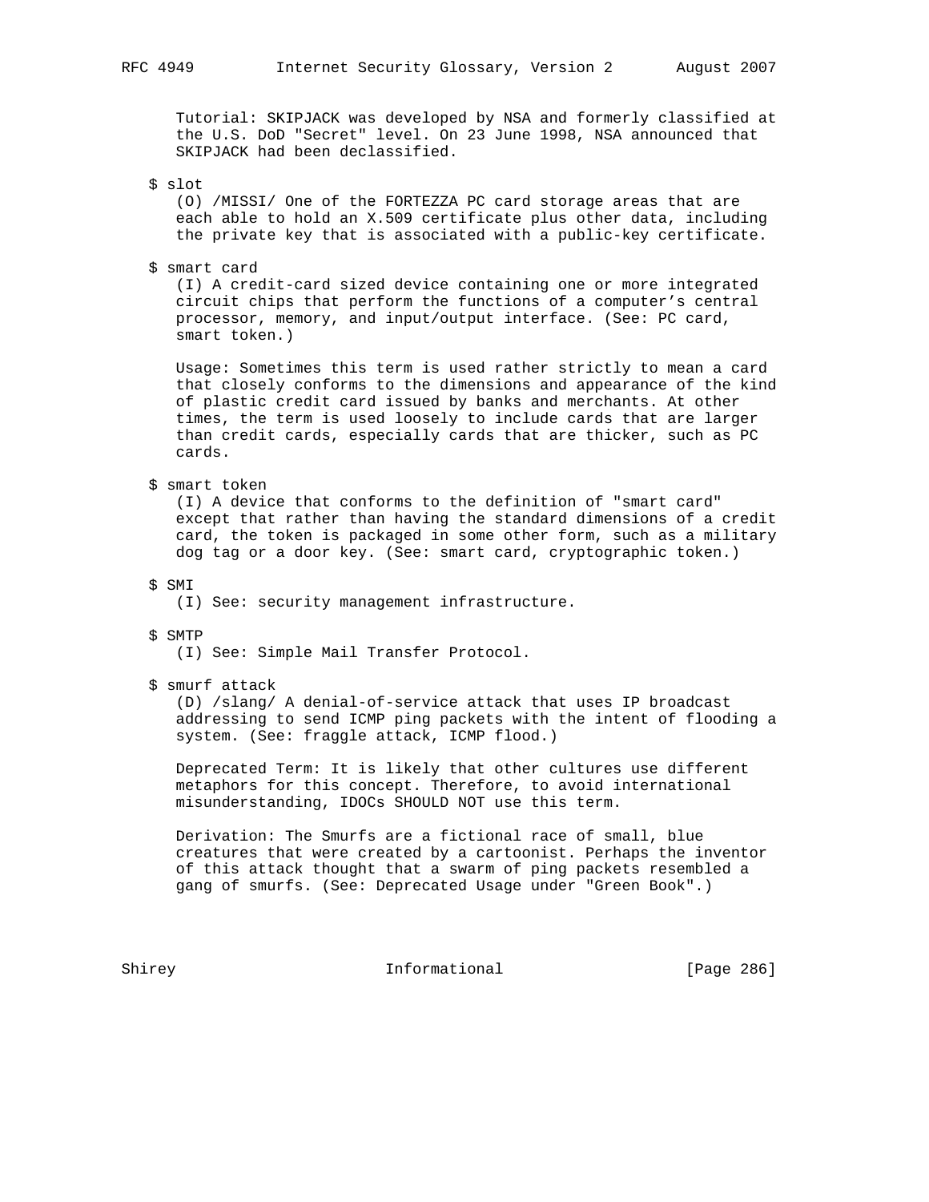Tutorial: SKIPJACK was developed by NSA and formerly classified at the U.S. DoD "Secret" level. On 23 June 1998, NSA announced that SKIPJACK had been declassified.

$ slot

(O) /MISSI/ One of the FORTEZZA PC card storage areas that are each able to hold an X.509 certificate plus other data, including the private key that is associated with a public-key certificate.

$ smart card

(I) A credit-card sized device containing one or more integrated circuit chips that perform the functions of a computer's central processor, memory, and input/output interface. (See: PC card, smart token.)

Usage: Sometimes this term is used rather strictly to mean a card that closely conforms to the dimensions and appearance of the kind of plastic credit card issued by banks and merchants. At other times, the term is used loosely to include cards that are larger than credit cards, especially cards that are thicker, such as PC cards.

$ smart token

(I) A device that conforms to the definition of "smart card" except that rather than having the standard dimensions of a credit card, the token is packaged in some other form, such as a military dog tag or a door key. (See: smart card, cryptographic token.)

$ SMI

(I) See: security management infrastructure.

$ SMTP

(I) See: Simple Mail Transfer Protocol.

$ smurf attack

(D) /slang/ A denial-of-service attack that uses IP broadcast addressing to send ICMP ping packets with the intent of flooding a system. (See: fraggle attack, ICMP flood.)

Deprecated Term: It is likely that other cultures use different metaphors for this concept. Therefore, to avoid international misunderstanding, IDOCs SHOULD NOT use this term.

Derivation: The Smurfs are a fictional race of small, blue creatures that were created by a cartoonist. Perhaps the inventor of this attack thought that a swarm of ping packets resembled a gang of smurfs. (See: Deprecated Usage under "Green Book".)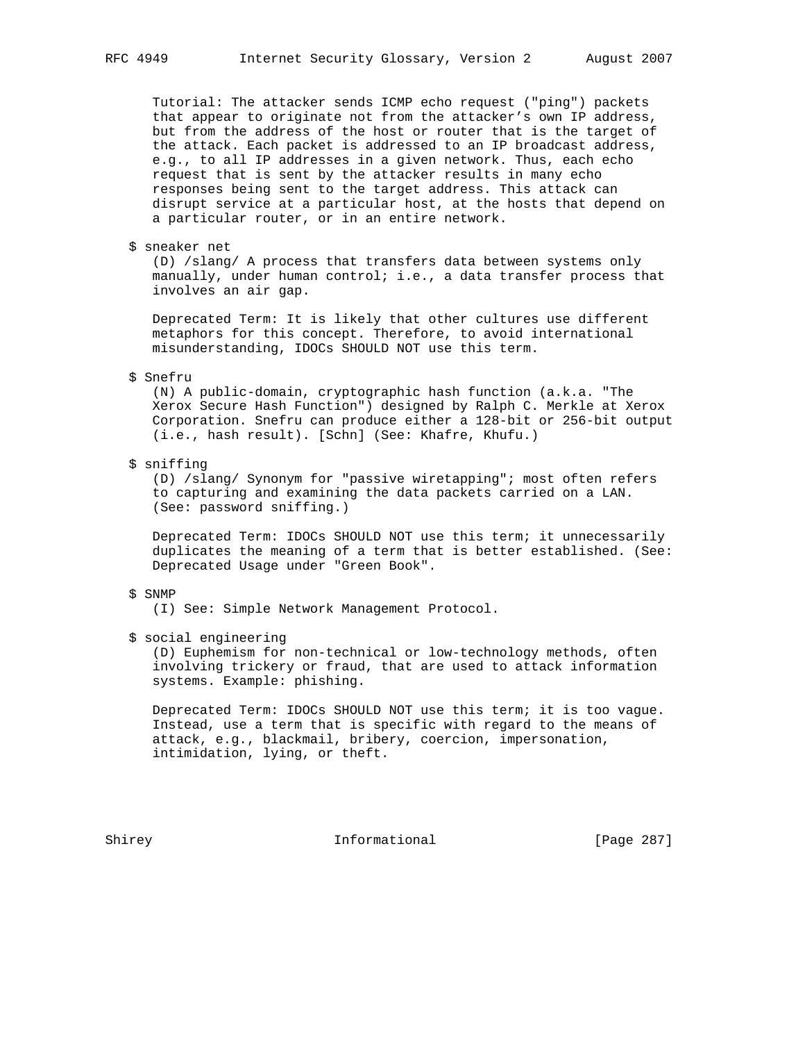Tutorial: The attacker sends ICMP echo request ("ping") packets that appear to originate not from the attacker's own IP address, but from the address of the host or router that is the target of the attack. Each packet is addressed to an IP broadcast address, e.g., to all IP addresses in a given network. Thus, each echo request that is sent by the attacker results in many echo responses being sent to the target address. This attack can disrupt service at a particular host, at the hosts that depend on a particular router, or in an entire network.

$ sneaker net
(D) /slang/ A process that transfers data between systems only manually, under human control; i.e., a data transfer process that involves an air gap.

Deprecated Term: It is likely that other cultures use different metaphors for this concept. Therefore, to avoid international misunderstanding, IDOCs SHOULD NOT use this term.

$ Snefru
(N) A public-domain, cryptographic hash function (a.k.a. "The Xerox Secure Hash Function") designed by Ralph C. Merkle at Xerox Corporation. Snefru can produce either a 128-bit or 256-bit output (i.e., hash result). [Schn] (See: Khafre, Khufu.)

$ sniffing
(D) /slang/ Synonym for "passive wiretapping"; most often refers to capturing and examining the data packets carried on a LAN. (See: password sniffing.)

Deprecated Term: IDOCs SHOULD NOT use this term; it unnecessarily duplicates the meaning of a term that is better established. (See: Deprecated Usage under "Green Book".

$ SNMP
(I) See: Simple Network Management Protocol.

$ social engineering
(D) Euphemism for non-technical or low-technology methods, often involving trickery or fraud, that are used to attack information systems. Example: phishing.

Deprecated Term: IDOCs SHOULD NOT use this term; it is too vague. Instead, use a term that is specific with regard to the means of attack, e.g., blackmail, bribery, coercion, impersonation, intimidation, lying, or theft.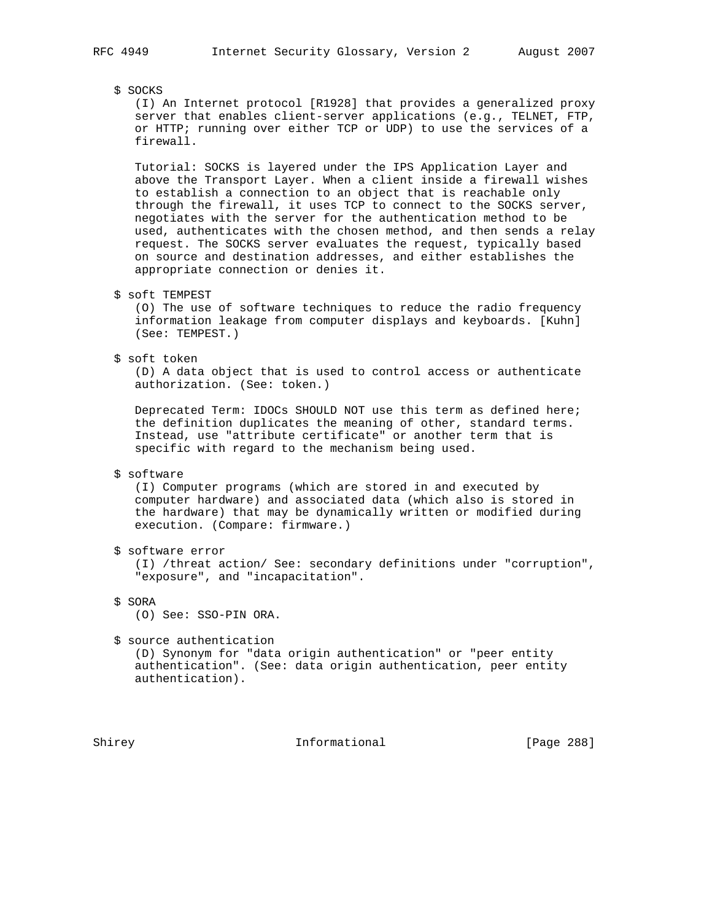$ SOCKS

(I) An Internet protocol [R1928] that provides a generalized proxy server that enables client-server applications (e.g., TELNET, FTP, or HTTP; running over either TCP or UDP) to use the services of a firewall.

Tutorial: SOCKS is layered under the IPS Application Layer and above the Transport Layer. When a client inside a firewall wishes to establish a connection to an object that is reachable only through the firewall, it uses TCP to connect to the SOCKS server, negotiates with the server for the authentication method to be used, authenticates with the chosen method, and then sends a relay request. The SOCKS server evaluates the request, typically based on source and destination addresses, and either establishes the appropriate connection or denies it.

$ soft TEMPEST

(O) The use of software techniques to reduce the radio frequency information leakage from computer displays and keyboards. [Kuhn] (See: TEMPEST.)

$ soft token

(D) A data object that is used to control access or authenticate authorization. (See: token.)

Deprecated Term: IDOCs SHOULD NOT use this term as defined here; the definition duplicates the meaning of other, standard terms. Instead, use "attribute certificate" or another term that is specific with regard to the mechanism being used.

$ software

(I) Computer programs (which are stored in and executed by computer hardware) and associated data (which also is stored in the hardware) that may be dynamically written or modified during execution. (Compare: firmware.)

$ software error

(I) /threat action/ See: secondary definitions under "corruption", "exposure", and "incapacitation".

$ SORA

(O) See: SSO-PIN ORA.

$ source authentication

(D) Synonym for "data origin authentication" or "peer entity authentication". (See: data origin authentication, peer entity authentication).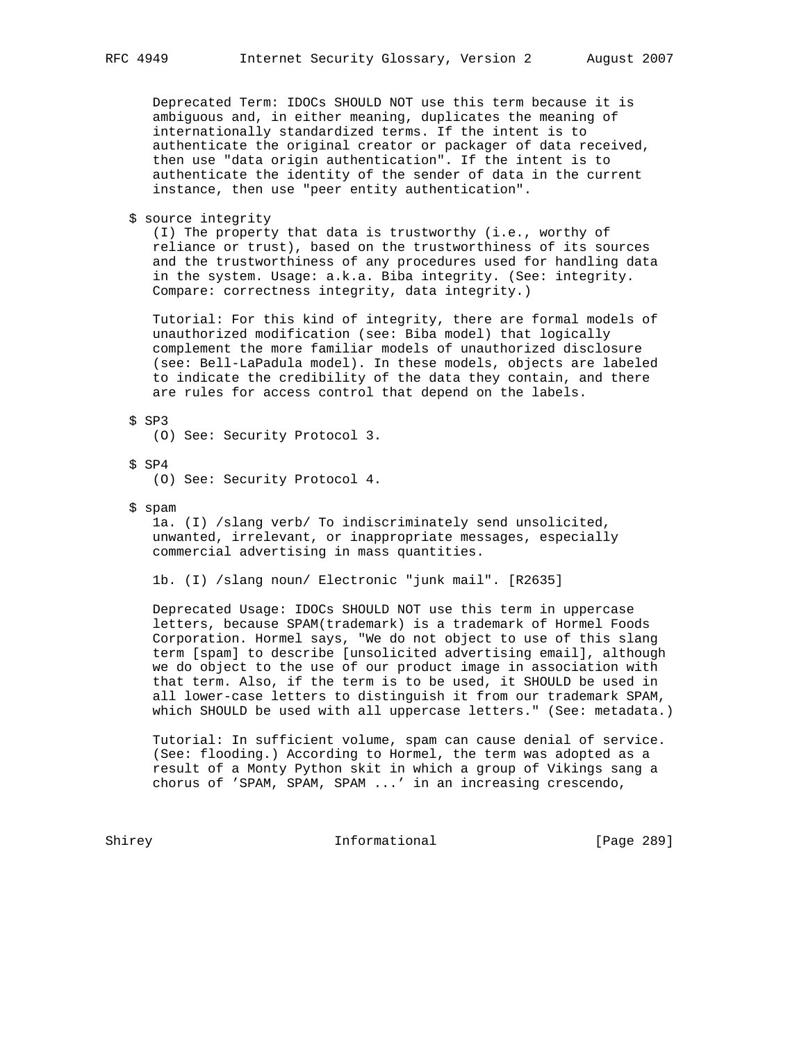Deprecated Term: IDOCs SHOULD NOT use this term because it is ambiguous and, in either meaning, duplicates the meaning of internationally standardized terms. If the intent is to authenticate the original creator or packager of data received, then use "data origin authentication". If the intent is to authenticate the identity of the sender of data in the current instance, then use "peer entity authentication".

$ source integrity

(I) The property that data is trustworthy (i.e., worthy of reliance or trust), based on the trustworthiness of its sources and the trustworthiness of any procedures used for handling data in the system. Usage: a.k.a. Biba integrity. (See: integrity. Compare: correctness integrity, data integrity.)

Tutorial: For this kind of integrity, there are formal models of unauthorized modification (see: Biba model) that logically complement the more familiar models of unauthorized disclosure (see: Bell-LaPadula model). In these models, objects are labeled to indicate the credibility of the data they contain, and there are rules for access control that depend on the labels.

$ SP3

(O) See: Security Protocol 3.

$ SP4

(O) See: Security Protocol 4.

$ spam

1a. (I) /slang verb/ To indiscriminately send unsolicited, unwanted, irrelevant, or inappropriate messages, especially commercial advertising in mass quantities.

1b. (I) /slang noun/ Electronic "junk mail". [R2635]

Deprecated Usage: IDOCs SHOULD NOT use this term in uppercase letters, because SPAM(trademark) is a trademark of Hormel Foods Corporation. Hormel says, "We do not object to use of this slang term [spam] to describe [unsolicited advertising email], although we do object to the use of our product image in association with that term. Also, if the term is to be used, it SHOULD be used in all lower-case letters to distinguish it from our trademark SPAM, which SHOULD be used with all uppercase letters." (See: metadata.)

Tutorial: In sufficient volume, spam can cause denial of service. (See: flooding.) According to Hormel, the term was adopted as a result of a Monty Python skit in which a group of Vikings sang a chorus of 'SPAM, SPAM, SPAM ...' in an increasing crescendo,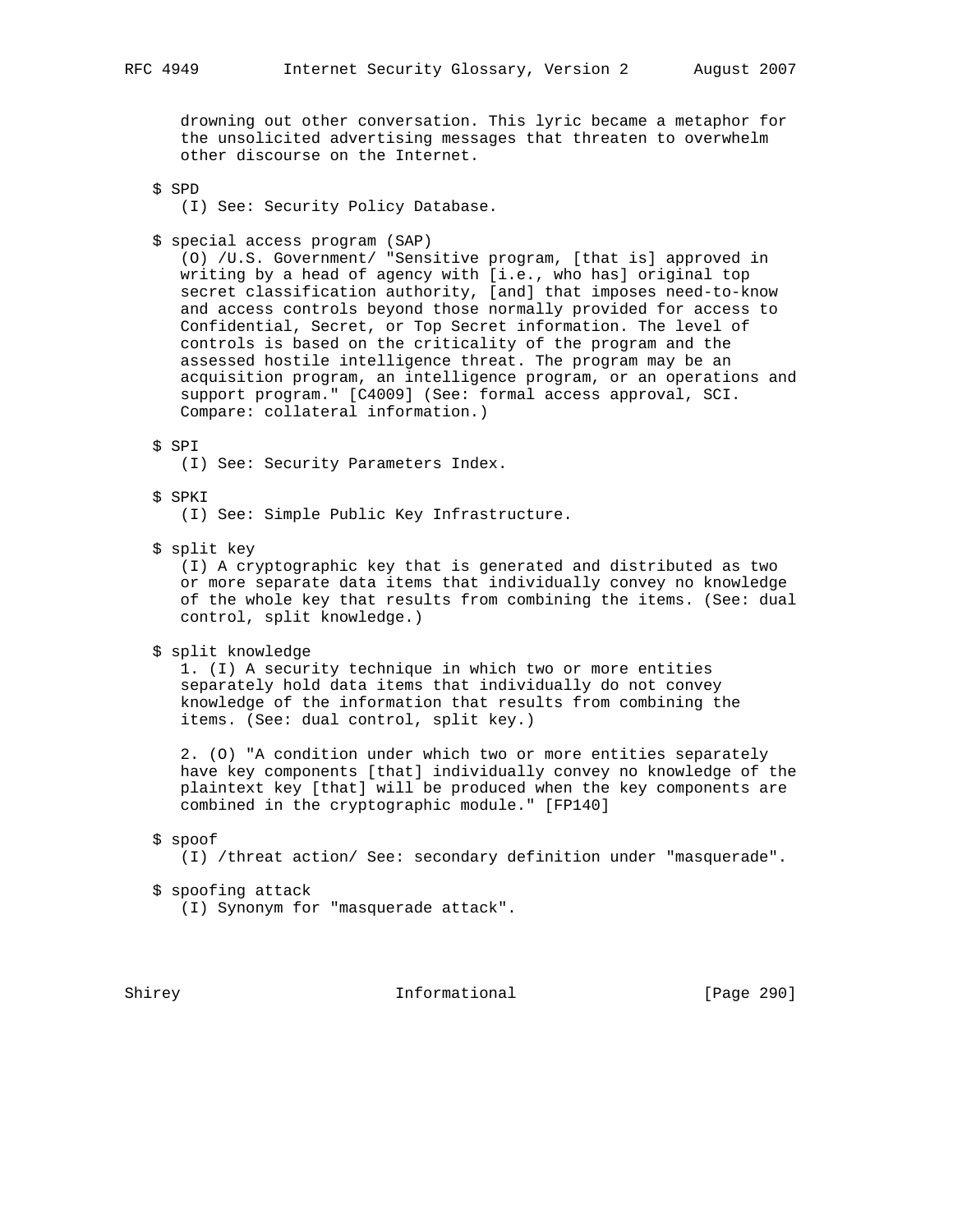drowning out other conversation. This lyric became a metaphor for the unsolicited advertising messages that threaten to overwhelm other discourse on the Internet.

$ SPD
(I) See: Security Policy Database.

$ special access program (SAP)
(O) /U.S. Government/ "Sensitive program, [that is] approved in writing by a head of agency with [i.e., who has] original top secret classification authority, [and] that imposes need-to-know and access controls beyond those normally provided for access to Confidential, Secret, or Top Secret information. The level of controls is based on the criticality of the program and the assessed hostile intelligence threat. The program may be an acquisition program, an intelligence program, or an operations and support program." [C4009] (See: formal access approval, SCI. Compare: collateral information.)

$ SPI
(I) See: Security Parameters Index.

$ SPKI
(I) See: Simple Public Key Infrastructure.

$ split key
(I) A cryptographic key that is generated and distributed as two or more separate data items that individually convey no knowledge of the whole key that results from combining the items. (See: dual control, split knowledge.)

$ split knowledge
1. (I) A security technique in which two or more entities separately hold data items that individually do not convey knowledge of the information that results from combining the items. (See: dual control, split key.)

2. (O) "A condition under which two or more entities separately have key components [that] individually convey no knowledge of the plaintext key [that] will be produced when the key components are combined in the cryptographic module." [FP140]

$ spoof
(I) /threat action/ See: secondary definition under "masquerade".

$ spoofing attack
(I) Synonym for "masquerade attack".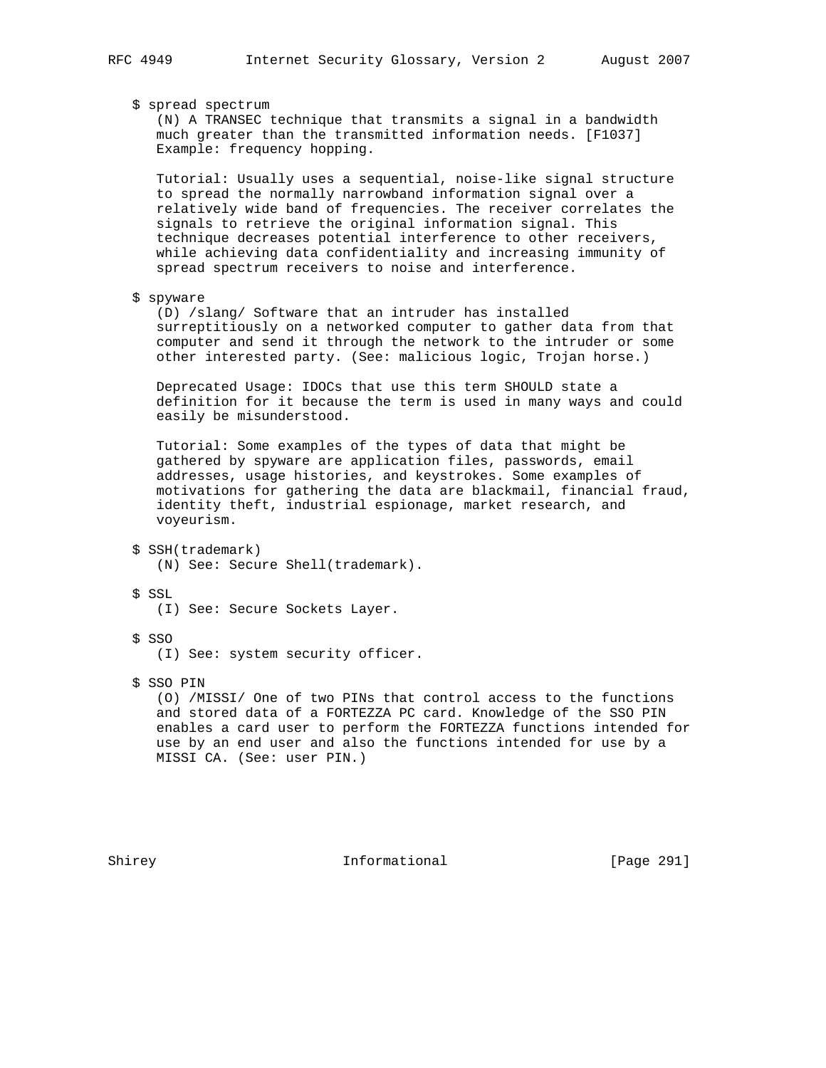$ spread spectrum

(N) A TRANSEC technique that transmits a signal in a bandwidth much greater than the transmitted information needs. [F1037] Example: frequency hopping.

Tutorial: Usually uses a sequential, noise-like signal structure to spread the normally narrowband information signal over a relatively wide band of frequencies. The receiver correlates the signals to retrieve the original information signal. This technique decreases potential interference to other receivers, while achieving data confidentiality and increasing immunity of spread spectrum receivers to noise and interference.

$ spyware

(D) /slang/ Software that an intruder has installed surreptitiously on a networked computer to gather data from that computer and send it through the network to the intruder or some other interested party. (See: malicious logic, Trojan horse.)

Deprecated Usage: IDOCs that use this term SHOULD state a definition for it because the term is used in many ways and could easily be misunderstood.

Tutorial: Some examples of the types of data that might be gathered by spyware are application files, passwords, email addresses, usage histories, and keystrokes. Some examples of motivations for gathering the data are blackmail, financial fraud, identity theft, industrial espionage, market research, and voyeurism.

$ SSH(trademark)

(N) See: Secure Shell(trademark).

$ SSL

(I) See: Secure Sockets Layer.

$ SSO

(I) See: system security officer.

$ SSO PIN

(O) /MISSI/ One of two PINs that control access to the functions and stored data of a FORTEZZA PC card. Knowledge of the SSO PIN enables a card user to perform the FORTEZZA functions intended for use by an end user and also the functions intended for use by a MISSI CA. (See: user PIN.)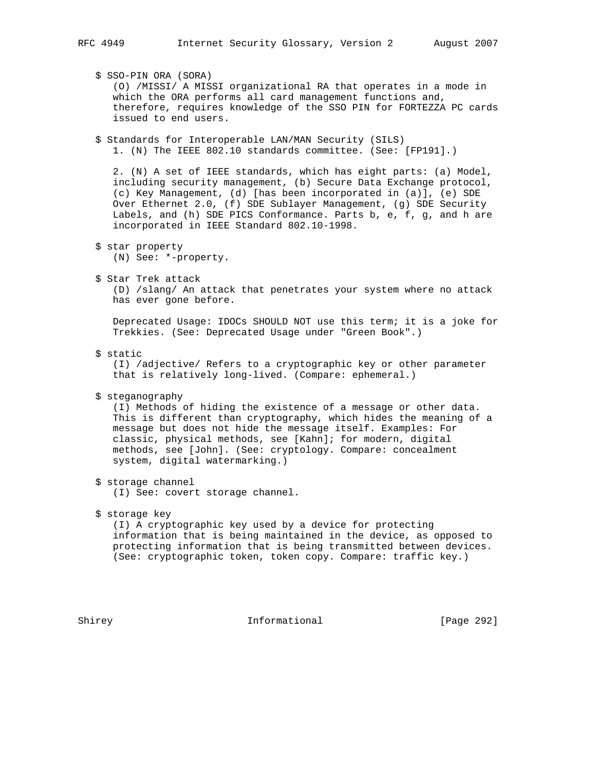$ SSO-PIN ORA (SORA)
(O) /MISSI/ A MISSI organizational RA that operates in a mode in which the ORA performs all card management functions and, therefore, requires knowledge of the SSO PIN for FORTEZZA PC cards issued to end users.

$ Standards for Interoperable LAN/MAN Security (SILS)
1. (N) The IEEE 802.10 standards committee. (See: [FP191].)

2. (N) A set of IEEE standards, which has eight parts: (a) Model, including security management, (b) Secure Data Exchange protocol, (c) Key Management, (d) [has been incorporated in (a)], (e) SDE Over Ethernet 2.0, (f) SDE Sublayer Management, (g) SDE Security Labels, and (h) SDE PICS Conformance. Parts b, e, f, g, and h are incorporated in IEEE Standard 802.10-1998.

$ star property
(N) See: *-property.

$ Star Trek attack
(D) /slang/ An attack that penetrates your system where no attack has ever gone before.

Deprecated Usage: IDOCs SHOULD NOT use this term; it is a joke for Trekkies. (See: Deprecated Usage under "Green Book".)

$ static
(I) /adjective/ Refers to a cryptographic key or other parameter that is relatively long-lived. (Compare: ephemeral.)

$ steganography
(I) Methods of hiding the existence of a message or other data. This is different than cryptography, which hides the meaning of a message but does not hide the message itself. Examples: For classic, physical methods, see [Kahn]; for modern, digital methods, see [John]. (See: cryptology. Compare: concealment system, digital watermarking.)

$ storage channel
(I) See: covert storage channel.

$ storage key
(I) A cryptographic key used by a device for protecting information that is being maintained in the device, as opposed to protecting information that is being transmitted between devices. (See: cryptographic token, token copy. Compare: traffic key.)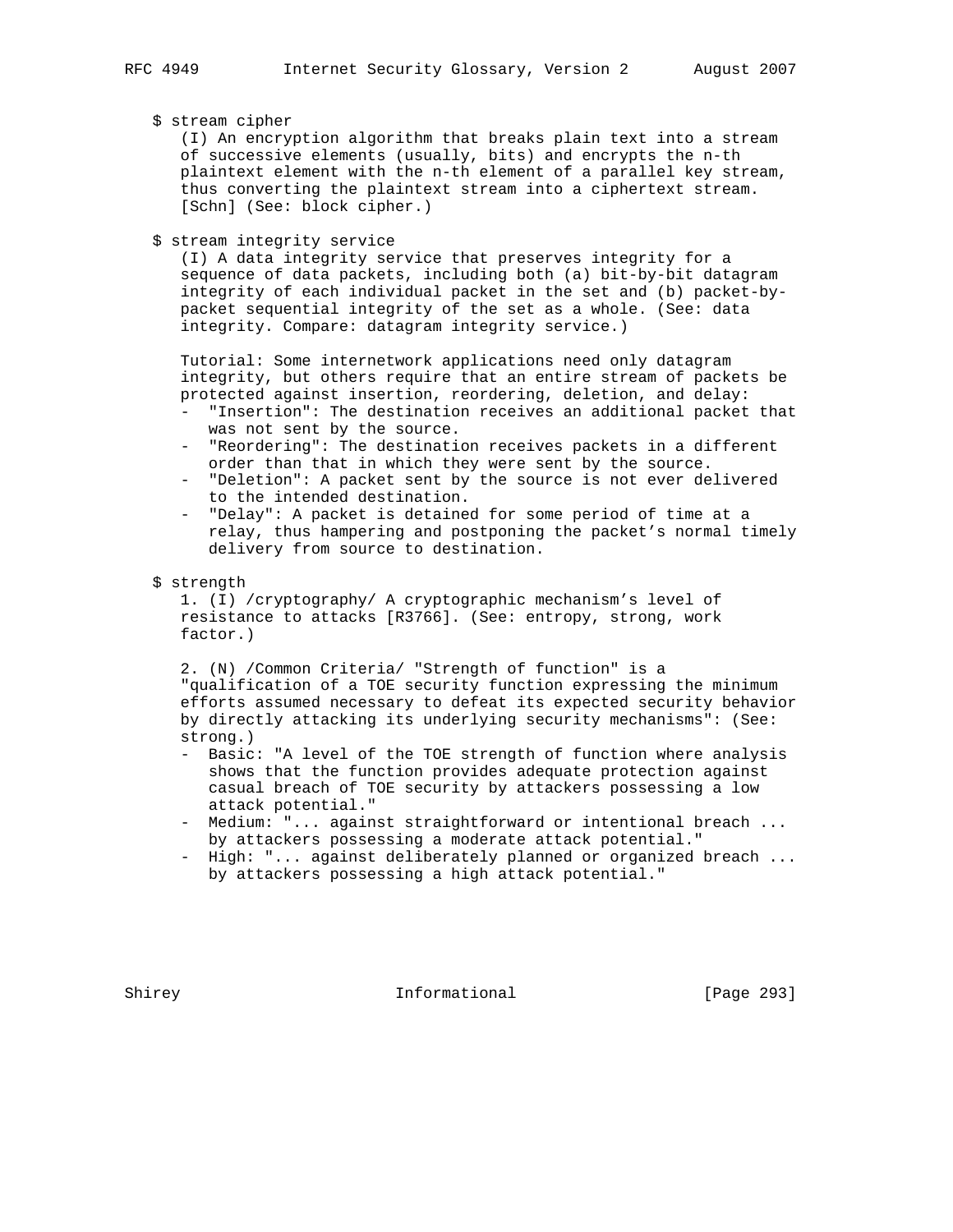$ stream cipher

(I) An encryption algorithm that breaks plain text into a stream of successive elements (usually, bits) and encrypts the n-th plaintext element with the n-th element of a parallel key stream, thus converting the plaintext stream into a ciphertext stream. [Schn] (See: block cipher.)

$ stream integrity service

(I) A data integrity service that preserves integrity for a sequence of data packets, including both (a) bit-by-bit datagram integrity of each individual packet in the set and (b) packet-by-packet sequential integrity of the set as a whole. (See: data integrity. Compare: datagram integrity service.)

Tutorial: Some internetwork applications need only datagram integrity, but others require that an entire stream of packets be protected against insertion, reordering, deletion, and delay:

- "Insertion": The destination receives an additional packet that was not sent by the source.
- "Reordering": The destination receives packets in a different order than that in which they were sent by the source.
- "Deletion": A packet sent by the source is not ever delivered to the intended destination.
- "Delay": A packet is detained for some period of time at a relay, thus hampering and postponing the packet's normal timely delivery from source to destination.

$ strength

1. (I) /cryptography/ A cryptographic mechanism's level of resistance to attacks [R3766]. (See: entropy, strong, work factor.)

2. (N) /Common Criteria/ "Strength of function" is a "qualification of a TOE security function expressing the minimum efforts assumed necessary to defeat its expected security behavior by directly attacking its underlying security mechanisms": (See: strong.)

- Basic: "A level of the TOE strength of function where analysis shows that the function provides adequate protection against casual breach of TOE security by attackers possessing a low attack potential."
- Medium: "... against straightforward or intentional breach ... by attackers possessing a moderate attack potential."
- High: "... against deliberately planned or organized breach ... by attackers possessing a high attack potential."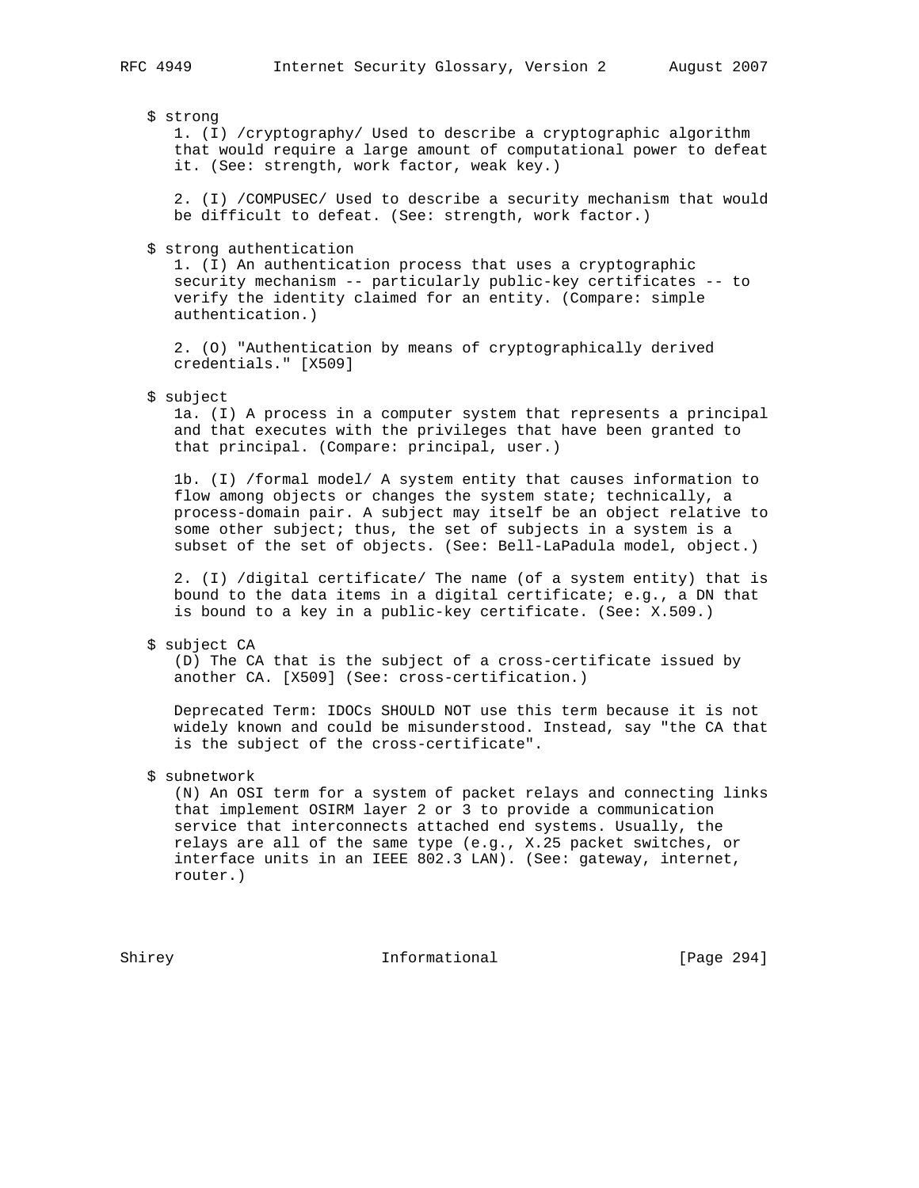$ strong

1. (I) /cryptography/ Used to describe a cryptographic algorithm that would require a large amount of computational power to defeat it. (See: strength, work factor, weak key.)

2. (I) /COMPUSEC/ Used to describe a security mechanism that would be difficult to defeat. (See: strength, work factor.)

$ strong authentication

1. (I) An authentication process that uses a cryptographic security mechanism -- particularly public-key certificates -- to verify the identity claimed for an entity. (Compare: simple authentication.)

2. (O) "Authentication by means of cryptographically derived credentials." [X509]

$ subject

1a. (I) A process in a computer system that represents a principal and that executes with the privileges that have been granted to that principal. (Compare: principal, user.)

1b. (I) /formal model/ A system entity that causes information to flow among objects or changes the system state; technically, a process-domain pair. A subject may itself be an object relative to some other subject; thus, the set of subjects in a system is a subset of the set of objects. (See: Bell-LaPadula model, object.)

2. (I) /digital certificate/ The name (of a system entity) that is bound to the data items in a digital certificate; e.g., a DN that is bound to a key in a public-key certificate. (See: X.509.)

$ subject CA

(D) The CA that is the subject of a cross-certificate issued by another CA. [X509] (See: cross-certification.)

Deprecated Term: IDOCs SHOULD NOT use this term because it is not widely known and could be misunderstood. Instead, say "the CA that is the subject of the cross-certificate".

$ subnetwork

(N) An OSI term for a system of packet relays and connecting links that implement OSIRM layer 2 or 3 to provide a communication service that interconnects attached end systems. Usually, the relays are all of the same type (e.g., X.25 packet switches, or interface units in an IEEE 802.3 LAN). (See: gateway, internet, router.)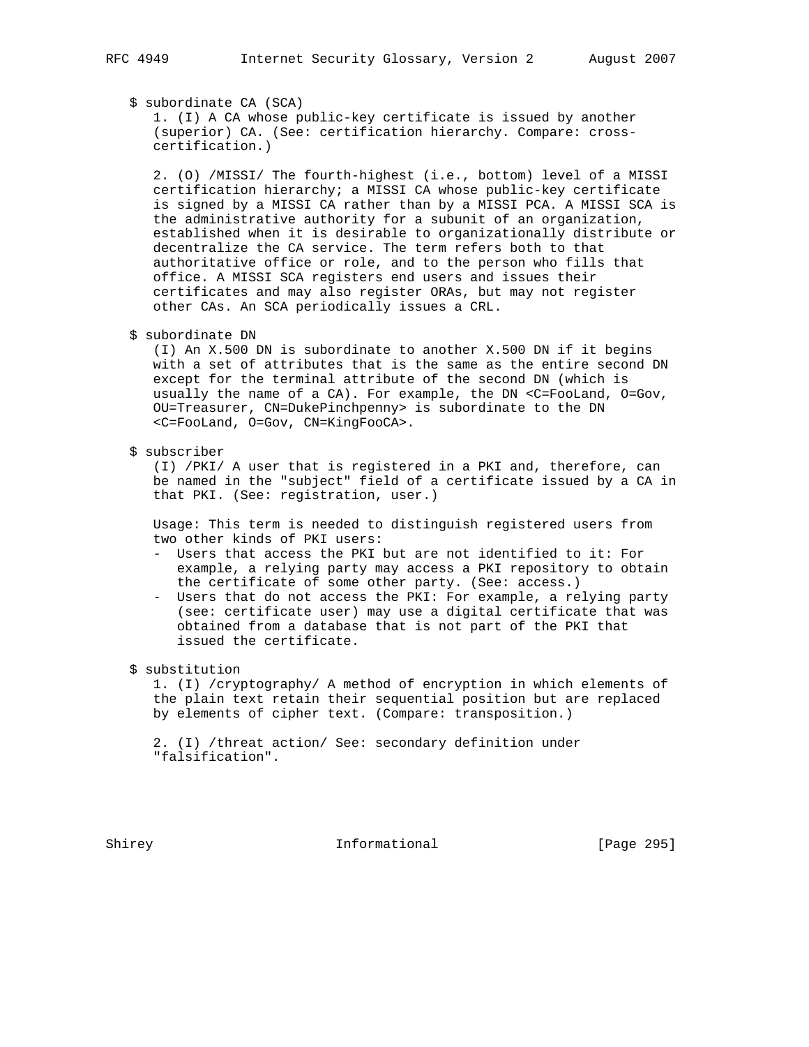$ subordinate CA (SCA)

1. (I) A CA whose public-key certificate is issued by another (superior) CA. (See: certification hierarchy. Compare: cross-certification.)

2. (O) /MISSI/ The fourth-highest (i.e., bottom) level of a MISSI certification hierarchy; a MISSI CA whose public-key certificate is signed by a MISSI CA rather than by a MISSI PCA. A MISSI SCA is the administrative authority for a subunit of an organization, established when it is desirable to organizationally distribute or decentralize the CA service. The term refers both to that authoritative office or role, and to the person who fills that office. A MISSI SCA registers end users and issues their certificates and may also register ORAs, but may not register other CAs. An SCA periodically issues a CRL.

$ subordinate DN

(I) An X.500 DN is subordinate to another X.500 DN if it begins with a set of attributes that is the same as the entire second DN except for the terminal attribute of the second DN (which is usually the name of a CA). For example, the DN <C=FooLand, O=Gov, OU=Treasurer, CN=DukePinchpenny> is subordinate to the DN <C=FooLand, O=Gov, CN=KingFooCA>.

$ subscriber

(I) /PKI/ A user that is registered in a PKI and, therefore, can be named in the "subject" field of a certificate issued by a CA in that PKI. (See: registration, user.)

Usage: This term is needed to distinguish registered users from two other kinds of PKI users:

- Users that access the PKI but are not identified to it: For example, a relying party may access a PKI repository to obtain the certificate of some other party. (See: access.)
- Users that do not access the PKI: For example, a relying party (see: certificate user) may use a digital certificate that was obtained from a database that is not part of the PKI that issued the certificate.

$ substitution

1. (I) /cryptography/ A method of encryption in which elements of the plain text retain their sequential position but are replaced by elements of cipher text. (Compare: transposition.)

2. (I) /threat action/ See: secondary definition under "falsification".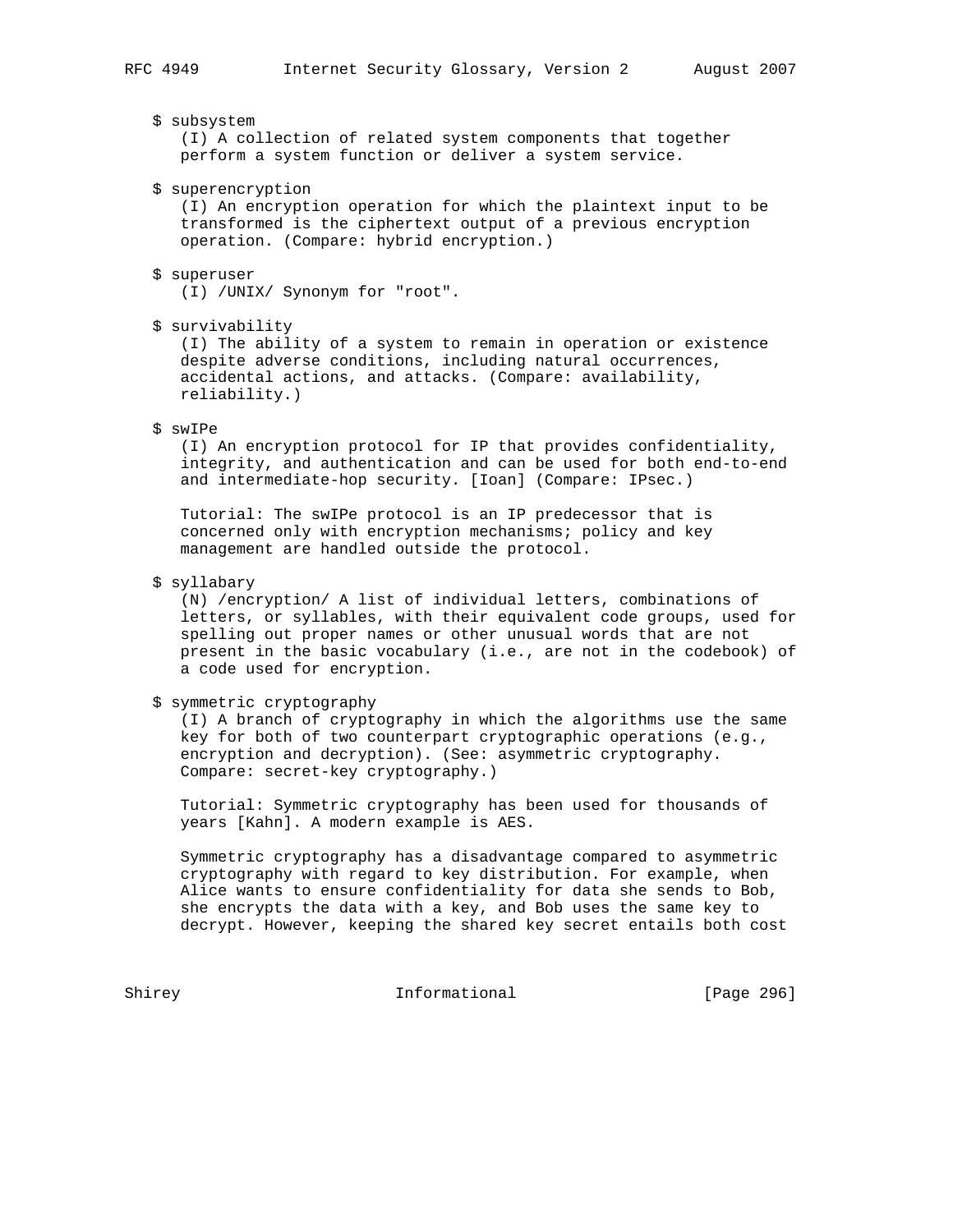$ subsystem

(I) A collection of related system components that together perform a system function or deliver a system service.

$ superencryption

(I) An encryption operation for which the plaintext input to be transformed is the ciphertext output of a previous encryption operation. (Compare: hybrid encryption.)

$ superuser

(I) /UNIX/ Synonym for "root".

$ survivability

(I) The ability of a system to remain in operation or existence despite adverse conditions, including natural occurrences, accidental actions, and attacks. (Compare: availability, reliability.)

$ swIPe

(I) An encryption protocol for IP that provides confidentiality, integrity, and authentication and can be used for both end-to-end and intermediate-hop security. [Ioan] (Compare: IPsec.)

Tutorial: The swIPe protocol is an IP predecessor that is concerned only with encryption mechanisms; policy and key management are handled outside the protocol.

$ syllabary

(N) /encryption/ A list of individual letters, combinations of letters, or syllables, with their equivalent code groups, used for spelling out proper names or other unusual words that are not present in the basic vocabulary (i.e., are not in the codebook) of a code used for encryption.

$ symmetric cryptography

(I) A branch of cryptography in which the algorithms use the same key for both of two counterpart cryptographic operations (e.g., encryption and decryption). (See: asymmetric cryptography. Compare: secret-key cryptography.)

Tutorial: Symmetric cryptography has been used for thousands of years [Kahn]. A modern example is AES.

Symmetric cryptography has a disadvantage compared to asymmetric cryptography with regard to key distribution. For example, when Alice wants to ensure confidentiality for data she sends to Bob, she encrypts the data with a key, and Bob uses the same key to decrypt. However, keeping the shared key secret entails both cost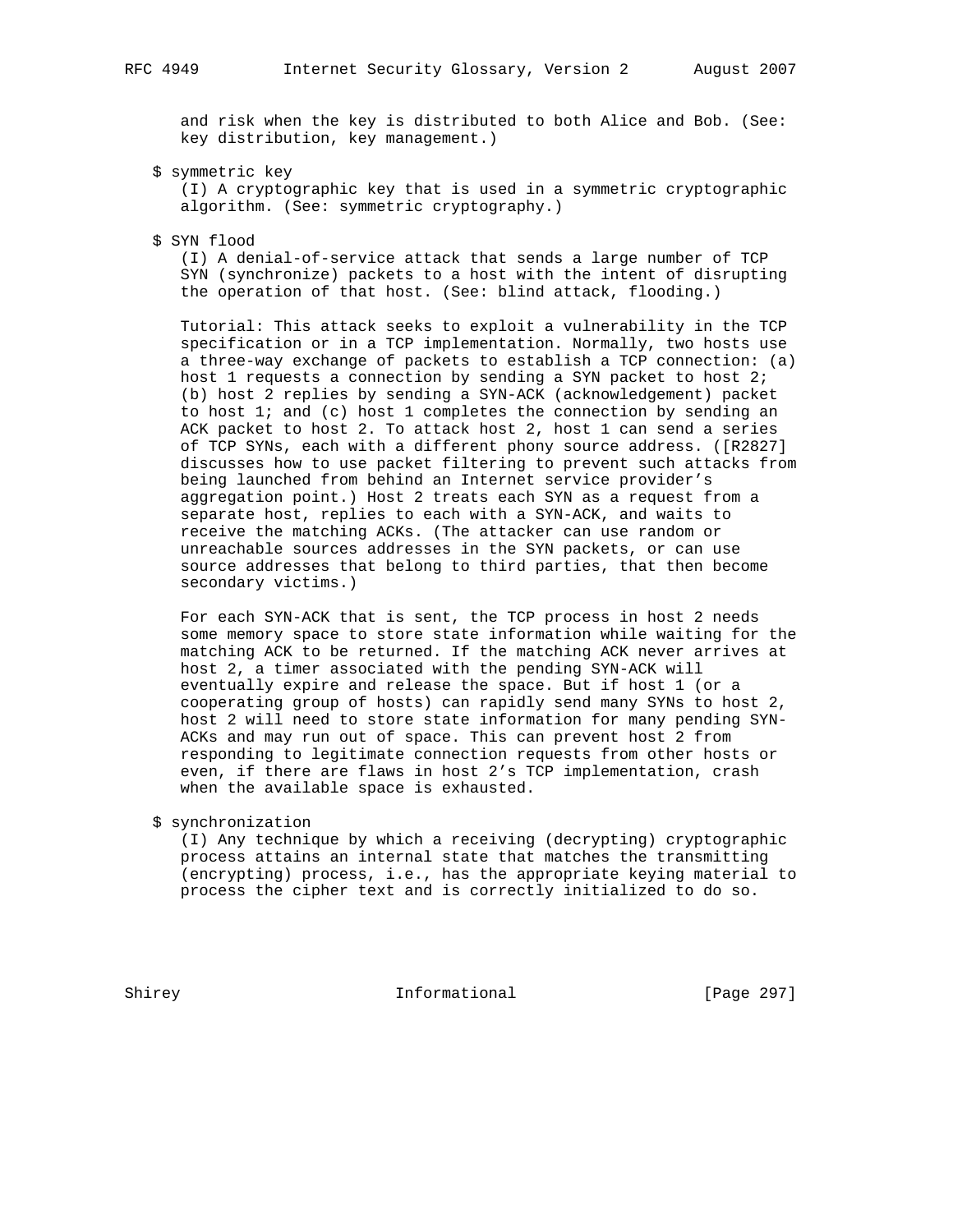and risk when the key is distributed to both Alice and Bob. (See: key distribution, key management.)

$ symmetric key

(I) A cryptographic key that is used in a symmetric cryptographic algorithm. (See: symmetric cryptography.)

$ SYN flood

(I) A denial-of-service attack that sends a large number of TCP SYN (synchronize) packets to a host with the intent of disrupting the operation of that host. (See: blind attack, flooding.)

Tutorial: This attack seeks to exploit a vulnerability in the TCP specification or in a TCP implementation. Normally, two hosts use a three-way exchange of packets to establish a TCP connection: (a) host 1 requests a connection by sending a SYN packet to host 2; (b) host 2 replies by sending a SYN-ACK (acknowledgement) packet to host 1; and (c) host 1 completes the connection by sending an ACK packet to host 2. To attack host 2, host 1 can send a series of TCP SYNs, each with a different phony source address. ([R2827] discusses how to use packet filtering to prevent such attacks from being launched from behind an Internet service provider's aggregation point.) Host 2 treats each SYN as a request from a separate host, replies to each with a SYN-ACK, and waits to receive the matching ACKs. (The attacker can use random or unreachable sources addresses in the SYN packets, or can use source addresses that belong to third parties, that then become secondary victims.)

For each SYN-ACK that is sent, the TCP process in host 2 needs some memory space to store state information while waiting for the matching ACK to be returned. If the matching ACK never arrives at host 2, a timer associated with the pending SYN-ACK will eventually expire and release the space. But if host 1 (or a cooperating group of hosts) can rapidly send many SYNs to host 2, host 2 will need to store state information for many pending SYN-ACKs and may run out of space. This can prevent host 2 from responding to legitimate connection requests from other hosts or even, if there are flaws in host 2's TCP implementation, crash when the available space is exhausted.

$ synchronization

(I) Any technique by which a receiving (decrypting) cryptographic process attains an internal state that matches the transmitting (encrypting) process, i.e., has the appropriate keying material to process the cipher text and is correctly initialized to do so.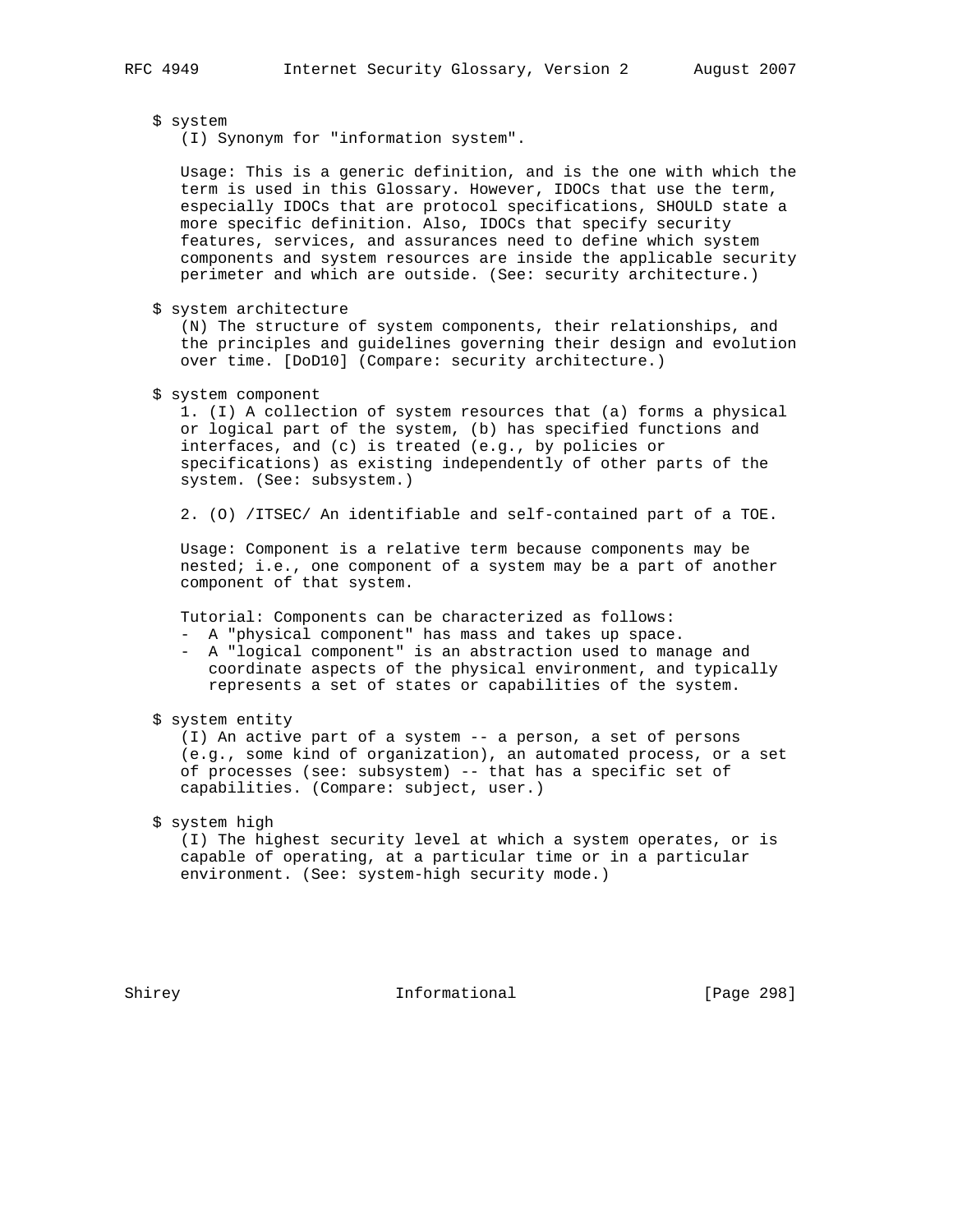$ system
(I) Synonym for "information system".

Usage: This is a generic definition, and is the one with which the term is used in this Glossary. However, IDOCs that use the term, especially IDOCs that are protocol specifications, SHOULD state a more specific definition. Also, IDOCs that specify security features, services, and assurances need to define which system components and system resources are inside the applicable security perimeter and which are outside. (See: security architecture.)

$ system architecture
(N) The structure of system components, their relationships, and the principles and guidelines governing their design and evolution over time. [DoD10] (Compare: security architecture.)

$ system component
1. (I) A collection of system resources that (a) forms a physical or logical part of the system, (b) has specified functions and interfaces, and (c) is treated (e.g., by policies or specifications) as existing independently of other parts of the system. (See: subsystem.)

2. (O) /ITSEC/ An identifiable and self-contained part of a TOE.

Usage: Component is a relative term because components may be nested; i.e., one component of a system may be a part of another component of that system.

Tutorial: Components can be characterized as follows:
- A "physical component" has mass and takes up space.
- A "logical component" is an abstraction used to manage and coordinate aspects of the physical environment, and typically represents a set of states or capabilities of the system.

$ system entity
(I) An active part of a system -- a person, a set of persons (e.g., some kind of organization), an automated process, or a set of processes (see: subsystem) -- that has a specific set of capabilities. (Compare: subject, user.)

$ system high
(I) The highest security level at which a system operates, or is capable of operating, at a particular time or in a particular environment. (See: system-high security mode.)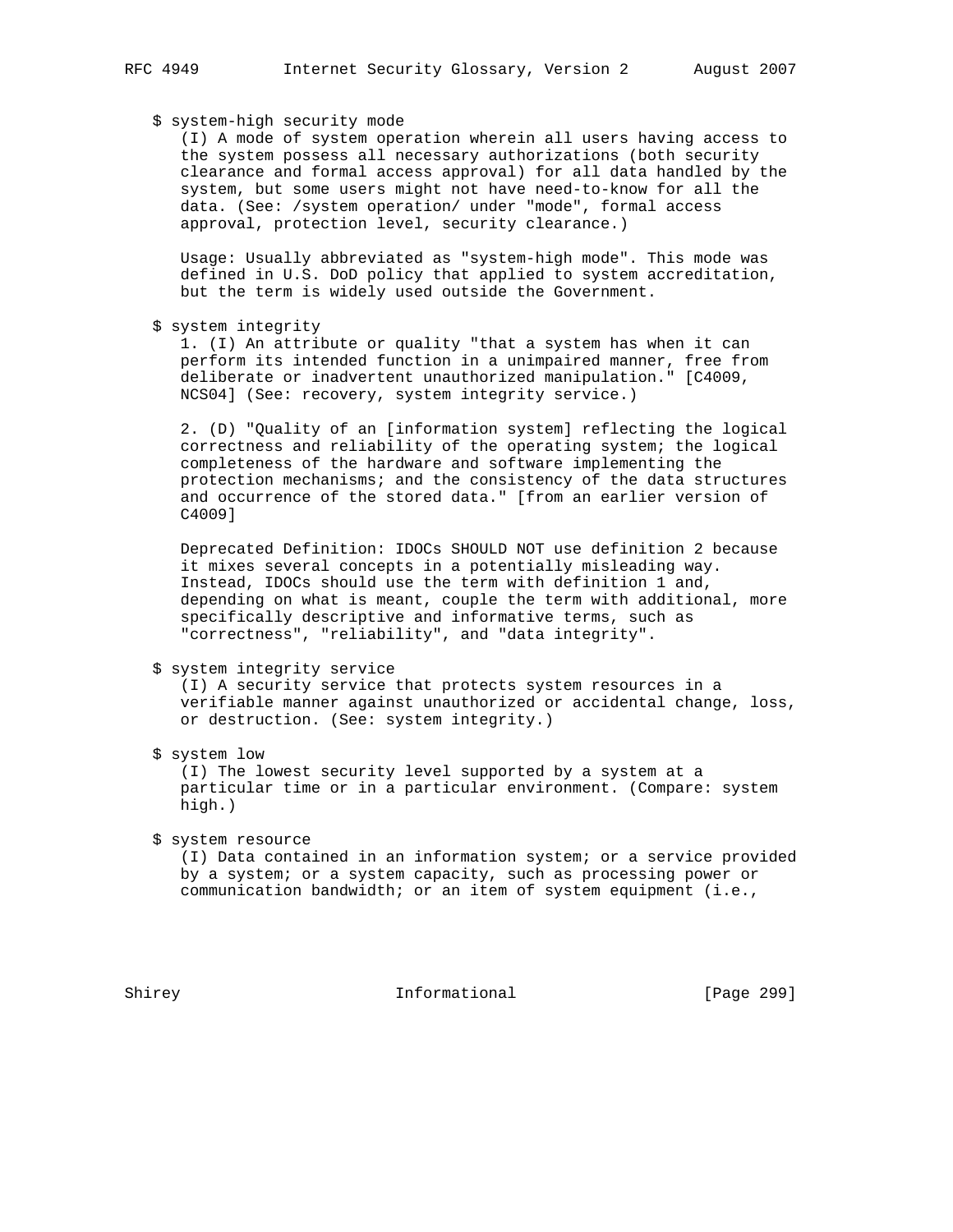$ system-high security mode

(I) A mode of system operation wherein all users having access to the system possess all necessary authorizations (both security clearance and formal access approval) for all data handled by the system, but some users might not have need-to-know for all the data. (See: /system operation/ under "mode", formal access approval, protection level, security clearance.)

Usage: Usually abbreviated as "system-high mode". This mode was defined in U.S. DoD policy that applied to system accreditation, but the term is widely used outside the Government.

$ system integrity

1. (I) An attribute or quality "that a system has when it can perform its intended function in a unimpaired manner, free from deliberate or inadvertent unauthorized manipulation." [C4009, NCS04] (See: recovery, system integrity service.)

2. (D) "Quality of an [information system] reflecting the logical correctness and reliability of the operating system; the logical completeness of the hardware and software implementing the protection mechanisms; and the consistency of the data structures and occurrence of the stored data." [from an earlier version of C4009]

Deprecated Definition: IDOCs SHOULD NOT use definition 2 because it mixes several concepts in a potentially misleading way. Instead, IDOCs should use the term with definition 1 and, depending on what is meant, couple the term with additional, more specifically descriptive and informative terms, such as "correctness", "reliability", and "data integrity".

$ system integrity service

(I) A security service that protects system resources in a verifiable manner against unauthorized or accidental change, loss, or destruction. (See: system integrity.)

$ system low

(I) The lowest security level supported by a system at a particular time or in a particular environment. (Compare: system high.)

$ system resource

(I) Data contained in an information system; or a service provided by a system; or a system capacity, such as processing power or communication bandwidth; or an item of system equipment (i.e.,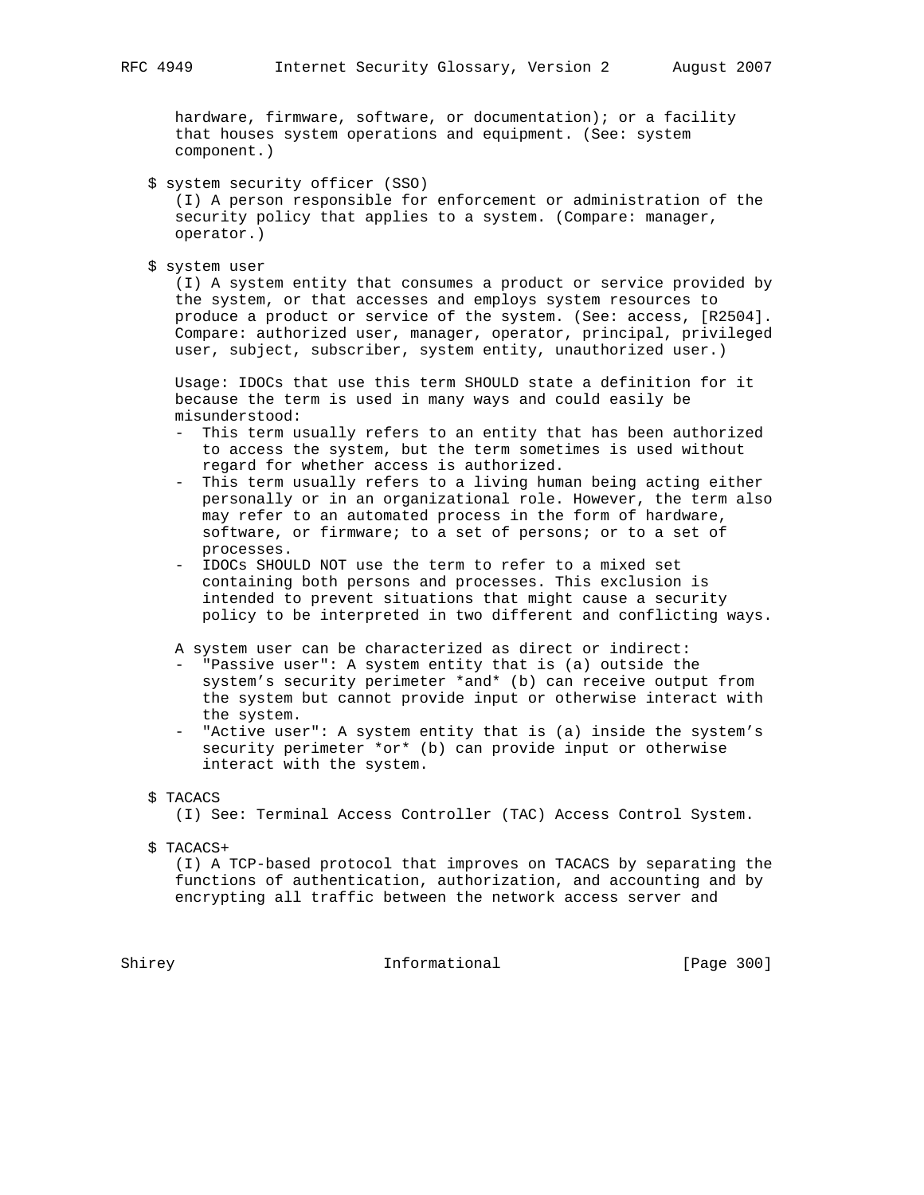hardware, firmware, software, or documentation); or a facility that houses system operations and equipment. (See: system component.)

$ system security officer (SSO)

(I) A person responsible for enforcement or administration of the security policy that applies to a system. (Compare: manager, operator.)

$ system user

(I) A system entity that consumes a product or service provided by the system, or that accesses and employs system resources to produce a product or service of the system. (See: access, [R2504]. Compare: authorized user, manager, operator, principal, privileged user, subject, subscriber, system entity, unauthorized user.)

Usage: IDOCs that use this term SHOULD state a definition for it because the term is used in many ways and could easily be misunderstood:

- This term usually refers to an entity that has been authorized to access the system, but the term sometimes is used without regard for whether access is authorized.
- This term usually refers to a living human being acting either personally or in an organizational role. However, the term also may refer to an automated process in the form of hardware, software, or firmware; to a set of persons; or to a set of processes.
- IDOCs SHOULD NOT use the term to refer to a mixed set containing both persons and processes. This exclusion is intended to prevent situations that might cause a security policy to be interpreted in two different and conflicting ways.

A system user can be characterized as direct or indirect:

- "Passive user": A system entity that is (a) outside the system's security perimeter *and* (b) can receive output from the system but cannot provide input or otherwise interact with the system.
- "Active user": A system entity that is (a) inside the system's security perimeter *or* (b) can provide input or otherwise interact with the system.

$ TACACS

(I) See: Terminal Access Controller (TAC) Access Control System.

$ TACACS+

(I) A TCP-based protocol that improves on TACACS by separating the functions of authentication, authorization, and accounting and by encrypting all traffic between the network access server and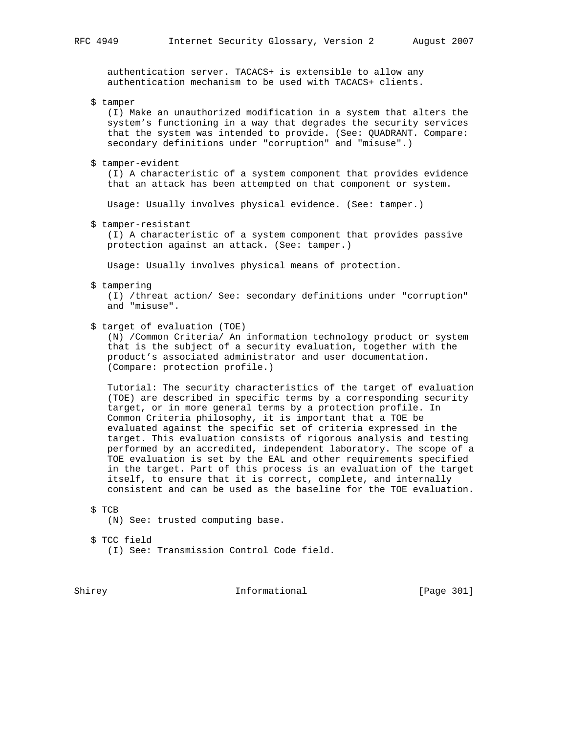authentication server. TACACS+ is extensible to allow any authentication mechanism to be used with TACACS+ clients.

$ tamper
(I) Make an unauthorized modification in a system that alters the system's functioning in a way that degrades the security services that the system was intended to provide. (See: QUADRANT. Compare: secondary definitions under "corruption" and "misuse".)

$ tamper-evident
(I) A characteristic of a system component that provides evidence that an attack has been attempted on that component or system.

Usage: Usually involves physical evidence. (See: tamper.)

$ tamper-resistant
(I) A characteristic of a system component that provides passive protection against an attack. (See: tamper.)

Usage: Usually involves physical means of protection.

$ tampering
(I) /threat action/ See: secondary definitions under "corruption" and "misuse".

$ target of evaluation (TOE)
(N) /Common Criteria/ An information technology product or system that is the subject of a security evaluation, together with the product's associated administrator and user documentation. (Compare: protection profile.)

Tutorial: The security characteristics of the target of evaluation (TOE) are described in specific terms by a corresponding security target, or in more general terms by a protection profile. In Common Criteria philosophy, it is important that a TOE be evaluated against the specific set of criteria expressed in the target. This evaluation consists of rigorous analysis and testing performed by an accredited, independent laboratory. The scope of a TOE evaluation is set by the EAL and other requirements specified in the target. Part of this process is an evaluation of the target itself, to ensure that it is correct, complete, and internally consistent and can be used as the baseline for the TOE evaluation.

$ TCB
(N) See: trusted computing base.

$ TCC field
(I) See: Transmission Control Code field.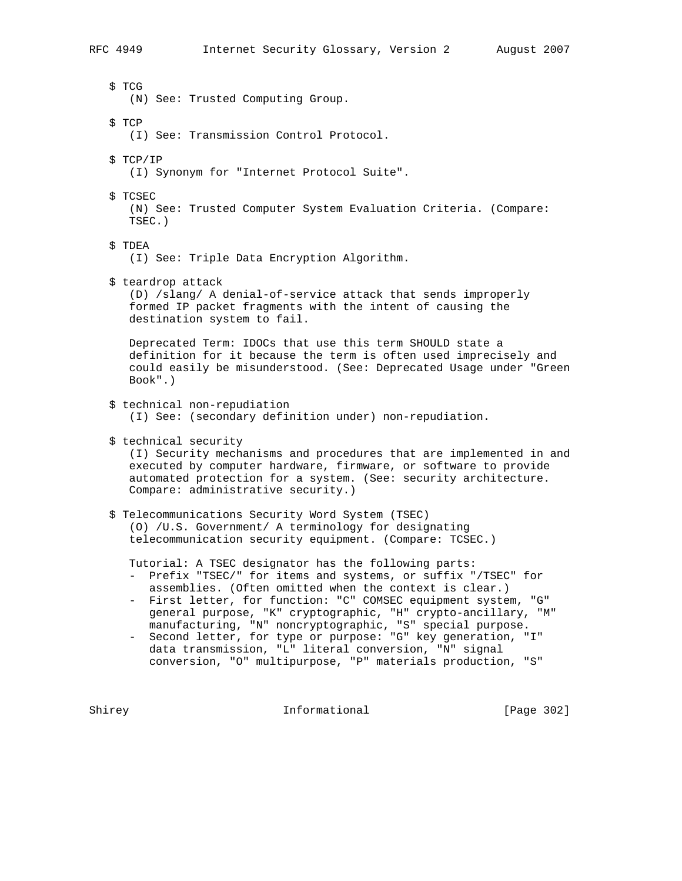$ TCG
(N) See: Trusted Computing Group.

$ TCP
(I) See: Transmission Control Protocol.

$ TCP/IP
(I) Synonym for "Internet Protocol Suite".

$ TCSEC
(N) See: Trusted Computer System Evaluation Criteria. (Compare: TSEC.)

$ TDEA
(I) See: Triple Data Encryption Algorithm.

$ teardrop attack
(D) /slang/ A denial-of-service attack that sends improperly formed IP packet fragments with the intent of causing the destination system to fail.

Deprecated Term: IDOCs that use this term SHOULD state a definition for it because the term is often used imprecisely and could easily be misunderstood. (See: Deprecated Usage under "Green Book".)

$ technical non-repudiation
(I) See: (secondary definition under) non-repudiation.

$ technical security
(I) Security mechanisms and procedures that are implemented in and executed by computer hardware, firmware, or software to provide automated protection for a system. (See: security architecture. Compare: administrative security.)

$ Telecommunications Security Word System (TSEC)
(O) /U.S. Government/ A terminology for designating telecommunication security equipment. (Compare: TCSEC.)

Tutorial: A TSEC designator has the following parts:

- Prefix "TSEC/" for items and systems, or suffix "/TSEC" for assemblies. (Often omitted when the context is clear.)
- First letter, for function: "C" COMSEC equipment system, "G" general purpose, "K" cryptographic, "H" crypto-ancillary, "M" manufacturing, "N" noncryptographic, "S" special purpose.
- Second letter, for type or purpose: "G" key generation, "I" data transmission, "L" literal conversion, "N" signal conversion, "O" multipurpose, "P" materials production, "S"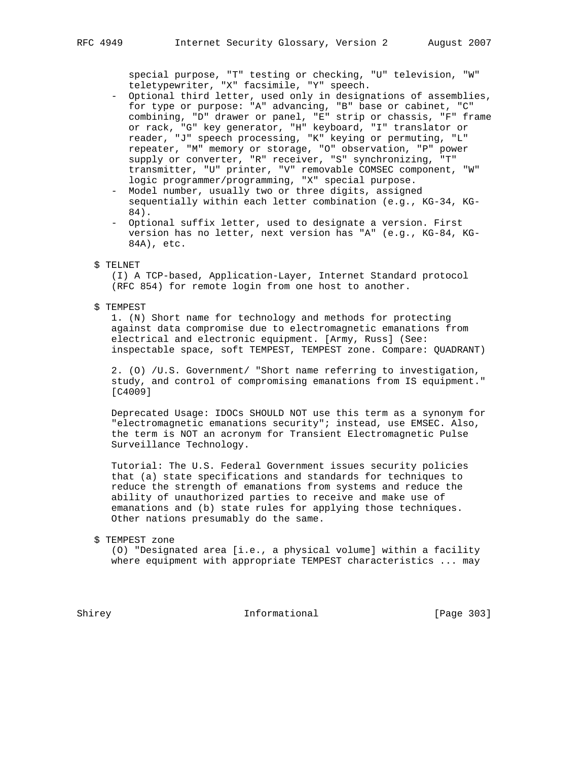special purpose, "T" testing or checking, "U" television, "W" teletypewriter, "X" facsimile, "Y" speech.

- Optional third letter, used only in designations of assemblies, for type or purpose: "A" advancing, "B" base or cabinet, "C" combining, "D" drawer or panel, "E" strip or chassis, "F" frame or rack, "G" key generator, "H" keyboard, "I" translator or reader, "J" speech processing, "K" keying or permuting, "L" repeater, "M" memory or storage, "O" observation, "P" power supply or converter, "R" receiver, "S" synchronizing, "T" transmitter, "U" printer, "V" removable COMSEC component, "W" logic programmer/programming, "X" special purpose.
- Model number, usually two or three digits, assigned sequentially within each letter combination (e.g., KG-34, KG-84).
- Optional suffix letter, used to designate a version. First version has no letter, next version has "A" (e.g., KG-84, KG-84A), etc.

$ TELNET

(I) A TCP-based, Application-Layer, Internet Standard protocol (RFC 854) for remote login from one host to another.

$ TEMPEST

1. (N) Short name for technology and methods for protecting against data compromise due to electromagnetic emanations from electrical and electronic equipment. [Army, Russ] (See: inspectable space, soft TEMPEST, TEMPEST zone. Compare: QUADRANT)

2. (O) /U.S. Government/ "Short name referring to investigation, study, and control of compromising emanations from IS equipment." [C4009]

Deprecated Usage: IDOCs SHOULD NOT use this term as a synonym for "electromagnetic emanations security"; instead, use EMSEC. Also, the term is NOT an acronym for Transient Electromagnetic Pulse Surveillance Technology.

Tutorial: The U.S. Federal Government issues security policies that (a) state specifications and standards for techniques to reduce the strength of emanations from systems and reduce the ability of unauthorized parties to receive and make use of emanations and (b) state rules for applying those techniques. Other nations presumably do the same.

$ TEMPEST zone

(O) "Designated area [i.e., a physical volume] within a facility where equipment with appropriate TEMPEST characteristics ... may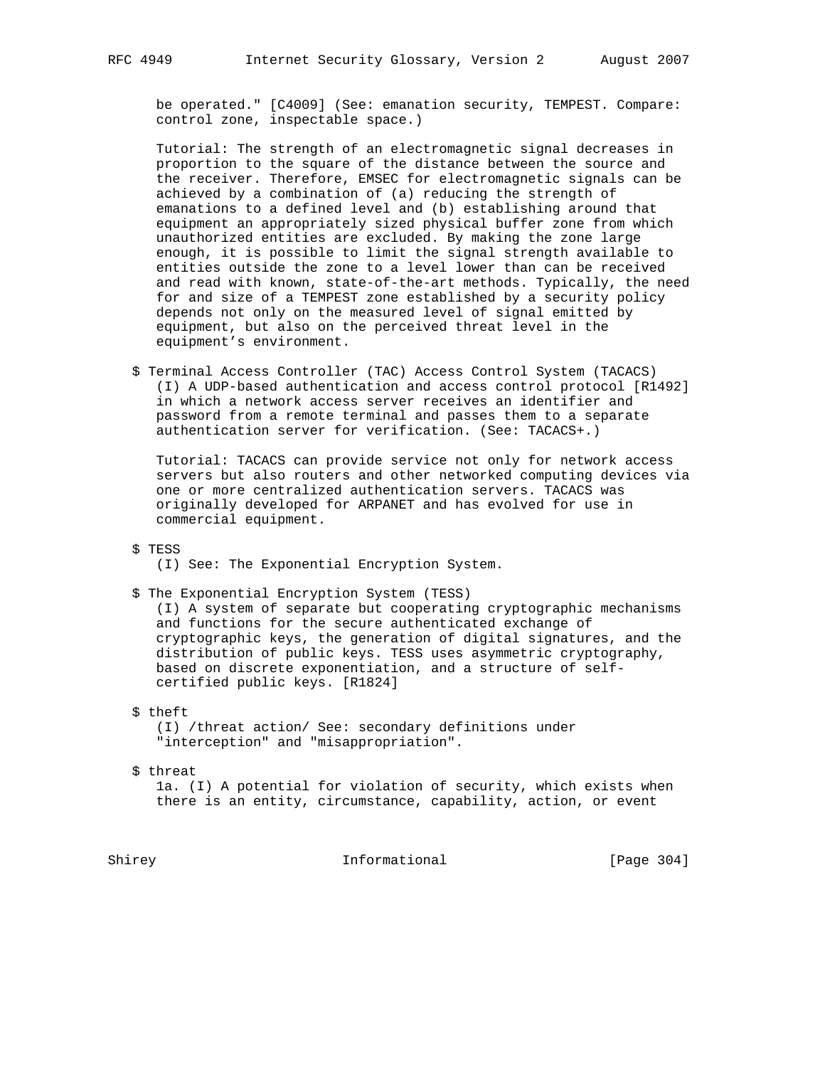be operated." [C4009] (See: emanation security, TEMPEST. Compare: control zone, inspectable space.)

Tutorial: The strength of an electromagnetic signal decreases in proportion to the square of the distance between the source and the receiver. Therefore, EMSEC for electromagnetic signals can be achieved by a combination of (a) reducing the strength of emanations to a defined level and (b) establishing around that equipment an appropriately sized physical buffer zone from which unauthorized entities are excluded. By making the zone large enough, it is possible to limit the signal strength available to entities outside the zone to a level lower than can be received and read with known, state-of-the-art methods. Typically, the need for and size of a TEMPEST zone established by a security policy depends not only on the measured level of signal emitted by equipment, but also on the perceived threat level in the equipment's environment.

$ Terminal Access Controller (TAC) Access Control System (TACACS)
(I) A UDP-based authentication and access control protocol [R1492] in which a network access server receives an identifier and password from a remote terminal and passes them to a separate authentication server for verification. (See: TACACS+.)

Tutorial: TACACS can provide service not only for network access servers but also routers and other networked computing devices via one or more centralized authentication servers. TACACS was originally developed for ARPANET and has evolved for use in commercial equipment.

$ TESS
(I) See: The Exponential Encryption System.

$ The Exponential Encryption System (TESS)
(I) A system of separate but cooperating cryptographic mechanisms and functions for the secure authenticated exchange of cryptographic keys, the generation of digital signatures, and the distribution of public keys. TESS uses asymmetric cryptography, based on discrete exponentiation, and a structure of self-certified public keys. [R1824]

$ theft
(I) /threat action/ See: secondary definitions under "interception" and "misappropriation".

$ threat
1a. (I) A potential for violation of security, which exists when there is an entity, circumstance, capability, action, or event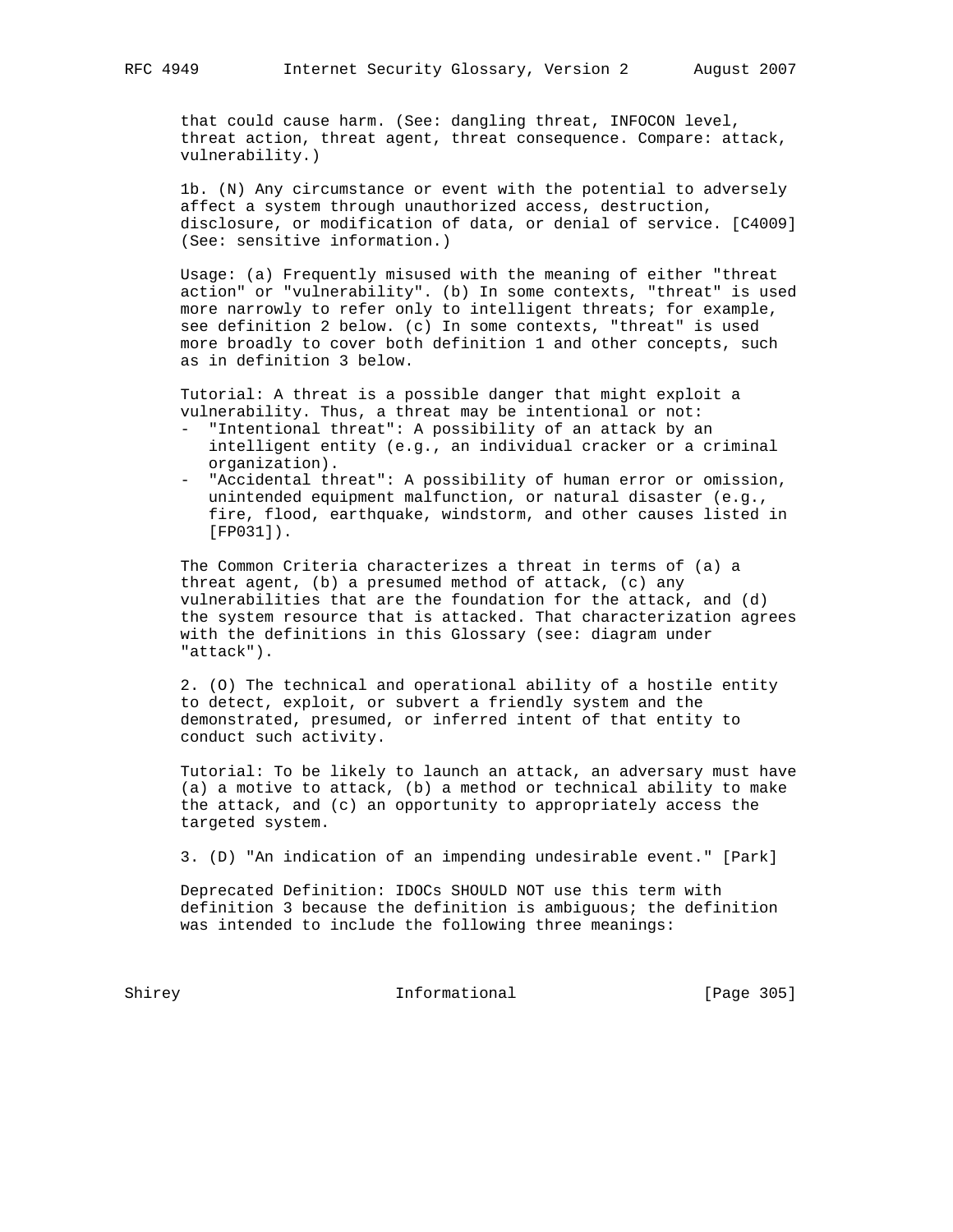that could cause harm. (See: dangling threat, INFOCON level, threat action, threat agent, threat consequence. Compare: attack, vulnerability.)

1b. (N) Any circumstance or event with the potential to adversely affect a system through unauthorized access, destruction, disclosure, or modification of data, or denial of service. [C4009] (See: sensitive information.)

Usage: (a) Frequently misused with the meaning of either "threat action" or "vulnerability". (b) In some contexts, "threat" is used more narrowly to refer only to intelligent threats; for example, see definition 2 below. (c) In some contexts, "threat" is used more broadly to cover both definition 1 and other concepts, such as in definition 3 below.

Tutorial: A threat is a possible danger that might exploit a vulnerability. Thus, a threat may be intentional or not:

- "Intentional threat": A possibility of an attack by an intelligent entity (e.g., an individual cracker or a criminal organization).
- "Accidental threat": A possibility of human error or omission, unintended equipment malfunction, or natural disaster (e.g., fire, flood, earthquake, windstorm, and other causes listed in [FP031]).

The Common Criteria characterizes a threat in terms of (a) a threat agent, (b) a presumed method of attack, (c) any vulnerabilities that are the foundation for the attack, and (d) the system resource that is attacked. That characterization agrees with the definitions in this Glossary (see: diagram under "attack").

2. (O) The technical and operational ability of a hostile entity to detect, exploit, or subvert a friendly system and the demonstrated, presumed, or inferred intent of that entity to conduct such activity.

Tutorial: To be likely to launch an attack, an adversary must have (a) a motive to attack, (b) a method or technical ability to make the attack, and (c) an opportunity to appropriately access the targeted system.

3. (D) "An indication of an impending undesirable event." [Park]

Deprecated Definition: IDOCs SHOULD NOT use this term with definition 3 because the definition is ambiguous; the definition was intended to include the following three meanings: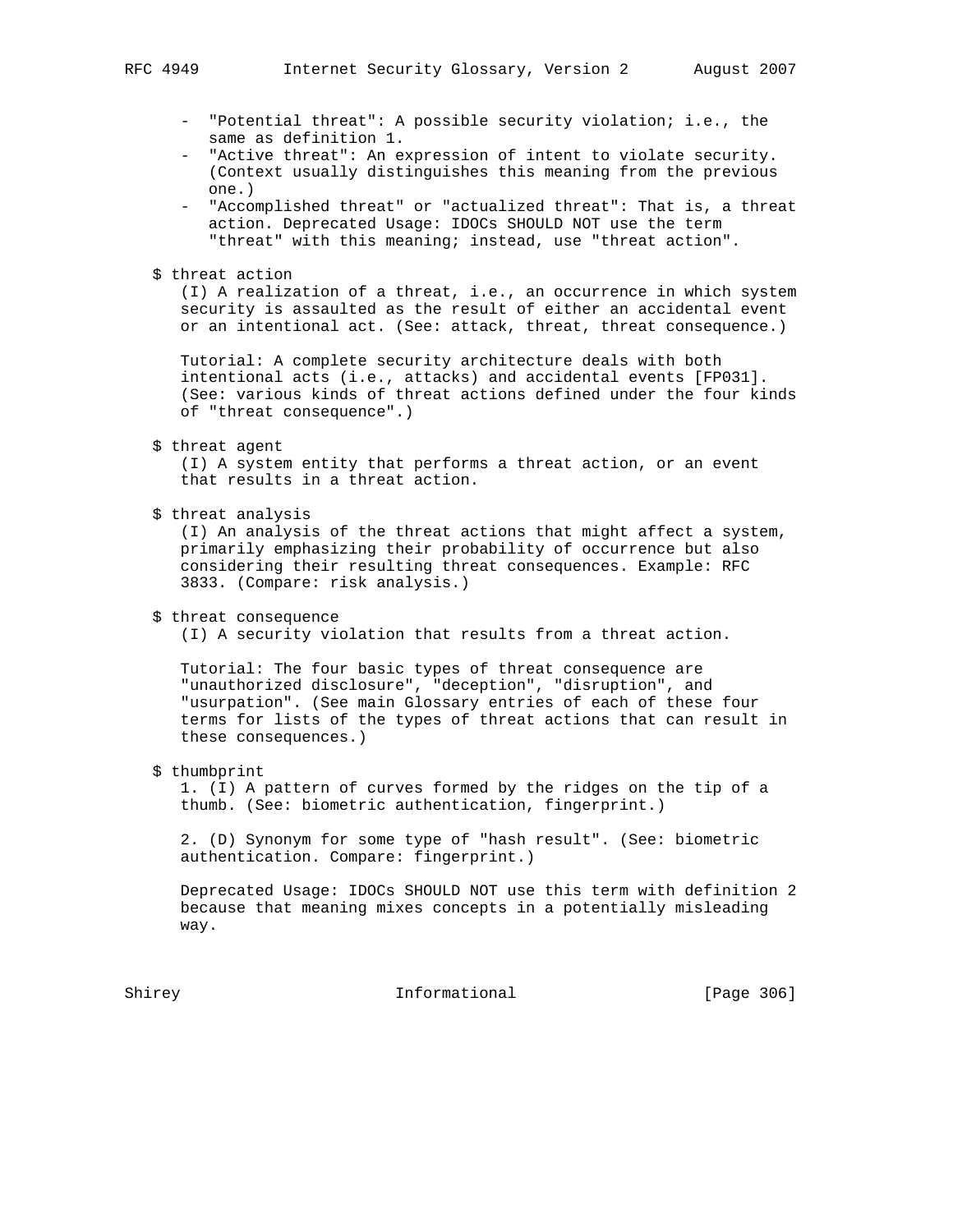- "Potential threat": A possible security violation; i.e., the same as definition 1.
- "Active threat": An expression of intent to violate security. (Context usually distinguishes this meaning from the previous one.)
- "Accomplished threat" or "actualized threat": That is, a threat action. Deprecated Usage: IDOCs SHOULD NOT use the term "threat" with this meaning; instead, use "threat action".

$ threat action

(I) A realization of a threat, i.e., an occurrence in which system security is assaulted as the result of either an accidental event or an intentional act. (See: attack, threat, threat consequence.)

Tutorial: A complete security architecture deals with both intentional acts (i.e., attacks) and accidental events [FP031]. (See: various kinds of threat actions defined under the four kinds of "threat consequence".)

$ threat agent

(I) A system entity that performs a threat action, or an event that results in a threat action.

$ threat analysis

(I) An analysis of the threat actions that might affect a system, primarily emphasizing their probability of occurrence but also considering their resulting threat consequences. Example: RFC 3833. (Compare: risk analysis.)

$ threat consequence

(I) A security violation that results from a threat action.

Tutorial: The four basic types of threat consequence are "unauthorized disclosure", "deception", "disruption", and "usurpation". (See main Glossary entries of each of these four terms for lists of the types of threat actions that can result in these consequences.)

$ thumbprint

1. (I) A pattern of curves formed by the ridges on the tip of a thumb. (See: biometric authentication, fingerprint.)

2. (D) Synonym for some type of "hash result". (See: biometric authentication. Compare: fingerprint.)

Deprecated Usage: IDOCs SHOULD NOT use this term with definition 2 because that meaning mixes concepts in a potentially misleading way.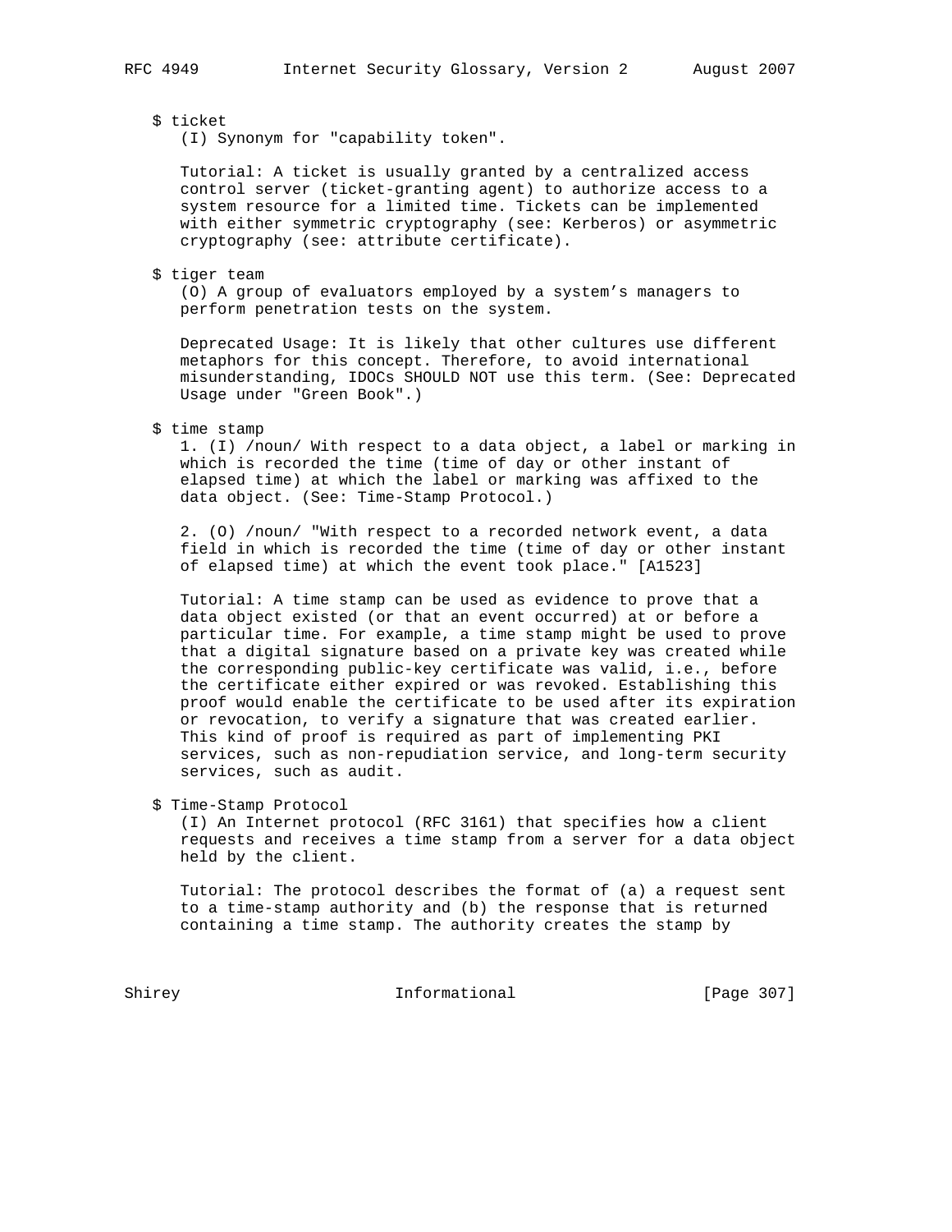$ ticket
(I) Synonym for "capability token".

Tutorial: A ticket is usually granted by a centralized access control server (ticket-granting agent) to authorize access to a system resource for a limited time. Tickets can be implemented with either symmetric cryptography (see: Kerberos) or asymmetric cryptography (see: attribute certificate).

$ tiger team
(O) A group of evaluators employed by a system's managers to perform penetration tests on the system.

Deprecated Usage: It is likely that other cultures use different metaphors for this concept. Therefore, to avoid international misunderstanding, IDOCs SHOULD NOT use this term. (See: Deprecated Usage under "Green Book".)

$ time stamp
1. (I) /noun/ With respect to a data object, a label or marking in which is recorded the time (time of day or other instant of elapsed time) at which the label or marking was affixed to the data object. (See: Time-Stamp Protocol.)

2. (O) /noun/ "With respect to a recorded network event, a data field in which is recorded the time (time of day or other instant of elapsed time) at which the event took place." [A1523]

Tutorial: A time stamp can be used as evidence to prove that a data object existed (or that an event occurred) at or before a particular time. For example, a time stamp might be used to prove that a digital signature based on a private key was created while the corresponding public-key certificate was valid, i.e., before the certificate either expired or was revoked. Establishing this proof would enable the certificate to be used after its expiration or revocation, to verify a signature that was created earlier. This kind of proof is required as part of implementing PKI services, such as non-repudiation service, and long-term security services, such as audit.

$ Time-Stamp Protocol
(I) An Internet protocol (RFC 3161) that specifies how a client requests and receives a time stamp from a server for a data object held by the client.

Tutorial: The protocol describes the format of (a) a request sent to a time-stamp authority and (b) the response that is returned containing a time stamp. The authority creates the stamp by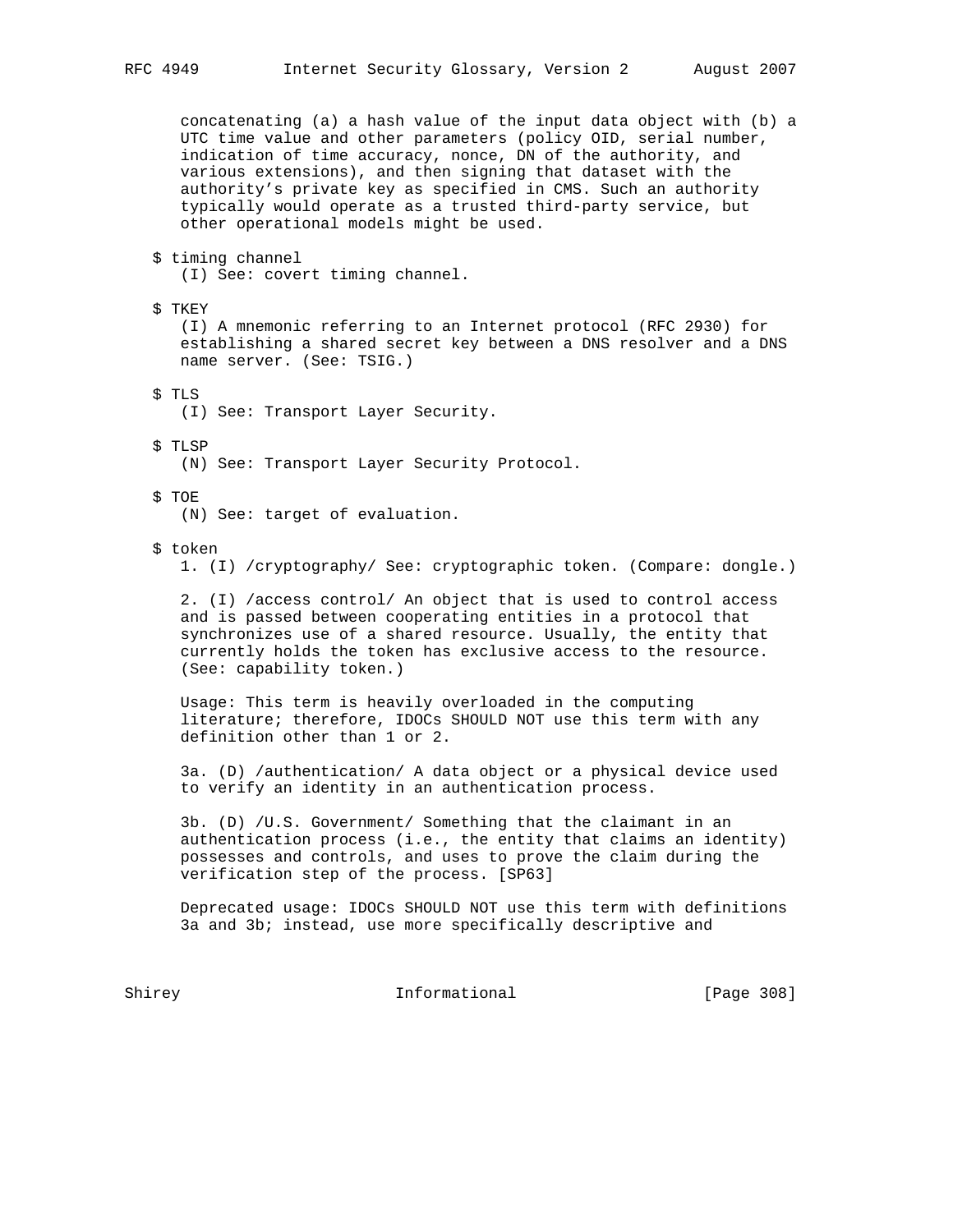concatenating (a) a hash value of the input data object with (b) a UTC time value and other parameters (policy OID, serial number, indication of time accuracy, nonce, DN of the authority, and various extensions), and then signing that dataset with the authority's private key as specified in CMS. Such an authority typically would operate as a trusted third-party service, but other operational models might be used.

$ timing channel
(I) See: covert timing channel.

$ TKEY
(I) A mnemonic referring to an Internet protocol (RFC 2930) for establishing a shared secret key between a DNS resolver and a DNS name server. (See: TSIG.)

$ TLS
(I) See: Transport Layer Security.

$ TLSP
(N) See: Transport Layer Security Protocol.

$ TOE
(N) See: target of evaluation.

$ token
1. (I) /cryptography/ See: cryptographic token. (Compare: dongle.)

2. (I) /access control/ An object that is used to control access and is passed between cooperating entities in a protocol that synchronizes use of a shared resource. Usually, the entity that currently holds the token has exclusive access to the resource. (See: capability token.)

Usage: This term is heavily overloaded in the computing literature; therefore, IDOCs SHOULD NOT use this term with any definition other than 1 or 2.

3a. (D) /authentication/ A data object or a physical device used to verify an identity in an authentication process.

3b. (D) /U.S. Government/ Something that the claimant in an authentication process (i.e., the entity that claims an identity) possesses and controls, and uses to prove the claim during the verification step of the process. [SP63]

Deprecated usage: IDOCs SHOULD NOT use this term with definitions 3a and 3b; instead, use more specifically descriptive and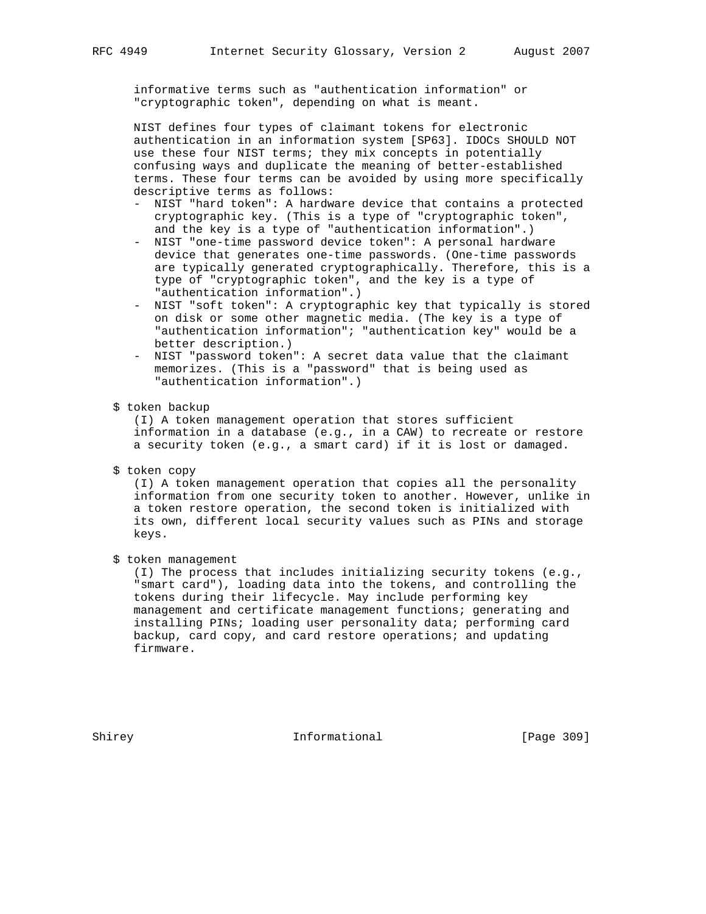informative terms such as "authentication information" or "cryptographic token", depending on what is meant.

NIST defines four types of claimant tokens for electronic authentication in an information system [SP63]. IDOCs SHOULD NOT use these four NIST terms; they mix concepts in potentially confusing ways and duplicate the meaning of better-established terms. These four terms can be avoided by using more specifically descriptive terms as follows:

- NIST "hard token": A hardware device that contains a protected cryptographic key. (This is a type of "cryptographic token", and the key is a type of "authentication information".)
- NIST "one-time password device token": A personal hardware device that generates one-time passwords. (One-time passwords are typically generated cryptographically. Therefore, this is a type of "cryptographic token", and the key is a type of "authentication information".)
- NIST "soft token": A cryptographic key that typically is stored on disk or some other magnetic media. (The key is a type of "authentication information"; "authentication key" would be a better description.)
- NIST "password token": A secret data value that the claimant memorizes. (This is a "password" that is being used as "authentication information".)

$ token backup

(I) A token management operation that stores sufficient information in a database (e.g., in a CAW) to recreate or restore a security token (e.g., a smart card) if it is lost or damaged.

$ token copy

(I) A token management operation that copies all the personality information from one security token to another. However, unlike in a token restore operation, the second token is initialized with its own, different local security values such as PINs and storage keys.

$ token management

(I) The process that includes initializing security tokens (e.g., "smart card"), loading data into the tokens, and controlling the tokens during their lifecycle. May include performing key management and certificate management functions; generating and installing PINs; loading user personality data; performing card backup, card copy, and card restore operations; and updating firmware.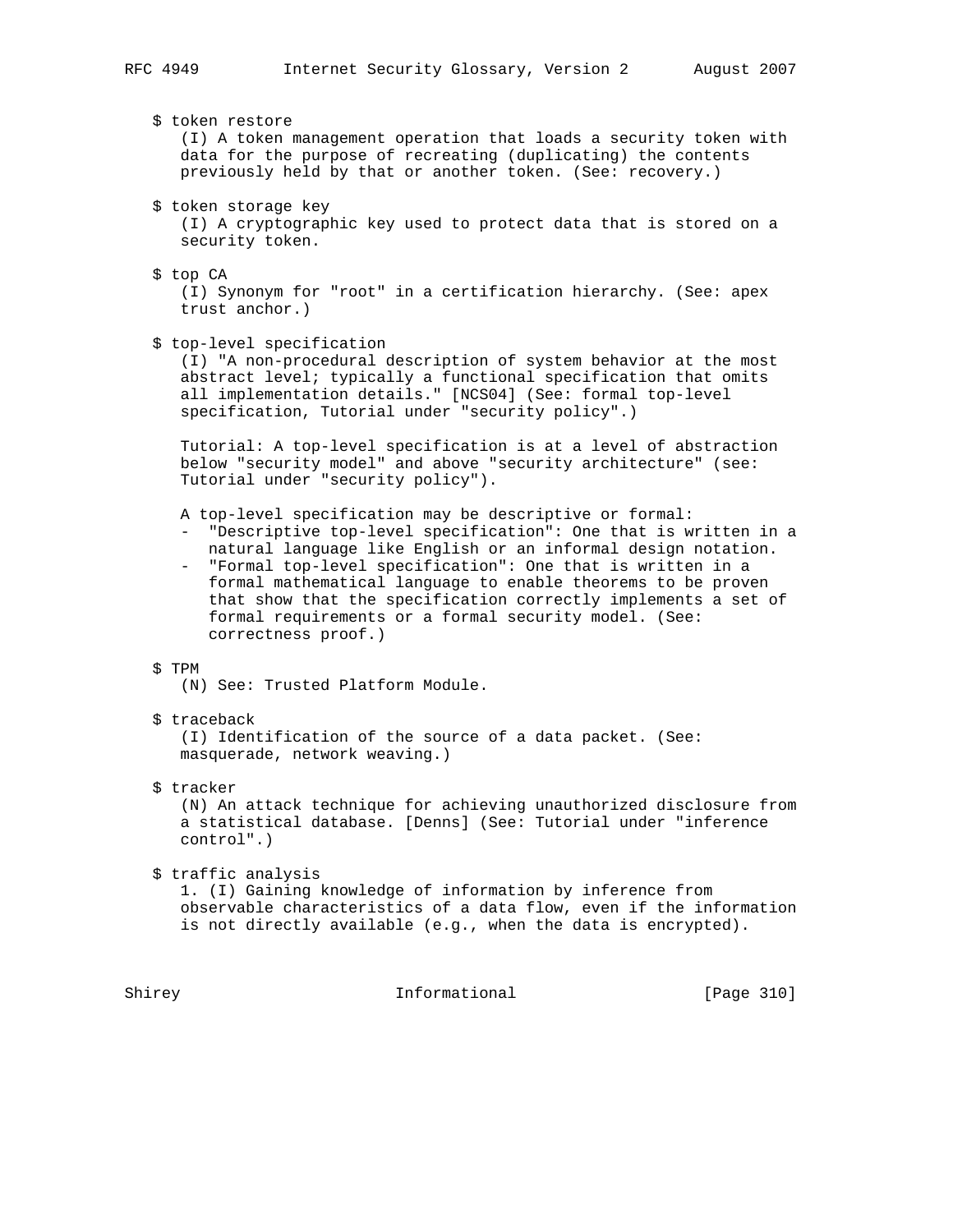$ token restore

(I) A token management operation that loads a security token with data for the purpose of recreating (duplicating) the contents previously held by that or another token. (See: recovery.)

$ token storage key

(I) A cryptographic key used to protect data that is stored on a security token.

$ top CA

(I) Synonym for "root" in a certification hierarchy. (See: apex trust anchor.)

$ top-level specification

(I) "A non-procedural description of system behavior at the most abstract level; typically a functional specification that omits all implementation details." [NCS04] (See: formal top-level specification, Tutorial under "security policy".)

Tutorial: A top-level specification is at a level of abstraction below "security model" and above "security architecture" (see: Tutorial under "security policy").

A top-level specification may be descriptive or formal:

- "Descriptive top-level specification": One that is written in a natural language like English or an informal design notation.
- "Formal top-level specification": One that is written in a formal mathematical language to enable theorems to be proven that show that the specification correctly implements a set of formal requirements or a formal security model. (See: correctness proof.)

$ TPM

(N) See: Trusted Platform Module.

$ traceback

(I) Identification of the source of a data packet. (See: masquerade, network weaving.)

$ tracker

(N) An attack technique for achieving unauthorized disclosure from a statistical database. [Denns] (See: Tutorial under "inference control".)

$ traffic analysis

1. (I) Gaining knowledge of information by inference from observable characteristics of a data flow, even if the information is not directly available (e.g., when the data is encrypted).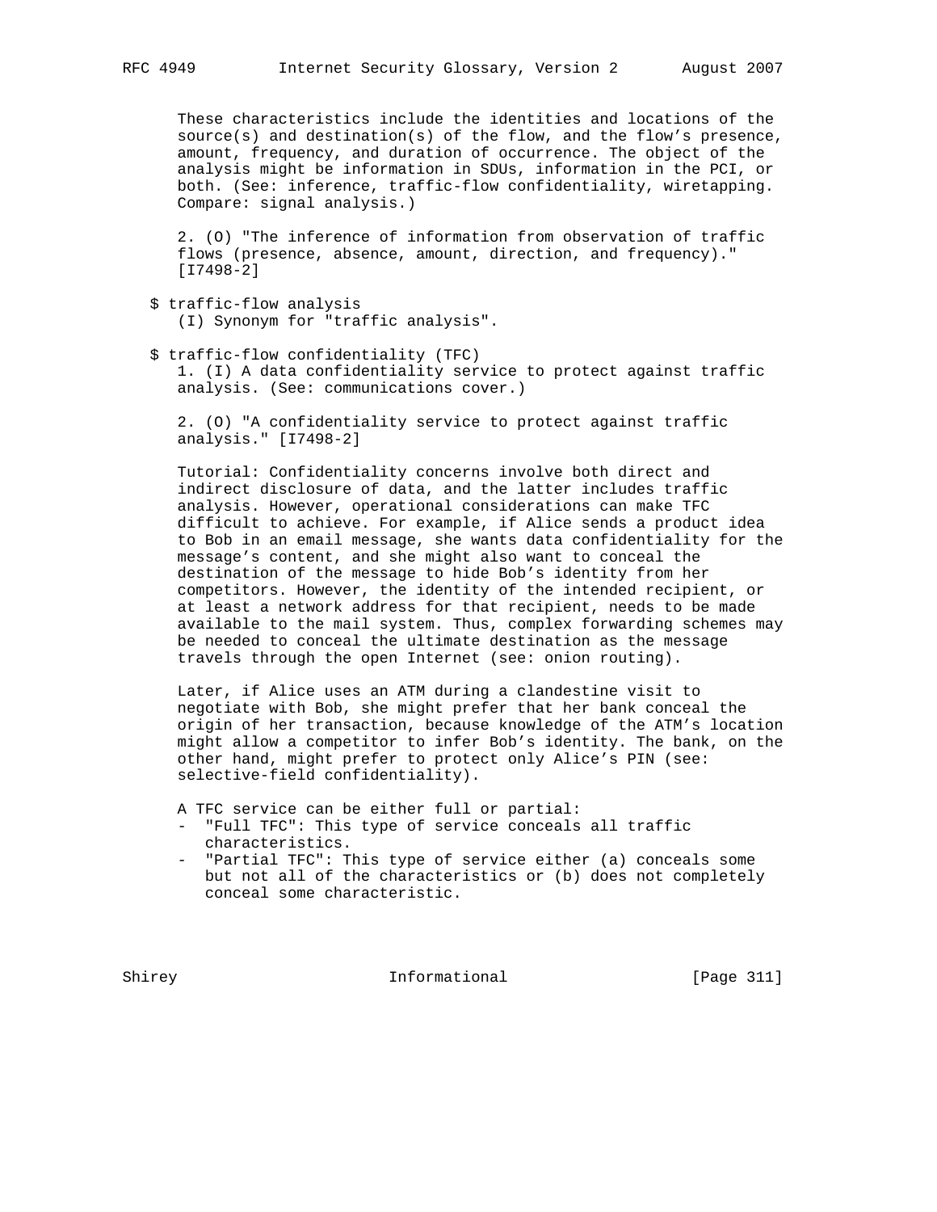These characteristics include the identities and locations of the source(s) and destination(s) of the flow, and the flow's presence, amount, frequency, and duration of occurrence. The object of the analysis might be information in SDUs, information in the PCI, or both. (See: inference, traffic-flow confidentiality, wiretapping. Compare: signal analysis.)

2. (O) "The inference of information from observation of traffic flows (presence, absence, amount, direction, and frequency)." [I7498-2]

$ traffic-flow analysis
(I) Synonym for "traffic analysis".

$ traffic-flow confidentiality (TFC)
1. (I) A data confidentiality service to protect against traffic analysis. (See: communications cover.)

2. (O) "A confidentiality service to protect against traffic analysis." [I7498-2]

Tutorial: Confidentiality concerns involve both direct and indirect disclosure of data, and the latter includes traffic analysis. However, operational considerations can make TFC difficult to achieve. For example, if Alice sends a product idea to Bob in an email message, she wants data confidentiality for the message's content, and she might also want to conceal the destination of the message to hide Bob's identity from her competitors. However, the identity of the intended recipient, or at least a network address for that recipient, needs to be made available to the mail system. Thus, complex forwarding schemes may be needed to conceal the ultimate destination as the message travels through the open Internet (see: onion routing).

Later, if Alice uses an ATM during a clandestine visit to negotiate with Bob, she might prefer that her bank conceal the origin of her transaction, because knowledge of the ATM's location might allow a competitor to infer Bob's identity. The bank, on the other hand, might prefer to protect only Alice's PIN (see: selective-field confidentiality).

A TFC service can be either full or partial:

- "Full TFC": This type of service conceals all traffic characteristics.
- "Partial TFC": This type of service either (a) conceals some but not all of the characteristics or (b) does not completely conceal some characteristic.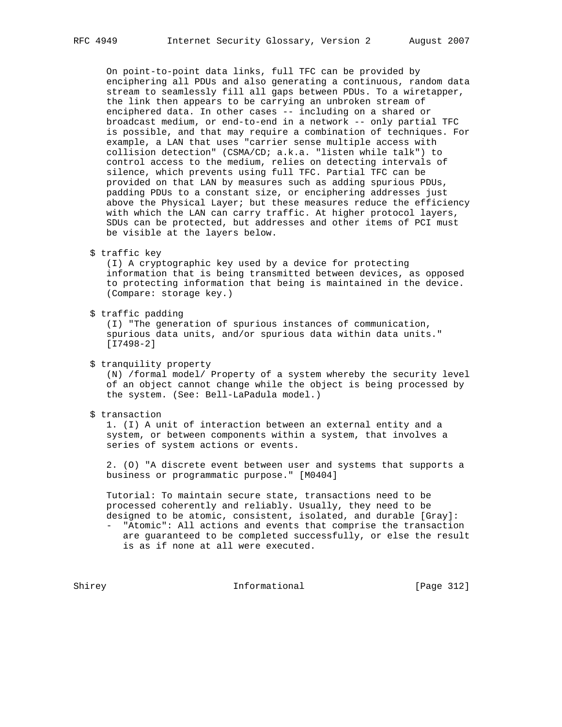On point-to-point data links, full TFC can be provided by enciphering all PDUs and also generating a continuous, random data stream to seamlessly fill all gaps between PDUs. To a wiretapper, the link then appears to be carrying an unbroken stream of enciphered data. In other cases -- including on a shared or broadcast medium, or end-to-end in a network -- only partial TFC is possible, and that may require a combination of techniques. For example, a LAN that uses "carrier sense multiple access with collision detection" (CSMA/CD; a.k.a. "listen while talk") to control access to the medium, relies on detecting intervals of silence, which prevents using full TFC. Partial TFC can be provided on that LAN by measures such as adding spurious PDUs, padding PDUs to a constant size, or enciphering addresses just above the Physical Layer; but these measures reduce the efficiency with which the LAN can carry traffic. At higher protocol layers, SDUs can be protected, but addresses and other items of PCI must be visible at the layers below.

$ traffic key
(I) A cryptographic key used by a device for protecting information that is being transmitted between devices, as opposed to protecting information that being is maintained in the device. (Compare: storage key.)

$ traffic padding
(I) "The generation of spurious instances of communication, spurious data units, and/or spurious data within data units." [I7498-2]

$ tranquility property
(N) /formal model/ Property of a system whereby the security level of an object cannot change while the object is being processed by the system. (See: Bell-LaPadula model.)

$ transaction
1. (I) A unit of interaction between an external entity and a system, or between components within a system, that involves a series of system actions or events.

2. (O) "A discrete event between user and systems that supports a business or programmatic purpose." [M0404]

Tutorial: To maintain secure state, transactions need to be processed coherently and reliably. Usually, they need to be designed to be atomic, consistent, isolated, and durable [Gray]:

- "Atomic": All actions and events that comprise the transaction are guaranteed to be completed successfully, or else the result is as if none at all were executed.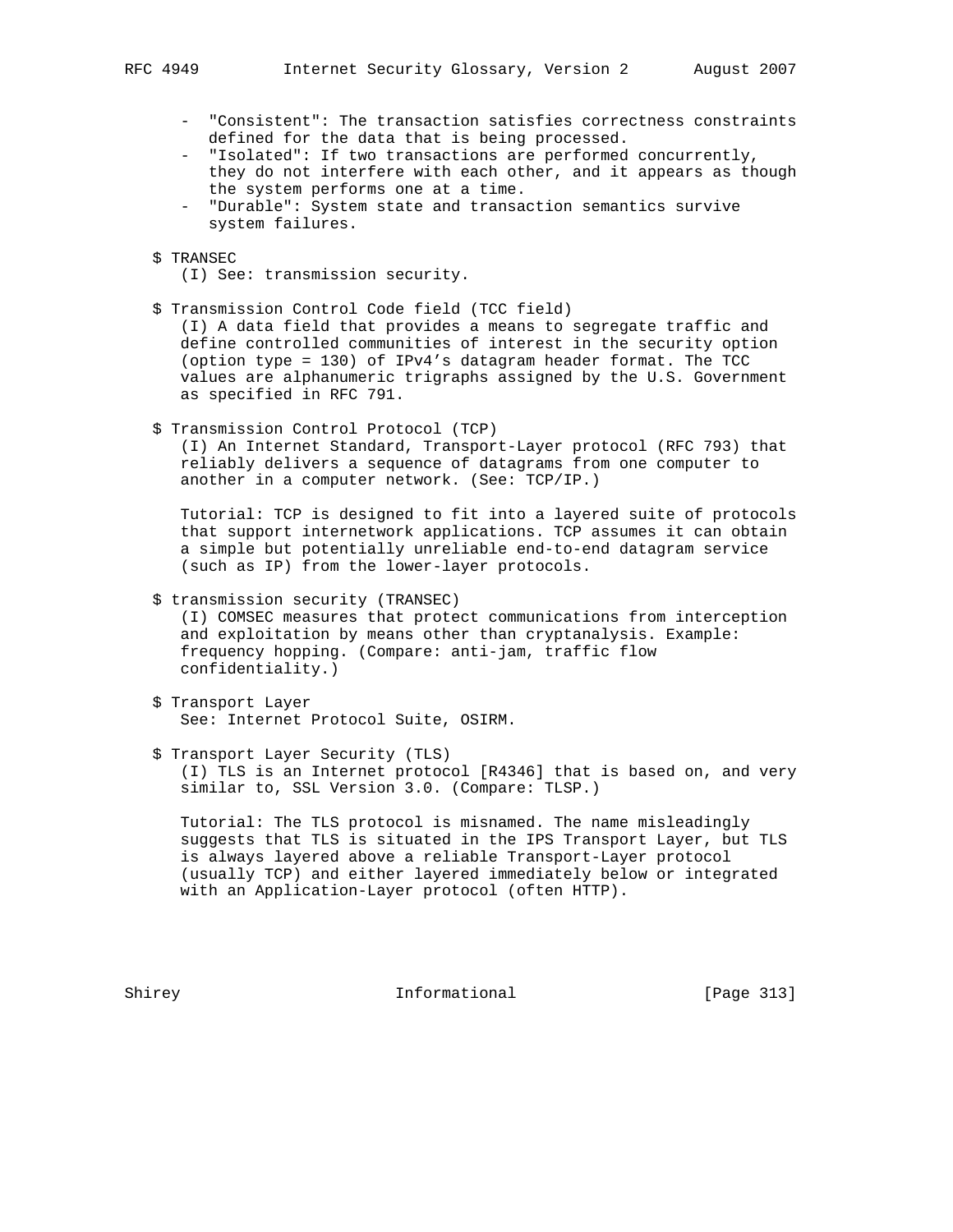- "Consistent": The transaction satisfies correctness constraints defined for the data that is being processed.
- "Isolated": If two transactions are performed concurrently, they do not interfere with each other, and it appears as though the system performs one at a time.
- "Durable": System state and transaction semantics survive system failures.

$ TRANSEC
(I) See: transmission security.

$ Transmission Control Code field (TCC field)
(I) A data field that provides a means to segregate traffic and define controlled communities of interest in the security option (option type = 130) of IPv4's datagram header format. The TCC values are alphanumeric trigraphs assigned by the U.S. Government as specified in RFC 791.

$ Transmission Control Protocol (TCP)
(I) An Internet Standard, Transport-Layer protocol (RFC 793) that reliably delivers a sequence of datagrams from one computer to another in a computer network. (See: TCP/IP.)

Tutorial: TCP is designed to fit into a layered suite of protocols that support internetwork applications. TCP assumes it can obtain a simple but potentially unreliable end-to-end datagram service (such as IP) from the lower-layer protocols.

$ transmission security (TRANSEC)
(I) COMSEC measures that protect communications from interception and exploitation by means other than cryptanalysis. Example: frequency hopping. (Compare: anti-jam, traffic flow confidentiality.)

$ Transport Layer
See: Internet Protocol Suite, OSIRM.

$ Transport Layer Security (TLS)
(I) TLS is an Internet protocol [R4346] that is based on, and very similar to, SSL Version 3.0. (Compare: TLSP.)

Tutorial: The TLS protocol is misnamed. The name misleadingly suggests that TLS is situated in the IPS Transport Layer, but TLS is always layered above a reliable Transport-Layer protocol (usually TCP) and either layered immediately below or integrated with an Application-Layer protocol (often HTTP).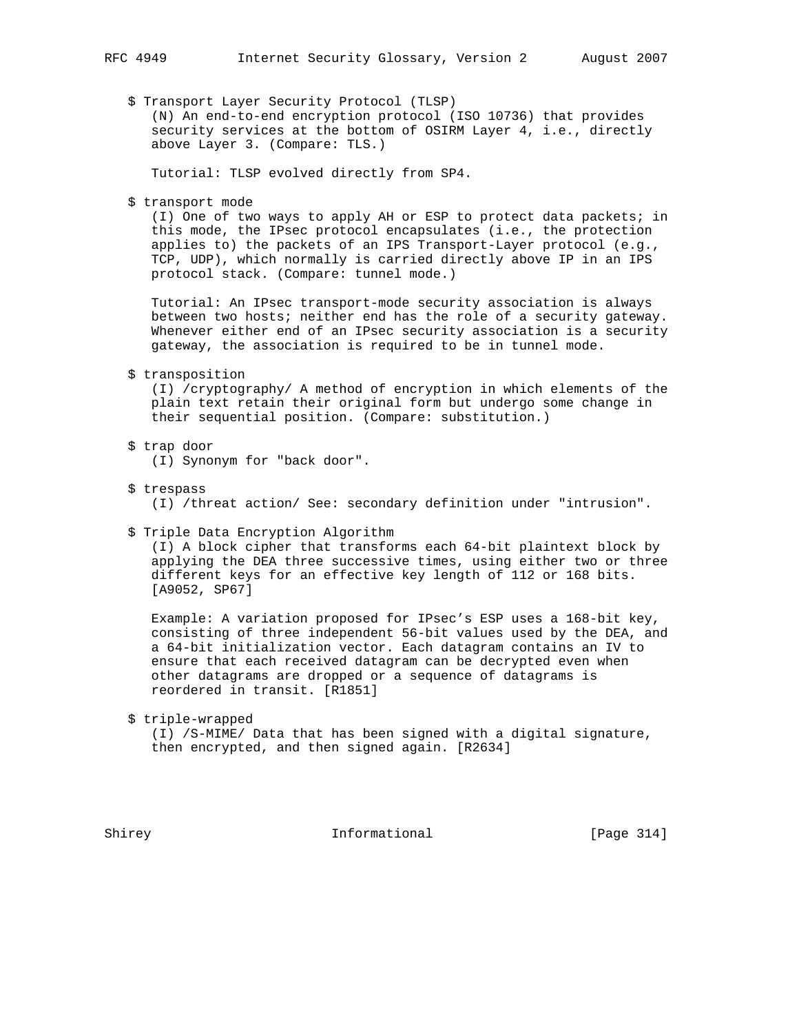$ Transport Layer Security Protocol (TLSP)
(N) An end-to-end encryption protocol (ISO 10736) that provides security services at the bottom of OSIRM Layer 4, i.e., directly above Layer 3. (Compare: TLS.)

Tutorial: TLSP evolved directly from SP4.

$ transport mode
(I) One of two ways to apply AH or ESP to protect data packets; in this mode, the IPsec protocol encapsulates (i.e., the protection applies to) the packets of an IPS Transport-Layer protocol (e.g., TCP, UDP), which normally is carried directly above IP in an IPS protocol stack. (Compare: tunnel mode.)

Tutorial: An IPsec transport-mode security association is always between two hosts; neither end has the role of a security gateway. Whenever either end of an IPsec security association is a security gateway, the association is required to be in tunnel mode.

$ transposition
(I) /cryptography/ A method of encryption in which elements of the plain text retain their original form but undergo some change in their sequential position. (Compare: substitution.)

$ trap door
(I) Synonym for "back door".

$ trespass
(I) /threat action/ See: secondary definition under "intrusion".

$ Triple Data Encryption Algorithm
(I) A block cipher that transforms each 64-bit plaintext block by applying the DEA three successive times, using either two or three different keys for an effective key length of 112 or 168 bits. [A9052, SP67]

Example: A variation proposed for IPsec's ESP uses a 168-bit key, consisting of three independent 56-bit values used by the DEA, and a 64-bit initialization vector. Each datagram contains an IV to ensure that each received datagram can be decrypted even when other datagrams are dropped or a sequence of datagrams is reordered in transit. [R1851]

$ triple-wrapped
(I) /S-MIME/ Data that has been signed with a digital signature, then encrypted, and then signed again. [R2634]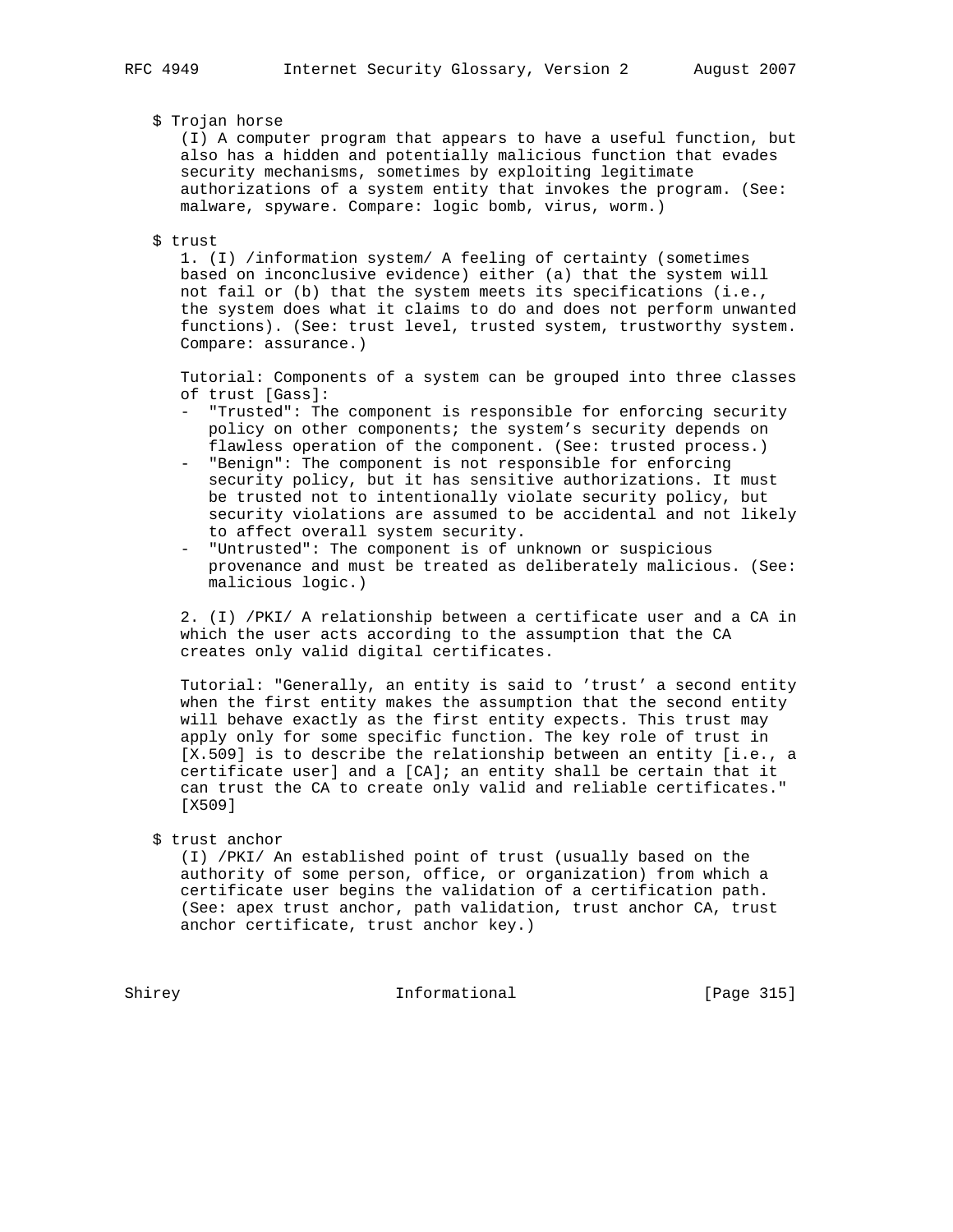$ Trojan horse

(I) A computer program that appears to have a useful function, but also has a hidden and potentially malicious function that evades security mechanisms, sometimes by exploiting legitimate authorizations of a system entity that invokes the program. (See: malware, spyware. Compare: logic bomb, virus, worm.)

$ trust

1. (I) /information system/ A feeling of certainty (sometimes based on inconclusive evidence) either (a) that the system will not fail or (b) that the system meets its specifications (i.e., the system does what it claims to do and does not perform unwanted functions). (See: trust level, trusted system, trustworthy system. Compare: assurance.)

Tutorial: Components of a system can be grouped into three classes of trust [Gass]:

- "Trusted": The component is responsible for enforcing security policy on other components; the system's security depends on flawless operation of the component. (See: trusted process.)
- "Benign": The component is not responsible for enforcing security policy, but it has sensitive authorizations. It must be trusted not to intentionally violate security policy, but security violations are assumed to be accidental and not likely to affect overall system security.
- "Untrusted": The component is of unknown or suspicious provenance and must be treated as deliberately malicious. (See: malicious logic.)

2. (I) /PKI/ A relationship between a certificate user and a CA in which the user acts according to the assumption that the CA creates only valid digital certificates.

Tutorial: "Generally, an entity is said to 'trust' a second entity when the first entity makes the assumption that the second entity will behave exactly as the first entity expects. This trust may apply only for some specific function. The key role of trust in [X.509] is to describe the relationship between an entity [i.e., a certificate user] and a [CA]; an entity shall be certain that it can trust the CA to create only valid and reliable certificates." [X509]

$ trust anchor

(I) /PKI/ An established point of trust (usually based on the authority of some person, office, or organization) from which a certificate user begins the validation of a certification path. (See: apex trust anchor, path validation, trust anchor CA, trust anchor certificate, trust anchor key.)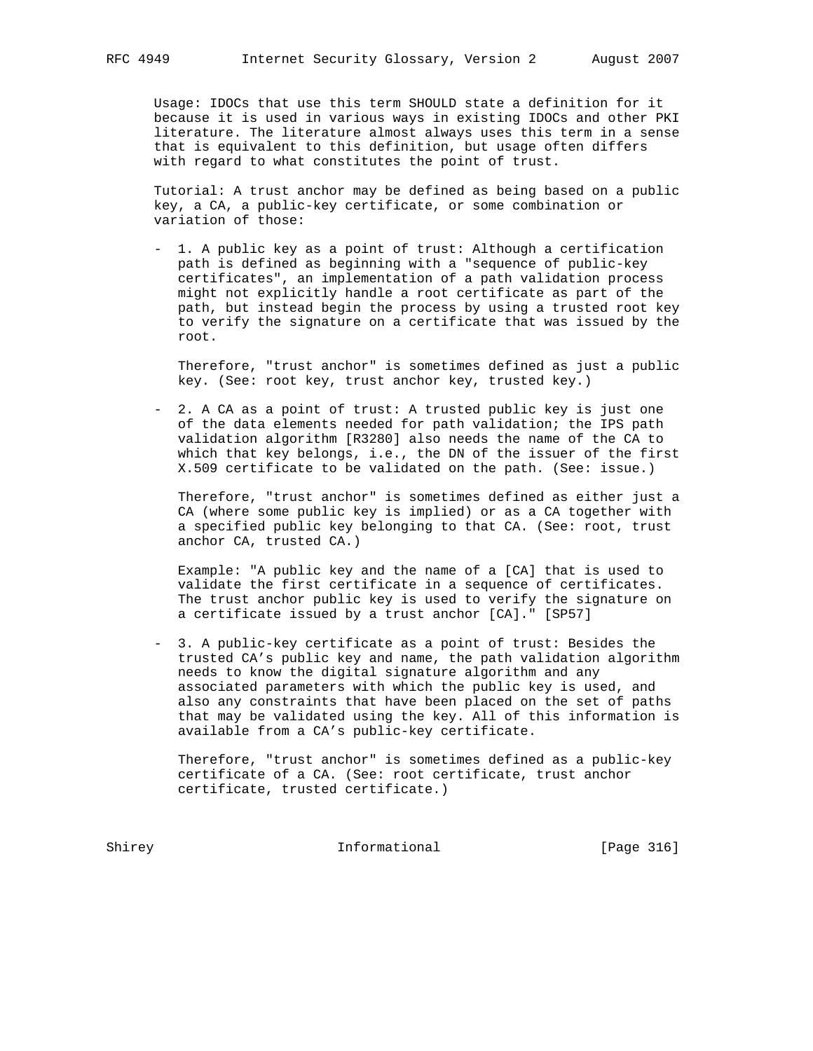Usage: IDOCs that use this term SHOULD state a definition for it because it is used in various ways in existing IDOCs and other PKI literature. The literature almost always uses this term in a sense that is equivalent to this definition, but usage often differs with regard to what constitutes the point of trust.

Tutorial: A trust anchor may be defined as being based on a public key, a CA, a public-key certificate, or some combination or variation of those:

- 1. A public key as a point of trust: Although a certification path is defined as beginning with a "sequence of public-key certificates", an implementation of a path validation process might not explicitly handle a root certificate as part of the path, but instead begin the process by using a trusted root key to verify the signature on a certificate that was issued by the root.

  Therefore, "trust anchor" is sometimes defined as just a public key. (See: root key, trust anchor key, trusted key.)

- 2. A CA as a point of trust: A trusted public key is just one of the data elements needed for path validation; the IPS path validation algorithm [R3280] also needs the name of the CA to which that key belongs, i.e., the DN of the issuer of the first X.509 certificate to be validated on the path. (See: issue.)

  Therefore, "trust anchor" is sometimes defined as either just a CA (where some public key is implied) or as a CA together with a specified public key belonging to that CA. (See: root, trust anchor CA, trusted CA.)

  Example: "A public key and the name of a [CA] that is used to validate the first certificate in a sequence of certificates. The trust anchor public key is used to verify the signature on a certificate issued by a trust anchor [CA]." [SP57]

- 3. A public-key certificate as a point of trust: Besides the trusted CA's public key and name, the path validation algorithm needs to know the digital signature algorithm and any associated parameters with which the public key is used, and also any constraints that have been placed on the set of paths that may be validated using the key. All of this information is available from a CA's public-key certificate.

  Therefore, "trust anchor" is sometimes defined as a public-key certificate of a CA. (See: root certificate, trust anchor certificate, trusted certificate.)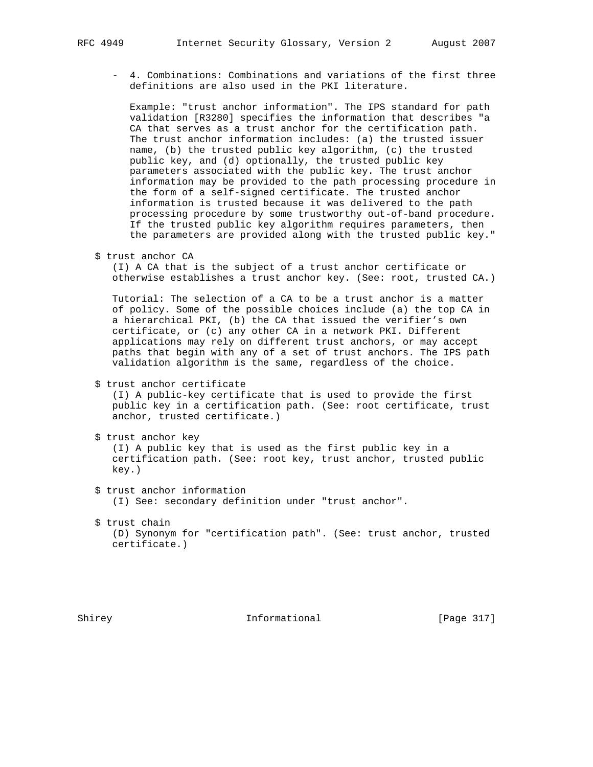- 4. Combinations: Combinations and variations of the first three definitions are also used in the PKI literature.

  Example: "trust anchor information". The IPS standard for path validation [R3280] specifies the information that describes "a CA that serves as a trust anchor for the certification path. The trust anchor information includes: (a) the trusted issuer name, (b) the trusted public key algorithm, (c) the trusted public key, and (d) optionally, the trusted public key parameters associated with the public key. The trust anchor information may be provided to the path processing procedure in the form of a self-signed certificate. The trusted anchor information is trusted because it was delivered to the path processing procedure by some trustworthy out-of-band procedure. If the trusted public key algorithm requires parameters, then the parameters are provided along with the trusted public key."

$ trust anchor CA
(I) A CA that is the subject of a trust anchor certificate or otherwise establishes a trust anchor key. (See: root, trusted CA.)

Tutorial: The selection of a CA to be a trust anchor is a matter of policy. Some of the possible choices include (a) the top CA in a hierarchical PKI, (b) the CA that issued the verifier's own certificate, or (c) any other CA in a network PKI. Different applications may rely on different trust anchors, or may accept paths that begin with any of a set of trust anchors. The IPS path validation algorithm is the same, regardless of the choice.

$ trust anchor certificate
(I) A public-key certificate that is used to provide the first public key in a certification path. (See: root certificate, trust anchor, trusted certificate.)

$ trust anchor key
(I) A public key that is used as the first public key in a certification path. (See: root key, trust anchor, trusted public key.)

$ trust anchor information
(I) See: secondary definition under "trust anchor".

$ trust chain
(D) Synonym for "certification path". (See: trust anchor, trusted certificate.)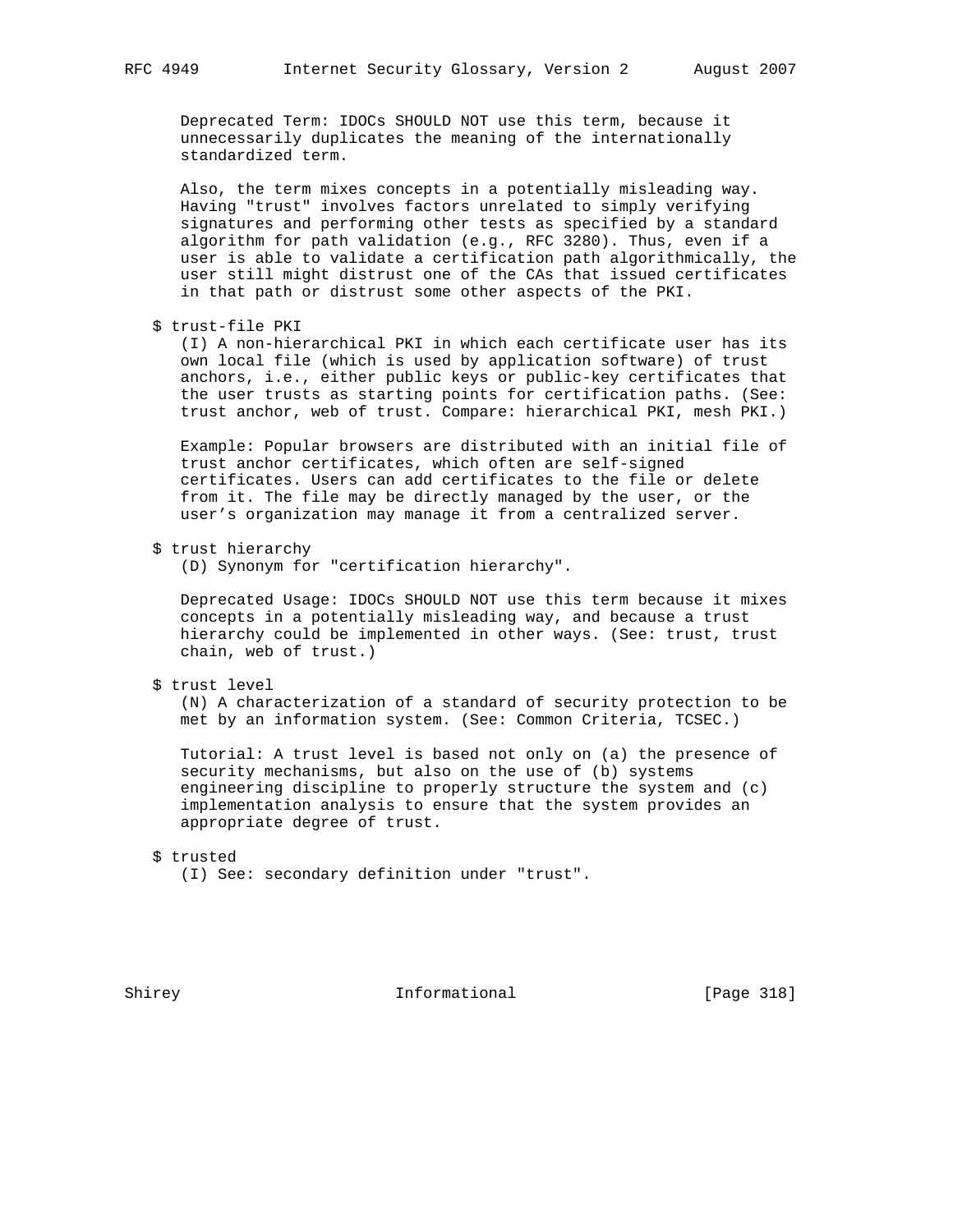Deprecated Term: IDOCs SHOULD NOT use this term, because it unnecessarily duplicates the meaning of the internationally standardized term.

Also, the term mixes concepts in a potentially misleading way. Having "trust" involves factors unrelated to simply verifying signatures and performing other tests as specified by a standard algorithm for path validation (e.g., RFC 3280). Thus, even if a user is able to validate a certification path algorithmically, the user still might distrust one of the CAs that issued certificates in that path or distrust some other aspects of the PKI.

$ trust-file PKI
(I) A non-hierarchical PKI in which each certificate user has its own local file (which is used by application software) of trust anchors, i.e., either public keys or public-key certificates that the user trusts as starting points for certification paths. (See: trust anchor, web of trust. Compare: hierarchical PKI, mesh PKI.)

Example: Popular browsers are distributed with an initial file of trust anchor certificates, which often are self-signed certificates. Users can add certificates to the file or delete from it. The file may be directly managed by the user, or the user's organization may manage it from a centralized server.

$ trust hierarchy
(D) Synonym for "certification hierarchy".

Deprecated Usage: IDOCs SHOULD NOT use this term because it mixes concepts in a potentially misleading way, and because a trust hierarchy could be implemented in other ways. (See: trust, trust chain, web of trust.)

$ trust level
(N) A characterization of a standard of security protection to be met by an information system. (See: Common Criteria, TCSEC.)

Tutorial: A trust level is based not only on (a) the presence of security mechanisms, but also on the use of (b) systems engineering discipline to properly structure the system and (c) implementation analysis to ensure that the system provides an appropriate degree of trust.

$ trusted
(I) See: secondary definition under "trust".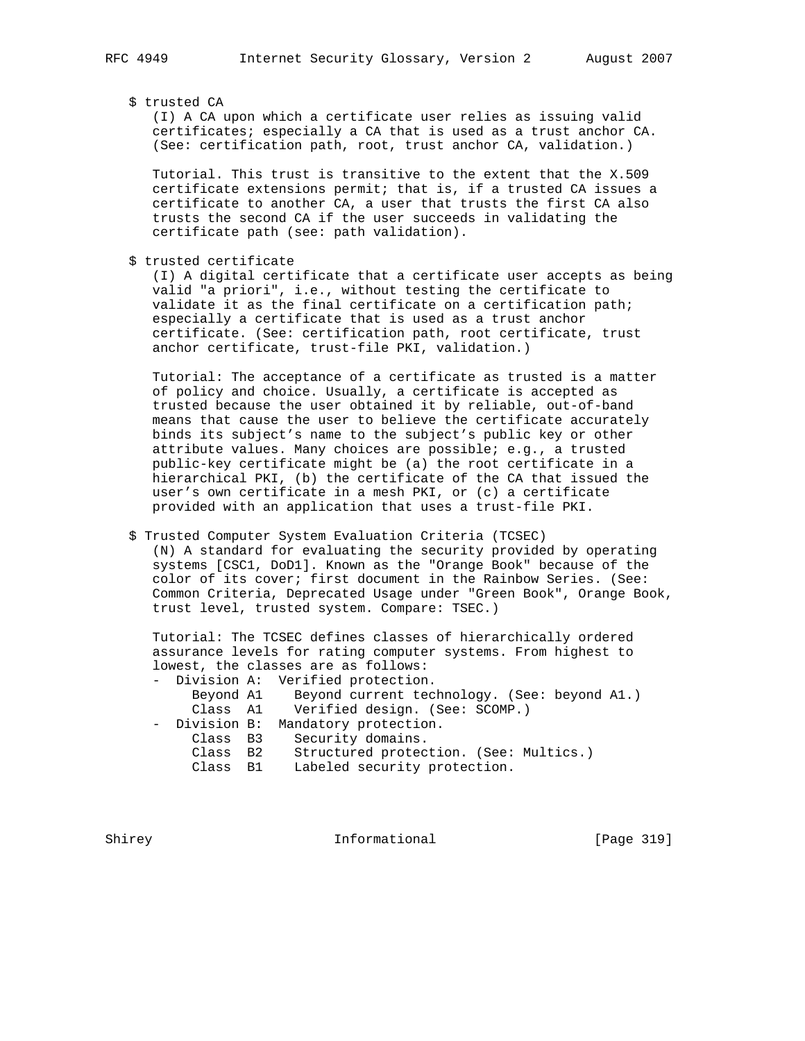$ trusted CA

(I) A CA upon which a certificate user relies as issuing valid certificates; especially a CA that is used as a trust anchor CA. (See: certification path, root, trust anchor CA, validation.)

Tutorial. This trust is transitive to the extent that the X.509 certificate extensions permit; that is, if a trusted CA issues a certificate to another CA, a user that trusts the first CA also trusts the second CA if the user succeeds in validating the certificate path (see: path validation).

$ trusted certificate

(I) A digital certificate that a certificate user accepts as being valid "a priori", i.e., without testing the certificate to validate it as the final certificate on a certification path; especially a certificate that is used as a trust anchor certificate. (See: certification path, root certificate, trust anchor certificate, trust-file PKI, validation.)

Tutorial: The acceptance of a certificate as trusted is a matter of policy and choice. Usually, a certificate is accepted as trusted because the user obtained it by reliable, out-of-band means that cause the user to believe the certificate accurately binds its subject's name to the subject's public key or other attribute values. Many choices are possible; e.g., a trusted public-key certificate might be (a) the root certificate in a hierarchical PKI, (b) the certificate of the CA that issued the user's own certificate in a mesh PKI, or (c) a certificate provided with an application that uses a trust-file PKI.

$ Trusted Computer System Evaluation Criteria (TCSEC)

(N) A standard for evaluating the security provided by operating systems [CSC1, DoD1]. Known as the "Orange Book" because of the color of its cover; first document in the Rainbow Series. (See: Common Criteria, Deprecated Usage under "Green Book", Orange Book, trust level, trusted system. Compare: TSEC.)

Tutorial: The TCSEC defines classes of hierarchically ordered assurance levels for rating computer systems. From highest to lowest, the classes are as follows:

```
- Division A:  Verified protection.
     Beyond A1    Beyond current technology. (See: beyond A1.)
     Class  A1    Verified design. (See: SCOMP.)
- Division B:  Mandatory protection.
     Class  B3    Security domains.
     Class  B2    Structured protection. (See: Multics.)
     Class  B1    Labeled security protection.
```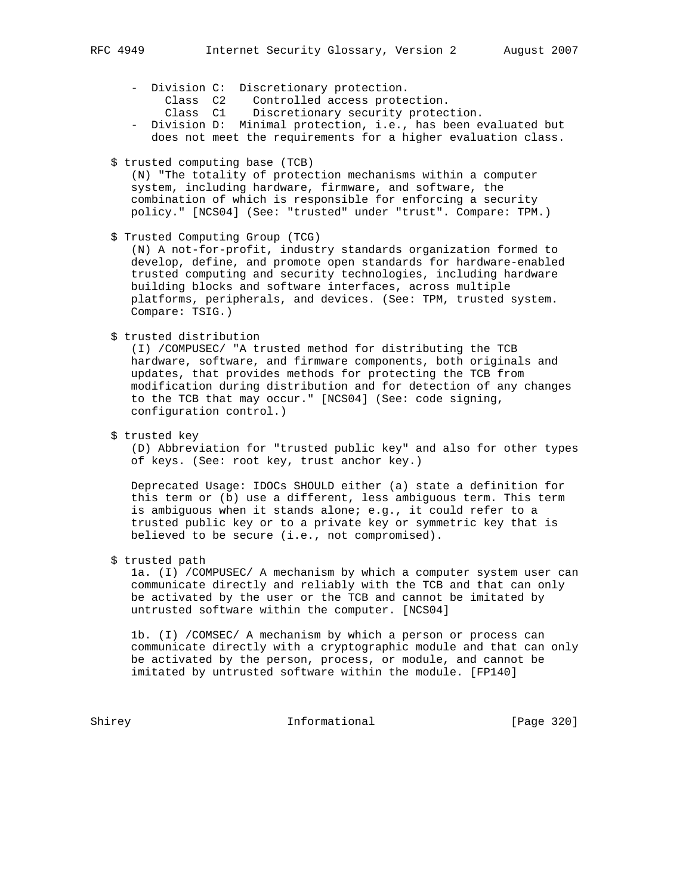- Division C: Discretionary protection.
  - Class C2 Controlled access protection.
  - Class C1 Discretionary security protection.
- Division D: Minimal protection, i.e., has been evaluated but does not meet the requirements for a higher evaluation class.

$ trusted computing base (TCB)

(N) "The totality of protection mechanisms within a computer system, including hardware, firmware, and software, the combination of which is responsible for enforcing a security policy." [NCS04] (See: "trusted" under "trust". Compare: TPM.)

$ Trusted Computing Group (TCG)

(N) A not-for-profit, industry standards organization formed to develop, define, and promote open standards for hardware-enabled trusted computing and security technologies, including hardware building blocks and software interfaces, across multiple platforms, peripherals, and devices. (See: TPM, trusted system. Compare: TSIG.)

$ trusted distribution

(I) /COMPUSEC/ "A trusted method for distributing the TCB hardware, software, and firmware components, both originals and updates, that provides methods for protecting the TCB from modification during distribution and for detection of any changes to the TCB that may occur." [NCS04] (See: code signing, configuration control.)

$ trusted key

(D) Abbreviation for "trusted public key" and also for other types of keys. (See: root key, trust anchor key.)

Deprecated Usage: IDOCs SHOULD either (a) state a definition for this term or (b) use a different, less ambiguous term. This term is ambiguous when it stands alone; e.g., it could refer to a trusted public key or to a private key or symmetric key that is believed to be secure (i.e., not compromised).

$ trusted path

1a. (I) /COMPUSEC/ A mechanism by which a computer system user can communicate directly and reliably with the TCB and that can only be activated by the user or the TCB and cannot be imitated by untrusted software within the computer. [NCS04]

1b. (I) /COMSEC/ A mechanism by which a person or process can communicate directly with a cryptographic module and that can only be activated by the person, process, or module, and cannot be imitated by untrusted software within the module. [FP140]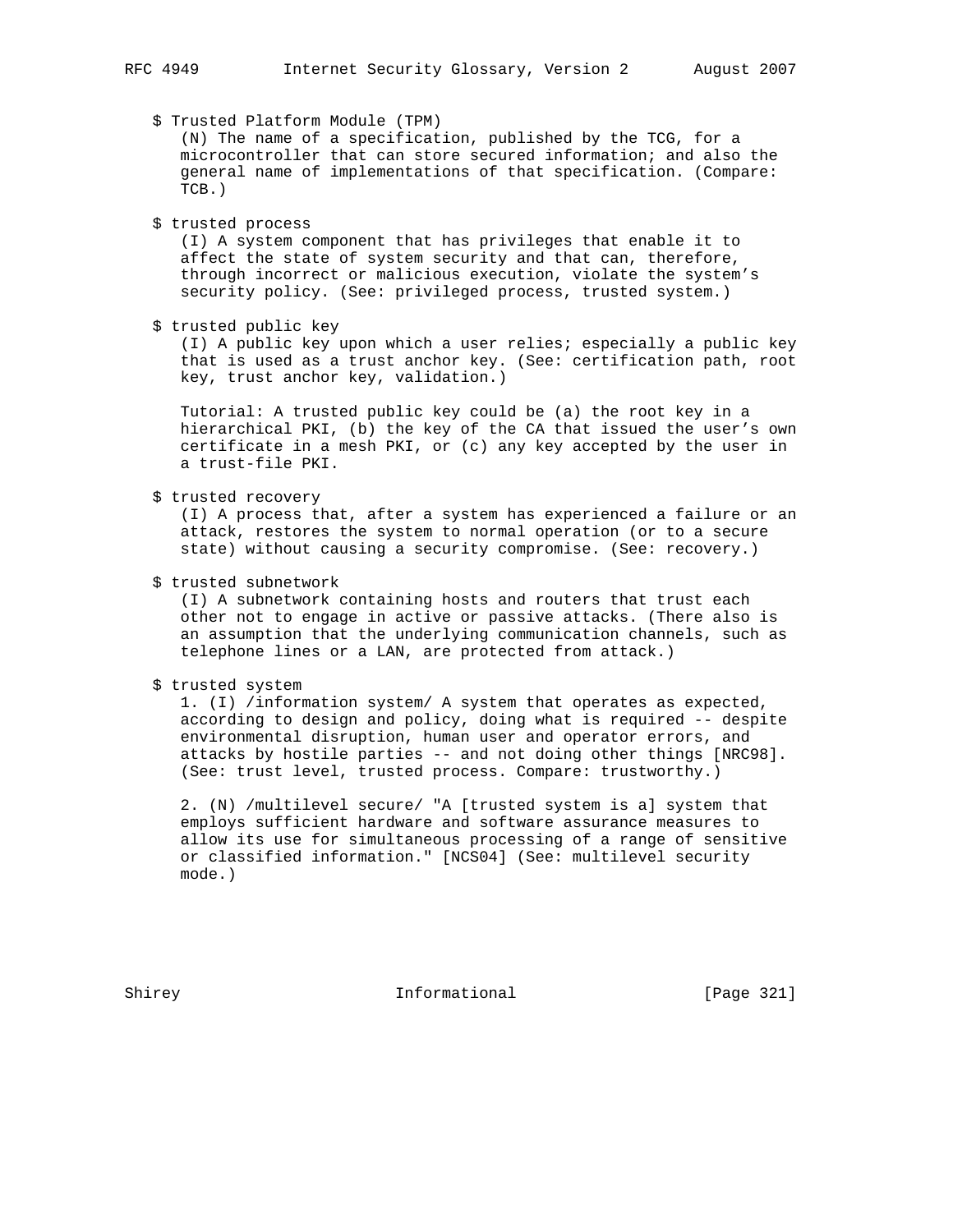$ Trusted Platform Module (TPM)
(N) The name of a specification, published by the TCG, for a microcontroller that can store secured information; and also the general name of implementations of that specification. (Compare: TCB.)

$ trusted process
(I) A system component that has privileges that enable it to affect the state of system security and that can, therefore, through incorrect or malicious execution, violate the system's security policy. (See: privileged process, trusted system.)

$ trusted public key
(I) A public key upon which a user relies; especially a public key that is used as a trust anchor key. (See: certification path, root key, trust anchor key, validation.)

Tutorial: A trusted public key could be (a) the root key in a hierarchical PKI, (b) the key of the CA that issued the user's own certificate in a mesh PKI, or (c) any key accepted by the user in a trust-file PKI.

$ trusted recovery
(I) A process that, after a system has experienced a failure or an attack, restores the system to normal operation (or to a secure state) without causing a security compromise. (See: recovery.)

$ trusted subnetwork
(I) A subnetwork containing hosts and routers that trust each other not to engage in active or passive attacks. (There also is an assumption that the underlying communication channels, such as telephone lines or a LAN, are protected from attack.)

$ trusted system
1. (I) /information system/ A system that operates as expected, according to design and policy, doing what is required -- despite environmental disruption, human user and operator errors, and attacks by hostile parties -- and not doing other things [NRC98]. (See: trust level, trusted process. Compare: trustworthy.)

2. (N) /multilevel secure/ "A [trusted system is a] system that employs sufficient hardware and software assurance measures to allow its use for simultaneous processing of a range of sensitive or classified information." [NCS04] (See: multilevel security mode.)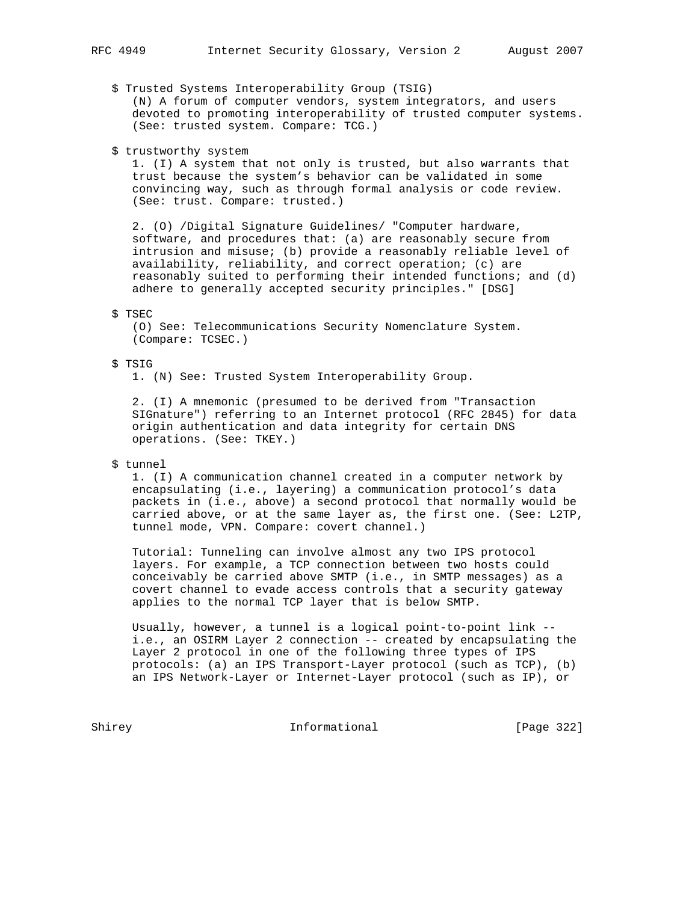$ Trusted Systems Interoperability Group (TSIG)

(N) A forum of computer vendors, system integrators, and users devoted to promoting interoperability of trusted computer systems. (See: trusted system. Compare: TCG.)

$ trustworthy system

1. (I) A system that not only is trusted, but also warrants that trust because the system's behavior can be validated in some convincing way, such as through formal analysis or code review. (See: trust. Compare: trusted.)

2. (O) /Digital Signature Guidelines/ "Computer hardware, software, and procedures that: (a) are reasonably secure from intrusion and misuse; (b) provide a reasonably reliable level of availability, reliability, and correct operation; (c) are reasonably suited to performing their intended functions; and (d) adhere to generally accepted security principles." [DSG]

$ TSEC

(O) See: Telecommunications Security Nomenclature System. (Compare: TCSEC.)

$ TSIG

1. (N) See: Trusted System Interoperability Group.

2. (I) A mnemonic (presumed to be derived from "Transaction SIGnature") referring to an Internet protocol (RFC 2845) for data origin authentication and data integrity for certain DNS operations. (See: TKEY.)

$ tunnel

1. (I) A communication channel created in a computer network by encapsulating (i.e., layering) a communication protocol's data packets in (i.e., above) a second protocol that normally would be carried above, or at the same layer as, the first one. (See: L2TP, tunnel mode, VPN. Compare: covert channel.)

Tutorial: Tunneling can involve almost any two IPS protocol layers. For example, a TCP connection between two hosts could conceivably be carried above SMTP (i.e., in SMTP messages) as a covert channel to evade access controls that a security gateway applies to the normal TCP layer that is below SMTP.

Usually, however, a tunnel is a logical point-to-point link -- i.e., an OSIRM Layer 2 connection -- created by encapsulating the Layer 2 protocol in one of the following three types of IPS protocols: (a) an IPS Transport-Layer protocol (such as TCP), (b) an IPS Network-Layer or Internet-Layer protocol (such as IP), or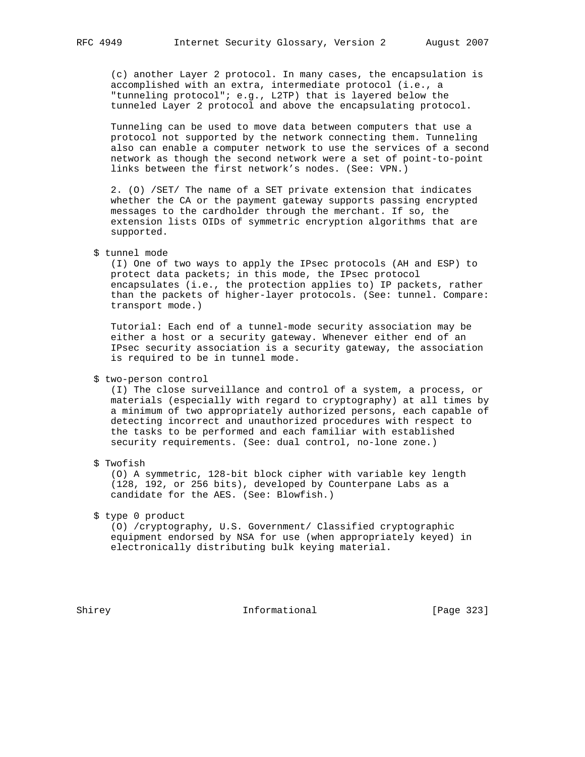(c) another Layer 2 protocol. In many cases, the encapsulation is accomplished with an extra, intermediate protocol (i.e., a "tunneling protocol"; e.g., L2TP) that is layered below the tunneled Layer 2 protocol and above the encapsulating protocol.

Tunneling can be used to move data between computers that use a protocol not supported by the network connecting them. Tunneling also can enable a computer network to use the services of a second network as though the second network were a set of point-to-point links between the first network's nodes. (See: VPN.)

2. (O) /SET/ The name of a SET private extension that indicates whether the CA or the payment gateway supports passing encrypted messages to the cardholder through the merchant. If so, the extension lists OIDs of symmetric encryption algorithms that are supported.

$ tunnel mode
(I) One of two ways to apply the IPsec protocols (AH and ESP) to protect data packets; in this mode, the IPsec protocol encapsulates (i.e., the protection applies to) IP packets, rather than the packets of higher-layer protocols. (See: tunnel. Compare: transport mode.)

Tutorial: Each end of a tunnel-mode security association may be either a host or a security gateway. Whenever either end of an IPsec security association is a security gateway, the association is required to be in tunnel mode.

$ two-person control
(I) The close surveillance and control of a system, a process, or materials (especially with regard to cryptography) at all times by a minimum of two appropriately authorized persons, each capable of detecting incorrect and unauthorized procedures with respect to the tasks to be performed and each familiar with established security requirements. (See: dual control, no-lone zone.)

$ Twofish
(O) A symmetric, 128-bit block cipher with variable key length (128, 192, or 256 bits), developed by Counterpane Labs as a candidate for the AES. (See: Blowfish.)

$ type 0 product
(O) /cryptography, U.S. Government/ Classified cryptographic equipment endorsed by NSA for use (when appropriately keyed) in electronically distributing bulk keying material.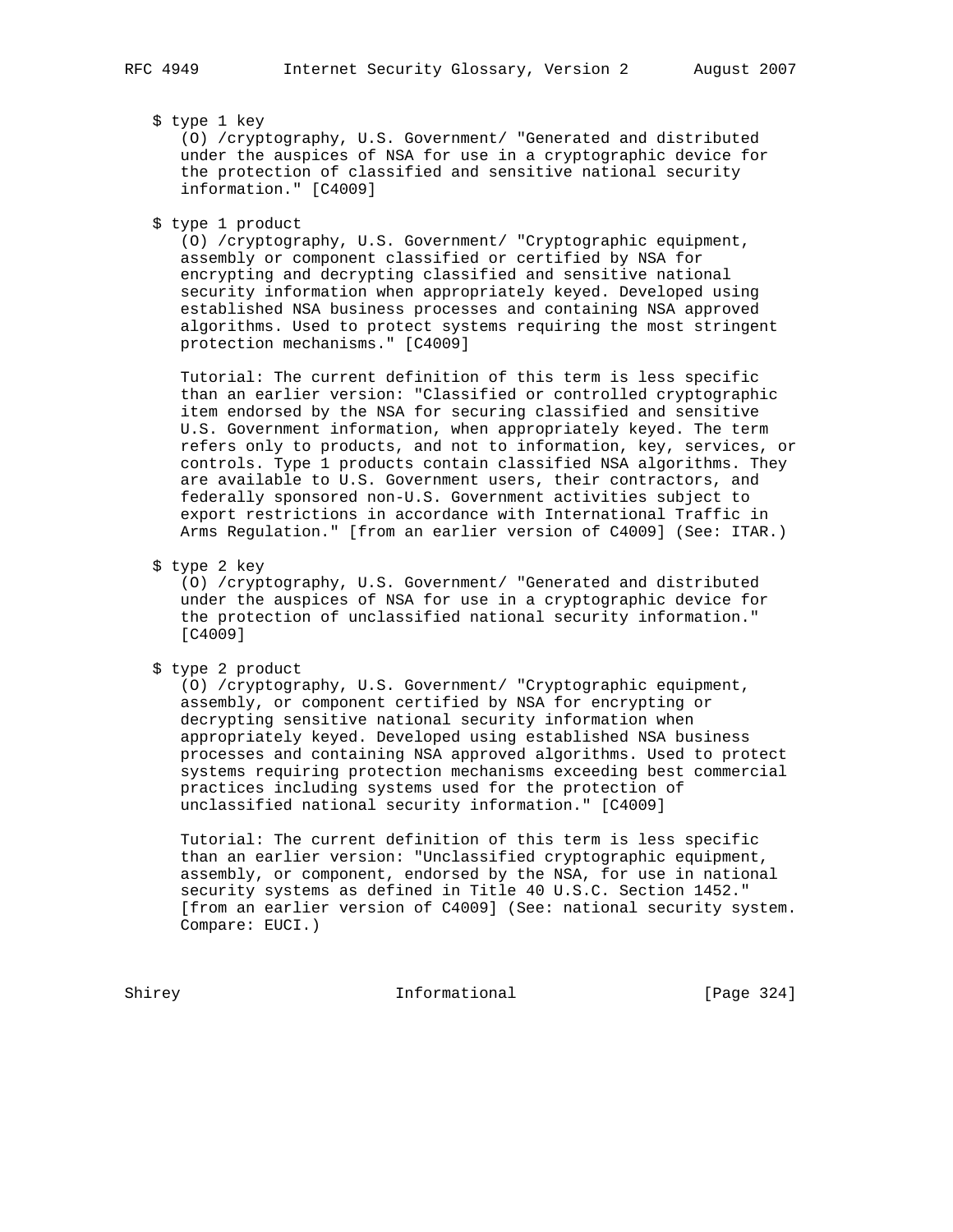$ type 1 key

(O) /cryptography, U.S. Government/ "Generated and distributed under the auspices of NSA for use in a cryptographic device for the protection of classified and sensitive national security information." [C4009]

$ type 1 product

(O) /cryptography, U.S. Government/ "Cryptographic equipment, assembly or component classified or certified by NSA for encrypting and decrypting classified and sensitive national security information when appropriately keyed. Developed using established NSA business processes and containing NSA approved algorithms. Used to protect systems requiring the most stringent protection mechanisms." [C4009]

Tutorial: The current definition of this term is less specific than an earlier version: "Classified or controlled cryptographic item endorsed by the NSA for securing classified and sensitive U.S. Government information, when appropriately keyed. The term refers only to products, and not to information, key, services, or controls. Type 1 products contain classified NSA algorithms. They are available to U.S. Government users, their contractors, and federally sponsored non-U.S. Government activities subject to export restrictions in accordance with International Traffic in Arms Regulation." [from an earlier version of C4009] (See: ITAR.)

$ type 2 key

(O) /cryptography, U.S. Government/ "Generated and distributed under the auspices of NSA for use in a cryptographic device for the protection of unclassified national security information." [C4009]

$ type 2 product

(O) /cryptography, U.S. Government/ "Cryptographic equipment, assembly, or component certified by NSA for encrypting or decrypting sensitive national security information when appropriately keyed. Developed using established NSA business processes and containing NSA approved algorithms. Used to protect systems requiring protection mechanisms exceeding best commercial practices including systems used for the protection of unclassified national security information." [C4009]

Tutorial: The current definition of this term is less specific than an earlier version: "Unclassified cryptographic equipment, assembly, or component, endorsed by the NSA, for use in national security systems as defined in Title 40 U.S.C. Section 1452." [from an earlier version of C4009] (See: national security system. Compare: EUCI.)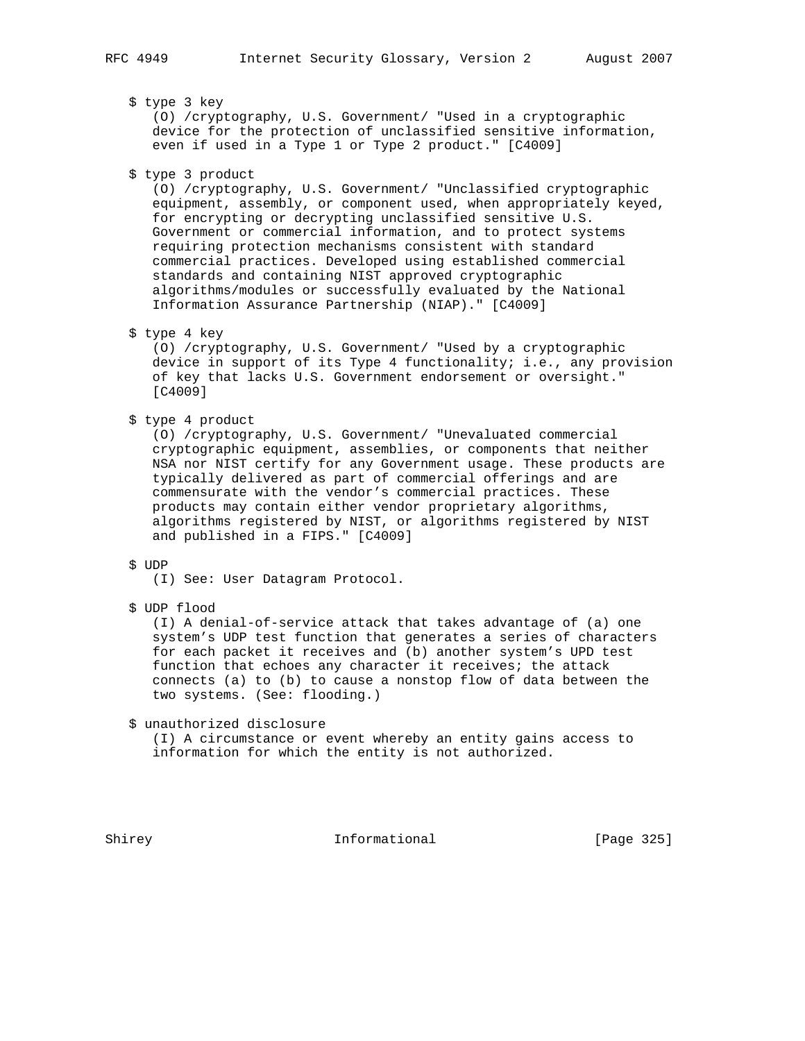$ type 3 key
(O) /cryptography, U.S. Government/ "Used in a cryptographic device for the protection of unclassified sensitive information, even if used in a Type 1 or Type 2 product." [C4009]

$ type 3 product
(O) /cryptography, U.S. Government/ "Unclassified cryptographic equipment, assembly, or component used, when appropriately keyed, for encrypting or decrypting unclassified sensitive U.S. Government or commercial information, and to protect systems requiring protection mechanisms consistent with standard commercial practices. Developed using established commercial standards and containing NIST approved cryptographic algorithms/modules or successfully evaluated by the National Information Assurance Partnership (NIAP)." [C4009]

$ type 4 key
(O) /cryptography, U.S. Government/ "Used by a cryptographic device in support of its Type 4 functionality; i.e., any provision of key that lacks U.S. Government endorsement or oversight." [C4009]

$ type 4 product
(O) /cryptography, U.S. Government/ "Unevaluated commercial cryptographic equipment, assemblies, or components that neither NSA nor NIST certify for any Government usage. These products are typically delivered as part of commercial offerings and are commensurate with the vendor's commercial practices. These products may contain either vendor proprietary algorithms, algorithms registered by NIST, or algorithms registered by NIST and published in a FIPS." [C4009]

$ UDP
(I) See: User Datagram Protocol.

$ UDP flood
(I) A denial-of-service attack that takes advantage of (a) one system's UDP test function that generates a series of characters for each packet it receives and (b) another system's UPD test function that echoes any character it receives; the attack connects (a) to (b) to cause a nonstop flow of data between the two systems. (See: flooding.)

$ unauthorized disclosure
(I) A circumstance or event whereby an entity gains access to information for which the entity is not authorized.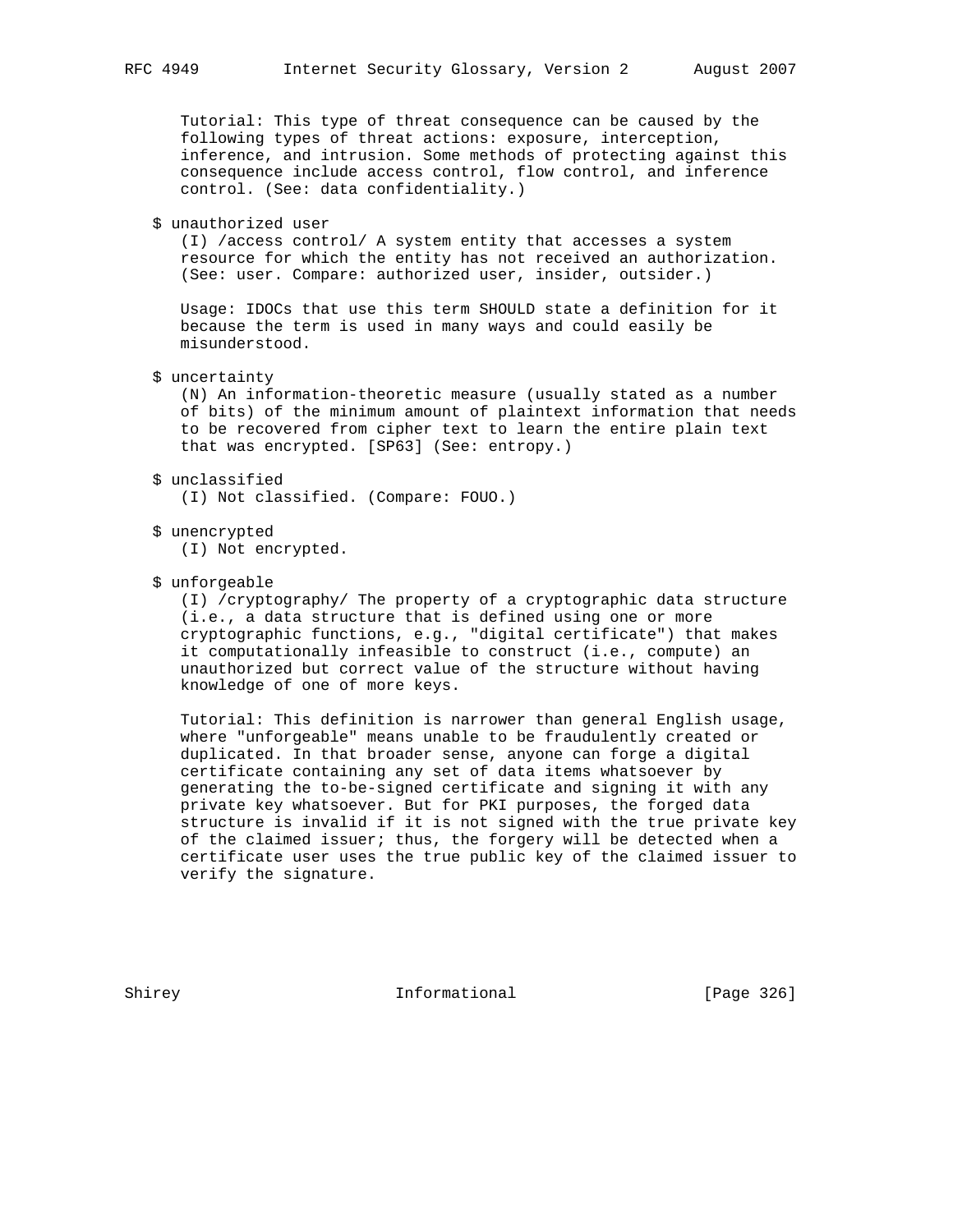Tutorial: This type of threat consequence can be caused by the following types of threat actions: exposure, interception, inference, and intrusion. Some methods of protecting against this consequence include access control, flow control, and inference control. (See: data confidentiality.)

$ unauthorized user

(I) /access control/ A system entity that accesses a system resource for which the entity has not received an authorization. (See: user. Compare: authorized user, insider, outsider.)

Usage: IDOCs that use this term SHOULD state a definition for it because the term is used in many ways and could easily be misunderstood.

$ uncertainty

(N) An information-theoretic measure (usually stated as a number of bits) of the minimum amount of plaintext information that needs to be recovered from cipher text to learn the entire plain text that was encrypted. [SP63] (See: entropy.)

$ unclassified

(I) Not classified. (Compare: FOUO.)

$ unencrypted

(I) Not encrypted.

$ unforgeable

(I) /cryptography/ The property of a cryptographic data structure (i.e., a data structure that is defined using one or more cryptographic functions, e.g., "digital certificate") that makes it computationally infeasible to construct (i.e., compute) an unauthorized but correct value of the structure without having knowledge of one of more keys.

Tutorial: This definition is narrower than general English usage, where "unforgeable" means unable to be fraudulently created or duplicated. In that broader sense, anyone can forge a digital certificate containing any set of data items whatsoever by generating the to-be-signed certificate and signing it with any private key whatsoever. But for PKI purposes, the forged data structure is invalid if it is not signed with the true private key of the claimed issuer; thus, the forgery will be detected when a certificate user uses the true public key of the claimed issuer to verify the signature.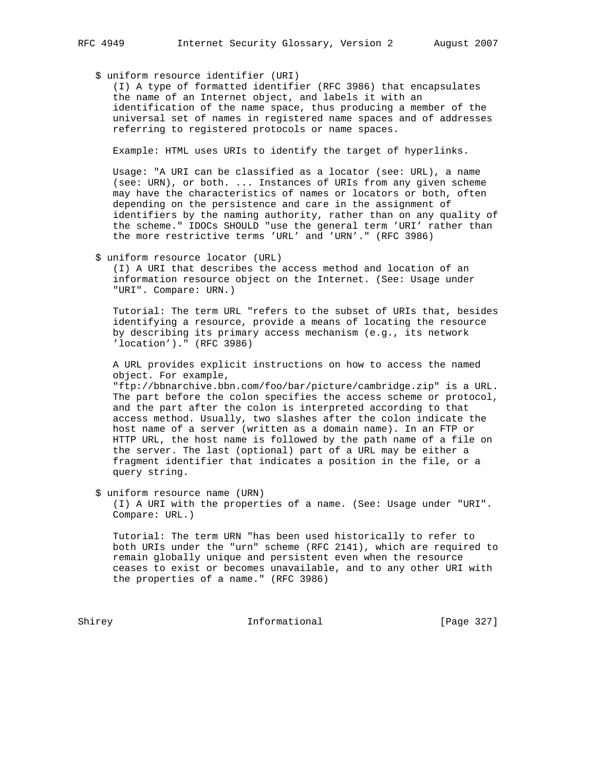$ uniform resource identifier (URI)

(I) A type of formatted identifier (RFC 3986) that encapsulates the name of an Internet object, and labels it with an identification of the name space, thus producing a member of the universal set of names in registered name spaces and of addresses referring to registered protocols or name spaces.

Example: HTML uses URIs to identify the target of hyperlinks.

Usage: "A URI can be classified as a locator (see: URL), a name (see: URN), or both. ... Instances of URIs from any given scheme may have the characteristics of names or locators or both, often depending on the persistence and care in the assignment of identifiers by the naming authority, rather than on any quality of the scheme." IDOCs SHOULD "use the general term 'URI' rather than the more restrictive terms 'URL' and 'URN'." (RFC 3986)

$ uniform resource locator (URL)

(I) A URI that describes the access method and location of an information resource object on the Internet. (See: Usage under "URI". Compare: URN.)

Tutorial: The term URL "refers to the subset of URIs that, besides identifying a resource, provide a means of locating the resource by describing its primary access mechanism (e.g., its network 'location')." (RFC 3986)

A URL provides explicit instructions on how to access the named object. For example, "ftp://bbnarchive.bbn.com/foo/bar/picture/cambridge.zip" is a URL. The part before the colon specifies the access scheme or protocol, and the part after the colon is interpreted according to that access method. Usually, two slashes after the colon indicate the host name of a server (written as a domain name). In an FTP or HTTP URL, the host name is followed by the path name of a file on the server. The last (optional) part of a URL may be either a fragment identifier that indicates a position in the file, or a query string.

$ uniform resource name (URN)

(I) A URI with the properties of a name. (See: Usage under "URI". Compare: URL.)

Tutorial: The term URN "has been used historically to refer to both URIs under the "urn" scheme (RFC 2141), which are required to remain globally unique and persistent even when the resource ceases to exist or becomes unavailable, and to any other URI with the properties of a name." (RFC 3986)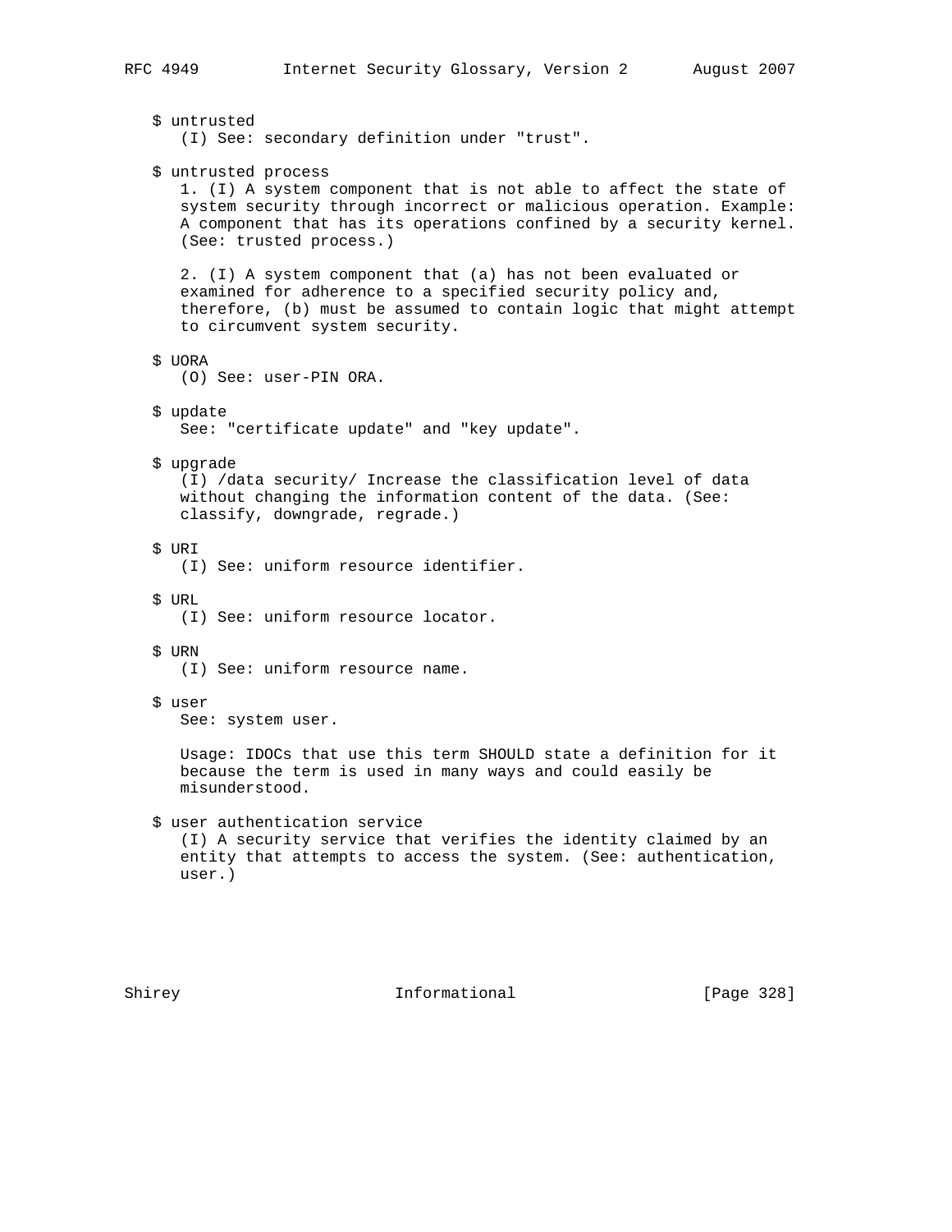$ untrusted
(I) See: secondary definition under "trust".

$ untrusted process
1. (I) A system component that is not able to affect the state of system security through incorrect or malicious operation. Example: A component that has its operations confined by a security kernel. (See: trusted process.)

2. (I) A system component that (a) has not been evaluated or examined for adherence to a specified security policy and, therefore, (b) must be assumed to contain logic that might attempt to circumvent system security.

$ UORA
(O) See: user-PIN ORA.

$ update
See: "certificate update" and "key update".

$ upgrade
(I) /data security/ Increase the classification level of data without changing the information content of the data. (See: classify, downgrade, regrade.)

$ URI
(I) See: uniform resource identifier.

$ URL
(I) See: uniform resource locator.

$ URN
(I) See: uniform resource name.

$ user
See: system user.

Usage: IDOCs that use this term SHOULD state a definition for it because the term is used in many ways and could easily be misunderstood.

$ user authentication service
(I) A security service that verifies the identity claimed by an entity that attempts to access the system. (See: authentication, user.)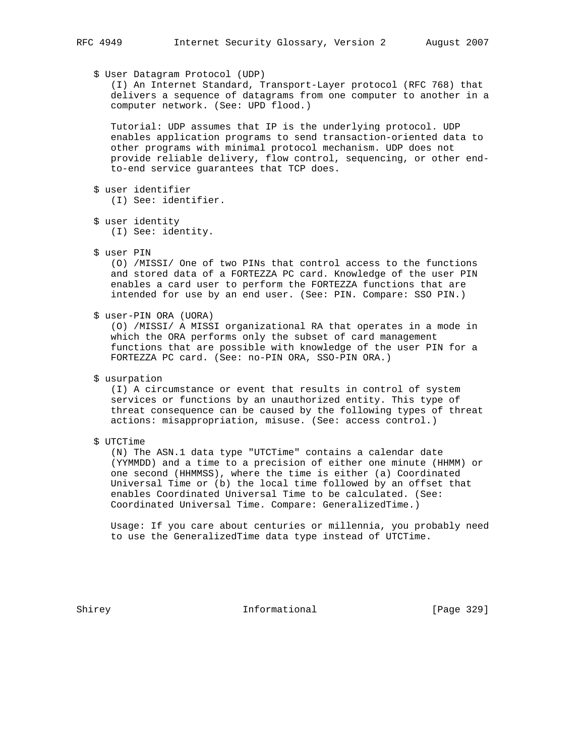$ User Datagram Protocol (UDP)

(I) An Internet Standard, Transport-Layer protocol (RFC 768) that delivers a sequence of datagrams from one computer to another in a computer network. (See: UPD flood.)

Tutorial: UDP assumes that IP is the underlying protocol. UDP enables application programs to send transaction-oriented data to other programs with minimal protocol mechanism. UDP does not provide reliable delivery, flow control, sequencing, or other end-to-end service guarantees that TCP does.

$ user identifier

(I) See: identifier.

$ user identity

(I) See: identity.

$ user PIN

(O) /MISSI/ One of two PINs that control access to the functions and stored data of a FORTEZZA PC card. Knowledge of the user PIN enables a card user to perform the FORTEZZA functions that are intended for use by an end user. (See: PIN. Compare: SSO PIN.)

$ user-PIN ORA (UORA)

(O) /MISSI/ A MISSI organizational RA that operates in a mode in which the ORA performs only the subset of card management functions that are possible with knowledge of the user PIN for a FORTEZZA PC card. (See: no-PIN ORA, SSO-PIN ORA.)

$ usurpation

(I) A circumstance or event that results in control of system services or functions by an unauthorized entity. This type of threat consequence can be caused by the following types of threat actions: misappropriation, misuse. (See: access control.)

$ UTCTime

(N) The ASN.1 data type "UTCTime" contains a calendar date (YYMMDD) and a time to a precision of either one minute (HHMM) or one second (HHMMSS), where the time is either (a) Coordinated Universal Time or (b) the local time followed by an offset that enables Coordinated Universal Time to be calculated. (See: Coordinated Universal Time. Compare: GeneralizedTime.)

Usage: If you care about centuries or millennia, you probably need to use the GeneralizedTime data type instead of UTCTime.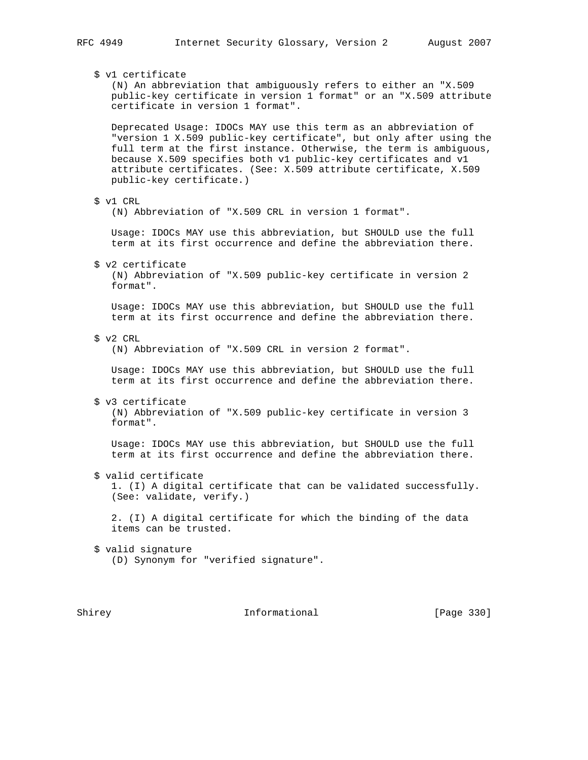$ v1 certificate

(N) An abbreviation that ambiguously refers to either an "X.509 public-key certificate in version 1 format" or an "X.509 attribute certificate in version 1 format".

Deprecated Usage: IDOCs MAY use this term as an abbreviation of "version 1 X.509 public-key certificate", but only after using the full term at the first instance. Otherwise, the term is ambiguous, because X.509 specifies both v1 public-key certificates and v1 attribute certificates. (See: X.509 attribute certificate, X.509 public-key certificate.)

$ v1 CRL

(N) Abbreviation of "X.509 CRL in version 1 format".

Usage: IDOCs MAY use this abbreviation, but SHOULD use the full term at its first occurrence and define the abbreviation there.

$ v2 certificate

(N) Abbreviation of "X.509 public-key certificate in version 2 format".

Usage: IDOCs MAY use this abbreviation, but SHOULD use the full term at its first occurrence and define the abbreviation there.

$ v2 CRL

(N) Abbreviation of "X.509 CRL in version 2 format".

Usage: IDOCs MAY use this abbreviation, but SHOULD use the full term at its first occurrence and define the abbreviation there.

$ v3 certificate

(N) Abbreviation of "X.509 public-key certificate in version 3 format".

Usage: IDOCs MAY use this abbreviation, but SHOULD use the full term at its first occurrence and define the abbreviation there.

$ valid certificate

1. (I) A digital certificate that can be validated successfully. (See: validate, verify.)

2. (I) A digital certificate for which the binding of the data items can be trusted.

$ valid signature

(D) Synonym for "verified signature".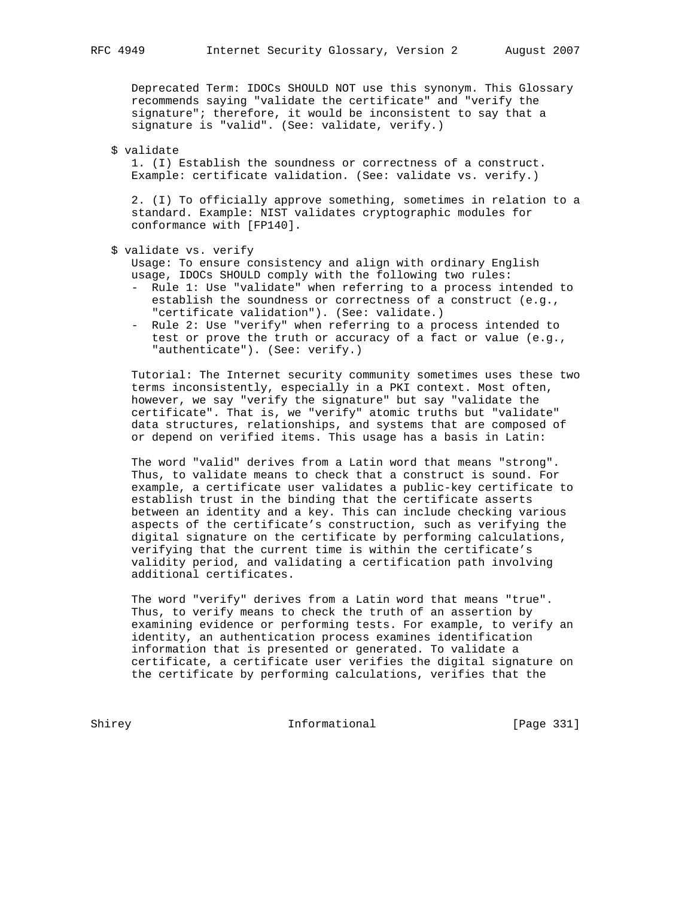Deprecated Term: IDOCs SHOULD NOT use this synonym. This Glossary recommends saying "validate the certificate" and "verify the signature"; therefore, it would be inconsistent to say that a signature is "valid". (See: validate, verify.)

$ validate

1. (I) Establish the soundness or correctness of a construct. Example: certificate validation. (See: validate vs. verify.)

2. (I) To officially approve something, sometimes in relation to a standard. Example: NIST validates cryptographic modules for conformance with [FP140].

$ validate vs. verify

Usage: To ensure consistency and align with ordinary English usage, IDOCs SHOULD comply with the following two rules:

- Rule 1: Use "validate" when referring to a process intended to establish the soundness or correctness of a construct (e.g., "certificate validation"). (See: validate.)
- Rule 2: Use "verify" when referring to a process intended to test or prove the truth or accuracy of a fact or value (e.g., "authenticate"). (See: verify.)

Tutorial: The Internet security community sometimes uses these two terms inconsistently, especially in a PKI context. Most often, however, we say "verify the signature" but say "validate the certificate". That is, we "verify" atomic truths but "validate" data structures, relationships, and systems that are composed of or depend on verified items. This usage has a basis in Latin:

The word "valid" derives from a Latin word that means "strong". Thus, to validate means to check that a construct is sound. For example, a certificate user validates a public-key certificate to establish trust in the binding that the certificate asserts between an identity and a key. This can include checking various aspects of the certificate's construction, such as verifying the digital signature on the certificate by performing calculations, verifying that the current time is within the certificate's validity period, and validating a certification path involving additional certificates.

The word "verify" derives from a Latin word that means "true". Thus, to verify means to check the truth of an assertion by examining evidence or performing tests. For example, to verify an identity, an authentication process examines identification information that is presented or generated. To validate a certificate, a certificate user verifies the digital signature on the certificate by performing calculations, verifies that the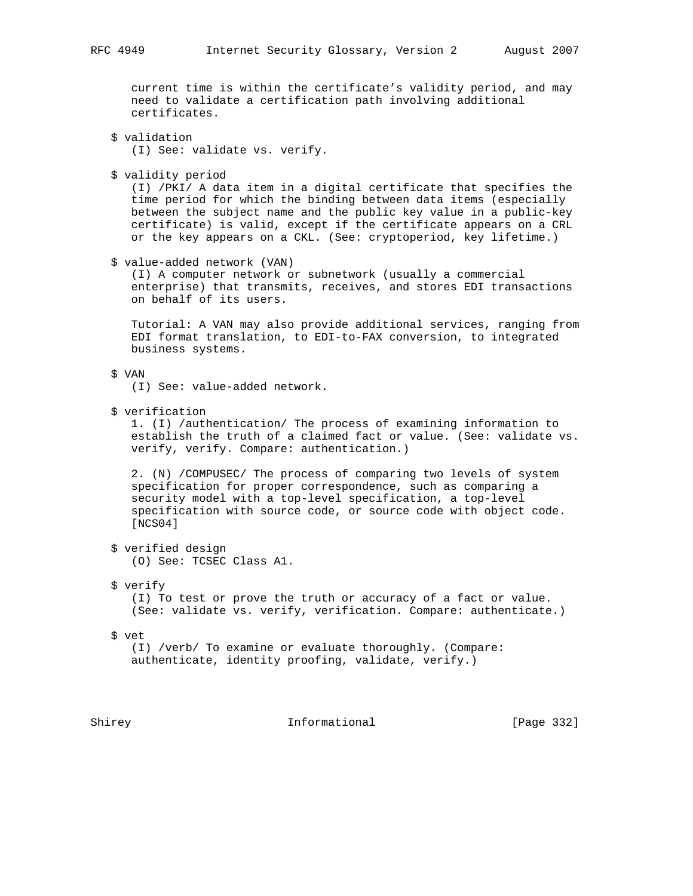current time is within the certificate's validity period, and may need to validate a certification path involving additional certificates.

$ validation
(I) See: validate vs. verify.

$ validity period
(I) /PKI/ A data item in a digital certificate that specifies the time period for which the binding between data items (especially between the subject name and the public key value in a public-key certificate) is valid, except if the certificate appears on a CRL or the key appears on a CKL. (See: cryptoperiod, key lifetime.)

$ value-added network (VAN)
(I) A computer network or subnetwork (usually a commercial enterprise) that transmits, receives, and stores EDI transactions on behalf of its users.

Tutorial: A VAN may also provide additional services, ranging from EDI format translation, to EDI-to-FAX conversion, to integrated business systems.

$ VAN
(I) See: value-added network.

$ verification
1. (I) /authentication/ The process of examining information to establish the truth of a claimed fact or value. (See: validate vs. verify, verify. Compare: authentication.)

2. (N) /COMPUSEC/ The process of comparing two levels of system specification for proper correspondence, such as comparing a security model with a top-level specification, a top-level specification with source code, or source code with object code. [NCS04]

$ verified design
(O) See: TCSEC Class A1.

$ verify
(I) To test or prove the truth or accuracy of a fact or value. (See: validate vs. verify, verification. Compare: authenticate.)

$ vet
(I) /verb/ To examine or evaluate thoroughly. (Compare: authenticate, identity proofing, validate, verify.)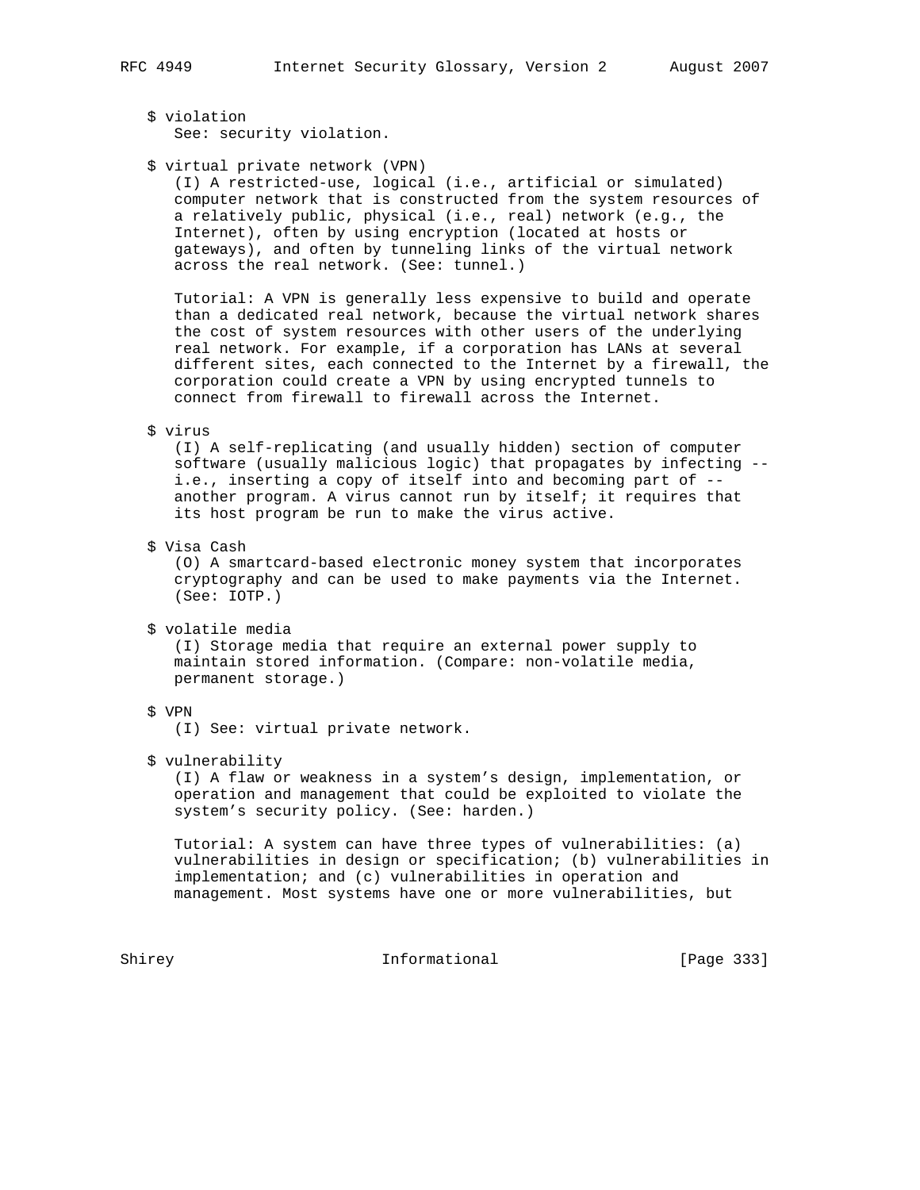$ violation
See: security violation.

$ virtual private network (VPN)
(I) A restricted-use, logical (i.e., artificial or simulated) computer network that is constructed from the system resources of a relatively public, physical (i.e., real) network (e.g., the Internet), often by using encryption (located at hosts or gateways), and often by tunneling links of the virtual network across the real network. (See: tunnel.)

Tutorial: A VPN is generally less expensive to build and operate than a dedicated real network, because the virtual network shares the cost of system resources with other users of the underlying real network. For example, if a corporation has LANs at several different sites, each connected to the Internet by a firewall, the corporation could create a VPN by using encrypted tunnels to connect from firewall to firewall across the Internet.

$ virus
(I) A self-replicating (and usually hidden) section of computer software (usually malicious logic) that propagates by infecting -- i.e., inserting a copy of itself into and becoming part of -- another program. A virus cannot run by itself; it requires that its host program be run to make the virus active.

$ Visa Cash
(O) A smartcard-based electronic money system that incorporates cryptography and can be used to make payments via the Internet. (See: IOTP.)

$ volatile media
(I) Storage media that require an external power supply to maintain stored information. (Compare: non-volatile media, permanent storage.)

$ VPN
(I) See: virtual private network.

$ vulnerability
(I) A flaw or weakness in a system's design, implementation, or operation and management that could be exploited to violate the system's security policy. (See: harden.)

Tutorial: A system can have three types of vulnerabilities: (a) vulnerabilities in design or specification; (b) vulnerabilities in implementation; and (c) vulnerabilities in operation and management. Most systems have one or more vulnerabilities, but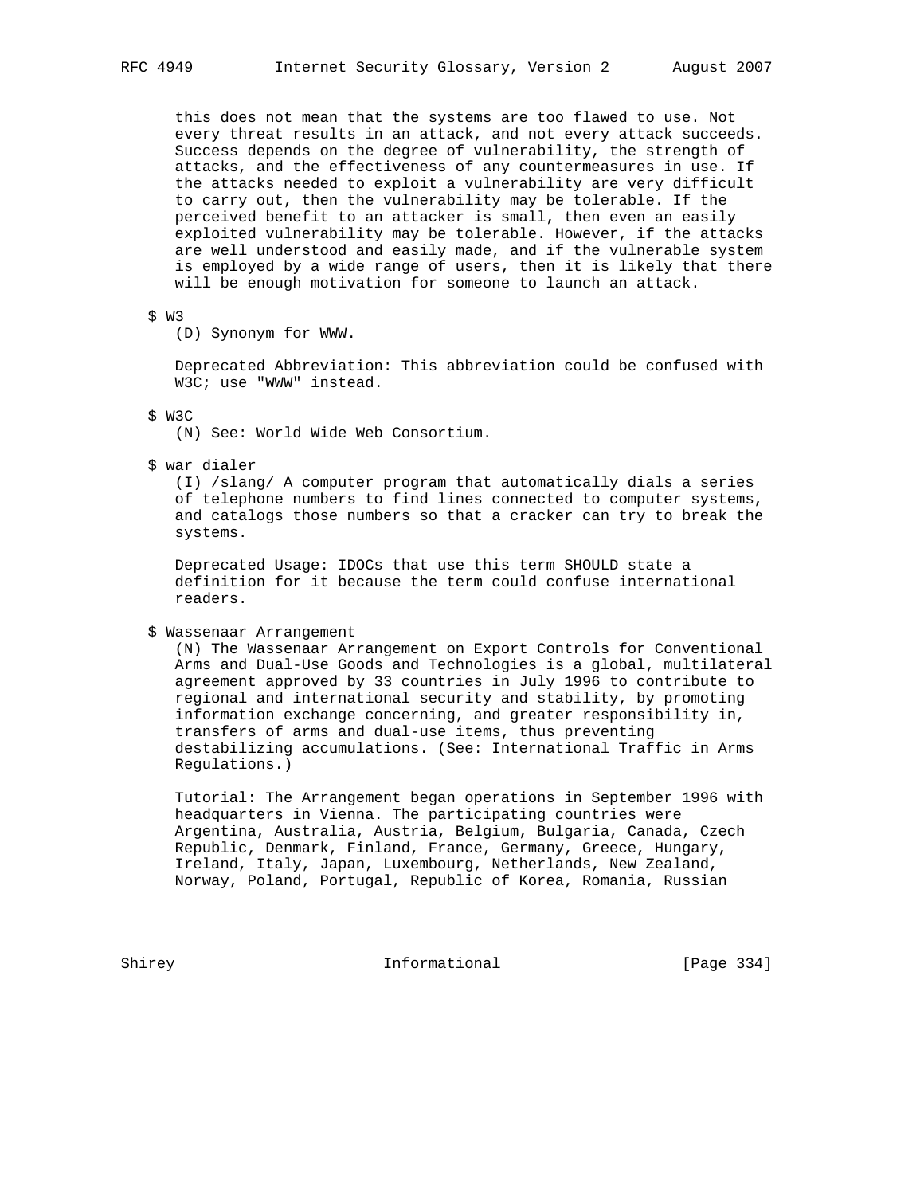this does not mean that the systems are too flawed to use. Not every threat results in an attack, and not every attack succeeds. Success depends on the degree of vulnerability, the strength of attacks, and the effectiveness of any countermeasures in use. If the attacks needed to exploit a vulnerability are very difficult to carry out, then the vulnerability may be tolerable. If the perceived benefit to an attacker is small, then even an easily exploited vulnerability may be tolerable. However, if the attacks are well understood and easily made, and if the vulnerable system is employed by a wide range of users, then it is likely that there will be enough motivation for someone to launch an attack.

$ W3

(D) Synonym for WWW.

Deprecated Abbreviation: This abbreviation could be confused with W3C; use "WWW" instead.

$ W3C

(N) See: World Wide Web Consortium.

$ war dialer

(I) /slang/ A computer program that automatically dials a series of telephone numbers to find lines connected to computer systems, and catalogs those numbers so that a cracker can try to break the systems.

Deprecated Usage: IDOCs that use this term SHOULD state a definition for it because the term could confuse international readers.

$ Wassenaar Arrangement

(N) The Wassenaar Arrangement on Export Controls for Conventional Arms and Dual-Use Goods and Technologies is a global, multilateral agreement approved by 33 countries in July 1996 to contribute to regional and international security and stability, by promoting information exchange concerning, and greater responsibility in, transfers of arms and dual-use items, thus preventing destabilizing accumulations. (See: International Traffic in Arms Regulations.)

Tutorial: The Arrangement began operations in September 1996 with headquarters in Vienna. The participating countries were Argentina, Australia, Austria, Belgium, Bulgaria, Canada, Czech Republic, Denmark, Finland, France, Germany, Greece, Hungary, Ireland, Italy, Japan, Luxembourg, Netherlands, New Zealand, Norway, Poland, Portugal, Republic of Korea, Romania, Russian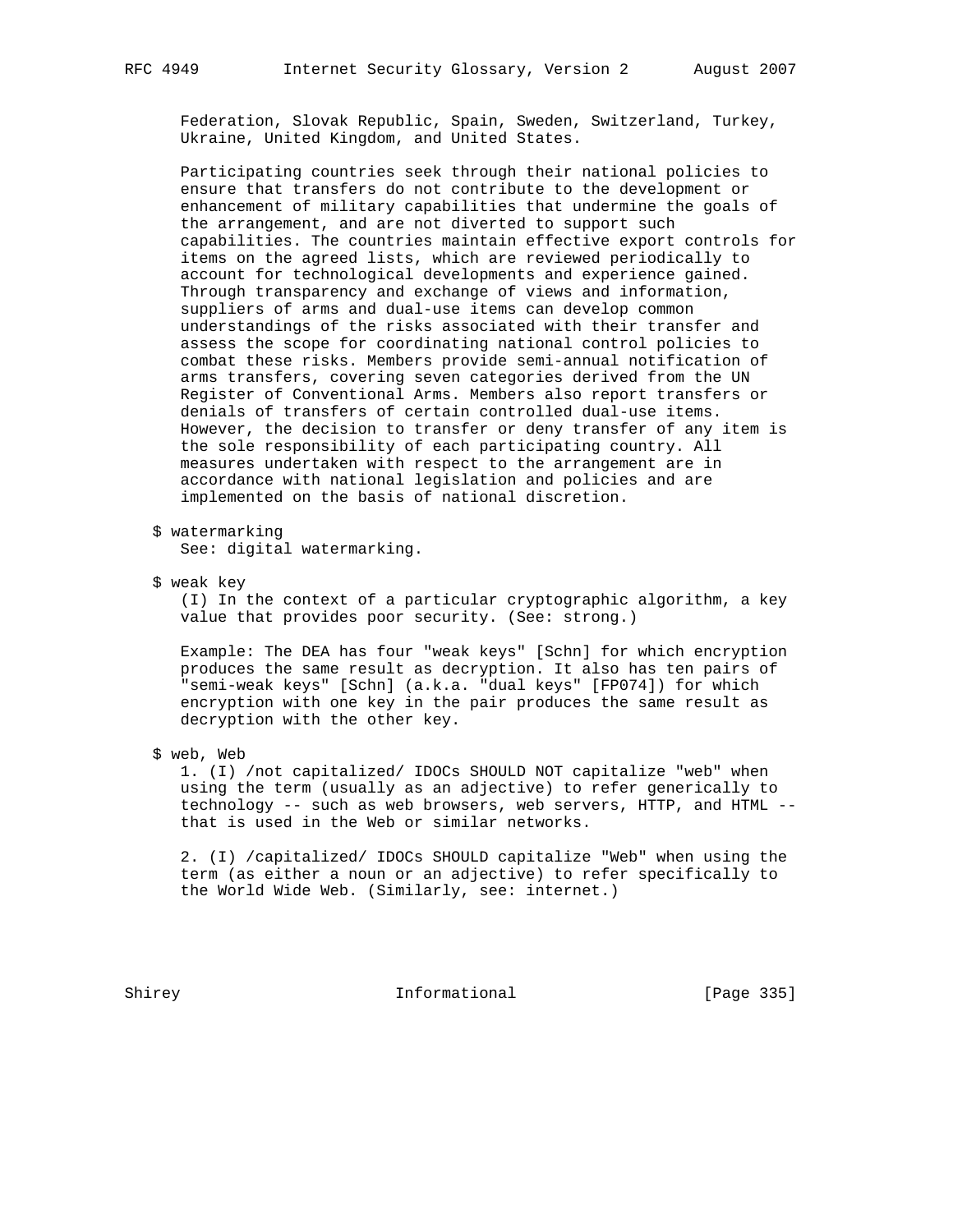Federation, Slovak Republic, Spain, Sweden, Switzerland, Turkey, Ukraine, United Kingdom, and United States.

Participating countries seek through their national policies to ensure that transfers do not contribute to the development or enhancement of military capabilities that undermine the goals of the arrangement, and are not diverted to support such capabilities. The countries maintain effective export controls for items on the agreed lists, which are reviewed periodically to account for technological developments and experience gained. Through transparency and exchange of views and information, suppliers of arms and dual-use items can develop common understandings of the risks associated with their transfer and assess the scope for coordinating national control policies to combat these risks. Members provide semi-annual notification of arms transfers, covering seven categories derived from the UN Register of Conventional Arms. Members also report transfers or denials of transfers of certain controlled dual-use items. However, the decision to transfer or deny transfer of any item is the sole responsibility of each participating country. All measures undertaken with respect to the arrangement are in accordance with national legislation and policies and are implemented on the basis of national discretion.

$ watermarking

See: digital watermarking.

$ weak key

(I) In the context of a particular cryptographic algorithm, a key value that provides poor security. (See: strong.)

Example: The DEA has four "weak keys" [Schn] for which encryption produces the same result as decryption. It also has ten pairs of "semi-weak keys" [Schn] (a.k.a. "dual keys" [FP074]) for which encryption with one key in the pair produces the same result as decryption with the other key.

$ web, Web

1. (I) /not capitalized/ IDOCs SHOULD NOT capitalize "web" when using the term (usually as an adjective) to refer generically to technology -- such as web browsers, web servers, HTTP, and HTML -- that is used in the Web or similar networks.

2. (I) /capitalized/ IDOCs SHOULD capitalize "Web" when using the term (as either a noun or an adjective) to refer specifically to the World Wide Web. (Similarly, see: internet.)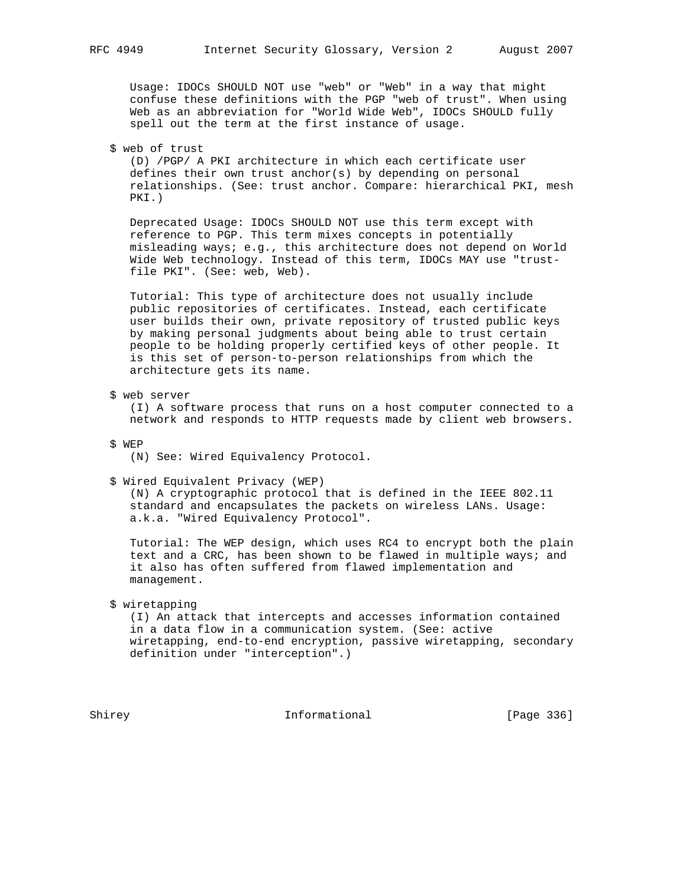Usage: IDOCs SHOULD NOT use "web" or "Web" in a way that might confuse these definitions with the PGP "web of trust". When using Web as an abbreviation for "World Wide Web", IDOCs SHOULD fully spell out the term at the first instance of usage.

$ web of trust

(D) /PGP/ A PKI architecture in which each certificate user defines their own trust anchor(s) by depending on personal relationships. (See: trust anchor. Compare: hierarchical PKI, mesh PKI.)

Deprecated Usage: IDOCs SHOULD NOT use this term except with reference to PGP. This term mixes concepts in potentially misleading ways; e.g., this architecture does not depend on World Wide Web technology. Instead of this term, IDOCs MAY use "trust-file PKI". (See: web, Web).

Tutorial: This type of architecture does not usually include public repositories of certificates. Instead, each certificate user builds their own, private repository of trusted public keys by making personal judgments about being able to trust certain people to be holding properly certified keys of other people. It is this set of person-to-person relationships from which the architecture gets its name.

$ web server

(I) A software process that runs on a host computer connected to a network and responds to HTTP requests made by client web browsers.

$ WEP

(N) See: Wired Equivalency Protocol.

$ Wired Equivalent Privacy (WEP)

(N) A cryptographic protocol that is defined in the IEEE 802.11 standard and encapsulates the packets on wireless LANs. Usage: a.k.a. "Wired Equivalency Protocol".

Tutorial: The WEP design, which uses RC4 to encrypt both the plain text and a CRC, has been shown to be flawed in multiple ways; and it also has often suffered from flawed implementation and management.

$ wiretapping

(I) An attack that intercepts and accesses information contained in a data flow in a communication system. (See: active wiretapping, end-to-end encryption, passive wiretapping, secondary definition under "interception".)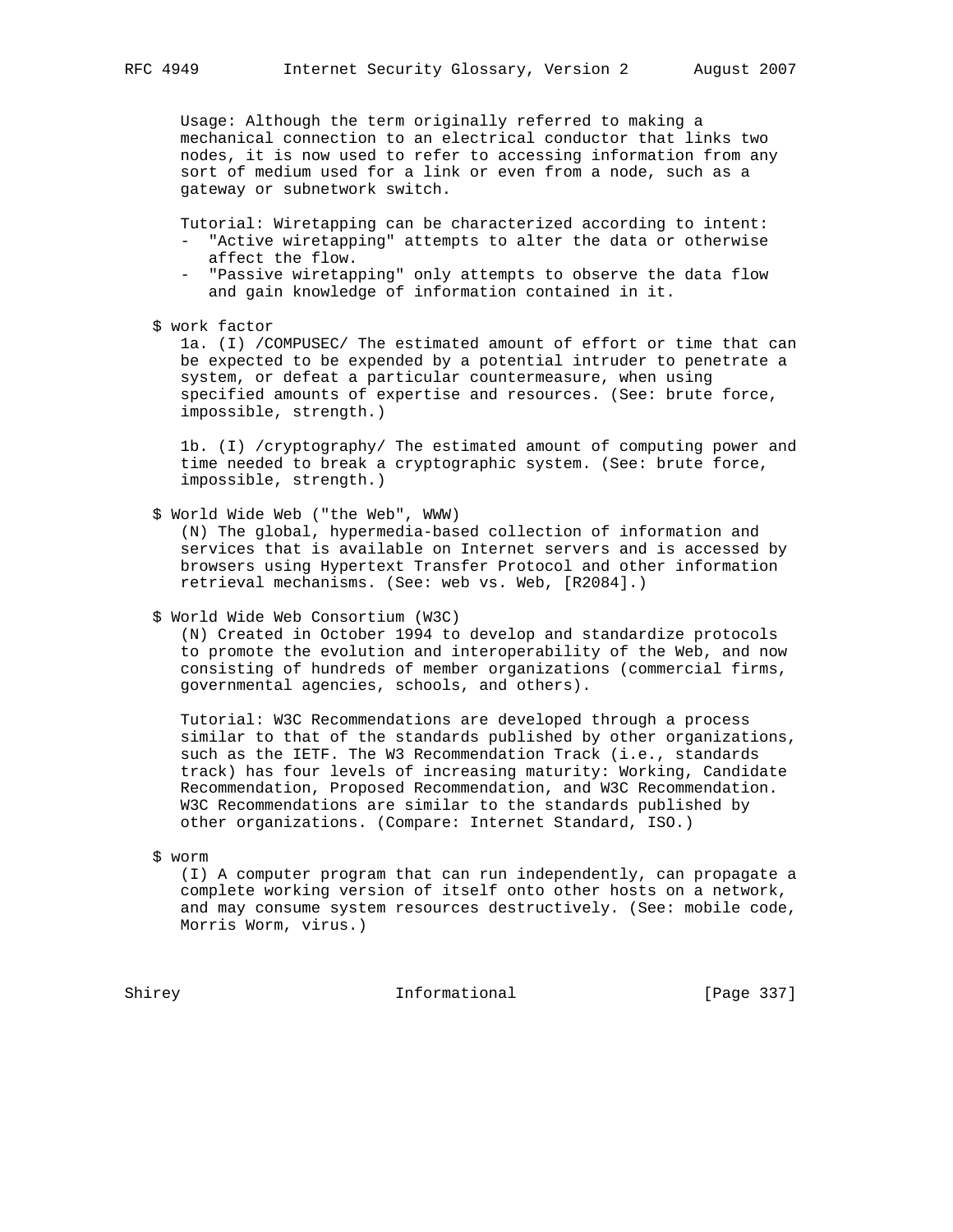Usage: Although the term originally referred to making a mechanical connection to an electrical conductor that links two nodes, it is now used to refer to accessing information from any sort of medium used for a link or even from a node, such as a gateway or subnetwork switch.

Tutorial: Wiretapping can be characterized according to intent:

- "Active wiretapping" attempts to alter the data or otherwise affect the flow.
- "Passive wiretapping" only attempts to observe the data flow and gain knowledge of information contained in it.

$ work factor

1a. (I) /COMPUSEC/ The estimated amount of effort or time that can be expected to be expended by a potential intruder to penetrate a system, or defeat a particular countermeasure, when using specified amounts of expertise and resources. (See: brute force, impossible, strength.)

1b. (I) /cryptography/ The estimated amount of computing power and time needed to break a cryptographic system. (See: brute force, impossible, strength.)

$ World Wide Web ("the Web", WWW)

(N) The global, hypermedia-based collection of information and services that is available on Internet servers and is accessed by browsers using Hypertext Transfer Protocol and other information retrieval mechanisms. (See: web vs. Web, [R2084].)

$ World Wide Web Consortium (W3C)

(N) Created in October 1994 to develop and standardize protocols to promote the evolution and interoperability of the Web, and now consisting of hundreds of member organizations (commercial firms, governmental agencies, schools, and others).

Tutorial: W3C Recommendations are developed through a process similar to that of the standards published by other organizations, such as the IETF. The W3 Recommendation Track (i.e., standards track) has four levels of increasing maturity: Working, Candidate Recommendation, Proposed Recommendation, and W3C Recommendation. W3C Recommendations are similar to the standards published by other organizations. (Compare: Internet Standard, ISO.)

$ worm

(I) A computer program that can run independently, can propagate a complete working version of itself onto other hosts on a network, and may consume system resources destructively. (See: mobile code, Morris Worm, virus.)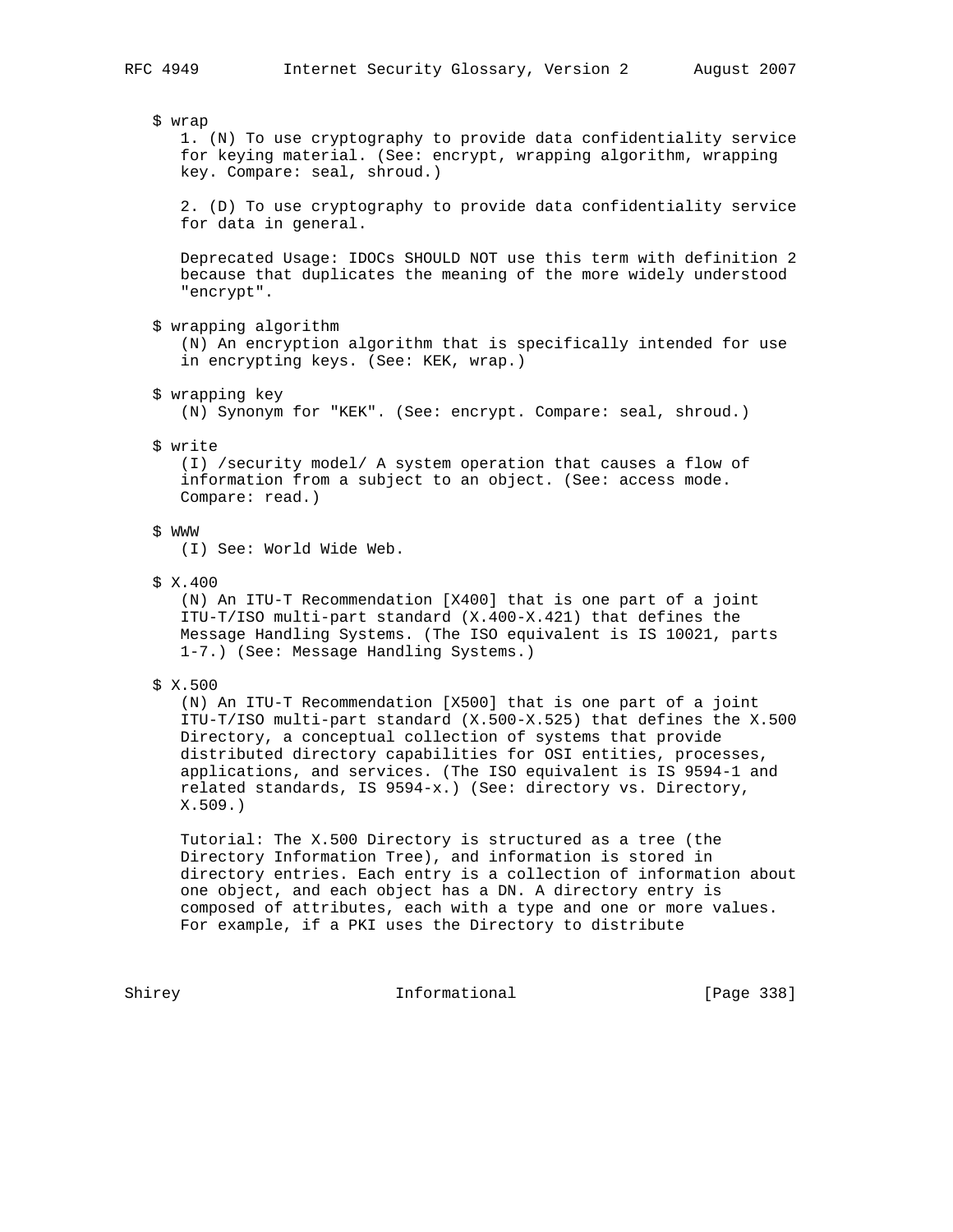$ wrap

1. (N) To use cryptography to provide data confidentiality service for keying material. (See: encrypt, wrapping algorithm, wrapping key. Compare: seal, shroud.)

2. (D) To use cryptography to provide data confidentiality service for data in general.

Deprecated Usage: IDOCs SHOULD NOT use this term with definition 2 because that duplicates the meaning of the more widely understood "encrypt".

$ wrapping algorithm

(N) An encryption algorithm that is specifically intended for use in encrypting keys. (See: KEK, wrap.)

$ wrapping key

(N) Synonym for "KEK". (See: encrypt. Compare: seal, shroud.)

$ write

(I) /security model/ A system operation that causes a flow of information from a subject to an object. (See: access mode. Compare: read.)

$ WWW

(I) See: World Wide Web.

$ X.400

(N) An ITU-T Recommendation [X400] that is one part of a joint ITU-T/ISO multi-part standard (X.400-X.421) that defines the Message Handling Systems. (The ISO equivalent is IS 10021, parts 1-7.) (See: Message Handling Systems.)

$ X.500

(N) An ITU-T Recommendation [X500] that is one part of a joint ITU-T/ISO multi-part standard (X.500-X.525) that defines the X.500 Directory, a conceptual collection of systems that provide distributed directory capabilities for OSI entities, processes, applications, and services. (The ISO equivalent is IS 9594-1 and related standards, IS 9594-x.) (See: directory vs. Directory, X.509.)

Tutorial: The X.500 Directory is structured as a tree (the Directory Information Tree), and information is stored in directory entries. Each entry is a collection of information about one object, and each object has a DN. A directory entry is composed of attributes, each with a type and one or more values. For example, if a PKI uses the Directory to distribute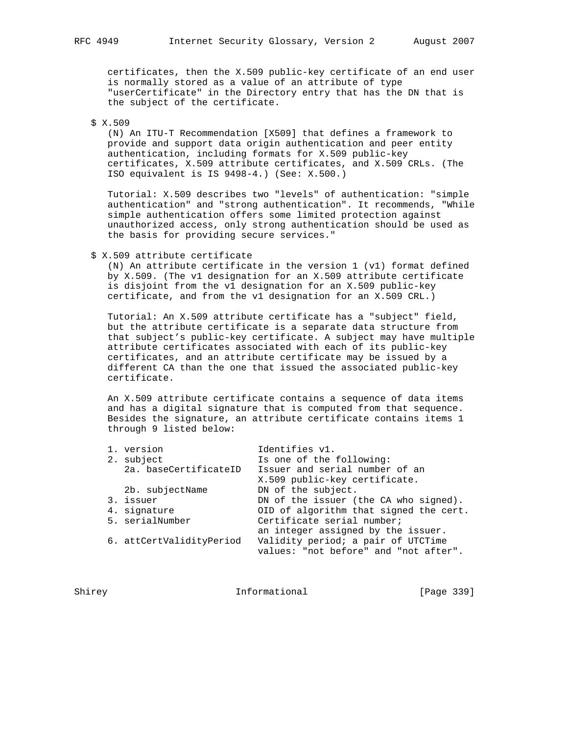certificates, then the X.509 public-key certificate of an end user is normally stored as a value of an attribute of type "userCertificate" in the Directory entry that has the DN that is the subject of the certificate.

$ X.509

(N) An ITU-T Recommendation [X509] that defines a framework to provide and support data origin authentication and peer entity authentication, including formats for X.509 public-key certificates, X.509 attribute certificates, and X.509 CRLs. (The ISO equivalent is IS 9498-4.) (See: X.500.)

Tutorial: X.509 describes two "levels" of authentication: "simple authentication" and "strong authentication". It recommends, "While simple authentication offers some limited protection against unauthorized access, only strong authentication should be used as the basis for providing secure services."

$ X.509 attribute certificate

(N) An attribute certificate in the version 1 (v1) format defined by X.509. (The v1 designation for an X.509 attribute certificate is disjoint from the v1 designation for an X.509 public-key certificate, and from the v1 designation for an X.509 CRL.)

Tutorial: An X.509 attribute certificate has a "subject" field, but the attribute certificate is a separate data structure from that subject's public-key certificate. A subject may have multiple attribute certificates associated with each of its public-key certificates, and an attribute certificate may be issued by a different CA than the one that issued the associated public-key certificate.

An X.509 attribute certificate contains a sequence of data items and has a digital signature that is computed from that sequence. Besides the signature, an attribute certificate contains items 1 through 9 listed below:

```
1. version                  Identifies v1.
2. subject                  Is one of the following:
   2a. baseCertificateID    Issuer and serial number of an
                            X.509 public-key certificate.
   2b. subjectName          DN of the subject.
3. issuer                   DN of the issuer (the CA who signed).
4. signature                OID of algorithm that signed the cert.
5. serialNumber             Certificate serial number;
                            an integer assigned by the issuer.
6. attCertValidityPeriod    Validity period; a pair of UTCTime
                            values: "not before" and "not after".
```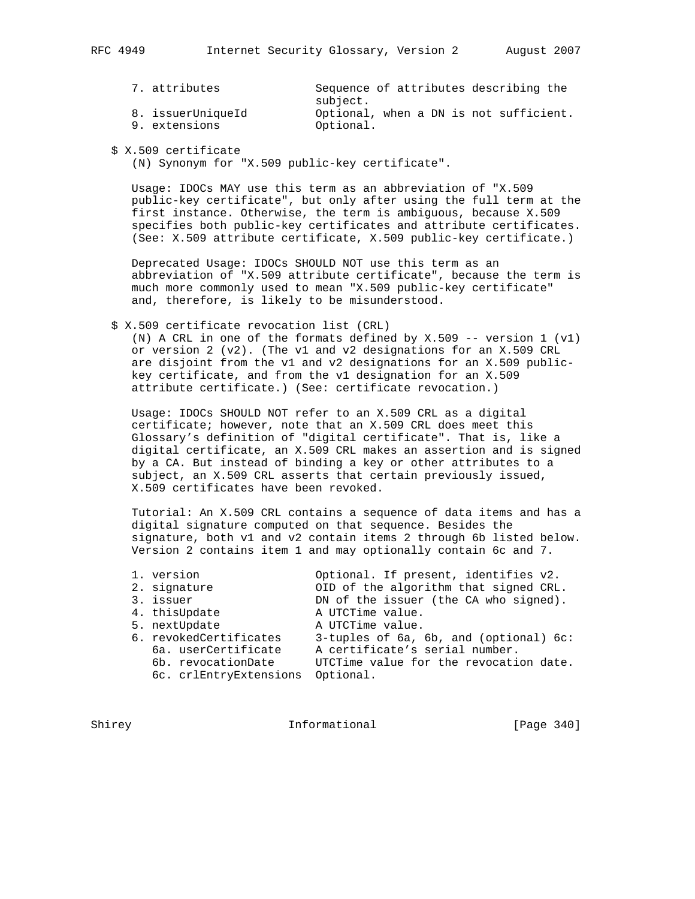| | |
|---|---|
| 7. attributes | Sequence of attributes describing the subject. |
| 8. issuerUniqueId | Optional, when a DN is not sufficient. |
| 9. extensions | Optional. |

$ X.509 certificate

(N) Synonym for "X.509 public-key certificate".

Usage: IDOCs MAY use this term as an abbreviation of "X.509 public-key certificate", but only after using the full term at the first instance. Otherwise, the term is ambiguous, because X.509 specifies both public-key certificates and attribute certificates. (See: X.509 attribute certificate, X.509 public-key certificate.)

Deprecated Usage: IDOCs SHOULD NOT use this term as an abbreviation of "X.509 attribute certificate", because the term is much more commonly used to mean "X.509 public-key certificate" and, therefore, is likely to be misunderstood.

$ X.509 certificate revocation list (CRL)

(N) A CRL in one of the formats defined by X.509 -- version 1 (v1) or version 2 (v2). (The v1 and v2 designations for an X.509 CRL are disjoint from the v1 and v2 designations for an X.509 public-key certificate, and from the v1 designation for an X.509 attribute certificate.) (See: certificate revocation.)

Usage: IDOCs SHOULD NOT refer to an X.509 CRL as a digital certificate; however, note that an X.509 CRL does meet this Glossary's definition of "digital certificate". That is, like a digital certificate, an X.509 CRL makes an assertion and is signed by a CA. But instead of binding a key or other attributes to a subject, an X.509 CRL asserts that certain previously issued, X.509 certificates have been revoked.

Tutorial: An X.509 CRL contains a sequence of data items and has a digital signature computed on that sequence. Besides the signature, both v1 and v2 contain items 2 through 6b listed below. Version 2 contains item 1 and may optionally contain 6c and 7.

| | |
|---|---|
| 1. version | Optional. If present, identifies v2. |
| 2. signature | OID of the algorithm that signed CRL. |
| 3. issuer | DN of the issuer (the CA who signed). |
| 4. thisUpdate | A UTCTime value. |
| 5. nextUpdate | A UTCTime value. |
| 6. revokedCertificates | 3-tuples of 6a, 6b, and (optional) 6c: |
| 6a. userCertificate | A certificate's serial number. |
| 6b. revocationDate | UTCTime value for the revocation date. |
| 6c. crlEntryExtensions | Optional. |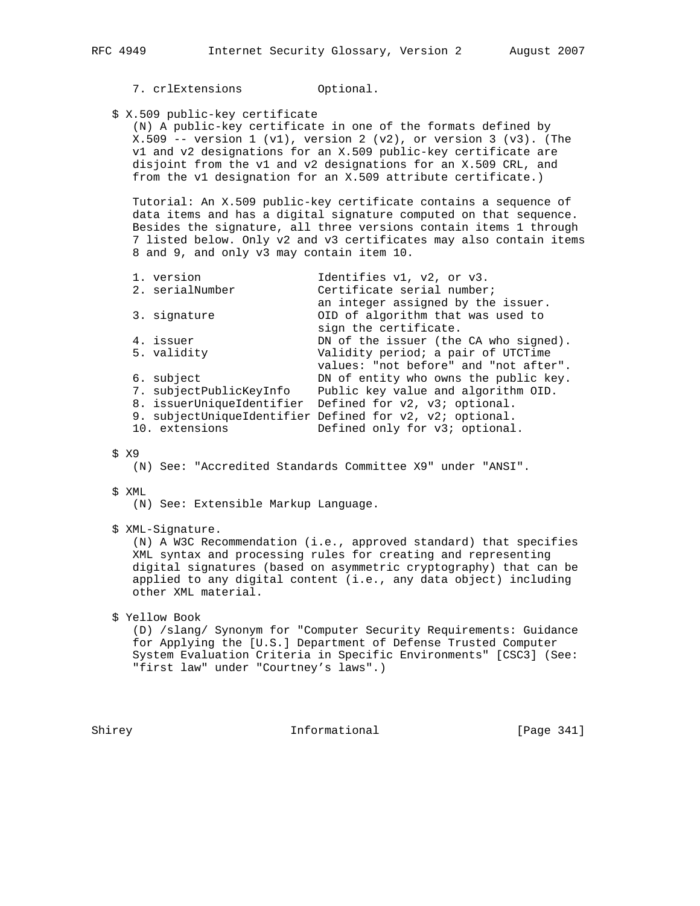7. crlExtensions           Optional.

$ X.509 public-key certificate

(N) A public-key certificate in one of the formats defined by X.509 -- version 1 (v1), version 2 (v2), or version 3 (v3). (The v1 and v2 designations for an X.509 public-key certificate are disjoint from the v1 and v2 designations for an X.509 CRL, and from the v1 designation for an X.509 attribute certificate.)

Tutorial: An X.509 public-key certificate contains a sequence of data items and has a digital signature computed on that sequence. Besides the signature, all three versions contain items 1 through 7 listed below. Only v2 and v3 certificates may also contain items 8 and 9, and only v3 may contain item 10.

```
1. version                 Identifies v1, v2, or v3.
2. serialNumber            Certificate serial number;
                           an integer assigned by the issuer.
3. signature               OID of algorithm that was used to
                           sign the certificate.
4. issuer                  DN of the issuer (the CA who signed).
5. validity                Validity period; a pair of UTCTime
                           values: "not before" and "not after".
6. subject                 DN of entity who owns the public key.
7. subjectPublicKeyInfo    Public key value and algorithm OID.
8. issuerUniqueIdentifier  Defined for v2, v3; optional.
9. subjectUniqueIdentifier Defined for v2, v2; optional.
10. extensions             Defined only for v3; optional.
```

$ X9

(N) See: "Accredited Standards Committee X9" under "ANSI".

$ XML

(N) See: Extensible Markup Language.

$ XML-Signature.

(N) A W3C Recommendation (i.e., approved standard) that specifies XML syntax and processing rules for creating and representing digital signatures (based on asymmetric cryptography) that can be applied to any digital content (i.e., any data object) including other XML material.

$ Yellow Book

(D) /slang/ Synonym for "Computer Security Requirements: Guidance for Applying the [U.S.] Department of Defense Trusted Computer System Evaluation Criteria in Specific Environments" [CSC3] (See: "first law" under "Courtney's laws".)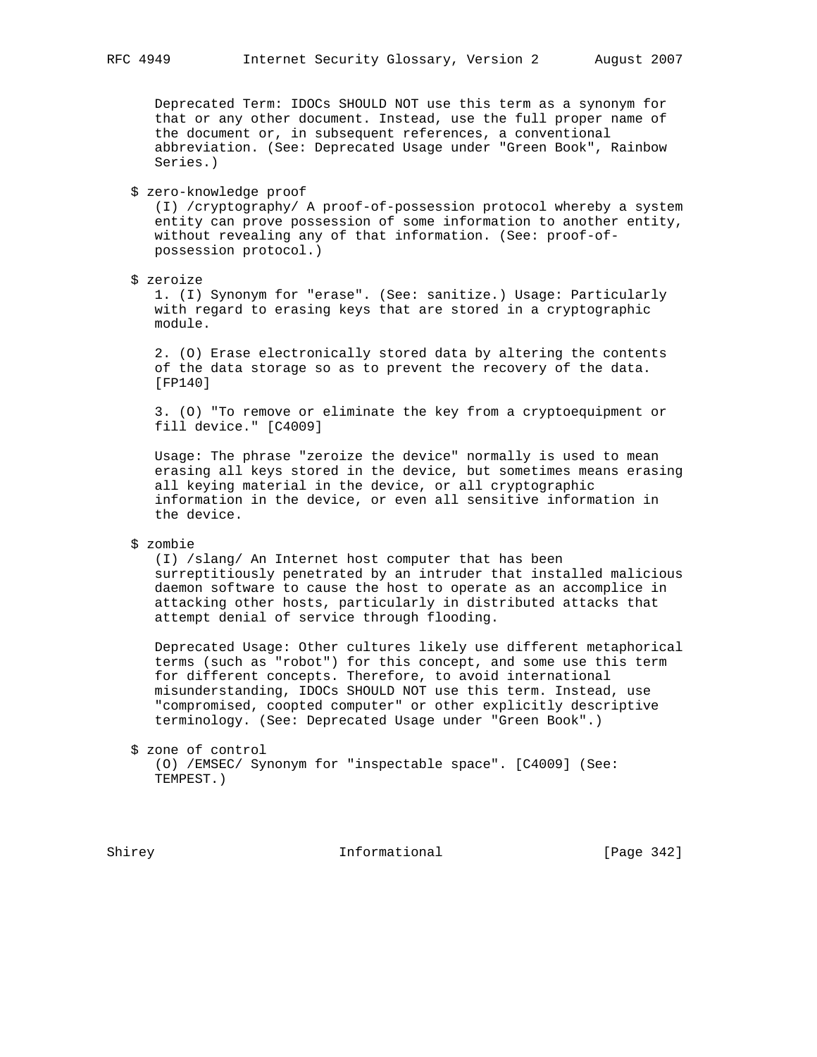Deprecated Term: IDOCs SHOULD NOT use this term as a synonym for that or any other document. Instead, use the full proper name of the document or, in subsequent references, a conventional abbreviation. (See: Deprecated Usage under "Green Book", Rainbow Series.)

$ zero-knowledge proof

(I) /cryptography/ A proof-of-possession protocol whereby a system entity can prove possession of some information to another entity, without revealing any of that information. (See: proof-of-possession protocol.)

$ zeroize

1. (I) Synonym for "erase". (See: sanitize.) Usage: Particularly with regard to erasing keys that are stored in a cryptographic module.

2. (O) Erase electronically stored data by altering the contents of the data storage so as to prevent the recovery of the data. [FP140]

3. (O) "To remove or eliminate the key from a cryptoequipment or fill device." [C4009]

Usage: The phrase "zeroize the device" normally is used to mean erasing all keys stored in the device, but sometimes means erasing all keying material in the device, or all cryptographic information in the device, or even all sensitive information in the device.

$ zombie

(I) /slang/ An Internet host computer that has been surreptitiously penetrated by an intruder that installed malicious daemon software to cause the host to operate as an accomplice in attacking other hosts, particularly in distributed attacks that attempt denial of service through flooding.

Deprecated Usage: Other cultures likely use different metaphorical terms (such as "robot") for this concept, and some use this term for different concepts. Therefore, to avoid international misunderstanding, IDOCs SHOULD NOT use this term. Instead, use "compromised, coopted computer" or other explicitly descriptive terminology. (See: Deprecated Usage under "Green Book".)

$ zone of control

(O) /EMSEC/ Synonym for "inspectable space". [C4009] (See: TEMPEST.)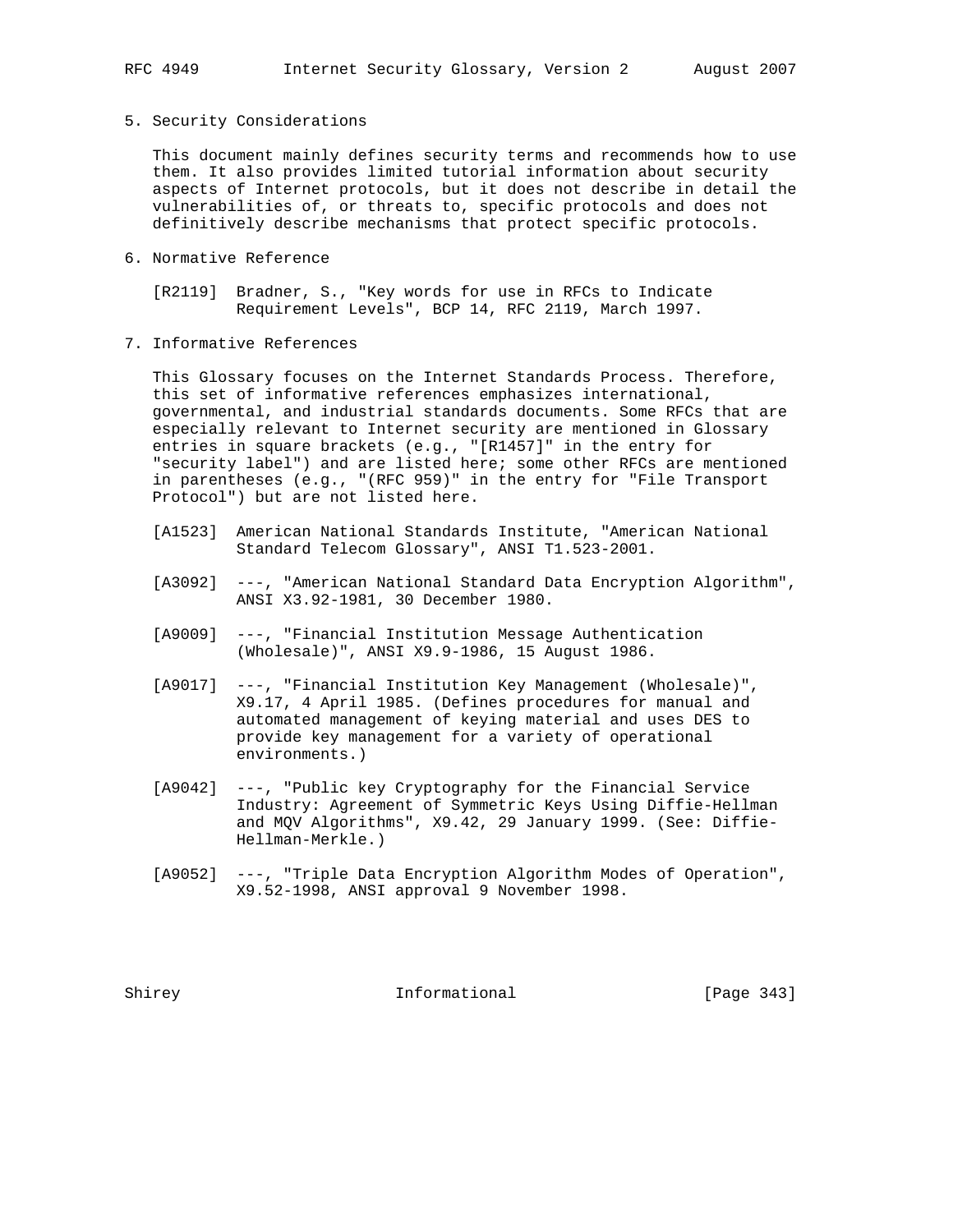## 5. Security Considerations

This document mainly defines security terms and recommends how to use them. It also provides limited tutorial information about security aspects of Internet protocols, but it does not describe in detail the vulnerabilities of, or threats to, specific protocols and does not definitively describe mechanisms that protect specific protocols.

## 6. Normative Reference

[R2119] Bradner, S., "Key words for use in RFCs to Indicate Requirement Levels", BCP 14, RFC 2119, March 1997.

## 7. Informative References

This Glossary focuses on the Internet Standards Process. Therefore, this set of informative references emphasizes international, governmental, and industrial standards documents. Some RFCs that are especially relevant to Internet security are mentioned in Glossary entries in square brackets (e.g., "[R1457]" in the entry for "security label") and are listed here; some other RFCs are mentioned in parentheses (e.g., "(RFC 959)" in the entry for "File Transport Protocol") but are not listed here.

[A1523] American National Standards Institute, "American National Standard Telecom Glossary", ANSI T1.523-2001.

[A3092] ---, "American National Standard Data Encryption Algorithm", ANSI X3.92-1981, 30 December 1980.

[A9009] ---, "Financial Institution Message Authentication (Wholesale)", ANSI X9.9-1986, 15 August 1986.

[A9017] ---, "Financial Institution Key Management (Wholesale)", X9.17, 4 April 1985. (Defines procedures for manual and automated management of keying material and uses DES to provide key management for a variety of operational environments.)

[A9042] ---, "Public key Cryptography for the Financial Service Industry: Agreement of Symmetric Keys Using Diffie-Hellman and MQV Algorithms", X9.42, 29 January 1999. (See: Diffie-Hellman-Merkle.)

[A9052] ---, "Triple Data Encryption Algorithm Modes of Operation", X9.52-1998, ANSI approval 9 November 1998.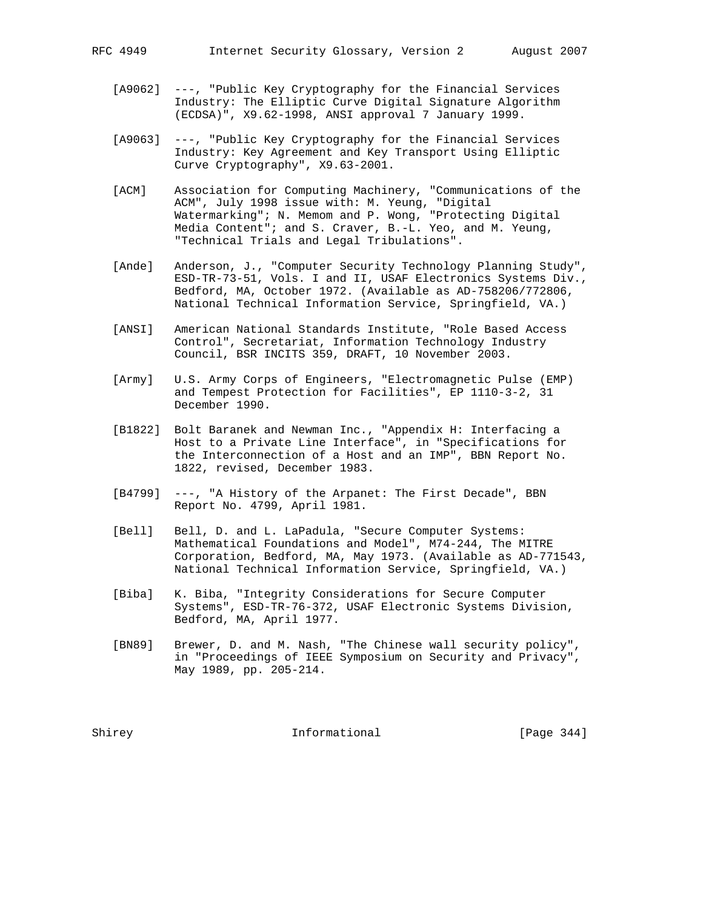[A9062] ---, "Public Key Cryptography for the Financial Services Industry: The Elliptic Curve Digital Signature Algorithm (ECDSA)", X9.62-1998, ANSI approval 7 January 1999.

[A9063] ---, "Public Key Cryptography for the Financial Services Industry: Key Agreement and Key Transport Using Elliptic Curve Cryptography", X9.63-2001.

[ACM] Association for Computing Machinery, "Communications of the ACM", July 1998 issue with: M. Yeung, "Digital Watermarking"; N. Memom and P. Wong, "Protecting Digital Media Content"; and S. Craver, B.-L. Yeo, and M. Yeung, "Technical Trials and Legal Tribulations".

[Ande] Anderson, J., "Computer Security Technology Planning Study", ESD-TR-73-51, Vols. I and II, USAF Electronics Systems Div., Bedford, MA, October 1972. (Available as AD-758206/772806, National Technical Information Service, Springfield, VA.)

[ANSI] American National Standards Institute, "Role Based Access Control", Secretariat, Information Technology Industry Council, BSR INCITS 359, DRAFT, 10 November 2003.

[Army] U.S. Army Corps of Engineers, "Electromagnetic Pulse (EMP) and Tempest Protection for Facilities", EP 1110-3-2, 31 December 1990.

[B1822] Bolt Baranek and Newman Inc., "Appendix H: Interfacing a Host to a Private Line Interface", in "Specifications for the Interconnection of a Host and an IMP", BBN Report No. 1822, revised, December 1983.

[B4799] ---, "A History of the Arpanet: The First Decade", BBN Report No. 4799, April 1981.

[Bell] Bell, D. and L. LaPadula, "Secure Computer Systems: Mathematical Foundations and Model", M74-244, The MITRE Corporation, Bedford, MA, May 1973. (Available as AD-771543, National Technical Information Service, Springfield, VA.)

[Biba] K. Biba, "Integrity Considerations for Secure Computer Systems", ESD-TR-76-372, USAF Electronic Systems Division, Bedford, MA, April 1977.

[BN89] Brewer, D. and M. Nash, "The Chinese wall security policy", in "Proceedings of IEEE Symposium on Security and Privacy", May 1989, pp. 205-214.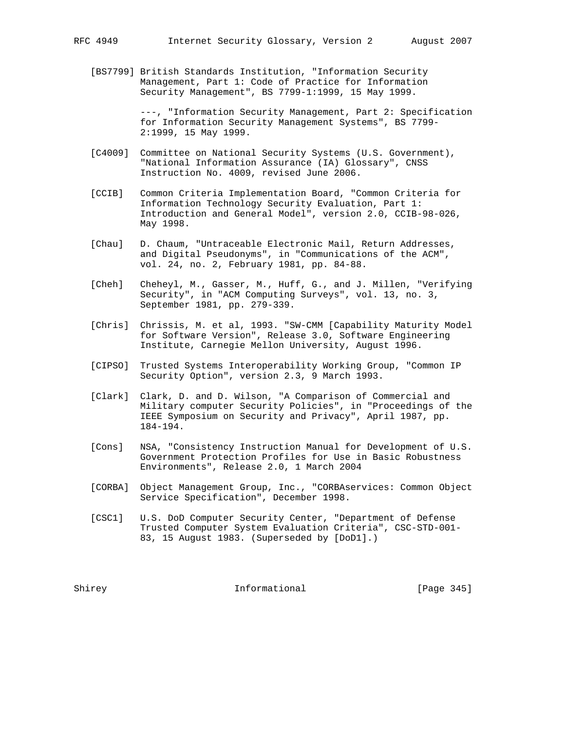[BS7799] British Standards Institution, "Information Security Management, Part 1: Code of Practice for Information Security Management", BS 7799-1:1999, 15 May 1999.

---, "Information Security Management, Part 2: Specification for Information Security Management Systems", BS 7799-2:1999, 15 May 1999.

[C4009] Committee on National Security Systems (U.S. Government), "National Information Assurance (IA) Glossary", CNSS Instruction No. 4009, revised June 2006.

[CCIB] Common Criteria Implementation Board, "Common Criteria for Information Technology Security Evaluation, Part 1: Introduction and General Model", version 2.0, CCIB-98-026, May 1998.

[Chau] D. Chaum, "Untraceable Electronic Mail, Return Addresses, and Digital Pseudonyms", in "Communications of the ACM", vol. 24, no. 2, February 1981, pp. 84-88.

[Cheh] Cheheyl, M., Gasser, M., Huff, G., and J. Millen, "Verifying Security", in "ACM Computing Surveys", vol. 13, no. 3, September 1981, pp. 279-339.

[Chris] Chrissis, M. et al, 1993. "SW-CMM [Capability Maturity Model for Software Version", Release 3.0, Software Engineering Institute, Carnegie Mellon University, August 1996.

[CIPSO] Trusted Systems Interoperability Working Group, "Common IP Security Option", version 2.3, 9 March 1993.

[Clark] Clark, D. and D. Wilson, "A Comparison of Commercial and Military computer Security Policies", in "Proceedings of the IEEE Symposium on Security and Privacy", April 1987, pp. 184-194.

[Cons] NSA, "Consistency Instruction Manual for Development of U.S. Government Protection Profiles for Use in Basic Robustness Environments", Release 2.0, 1 March 2004

[CORBA] Object Management Group, Inc., "CORBAservices: Common Object Service Specification", December 1998.

[CSC1] U.S. DoD Computer Security Center, "Department of Defense Trusted Computer System Evaluation Criteria", CSC-STD-001-83, 15 August 1983. (Superseded by [DoD1].)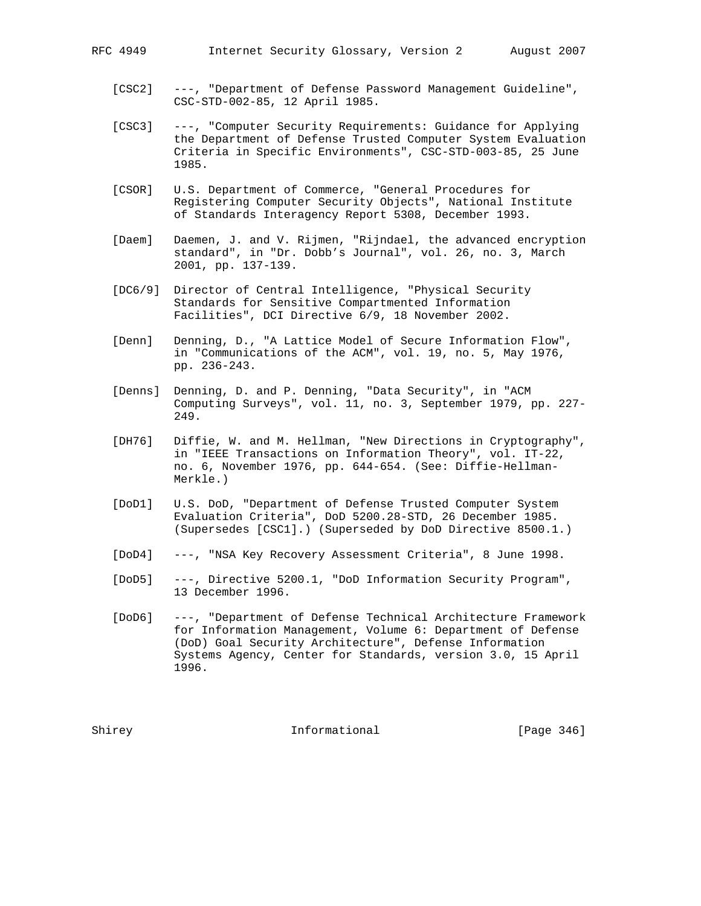[CSC2] ---, "Department of Defense Password Management Guideline", CSC-STD-002-85, 12 April 1985.

[CSC3] ---, "Computer Security Requirements: Guidance for Applying the Department of Defense Trusted Computer System Evaluation Criteria in Specific Environments", CSC-STD-003-85, 25 June 1985.

[CSOR] U.S. Department of Commerce, "General Procedures for Registering Computer Security Objects", National Institute of Standards Interagency Report 5308, December 1993.

[Daem] Daemen, J. and V. Rijmen, "Rijndael, the advanced encryption standard", in "Dr. Dobb's Journal", vol. 26, no. 3, March 2001, pp. 137-139.

[DC6/9] Director of Central Intelligence, "Physical Security Standards for Sensitive Compartmented Information Facilities", DCI Directive 6/9, 18 November 2002.

[Denn] Denning, D., "A Lattice Model of Secure Information Flow", in "Communications of the ACM", vol. 19, no. 5, May 1976, pp. 236-243.

[Denns] Denning, D. and P. Denning, "Data Security", in "ACM Computing Surveys", vol. 11, no. 3, September 1979, pp. 227-249.

[DH76] Diffie, W. and M. Hellman, "New Directions in Cryptography", in "IEEE Transactions on Information Theory", vol. IT-22, no. 6, November 1976, pp. 644-654. (See: Diffie-Hellman-Merkle.)

[DoD1] U.S. DoD, "Department of Defense Trusted Computer System Evaluation Criteria", DoD 5200.28-STD, 26 December 1985. (Supersedes [CSC1].) (Superseded by DoD Directive 8500.1.)

[DoD4] ---, "NSA Key Recovery Assessment Criteria", 8 June 1998.

[DoD5] ---, Directive 5200.1, "DoD Information Security Program", 13 December 1996.

[DoD6] ---, "Department of Defense Technical Architecture Framework for Information Management, Volume 6: Department of Defense (DoD) Goal Security Architecture", Defense Information Systems Agency, Center for Standards, version 3.0, 15 April 1996.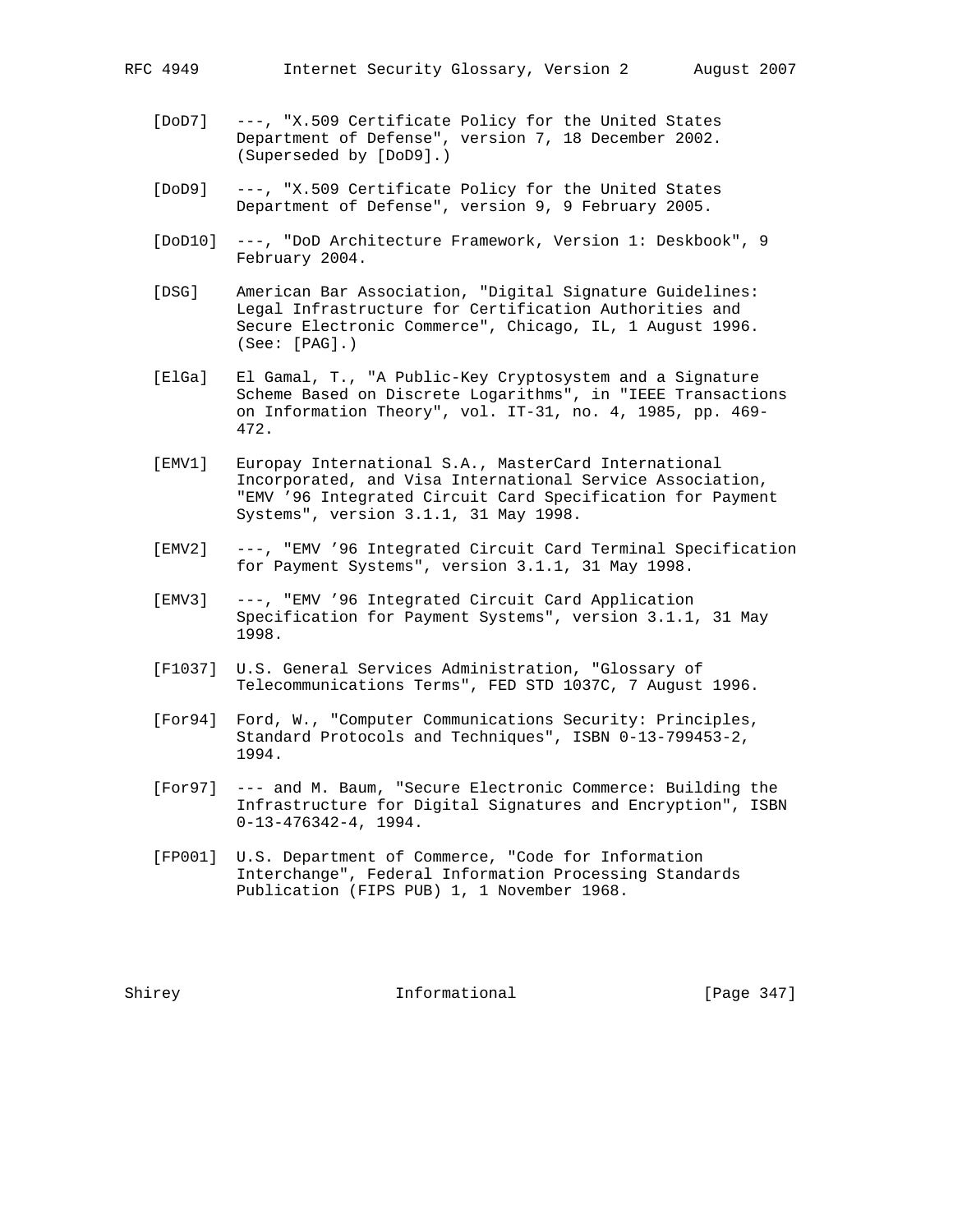[DoD7] ---, "X.509 Certificate Policy for the United States Department of Defense", version 7, 18 December 2002. (Superseded by [DoD9].)

[DoD9] ---, "X.509 Certificate Policy for the United States Department of Defense", version 9, 9 February 2005.

[DoD10] ---, "DoD Architecture Framework, Version 1: Deskbook", 9 February 2004.

[DSG] American Bar Association, "Digital Signature Guidelines: Legal Infrastructure for Certification Authorities and Secure Electronic Commerce", Chicago, IL, 1 August 1996. (See: [PAG].)

[ElGa] El Gamal, T., "A Public-Key Cryptosystem and a Signature Scheme Based on Discrete Logarithms", in "IEEE Transactions on Information Theory", vol. IT-31, no. 4, 1985, pp. 469-472.

[EMV1] Europay International S.A., MasterCard International Incorporated, and Visa International Service Association, "EMV ’96 Integrated Circuit Card Specification for Payment Systems", version 3.1.1, 31 May 1998.

[EMV2] ---, "EMV ’96 Integrated Circuit Card Terminal Specification for Payment Systems", version 3.1.1, 31 May 1998.

[EMV3] ---, "EMV ’96 Integrated Circuit Card Application Specification for Payment Systems", version 3.1.1, 31 May 1998.

[F1037] U.S. General Services Administration, "Glossary of Telecommunications Terms", FED STD 1037C, 7 August 1996.

[For94] Ford, W., "Computer Communications Security: Principles, Standard Protocols and Techniques", ISBN 0-13-799453-2, 1994.

[For97] --- and M. Baum, "Secure Electronic Commerce: Building the Infrastructure for Digital Signatures and Encryption", ISBN 0-13-476342-4, 1994.

[FP001] U.S. Department of Commerce, "Code for Information Interchange", Federal Information Processing Standards Publication (FIPS PUB) 1, 1 November 1968.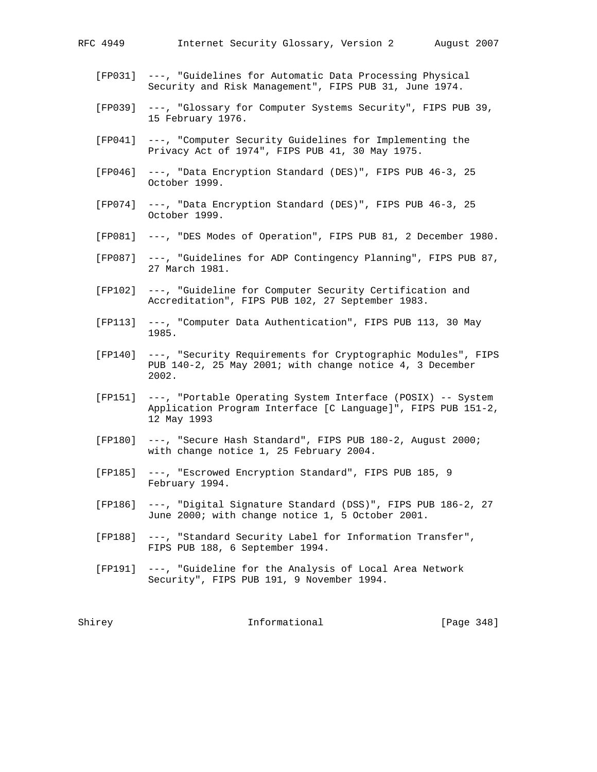[FP031] ---, "Guidelines for Automatic Data Processing Physical Security and Risk Management", FIPS PUB 31, June 1974.

[FP039] ---, "Glossary for Computer Systems Security", FIPS PUB 39, 15 February 1976.

[FP041] ---, "Computer Security Guidelines for Implementing the Privacy Act of 1974", FIPS PUB 41, 30 May 1975.

[FP046] ---, "Data Encryption Standard (DES)", FIPS PUB 46-3, 25 October 1999.

[FP074] ---, "Data Encryption Standard (DES)", FIPS PUB 46-3, 25 October 1999.

[FP081] ---, "DES Modes of Operation", FIPS PUB 81, 2 December 1980.

[FP087] ---, "Guidelines for ADP Contingency Planning", FIPS PUB 87, 27 March 1981.

[FP102] ---, "Guideline for Computer Security Certification and Accreditation", FIPS PUB 102, 27 September 1983.

[FP113] ---, "Computer Data Authentication", FIPS PUB 113, 30 May 1985.

[FP140] ---, "Security Requirements for Cryptographic Modules", FIPS PUB 140-2, 25 May 2001; with change notice 4, 3 December 2002.

[FP151] ---, "Portable Operating System Interface (POSIX) -- System Application Program Interface [C Language]", FIPS PUB 151-2, 12 May 1993

[FP180] ---, "Secure Hash Standard", FIPS PUB 180-2, August 2000; with change notice 1, 25 February 2004.

[FP185] ---, "Escrowed Encryption Standard", FIPS PUB 185, 9 February 1994.

[FP186] ---, "Digital Signature Standard (DSS)", FIPS PUB 186-2, 27 June 2000; with change notice 1, 5 October 2001.

[FP188] ---, "Standard Security Label for Information Transfer", FIPS PUB 188, 6 September 1994.

[FP191] ---, "Guideline for the Analysis of Local Area Network Security", FIPS PUB 191, 9 November 1994.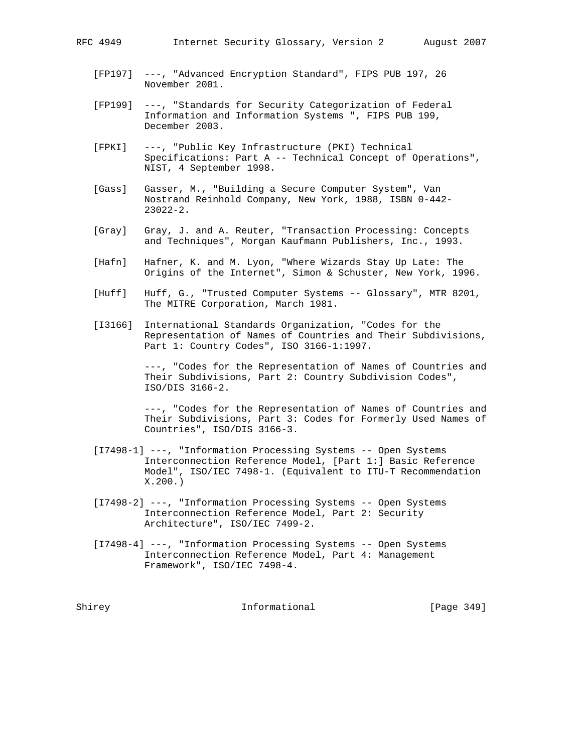[FP197] ---, "Advanced Encryption Standard", FIPS PUB 197, 26 November 2001.

[FP199] ---, "Standards for Security Categorization of Federal Information and Information Systems ", FIPS PUB 199, December 2003.

[FPKI] ---, "Public Key Infrastructure (PKI) Technical Specifications: Part A -- Technical Concept of Operations", NIST, 4 September 1998.

[Gass] Gasser, M., "Building a Secure Computer System", Van Nostrand Reinhold Company, New York, 1988, ISBN 0-442-23022-2.

[Gray] Gray, J. and A. Reuter, "Transaction Processing: Concepts and Techniques", Morgan Kaufmann Publishers, Inc., 1993.

[Hafn] Hafner, K. and M. Lyon, "Where Wizards Stay Up Late: The Origins of the Internet", Simon & Schuster, New York, 1996.

[Huff] Huff, G., "Trusted Computer Systems -- Glossary", MTR 8201, The MITRE Corporation, March 1981.

[I3166] International Standards Organization, "Codes for the Representation of Names of Countries and Their Subdivisions, Part 1: Country Codes", ISO 3166-1:1997.

---, "Codes for the Representation of Names of Countries and Their Subdivisions, Part 2: Country Subdivision Codes", ISO/DIS 3166-2.

---, "Codes for the Representation of Names of Countries and Their Subdivisions, Part 3: Codes for Formerly Used Names of Countries", ISO/DIS 3166-3.

[I7498-1] ---, "Information Processing Systems -- Open Systems Interconnection Reference Model, [Part 1:] Basic Reference Model", ISO/IEC 7498-1. (Equivalent to ITU-T Recommendation X.200.)

[I7498-2] ---, "Information Processing Systems -- Open Systems Interconnection Reference Model, Part 2: Security Architecture", ISO/IEC 7499-2.

[I7498-4] ---, "Information Processing Systems -- Open Systems Interconnection Reference Model, Part 4: Management Framework", ISO/IEC 7498-4.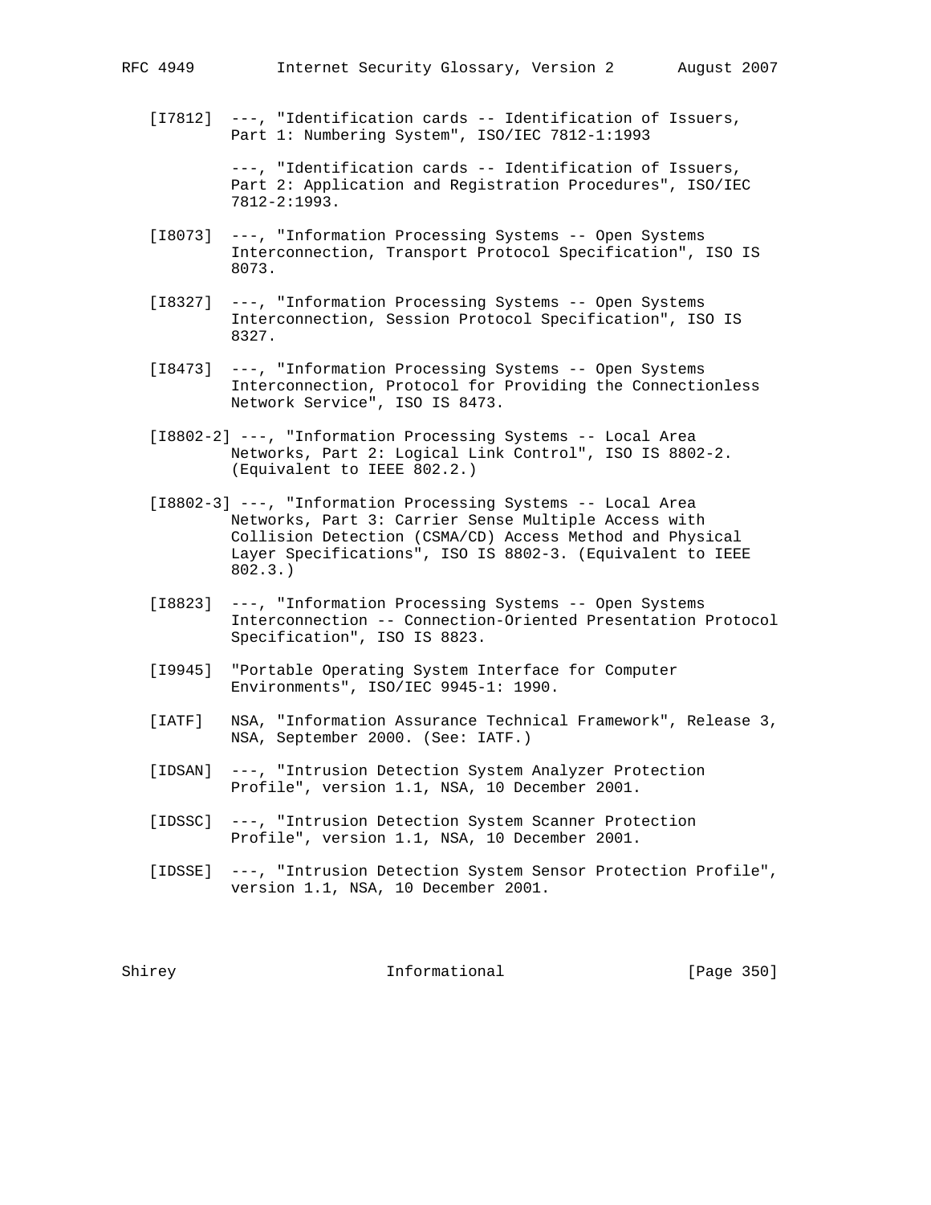[I7812] ---, "Identification cards -- Identification of Issuers, Part 1: Numbering System", ISO/IEC 7812-1:1993

---, "Identification cards -- Identification of Issuers, Part 2: Application and Registration Procedures", ISO/IEC 7812-2:1993.

[I8073] ---, "Information Processing Systems -- Open Systems Interconnection, Transport Protocol Specification", ISO IS 8073.

[I8327] ---, "Information Processing Systems -- Open Systems Interconnection, Session Protocol Specification", ISO IS 8327.

[I8473] ---, "Information Processing Systems -- Open Systems Interconnection, Protocol for Providing the Connectionless Network Service", ISO IS 8473.

[I8802-2] ---, "Information Processing Systems -- Local Area Networks, Part 2: Logical Link Control", ISO IS 8802-2. (Equivalent to IEEE 802.2.)

[I8802-3] ---, "Information Processing Systems -- Local Area Networks, Part 3: Carrier Sense Multiple Access with Collision Detection (CSMA/CD) Access Method and Physical Layer Specifications", ISO IS 8802-3. (Equivalent to IEEE 802.3.)

[I8823] ---, "Information Processing Systems -- Open Systems Interconnection -- Connection-Oriented Presentation Protocol Specification", ISO IS 8823.

[I9945] "Portable Operating System Interface for Computer Environments", ISO/IEC 9945-1: 1990.

[IATF] NSA, "Information Assurance Technical Framework", Release 3, NSA, September 2000. (See: IATF.)

[IDSAN] ---, "Intrusion Detection System Analyzer Protection Profile", version 1.1, NSA, 10 December 2001.

[IDSSC] ---, "Intrusion Detection System Scanner Protection Profile", version 1.1, NSA, 10 December 2001.

[IDSSE] ---, "Intrusion Detection System Sensor Protection Profile", version 1.1, NSA, 10 December 2001.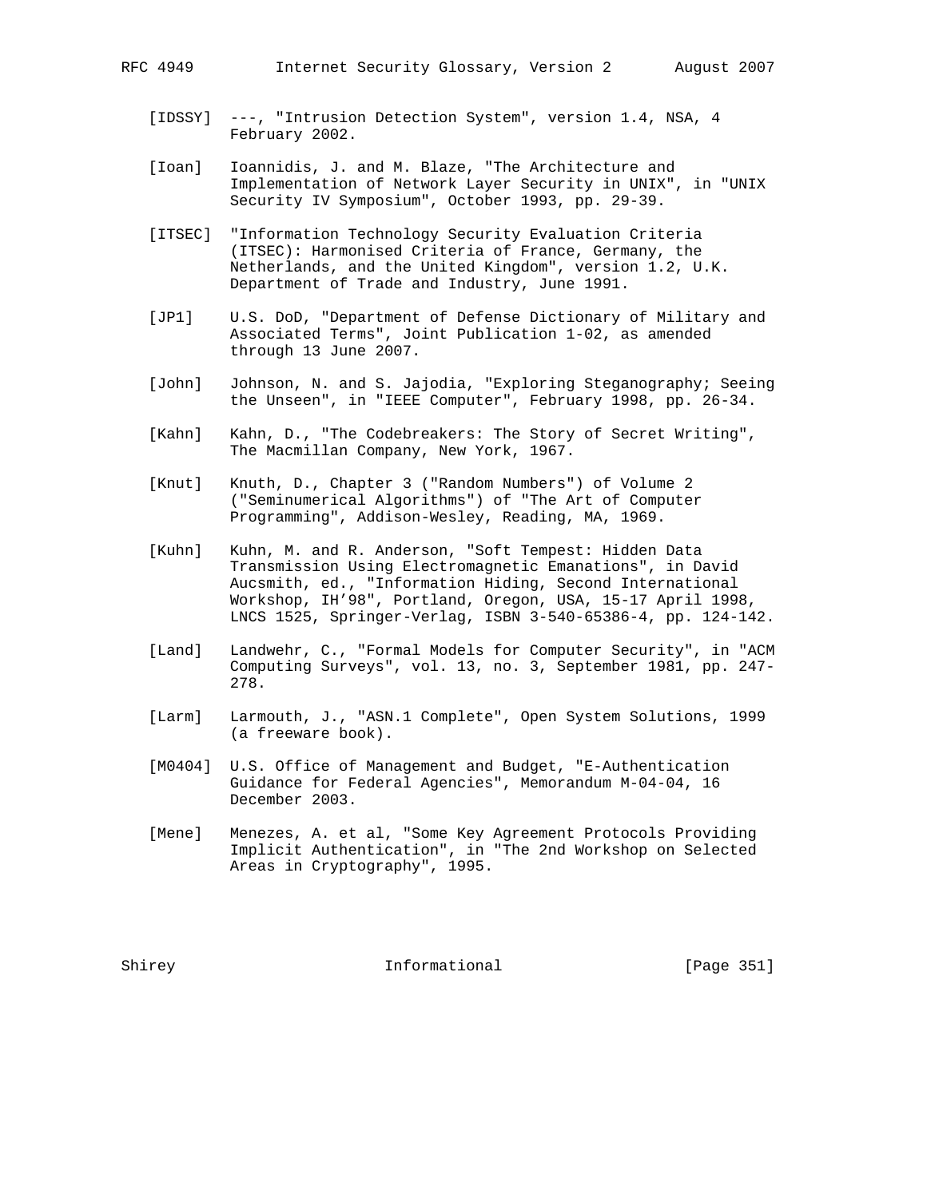[IDSSY] ---, "Intrusion Detection System", version 1.4, NSA, 4 February 2002.

[Ioan] Ioannidis, J. and M. Blaze, "The Architecture and Implementation of Network Layer Security in UNIX", in "UNIX Security IV Symposium", October 1993, pp. 29-39.

[ITSEC] "Information Technology Security Evaluation Criteria (ITSEC): Harmonised Criteria of France, Germany, the Netherlands, and the United Kingdom", version 1.2, U.K. Department of Trade and Industry, June 1991.

[JP1] U.S. DoD, "Department of Defense Dictionary of Military and Associated Terms", Joint Publication 1-02, as amended through 13 June 2007.

[John] Johnson, N. and S. Jajodia, "Exploring Steganography; Seeing the Unseen", in "IEEE Computer", February 1998, pp. 26-34.

[Kahn] Kahn, D., "The Codebreakers: The Story of Secret Writing", The Macmillan Company, New York, 1967.

[Knut] Knuth, D., Chapter 3 ("Random Numbers") of Volume 2 ("Seminumerical Algorithms") of "The Art of Computer Programming", Addison-Wesley, Reading, MA, 1969.

[Kuhn] Kuhn, M. and R. Anderson, "Soft Tempest: Hidden Data Transmission Using Electromagnetic Emanations", in David Aucsmith, ed., "Information Hiding, Second International Workshop, IH’98", Portland, Oregon, USA, 15-17 April 1998, LNCS 1525, Springer-Verlag, ISBN 3-540-65386-4, pp. 124-142.

[Land] Landwehr, C., "Formal Models for Computer Security", in "ACM Computing Surveys", vol. 13, no. 3, September 1981, pp. 247-278.

[Larm] Larmouth, J., "ASN.1 Complete", Open System Solutions, 1999 (a freeware book).

[M0404] U.S. Office of Management and Budget, "E-Authentication Guidance for Federal Agencies", Memorandum M-04-04, 16 December 2003.

[Mene] Menezes, A. et al, "Some Key Agreement Protocols Providing Implicit Authentication", in "The 2nd Workshop on Selected Areas in Cryptography", 1995.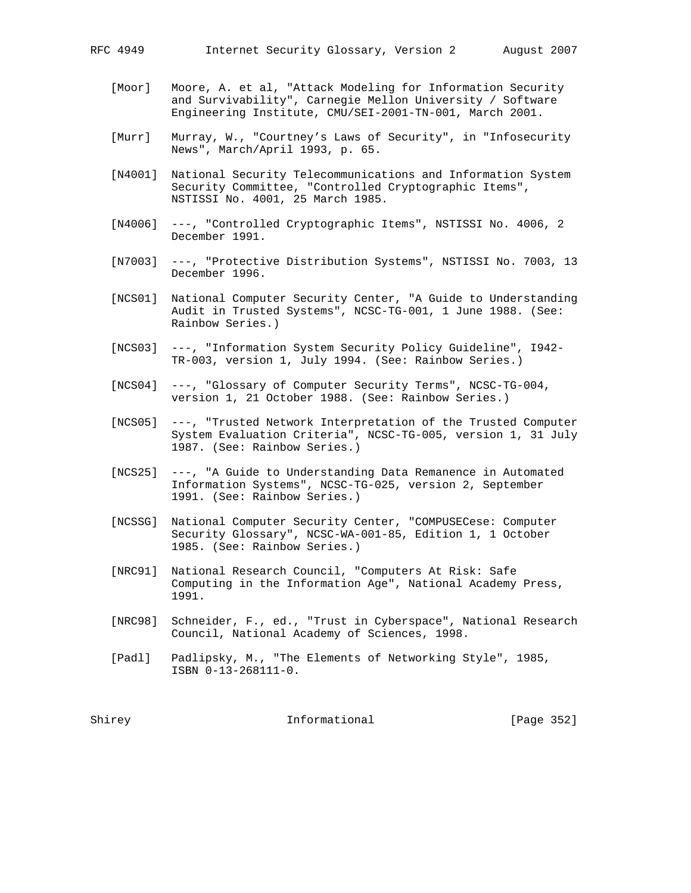[Moor] Moore, A. et al, "Attack Modeling for Information Security and Survivability", Carnegie Mellon University / Software Engineering Institute, CMU/SEI-2001-TN-001, March 2001.

[Murr] Murray, W., "Courtney's Laws of Security", in "Infosecurity News", March/April 1993, p. 65.

[N4001] National Security Telecommunications and Information System Security Committee, "Controlled Cryptographic Items", NSTISSI No. 4001, 25 March 1985.

[N4006] ---, "Controlled Cryptographic Items", NSTISSI No. 4006, 2 December 1991.

[N7003] ---, "Protective Distribution Systems", NSTISSI No. 7003, 13 December 1996.

[NCS01] National Computer Security Center, "A Guide to Understanding Audit in Trusted Systems", NCSC-TG-001, 1 June 1988. (See: Rainbow Series.)

[NCS03] ---, "Information System Security Policy Guideline", I942-TR-003, version 1, July 1994. (See: Rainbow Series.)

[NCS04] ---, "Glossary of Computer Security Terms", NCSC-TG-004, version 1, 21 October 1988. (See: Rainbow Series.)

[NCS05] ---, "Trusted Network Interpretation of the Trusted Computer System Evaluation Criteria", NCSC-TG-005, version 1, 31 July 1987. (See: Rainbow Series.)

[NCS25] ---, "A Guide to Understanding Data Remanence in Automated Information Systems", NCSC-TG-025, version 2, September 1991. (See: Rainbow Series.)

[NCSSG] National Computer Security Center, "COMPUSECese: Computer Security Glossary", NCSC-WA-001-85, Edition 1, 1 October 1985. (See: Rainbow Series.)

[NRC91] National Research Council, "Computers At Risk: Safe Computing in the Information Age", National Academy Press, 1991.

[NRC98] Schneider, F., ed., "Trust in Cyberspace", National Research Council, National Academy of Sciences, 1998.

[Padl] Padlipsky, M., "The Elements of Networking Style", 1985, ISBN 0-13-268111-0.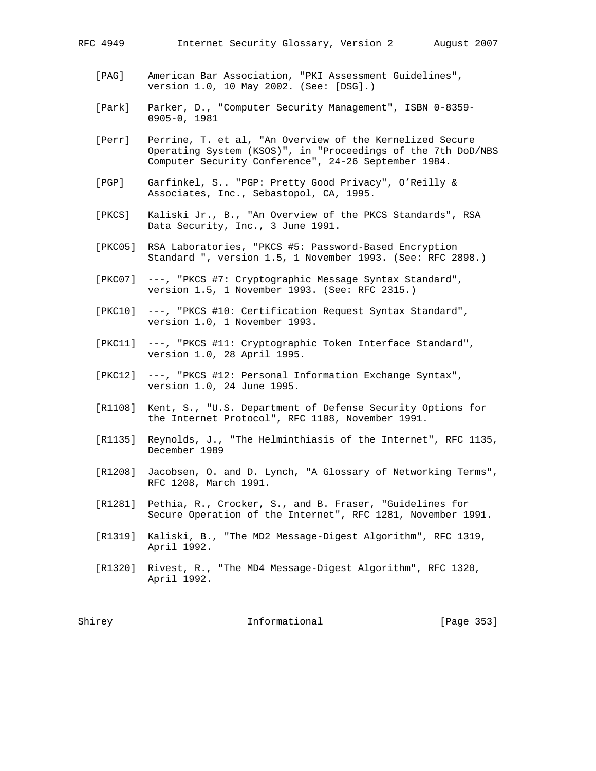[PAG] American Bar Association, "PKI Assessment Guidelines", version 1.0, 10 May 2002. (See: [DSG].)

[Park] Parker, D., "Computer Security Management", ISBN 0-8359-0905-0, 1981

[Perr] Perrine, T. et al, "An Overview of the Kernelized Secure Operating System (KSOS)", in "Proceedings of the 7th DoD/NBS Computer Security Conference", 24-26 September 1984.

[PGP] Garfinkel, S.. "PGP: Pretty Good Privacy", O'Reilly & Associates, Inc., Sebastopol, CA, 1995.

[PKCS] Kaliski Jr., B., "An Overview of the PKCS Standards", RSA Data Security, Inc., 3 June 1991.

[PKC05] RSA Laboratories, "PKCS #5: Password-Based Encryption Standard ", version 1.5, 1 November 1993. (See: RFC 2898.)

[PKC07] ---, "PKCS #7: Cryptographic Message Syntax Standard", version 1.5, 1 November 1993. (See: RFC 2315.)

[PKC10] ---, "PKCS #10: Certification Request Syntax Standard", version 1.0, 1 November 1993.

[PKC11] ---, "PKCS #11: Cryptographic Token Interface Standard", version 1.0, 28 April 1995.

[PKC12] ---, "PKCS #12: Personal Information Exchange Syntax", version 1.0, 24 June 1995.

[R1108] Kent, S., "U.S. Department of Defense Security Options for the Internet Protocol", RFC 1108, November 1991.

[R1135] Reynolds, J., "The Helminthiasis of the Internet", RFC 1135, December 1989

[R1208] Jacobsen, O. and D. Lynch, "A Glossary of Networking Terms", RFC 1208, March 1991.

[R1281] Pethia, R., Crocker, S., and B. Fraser, "Guidelines for Secure Operation of the Internet", RFC 1281, November 1991.

[R1319] Kaliski, B., "The MD2 Message-Digest Algorithm", RFC 1319, April 1992.

[R1320] Rivest, R., "The MD4 Message-Digest Algorithm", RFC 1320, April 1992.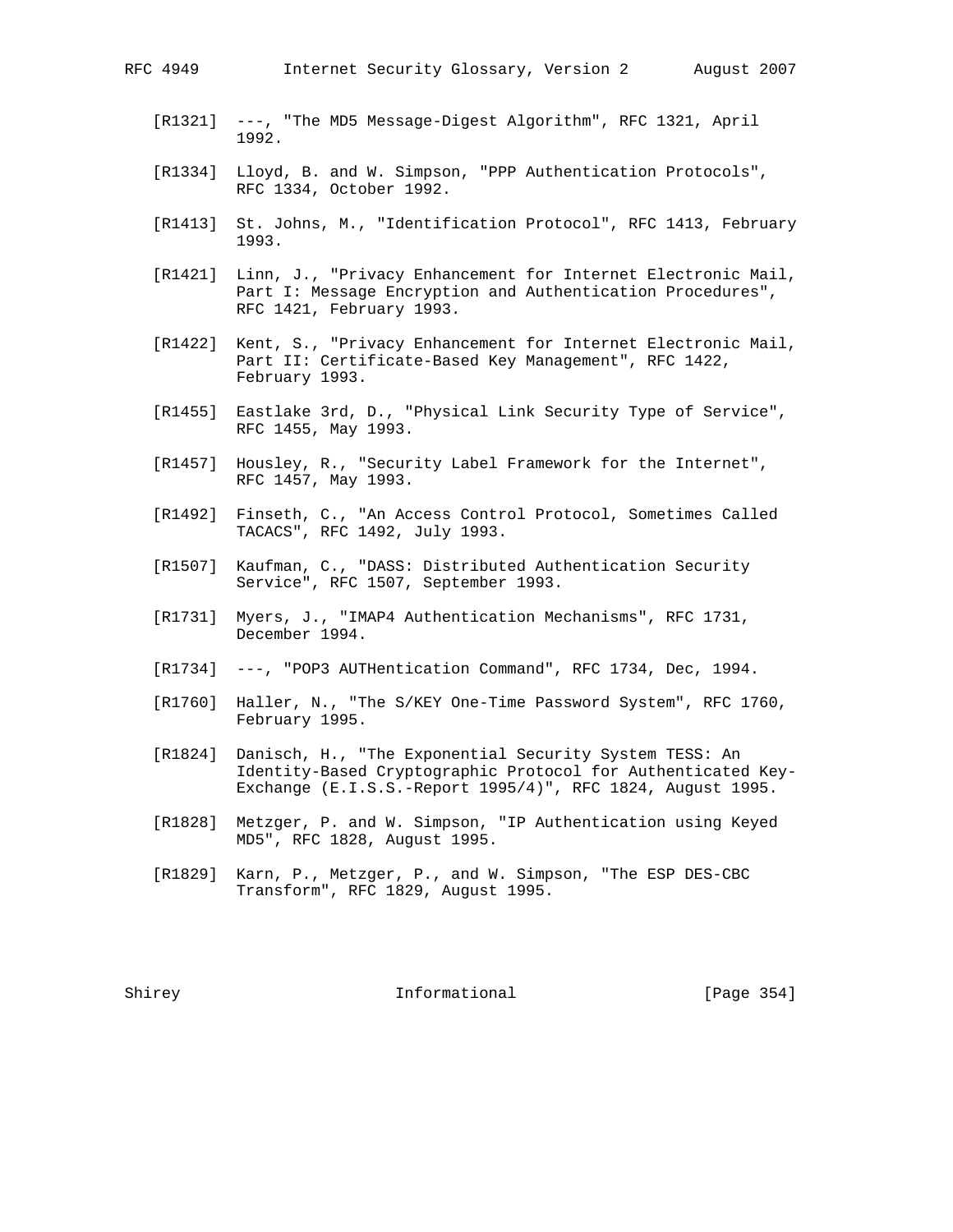[R1321] ---, "The MD5 Message-Digest Algorithm", RFC 1321, April 1992.

[R1334] Lloyd, B. and W. Simpson, "PPP Authentication Protocols", RFC 1334, October 1992.

[R1413] St. Johns, M., "Identification Protocol", RFC 1413, February 1993.

[R1421] Linn, J., "Privacy Enhancement for Internet Electronic Mail, Part I: Message Encryption and Authentication Procedures", RFC 1421, February 1993.

[R1422] Kent, S., "Privacy Enhancement for Internet Electronic Mail, Part II: Certificate-Based Key Management", RFC 1422, February 1993.

[R1455] Eastlake 3rd, D., "Physical Link Security Type of Service", RFC 1455, May 1993.

[R1457] Housley, R., "Security Label Framework for the Internet", RFC 1457, May 1993.

[R1492] Finseth, C., "An Access Control Protocol, Sometimes Called TACACS", RFC 1492, July 1993.

[R1507] Kaufman, C., "DASS: Distributed Authentication Security Service", RFC 1507, September 1993.

[R1731] Myers, J., "IMAP4 Authentication Mechanisms", RFC 1731, December 1994.

[R1734] ---, "POP3 AUTHentication Command", RFC 1734, Dec, 1994.

[R1760] Haller, N., "The S/KEY One-Time Password System", RFC 1760, February 1995.

[R1824] Danisch, H., "The Exponential Security System TESS: An Identity-Based Cryptographic Protocol for Authenticated Key-Exchange (E.I.S.S.-Report 1995/4)", RFC 1824, August 1995.

[R1828] Metzger, P. and W. Simpson, "IP Authentication using Keyed MD5", RFC 1828, August 1995.

[R1829] Karn, P., Metzger, P., and W. Simpson, "The ESP DES-CBC Transform", RFC 1829, August 1995.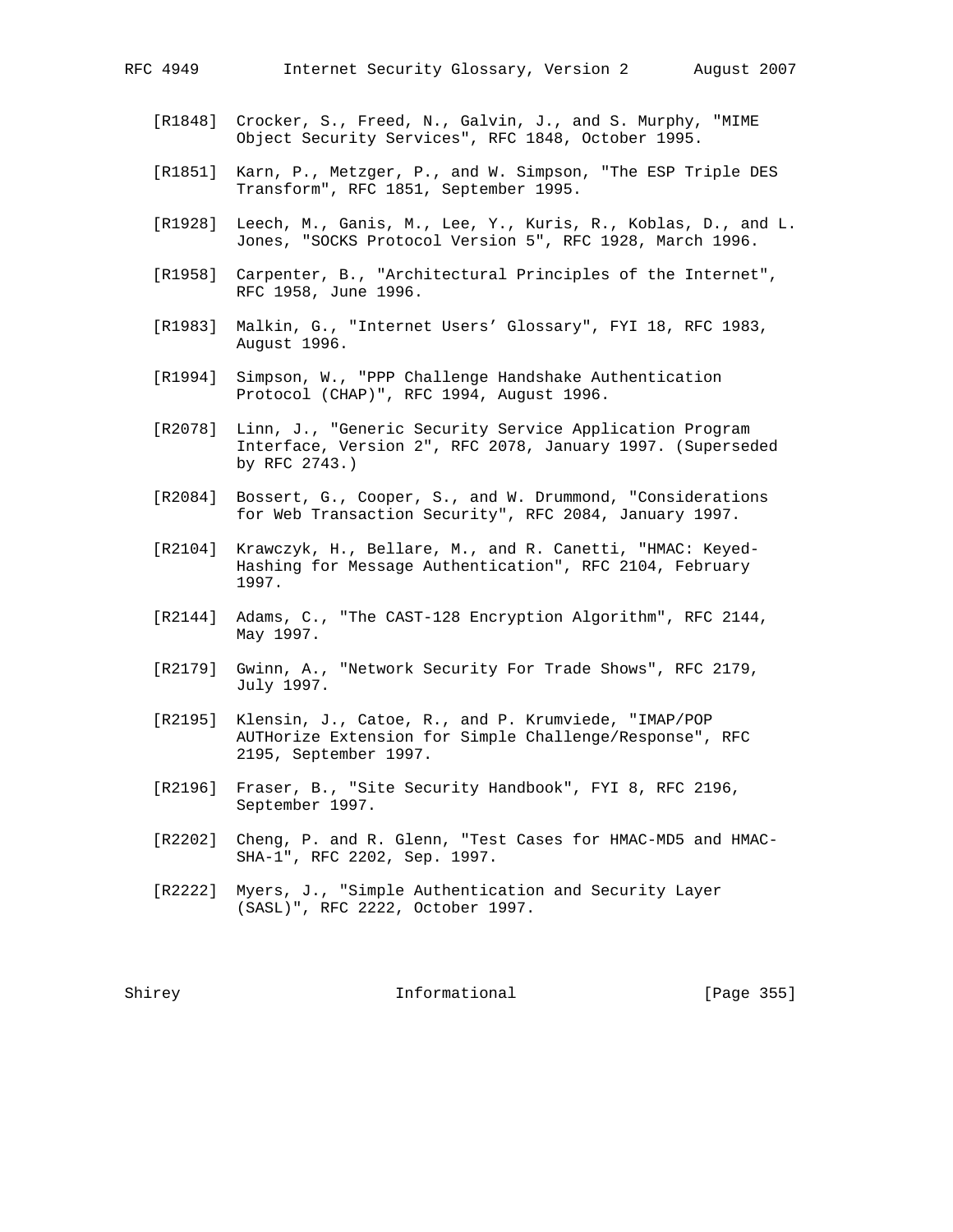[R1848] Crocker, S., Freed, N., Galvin, J., and S. Murphy, "MIME Object Security Services", RFC 1848, October 1995.

[R1851] Karn, P., Metzger, P., and W. Simpson, "The ESP Triple DES Transform", RFC 1851, September 1995.

[R1928] Leech, M., Ganis, M., Lee, Y., Kuris, R., Koblas, D., and L. Jones, "SOCKS Protocol Version 5", RFC 1928, March 1996.

[R1958] Carpenter, B., "Architectural Principles of the Internet", RFC 1958, June 1996.

[R1983] Malkin, G., "Internet Users' Glossary", FYI 18, RFC 1983, August 1996.

[R1994] Simpson, W., "PPP Challenge Handshake Authentication Protocol (CHAP)", RFC 1994, August 1996.

[R2078] Linn, J., "Generic Security Service Application Program Interface, Version 2", RFC 2078, January 1997. (Superseded by RFC 2743.)

[R2084] Bossert, G., Cooper, S., and W. Drummond, "Considerations for Web Transaction Security", RFC 2084, January 1997.

[R2104] Krawczyk, H., Bellare, M., and R. Canetti, "HMAC: Keyed-Hashing for Message Authentication", RFC 2104, February 1997.

[R2144] Adams, C., "The CAST-128 Encryption Algorithm", RFC 2144, May 1997.

[R2179] Gwinn, A., "Network Security For Trade Shows", RFC 2179, July 1997.

[R2195] Klensin, J., Catoe, R., and P. Krumviede, "IMAP/POP AUTHorize Extension for Simple Challenge/Response", RFC 2195, September 1997.

[R2196] Fraser, B., "Site Security Handbook", FYI 8, RFC 2196, September 1997.

[R2202] Cheng, P. and R. Glenn, "Test Cases for HMAC-MD5 and HMAC-SHA-1", RFC 2202, Sep. 1997.

[R2222] Myers, J., "Simple Authentication and Security Layer (SASL)", RFC 2222, October 1997.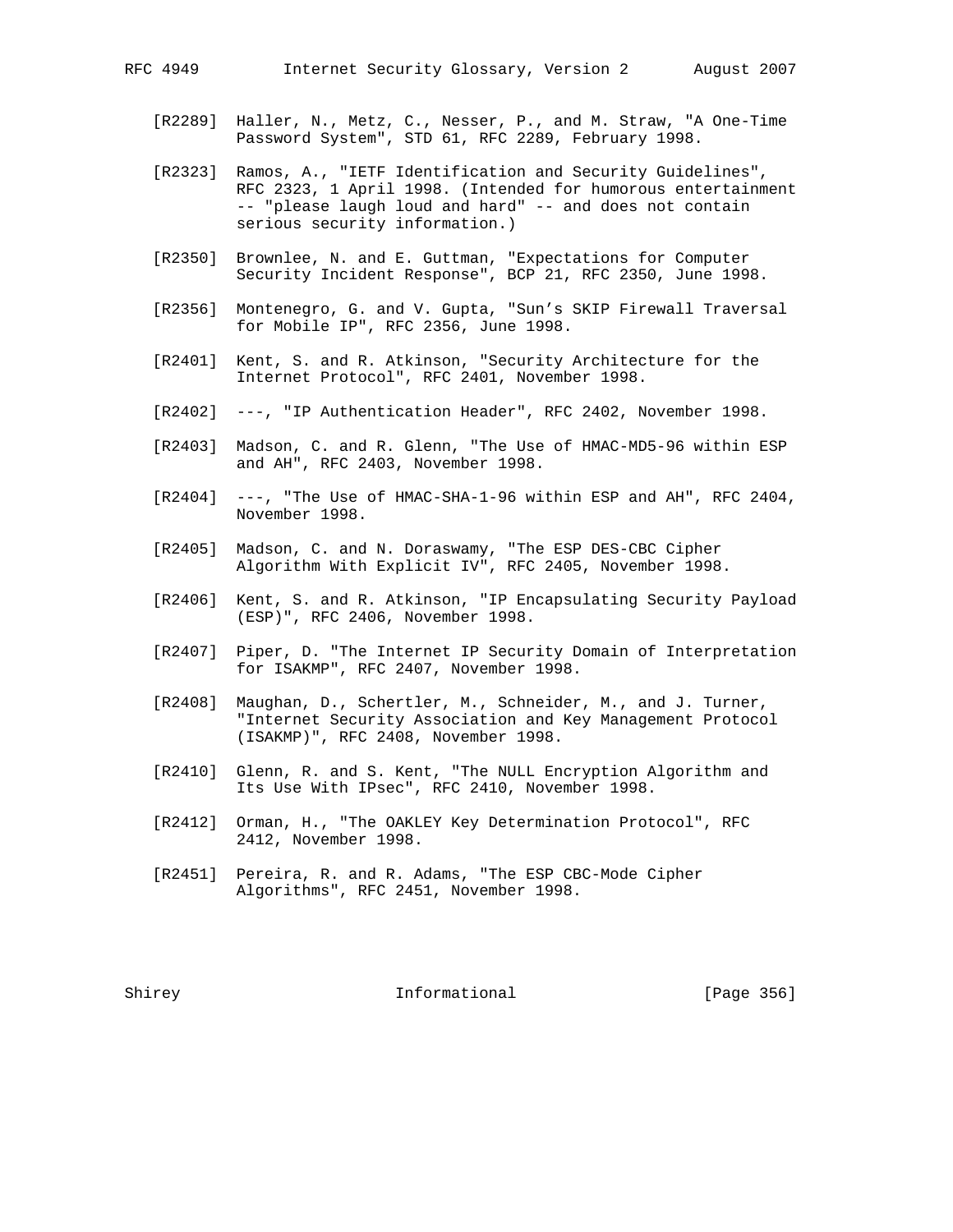[R2289] Haller, N., Metz, C., Nesser, P., and M. Straw, "A One-Time Password System", STD 61, RFC 2289, February 1998.

[R2323] Ramos, A., "IETF Identification and Security Guidelines", RFC 2323, 1 April 1998. (Intended for humorous entertainment -- "please laugh loud and hard" -- and does not contain serious security information.)

[R2350] Brownlee, N. and E. Guttman, "Expectations for Computer Security Incident Response", BCP 21, RFC 2350, June 1998.

[R2356] Montenegro, G. and V. Gupta, "Sun's SKIP Firewall Traversal for Mobile IP", RFC 2356, June 1998.

[R2401] Kent, S. and R. Atkinson, "Security Architecture for the Internet Protocol", RFC 2401, November 1998.

[R2402] ---, "IP Authentication Header", RFC 2402, November 1998.

[R2403] Madson, C. and R. Glenn, "The Use of HMAC-MD5-96 within ESP and AH", RFC 2403, November 1998.

[R2404] ---, "The Use of HMAC-SHA-1-96 within ESP and AH", RFC 2404, November 1998.

[R2405] Madson, C. and N. Doraswamy, "The ESP DES-CBC Cipher Algorithm With Explicit IV", RFC 2405, November 1998.

[R2406] Kent, S. and R. Atkinson, "IP Encapsulating Security Payload (ESP)", RFC 2406, November 1998.

[R2407] Piper, D. "The Internet IP Security Domain of Interpretation for ISAKMP", RFC 2407, November 1998.

[R2408] Maughan, D., Schertler, M., Schneider, M., and J. Turner, "Internet Security Association and Key Management Protocol (ISAKMP)", RFC 2408, November 1998.

[R2410] Glenn, R. and S. Kent, "The NULL Encryption Algorithm and Its Use With IPsec", RFC 2410, November 1998.

[R2412] Orman, H., "The OAKLEY Key Determination Protocol", RFC 2412, November 1998.

[R2451] Pereira, R. and R. Adams, "The ESP CBC-Mode Cipher Algorithms", RFC 2451, November 1998.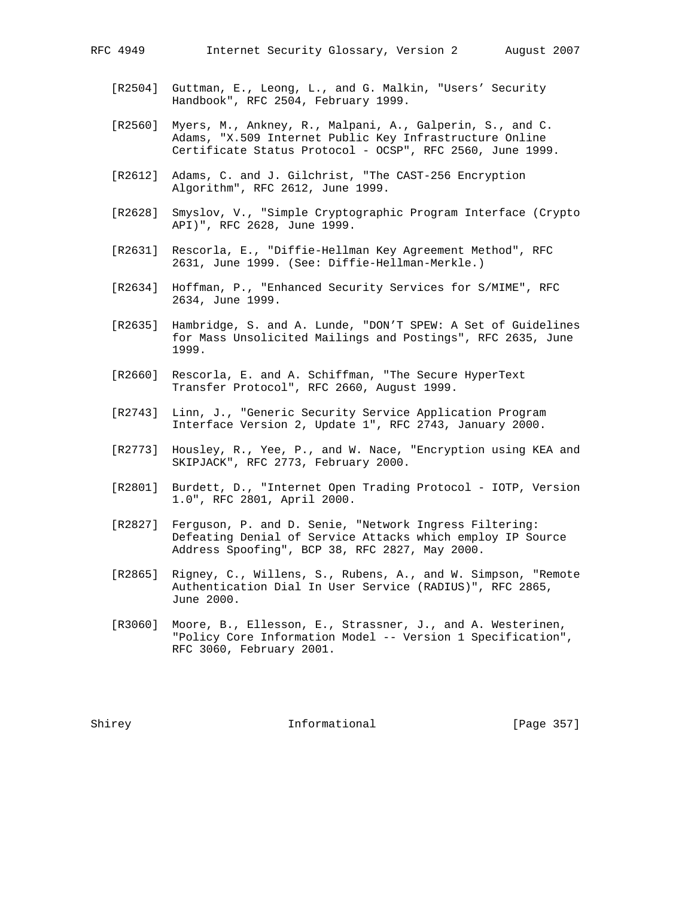[R2504] Guttman, E., Leong, L., and G. Malkin, "Users' Security Handbook", RFC 2504, February 1999.

[R2560] Myers, M., Ankney, R., Malpani, A., Galperin, S., and C. Adams, "X.509 Internet Public Key Infrastructure Online Certificate Status Protocol - OCSP", RFC 2560, June 1999.

[R2612] Adams, C. and J. Gilchrist, "The CAST-256 Encryption Algorithm", RFC 2612, June 1999.

[R2628] Smyslov, V., "Simple Cryptographic Program Interface (Crypto API)", RFC 2628, June 1999.

[R2631] Rescorla, E., "Diffie-Hellman Key Agreement Method", RFC 2631, June 1999. (See: Diffie-Hellman-Merkle.)

[R2634] Hoffman, P., "Enhanced Security Services for S/MIME", RFC 2634, June 1999.

[R2635] Hambridge, S. and A. Lunde, "DON'T SPEW: A Set of Guidelines for Mass Unsolicited Mailings and Postings", RFC 2635, June 1999.

[R2660] Rescorla, E. and A. Schiffman, "The Secure HyperText Transfer Protocol", RFC 2660, August 1999.

[R2743] Linn, J., "Generic Security Service Application Program Interface Version 2, Update 1", RFC 2743, January 2000.

[R2773] Housley, R., Yee, P., and W. Nace, "Encryption using KEA and SKIPJACK", RFC 2773, February 2000.

[R2801] Burdett, D., "Internet Open Trading Protocol - IOTP, Version 1.0", RFC 2801, April 2000.

[R2827] Ferguson, P. and D. Senie, "Network Ingress Filtering: Defeating Denial of Service Attacks which employ IP Source Address Spoofing", BCP 38, RFC 2827, May 2000.

[R2865] Rigney, C., Willens, S., Rubens, A., and W. Simpson, "Remote Authentication Dial In User Service (RADIUS)", RFC 2865, June 2000.

[R3060] Moore, B., Ellesson, E., Strassner, J., and A. Westerinen, "Policy Core Information Model -- Version 1 Specification", RFC 3060, February 2001.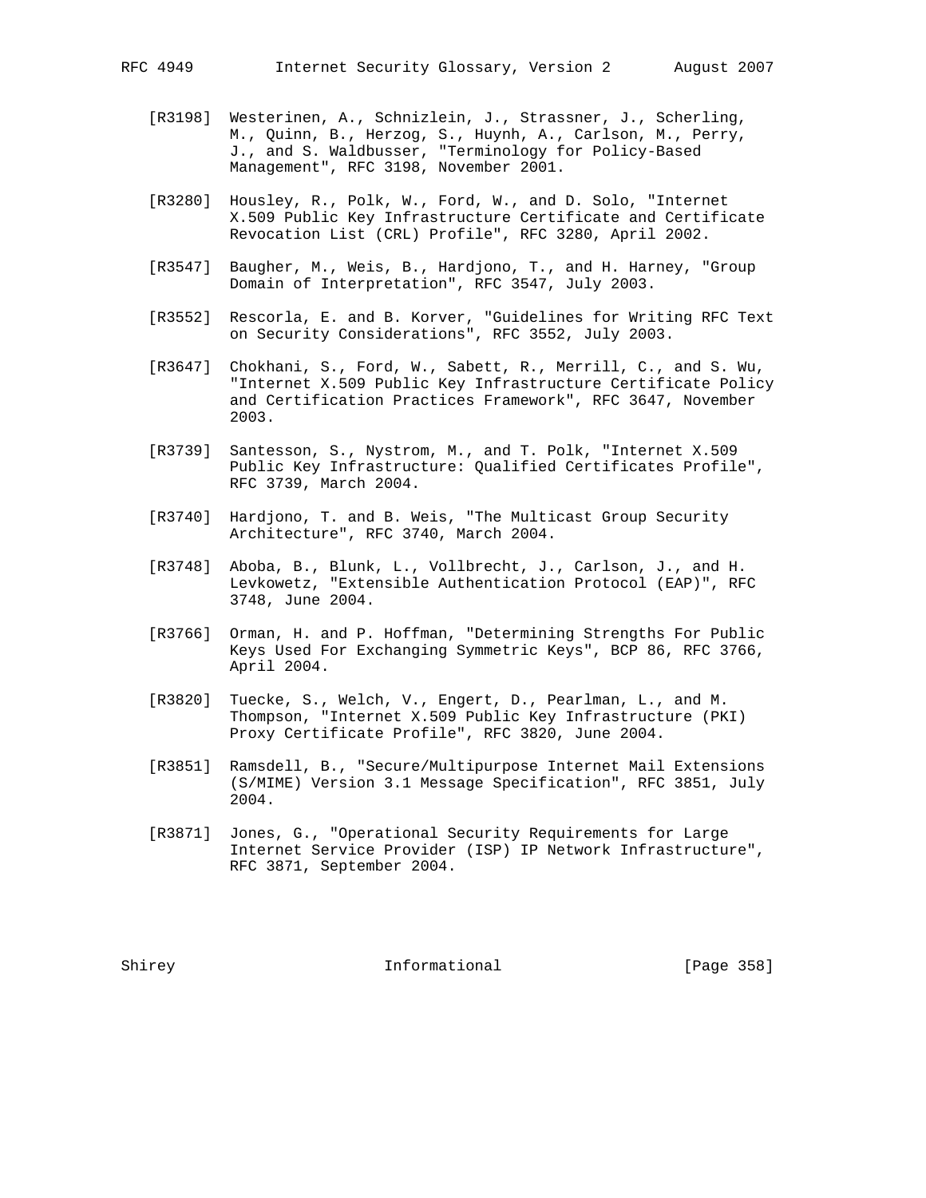[R3198] Westerinen, A., Schnizlein, J., Strassner, J., Scherling, M., Quinn, B., Herzog, S., Huynh, A., Carlson, M., Perry, J., and S. Waldbusser, "Terminology for Policy-Based Management", RFC 3198, November 2001.

[R3280] Housley, R., Polk, W., Ford, W., and D. Solo, "Internet X.509 Public Key Infrastructure Certificate and Certificate Revocation List (CRL) Profile", RFC 3280, April 2002.

[R3547] Baugher, M., Weis, B., Hardjono, T., and H. Harney, "Group Domain of Interpretation", RFC 3547, July 2003.

[R3552] Rescorla, E. and B. Korver, "Guidelines for Writing RFC Text on Security Considerations", RFC 3552, July 2003.

[R3647] Chokhani, S., Ford, W., Sabett, R., Merrill, C., and S. Wu, "Internet X.509 Public Key Infrastructure Certificate Policy and Certification Practices Framework", RFC 3647, November 2003.

[R3739] Santesson, S., Nystrom, M., and T. Polk, "Internet X.509 Public Key Infrastructure: Qualified Certificates Profile", RFC 3739, March 2004.

[R3740] Hardjono, T. and B. Weis, "The Multicast Group Security Architecture", RFC 3740, March 2004.

[R3748] Aboba, B., Blunk, L., Vollbrecht, J., Carlson, J., and H. Levkowetz, "Extensible Authentication Protocol (EAP)", RFC 3748, June 2004.

[R3766] Orman, H. and P. Hoffman, "Determining Strengths For Public Keys Used For Exchanging Symmetric Keys", BCP 86, RFC 3766, April 2004.

[R3820] Tuecke, S., Welch, V., Engert, D., Pearlman, L., and M. Thompson, "Internet X.509 Public Key Infrastructure (PKI) Proxy Certificate Profile", RFC 3820, June 2004.

[R3851] Ramsdell, B., "Secure/Multipurpose Internet Mail Extensions (S/MIME) Version 3.1 Message Specification", RFC 3851, July 2004.

[R3871] Jones, G., "Operational Security Requirements for Large Internet Service Provider (ISP) IP Network Infrastructure", RFC 3871, September 2004.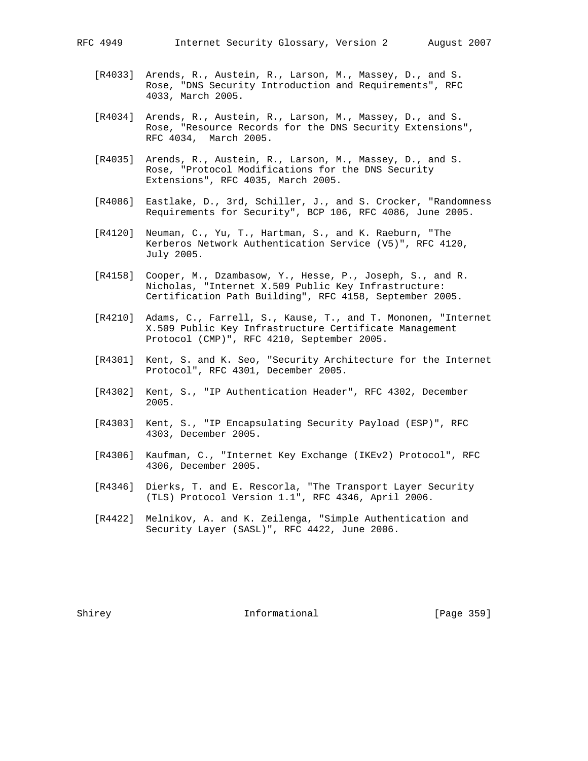[R4033] Arends, R., Austein, R., Larson, M., Massey, D., and S. Rose, "DNS Security Introduction and Requirements", RFC 4033, March 2005.

[R4034] Arends, R., Austein, R., Larson, M., Massey, D., and S. Rose, "Resource Records for the DNS Security Extensions", RFC 4034, March 2005.

[R4035] Arends, R., Austein, R., Larson, M., Massey, D., and S. Rose, "Protocol Modifications for the DNS Security Extensions", RFC 4035, March 2005.

[R4086] Eastlake, D., 3rd, Schiller, J., and S. Crocker, "Randomness Requirements for Security", BCP 106, RFC 4086, June 2005.

[R4120] Neuman, C., Yu, T., Hartman, S., and K. Raeburn, "The Kerberos Network Authentication Service (V5)", RFC 4120, July 2005.

[R4158] Cooper, M., Dzambasow, Y., Hesse, P., Joseph, S., and R. Nicholas, "Internet X.509 Public Key Infrastructure: Certification Path Building", RFC 4158, September 2005.

[R4210] Adams, C., Farrell, S., Kause, T., and T. Mononen, "Internet X.509 Public Key Infrastructure Certificate Management Protocol (CMP)", RFC 4210, September 2005.

[R4301] Kent, S. and K. Seo, "Security Architecture for the Internet Protocol", RFC 4301, December 2005.

[R4302] Kent, S., "IP Authentication Header", RFC 4302, December 2005.

[R4303] Kent, S., "IP Encapsulating Security Payload (ESP)", RFC 4303, December 2005.

[R4306] Kaufman, C., "Internet Key Exchange (IKEv2) Protocol", RFC 4306, December 2005.

[R4346] Dierks, T. and E. Rescorla, "The Transport Layer Security (TLS) Protocol Version 1.1", RFC 4346, April 2006.

[R4422] Melnikov, A. and K. Zeilenga, "Simple Authentication and Security Layer (SASL)", RFC 4422, June 2006.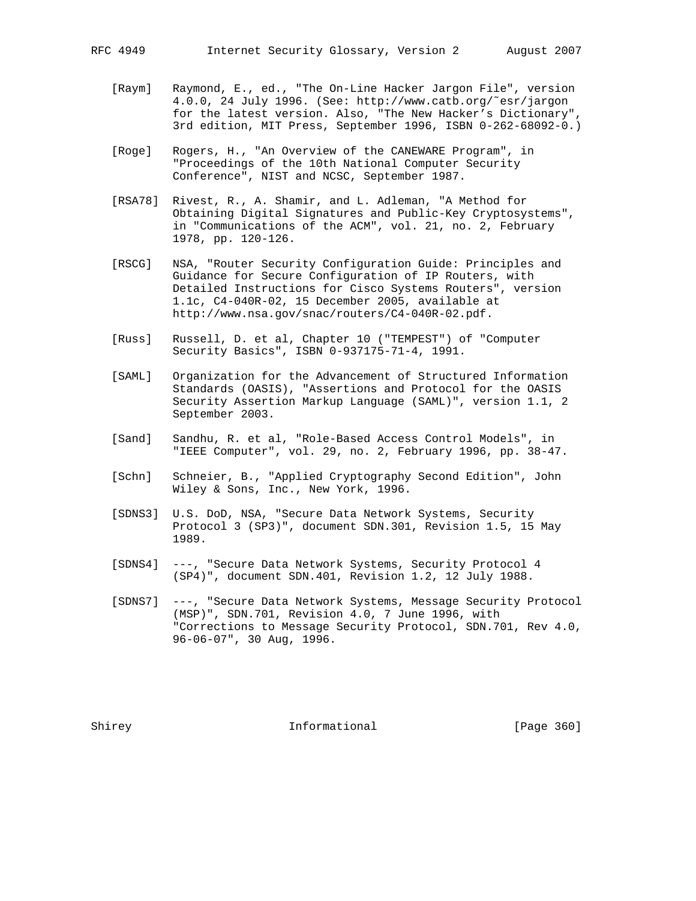[Raym] Raymond, E., ed., "The On-Line Hacker Jargon File", version 4.0.0, 24 July 1996. (See: http://www.catb.org/~esr/jargon for the latest version. Also, "The New Hacker's Dictionary", 3rd edition, MIT Press, September 1996, ISBN 0-262-68092-0.)

[Roge] Rogers, H., "An Overview of the CANEWARE Program", in "Proceedings of the 10th National Computer Security Conference", NIST and NCSC, September 1987.

[RSA78] Rivest, R., A. Shamir, and L. Adleman, "A Method for Obtaining Digital Signatures and Public-Key Cryptosystems", in "Communications of the ACM", vol. 21, no. 2, February 1978, pp. 120-126.

[RSCG] NSA, "Router Security Configuration Guide: Principles and Guidance for Secure Configuration of IP Routers, with Detailed Instructions for Cisco Systems Routers", version 1.1c, C4-040R-02, 15 December 2005, available at http://www.nsa.gov/snac/routers/C4-040R-02.pdf.

[Russ] Russell, D. et al, Chapter 10 ("TEMPEST") of "Computer Security Basics", ISBN 0-937175-71-4, 1991.

[SAML] Organization for the Advancement of Structured Information Standards (OASIS), "Assertions and Protocol for the OASIS Security Assertion Markup Language (SAML)", version 1.1, 2 September 2003.

[Sand] Sandhu, R. et al, "Role-Based Access Control Models", in "IEEE Computer", vol. 29, no. 2, February 1996, pp. 38-47.

[Schn] Schneier, B., "Applied Cryptography Second Edition", John Wiley & Sons, Inc., New York, 1996.

[SDNS3] U.S. DoD, NSA, "Secure Data Network Systems, Security Protocol 3 (SP3)", document SDN.301, Revision 1.5, 15 May 1989.

[SDNS4] ---, "Secure Data Network Systems, Security Protocol 4 (SP4)", document SDN.401, Revision 1.2, 12 July 1988.

[SDNS7] ---, "Secure Data Network Systems, Message Security Protocol (MSP)", SDN.701, Revision 4.0, 7 June 1996, with "Corrections to Message Security Protocol, SDN.701, Rev 4.0, 96-06-07", 30 Aug, 1996.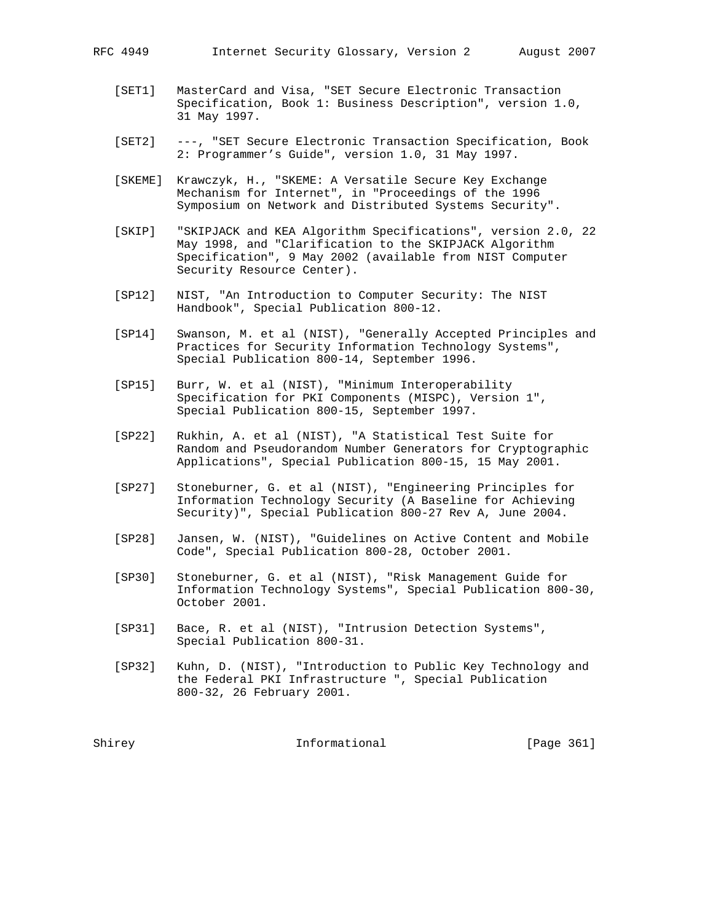[SET1] MasterCard and Visa, "SET Secure Electronic Transaction Specification, Book 1: Business Description", version 1.0, 31 May 1997.

[SET2] ---, "SET Secure Electronic Transaction Specification, Book 2: Programmer's Guide", version 1.0, 31 May 1997.

[SKEME] Krawczyk, H., "SKEME: A Versatile Secure Key Exchange Mechanism for Internet", in "Proceedings of the 1996 Symposium on Network and Distributed Systems Security".

[SKIP] "SKIPJACK and KEA Algorithm Specifications", version 2.0, 22 May 1998, and "Clarification to the SKIPJACK Algorithm Specification", 9 May 2002 (available from NIST Computer Security Resource Center).

[SP12] NIST, "An Introduction to Computer Security: The NIST Handbook", Special Publication 800-12.

[SP14] Swanson, M. et al (NIST), "Generally Accepted Principles and Practices for Security Information Technology Systems", Special Publication 800-14, September 1996.

[SP15] Burr, W. et al (NIST), "Minimum Interoperability Specification for PKI Components (MISPC), Version 1", Special Publication 800-15, September 1997.

[SP22] Rukhin, A. et al (NIST), "A Statistical Test Suite for Random and Pseudorandom Number Generators for Cryptographic Applications", Special Publication 800-15, 15 May 2001.

[SP27] Stoneburner, G. et al (NIST), "Engineering Principles for Information Technology Security (A Baseline for Achieving Security)", Special Publication 800-27 Rev A, June 2004.

[SP28] Jansen, W. (NIST), "Guidelines on Active Content and Mobile Code", Special Publication 800-28, October 2001.

[SP30] Stoneburner, G. et al (NIST), "Risk Management Guide for Information Technology Systems", Special Publication 800-30, October 2001.

[SP31] Bace, R. et al (NIST), "Intrusion Detection Systems", Special Publication 800-31.

[SP32] Kuhn, D. (NIST), "Introduction to Public Key Technology and the Federal PKI Infrastructure ", Special Publication 800-32, 26 February 2001.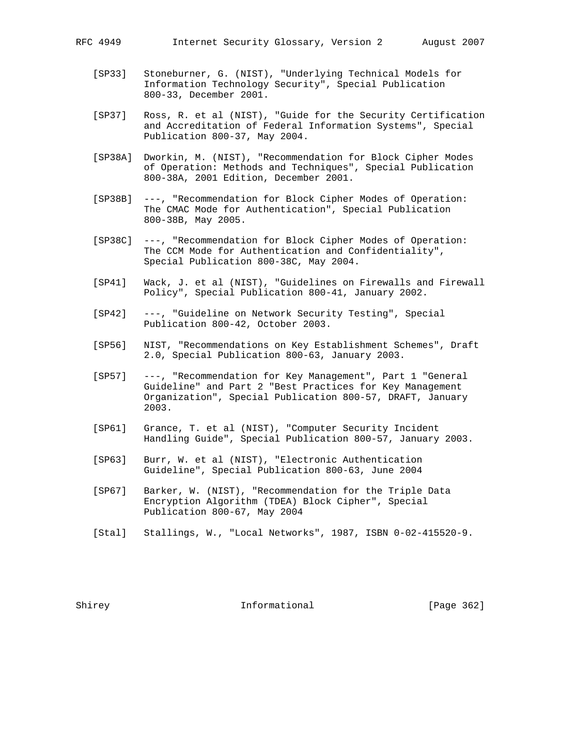[SP33] Stoneburner, G. (NIST), "Underlying Technical Models for Information Technology Security", Special Publication 800-33, December 2001.

[SP37] Ross, R. et al (NIST), "Guide for the Security Certification and Accreditation of Federal Information Systems", Special Publication 800-37, May 2004.

[SP38A] Dworkin, M. (NIST), "Recommendation for Block Cipher Modes of Operation: Methods and Techniques", Special Publication 800-38A, 2001 Edition, December 2001.

[SP38B] ---, "Recommendation for Block Cipher Modes of Operation: The CMAC Mode for Authentication", Special Publication 800-38B, May 2005.

[SP38C] ---, "Recommendation for Block Cipher Modes of Operation: The CCM Mode for Authentication and Confidentiality", Special Publication 800-38C, May 2004.

[SP41] Wack, J. et al (NIST), "Guidelines on Firewalls and Firewall Policy", Special Publication 800-41, January 2002.

[SP42] ---, "Guideline on Network Security Testing", Special Publication 800-42, October 2003.

[SP56] NIST, "Recommendations on Key Establishment Schemes", Draft 2.0, Special Publication 800-63, January 2003.

[SP57] ---, "Recommendation for Key Management", Part 1 "General Guideline" and Part 2 "Best Practices for Key Management Organization", Special Publication 800-57, DRAFT, January 2003.

[SP61] Grance, T. et al (NIST), "Computer Security Incident Handling Guide", Special Publication 800-57, January 2003.

[SP63] Burr, W. et al (NIST), "Electronic Authentication Guideline", Special Publication 800-63, June 2004

[SP67] Barker, W. (NIST), "Recommendation for the Triple Data Encryption Algorithm (TDEA) Block Cipher", Special Publication 800-67, May 2004

[Stal] Stallings, W., "Local Networks", 1987, ISBN 0-02-415520-9.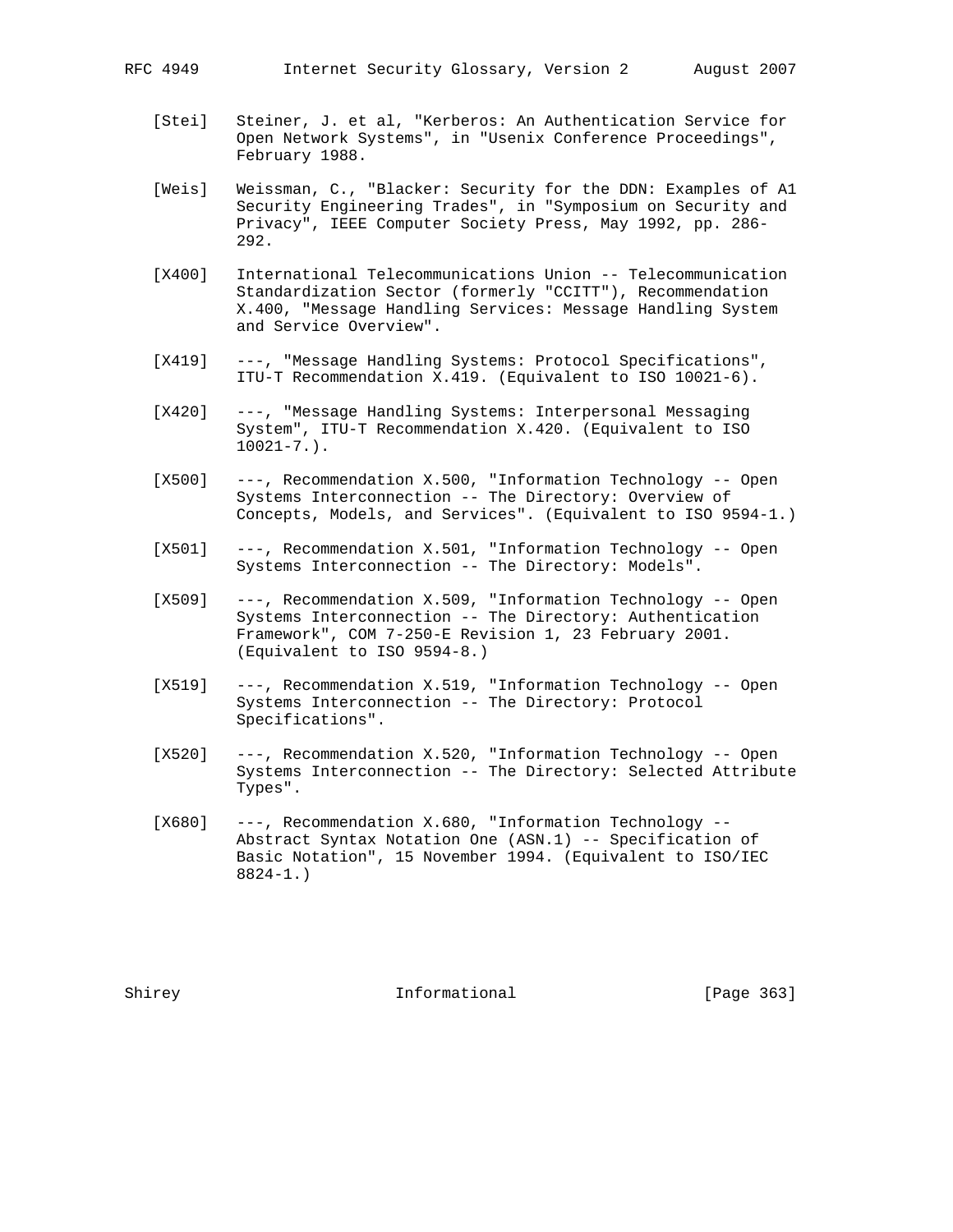[Stei] Steiner, J. et al, "Kerberos: An Authentication Service for Open Network Systems", in "Usenix Conference Proceedings", February 1988.

[Weis] Weissman, C., "Blacker: Security for the DDN: Examples of A1 Security Engineering Trades", in "Symposium on Security and Privacy", IEEE Computer Society Press, May 1992, pp. 286-292.

[X400] International Telecommunications Union -- Telecommunication Standardization Sector (formerly "CCITT"), Recommendation X.400, "Message Handling Services: Message Handling System and Service Overview".

[X419] ---, "Message Handling Systems: Protocol Specifications", ITU-T Recommendation X.419. (Equivalent to ISO 10021-6).

[X420] ---, "Message Handling Systems: Interpersonal Messaging System", ITU-T Recommendation X.420. (Equivalent to ISO 10021-7.).

[X500] ---, Recommendation X.500, "Information Technology -- Open Systems Interconnection -- The Directory: Overview of Concepts, Models, and Services". (Equivalent to ISO 9594-1.)

[X501] ---, Recommendation X.501, "Information Technology -- Open Systems Interconnection -- The Directory: Models".

[X509] ---, Recommendation X.509, "Information Technology -- Open Systems Interconnection -- The Directory: Authentication Framework", COM 7-250-E Revision 1, 23 February 2001. (Equivalent to ISO 9594-8.)

[X519] ---, Recommendation X.519, "Information Technology -- Open Systems Interconnection -- The Directory: Protocol Specifications".

[X520] ---, Recommendation X.520, "Information Technology -- Open Systems Interconnection -- The Directory: Selected Attribute Types".

[X680] ---, Recommendation X.680, "Information Technology -- Abstract Syntax Notation One (ASN.1) -- Specification of Basic Notation", 15 November 1994. (Equivalent to ISO/IEC 8824-1.)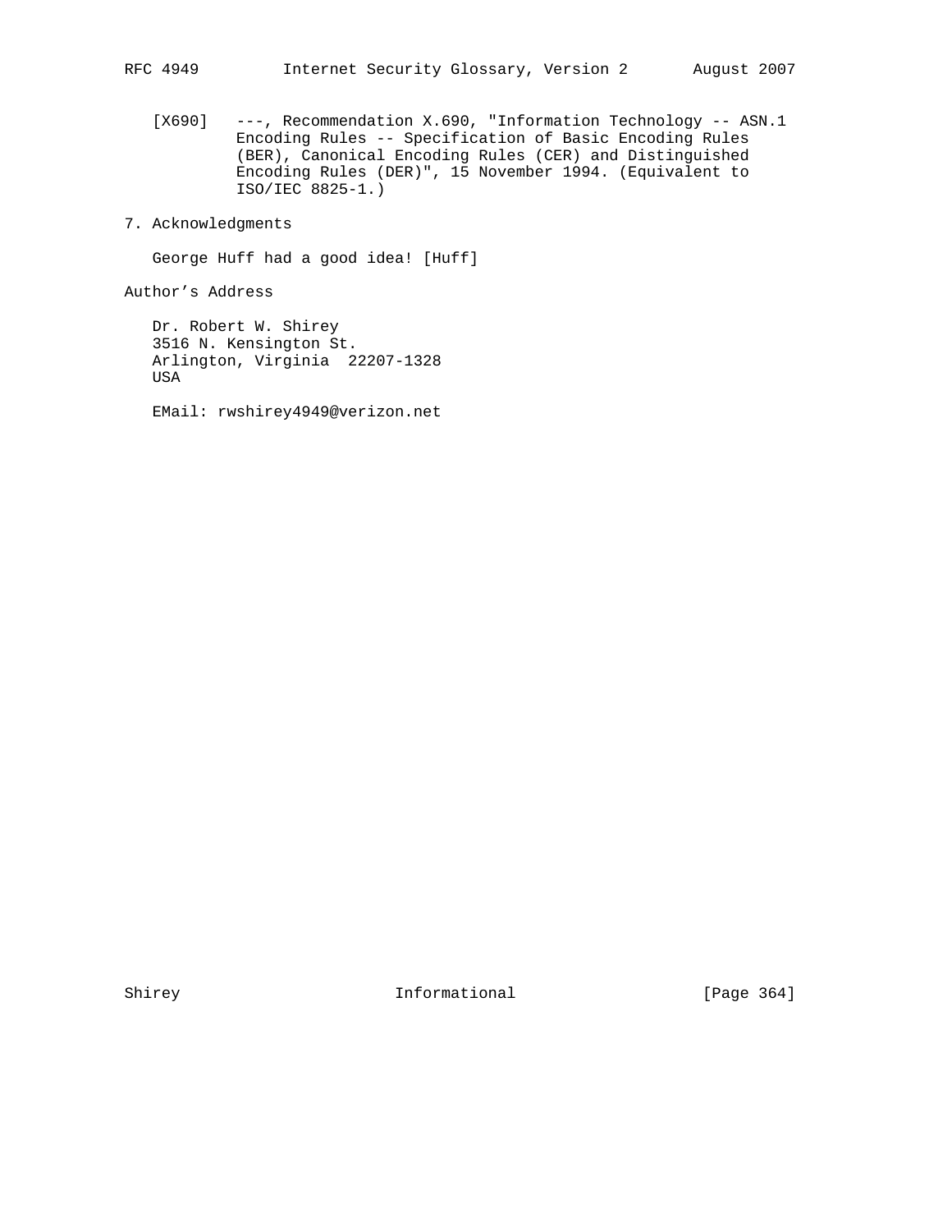[X690] ---, Recommendation X.690, "Information Technology -- ASN.1 Encoding Rules -- Specification of Basic Encoding Rules (BER), Canonical Encoding Rules (CER) and Distinguished Encoding Rules (DER)", 15 November 1994. (Equivalent to ISO/IEC 8825-1.)

## 7. Acknowledgments

George Huff had a good idea! [Huff]

## Author's Address

Dr. Robert W. Shirey
3516 N. Kensington St.
Arlington, Virginia 22207-1328
USA

EMail: rwshirey4949@verizon.net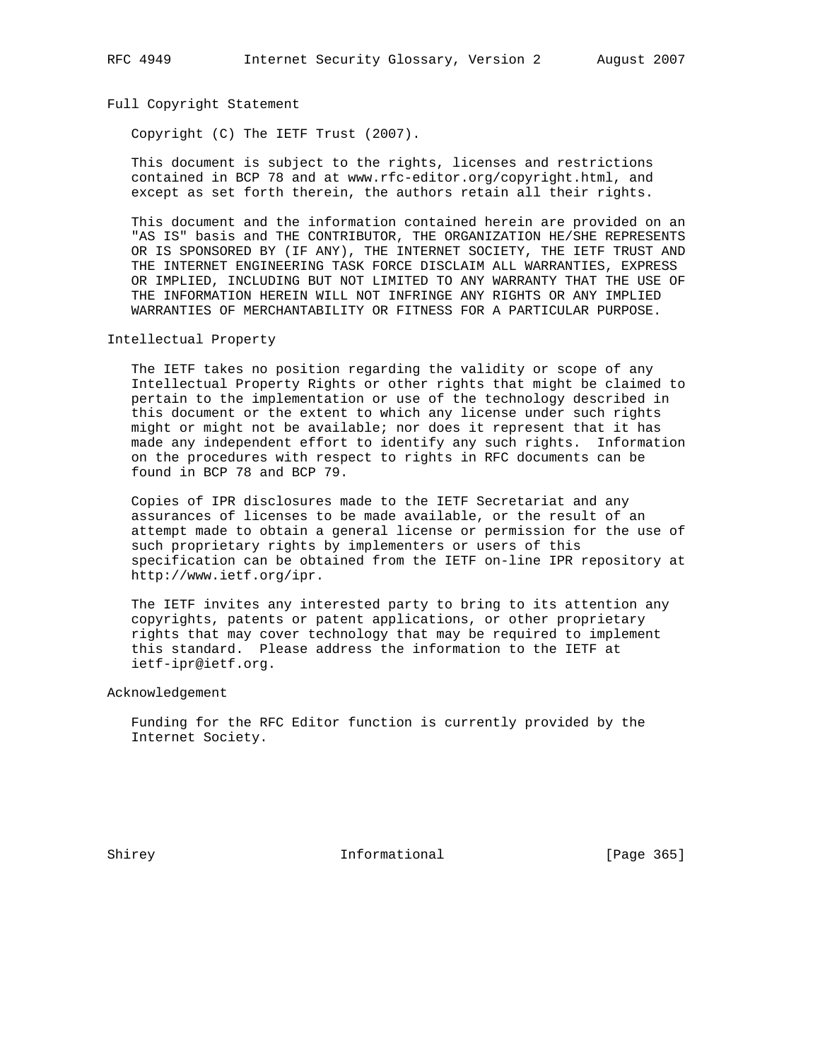## Full Copyright Statement

Copyright (C) The IETF Trust (2007).

This document is subject to the rights, licenses and restrictions contained in BCP 78 and at www.rfc-editor.org/copyright.html, and except as set forth therein, the authors retain all their rights.

This document and the information contained herein are provided on an "AS IS" basis and THE CONTRIBUTOR, THE ORGANIZATION HE/SHE REPRESENTS OR IS SPONSORED BY (IF ANY), THE INTERNET SOCIETY, THE IETF TRUST AND THE INTERNET ENGINEERING TASK FORCE DISCLAIM ALL WARRANTIES, EXPRESS OR IMPLIED, INCLUDING BUT NOT LIMITED TO ANY WARRANTY THAT THE USE OF THE INFORMATION HEREIN WILL NOT INFRINGE ANY RIGHTS OR ANY IMPLIED WARRANTIES OF MERCHANTABILITY OR FITNESS FOR A PARTICULAR PURPOSE.

## Intellectual Property

The IETF takes no position regarding the validity or scope of any Intellectual Property Rights or other rights that might be claimed to pertain to the implementation or use of the technology described in this document or the extent to which any license under such rights might or might not be available; nor does it represent that it has made any independent effort to identify any such rights. Information on the procedures with respect to rights in RFC documents can be found in BCP 78 and BCP 79.

Copies of IPR disclosures made to the IETF Secretariat and any assurances of licenses to be made available, or the result of an attempt made to obtain a general license or permission for the use of such proprietary rights by implementers or users of this specification can be obtained from the IETF on-line IPR repository at http://www.ietf.org/ipr.

The IETF invites any interested party to bring to its attention any copyrights, patents or patent applications, or other proprietary rights that may cover technology that may be required to implement this standard. Please address the information to the IETF at ietf-ipr@ietf.org.

## Acknowledgement

Funding for the RFC Editor function is currently provided by the Internet Society.